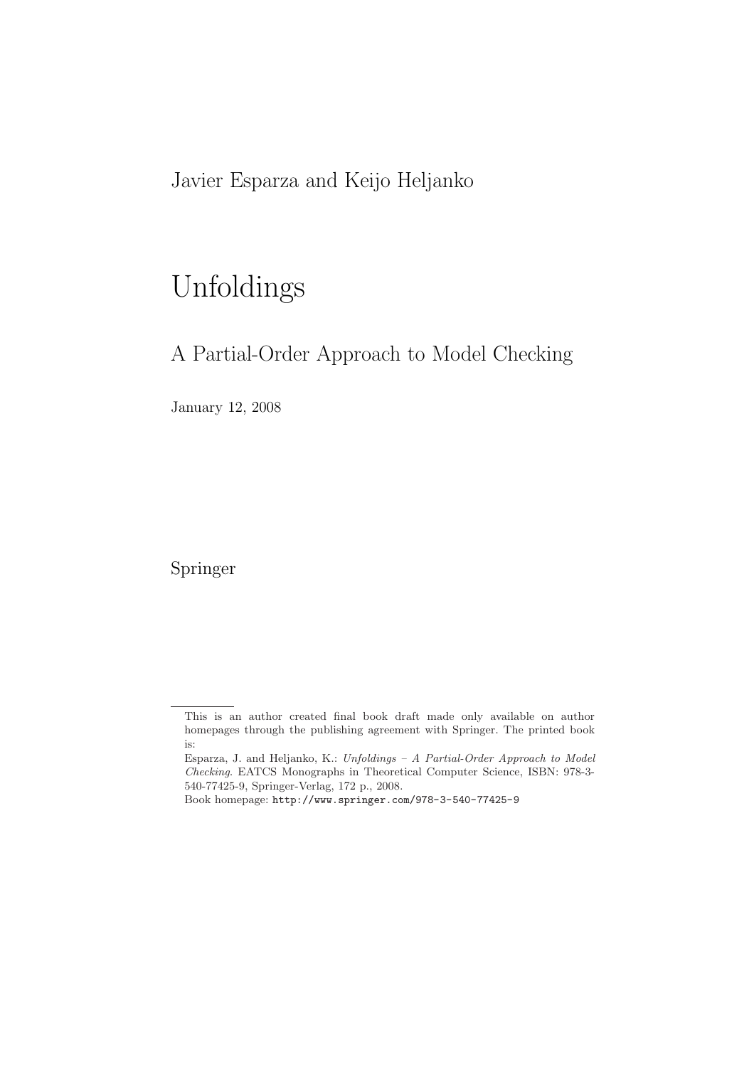Javier Esparza and Keijo Heljanko

# Unfoldings

## A Partial-Order Approach to Model Checking

January 12, 2008

Springer

---

This is an author created final book draft made only available on author homepages through the publishing agreement with Springer. The printed book is:

Esparza, J. and Heljanko, K.: *Unfoldings – A Partial-Order Approach to Model Checking*. EATCS Monographs in Theoretical Computer Science, ISBN: 978-3-540-77425-9, Springer-Verlag, 172 p., 2008.

Book homepage: `http://www.springer.com/978-3-540-77425-9`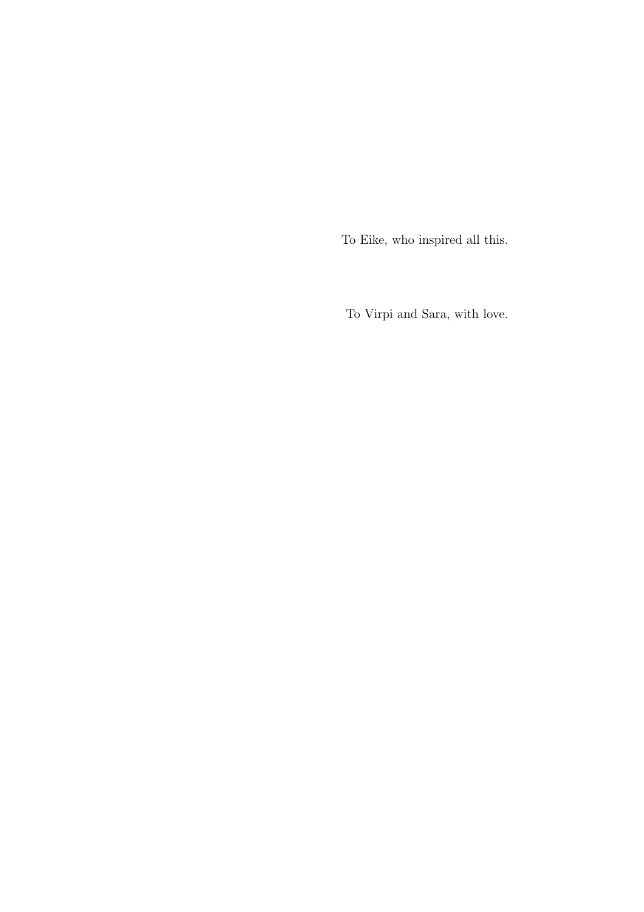To Eike, who inspired all this.

To Virpi and Sara, with love.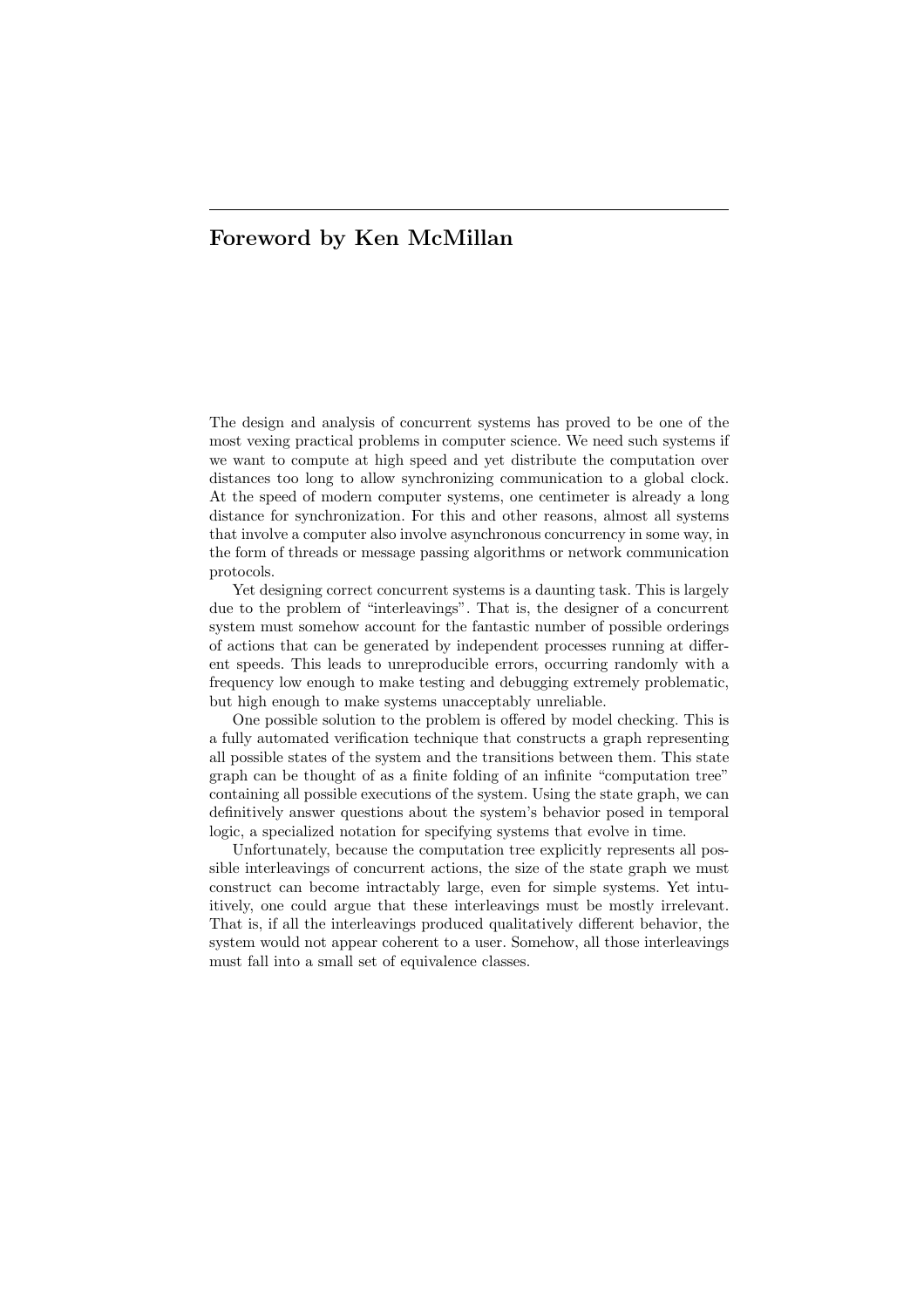## Foreword by Ken McMillan

The design and analysis of concurrent systems has proved to be one of the most vexing practical problems in computer science. We need such systems if we want to compute at high speed and yet distribute the computation over distances too long to allow synchronizing communication to a global clock. At the speed of modern computer systems, one centimeter is already a long distance for synchronization. For this and other reasons, almost all systems that involve a computer also involve asynchronous concurrency in some way, in the form of threads or message passing algorithms or network communication protocols.

Yet designing correct concurrent systems is a daunting task. This is largely due to the problem of "interleavings". That is, the designer of a concurrent system must somehow account for the fantastic number of possible orderings of actions that can be generated by independent processes running at different speeds. This leads to unreproducible errors, occurring randomly with a frequency low enough to make testing and debugging extremely problematic, but high enough to make systems unacceptably unreliable.

One possible solution to the problem is offered by model checking. This is a fully automated verification technique that constructs a graph representing all possible states of the system and the transitions between them. This state graph can be thought of as a finite folding of an infinite "computation tree" containing all possible executions of the system. Using the state graph, we can definitively answer questions about the system's behavior posed in temporal logic, a specialized notation for specifying systems that evolve in time.

Unfortunately, because the computation tree explicitly represents all possible interleavings of concurrent actions, the size of the state graph we must construct can become intractably large, even for simple systems. Yet intuitively, one could argue that these interleavings must be mostly irrelevant. That is, if all the interleavings produced qualitatively different behavior, the system would not appear coherent to a user. Somehow, all those interleavings must fall into a small set of equivalence classes.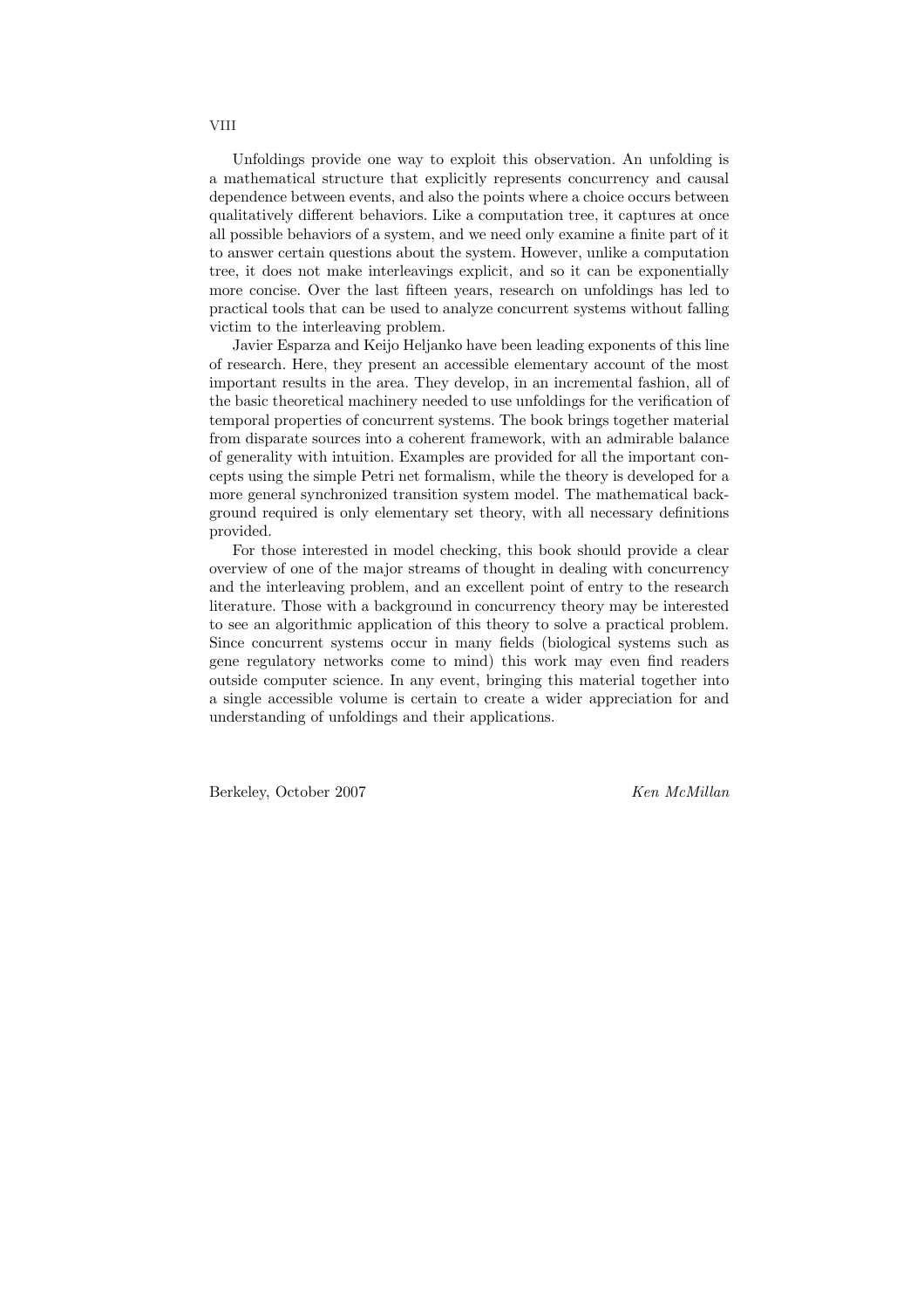Unfoldings provide one way to exploit this observation. An unfolding is a mathematical structure that explicitly represents concurrency and causal dependence between events, and also the points where a choice occurs between qualitatively different behaviors. Like a computation tree, it captures at once all possible behaviors of a system, and we need only examine a finite part of it to answer certain questions about the system. However, unlike a computation tree, it does not make interleavings explicit, and so it can be exponentially more concise. Over the last fifteen years, research on unfoldings has led to practical tools that can be used to analyze concurrent systems without falling victim to the interleaving problem.

Javier Esparza and Keijo Heljanko have been leading exponents of this line of research. Here, they present an accessible elementary account of the most important results in the area. They develop, in an incremental fashion, all of the basic theoretical machinery needed to use unfoldings for the verification of temporal properties of concurrent systems. The book brings together material from disparate sources into a coherent framework, with an admirable balance of generality with intuition. Examples are provided for all the important concepts using the simple Petri net formalism, while the theory is developed for a more general synchronized transition system model. The mathematical background required is only elementary set theory, with all necessary definitions provided.

For those interested in model checking, this book should provide a clear overview of one of the major streams of thought in dealing with concurrency and the interleaving problem, and an excellent point of entry to the research literature. Those with a background in concurrency theory may be interested to see an algorithmic application of this theory to solve a practical problem. Since concurrent systems occur in many fields (biological systems such as gene regulatory networks come to mind) this work may even find readers outside computer science. In any event, bringing this material together into a single accessible volume is certain to create a wider appreciation for and understanding of unfoldings and their applications.

Berkeley, October 2007 *Ken McMillan*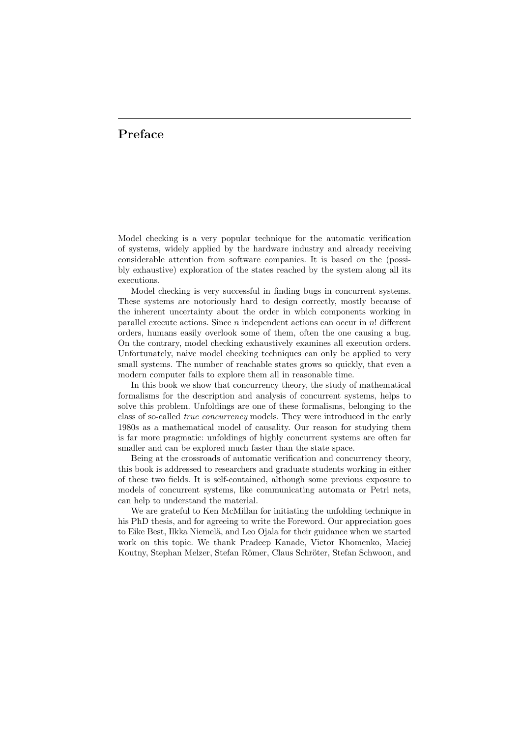# Preface

Model checking is a very popular technique for the automatic verification of systems, widely applied by the hardware industry and already receiving considerable attention from software companies. It is based on the (possibly exhaustive) exploration of the states reached by the system along all its executions.

Model checking is very successful in finding bugs in concurrent systems. These systems are notoriously hard to design correctly, mostly because of the inherent uncertainty about the order in which components working in parallel execute actions. Since $n$ independent actions can occur in $n!$ different orders, humans easily overlook some of them, often the one causing a bug. On the contrary, model checking exhaustively examines all execution orders. Unfortunately, naive model checking techniques can only be applied to very small systems. The number of reachable states grows so quickly, that even a modern computer fails to explore them all in reasonable time.

In this book we show that concurrency theory, the study of mathematical formalisms for the description and analysis of concurrent systems, helps to solve this problem. Unfoldings are one of these formalisms, belonging to the class of so-called *true concurrency* models. They were introduced in the early 1980s as a mathematical model of causality. Our reason for studying them is far more pragmatic: unfoldings of highly concurrent systems are often far smaller and can be explored much faster than the state space.

Being at the crossroads of automatic verification and concurrency theory, this book is addressed to researchers and graduate students working in either of these two fields. It is self-contained, although some previous exposure to models of concurrent systems, like communicating automata or Petri nets, can help to understand the material.

We are grateful to Ken McMillan for initiating the unfolding technique in his PhD thesis, and for agreeing to write the Foreword. Our appreciation goes to Eike Best, Ilkka Niemelä, and Leo Ojala for their guidance when we started work on this topic. We thank Pradeep Kanade, Victor Khomenko, Maciej Koutny, Stephan Melzer, Stefan Römer, Claus Schröter, Stefan Schwoon, and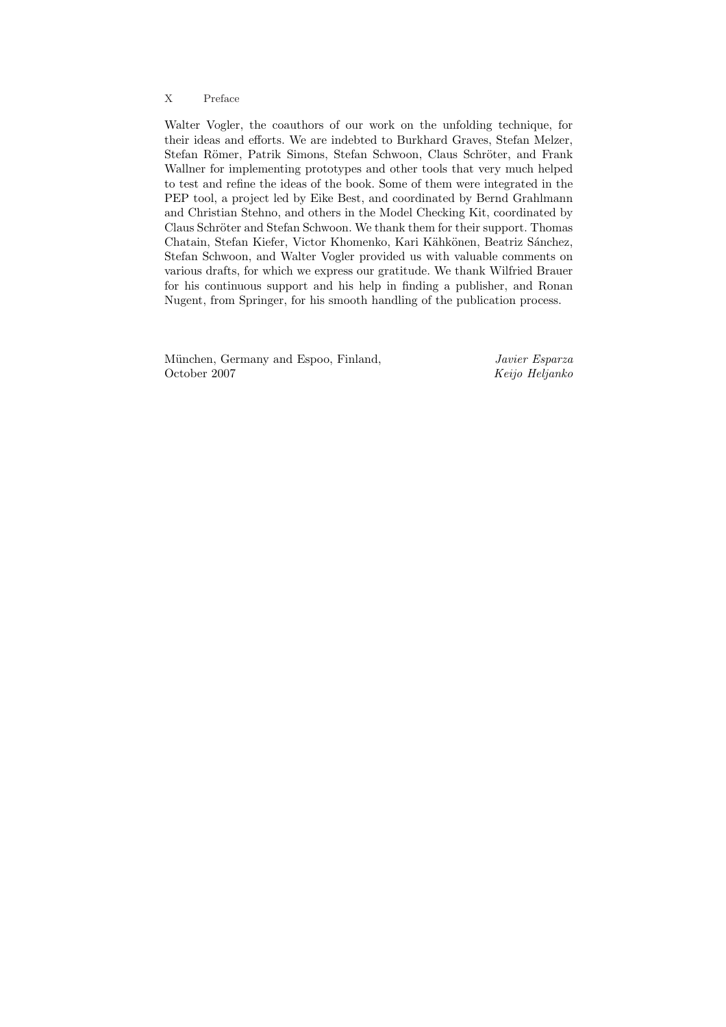Walter Vogler, the coauthors of our work on the unfolding technique, for their ideas and efforts. We are indebted to Burkhard Graves, Stefan Melzer, Stefan Römer, Patrik Simons, Stefan Schwoon, Claus Schröter, and Frank Wallner for implementing prototypes and other tools that very much helped to test and refine the ideas of the book. Some of them were integrated in the PEP tool, a project led by Eike Best, and coordinated by Bernd Grahlmann and Christian Stehno, and others in the Model Checking Kit, coordinated by Claus Schröter and Stefan Schwoon. We thank them for their support. Thomas Chatain, Stefan Kiefer, Victor Khomenko, Kari Kähkönen, Beatriz Sánchez, Stefan Schwoon, and Walter Vogler provided us with valuable comments on various drafts, for which we express our gratitude. We thank Wilfried Brauer for his continuous support and his help in finding a publisher, and Ronan Nugent, from Springer, for his smooth handling of the publication process.

München, Germany and Espoo, Finland,
October 2007

*Javier Esparza*
*Keijo Heljanko*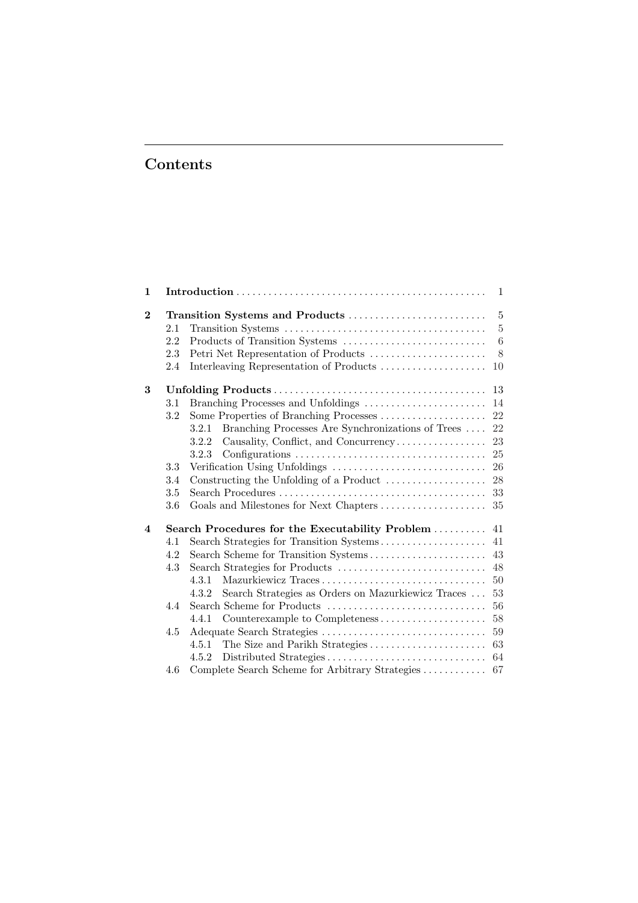# Contents

| | | | |
|---|---|---|---|
| **1** | **Introduction** | | 1 |
| **2** | **Transition Systems and Products** | | 5 |
| | 2.1 | Transition Systems | 5 |
| | 2.2 | Products of Transition Systems | 6 |
| | 2.3 | Petri Net Representation of Products | 8 |
| | 2.4 | Interleaving Representation of Products | 10 |
| **3** | **Unfolding Products** | | 13 |
| | 3.1 | Branching Processes and Unfoldings | 14 |
| | 3.2 | Some Properties of Branching Processes | 22 |
| | | 3.2.1 Branching Processes Are Synchronizations of Trees | 22 |
| | | 3.2.2 Causality, Conflict, and Concurrency | 23 |
| | | 3.2.3 Configurations | 25 |
| | 3.3 | Verification Using Unfoldings | 26 |
| | 3.4 | Constructing the Unfolding of a Product | 28 |
| | 3.5 | Search Procedures | 33 |
| | 3.6 | Goals and Milestones for Next Chapters | 35 |
| **4** | **Search Procedures for the Executability Problem** | | 41 |
| | 4.1 | Search Strategies for Transition Systems | 41 |
| | 4.2 | Search Scheme for Transition Systems | 43 |
| | 4.3 | Search Strategies for Products | 48 |
| | | 4.3.1 Mazurkiewicz Traces | 50 |
| | | 4.3.2 Search Strategies as Orders on Mazurkiewicz Traces | 53 |
| | 4.4 | Search Scheme for Products | 56 |
| | | 4.4.1 Counterexample to Completeness | 58 |
| | 4.5 | Adequate Search Strategies | 59 |
| | | 4.5.1 The Size and Parikh Strategies | 63 |
| | | 4.5.2 Distributed Strategies | 64 |
| | 4.6 | Complete Search Scheme for Arbitrary Strategies | 67 |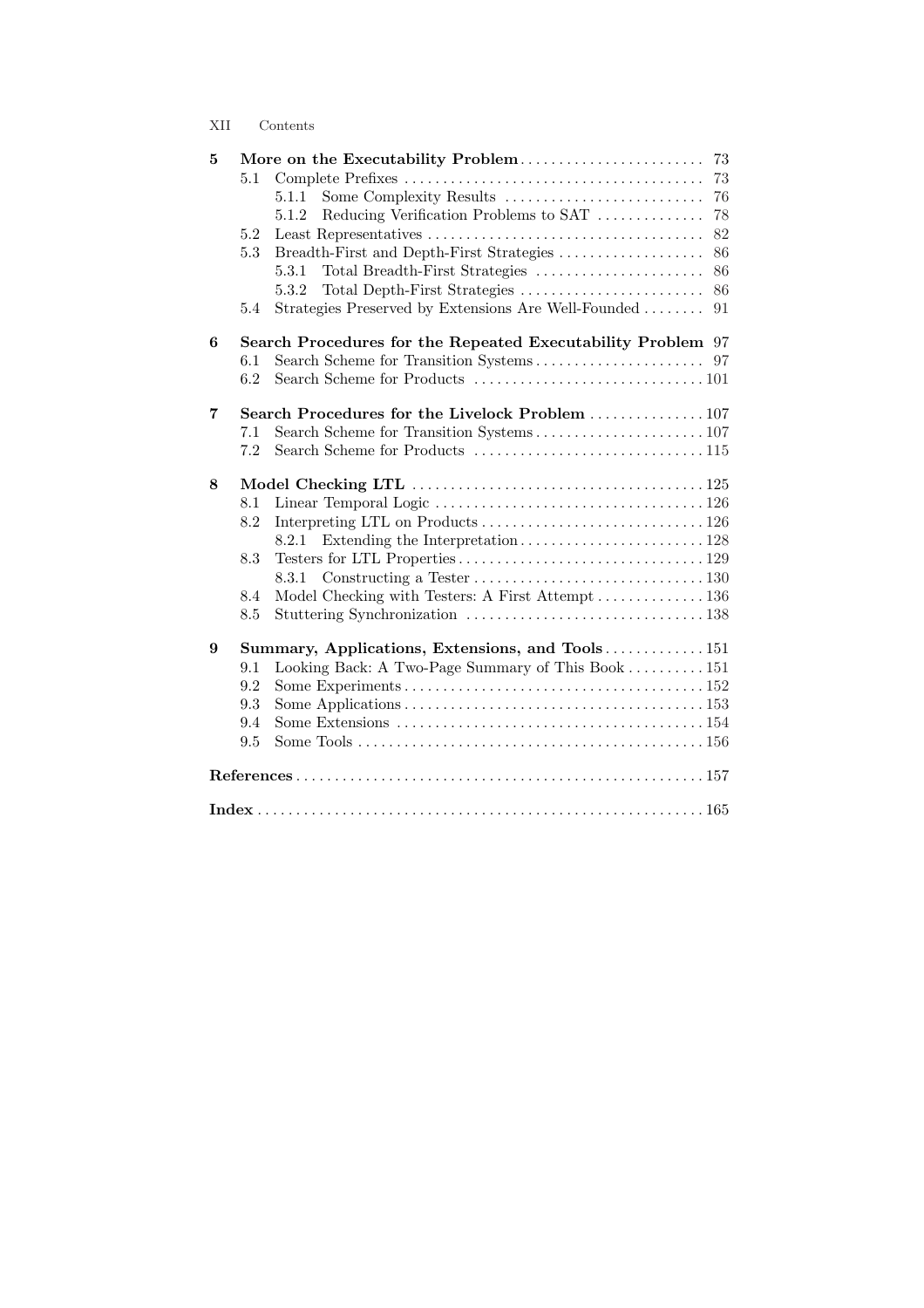| | | |
|---|---|---|
| **5** | **More on the Executability Problem** | 73 |
| 5.1 | Complete Prefixes | 73 |
| 5.1.1 | Some Complexity Results | 76 |
| 5.1.2 | Reducing Verification Problems to SAT | 78 |
| 5.2 | Least Representatives | 82 |
| 5.3 | Breadth-First and Depth-First Strategies | 86 |
| 5.3.1 | Total Breadth-First Strategies | 86 |
| 5.3.2 | Total Depth-First Strategies | 86 |
| 5.4 | Strategies Preserved by Extensions Are Well-Founded | 91 |
| **6** | **Search Procedures for the Repeated Executability Problem** | 97 |
| 6.1 | Search Scheme for Transition Systems | 97 |
| 6.2 | Search Scheme for Products | 101 |
| **7** | **Search Procedures for the Livelock Problem** | 107 |
| 7.1 | Search Scheme for Transition Systems | 107 |
| 7.2 | Search Scheme for Products | 115 |
| **8** | **Model Checking LTL** | 125 |
| 8.1 | Linear Temporal Logic | 126 |
| 8.2 | Interpreting LTL on Products | 126 |
| 8.2.1 | Extending the Interpretation | 128 |
| 8.3 | Testers for LTL Properties | 129 |
| 8.3.1 | Constructing a Tester | 130 |
| 8.4 | Model Checking with Testers: A First Attempt | 136 |
| 8.5 | Stuttering Synchronization | 138 |
| **9** | **Summary, Applications, Extensions, and Tools** | 151 |
| 9.1 | Looking Back: A Two-Page Summary of This Book | 151 |
| 9.2 | Some Experiments | 152 |
| 9.3 | Some Applications | 153 |
| 9.4 | Some Extensions | 154 |
| 9.5 | Some Tools | 156 |
| | **References** | 157 |
| | **Index** | 165 |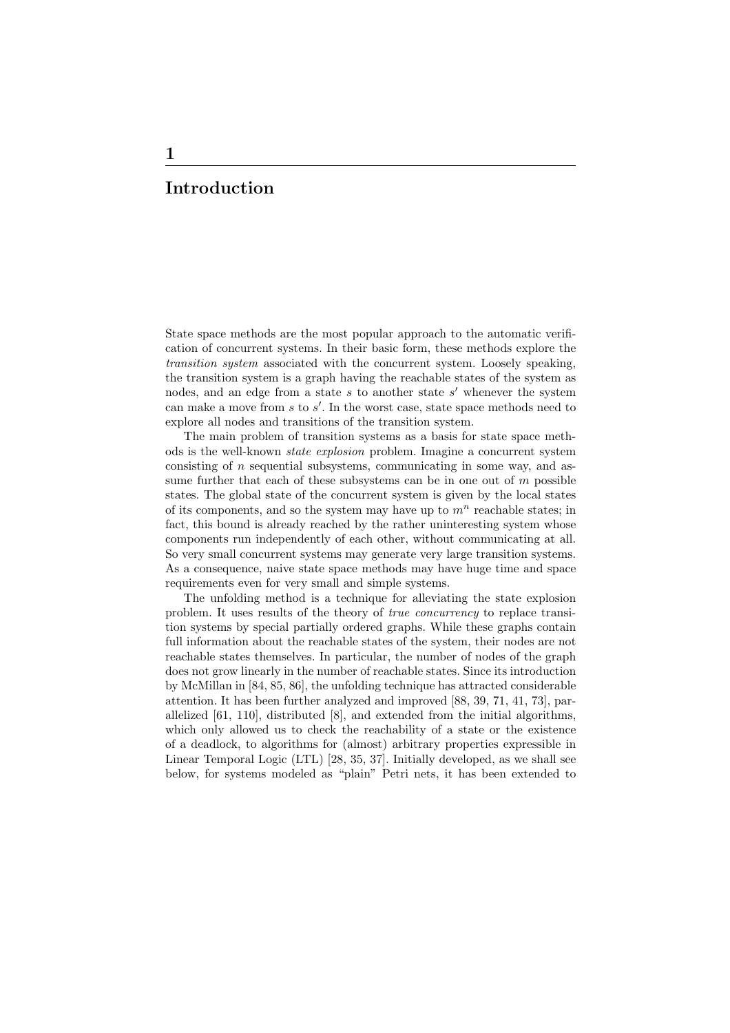# 1

# Introduction

State space methods are the most popular approach to the automatic verification of concurrent systems. In their basic form, these methods explore the *transition system* associated with the concurrent system. Loosely speaking, the transition system is a graph having the reachable states of the system as nodes, and an edge from a state $s$ to another state $s'$ whenever the system can make a move from $s$ to $s'$. In the worst case, state space methods need to explore all nodes and transitions of the transition system.

The main problem of transition systems as a basis for state space methods is the well-known *state explosion* problem. Imagine a concurrent system consisting of $n$ sequential subsystems, communicating in some way, and assume further that each of these subsystems can be in one out of $m$ possible states. The global state of the concurrent system is given by the local states of its components, and so the system may have up to $m^n$ reachable states; in fact, this bound is already reached by the rather uninteresting system whose components run independently of each other, without communicating at all. So very small concurrent systems may generate very large transition systems. As a consequence, naive state space methods may have huge time and space requirements even for very small and simple systems.

The unfolding method is a technique for alleviating the state explosion problem. It uses results of the theory of *true concurrency* to replace transition systems by special partially ordered graphs. While these graphs contain full information about the reachable states of the system, their nodes are not reachable states themselves. In particular, the number of nodes of the graph does not grow linearly in the number of reachable states. Since its introduction by McMillan in [84, 85, 86], the unfolding technique has attracted considerable attention. It has been further analyzed and improved [88, 39, 71, 41, 73], parallelized [61, 110], distributed [8], and extended from the initial algorithms, which only allowed us to check the reachability of a state or the existence of a deadlock, to algorithms for (almost) arbitrary properties expressible in Linear Temporal Logic (LTL) [28, 35, 37]. Initially developed, as we shall see below, for systems modeled as "plain" Petri nets, it has been extended to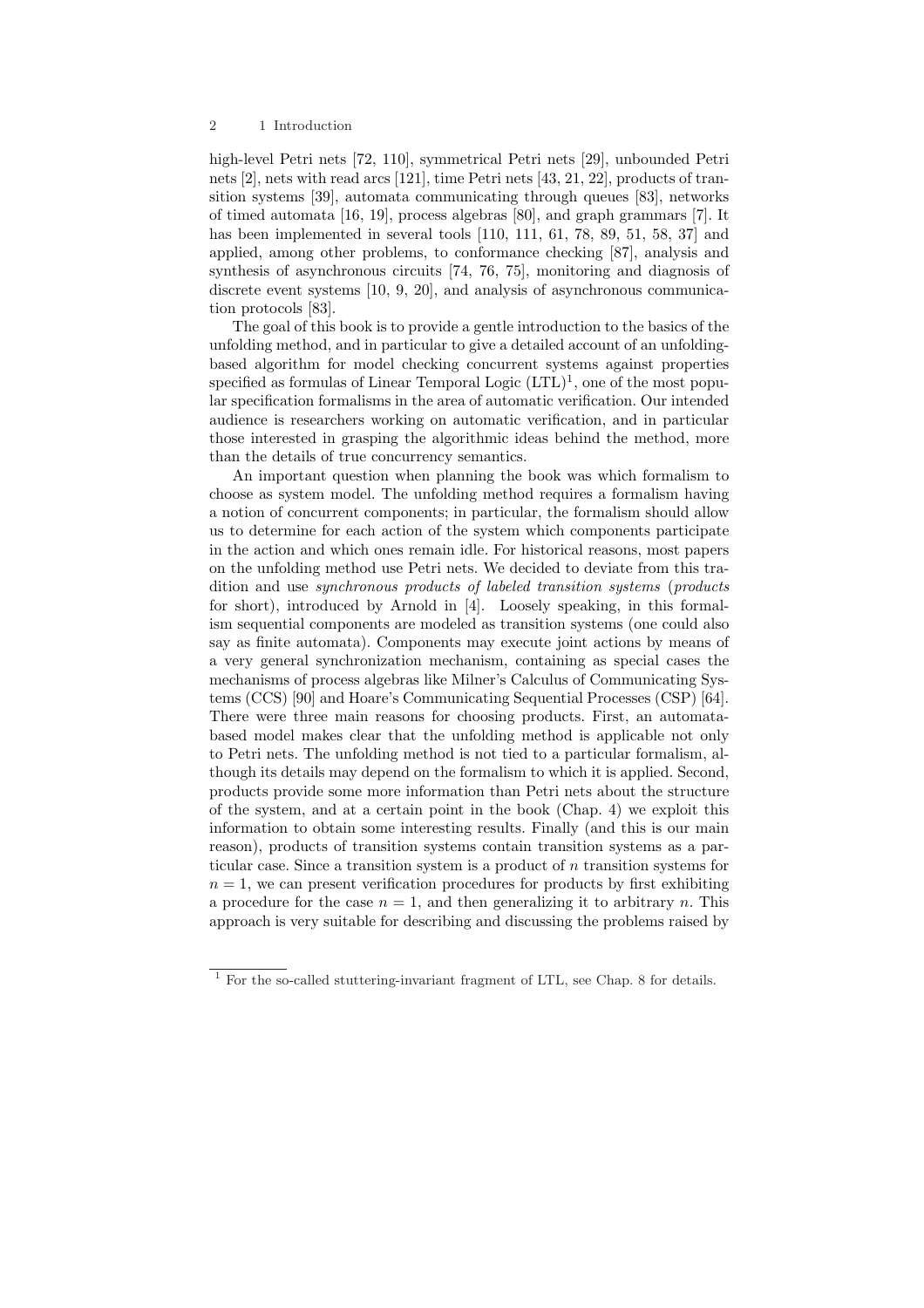high-level Petri nets [72, 110], symmetrical Petri nets [29], unbounded Petri nets [2], nets with read arcs [121], time Petri nets [43, 21, 22], products of transition systems [39], automata communicating through queues [83], networks of timed automata [16, 19], process algebras [80], and graph grammars [7]. It has been implemented in several tools [110, 111, 61, 78, 89, 51, 58, 37] and applied, among other problems, to conformance checking [87], analysis and synthesis of asynchronous circuits [74, 76, 75], monitoring and diagnosis of discrete event systems [10, 9, 20], and analysis of asynchronous communication protocols [83].

The goal of this book is to provide a gentle introduction to the basics of the unfolding method, and in particular to give a detailed account of an unfolding-based algorithm for model checking concurrent systems against properties specified as formulas of Linear Temporal Logic (LTL)[1], one of the most popular specification formalisms in the area of automatic verification. Our intended audience is researchers working on automatic verification, and in particular those interested in grasping the algorithmic ideas behind the method, more than the details of true concurrency semantics.

An important question when planning the book was which formalism to choose as system model. The unfolding method requires a formalism having a notion of concurrent components; in particular, the formalism should allow us to determine for each action of the system which components participate in the action and which ones remain idle. For historical reasons, most papers on the unfolding method use Petri nets. We decided to deviate from this tradition and use *synchronous products of labeled transition systems* (*products* for short), introduced by Arnold in [4]. Loosely speaking, in this formalism sequential components are modeled as transition systems (one could also say as finite automata). Components may execute joint actions by means of a very general synchronization mechanism, containing as special cases the mechanisms of process algebras like Milner's Calculus of Communicating Systems (CCS) [90] and Hoare's Communicating Sequential Processes (CSP) [64]. There were three main reasons for choosing products. First, an automata-based model makes clear that the unfolding method is applicable not only to Petri nets. The unfolding method is not tied to a particular formalism, although its details may depend on the formalism to which it is applied. Second, products provide some more information than Petri nets about the structure of the system, and at a certain point in the book (Chap. 4) we exploit this information to obtain some interesting results. Finally (and this is our main reason), products of transition systems contain transition systems as a particular case. Since a transition system is a product of $n$ transition systems for $n = 1$, we can present verification procedures for products by first exhibiting a procedure for the case $n = 1$, and then generalizing it to arbitrary $n$. This approach is very suitable for describing and discussing the problems raised by

[1] For the so-called stuttering-invariant fragment of LTL, see Chap. 8 for details.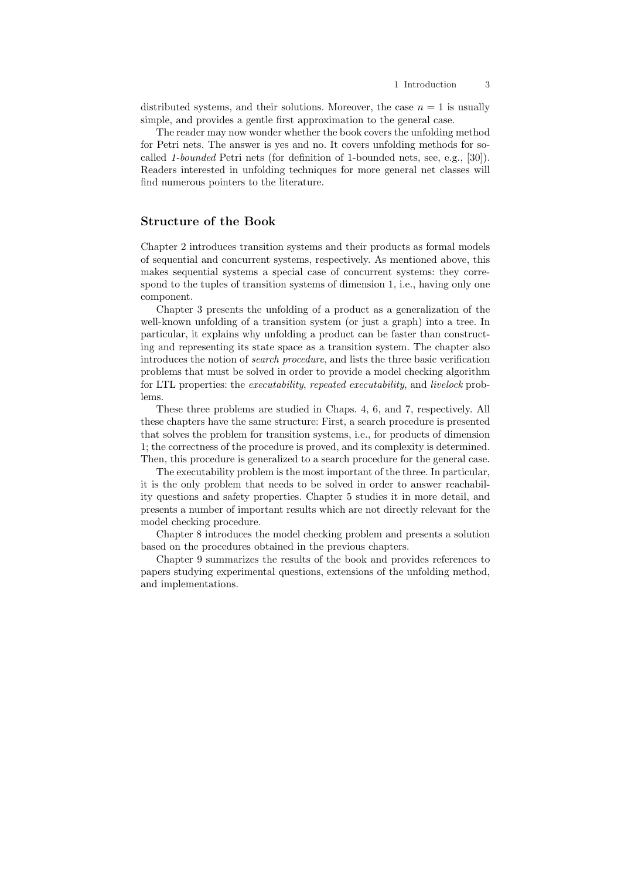distributed systems, and their solutions. Moreover, the case $n = 1$ is usually simple, and provides a gentle first approximation to the general case.

The reader may now wonder whether the book covers the unfolding method for Petri nets. The answer is yes and no. It covers unfolding methods for so-called *1-bounded* Petri nets (for definition of 1-bounded nets, see, e.g., [30]). Readers interested in unfolding techniques for more general net classes will find numerous pointers to the literature.

## Structure of the Book

Chapter 2 introduces transition systems and their products as formal models of sequential and concurrent systems, respectively. As mentioned above, this makes sequential systems a special case of concurrent systems: they correspond to the tuples of transition systems of dimension 1, i.e., having only one component.

Chapter 3 presents the unfolding of a product as a generalization of the well-known unfolding of a transition system (or just a graph) into a tree. In particular, it explains why unfolding a product can be faster than constructing and representing its state space as a transition system. The chapter also introduces the notion of *search procedure*, and lists the three basic verification problems that must be solved in order to provide a model checking algorithm for LTL properties: the *executability*, *repeated executability*, and *livelock* problems.

These three problems are studied in Chaps. 4, 6, and 7, respectively. All these chapters have the same structure: First, a search procedure is presented that solves the problem for transition systems, i.e., for products of dimension 1; the correctness of the procedure is proved, and its complexity is determined. Then, this procedure is generalized to a search procedure for the general case.

The executability problem is the most important of the three. In particular, it is the only problem that needs to be solved in order to answer reachability questions and safety properties. Chapter 5 studies it in more detail, and presents a number of important results which are not directly relevant for the model checking procedure.

Chapter 8 introduces the model checking problem and presents a solution based on the procedures obtained in the previous chapters.

Chapter 9 summarizes the results of the book and provides references to papers studying experimental questions, extensions of the unfolding method, and implementations.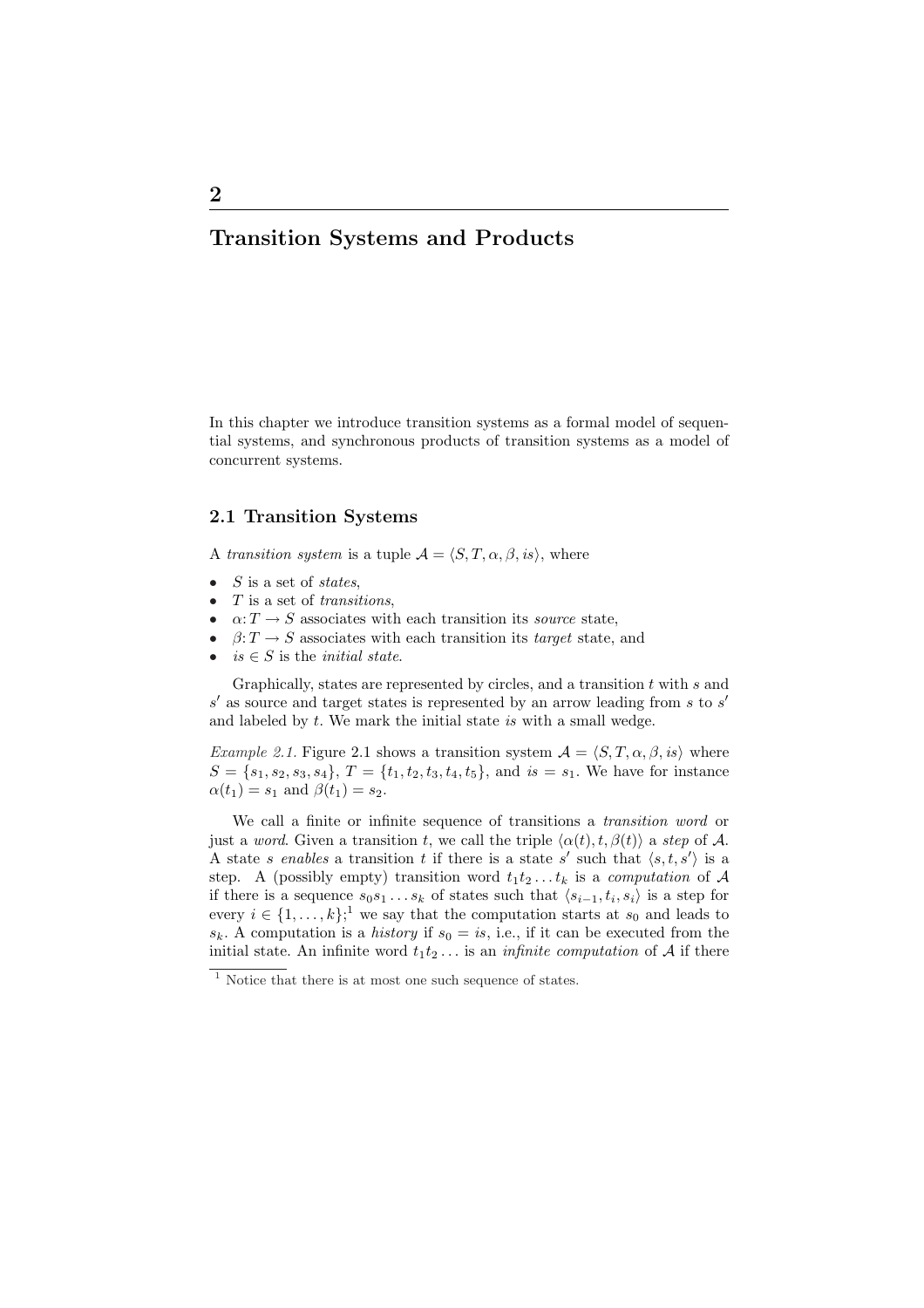# 2

# Transition Systems and Products

In this chapter we introduce transition systems as a formal model of sequential systems, and synchronous products of transition systems as a model of concurrent systems.

## 2.1 Transition Systems

A *transition system* is a tuple $\mathcal{A} = \langle S, T, \alpha, \beta, is \rangle$, where

- $S$ is a set of *states*,
- $T$ is a set of *transitions*,
- $\alpha: T \to S$ associates with each transition its *source* state,
- $\beta: T \to S$ associates with each transition its *target* state, and
- $is \in S$ is the *initial state*.

Graphically, states are represented by circles, and a transition $t$ with $s$ and $s'$ as source and target states is represented by an arrow leading from $s$ to $s'$ and labeled by $t$. We mark the initial state $is$ with a small wedge.

*Example 2.1.* Figure 2.1 shows a transition system $\mathcal{A} = \langle S, T, \alpha, \beta, is \rangle$ where $S = \{s_1, s_2, s_3, s_4\}$, $T = \{t_1, t_2, t_3, t_4, t_5\}$, and $is = s_1$. We have for instance $\alpha(t_1) = s_1$ and $\beta(t_1) = s_2$.

We call a finite or infinite sequence of transitions a *transition word* or just a *word*. Given a transition $t$, we call the triple $\langle \alpha(t), t, \beta(t) \rangle$ a *step* of $\mathcal{A}$. A state $s$ *enables* a transition $t$ if there is a state $s'$ such that $\langle s, t, s' \rangle$ is a step. A (possibly empty) transition word $t_1 t_2 \ldots t_k$ is a *computation* of $\mathcal{A}$ if there is a sequence $s_0 s_1 \ldots s_k$ of states such that $\langle s_{i-1}, t_i, s_i \rangle$ is a step for every $i \in \{1, \ldots, k\}$;[1] we say that the computation starts at $s_0$ and leads to $s_k$. A computation is a *history* if $s_0 = is$, i.e., if it can be executed from the initial state. An infinite word $t_1 t_2 \ldots$ is an *infinite computation* of $\mathcal{A}$ if there

[1] Notice that there is at most one such sequence of states.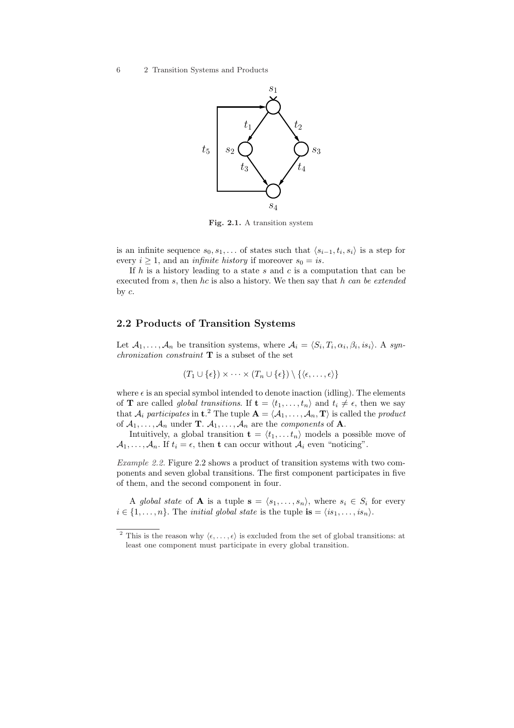Fig. 2.1. A transition system

is an infinite sequence $s_0, s_1, \ldots$ of states such that $\langle s_{i-1}, t_i, s_i \rangle$ is a step for every $i \geq 1$, and an *infinite history* if moreover $s_0 = is$.

If $h$ is a history leading to a state $s$ and $c$ is a computation that can be executed from $s$, then $hc$ is also a history. We then say that $h$ *can be extended* by $c$.

## 2.2 Products of Transition Systems

Let $\mathcal{A}_1, \ldots, \mathcal{A}_n$ be transition systems, where $\mathcal{A}_i = \langle S_i, T_i, \alpha_i, \beta_i, is_i \rangle$. A *synchronization constraint* $\mathbf{T}$ is a subset of the set

$$(T_1 \cup \{\epsilon\}) \times \cdots \times (T_n \cup \{\epsilon\}) \setminus \{\langle \epsilon, \ldots, \epsilon \rangle\}$$

where $\epsilon$ is an special symbol intended to denote inaction (idling). The elements of $\mathbf{T}$ are called *global transitions*. If $\mathbf{t} = \langle t_1, \ldots, t_n \rangle$ and $t_i \neq \epsilon$, then we say that $\mathcal{A}_i$ *participates* in $\mathbf{t}$.[2] The tuple $\mathbf{A} = \langle \mathcal{A}_1, \ldots, \mathcal{A}_n, \mathbf{T} \rangle$ is called the *product* of $\mathcal{A}_1, \ldots, \mathcal{A}_n$ under $\mathbf{T}$. $\mathcal{A}_1, \ldots, \mathcal{A}_n$ are the *components* of $\mathbf{A}$.

Intuitively, a global transition $\mathbf{t} = \langle t_1, \ldots t_n \rangle$ models a possible move of $\mathcal{A}_1, \ldots, \mathcal{A}_n$. If $t_i = \epsilon$, then $\mathbf{t}$ can occur without $\mathcal{A}_i$ even "noticing".

*Example 2.2.* Figure 2.2 shows a product of transition systems with two components and seven global transitions. The first component participates in five of them, and the second component in four.

A *global state* of $\mathbf{A}$ is a tuple $\mathbf{s} = \langle s_1, \ldots, s_n \rangle$, where $s_i \in S_i$ for every $i \in \{1, \ldots, n\}$. The *initial global state* is the tuple $\mathbf{is} = \langle is_1, \ldots, is_n \rangle$.

---

[2] This is the reason why $\langle \epsilon, \ldots, \epsilon \rangle$ is excluded from the set of global transitions: at least one component must participate in every global transition.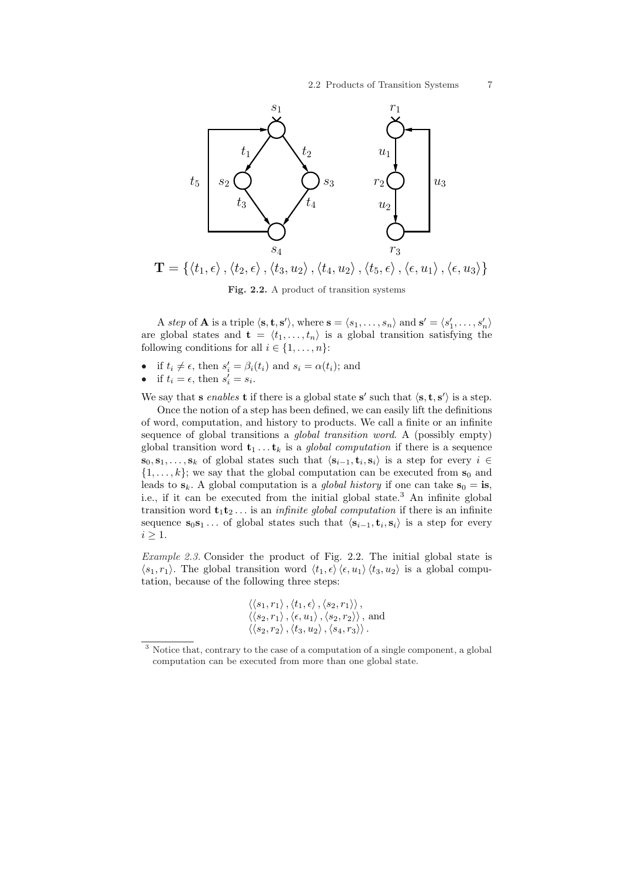$$\mathbf{T} = \{\langle t_1, \epsilon \rangle, \langle t_2, \epsilon \rangle, \langle t_3, u_2 \rangle, \langle t_4, u_2 \rangle, \langle t_5, \epsilon \rangle, \langle \epsilon, u_1 \rangle, \langle \epsilon, u_3 \rangle\}$$

**Fig. 2.2.** A product of transition systems

A *step* of $\mathbf{A}$ is a triple $\langle \mathbf{s}, \mathbf{t}, \mathbf{s}' \rangle$, where $\mathbf{s} = \langle s_1, \ldots, s_n \rangle$ and $\mathbf{s}' = \langle s'_1, \ldots, s'_n \rangle$ are global states and $\mathbf{t} = \langle t_1, \ldots, t_n \rangle$ is a global transition satisfying the following conditions for all $i \in \{1, \ldots, n\}$:

- if $t_i \neq \epsilon$, then $s'_i = \beta_i(t_i)$ and $s_i = \alpha(t_i)$; and
- if $t_i = \epsilon$, then $s'_i = s_i$.

We say that $\mathbf{s}$ *enables* $\mathbf{t}$ if there is a global state $\mathbf{s}'$ such that $\langle \mathbf{s}, \mathbf{t}, \mathbf{s}' \rangle$ is a step.

Once the notion of a step has been defined, we can easily lift the definitions of word, computation, and history to products. We call a finite or an infinite sequence of global transitions a *global transition word*. A (possibly empty) global transition word $\mathbf{t}_1 \ldots \mathbf{t}_k$ is a *global computation* if there is a sequence $\mathbf{s}_0, \mathbf{s}_1, \ldots, \mathbf{s}_k$ of global states such that $\langle \mathbf{s}_{i-1}, \mathbf{t}_i, \mathbf{s}_i \rangle$ is a step for every $i \in \{1, \ldots, k\}$; we say that the global computation can be executed from $\mathbf{s}_0$ and leads to $\mathbf{s}_k$. A global computation is a *global history* if one can take $\mathbf{s}_0 = \mathbf{is}$, i.e., if it can be executed from the initial global state.[3] An infinite global transition word $\mathbf{t}_1 \mathbf{t}_2 \ldots$ is an *infinite global computation* if there is an infinite sequence $\mathbf{s}_0 \mathbf{s}_1 \ldots$ of global states such that $\langle \mathbf{s}_{i-1}, \mathbf{t}_i, \mathbf{s}_i \rangle$ is a step for every $i \geq 1$.

*Example 2.3.* Consider the product of Fig. 2.2. The initial global state is $\langle s_1, r_1 \rangle$. The global transition word $\langle t_1, \epsilon \rangle \langle \epsilon, u_1 \rangle \langle t_3, u_2 \rangle$ is a global computation, because of the following three steps:

$$\langle \langle s_1, r_1 \rangle, \langle t_1, \epsilon \rangle, \langle s_2, r_1 \rangle \rangle,$$
$$\langle \langle s_2, r_1 \rangle, \langle \epsilon, u_1 \rangle, \langle s_2, r_2 \rangle \rangle, \text{ and}$$
$$\langle \langle s_2, r_2 \rangle, \langle t_3, u_2 \rangle, \langle s_4, r_3 \rangle \rangle.$$

[3] Notice that, contrary to the case of a computation of a single component, a global computation can be executed from more than one global state.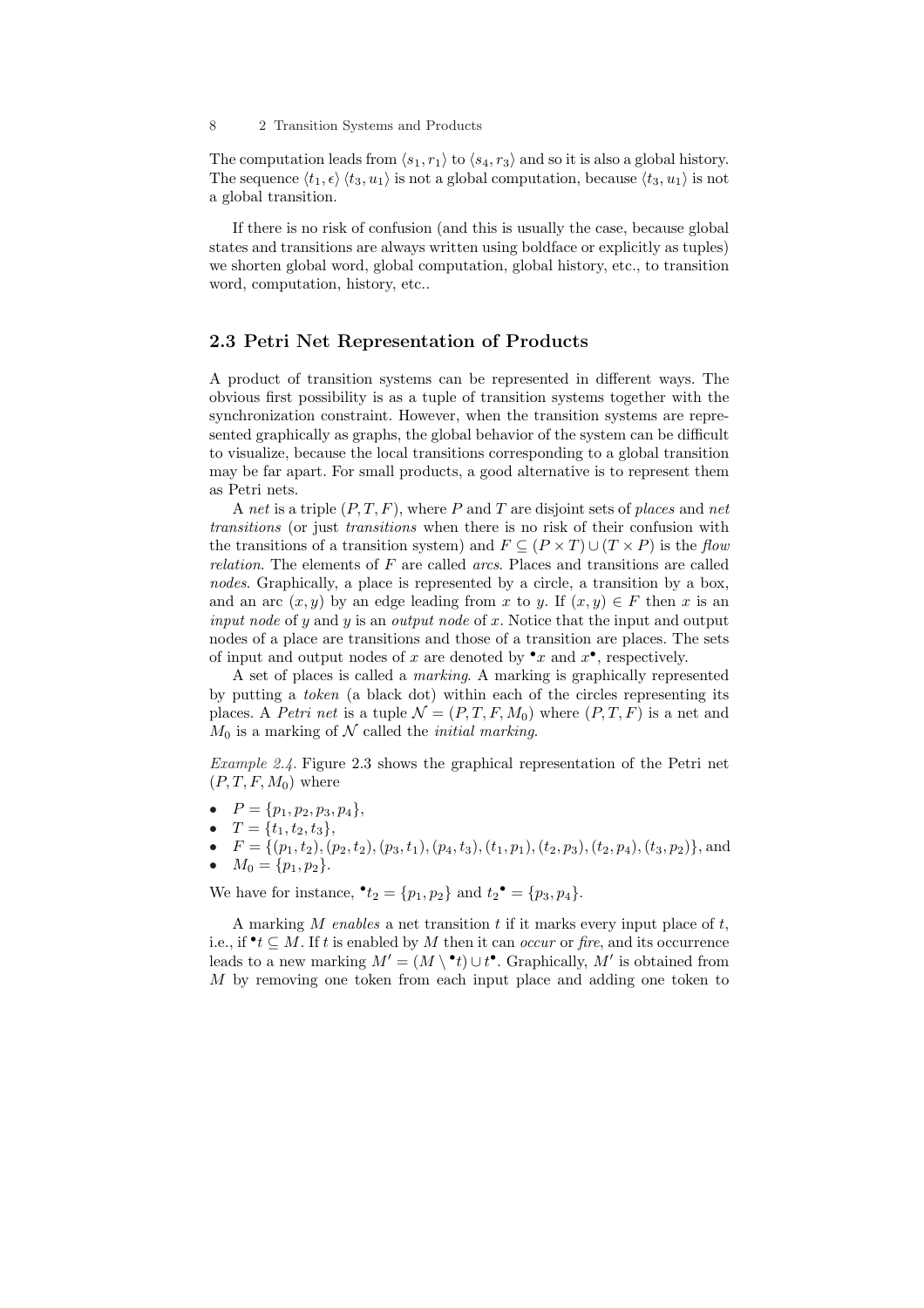The computation leads from $\langle s_1, r_1 \rangle$ to $\langle s_4, r_3 \rangle$ and so it is also a global history. The sequence $\langle t_1, \epsilon \rangle \, \langle t_3, u_1 \rangle$ is not a global computation, because $\langle t_3, u_1 \rangle$ is not a global transition.

If there is no risk of confusion (and this is usually the case, because global states and transitions are always written using boldface or explicitly as tuples) we shorten global word, global computation, global history, etc., to transition word, computation, history, etc..

## 2.3 Petri Net Representation of Products

A product of transition systems can be represented in different ways. The obvious first possibility is as a tuple of transition systems together with the synchronization constraint. However, when the transition systems are represented graphically as graphs, the global behavior of the system can be difficult to visualize, because the local transitions corresponding to a global transition may be far apart. For small products, a good alternative is to represent them as Petri nets.

A *net* is a triple $(P, T, F)$, where $P$ and $T$ are disjoint sets of *places* and *net transitions* (or just *transitions* when there is no risk of their confusion with the transitions of a transition system) and $F \subseteq (P \times T) \cup (T \times P)$ is the *flow relation*. The elements of $F$ are called *arcs*. Places and transitions are called *nodes*. Graphically, a place is represented by a circle, a transition by a box, and an arc $(x, y)$ by an edge leading from $x$ to $y$. If $(x, y) \in F$ then $x$ is an *input node* of $y$ and $y$ is an *output node* of $x$. Notice that the input and output nodes of a place are transitions and those of a transition are places. The sets of input and output nodes of $x$ are denoted by ${}^\bullet x$ and $x^\bullet$, respectively.

A set of places is called a *marking*. A marking is graphically represented by putting a *token* (a black dot) within each of the circles representing its places. A *Petri net* is a tuple $\mathcal{N} = (P, T, F, M_0)$ where $(P, T, F)$ is a net and $M_0$ is a marking of $\mathcal{N}$ called the *initial marking*.

*Example 2.4.* Figure 2.3 shows the graphical representation of the Petri net $(P, T, F, M_0)$ where

- $P = \{p_1, p_2, p_3, p_4\}$,
- $T = \{t_1, t_2, t_3\}$,
- $F = \{(p_1, t_2), (p_2, t_2), (p_3, t_1), (p_4, t_3), (t_1, p_1), (t_2, p_3), (t_2, p_4), (t_3, p_2)\}$, and
- $M_0 = \{p_1, p_2\}$.

We have for instance, ${}^\bullet t_2 = \{p_1, p_2\}$ and $t_2{}^\bullet = \{p_3, p_4\}$.

A marking $M$ *enables* a net transition $t$ if it marks every input place of $t$, i.e., if ${}^\bullet t \subseteq M$. If $t$ is enabled by $M$ then it can *occur* or *fire*, and its occurrence leads to a new marking $M' = (M \setminus {}^\bullet t) \cup t^\bullet$. Graphically, $M'$ is obtained from $M$ by removing one token from each input place and adding one token to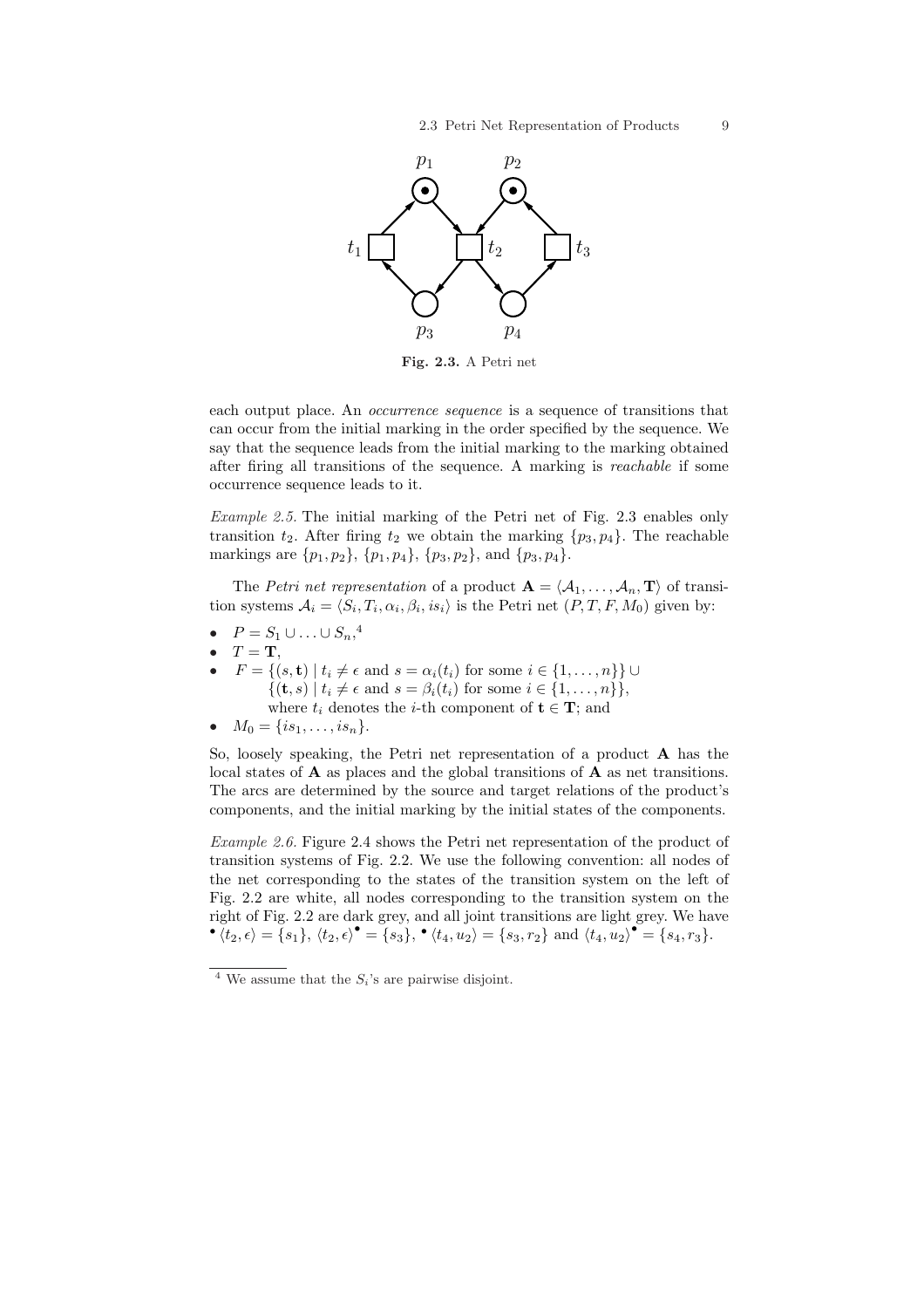Fig. 2.3. A Petri net

each output place. An *occurrence sequence* is a sequence of transitions that can occur from the initial marking in the order specified by the sequence. We say that the sequence leads from the initial marking to the marking obtained after firing all transitions of the sequence. A marking is *reachable* if some occurrence sequence leads to it.

*Example 2.5.* The initial marking of the Petri net of Fig. 2.3 enables only transition $t_2$. After firing $t_2$ we obtain the marking $\{p_3, p_4\}$. The reachable markings are $\{p_1, p_2\}$, $\{p_1, p_4\}$, $\{p_3, p_2\}$, and $\{p_3, p_4\}$.

The *Petri net representation* of a product $\mathbf{A} = \langle \mathcal{A}_1, \ldots, \mathcal{A}_n, \mathbf{T} \rangle$ of transition systems $\mathcal{A}_i = \langle S_i, T_i, \alpha_i, \beta_i, is_i \rangle$ is the Petri net $(P, T, F, M_0)$ given by:

- $P = S_1 \cup \ldots \cup S_n$,[4]
- $T = \mathbf{T}$,
- $F = \{(s, \mathbf{t}) \mid t_i \neq \epsilon \text{ and } s = \alpha_i(t_i) \text{ for some } i \in \{1, \ldots, n\}\} \cup$
  $\{(\mathbf{t}, s) \mid t_i \neq \epsilon \text{ and } s = \beta_i(t_i) \text{ for some } i \in \{1, \ldots, n\}\}$,
  where $t_i$ denotes the $i$-th component of $\mathbf{t} \in \mathbf{T}$; and
- $M_0 = \{is_1, \ldots, is_n\}$.

So, loosely speaking, the Petri net representation of a product $\mathbf{A}$ has the local states of $\mathbf{A}$ as places and the global transitions of $\mathbf{A}$ as net transitions. The arcs are determined by the source and target relations of the product's components, and the initial marking by the initial states of the components.

*Example 2.6.* Figure 2.4 shows the Petri net representation of the product of transition systems of Fig. 2.2. We use the following convention: all nodes of the net corresponding to the states of the transition system on the left of Fig. 2.2 are white, all nodes corresponding to the transition system on the right of Fig. 2.2 are dark grey, and all joint transitions are light grey. We have ${}^\bullet\langle t_2, \epsilon \rangle = \{s_1\}$, $\langle t_2, \epsilon \rangle^\bullet = \{s_3\}$, ${}^\bullet\langle t_4, u_2 \rangle = \{s_3, r_2\}$ and $\langle t_4, u_2 \rangle^\bullet = \{s_4, r_3\}$.

[4] We assume that the $S_i$'s are pairwise disjoint.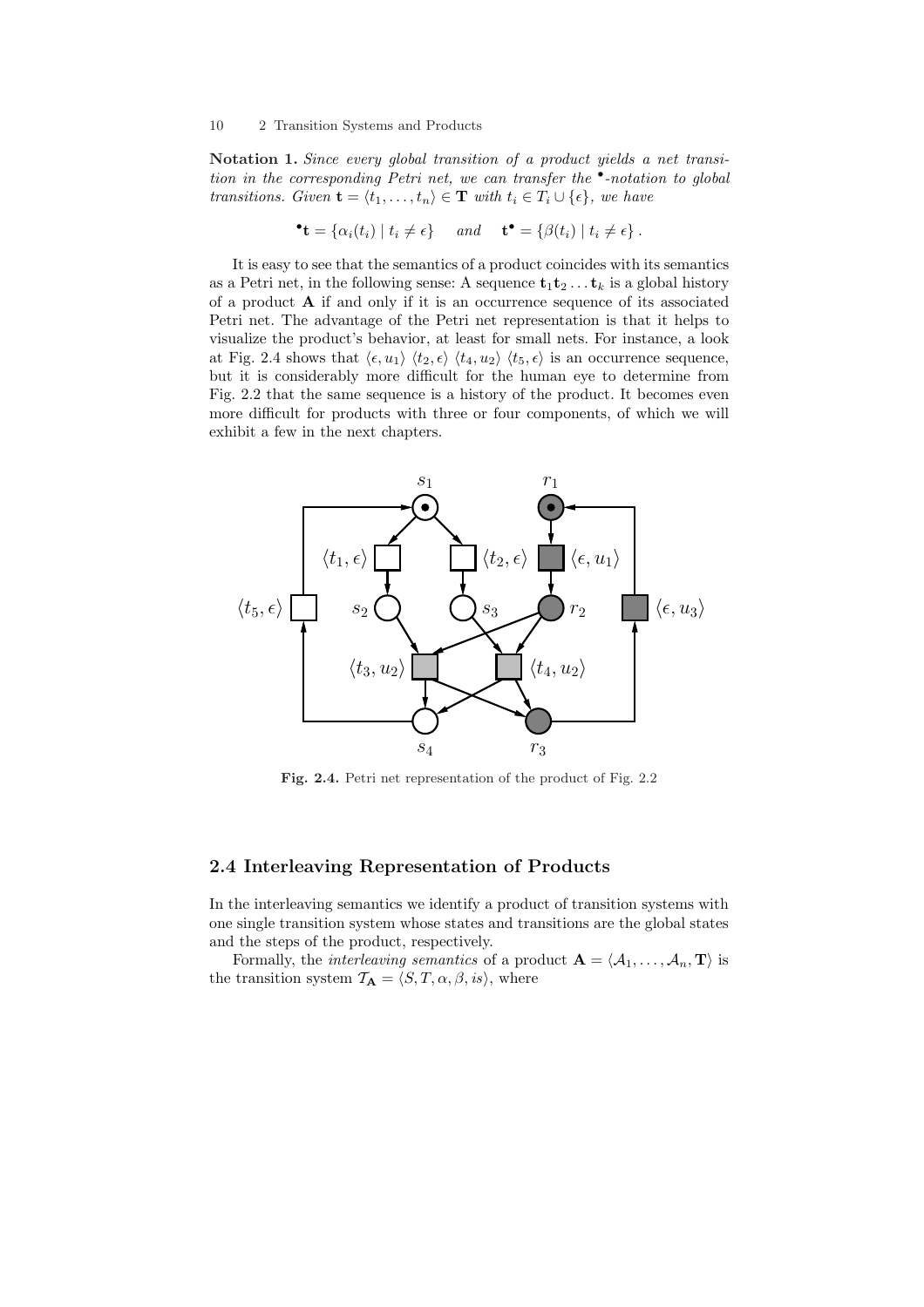**Notation 1.** *Since every global transition of a product yields a net transition in the corresponding Petri net, we can transfer the* $^\bullet$*-notation to global transitions. Given* $\mathbf{t} = \langle t_1, \ldots, t_n \rangle \in \mathbf{T}$ *with* $t_i \in T_i \cup \{\epsilon\}$*, we have*

$$^\bullet\mathbf{t} = \{\alpha_i(t_i) \mid t_i \neq \epsilon\} \quad \text{and} \quad \mathbf{t}^\bullet = \{\beta(t_i) \mid t_i \neq \epsilon\}\,.$$

It is easy to see that the semantics of a product coincides with its semantics as a Petri net, in the following sense: A sequence $\mathbf{t}_1\mathbf{t}_2 \ldots \mathbf{t}_k$ is a global history of a product $\mathbf{A}$ if and only if it is an occurrence sequence of its associated Petri net. The advantage of the Petri net representation is that it helps to visualize the product's behavior, at least for small nets. For instance, a look at Fig. 2.4 shows that $\langle \epsilon, u_1 \rangle\ \langle t_2, \epsilon \rangle\ \langle t_4, u_2 \rangle\ \langle t_5, \epsilon \rangle$ is an occurrence sequence, but it is considerably more difficult for the human eye to determine from Fig. 2.2 that the same sequence is a history of the product. It becomes even more difficult for products with three or four components, of which we will exhibit a few in the next chapters.

**Fig. 2.4.** Petri net representation of the product of Fig. 2.2

## 2.4 Interleaving Representation of Products

In the interleaving semantics we identify a product of transition systems with one single transition system whose states and transitions are the global states and the steps of the product, respectively.

Formally, the *interleaving semantics* of a product $\mathbf{A} = \langle \mathcal{A}_1, \ldots, \mathcal{A}_n, \mathbf{T} \rangle$ is the transition system $\mathcal{T}_\mathbf{A} = \langle S, T, \alpha, \beta, is \rangle$, where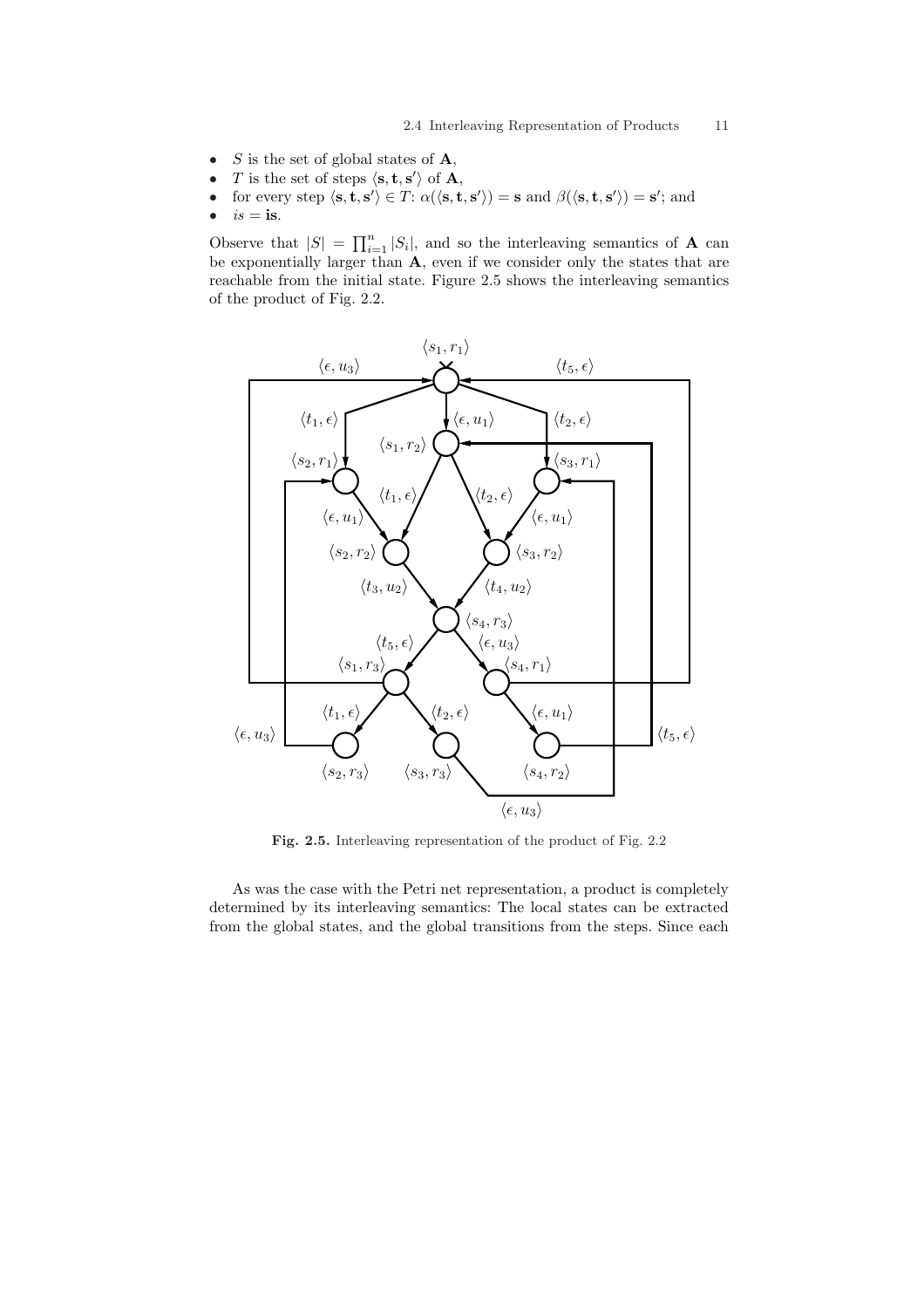- $S$ is the set of global states of $\mathbf{A}$,
- $T$ is the set of steps $\langle \mathbf{s}, \mathbf{t}, \mathbf{s}' \rangle$ of $\mathbf{A}$,
- for every step $\langle \mathbf{s}, \mathbf{t}, \mathbf{s}' \rangle \in T$: $\alpha(\langle \mathbf{s}, \mathbf{t}, \mathbf{s}' \rangle) = \mathbf{s}$ and $\beta(\langle \mathbf{s}, \mathbf{t}, \mathbf{s}' \rangle) = \mathbf{s}'$; and
- $is = \mathbf{is}$.

Observe that $|S| = \prod_{i=1}^{n} |S_i|$, and so the interleaving semantics of $\mathbf{A}$ can be exponentially larger than $\mathbf{A}$, even if we consider only the states that are reachable from the initial state. Figure 2.5 shows the interleaving semantics of the product of Fig. 2.2.

**Fig. 2.5.** Interleaving representation of the product of Fig. 2.2

As was the case with the Petri net representation, a product is completely determined by its interleaving semantics: The local states can be extracted from the global states, and the global transitions from the steps. Since each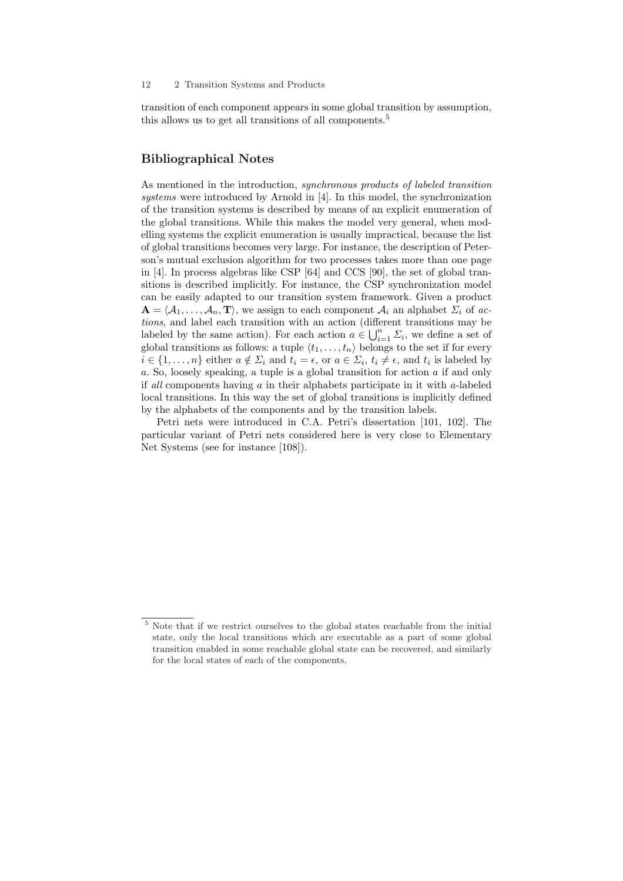transition of each component appears in some global transition by assumption, this allows us to get all transitions of all components.[5]

## Bibliographical Notes

As mentioned in the introduction, *synchronous products of labeled transition systems* were introduced by Arnold in [4]. In this model, the synchronization of the transition systems is described by means of an explicit enumeration of the global transitions. While this makes the model very general, when modelling systems the explicit enumeration is usually impractical, because the list of global transitions becomes very large. For instance, the description of Peterson's mutual exclusion algorithm for two processes takes more than one page in [4]. In process algebras like CSP [64] and CCS [90], the set of global transitions is described implicitly. For instance, the CSP synchronization model can be easily adapted to our transition system framework. Given a product $\mathbf{A} = \langle \mathcal{A}_1, \ldots, \mathcal{A}_n, \mathbf{T} \rangle$, we assign to each component $\mathcal{A}_i$ an alphabet $\Sigma_i$ of *actions*, and label each transition with an action (different transitions may be labeled by the same action). For each action $a \in \bigcup_{i=1}^{n} \Sigma_i$, we define a set of global transitions as follows: a tuple $\langle t_1, \ldots, t_n \rangle$ belongs to the set if for every $i \in \{1, \ldots, n\}$ either $a \notin \Sigma_i$ and $t_i = \epsilon$, or $a \in \Sigma_i$, $t_i \neq \epsilon$, and $t_i$ is labeled by $a$. So, loosely speaking, a tuple is a global transition for action $a$ if and only if *all* components having $a$ in their alphabets participate in it with $a$-labeled local transitions. In this way the set of global transitions is implicitly defined by the alphabets of the components and by the transition labels.

Petri nets were introduced in C.A. Petri's dissertation [101, 102]. The particular variant of Petri nets considered here is very close to Elementary Net Systems (see for instance [108]).

[5] Note that if we restrict ourselves to the global states reachable from the initial state, only the local transitions which are executable as a part of some global transition enabled in some reachable global state can be recovered, and similarly for the local states of each of the components.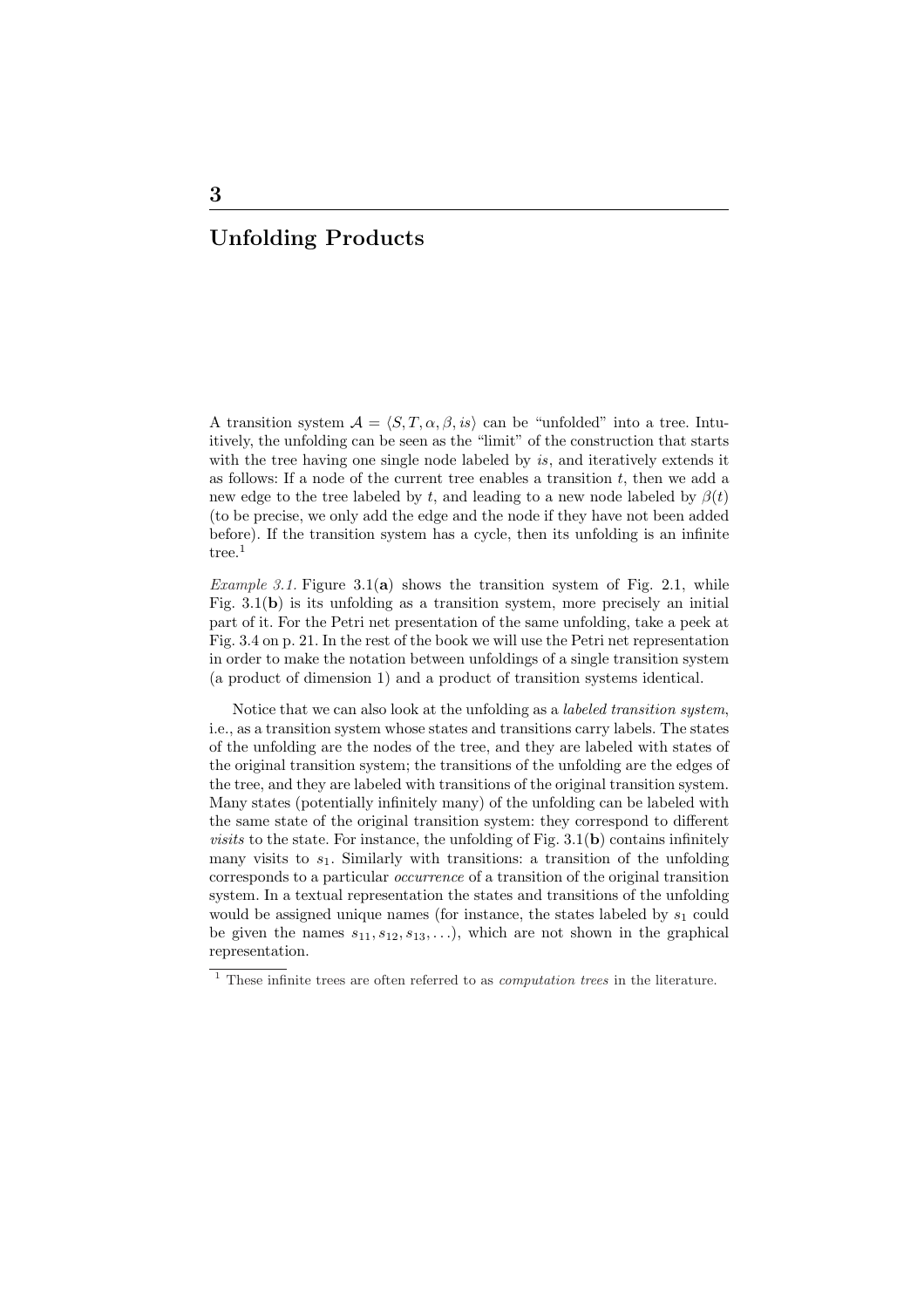# 3

# Unfolding Products

A transition system $\mathcal{A} = \langle S, T, \alpha, \beta, is \rangle$ can be "unfolded" into a tree. Intuitively, the unfolding can be seen as the "limit" of the construction that starts with the tree having one single node labeled by $is$, and iteratively extends it as follows: If a node of the current tree enables a transition $t$, then we add a new edge to the tree labeled by $t$, and leading to a new node labeled by $\beta(t)$ (to be precise, we only add the edge and the node if they have not been added before). If the transition system has a cycle, then its unfolding is an infinite tree.[1]

*Example 3.1.* Figure 3.1(**a**) shows the transition system of Fig. 2.1, while Fig. 3.1(**b**) is its unfolding as a transition system, more precisely an initial part of it. For the Petri net presentation of the same unfolding, take a peek at Fig. 3.4 on p. 21. In the rest of the book we will use the Petri net representation in order to make the notation between unfoldings of a single transition system (a product of dimension 1) and a product of transition systems identical.

Notice that we can also look at the unfolding as a *labeled transition system*, i.e., as a transition system whose states and transitions carry labels. The states of the unfolding are the nodes of the tree, and they are labeled with states of the original transition system; the transitions of the unfolding are the edges of the tree, and they are labeled with transitions of the original transition system. Many states (potentially infinitely many) of the unfolding can be labeled with the same state of the original transition system: they correspond to different *visits* to the state. For instance, the unfolding of Fig. 3.1(**b**) contains infinitely many visits to $s_1$. Similarly with transitions: a transition of the unfolding corresponds to a particular *occurrence* of a transition of the original transition system. In a textual representation the states and transitions of the unfolding would be assigned unique names (for instance, the states labeled by $s_1$ could be given the names $s_{11}, s_{12}, s_{13}, \ldots$), which are not shown in the graphical representation.

[1] These infinite trees are often referred to as *computation trees* in the literature.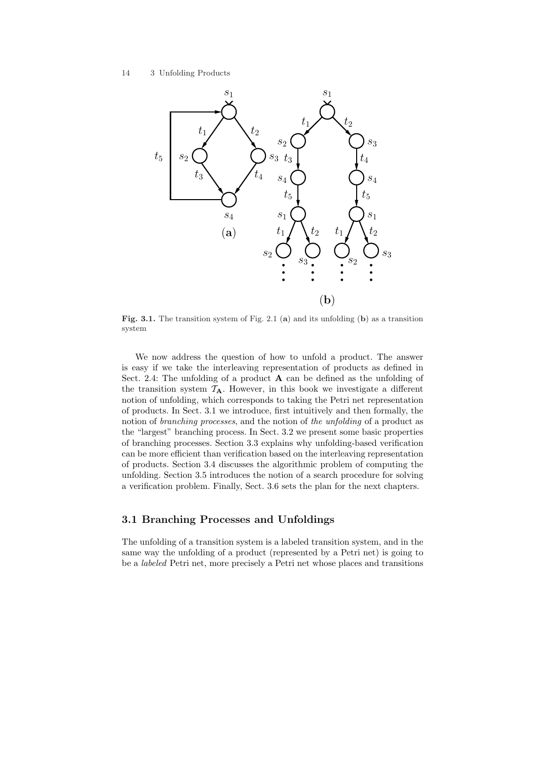**Fig. 3.1.** The transition system of Fig. 2.1 (**a**) and its unfolding (**b**) as a transition system

We now address the question of how to unfold a product. The answer is easy if we take the interleaving representation of products as defined in Sect. 2.4: The unfolding of a product $\mathbf{A}$ can be defined as the unfolding of the transition system $\mathcal{T}_{\mathbf{A}}$. However, in this book we investigate a different notion of unfolding, which corresponds to taking the Petri net representation of products. In Sect. 3.1 we introduce, first intuitively and then formally, the notion of *branching processes*, and the notion of *the unfolding* of a product as the "largest" branching process. In Sect. 3.2 we present some basic properties of branching processes. Section 3.3 explains why unfolding-based verification can be more efficient than verification based on the interleaving representation of products. Section 3.4 discusses the algorithmic problem of computing the unfolding. Section 3.5 introduces the notion of a search procedure for solving a verification problem. Finally, Sect. 3.6 sets the plan for the next chapters.

## 3.1 Branching Processes and Unfoldings

The unfolding of a transition system is a labeled transition system, and in the same way the unfolding of a product (represented by a Petri net) is going to be a *labeled* Petri net, more precisely a Petri net whose places and transitions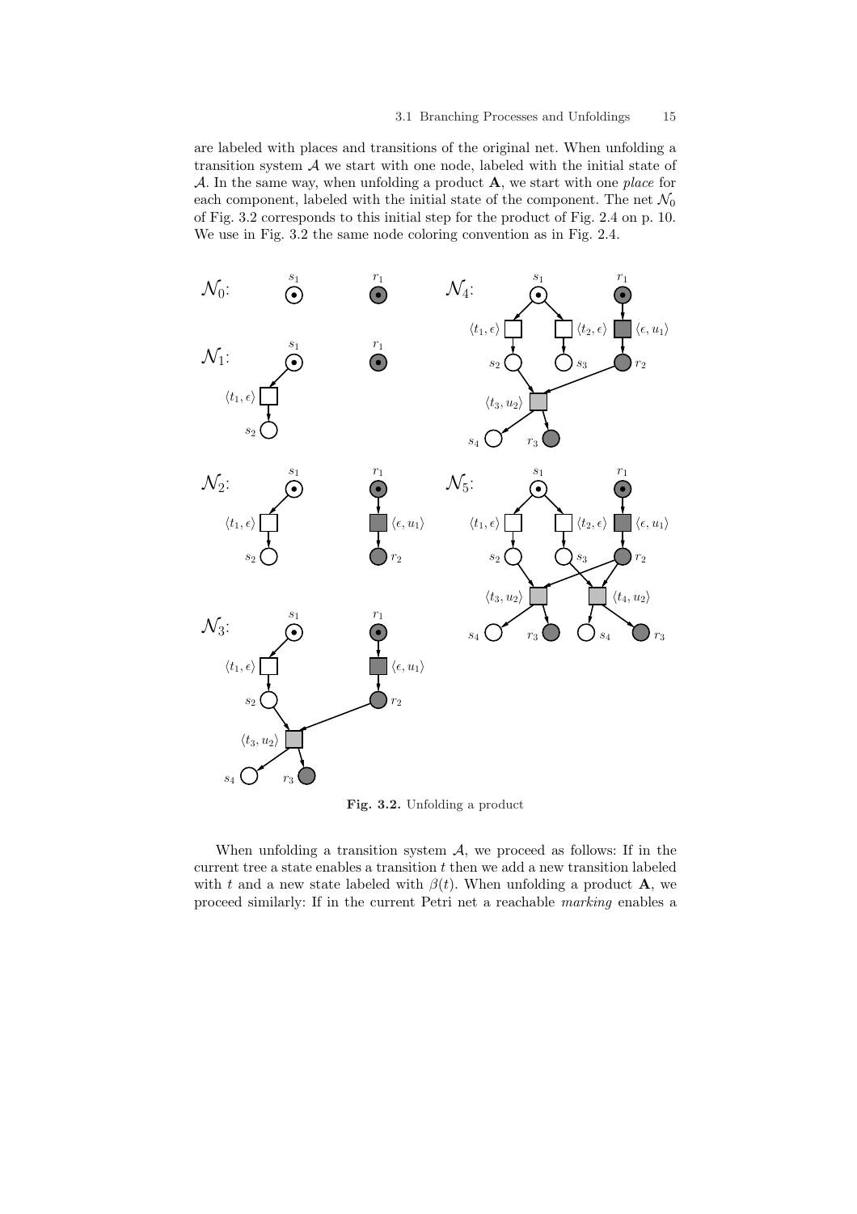are labeled with places and transitions of the original net. When unfolding a transition system $\mathcal{A}$ we start with one node, labeled with the initial state of $\mathcal{A}$. In the same way, when unfolding a product $\mathbf{A}$, we start with one *place* for each component, labeled with the initial state of the component. The net $\mathcal{N}_0$ of Fig. 3.2 corresponds to this initial step for the product of Fig. 2.4 on p. 10. We use in Fig. 3.2 the same node coloring convention as in Fig. 2.4.

**Fig. 3.2.** Unfolding a product

When unfolding a transition system $\mathcal{A}$, we proceed as follows: If in the current tree a state enables a transition $t$ then we add a new transition labeled with $t$ and a new state labeled with $\beta(t)$. When unfolding a product $\mathbf{A}$, we proceed similarly: If in the current Petri net a reachable *marking* enables a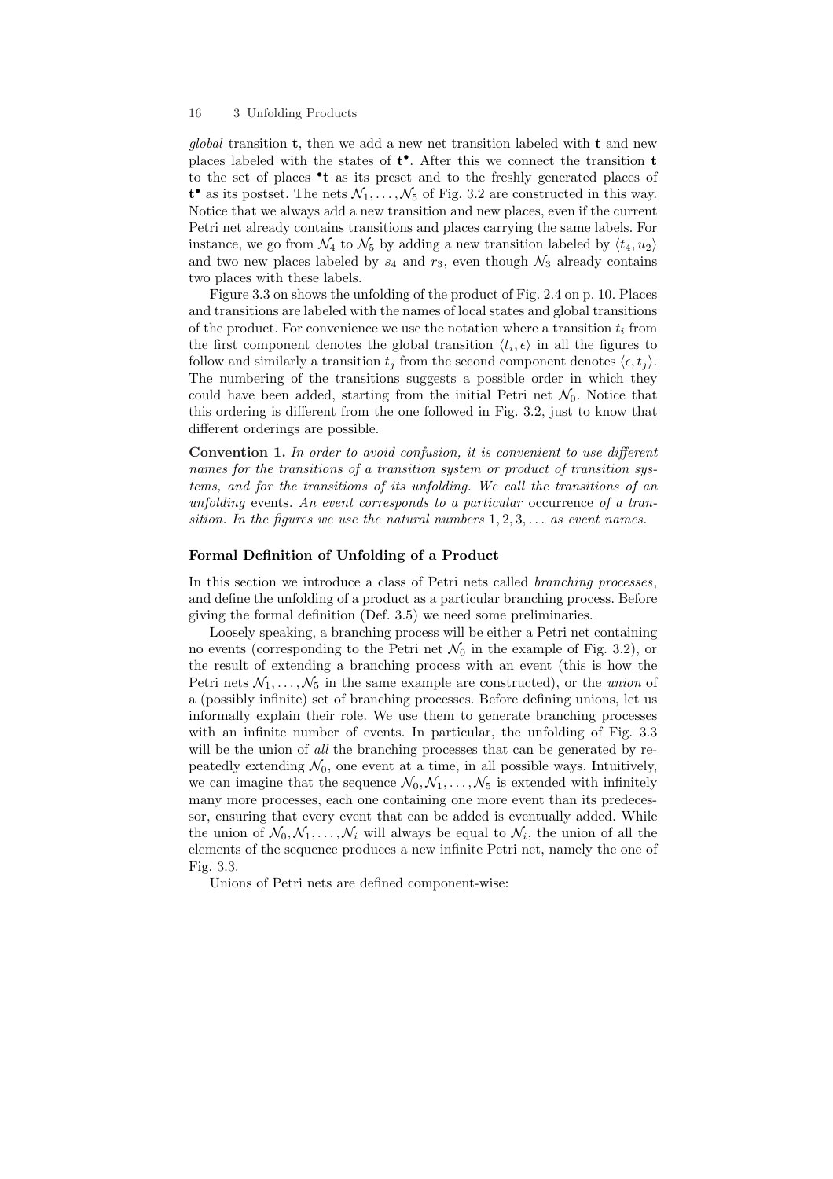*global* transition $\mathbf{t}$, then we add a new net transition labeled with $\mathbf{t}$ and new places labeled with the states of $\mathbf{t}^\bullet$. After this we connect the transition $\mathbf{t}$ to the set of places ${}^\bullet\mathbf{t}$ as its preset and to the freshly generated places of $\mathbf{t}^\bullet$ as its postset. The nets $\mathcal{N}_1, \ldots, \mathcal{N}_5$ of Fig. 3.2 are constructed in this way. Notice that we always add a new transition and new places, even if the current Petri net already contains transitions and places carrying the same labels. For instance, we go from $\mathcal{N}_4$ to $\mathcal{N}_5$ by adding a new transition labeled by $\langle t_4, u_2 \rangle$ and two new places labeled by $s_4$ and $r_3$, even though $\mathcal{N}_3$ already contains two places with these labels.

Figure 3.3 on shows the unfolding of the product of Fig. 2.4 on p. 10. Places and transitions are labeled with the names of local states and global transitions of the product. For convenience we use the notation where a transition $t_i$ from the first component denotes the global transition $\langle t_i, \epsilon \rangle$ in all the figures to follow and similarly a transition $t_j$ from the second component denotes $\langle \epsilon, t_j \rangle$. The numbering of the transitions suggests a possible order in which they could have been added, starting from the initial Petri net $\mathcal{N}_0$. Notice that this ordering is different from the one followed in Fig. 3.2, just to know that different orderings are possible.

**Convention 1.** *In order to avoid confusion, it is convenient to use different names for the transitions of a transition system or product of transition systems, and for the transitions of its unfolding. We call the transitions of an unfolding* events. *An event corresponds to a particular* occurrence *of a transition. In the figures we use the natural numbers* $1, 2, 3, \ldots$ *as event names.*

### Formal Definition of Unfolding of a Product

In this section we introduce a class of Petri nets called *branching processes*, and define the unfolding of a product as a particular branching process. Before giving the formal definition (Def. 3.5) we need some preliminaries.

Loosely speaking, a branching process will be either a Petri net containing no events (corresponding to the Petri net $\mathcal{N}_0$ in the example of Fig. 3.2), or the result of extending a branching process with an event (this is how the Petri nets $\mathcal{N}_1, \ldots, \mathcal{N}_5$ in the same example are constructed), or the *union* of a (possibly infinite) set of branching processes. Before defining unions, let us informally explain their role. We use them to generate branching processes with an infinite number of events. In particular, the unfolding of Fig. 3.3 will be the union of *all* the branching processes that can be generated by repeatedly extending $\mathcal{N}_0$, one event at a time, in all possible ways. Intuitively, we can imagine that the sequence $\mathcal{N}_0, \mathcal{N}_1, \ldots, \mathcal{N}_5$ is extended with infinitely many more processes, each one containing one more event than its predecessor, ensuring that every event that can be added is eventually added. While the union of $\mathcal{N}_0, \mathcal{N}_1, \ldots, \mathcal{N}_i$ will always be equal to $\mathcal{N}_i$, the union of all the elements of the sequence produces a new infinite Petri net, namely the one of Fig. 3.3.

Unions of Petri nets are defined component-wise: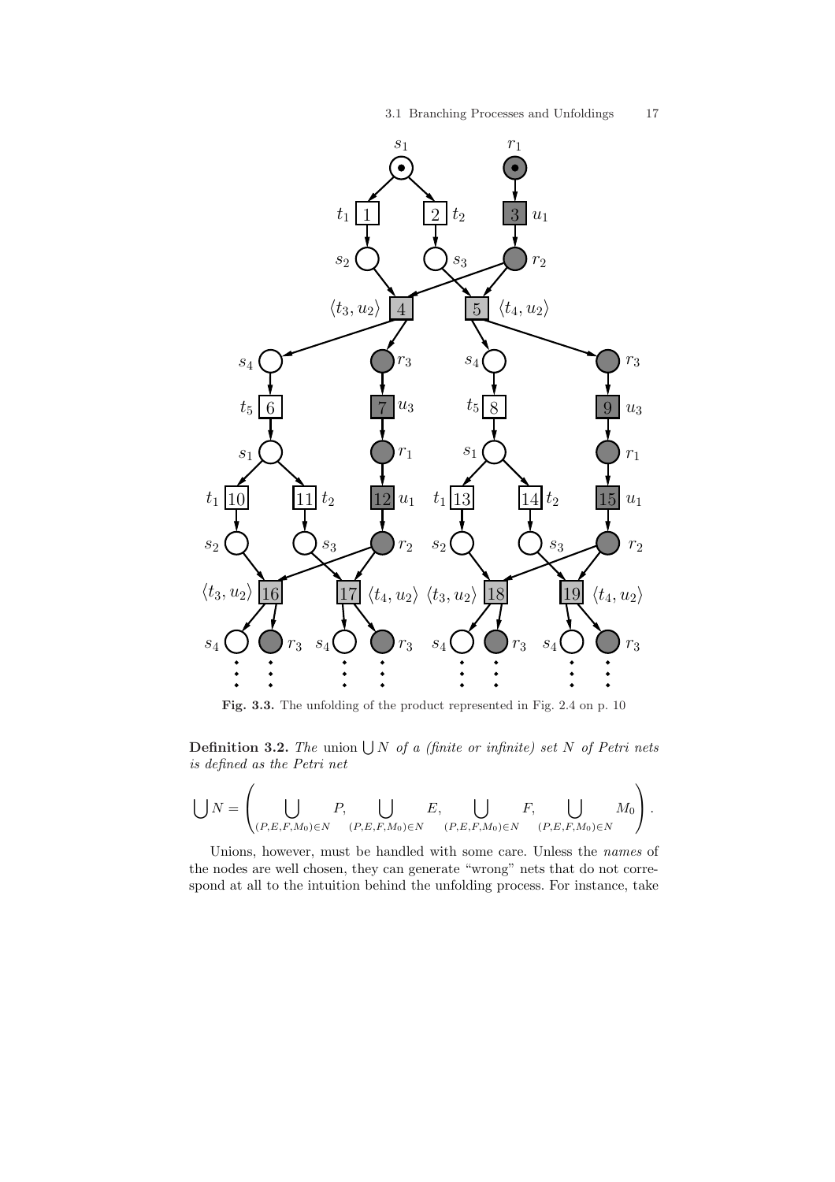Fig. 3.3. The unfolding of the product represented in Fig. 2.4 on p. 10

**Definition 3.2.** *The* union $\bigcup N$ *of a (finite or infinite) set* $N$ *of Petri nets is defined as the Petri net*

$$\bigcup N = \left( \bigcup_{(P,E,F,M_0)\in N} P, \bigcup_{(P,E,F,M_0)\in N} E, \bigcup_{(P,E,F,M_0)\in N} F, \bigcup_{(P,E,F,M_0)\in N} M_0 \right).$$

Unions, however, must be handled with some care. Unless the *names* of the nodes are well chosen, they can generate "wrong" nets that do not correspond at all to the intuition behind the unfolding process. For instance, take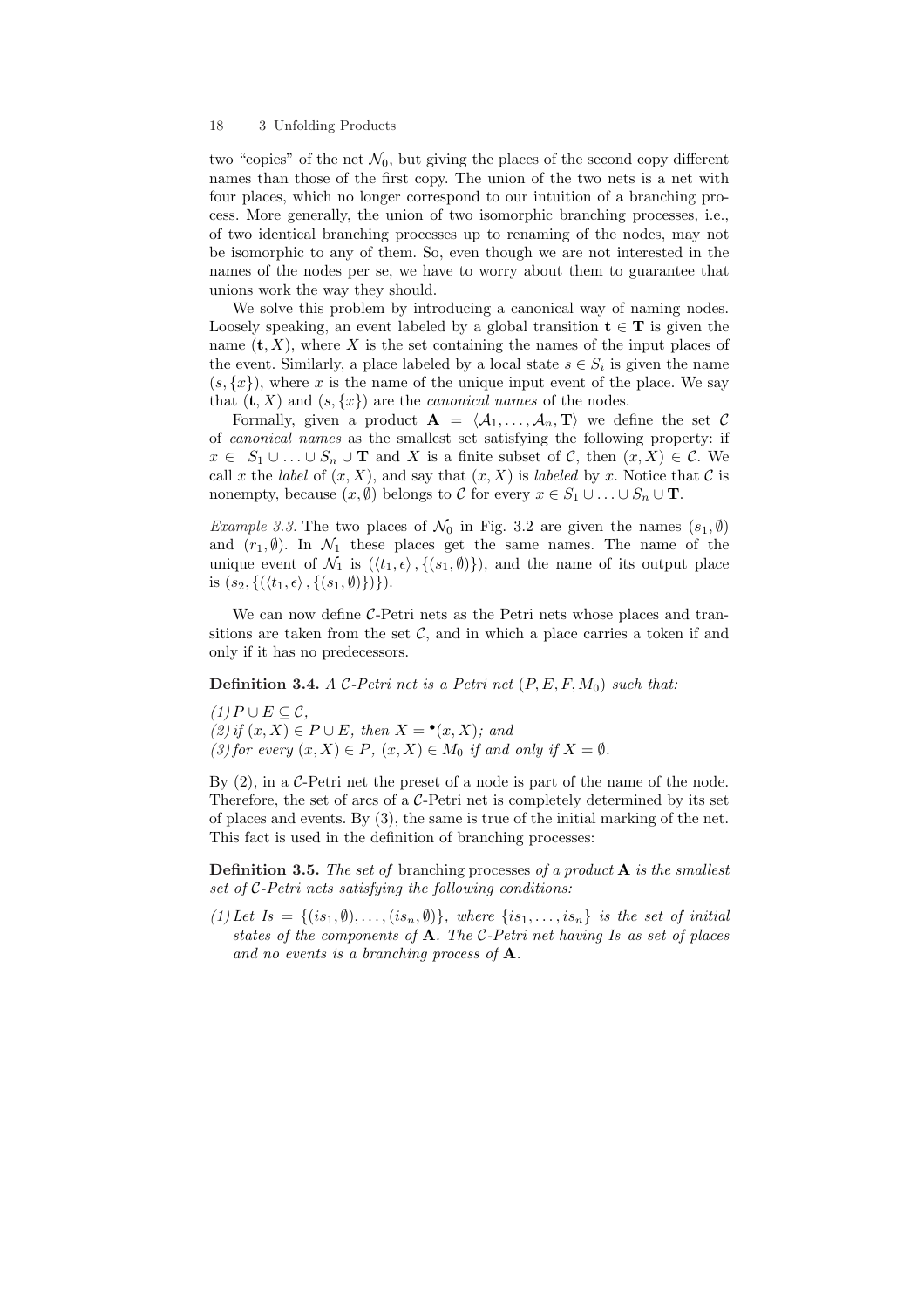two "copies" of the net $\mathcal{N}_0$, but giving the places of the second copy different names than those of the first copy. The union of the two nets is a net with four places, which no longer correspond to our intuition of a branching process. More generally, the union of two isomorphic branching processes, i.e., of two identical branching processes up to renaming of the nodes, may not be isomorphic to any of them. So, even though we are not interested in the names of the nodes per se, we have to worry about them to guarantee that unions work the way they should.

We solve this problem by introducing a canonical way of naming nodes. Loosely speaking, an event labeled by a global transition $\mathbf{t} \in \mathbf{T}$ is given the name $(\mathbf{t}, X)$, where $X$ is the set containing the names of the input places of the event. Similarly, a place labeled by a local state $s \in S_i$ is given the name $(s, \{x\})$, where $x$ is the name of the unique input event of the place. We say that $(\mathbf{t}, X)$ and $(s, \{x\})$ are the *canonical names* of the nodes.

Formally, given a product $\mathbf{A} = \langle \mathcal{A}_1, \ldots, \mathcal{A}_n, \mathbf{T} \rangle$ we define the set $\mathcal{C}$ of *canonical names* as the smallest set satisfying the following property: if $x \in S_1 \cup \ldots \cup S_n \cup \mathbf{T}$ and $X$ is a finite subset of $\mathcal{C}$, then $(x, X) \in \mathcal{C}$. We call $x$ the *label* of $(x, X)$, and say that $(x, X)$ is *labeled* by $x$. Notice that $\mathcal{C}$ is nonempty, because $(x, \emptyset)$ belongs to $\mathcal{C}$ for every $x \in S_1 \cup \ldots \cup S_n \cup \mathbf{T}$.

*Example 3.3.* The two places of $\mathcal{N}_0$ in Fig. 3.2 are given the names $(s_1, \emptyset)$ and $(r_1, \emptyset)$. In $\mathcal{N}_1$ these places get the same names. The name of the unique event of $\mathcal{N}_1$ is $(\langle t_1, \epsilon \rangle, \{(s_1, \emptyset)\})$, and the name of its output place is $(s_2, \{(\langle t_1, \epsilon \rangle, \{(s_1, \emptyset)\})\})$.

We can now define $\mathcal{C}$-Petri nets as the Petri nets whose places and transitions are taken from the set $\mathcal{C}$, and in which a place carries a token if and only if it has no predecessors.

**Definition 3.4.** *A $\mathcal{C}$-Petri net is a Petri net $(P, E, F, M_0)$ such that:*

*(1) $P \cup E \subseteq \mathcal{C}$,*
*(2) if $(x, X) \in P \cup E$, then $X = {}^\bullet(x, X)$; and*
*(3) for every $(x, X) \in P$, $(x, X) \in M_0$ if and only if $X = \emptyset$.*

By (2), in a $\mathcal{C}$-Petri net the preset of a node is part of the name of the node. Therefore, the set of arcs of a $\mathcal{C}$-Petri net is completely determined by its set of places and events. By (3), the same is true of the initial marking of the net. This fact is used in the definition of branching processes:

**Definition 3.5.** *The set of* branching processes *of a product $\mathbf{A}$ is the smallest set of $\mathcal{C}$-Petri nets satisfying the following conditions:*

*(1) Let $Is = \{(is_1, \emptyset), \ldots, (is_n, \emptyset)\}$, where $\{is_1, \ldots, is_n\}$ is the set of initial states of the components of $\mathbf{A}$. The $\mathcal{C}$-Petri net having $Is$ as set of places and no events is a branching process of $\mathbf{A}$.*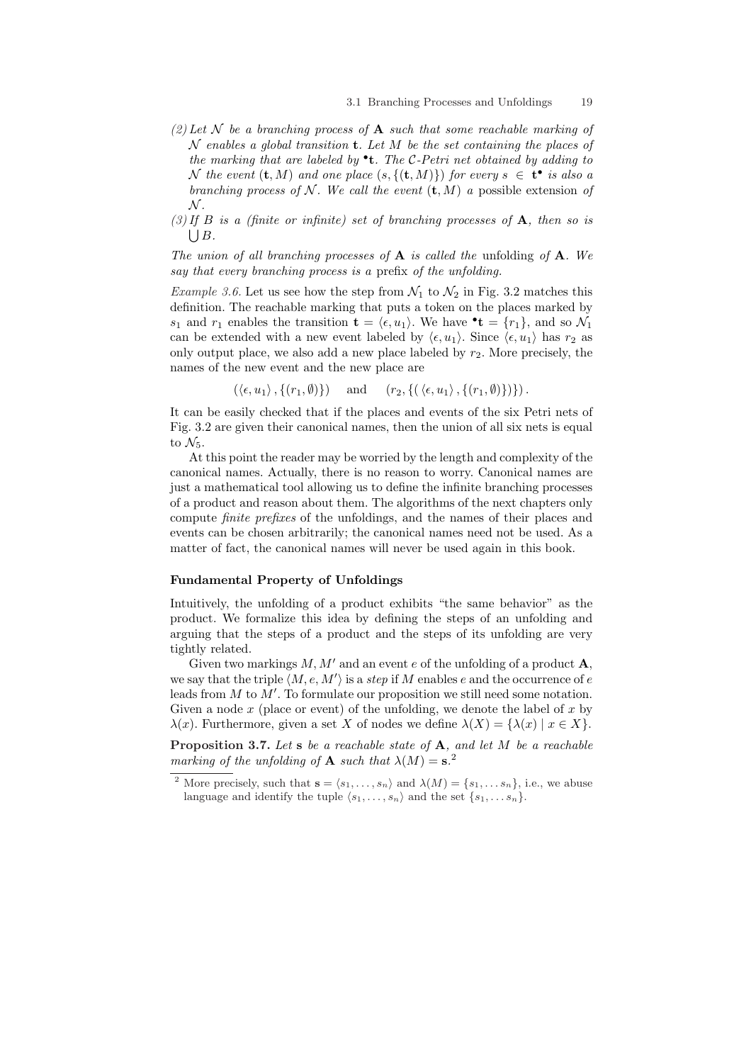*(2) Let $\mathcal{N}$ be a branching process of $\mathbf{A}$ such that some reachable marking of $\mathcal{N}$ enables a global transition $\mathbf{t}$. Let $M$ be the set containing the places of the marking that are labeled by ${}^\bullet\mathbf{t}$. The $\mathcal{C}$-Petri net obtained by adding to $\mathcal{N}$ the event $(\mathbf{t}, M)$ and one place $(s, \{(\mathbf{t}, M)\})$ for every $s \in \mathbf{t}^\bullet$ is also a branching process of $\mathcal{N}$. We call the event $(\mathbf{t}, M)$ a* possible extension *of $\mathcal{N}$.*

*(3) If $B$ is a (finite or infinite) set of branching processes of $\mathbf{A}$, then so is $\bigcup B$.*

*The union of all branching processes of $\mathbf{A}$ is called the* unfolding *of $\mathbf{A}$. We say that every branching process is a* prefix *of the unfolding.*

*Example 3.6.* Let us see how the step from $\mathcal{N}_1$ to $\mathcal{N}_2$ in Fig. 3.2 matches this definition. The reachable marking that puts a token on the places marked by $s_1$ and $r_1$ enables the transition $\mathbf{t} = \langle \epsilon, u_1 \rangle$. We have ${}^\bullet\mathbf{t} = \{r_1\}$, and so $\mathcal{N}_1$ can be extended with a new event labeled by $\langle \epsilon, u_1 \rangle$. Since $\langle \epsilon, u_1 \rangle$ has $r_2$ as only output place, we also add a new place labeled by $r_2$. More precisely, the names of the new event and the new place are

$$(\langle \epsilon, u_1 \rangle, \{(r_1, \emptyset)\}) \quad \text{and} \quad (r_2, \{(\langle \epsilon, u_1 \rangle, \{(r_1, \emptyset)\})\}).$$

It can be easily checked that if the places and events of the six Petri nets of Fig. 3.2 are given their canonical names, then the union of all six nets is equal to $\mathcal{N}_5$.

At this point the reader may be worried by the length and complexity of the canonical names. Actually, there is no reason to worry. Canonical names are just a mathematical tool allowing us to define the infinite branching processes of a product and reason about them. The algorithms of the next chapters only compute *finite prefixes* of the unfoldings, and the names of their places and events can be chosen arbitrarily; the canonical names need not be used. As a matter of fact, the canonical names will never be used again in this book.

### Fundamental Property of Unfoldings

Intuitively, the unfolding of a product exhibits "the same behavior" as the product. We formalize this idea by defining the steps of an unfolding and arguing that the steps of a product and the steps of its unfolding are very tightly related.

Given two markings $M, M'$ and an event $e$ of the unfolding of a product $\mathbf{A}$, we say that the triple $\langle M, e, M' \rangle$ is a *step* if $M$ enables $e$ and the occurrence of $e$ leads from $M$ to $M'$. To formulate our proposition we still need some notation. Given a node $x$ (place or event) of the unfolding, we denote the label of $x$ by $\lambda(x)$. Furthermore, given a set $X$ of nodes we define $\lambda(X) = \{\lambda(x) \mid x \in X\}$.

**Proposition 3.7.** *Let $\mathbf{s}$ be a reachable state of $\mathbf{A}$, and let $M$ be a reachable marking of the unfolding of $\mathbf{A}$ such that $\lambda(M) = \mathbf{s}$.*[2]

[2] More precisely, such that $\mathbf{s} = \langle s_1, \ldots, s_n \rangle$ and $\lambda(M) = \{s_1, \ldots s_n\}$, i.e., we abuse language and identify the tuple $\langle s_1, \ldots, s_n \rangle$ and the set $\{s_1, \ldots s_n\}$.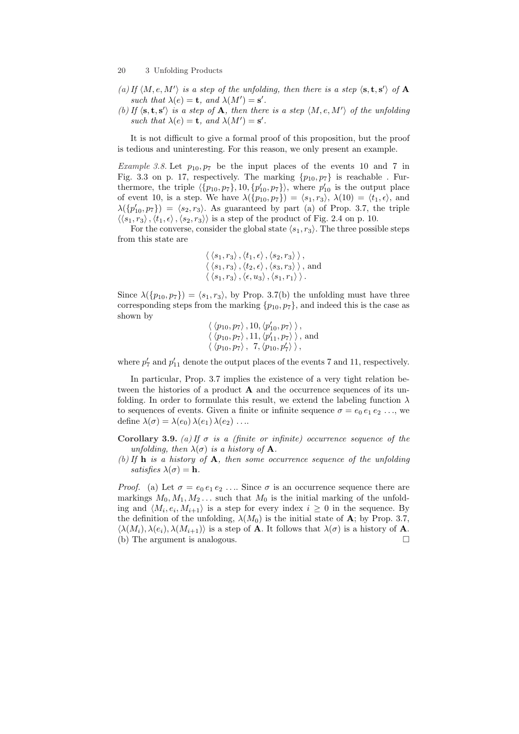(a) *If $\langle M, e, M' \rangle$ is a step of the unfolding, then there is a step $\langle \mathbf{s}, \mathbf{t}, \mathbf{s}' \rangle$ of* **A** *such that $\lambda(e) = \mathbf{t}$, and $\lambda(M') = \mathbf{s}'$.*

(b) *If $\langle \mathbf{s}, \mathbf{t}, \mathbf{s}' \rangle$ is a step of* **A***, then there is a step $\langle M, e, M' \rangle$ of the unfolding such that $\lambda(e) = \mathbf{t}$, and $\lambda(M') = \mathbf{s}'$.*

It is not difficult to give a formal proof of this proposition, but the proof is tedious and uninteresting. For this reason, we only present an example.

*Example 3.8.* Let $p_{10}, p_7$ be the input places of the events 10 and 7 in Fig. 3.3 on p. 17, respectively. The marking $\{p_{10}, p_7\}$ is reachable . Furthermore, the triple $\langle \{p_{10}, p_7\}, 10, \{p'_{10}, p_7\} \rangle$, where $p'_{10}$ is the output place of event 10, is a step. We have $\lambda(\{p_{10}, p_7\}) = \langle s_1, r_3 \rangle$, $\lambda(10) = \langle t_1, \epsilon \rangle$, and $\lambda(\{p'_{10}, p_7\}) = \langle s_2, r_3 \rangle$. As guaranteed by part (a) of Prop. 3.7, the triple $\langle \langle s_1, r_3 \rangle, \langle t_1, \epsilon \rangle, \langle s_2, r_3 \rangle \rangle$ is a step of the product of Fig. 2.4 on p. 10.

For the converse, consider the global state $\langle s_1, r_3 \rangle$. The three possible steps from this state are

$$\langle \, \langle s_1, r_3 \rangle \, , \langle t_1, \epsilon \rangle \, , \langle s_2, r_3 \rangle \, \rangle \, ,$$
$$\langle \, \langle s_1, r_3 \rangle \, , \langle t_2, \epsilon \rangle \, , \langle s_3, r_3 \rangle \, \rangle \, , \text{ and}$$
$$\langle \, \langle s_1, r_3 \rangle \, , \langle \epsilon, u_3 \rangle \, , \langle s_1, r_1 \rangle \, \rangle \, .$$

Since $\lambda(\{p_{10}, p_7\}) = \langle s_1, r_3 \rangle$, by Prop. 3.7(b) the unfolding must have three corresponding steps from the marking $\{p_{10}, p_7\}$, and indeed this is the case as shown by

$$\langle \, \langle p_{10}, p_7 \rangle \, , 10, \langle p'_{10}, p_7 \rangle \, \rangle \, ,$$
$$\langle \, \langle p_{10}, p_7 \rangle \, , 11, \langle p'_{11}, p_7 \rangle \, \rangle \, , \text{ and}$$
$$\langle \, \langle p_{10}, p_7 \rangle \, , \; 7, \langle p_{10}, p'_7 \rangle \, \rangle \, ,$$

where $p'_7$ and $p'_{11}$ denote the output places of the events 7 and 11, respectively.

In particular, Prop. 3.7 implies the existence of a very tight relation between the histories of a product **A** and the occurrence sequences of its unfolding. In order to formulate this result, we extend the labeling function $\lambda$ to sequences of events. Given a finite or infinite sequence $\sigma = e_0 \, e_1 \, e_2 \, \ldots$, we define $\lambda(\sigma) = \lambda(e_0) \, \lambda(e_1) \, \lambda(e_2) \, \ldots$.

**Corollary 3.9.** *(a) If $\sigma$ is a (finite or infinite) occurrence sequence of the unfolding, then $\lambda(\sigma)$ is a history of* **A***.*

*(b) If* **h** *is a history of* **A***, then some occurrence sequence of the unfolding satisfies $\lambda(\sigma) = \mathbf{h}$.*

*Proof.* (a) Let $\sigma = e_0 \, e_1 \, e_2 \, \ldots$. Since $\sigma$ is an occurrence sequence there are markings $M_0, M_1, M_2 \ldots$ such that $M_0$ is the initial marking of the unfolding and $\langle M_i, e_i, M_{i+1} \rangle$ is a step for every index $i \geq 0$ in the sequence. By the definition of the unfolding, $\lambda(M_0)$ is the initial state of **A**; by Prop. 3.7, $\langle \lambda(M_i), \lambda(e_i), \lambda(M_{i+1}) \rangle$ is a step of **A**. It follows that $\lambda(\sigma)$ is a history of **A**. (b) The argument is analogous. □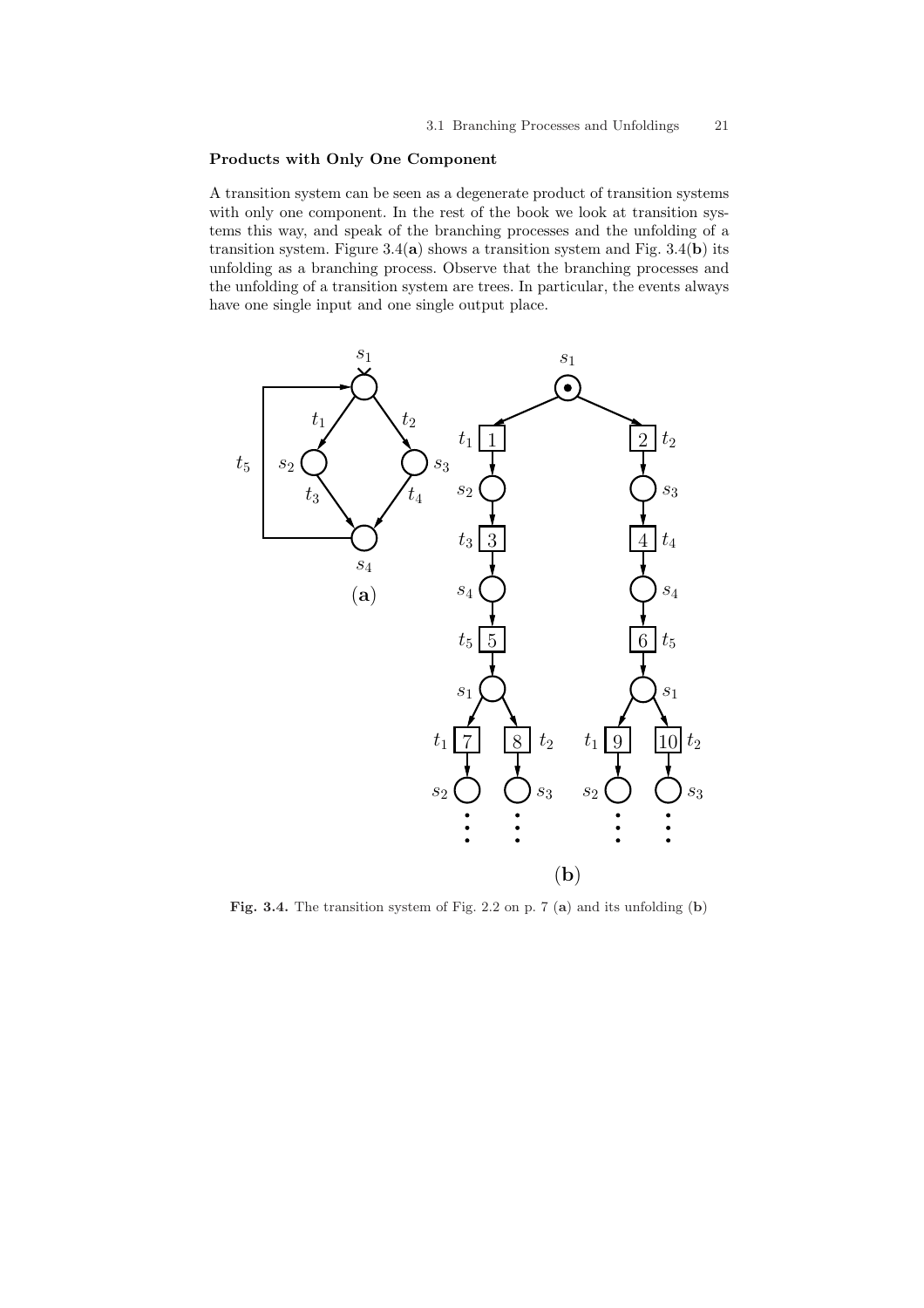### Products with Only One Component

A transition system can be seen as a degenerate product of transition systems with only one component. In the rest of the book we look at transition systems this way, and speak of the branching processes and the unfolding of a transition system. Figure 3.4(**a**) shows a transition system and Fig. 3.4(**b**) its unfolding as a branching process. Observe that the branching processes and the unfolding of a transition system are trees. In particular, the events always have one single input and one single output place.

**Fig. 3.4.** The transition system of Fig. 2.2 on p. 7 (**a**) and its unfolding (**b**)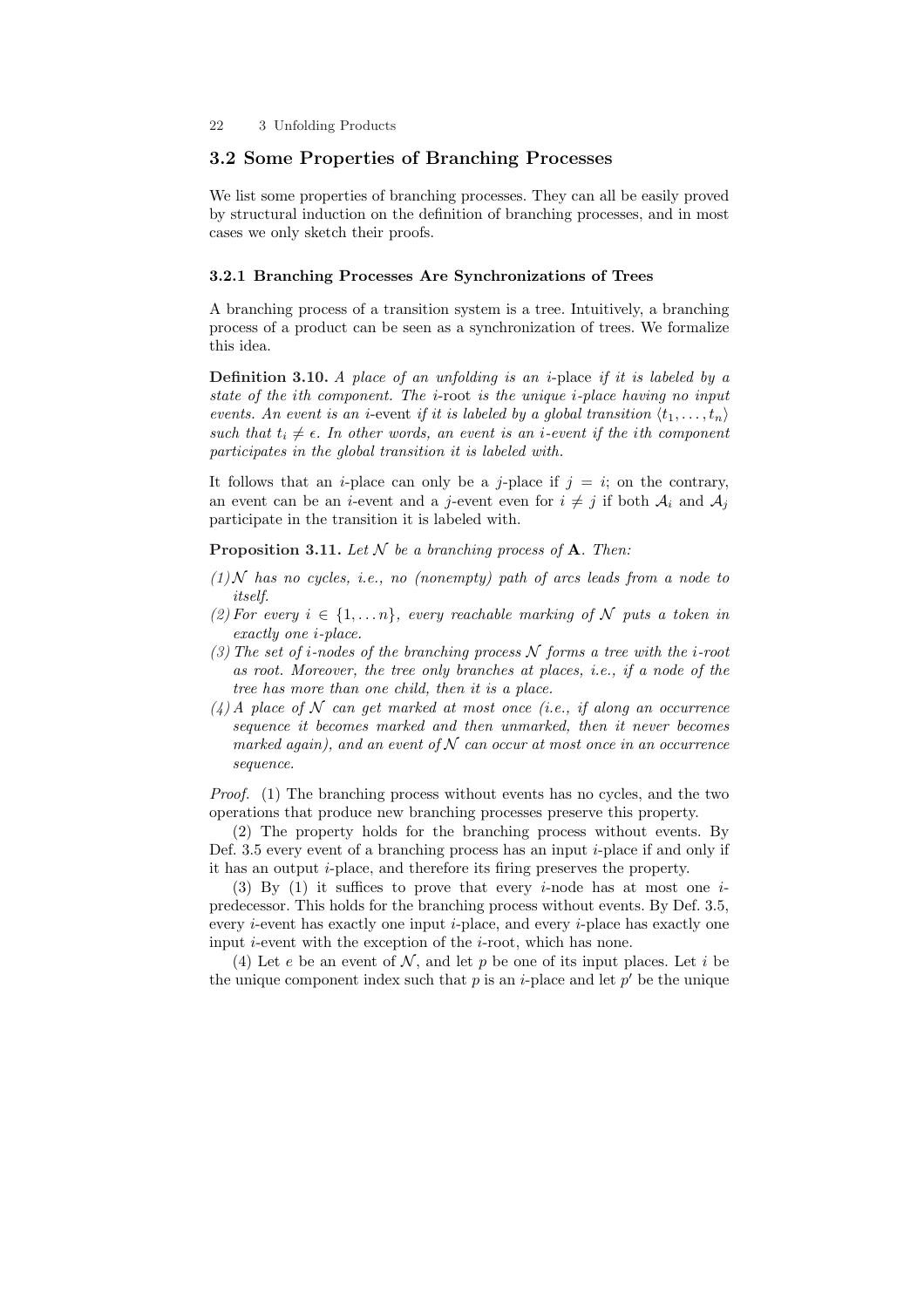## 3.2 Some Properties of Branching Processes

We list some properties of branching processes. They can all be easily proved by structural induction on the definition of branching processes, and in most cases we only sketch their proofs.

### 3.2.1 Branching Processes Are Synchronizations of Trees

A branching process of a transition system is a tree. Intuitively, a branching process of a product can be seen as a synchronization of trees. We formalize this idea.

**Definition 3.10.** *A place of an unfolding is an $i$-*place *if it is labeled by a state of the ith component. The $i$-*root *is the unique $i$-place having no input events. An event is an $i$-*event *if it is labeled by a global transition $\langle t_1, \ldots, t_n \rangle$ such that $t_i \neq \epsilon$. In other words, an event is an $i$-event if the ith component participates in the global transition it is labeled with.*

It follows that an $i$-place can only be a $j$-place if $j = i$; on the contrary, an event can be an $i$-event and a $j$-event even for $i \neq j$ if both $\mathcal{A}_i$ and $\mathcal{A}_j$ participate in the transition it is labeled with.

**Proposition 3.11.** *Let $\mathcal{N}$ be a branching process of* $\mathbf{A}$*. Then:*

*(1) $\mathcal{N}$ has no cycles, i.e., no (nonempty) path of arcs leads from a node to itself.*
*(2) For every $i \in \{1, \ldots n\}$, every reachable marking of $\mathcal{N}$ puts a token in exactly one $i$-place.*
*(3) The set of $i$-nodes of the branching process $\mathcal{N}$ forms a tree with the $i$-root as root. Moreover, the tree only branches at places, i.e., if a node of the tree has more than one child, then it is a place.*
*(4) A place of $\mathcal{N}$ can get marked at most once (i.e., if along an occurrence sequence it becomes marked and then unmarked, then it never becomes marked again), and an event of $\mathcal{N}$ can occur at most once in an occurrence sequence.*

*Proof.* (1) The branching process without events has no cycles, and the two operations that produce new branching processes preserve this property.

(2) The property holds for the branching process without events. By Def. 3.5 every event of a branching process has an input $i$-place if and only if it has an output $i$-place, and therefore its firing preserves the property.

(3) By (1) it suffices to prove that every $i$-node has at most one $i$-predecessor. This holds for the branching process without events. By Def. 3.5, every $i$-event has exactly one input $i$-place, and every $i$-place has exactly one input $i$-event with the exception of the $i$-root, which has none.

(4) Let $e$ be an event of $\mathcal{N}$, and let $p$ be one of its input places. Let $i$ be the unique component index such that $p$ is an $i$-place and let $p'$ be the unique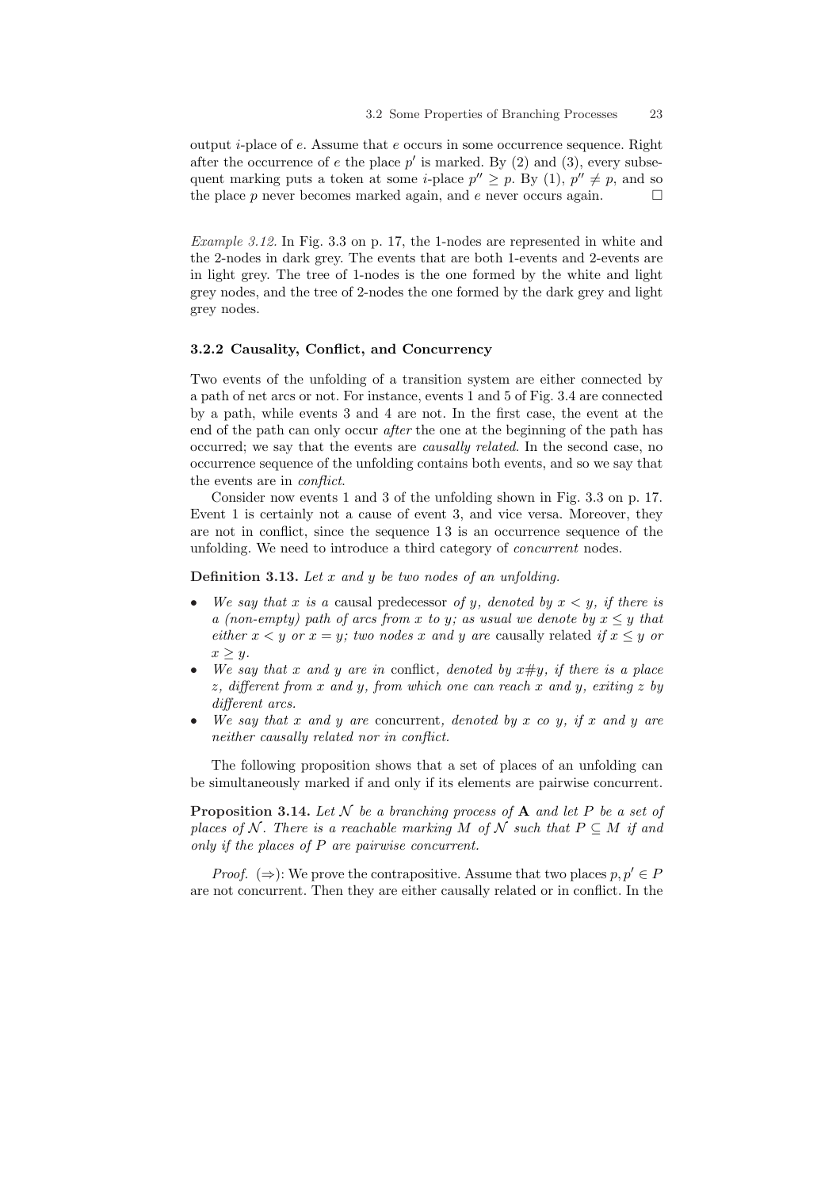output $i$-place of $e$. Assume that $e$ occurs in some occurrence sequence. Right after the occurrence of $e$ the place $p'$ is marked. By (2) and (3), every subsequent marking puts a token at some $i$-place $p'' \geq p$. By (1), $p'' \neq p$, and so the place $p$ never becomes marked again, and $e$ never occurs again. □

*Example 3.12.* In Fig. 3.3 on p. 17, the 1-nodes are represented in white and the 2-nodes in dark grey. The events that are both 1-events and 2-events are in light grey. The tree of 1-nodes is the one formed by the white and light grey nodes, and the tree of 2-nodes the one formed by the dark grey and light grey nodes.

### 3.2.2 Causality, Conflict, and Concurrency

Two events of the unfolding of a transition system are either connected by a path of net arcs or not. For instance, events 1 and 5 of Fig. 3.4 are connected by a path, while events 3 and 4 are not. In the first case, the event at the end of the path can only occur *after* the one at the beginning of the path has occurred; we say that the events are *causally related*. In the second case, no occurrence sequence of the unfolding contains both events, and so we say that the events are in *conflict*.

Consider now events 1 and 3 of the unfolding shown in Fig. 3.3 on p. 17. Event 1 is certainly not a cause of event 3, and vice versa. Moreover, they are not in conflict, since the sequence 1 3 is an occurrence sequence of the unfolding. We need to introduce a third category of *concurrent* nodes.

**Definition 3.13.** *Let $x$ and $y$ be two nodes of an unfolding.*

- *We say that $x$ is a* causal predecessor *of $y$, denoted by $x < y$, if there is a (non-empty) path of arcs from $x$ to $y$; as usual we denote by $x \leq y$ that either $x < y$ or $x = y$; two nodes $x$ and $y$ are* causally related *if $x \leq y$ or $x \geq y$.*
- *We say that $x$ and $y$ are in* conflict*, denoted by $x \# y$, if there is a place $z$, different from $x$ and $y$, from which one can reach $x$ and $y$, exiting $z$ by different arcs.*
- *We say that $x$ and $y$ are* concurrent*, denoted by $x$ co $y$, if $x$ and $y$ are neither causally related nor in conflict.*

The following proposition shows that a set of places of an unfolding can be simultaneously marked if and only if its elements are pairwise concurrent.

**Proposition 3.14.** *Let $\mathcal{N}$ be a branching process of $\mathbf{A}$ and let $P$ be a set of places of $\mathcal{N}$. There is a reachable marking $M$ of $\mathcal{N}$ such that $P \subseteq M$ if and only if the places of $P$ are pairwise concurrent.*

*Proof.* ($\Rightarrow$): We prove the contrapositive. Assume that two places $p, p' \in P$ are not concurrent. Then they are either causally related or in conflict. In the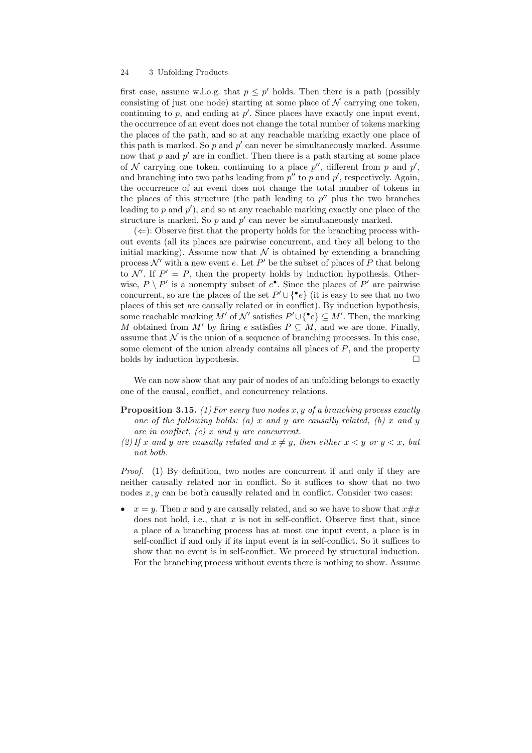first case, assume w.l.o.g. that $p \leq p'$ holds. Then there is a path (possibly consisting of just one node) starting at some place of $\mathcal{N}$ carrying one token, continuing to $p$, and ending at $p'$. Since places have exactly one input event, the occurrence of an event does not change the total number of tokens marking the places of the path, and so at any reachable marking exactly one place of this path is marked. So $p$ and $p'$ can never be simultaneously marked. Assume now that $p$ and $p'$ are in conflict. Then there is a path starting at some place of $\mathcal{N}$ carrying one token, continuing to a place $p''$, different from $p$ and $p'$, and branching into two paths leading from $p''$ to $p$ and $p'$, respectively. Again, the occurrence of an event does not change the total number of tokens in the places of this structure (the path leading to $p''$ plus the two branches leading to $p$ and $p'$), and so at any reachable marking exactly one place of the structure is marked. So $p$ and $p'$ can never be simultaneously marked.

($\Leftarrow$): Observe first that the property holds for the branching process without events (all its places are pairwise concurrent, and they all belong to the initial marking). Assume now that $\mathcal{N}$ is obtained by extending a branching process $\mathcal{N}'$ with a new event $e$. Let $P'$ be the subset of places of $P$ that belong to $\mathcal{N}'$. If $P' = P$, then the property holds by induction hypothesis. Otherwise, $P \setminus P'$ is a nonempty subset of $e^\bullet$. Since the places of $P'$ are pairwise concurrent, so are the places of the set $P' \cup \{^\bullet e\}$ (it is easy to see that no two places of this set are causally related or in conflict). By induction hypothesis, some reachable marking $M'$ of $\mathcal{N}'$ satisfies $P' \cup \{^\bullet e\} \subseteq M'$. Then, the marking $M$ obtained from $M'$ by firing $e$ satisfies $P \subseteq M$, and we are done. Finally, assume that $\mathcal{N}$ is the union of a sequence of branching processes. In this case, some element of the union already contains all places of $P$, and the property holds by induction hypothesis. □

We can now show that any pair of nodes of an unfolding belongs to exactly one of the causal, conflict, and concurrency relations.

**Proposition 3.15.** *(1) For every two nodes $x, y$ of a branching process exactly one of the following holds: (a) $x$ and $y$ are causally related, (b) $x$ and $y$ are in conflict, (c) $x$ and $y$ are concurrent.*

*(2) If $x$ and $y$ are causally related and $x \neq y$, then either $x < y$ or $y < x$, but not both.*

*Proof.* (1) By definition, two nodes are concurrent if and only if they are neither causally related nor in conflict. So it suffices to show that no two nodes $x, y$ can be both causally related and in conflict. Consider two cases:

- $x = y$. Then $x$ and $y$ are causally related, and so we have to show that $x \# x$ does not hold, i.e., that $x$ is not in self-conflict. Observe first that, since a place of a branching process has at most one input event, a place is in self-conflict if and only if its input event is in self-conflict. So it suffices to show that no event is in self-conflict. We proceed by structural induction. For the branching process without events there is nothing to show. Assume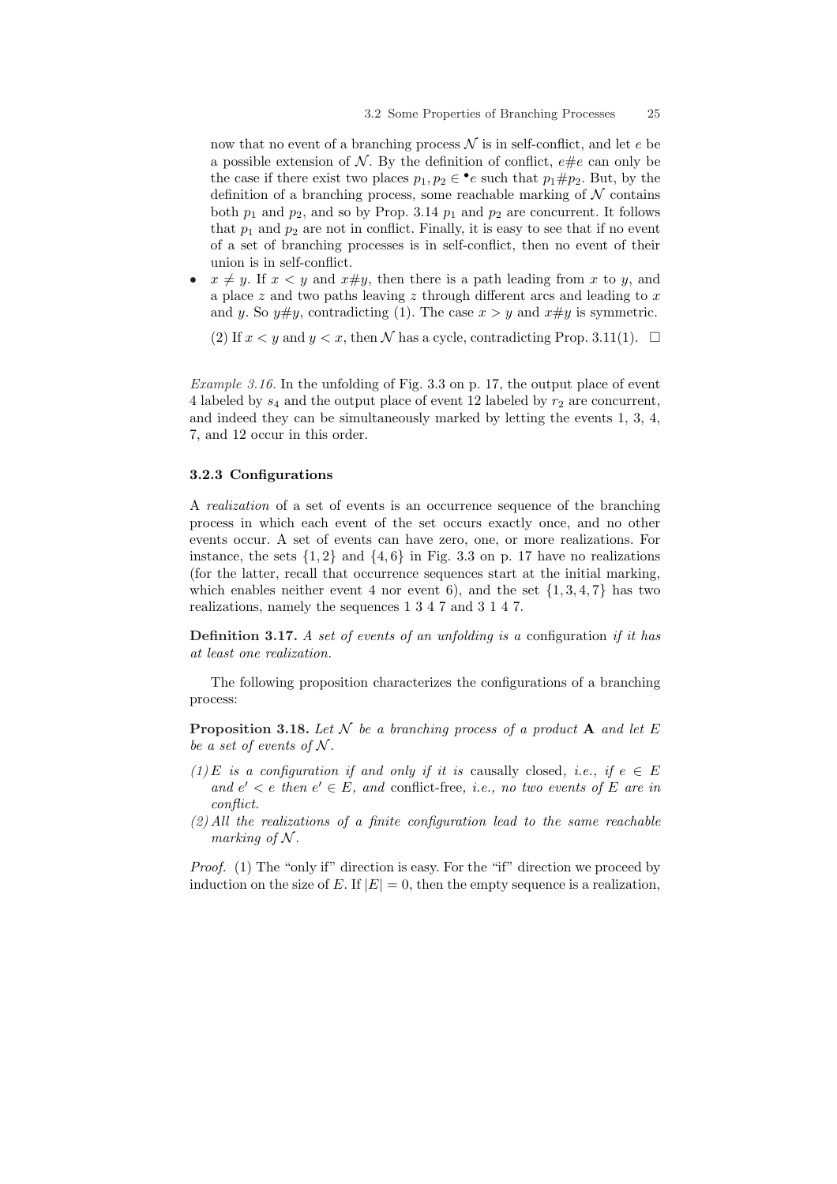now that no event of a branching process $\mathcal{N}$ is in self-conflict, and let $e$ be a possible extension of $\mathcal{N}$. By the definition of conflict, $e\#e$ can only be the case if there exist two places $p_1, p_2 \in {}^\bullet e$ such that $p_1 \# p_2$. But, by the definition of a branching process, some reachable marking of $\mathcal{N}$ contains both $p_1$ and $p_2$, and so by Prop. 3.14 $p_1$ and $p_2$ are concurrent. It follows that $p_1$ and $p_2$ are not in conflict. Finally, it is easy to see that if no event of a set of branching processes is in self-conflict, then no event of their union is in self-conflict.

- $x \neq y$. If $x < y$ and $x\#y$, then there is a path leading from $x$ to $y$, and a place $z$ and two paths leaving $z$ through different arcs and leading to $x$ and $y$. So $y\#y$, contradicting (1). The case $x > y$ and $x\#y$ is symmetric.

(2) If $x < y$ and $y < x$, then $\mathcal{N}$ has a cycle, contradicting Prop. 3.11(1). □

*Example 3.16.* In the unfolding of Fig. 3.3 on p. 17, the output place of event 4 labeled by $s_4$ and the output place of event 12 labeled by $r_2$ are concurrent, and indeed they can be simultaneously marked by letting the events 1, 3, 4, 7, and 12 occur in this order.

### 3.2.3 Configurations

A *realization* of a set of events is an occurrence sequence of the branching process in which each event of the set occurs exactly once, and no other events occur. A set of events can have zero, one, or more realizations. For instance, the sets $\{1, 2\}$ and $\{4, 6\}$ in Fig. 3.3 on p. 17 have no realizations (for the latter, recall that occurrence sequences start at the initial marking, which enables neither event 4 nor event 6), and the set $\{1, 3, 4, 7\}$ has two realizations, namely the sequences 1 3 4 7 and 3 1 4 7.

**Definition 3.17.** *A set of events of an unfolding is a* configuration *if it has at least one realization.*

The following proposition characterizes the configurations of a branching process:

**Proposition 3.18.** *Let $\mathcal{N}$ be a branching process of a product $\mathbf{A}$ and let $E$ be a set of events of $\mathcal{N}$.*

*(1) $E$ is a configuration if and only if it is* causally closed*, i.e., if $e \in E$ and $e' < e$ then $e' \in E$, and* conflict-free*, i.e., no two events of $E$ are in conflict.*

*(2) All the realizations of a finite configuration lead to the same reachable marking of $\mathcal{N}$.*

*Proof.* (1) The "only if" direction is easy. For the "if" direction we proceed by induction on the size of $E$. If $|E| = 0$, then the empty sequence is a realization,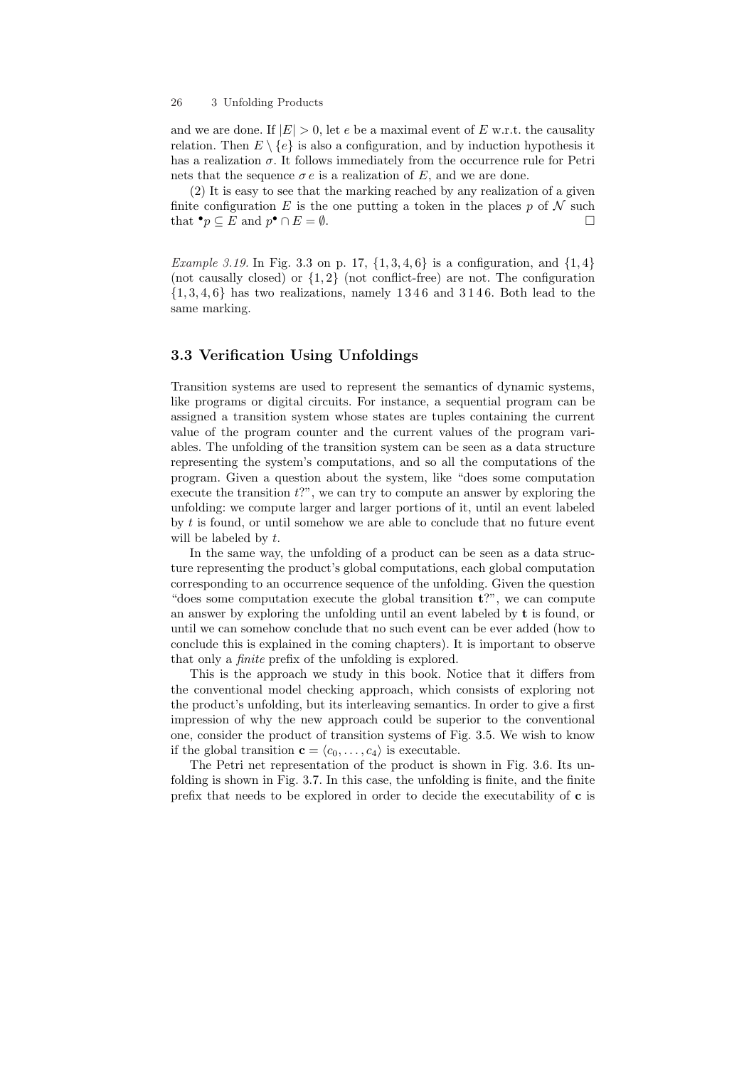and we are done. If $|E| > 0$, let $e$ be a maximal event of $E$ w.r.t. the causality relation. Then $E \setminus \{e\}$ is also a configuration, and by induction hypothesis it has a realization $\sigma$. It follows immediately from the occurrence rule for Petri nets that the sequence $\sigma\, e$ is a realization of $E$, and we are done.

(2) It is easy to see that the marking reached by any realization of a given finite configuration $E$ is the one putting a token in the places $p$ of $\mathcal{N}$ such that ${}^\bullet p \subseteq E$ and $p^\bullet \cap E = \emptyset$. □

*Example 3.19.* In Fig. 3.3 on p. 17, $\{1, 3, 4, 6\}$ is a configuration, and $\{1, 4\}$ (not causally closed) or $\{1, 2\}$ (not conflict-free) are not. The configuration $\{1, 3, 4, 6\}$ has two realizations, namely $1\,3\,4\,6$ and $3\,1\,4\,6$. Both lead to the same marking.

## 3.3 Verification Using Unfoldings

Transition systems are used to represent the semantics of dynamic systems, like programs or digital circuits. For instance, a sequential program can be assigned a transition system whose states are tuples containing the current value of the program counter and the current values of the program variables. The unfolding of the transition system can be seen as a data structure representing the system's computations, and so all the computations of the program. Given a question about the system, like "does some computation execute the transition $t$?", we can try to compute an answer by exploring the unfolding: we compute larger and larger portions of it, until an event labeled by $t$ is found, or until somehow we are able to conclude that no future event will be labeled by $t$.

In the same way, the unfolding of a product can be seen as a data structure representing the product's global computations, each global computation corresponding to an occurrence sequence of the unfolding. Given the question "does some computation execute the global transition $\mathbf{t}$?", we can compute an answer by exploring the unfolding until an event labeled by $\mathbf{t}$ is found, or until we can somehow conclude that no such event can be ever added (how to conclude this is explained in the coming chapters). It is important to observe that only a *finite* prefix of the unfolding is explored.

This is the approach we study in this book. Notice that it differs from the conventional model checking approach, which consists of exploring not the product's unfolding, but its interleaving semantics. In order to give a first impression of why the new approach could be superior to the conventional one, consider the product of transition systems of Fig. 3.5. We wish to know if the global transition $\mathbf{c} = \langle c_0, \ldots, c_4 \rangle$ is executable.

The Petri net representation of the product is shown in Fig. 3.6. Its unfolding is shown in Fig. 3.7. In this case, the unfolding is finite, and the finite prefix that needs to be explored in order to decide the executability of $\mathbf{c}$ is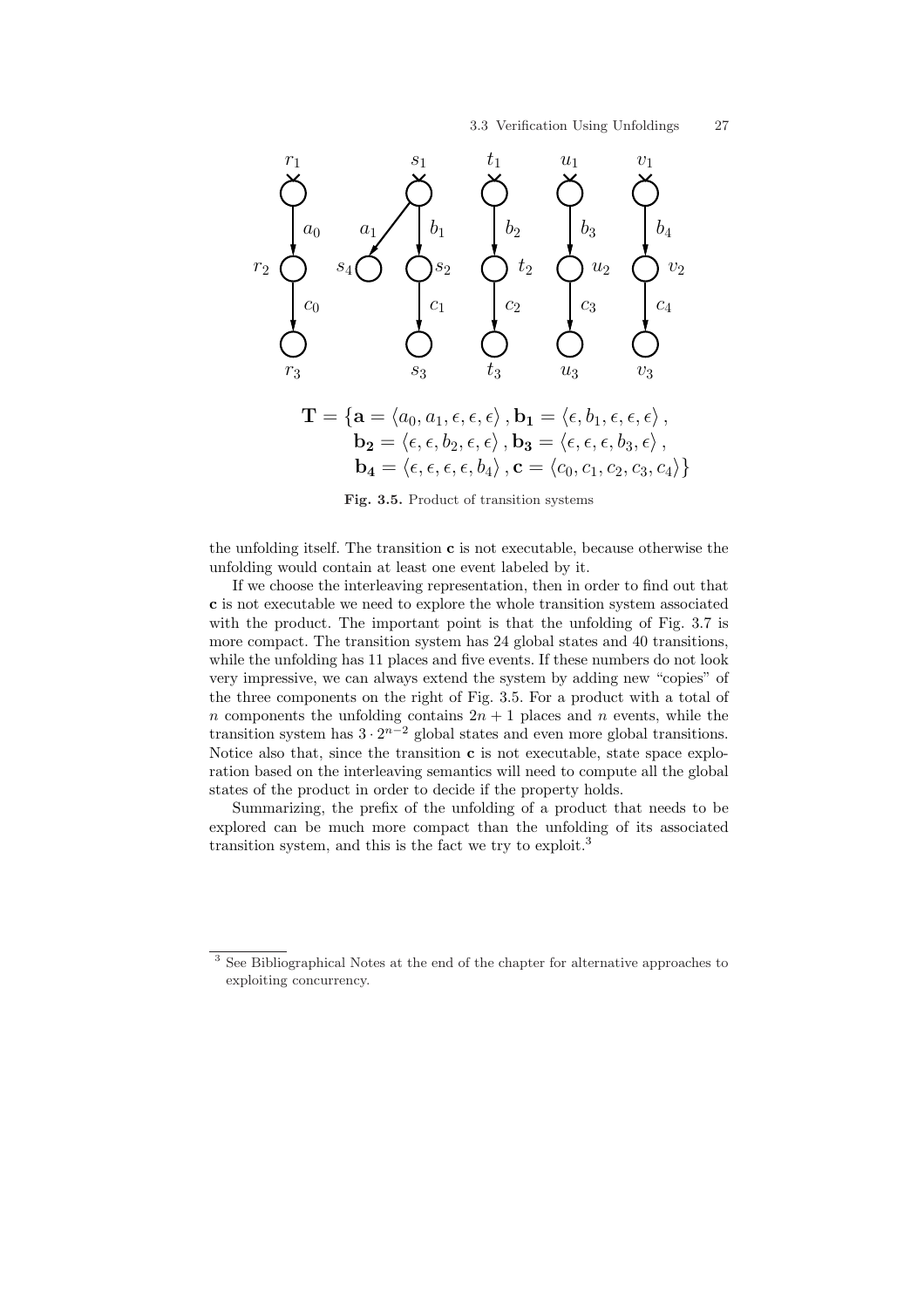$$\mathbf{T} = \{\mathbf{a} = \langle a_0, a_1, \epsilon, \epsilon, \epsilon \rangle, \mathbf{b_1} = \langle \epsilon, b_1, \epsilon, \epsilon, \epsilon \rangle,$$
$$\mathbf{b_2} = \langle \epsilon, \epsilon, b_2, \epsilon, \epsilon \rangle, \mathbf{b_3} = \langle \epsilon, \epsilon, \epsilon, b_3, \epsilon \rangle,$$
$$\mathbf{b_4} = \langle \epsilon, \epsilon, \epsilon, \epsilon, b_4 \rangle, \mathbf{c} = \langle c_0, c_1, c_2, c_3, c_4 \rangle\}$$

**Fig. 3.5.** Product of transition systems

the unfolding itself. The transition **c** is not executable, because otherwise the unfolding would contain at least one event labeled by it.

If we choose the interleaving representation, then in order to find out that **c** is not executable we need to explore the whole transition system associated with the product. The important point is that the unfolding of Fig. 3.7 is more compact. The transition system has 24 global states and 40 transitions, while the unfolding has 11 places and five events. If these numbers do not look very impressive, we can always extend the system by adding new "copies" of the three components on the right of Fig. 3.5. For a product with a total of $n$ components the unfolding contains $2n + 1$ places and $n$ events, while the transition system has $3 \cdot 2^{n-2}$ global states and even more global transitions. Notice also that, since the transition **c** is not executable, state space exploration based on the interleaving semantics will need to compute all the global states of the product in order to decide if the property holds.

Summarizing, the prefix of the unfolding of a product that needs to be explored can be much more compact than the unfolding of its associated transition system, and this is the fact we try to exploit.[3]

[3] See Bibliographical Notes at the end of the chapter for alternative approaches to exploiting concurrency.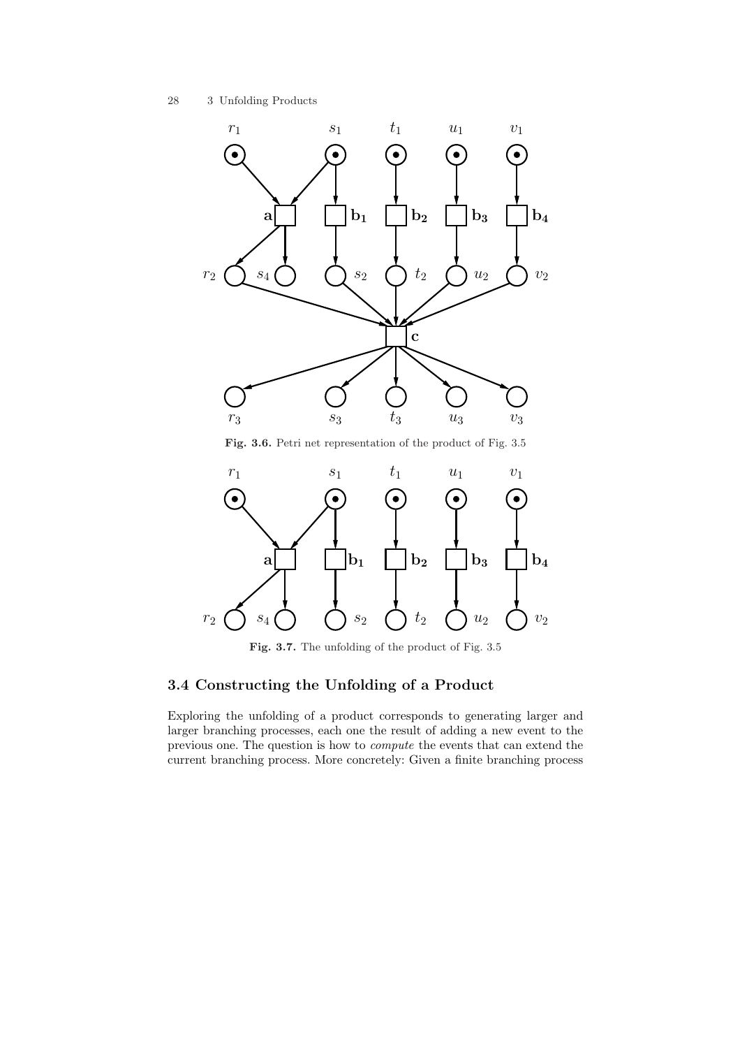**Fig. 3.6.** Petri net representation of the product of Fig. 3.5

**Fig. 3.7.** The unfolding of the product of Fig. 3.5

## 3.4 Constructing the Unfolding of a Product

Exploring the unfolding of a product corresponds to generating larger and larger branching processes, each one the result of adding a new event to the previous one. The question is how to *compute* the events that can extend the current branching process. More concretely: Given a finite branching process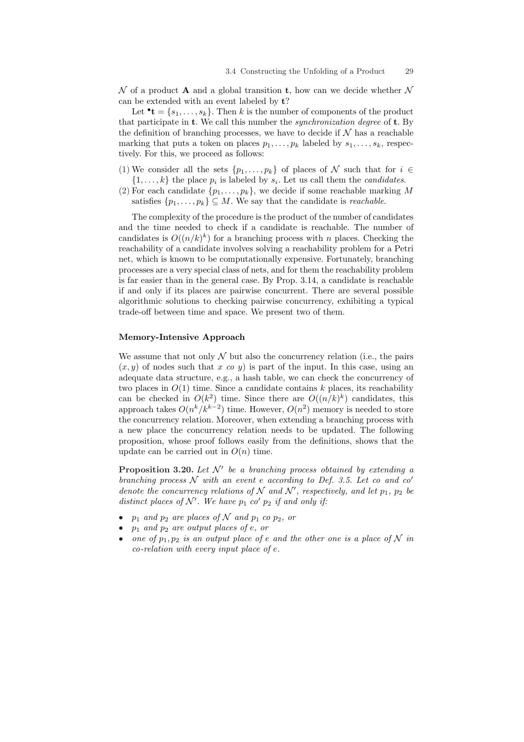$\mathcal{N}$ of a product $\mathbf{A}$ and a global transition $\mathbf{t}$, how can we decide whether $\mathcal{N}$ can be extended with an event labeled by $\mathbf{t}$?

Let ${}^\bullet\mathbf{t} = \{s_1, \ldots, s_k\}$. Then $k$ is the number of components of the product that participate in $\mathbf{t}$. We call this number the *synchronization degree* of $\mathbf{t}$. By the definition of branching processes, we have to decide if $\mathcal{N}$ has a reachable marking that puts a token on places $p_1, \ldots, p_k$ labeled by $s_1, \ldots, s_k$, respectively. For this, we proceed as follows:

(1) We consider all the sets $\{p_1, \ldots, p_k\}$ of places of $\mathcal{N}$ such that for $i \in \{1, \ldots, k\}$ the place $p_i$ is labeled by $s_i$. Let us call them the *candidates*.
(2) For each candidate $\{p_1, \ldots, p_k\}$, we decide if some reachable marking $M$ satisfies $\{p_1, \ldots, p_k\} \subseteq M$. We say that the candidate is *reachable*.

The complexity of the procedure is the product of the number of candidates and the time needed to check if a candidate is reachable. The number of candidates is $O((n/k)^k)$ for a branching process with $n$ places. Checking the reachability of a candidate involves solving a reachability problem for a Petri net, which is known to be computationally expensive. Fortunately, branching processes are a very special class of nets, and for them the reachability problem is far easier than in the general case. By Prop. 3.14, a candidate is reachable if and only if its places are pairwise concurrent. There are several possible algorithmic solutions to checking pairwise concurrency, exhibiting a typical trade-off between time and space. We present two of them.

### Memory-Intensive Approach

We assume that not only $\mathcal{N}$ but also the concurrency relation (i.e., the pairs $(x, y)$ of nodes such that $x$ *co* $y$) is part of the input. In this case, using an adequate data structure, e.g., a hash table, we can check the concurrency of two places in $O(1)$ time. Since a candidate contains $k$ places, its reachability can be checked in $O(k^2)$ time. Since there are $O((n/k)^k)$ candidates, this approach takes $O(n^k/k^{k-2})$ time. However, $O(n^2)$ memory is needed to store the concurrency relation. Moreover, when extending a branching process with a new place the concurrency relation needs to be updated. The following proposition, whose proof follows easily from the definitions, shows that the update can be carried out in $O(n)$ time.

**Proposition 3.20.** *Let $\mathcal{N}'$ be a branching process obtained by extending a branching process $\mathcal{N}$ with an event $e$ according to Def. 3.5. Let co and co′ denote the concurrency relations of $\mathcal{N}$ and $\mathcal{N}'$, respectively, and let $p_1$, $p_2$ be distinct places of $\mathcal{N}'$. We have $p_1$ co′ $p_2$ if and only if:*

- *$p_1$ and $p_2$ are places of $\mathcal{N}$ and $p_1$ co $p_2$, or*
- *$p_1$ and $p_2$ are output places of $e$, or*
- *one of $p_1, p_2$ is an output place of $e$ and the other one is a place of $\mathcal{N}$ in co-relation with every input place of $e$.*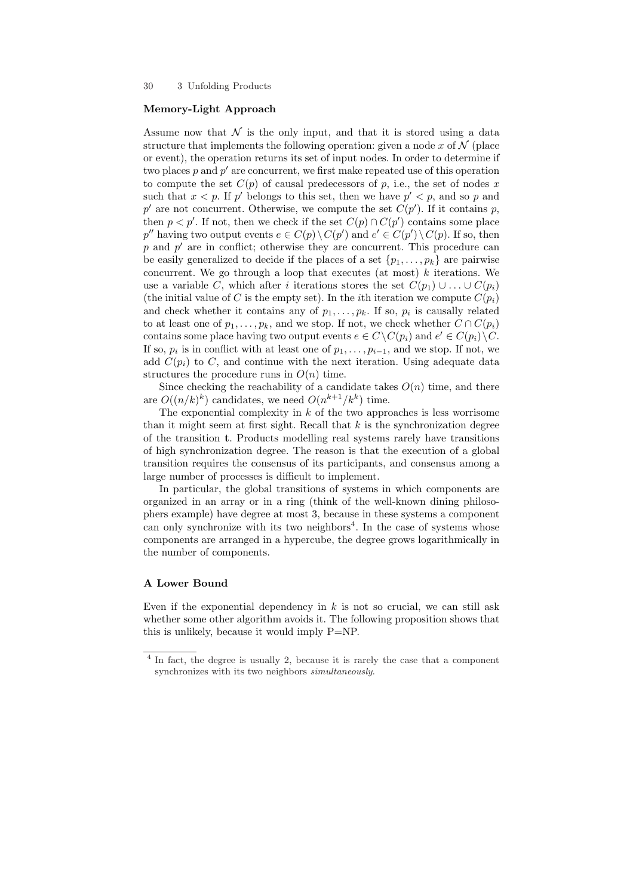### Memory-Light Approach

Assume now that $\mathcal{N}$ is the only input, and that it is stored using a data structure that implements the following operation: given a node $x$ of $\mathcal{N}$ (place or event), the operation returns its set of input nodes. In order to determine if two places $p$ and $p'$ are concurrent, we first make repeated use of this operation to compute the set $C(p)$ of causal predecessors of $p$, i.e., the set of nodes $x$ such that $x < p$. If $p'$ belongs to this set, then we have $p' < p$, and so $p$ and $p'$ are not concurrent. Otherwise, we compute the set $C(p')$. If it contains $p$, then $p < p'$. If not, then we check if the set $C(p) \cap C(p')$ contains some place $p''$ having two output events $e \in C(p) \setminus C(p')$ and $e' \in C(p') \setminus C(p)$. If so, then $p$ and $p'$ are in conflict; otherwise they are concurrent. This procedure can be easily generalized to decide if the places of a set $\{p_1, \ldots, p_k\}$ are pairwise concurrent. We go through a loop that executes (at most) $k$ iterations. We use a variable $C$, which after $i$ iterations stores the set $C(p_1) \cup \ldots \cup C(p_i)$ (the initial value of $C$ is the empty set). In the $i$th iteration we compute $C(p_i)$ and check whether it contains any of $p_1, \ldots, p_k$. If so, $p_i$ is causally related to at least one of $p_1, \ldots, p_k$, and we stop. If not, we check whether $C \cap C(p_i)$ contains some place having two output events $e \in C \setminus C(p_i)$ and $e' \in C(p_i) \setminus C$. If so, $p_i$ is in conflict with at least one of $p_1, \ldots, p_{i-1}$, and we stop. If not, we add $C(p_i)$ to $C$, and continue with the next iteration. Using adequate data structures the procedure runs in $O(n)$ time.

Since checking the reachability of a candidate takes $O(n)$ time, and there are $O((n/k)^k)$ candidates, we need $O(n^{k+1}/k^k)$ time.

The exponential complexity in $k$ of the two approaches is less worrisome than it might seem at first sight. Recall that $k$ is the synchronization degree of the transition $\mathbf{t}$. Products modelling real systems rarely have transitions of high synchronization degree. The reason is that the execution of a global transition requires the consensus of its participants, and consensus among a large number of processes is difficult to implement.

In particular, the global transitions of systems in which components are organized in an array or in a ring (think of the well-known dining philosophers example) have degree at most 3, because in these systems a component can only synchronize with its two neighbors[4]. In the case of systems whose components are arranged in a hypercube, the degree grows logarithmically in the number of components.

### A Lower Bound

Even if the exponential dependency in $k$ is not so crucial, we can still ask whether some other algorithm avoids it. The following proposition shows that this is unlikely, because it would imply P=NP.

---

[4] In fact, the degree is usually 2, because it is rarely the case that a component synchronizes with its two neighbors *simultaneously*.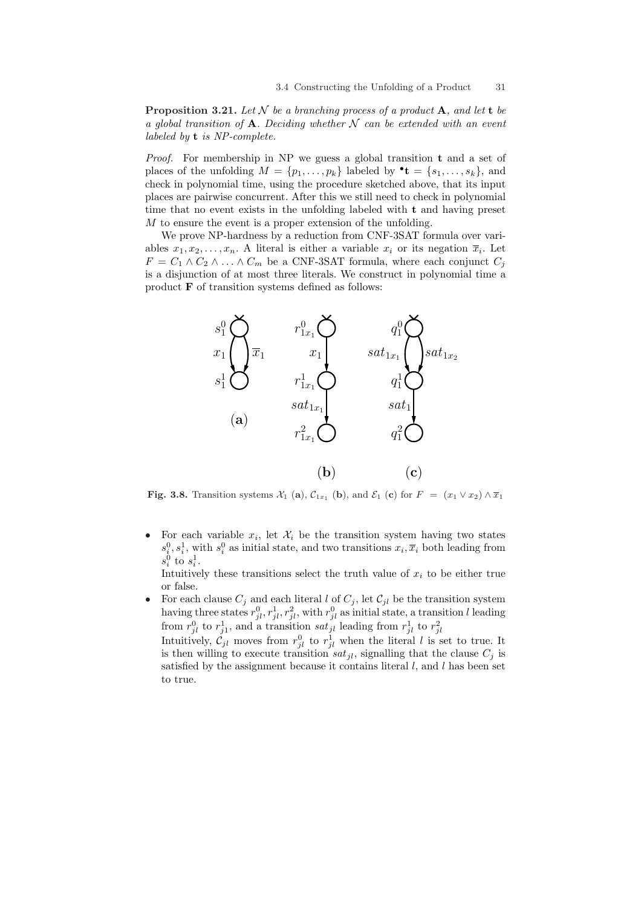**Proposition 3.21.** *Let $\mathcal{N}$ be a branching process of a product $\mathbf{A}$, and let $\mathbf{t}$ be a global transition of $\mathbf{A}$. Deciding whether $\mathcal{N}$ can be extended with an event labeled by $\mathbf{t}$ is NP-complete.*

*Proof.* For membership in NP we guess a global transition $\mathbf{t}$ and a set of places of the unfolding $M = \{p_1, \ldots, p_k\}$ labeled by ${}^\bullet\mathbf{t} = \{s_1, \ldots, s_k\}$, and check in polynomial time, using the procedure sketched above, that its input places are pairwise concurrent. After this we still need to check in polynomial time that no event exists in the unfolding labeled with $\mathbf{t}$ and having preset $M$ to ensure the event is a proper extension of the unfolding.

We prove NP-hardness by a reduction from CNF-3SAT formula over variables $x_1, x_2, \ldots, x_n$. A literal is either a variable $x_i$ or its negation $\overline{x}_i$. Let $F = C_1 \wedge C_2 \wedge \ldots \wedge C_m$ be a CNF-3SAT formula, where each conjunct $C_j$ is a disjunction of at most three literals. We construct in polynomial time a product $\mathbf{F}$ of transition systems defined as follows:

**Fig. 3.8.** Transition systems $\mathcal{X}_1$ (**a**), $\mathcal{C}_{1x_1}$ (**b**), and $\mathcal{E}_1$ (**c**) for $F = (x_1 \vee x_2) \wedge \overline{x}_1$

- For each variable $x_i$, let $\mathcal{X}_i$ be the transition system having two states $s_i^0, s_i^1$, with $s_i^0$ as initial state, and two transitions $x_i, \overline{x}_i$ both leading from $s_i^0$ to $s_i^1$.
  Intuitively these transitions select the truth value of $x_i$ to be either true or false.
- For each clause $C_j$ and each literal $l$ of $C_j$, let $\mathcal{C}_{jl}$ be the transition system having three states $r_{jl}^0, r_{jl}^1, r_{jl}^2$, with $r_{jl}^0$ as initial state, a transition $l$ leading from $r_{jl}^0$ to $r_{j1}^1$, and a transition $sat_{jl}$ leading from $r_{jl}^1$ to $r_{jl}^2$
  Intuitively, $\mathcal{C}_{jl}$ moves from $r_{jl}^0$ to $r_{jl}^1$ when the literal $l$ is set to true. It is then willing to execute transition $sat_{jl}$, signalling that the clause $C_j$ is satisfied by the assignment because it contains literal $l$, and $l$ has been set to true.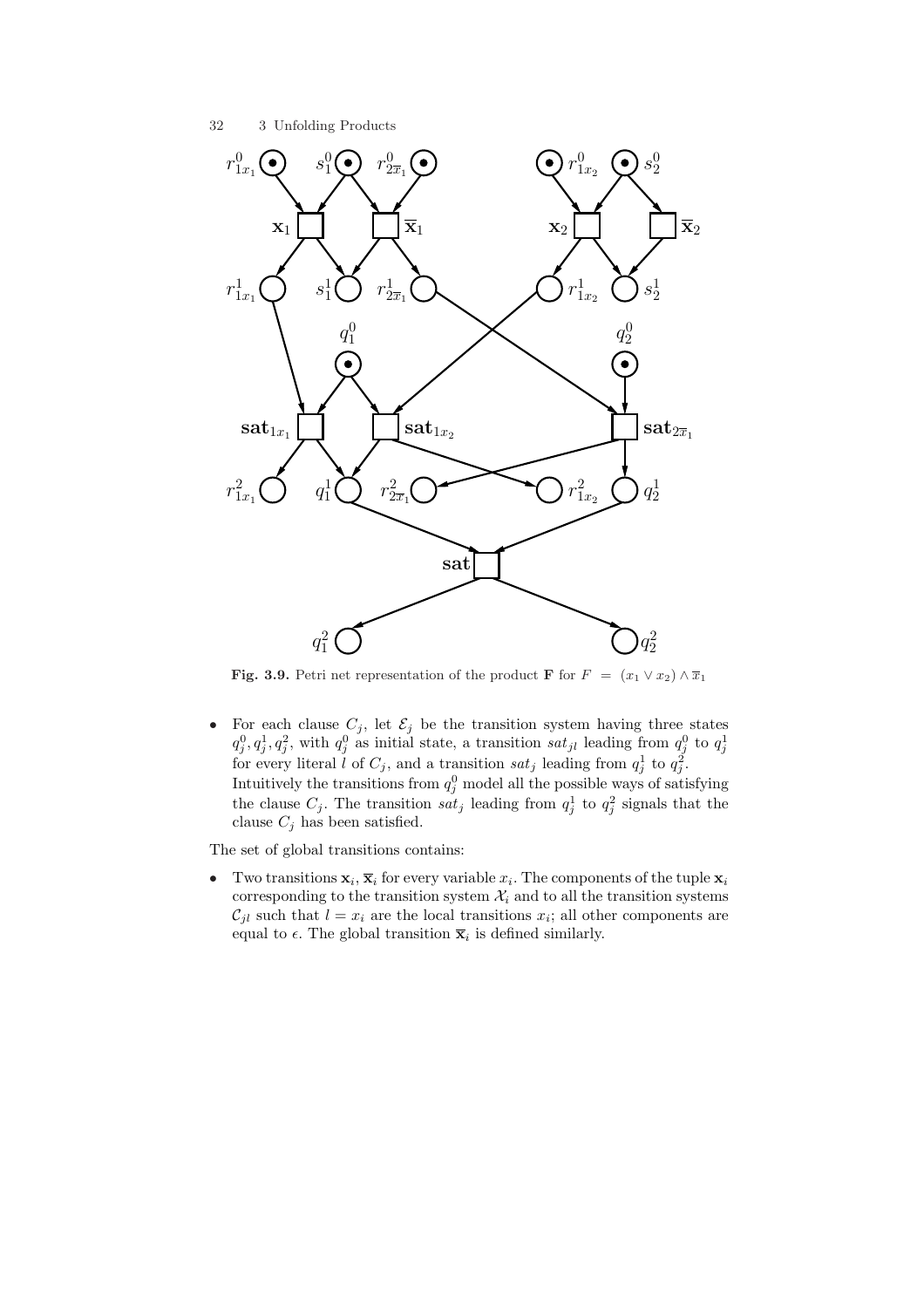**Fig. 3.9.** Petri net representation of the product $\mathbf{F}$ for $F = (x_1 \vee x_2) \wedge \overline{x}_1$

- For each clause $C_j$, let $\mathcal{E}_j$ be the transition system having three states $q_j^0, q_j^1, q_j^2$, with $q_j^0$ as initial state, a transition $sat_{jl}$ leading from $q_j^0$ to $q_j^1$ for every literal $l$ of $C_j$, and a transition $sat_j$ leading from $q_j^1$ to $q_j^2$.
  Intuitively the transitions from $q_j^0$ model all the possible ways of satisfying the clause $C_j$. The transition $sat_j$ leading from $q_j^1$ to $q_j^2$ signals that the clause $C_j$ has been satisfied.

The set of global transitions contains:

- Two transitions $\mathbf{x}_i, \overline{\mathbf{x}}_i$ for every variable $x_i$. The components of the tuple $\mathbf{x}_i$ corresponding to the transition system $\mathcal{X}_i$ and to all the transition systems $\mathcal{C}_{jl}$ such that $l = x_i$ are the local transitions $x_i$; all other components are equal to $\epsilon$. The global transition $\overline{\mathbf{x}}_i$ is defined similarly.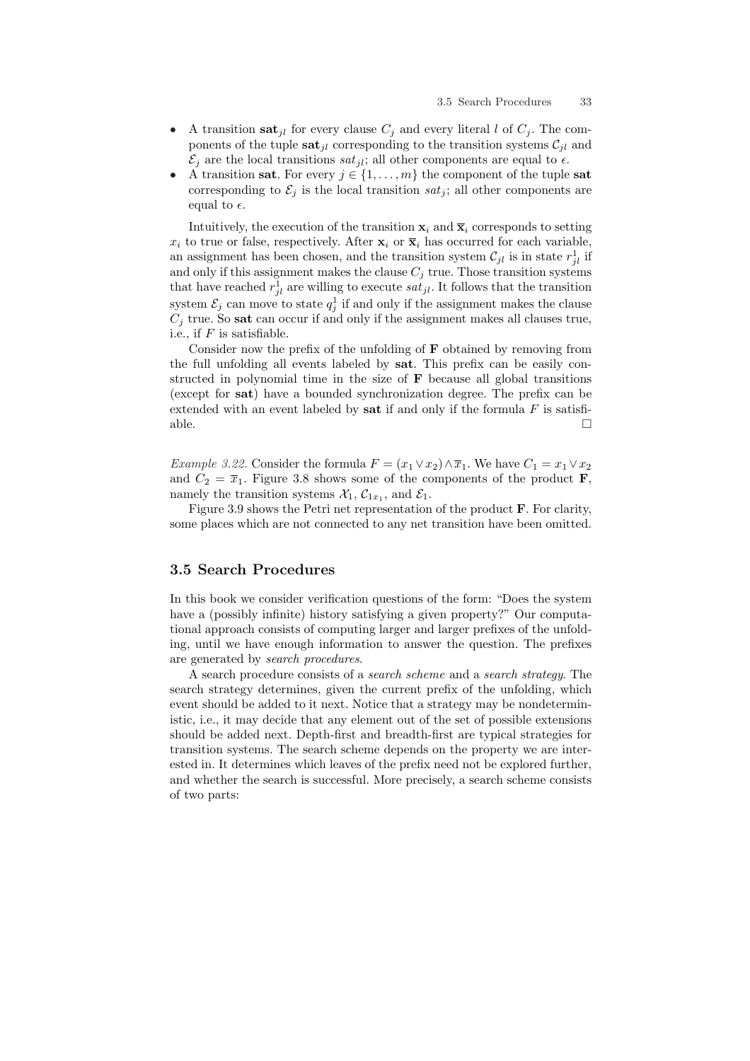- A transition $\mathbf{sat}_{jl}$ for every clause $C_j$ and every literal $l$ of $C_j$. The components of the tuple $\mathbf{sat}_{jl}$ corresponding to the transition systems $\mathcal{C}_{jl}$ and $\mathcal{E}_j$ are the local transitions $sat_{jl}$; all other components are equal to $\epsilon$.
- A transition $\mathbf{sat}$. For every $j \in \{1, \ldots, m\}$ the component of the tuple $\mathbf{sat}$ corresponding to $\mathcal{E}_j$ is the local transition $sat_j$; all other components are equal to $\epsilon$.

Intuitively, the execution of the transition $\mathbf{x}_i$ and $\overline{\mathbf{x}}_i$ corresponds to setting $x_i$ to true or false, respectively. After $\mathbf{x}_i$ or $\overline{\mathbf{x}}_i$ has occurred for each variable, an assignment has been chosen, and the transition system $\mathcal{C}_{jl}$ is in state $r^1_{jl}$ if and only if this assignment makes the clause $C_j$ true. Those transition systems that have reached $r^1_{jl}$ are willing to execute $sat_{jl}$. It follows that the transition system $\mathcal{E}_j$ can move to state $q^1_j$ if and only if the assignment makes the clause $C_j$ true. So $\mathbf{sat}$ can occur if and only if the assignment makes all clauses true, i.e., if $F$ is satisfiable.

Consider now the prefix of the unfolding of $\mathbf{F}$ obtained by removing from the full unfolding all events labeled by $\mathbf{sat}$. This prefix can be easily constructed in polynomial time in the size of $\mathbf{F}$ because all global transitions (except for $\mathbf{sat}$) have a bounded synchronization degree. The prefix can be extended with an event labeled by $\mathbf{sat}$ if and only if the formula $F$ is satisfiable. □

*Example 3.22.* Consider the formula $F = (x_1 \vee x_2) \wedge \overline{x}_1$. We have $C_1 = x_1 \vee x_2$ and $C_2 = \overline{x}_1$. Figure 3.8 shows some of the components of the product $\mathbf{F}$, namely the transition systems $\mathcal{X}_1$, $\mathcal{C}_{1x_1}$, and $\mathcal{E}_1$.

Figure 3.9 shows the Petri net representation of the product $\mathbf{F}$. For clarity, some places which are not connected to any net transition have been omitted.

## 3.5 Search Procedures

In this book we consider verification questions of the form: "Does the system have a (possibly infinite) history satisfying a given property?" Our computational approach consists of computing larger and larger prefixes of the unfolding, until we have enough information to answer the question. The prefixes are generated by *search procedures*.

A search procedure consists of a *search scheme* and a *search strategy*. The search strategy determines, given the current prefix of the unfolding, which event should be added to it next. Notice that a strategy may be nondeterministic, i.e., it may decide that any element out of the set of possible extensions should be added next. Depth-first and breadth-first are typical strategies for transition systems. The search scheme depends on the property we are interested in. It determines which leaves of the prefix need not be explored further, and whether the search is successful. More precisely, a search scheme consists of two parts: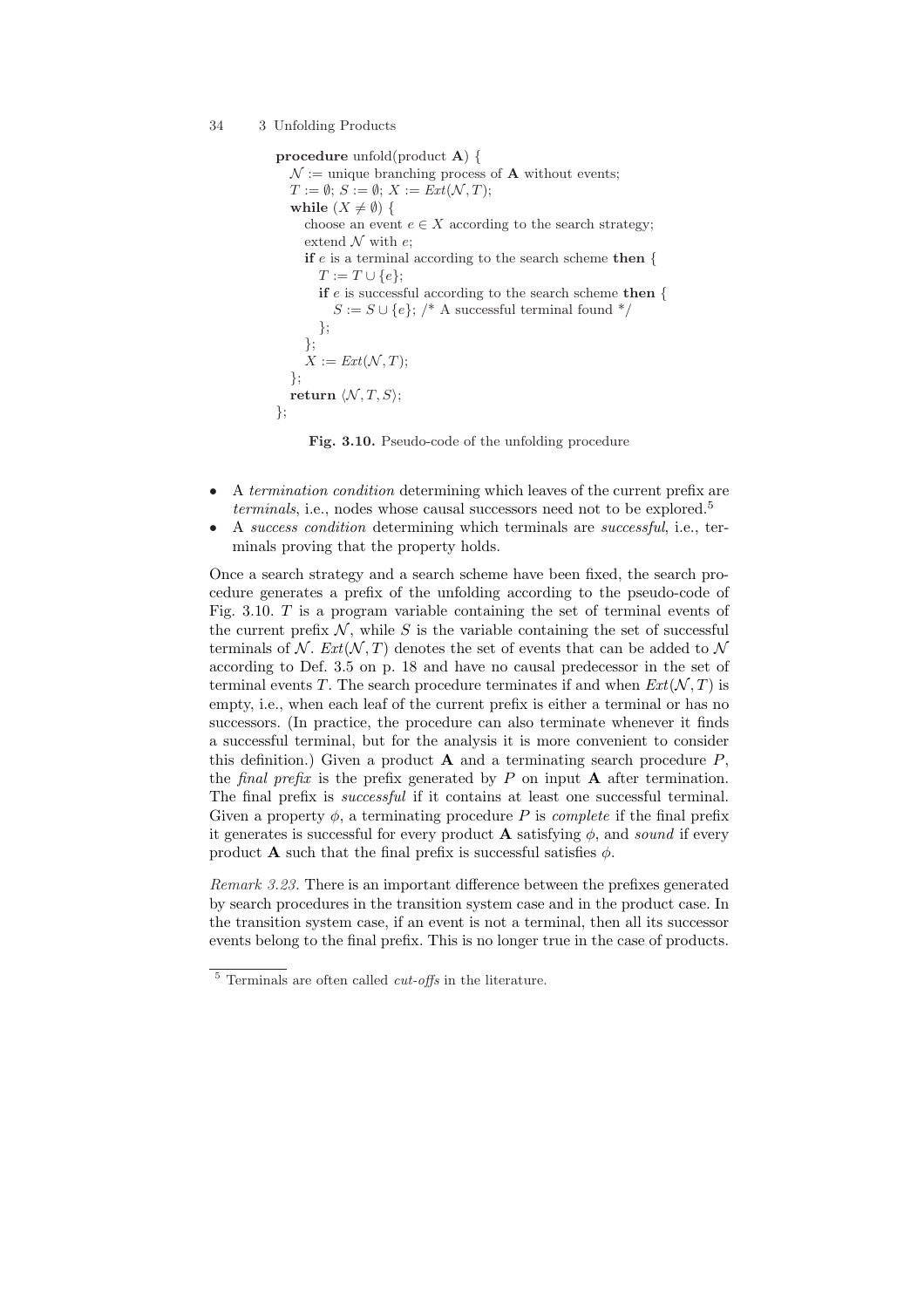```
procedure unfold(product A) {
  N := unique branching process of A without events;
  T := ∅; S := ∅; X := Ext(N, T);
  while (X ≠ ∅) {
    choose an event e ∈ X according to the search strategy;
    extend N with e;
    if e is a terminal according to the search scheme then {
      T := T ∪ {e};
      if e is successful according to the search scheme then {
        S := S ∪ {e}; /* A successful terminal found */
      };
    };
    X := Ext(N, T);
  };
  return ⟨N, T, S⟩;
};
```

**Fig. 3.10.** Pseudo-code of the unfolding procedure

- A *termination condition* determining which leaves of the current prefix are *terminals*, i.e., nodes whose causal successors need not to be explored.[5]
- A *success condition* determining which terminals are *successful*, i.e., terminals proving that the property holds.

Once a search strategy and a search scheme have been fixed, the search procedure generates a prefix of the unfolding according to the pseudo-code of Fig. 3.10. $T$ is a program variable containing the set of terminal events of the current prefix $\mathcal{N}$, while $S$ is the variable containing the set of successful terminals of $\mathcal{N}$. $Ext(\mathcal{N}, T)$ denotes the set of events that can be added to $\mathcal{N}$ according to Def. 3.5 on p. 18 and have no causal predecessor in the set of terminal events $T$. The search procedure terminates if and when $Ext(\mathcal{N}, T)$ is empty, i.e., when each leaf of the current prefix is either a terminal or has no successors. (In practice, the procedure can also terminate whenever it finds a successful terminal, but for the analysis it is more convenient to consider this definition.) Given a product $\mathbf{A}$ and a terminating search procedure $P$, the *final prefix* is the prefix generated by $P$ on input $\mathbf{A}$ after termination. The final prefix is *successful* if it contains at least one successful terminal. Given a property $\phi$, a terminating procedure $P$ is *complete* if the final prefix it generates is successful for every product $\mathbf{A}$ satisfying $\phi$, and *sound* if every product $\mathbf{A}$ such that the final prefix is successful satisfies $\phi$.

*Remark 3.23.* There is an important difference between the prefixes generated by search procedures in the transition system case and in the product case. In the transition system case, if an event is not a terminal, then all its successor events belong to the final prefix. This is no longer true in the case of products.

[5] Terminals are often called *cut-offs* in the literature.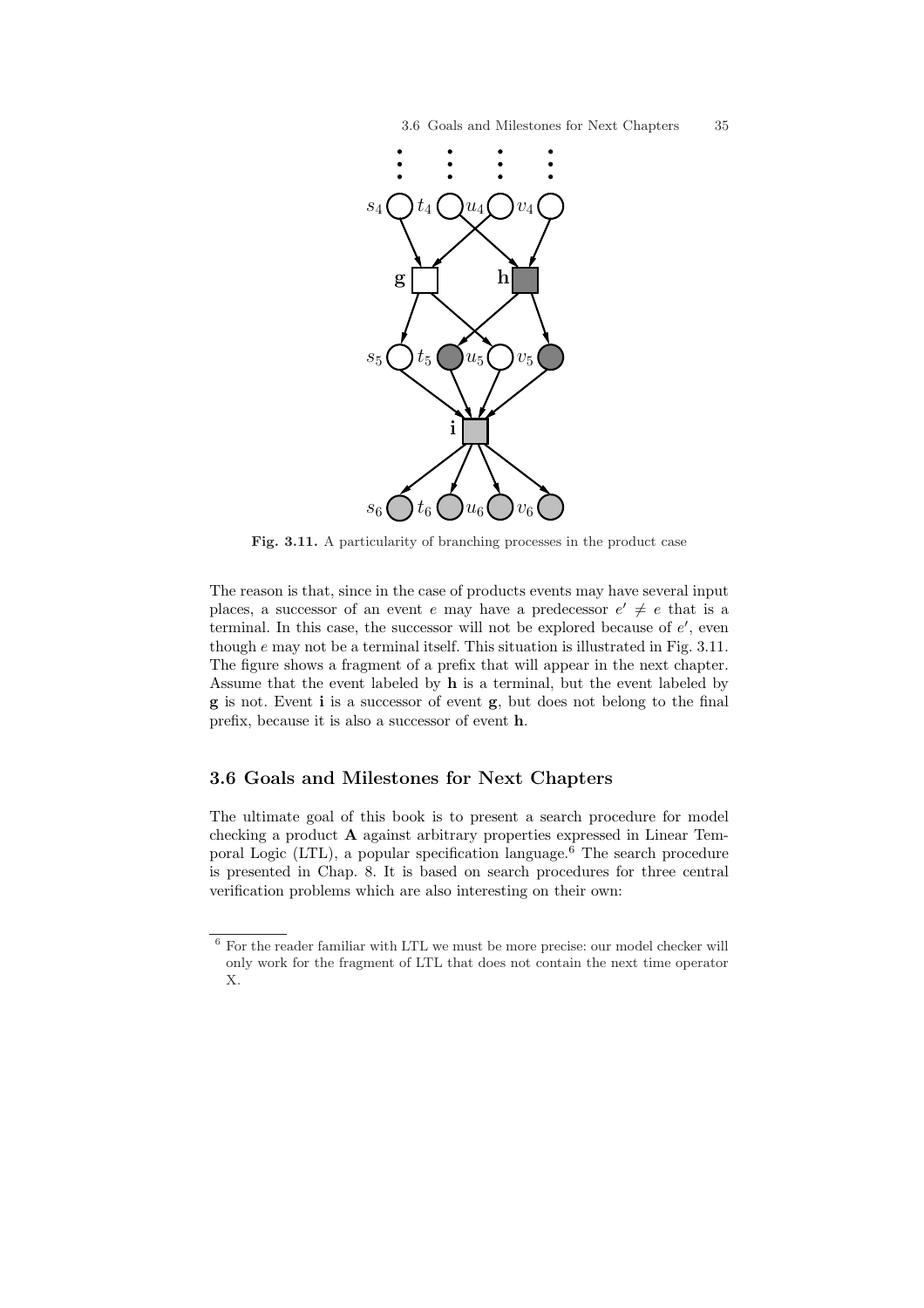Fig. 3.11. A particularity of branching processes in the product case

The reason is that, since in the case of products events may have several input places, a successor of an event $e$ may have a predecessor $e' \neq e$ that is a terminal. In this case, the successor will not be explored because of $e'$, even though $e$ may not be a terminal itself. This situation is illustrated in Fig. 3.11. The figure shows a fragment of a prefix that will appear in the next chapter. Assume that the event labeled by **h** is a terminal, but the event labeled by **g** is not. Event **i** is a successor of event **g**, but does not belong to the final prefix, because it is also a successor of event **h**.

## 3.6 Goals and Milestones for Next Chapters

The ultimate goal of this book is to present a search procedure for model checking a product **A** against arbitrary properties expressed in Linear Temporal Logic (LTL), a popular specification language.[6] The search procedure is presented in Chap. 8. It is based on search procedures for three central verification problems which are also interesting on their own:

[6] For the reader familiar with LTL we must be more precise: our model checker will only work for the fragment of LTL that does not contain the next time operator X.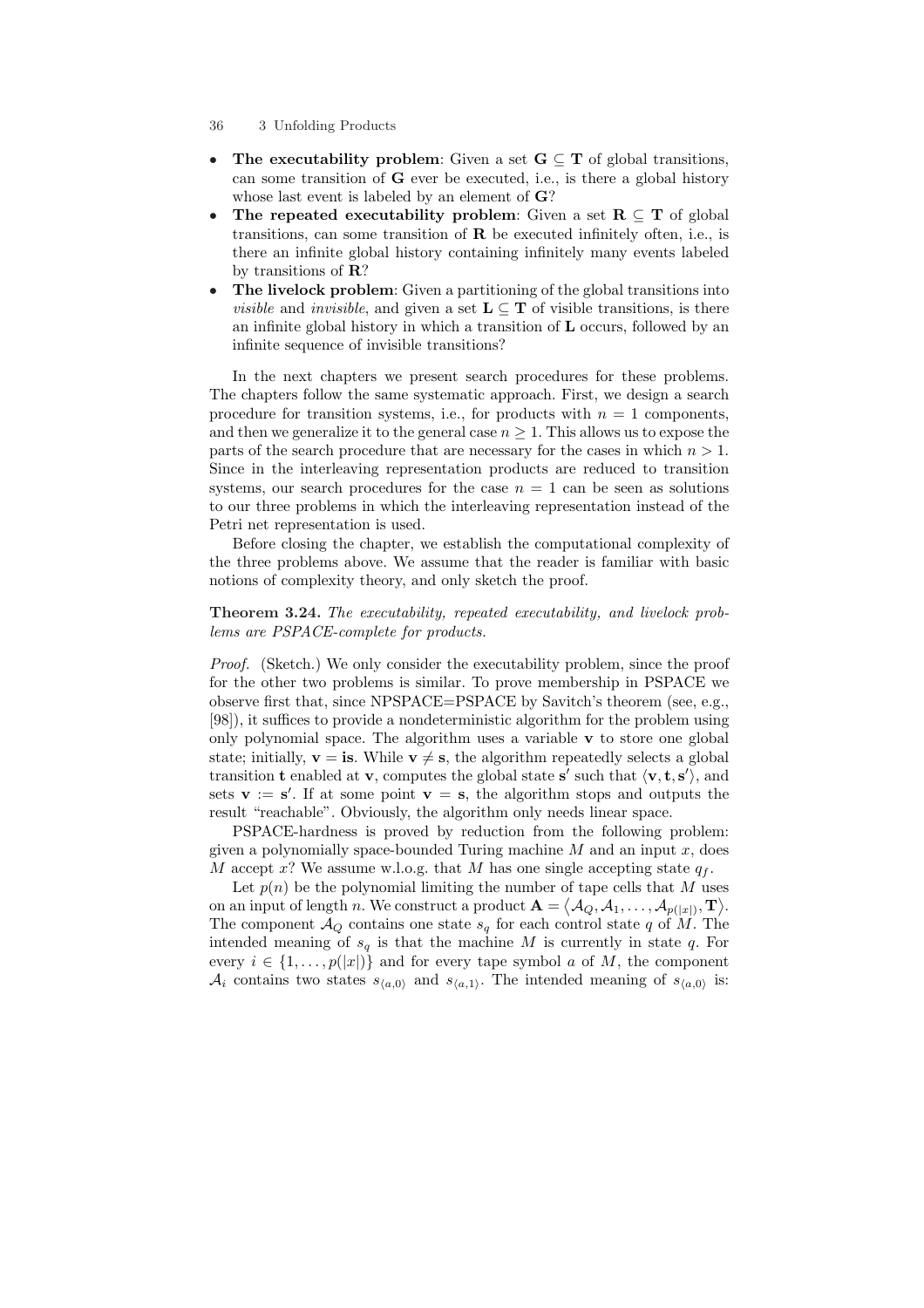- **The executability problem**: Given a set $\mathbf{G} \subseteq \mathbf{T}$ of global transitions, can some transition of $\mathbf{G}$ ever be executed, i.e., is there a global history whose last event is labeled by an element of $\mathbf{G}$?
- **The repeated executability problem**: Given a set $\mathbf{R} \subseteq \mathbf{T}$ of global transitions, can some transition of $\mathbf{R}$ be executed infinitely often, i.e., is there an infinite global history containing infinitely many events labeled by transitions of $\mathbf{R}$?
- **The livelock problem**: Given a partitioning of the global transitions into *visible* and *invisible*, and given a set $\mathbf{L} \subseteq \mathbf{T}$ of visible transitions, is there an infinite global history in which a transition of $\mathbf{L}$ occurs, followed by an infinite sequence of invisible transitions?

In the next chapters we present search procedures for these problems. The chapters follow the same systematic approach. First, we design a search procedure for transition systems, i.e., for products with $n = 1$ components, and then we generalize it to the general case $n \geq 1$. This allows us to expose the parts of the search procedure that are necessary for the cases in which $n > 1$. Since in the interleaving representation products are reduced to transition systems, our search procedures for the case $n = 1$ can be seen as solutions to our three problems in which the interleaving representation instead of the Petri net representation is used.

Before closing the chapter, we establish the computational complexity of the three problems above. We assume that the reader is familiar with basic notions of complexity theory, and only sketch the proof.

**Theorem 3.24.** *The executability, repeated executability, and livelock problems are PSPACE-complete for products.*

*Proof.* (Sketch.) We only consider the executability problem, since the proof for the other two problems is similar. To prove membership in PSPACE we observe first that, since NPSPACE=PSPACE by Savitch's theorem (see, e.g., [98]), it suffices to provide a nondeterministic algorithm for the problem using only polynomial space. The algorithm uses a variable $\mathbf{v}$ to store one global state; initially, $\mathbf{v} = \mathbf{is}$. While $\mathbf{v} \neq \mathbf{s}$, the algorithm repeatedly selects a global transition $\mathbf{t}$ enabled at $\mathbf{v}$, computes the global state $\mathbf{s}'$ such that $\langle \mathbf{v}, \mathbf{t}, \mathbf{s}' \rangle$, and sets $\mathbf{v} := \mathbf{s}'$. If at some point $\mathbf{v} = \mathbf{s}$, the algorithm stops and outputs the result "reachable". Obviously, the algorithm only needs linear space.

PSPACE-hardness is proved by reduction from the following problem: given a polynomially space-bounded Turing machine $M$ and an input $x$, does $M$ accept $x$? We assume w.l.o.g. that $M$ has one single accepting state $q_f$.

Let $p(n)$ be the polynomial limiting the number of tape cells that $M$ uses on an input of length $n$. We construct a product $\mathbf{A} = \langle \mathcal{A}_Q, \mathcal{A}_1, \ldots, \mathcal{A}_{p(|x|)}, \mathbf{T} \rangle$. The component $\mathcal{A}_Q$ contains one state $s_q$ for each control state $q$ of $M$. The intended meaning of $s_q$ is that the machine $M$ is currently in state $q$. For every $i \in \{1, \ldots, p(|x|)\}$ and for every tape symbol $a$ of $M$, the component $\mathcal{A}_i$ contains two states $s_{\langle a,0 \rangle}$ and $s_{\langle a,1 \rangle}$. The intended meaning of $s_{\langle a,0 \rangle}$ is: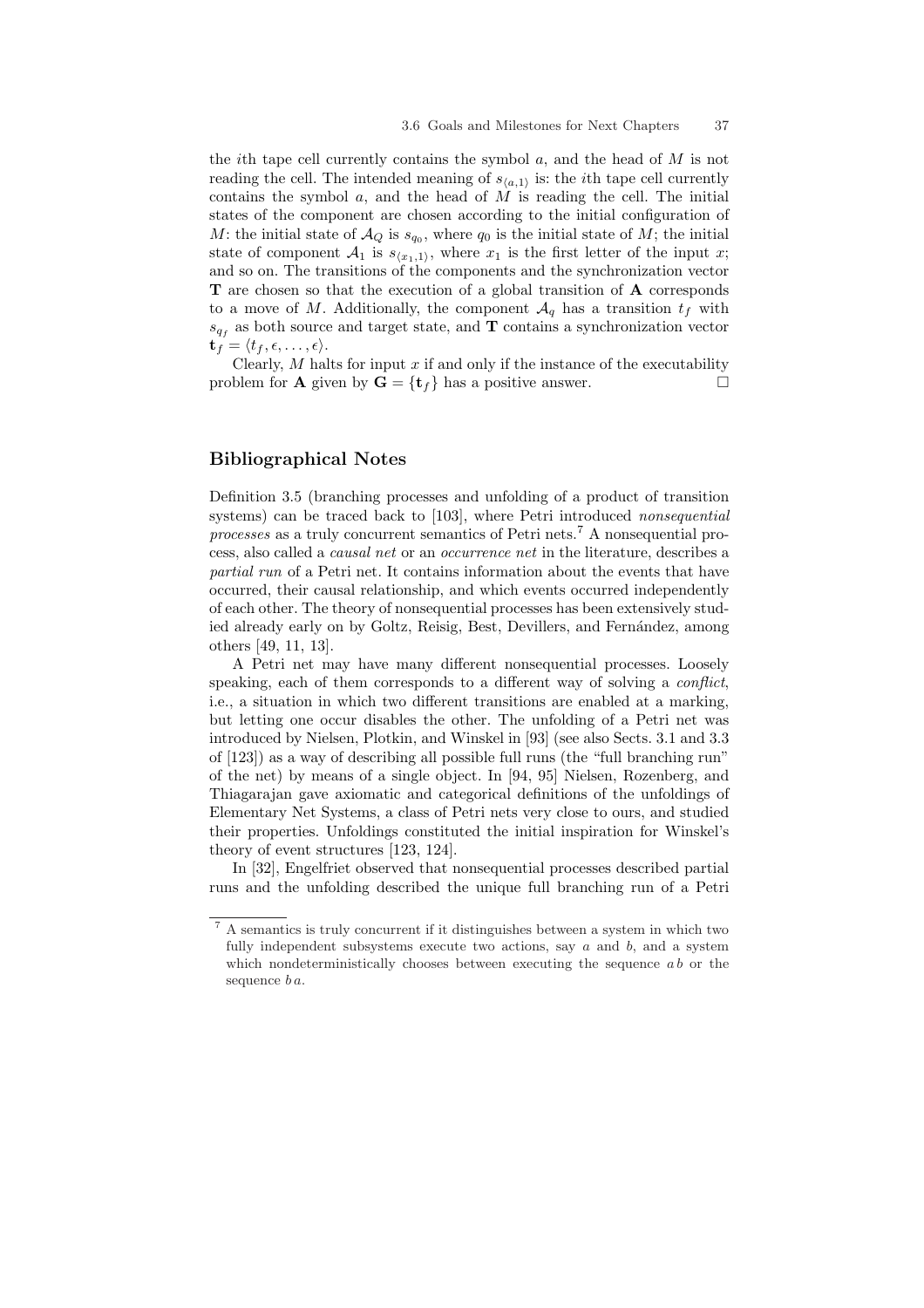the $i$th tape cell currently contains the symbol $a$, and the head of $M$ is not reading the cell. The intended meaning of $s_{\langle a,1 \rangle}$ is: the $i$th tape cell currently contains the symbol $a$, and the head of $M$ is reading the cell. The initial states of the component are chosen according to the initial configuration of $M$: the initial state of $\mathcal{A}_Q$ is $s_{q_0}$, where $q_0$ is the initial state of $M$; the initial state of component $\mathcal{A}_1$ is $s_{\langle x_1,1 \rangle}$, where $x_1$ is the first letter of the input $x$; and so on. The transitions of the components and the synchronization vector $\mathbf{T}$ are chosen so that the execution of a global transition of $\mathbf{A}$ corresponds to a move of $M$. Additionally, the component $\mathcal{A}_q$ has a transition $t_f$ with $s_{q_f}$ as both source and target state, and $\mathbf{T}$ contains a synchronization vector $\mathbf{t}_f = \langle t_f, \epsilon, \ldots, \epsilon \rangle$.

Clearly, $M$ halts for input $x$ if and only if the instance of the executability problem for $\mathbf{A}$ given by $\mathbf{G} = \{\mathbf{t}_f\}$ has a positive answer. □

## Bibliographical Notes

Definition 3.5 (branching processes and unfolding of a product of transition systems) can be traced back to [103], where Petri introduced *nonsequential processes* as a truly concurrent semantics of Petri nets.[7] A nonsequential process, also called a *causal net* or an *occurrence net* in the literature, describes a *partial run* of a Petri net. It contains information about the events that have occurred, their causal relationship, and which events occurred independently of each other. The theory of nonsequential processes has been extensively studied already early on by Goltz, Reisig, Best, Devillers, and Fernández, among others [49, 11, 13].

A Petri net may have many different nonsequential processes. Loosely speaking, each of them corresponds to a different way of solving a *conflict*, i.e., a situation in which two different transitions are enabled at a marking, but letting one occur disables the other. The unfolding of a Petri net was introduced by Nielsen, Plotkin, and Winskel in [93] (see also Sects. 3.1 and 3.3 of [123]) as a way of describing all possible full runs (the "full branching run" of the net) by means of a single object. In [94, 95] Nielsen, Rozenberg, and Thiagarajan gave axiomatic and categorical definitions of the unfoldings of Elementary Net Systems, a class of Petri nets very close to ours, and studied their properties. Unfoldings constituted the initial inspiration for Winskel's theory of event structures [123, 124].

In [32], Engelfriet observed that nonsequential processes described partial runs and the unfolding described the unique full branching run of a Petri

[7] A semantics is truly concurrent if it distinguishes between a system in which two fully independent subsystems execute two actions, say $a$ and $b$, and a system which nondeterministically chooses between executing the sequence $a\,b$ or the sequence $b\,a$.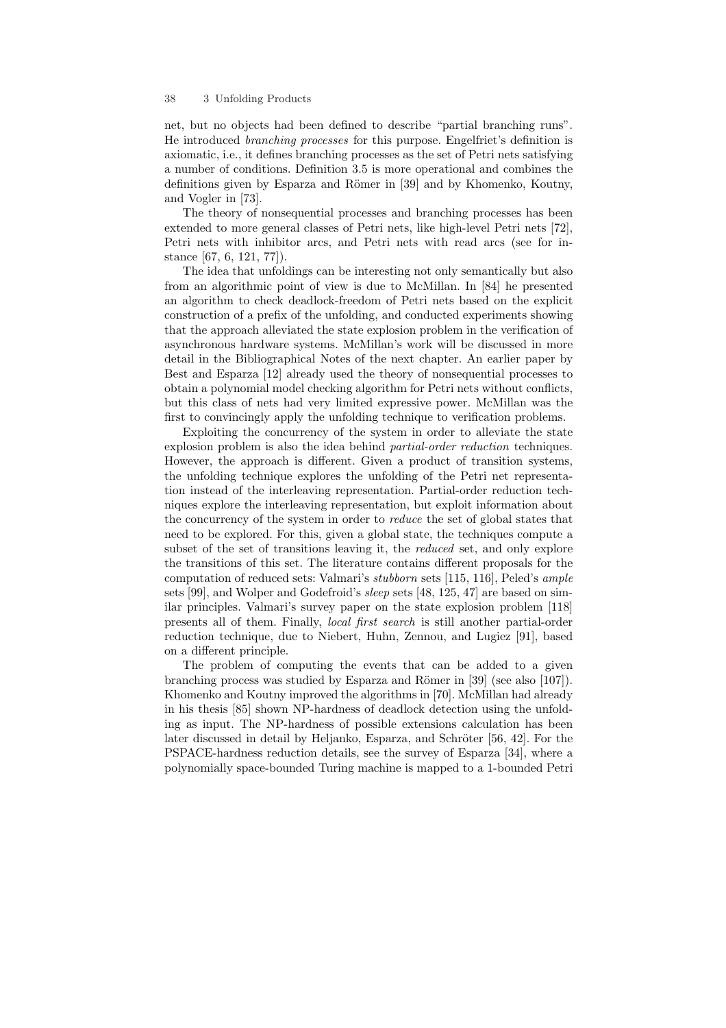net, but no objects had been defined to describe "partial branching runs". He introduced *branching processes* for this purpose. Engelfriet's definition is axiomatic, i.e., it defines branching processes as the set of Petri nets satisfying a number of conditions. Definition 3.5 is more operational and combines the definitions given by Esparza and Römer in [39] and by Khomenko, Koutny, and Vogler in [73].

The theory of nonsequential processes and branching processes has been extended to more general classes of Petri nets, like high-level Petri nets [72], Petri nets with inhibitor arcs, and Petri nets with read arcs (see for instance [67, 6, 121, 77]).

The idea that unfoldings can be interesting not only semantically but also from an algorithmic point of view is due to McMillan. In [84] he presented an algorithm to check deadlock-freedom of Petri nets based on the explicit construction of a prefix of the unfolding, and conducted experiments showing that the approach alleviated the state explosion problem in the verification of asynchronous hardware systems. McMillan's work will be discussed in more detail in the Bibliographical Notes of the next chapter. An earlier paper by Best and Esparza [12] already used the theory of nonsequential processes to obtain a polynomial model checking algorithm for Petri nets without conflicts, but this class of nets had very limited expressive power. McMillan was the first to convincingly apply the unfolding technique to verification problems.

Exploiting the concurrency of the system in order to alleviate the state explosion problem is also the idea behind *partial-order reduction* techniques. However, the approach is different. Given a product of transition systems, the unfolding technique explores the unfolding of the Petri net representation instead of the interleaving representation. Partial-order reduction techniques explore the interleaving representation, but exploit information about the concurrency of the system in order to *reduce* the set of global states that need to be explored. For this, given a global state, the techniques compute a subset of the set of transitions leaving it, the *reduced* set, and only explore the transitions of this set. The literature contains different proposals for the computation of reduced sets: Valmari's *stubborn* sets [115, 116], Peled's *ample* sets [99], and Wolper and Godefroid's *sleep* sets [48, 125, 47] are based on similar principles. Valmari's survey paper on the state explosion problem [118] presents all of them. Finally, *local first search* is still another partial-order reduction technique, due to Niebert, Huhn, Zennou, and Lugiez [91], based on a different principle.

The problem of computing the events that can be added to a given branching process was studied by Esparza and Römer in [39] (see also [107]). Khomenko and Koutny improved the algorithms in [70]. McMillan had already in his thesis [85] shown NP-hardness of deadlock detection using the unfolding as input. The NP-hardness of possible extensions calculation has been later discussed in detail by Heljanko, Esparza, and Schröter [56, 42]. For the PSPACE-hardness reduction details, see the survey of Esparza [34], where a polynomially space-bounded Turing machine is mapped to a 1-bounded Petri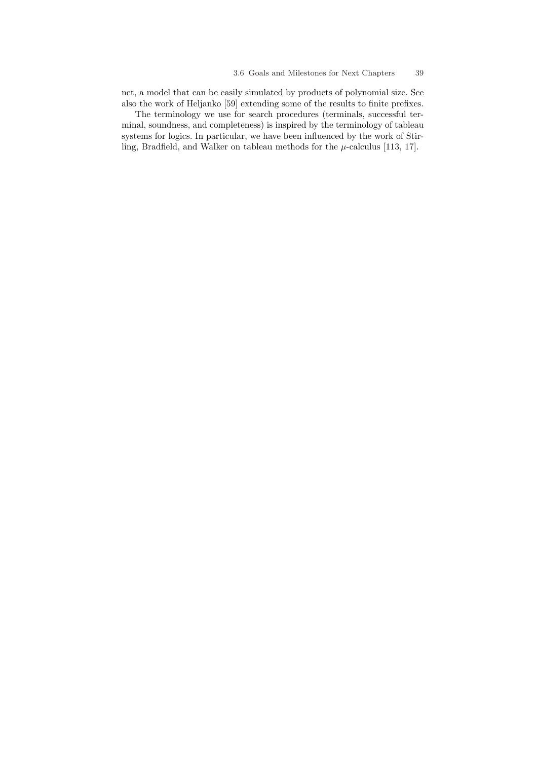net, a model that can be easily simulated by products of polynomial size. See also the work of Heljanko [59] extending some of the results to finite prefixes.

The terminology we use for search procedures (terminals, successful terminal, soundness, and completeness) is inspired by the terminology of tableau systems for logics. In particular, we have been influenced by the work of Stirling, Bradfield, and Walker on tableau methods for the $\mu$-calculus [113, 17].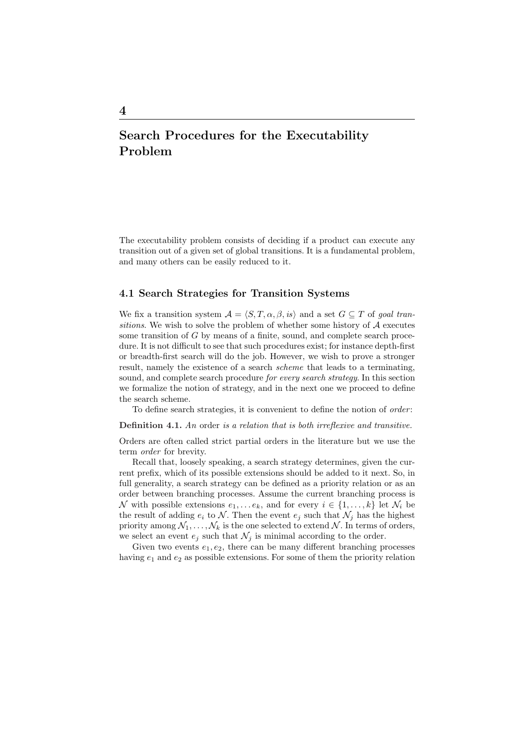// 4

# Search Procedures for the Executability Problem

The executability problem consists of deciding if a product can execute any transition out of a given set of global transitions. It is a fundamental problem, and many others can be easily reduced to it.

## 4.1 Search Strategies for Transition Systems

We fix a transition system $\mathcal{A} = \langle S, T, \alpha, \beta, is \rangle$ and a set $G \subseteq T$ of *goal transitions*. We wish to solve the problem of whether some history of $\mathcal{A}$ executes some transition of $G$ by means of a finite, sound, and complete search procedure. It is not difficult to see that such procedures exist; for instance depth-first or breadth-first search will do the job. However, we wish to prove a stronger result, namely the existence of a search *scheme* that leads to a terminating, sound, and complete search procedure *for every search strategy*. In this section we formalize the notion of strategy, and in the next one we proceed to define the search scheme.

To define search strategies, it is convenient to define the notion of *order*:

**Definition 4.1.** *An* order *is a relation that is both irreflexive and transitive.*

Orders are often called strict partial orders in the literature but we use the term *order* for brevity.

Recall that, loosely speaking, a search strategy determines, given the current prefix, which of its possible extensions should be added to it next. So, in full generality, a search strategy can be defined as a priority relation or as an order between branching processes. Assume the current branching process is $\mathcal{N}$ with possible extensions $e_1, \ldots e_k$, and for every $i \in \{1, \ldots, k\}$ let $\mathcal{N}_i$ be the result of adding $e_i$ to $\mathcal{N}$. Then the event $e_j$ such that $\mathcal{N}_j$ has the highest priority among $\mathcal{N}_1, \ldots, \mathcal{N}_k$ is the one selected to extend $\mathcal{N}$. In terms of orders, we select an event $e_j$ such that $\mathcal{N}_j$ is minimal according to the order.

Given two events $e_1, e_2$, there can be many different branching processes having $e_1$ and $e_2$ as possible extensions. For some of them the priority relation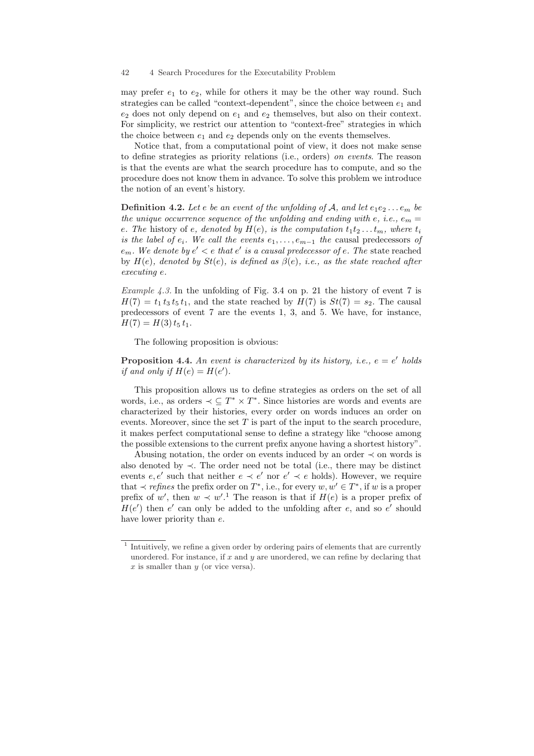may prefer $e_1$ to $e_2$, while for others it may be the other way round. Such strategies can be called "context-dependent", since the choice between $e_1$ and $e_2$ does not only depend on $e_1$ and $e_2$ themselves, but also on their context. For simplicity, we restrict our attention to "context-free" strategies in which the choice between $e_1$ and $e_2$ depends only on the events themselves.

Notice that, from a computational point of view, it does not make sense to define strategies as priority relations (i.e., orders) *on events*. The reason is that the events are what the search procedure has to compute, and so the procedure does not know them in advance. To solve this problem we introduce the notion of an event's history.

**Definition 4.2.** *Let $e$ be an event of the unfolding of $\mathcal{A}$, and let $e_1 e_2 \ldots e_m$ be the unique occurrence sequence of the unfolding and ending with $e$, i.e., $e_m = e$. The* history *of $e$, denoted by $H(e)$, is the computation $t_1 t_2 \ldots t_m$, where $t_i$ is the label of $e_i$. We call the events $e_1, \ldots, e_{m-1}$ the* causal predecessors *of $e_m$. We denote by $e' < e$ that $e'$ is a causal predecessor of $e$. The* state reached *by $H(e)$, denoted by $St(e)$, is defined as $\beta(e)$, i.e., as the state reached after executing $e$.*

*Example 4.3.* In the unfolding of Fig. 3.4 on p. 21 the history of event 7 is $H(7) = t_1\, t_3\, t_5\, t_1$, and the state reached by $H(7)$ is $St(7) = s_2$. The causal predecessors of event 7 are the events 1, 3, and 5. We have, for instance, $H(7) = H(3)\, t_5\, t_1$.

The following proposition is obvious:

**Proposition 4.4.** *An event is characterized by its history, i.e., $e = e'$ holds if and only if $H(e) = H(e')$.*

This proposition allows us to define strategies as orders on the set of all words, i.e., as orders $\prec\, \subseteq T^* \times T^*$. Since histories are words and events are characterized by their histories, every order on words induces an order on events. Moreover, since the set $T$ is part of the input to the search procedure, it makes perfect computational sense to define a strategy like "choose among the possible extensions to the current prefix anyone having a shortest history".

Abusing notation, the order on events induced by an order $\prec$ on words is also denoted by $\prec$. The order need not be total (i.e., there may be distinct events $e, e'$ such that neither $e \prec e'$ nor $e' \prec e$ holds). However, we require that $\prec$ *refines* the prefix order on $T^*$, i.e., for every $w, w' \in T^*$, if $w$ is a proper prefix of $w'$, then $w \prec w'$.[1] The reason is that if $H(e)$ is a proper prefix of $H(e')$ then $e'$ can only be added to the unfolding after $e$, and so $e'$ should have lower priority than $e$.

---

[1] Intuitively, we refine a given order by ordering pairs of elements that are currently unordered. For instance, if $x$ and $y$ are unordered, we can refine by declaring that $x$ is smaller than $y$ (or vice versa).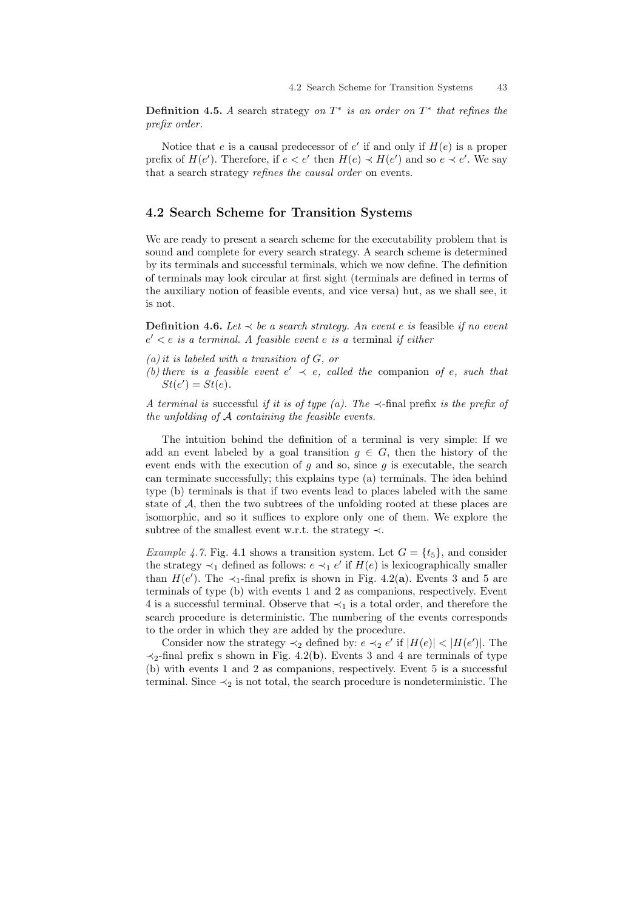**Definition 4.5.** *A* search strategy *on $T^*$ is an order on $T^*$ that refines the prefix order.*

Notice that $e$ is a causal predecessor of $e'$ if and only if $H(e)$ is a proper prefix of $H(e')$. Therefore, if $e < e'$ then $H(e) \prec H(e')$ and so $e \prec e'$. We say that a search strategy *refines the causal order* on events.

## 4.2 Search Scheme for Transition Systems

We are ready to present a search scheme for the executability problem that is sound and complete for every search strategy. A search scheme is determined by its terminals and successful terminals, which we now define. The definition of terminals may look circular at first sight (terminals are defined in terms of the auxiliary notion of feasible events, and vice versa) but, as we shall see, it is not.

**Definition 4.6.** *Let $\prec$ be a search strategy. An event $e$ is* feasible *if no event $e' < e$ is a terminal. A feasible event $e$ is a* terminal *if either*

*(a) it is labeled with a transition of $G$, or*
*(b) there is a feasible event $e' \prec e$, called the* companion *of $e$, such that $St(e') = St(e)$.*

*A terminal is* successful *if it is of type (a). The $\prec$-final* prefix *is the prefix of the unfolding of $\mathcal{A}$ containing the feasible events.*

The intuition behind the definition of a terminal is very simple: If we add an event labeled by a goal transition $g \in G$, then the history of the event ends with the execution of $g$ and so, since $g$ is executable, the search can terminate successfully; this explains type (a) terminals. The idea behind type (b) terminals is that if two events lead to places labeled with the same state of $\mathcal{A}$, then the two subtrees of the unfolding rooted at these places are isomorphic, and so it suffices to explore only one of them. We explore the subtree of the smallest event w.r.t. the strategy $\prec$.

*Example 4.7.* Fig. 4.1 shows a transition system. Let $G = \{t_5\}$, and consider the strategy $\prec_1$ defined as follows: $e \prec_1 e'$ if $H(e)$ is lexicographically smaller than $H(e')$. The $\prec_1$-final prefix is shown in Fig. 4.2(**a**). Events 3 and 5 are terminals of type (b) with events 1 and 2 as companions, respectively. Event 4 is a successful terminal. Observe that $\prec_1$ is a total order, and therefore the search procedure is deterministic. The numbering of the events corresponds to the order in which they are added by the procedure.

Consider now the strategy $\prec_2$ defined by: $e \prec_2 e'$ if $|H(e)| < |H(e')|$. The $\prec_2$-final prefix s shown in Fig. 4.2(**b**). Events 3 and 4 are terminals of type (b) with events 1 and 2 as companions, respectively. Event 5 is a successful terminal. Since $\prec_2$ is not total, the search procedure is nondeterministic. The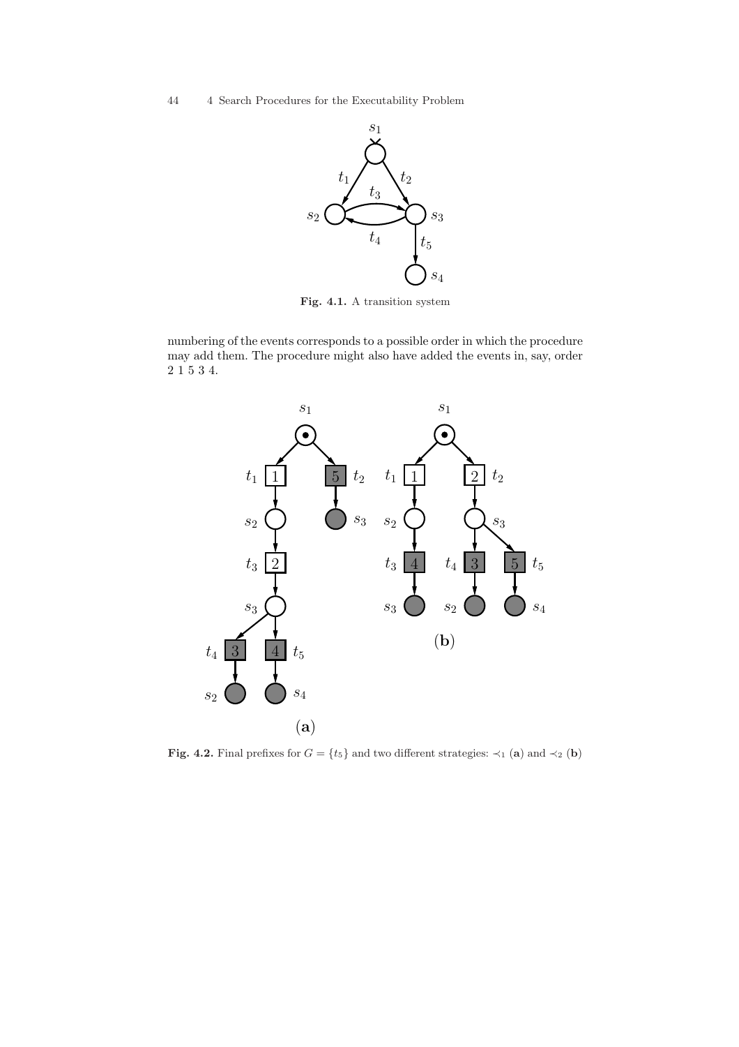**Fig. 4.1.** A transition system

numbering of the events corresponds to a possible order in which the procedure may add them. The procedure might also have added the events in, say, order 2 1 5 3 4.

**Fig. 4.2.** Final prefixes for $G = \{t_5\}$ and two different strategies: $\prec_1$ (**a**) and $\prec_2$ (**b**)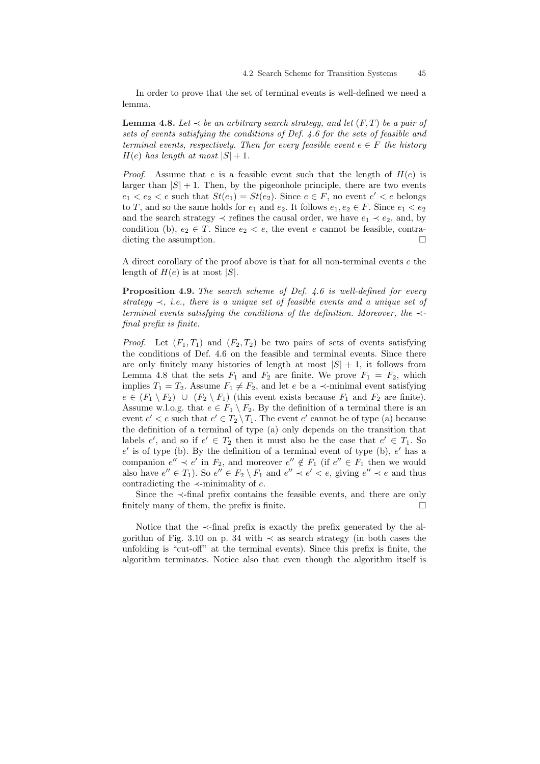In order to prove that the set of terminal events is well-defined we need a lemma.

**Lemma 4.8.** *Let $\prec$ be an arbitrary search strategy, and let $(F, T)$ be a pair of sets of events satisfying the conditions of Def. 4.6 for the sets of feasible and terminal events, respectively. Then for every feasible event $e \in F$ the history $H(e)$ has length at most $|S| + 1$.*

*Proof.* Assume that $e$ is a feasible event such that the length of $H(e)$ is larger than $|S| + 1$. Then, by the pigeonhole principle, there are two events $e_1 < e_2 < e$ such that $St(e_1) = St(e_2)$. Since $e \in F$, no event $e' < e$ belongs to $T$, and so the same holds for $e_1$ and $e_2$. It follows $e_1, e_2 \in F$. Since $e_1 < e_2$ and the search strategy $\prec$ refines the causal order, we have $e_1 \prec e_2$, and, by condition (b), $e_2 \in T$. Since $e_2 < e$, the event $e$ cannot be feasible, contradicting the assumption. □

A direct corollary of the proof above is that for all non-terminal events $e$ the length of $H(e)$ is at most $|S|$.

**Proposition 4.9.** *The search scheme of Def. 4.6 is well-defined for every strategy $\prec$, i.e., there is a unique set of feasible events and a unique set of terminal events satisfying the conditions of the definition. Moreover, the $\prec$-final prefix is finite.*

*Proof.* Let $(F_1, T_1)$ and $(F_2, T_2)$ be two pairs of sets of events satisfying the conditions of Def. 4.6 on the feasible and terminal events. Since there are only finitely many histories of length at most $|S| + 1$, it follows from Lemma 4.8 that the sets $F_1$ and $F_2$ are finite. We prove $F_1 = F_2$, which implies $T_1 = T_2$. Assume $F_1 \neq F_2$, and let $e$ be a $\prec$-minimal event satisfying $e \in (F_1 \setminus F_2) \cup (F_2 \setminus F_1)$ (this event exists because $F_1$ and $F_2$ are finite). Assume w.l.o.g. that $e \in F_1 \setminus F_2$. By the definition of a terminal there is an event $e' < e$ such that $e' \in T_2 \setminus T_1$. The event $e'$ cannot be of type (a) because the definition of a terminal of type (a) only depends on the transition that labels $e'$, and so if $e' \in T_2$ then it must also be the case that $e' \in T_1$. So $e'$ is of type (b). By the definition of a terminal event of type (b), $e'$ has a companion $e'' \prec e'$ in $F_2$, and moreover $e'' \notin F_1$ (if $e'' \in F_1$ then we would also have $e'' \in T_1$). So $e'' \in F_2 \setminus F_1$ and $e'' \prec e' < e$, giving $e'' \prec e$ and thus contradicting the $\prec$-minimality of $e$.

Since the $\prec$-final prefix contains the feasible events, and there are only finitely many of them, the prefix is finite. □

Notice that the $\prec$-final prefix is exactly the prefix generated by the algorithm of Fig. 3.10 on p. 34 with $\prec$ as search strategy (in both cases the unfolding is "cut-off" at the terminal events). Since this prefix is finite, the algorithm terminates. Notice also that even though the algorithm itself is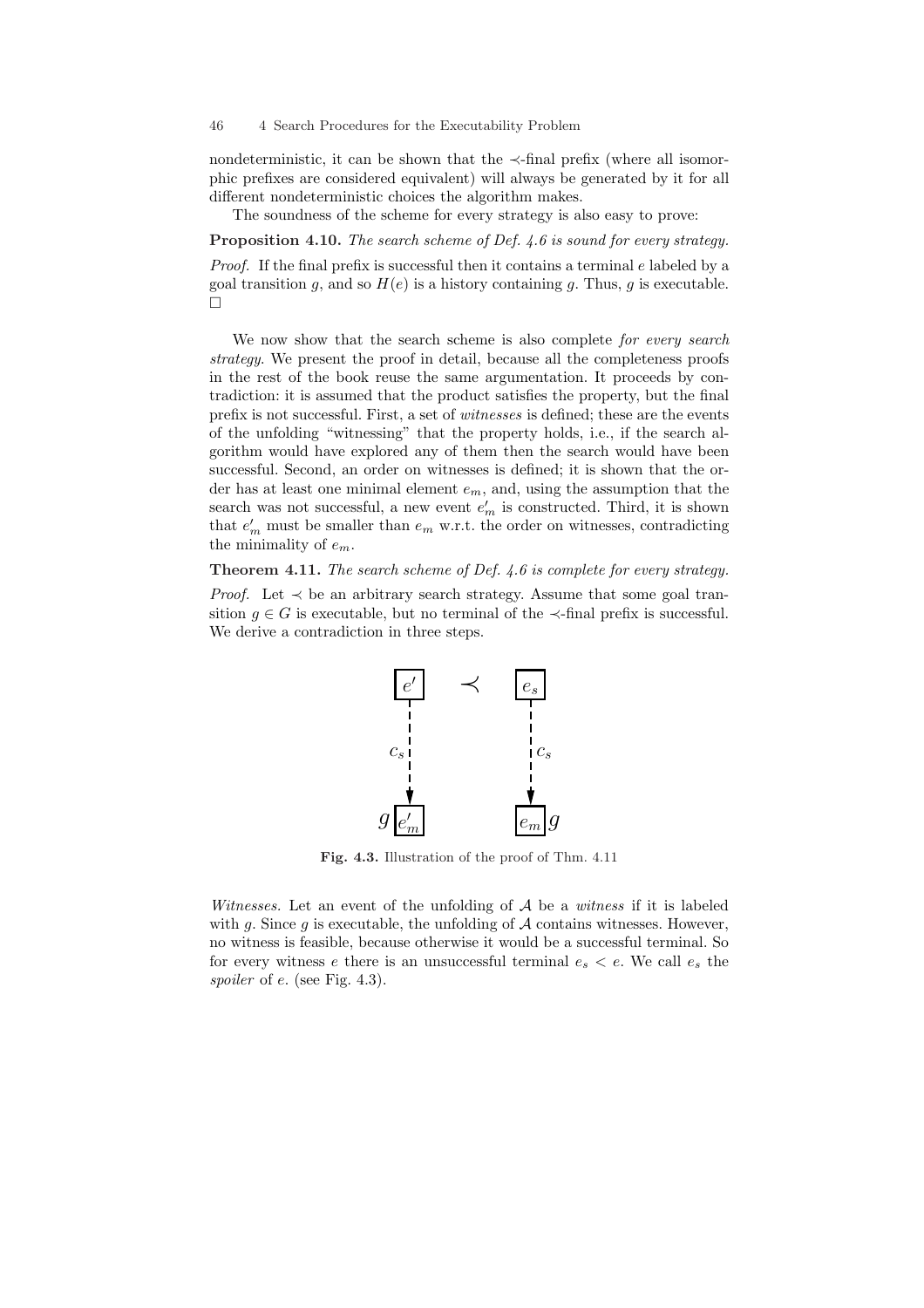nondeterministic, it can be shown that the $\prec$-final prefix (where all isomorphic prefixes are considered equivalent) will always be generated by it for all different nondeterministic choices the algorithm makes.

The soundness of the scheme for every strategy is also easy to prove:

**Proposition 4.10.** *The search scheme of Def. 4.6 is sound for every strategy.*

*Proof.* If the final prefix is successful then it contains a terminal $e$ labeled by a goal transition $g$, and so $H(e)$ is a history containing $g$. Thus, $g$ is executable. $\square$

We now show that the search scheme is also complete *for every search strategy*. We present the proof in detail, because all the completeness proofs in the rest of the book reuse the same argumentation. It proceeds by contradiction: it is assumed that the product satisfies the property, but the final prefix is not successful. First, a set of *witnesses* is defined; these are the events of the unfolding "witnessing" that the property holds, i.e., if the search algorithm would have explored any of them then the search would have been successful. Second, an order on witnesses is defined; it is shown that the order has at least one minimal element $e_m$, and, using the assumption that the search was not successful, a new event $e'_m$ is constructed. Third, it is shown that $e'_m$ must be smaller than $e_m$ w.r.t. the order on witnesses, contradicting the minimality of $e_m$.

**Theorem 4.11.** *The search scheme of Def. 4.6 is complete for every strategy.*

*Proof.* Let $\prec$ be an arbitrary search strategy. Assume that some goal transition $g \in G$ is executable, but no terminal of the $\prec$-final prefix is successful. We derive a contradiction in three steps.

**Fig. 4.3.** Illustration of the proof of Thm. 4.11

*Witnesses.* Let an event of the unfolding of $\mathcal{A}$ be a *witness* if it is labeled with $g$. Since $g$ is executable, the unfolding of $\mathcal{A}$ contains witnesses. However, no witness is feasible, because otherwise it would be a successful terminal. So for every witness $e$ there is an unsuccessful terminal $e_s < e$. We call $e_s$ the *spoiler* of $e$. (see Fig. 4.3).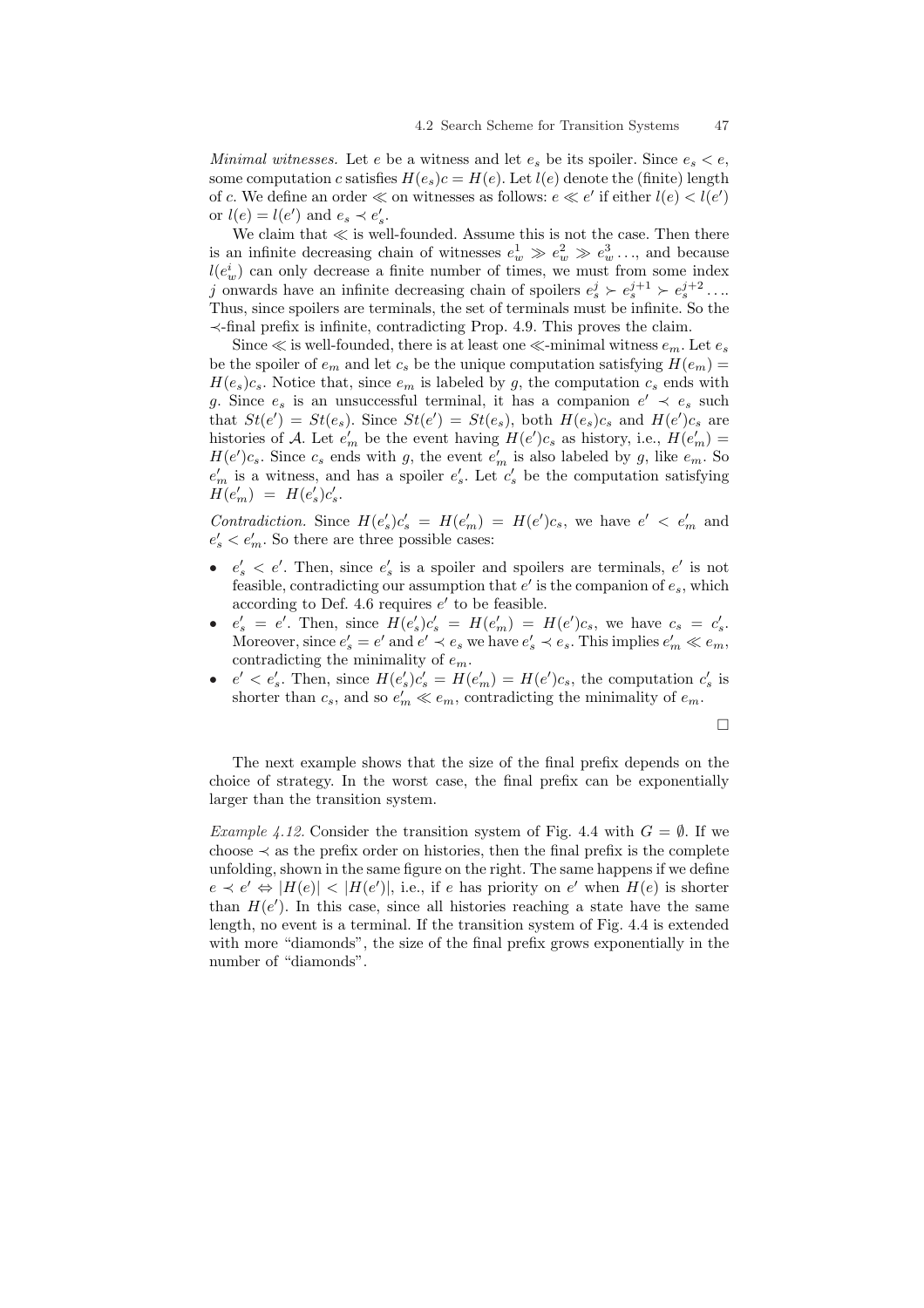*Minimal witnesses.* Let $e$ be a witness and let $e_s$ be its spoiler. Since $e_s < e$, some computation $c$ satisfies $H(e_s)c = H(e)$. Let $l(e)$ denote the (finite) length of $c$. We define an order $\ll$ on witnesses as follows: $e \ll e'$ if either $l(e) < l(e')$ or $l(e) = l(e')$ and $e_s \prec e'_s$.

We claim that $\ll$ is well-founded. Assume this is not the case. Then there is an infinite decreasing chain of witnesses $e_w^1 \gg e_w^2 \gg e_w^3 \ldots$, and because $l(e_w^i)$ can only decrease a finite number of times, we must from some index $j$ onwards have an infinite decreasing chain of spoilers $e_s^j \succ e_s^{j+1} \succ e_s^{j+2} \ldots$. Thus, since spoilers are terminals, the set of terminals must be infinite. So the $\prec$-final prefix is infinite, contradicting Prop. 4.9. This proves the claim.

Since $\ll$ is well-founded, there is at least one $\ll$-minimal witness $e_m$. Let $e_s$ be the spoiler of $e_m$ and let $c_s$ be the unique computation satisfying $H(e_m) = H(e_s)c_s$. Notice that, since $e_m$ is labeled by $g$, the computation $c_s$ ends with $g$. Since $e_s$ is an unsuccessful terminal, it has a companion $e' \prec e_s$ such that $St(e') = St(e_s)$. Since $St(e') = St(e_s)$, both $H(e_s)c_s$ and $H(e')c_s$ are histories of $\mathcal{A}$. Let $e'_m$ be the event having $H(e')c_s$ as history, i.e., $H(e'_m) = H(e')c_s$. Since $c_s$ ends with $g$, the event $e'_m$ is also labeled by $g$, like $e_m$. So $e'_m$ is a witness, and has a spoiler $e'_s$. Let $c'_s$ be the computation satisfying $H(e'_m) = H(e'_s)c'_s$.

*Contradiction.* Since $H(e'_s)c'_s = H(e'_m) = H(e')c_s$, we have $e' < e'_m$ and $e'_s < e'_m$. So there are three possible cases:

- $e'_s < e'$. Then, since $e'_s$ is a spoiler and spoilers are terminals, $e'$ is not feasible, contradicting our assumption that $e'$ is the companion of $e_s$, which according to Def. 4.6 requires $e'$ to be feasible.
- $e'_s = e'$. Then, since $H(e'_s)c'_s = H(e'_m) = H(e')c_s$, we have $c_s = c'_s$. Moreover, since $e'_s = e'$ and $e' \prec e_s$ we have $e'_s \prec e_s$. This implies $e'_m \ll e_m$, contradicting the minimality of $e_m$.
- $e' < e'_s$. Then, since $H(e'_s)c'_s = H(e'_m) = H(e')c_s$, the computation $c'_s$ is shorter than $c_s$, and so $e'_m \ll e_m$, contradicting the minimality of $e_m$.

□

The next example shows that the size of the final prefix depends on the choice of strategy. In the worst case, the final prefix can be exponentially larger than the transition system.

*Example 4.12.* Consider the transition system of Fig. 4.4 with $G = \emptyset$. If we choose $\prec$ as the prefix order on histories, then the final prefix is the complete unfolding, shown in the same figure on the right. The same happens if we define $e \prec e' \Leftrightarrow |H(e)| < |H(e')|$, i.e., if $e$ has priority on $e'$ when $H(e)$ is shorter than $H(e')$. In this case, since all histories reaching a state have the same length, no event is a terminal. If the transition system of Fig. 4.4 is extended with more "diamonds", the size of the final prefix grows exponentially in the number of "diamonds".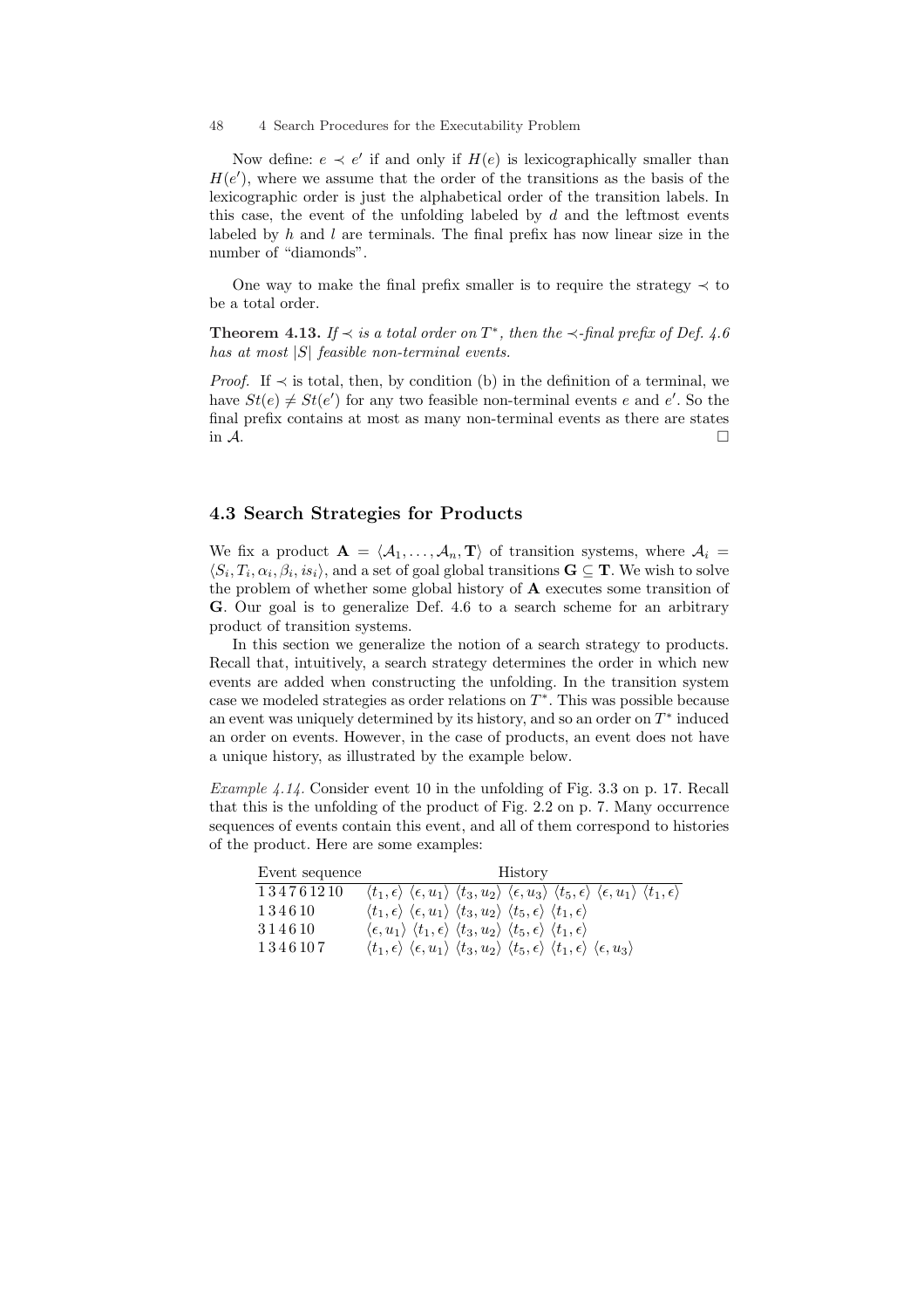Now define: $e \prec e'$ if and only if $H(e)$ is lexicographically smaller than $H(e')$, where we assume that the order of the transitions as the basis of the lexicographic order is just the alphabetical order of the transition labels. In this case, the event of the unfolding labeled by $d$ and the leftmost events labeled by $h$ and $l$ are terminals. The final prefix has now linear size in the number of "diamonds".

One way to make the final prefix smaller is to require the strategy $\prec$ to be a total order.

**Theorem 4.13.** *If $\prec$ is a total order on $T^*$, then the $\prec$-final prefix of Def. 4.6 has at most $|S|$ feasible non-terminal events.*

*Proof.* If $\prec$ is total, then, by condition (b) in the definition of a terminal, we have $St(e) \neq St(e')$ for any two feasible non-terminal events $e$ and $e'$. So the final prefix contains at most as many non-terminal events as there are states in $\mathcal{A}$. □

## 4.3 Search Strategies for Products

We fix a product $\mathbf{A} = \langle \mathcal{A}_1, \ldots, \mathcal{A}_n, \mathbf{T} \rangle$ of transition systems, where $\mathcal{A}_i = \langle S_i, T_i, \alpha_i, \beta_i, is_i \rangle$, and a set of goal global transitions $\mathbf{G} \subseteq \mathbf{T}$. We wish to solve the problem of whether some global history of $\mathbf{A}$ executes some transition of $\mathbf{G}$. Our goal is to generalize Def. 4.6 to a search scheme for an arbitrary product of transition systems.

In this section we generalize the notion of a search strategy to products. Recall that, intuitively, a search strategy determines the order in which new events are added when constructing the unfolding. In the transition system case we modeled strategies as order relations on $T^*$. This was possible because an event was uniquely determined by its history, and so an order on $T^*$ induced an order on events. However, in the case of products, an event does not have a unique history, as illustrated by the example below.

*Example 4.14.* Consider event 10 in the unfolding of Fig. 3.3 on p. 17. Recall that this is the unfolding of the product of Fig. 2.2 on p. 7. Many occurrence sequences of events contain this event, and all of them correspond to histories of the product. Here are some examples:

| Event sequence | History |
|---|---|
| 1 3 4 7 6 12 10 | $\langle t_1, \epsilon \rangle \ \langle \epsilon, u_1 \rangle \ \langle t_3, u_2 \rangle \ \langle \epsilon, u_3 \rangle \ \langle t_5, \epsilon \rangle \ \langle \epsilon, u_1 \rangle \ \langle t_1, \epsilon \rangle$ |
| 1 3 4 6 10 | $\langle t_1, \epsilon \rangle \ \langle \epsilon, u_1 \rangle \ \langle t_3, u_2 \rangle \ \langle t_5, \epsilon \rangle \ \langle t_1, \epsilon \rangle$ |
| 3 1 4 6 10 | $\langle \epsilon, u_1 \rangle \ \langle t_1, \epsilon \rangle \ \langle t_3, u_2 \rangle \ \langle t_5, \epsilon \rangle \ \langle t_1, \epsilon \rangle$ |
| 1 3 4 6 10 7 | $\langle t_1, \epsilon \rangle \ \langle \epsilon, u_1 \rangle \ \langle t_3, u_2 \rangle \ \langle t_5, \epsilon \rangle \ \langle t_1, \epsilon \rangle \ \langle \epsilon, u_3 \rangle$ |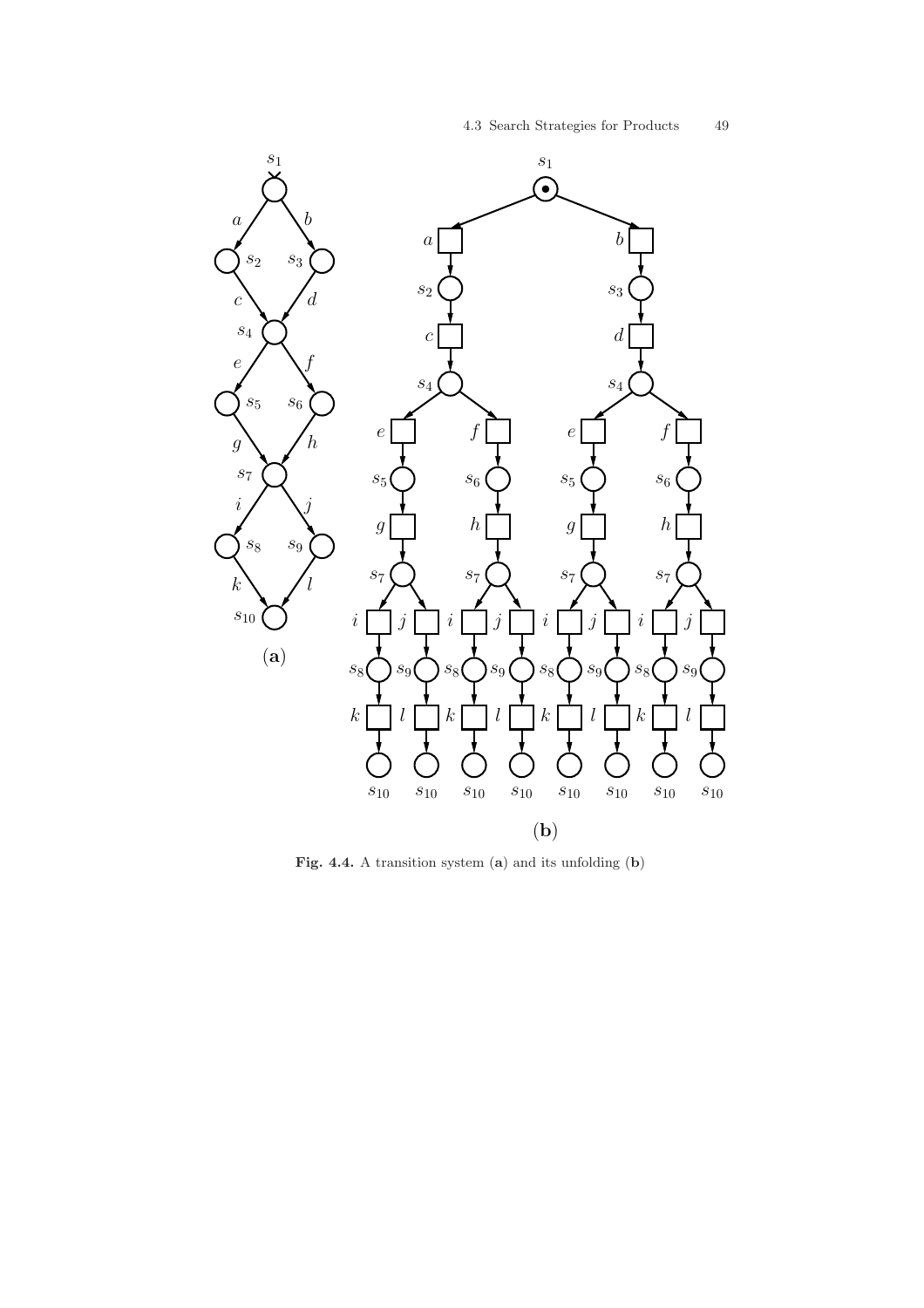**Fig. 4.4.** A transition system (**a**) and its unfolding (**b**)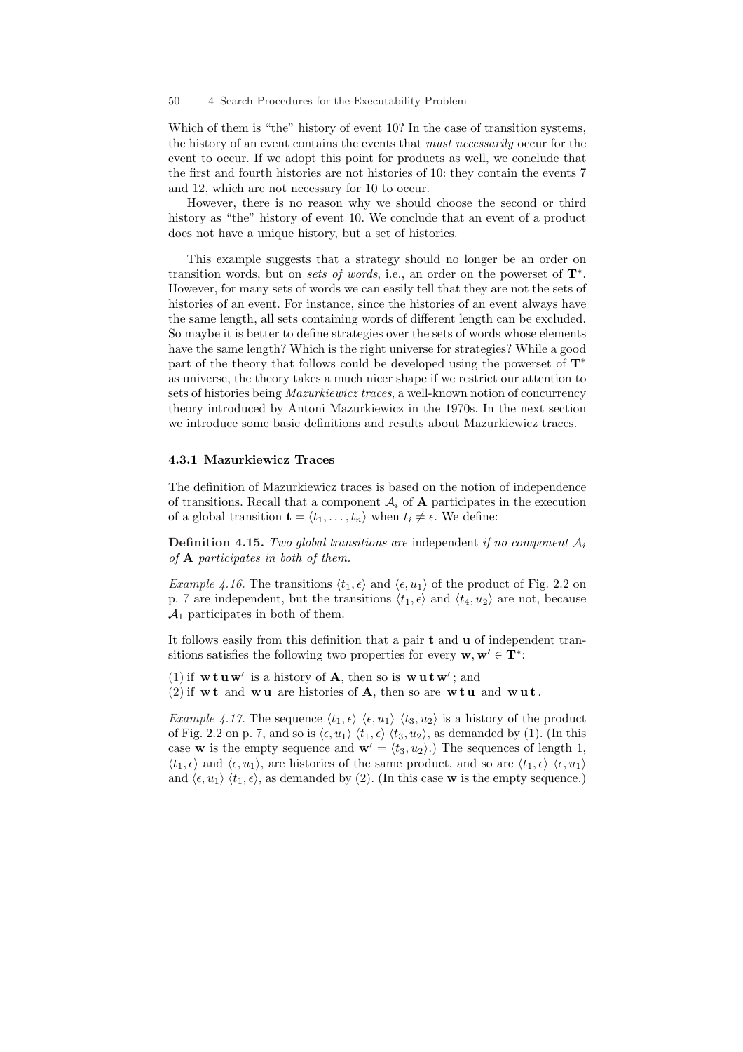Which of them is "the" history of event 10? In the case of transition systems, the history of an event contains the events that *must necessarily* occur for the event to occur. If we adopt this point for products as well, we conclude that the first and fourth histories are not histories of 10: they contain the events 7 and 12, which are not necessary for 10 to occur.

However, there is no reason why we should choose the second or third history as "the" history of event 10. We conclude that an event of a product does not have a unique history, but a set of histories.

This example suggests that a strategy should no longer be an order on transition words, but on *sets of words*, i.e., an order on the powerset of $\mathbf{T}^*$. However, for many sets of words we can easily tell that they are not the sets of histories of an event. For instance, since the histories of an event always have the same length, all sets containing words of different length can be excluded. So maybe it is better to define strategies over the sets of words whose elements have the same length? Which is the right universe for strategies? While a good part of the theory that follows could be developed using the powerset of $\mathbf{T}^*$ as universe, the theory takes a much nicer shape if we restrict our attention to sets of histories being *Mazurkiewicz traces*, a well-known notion of concurrency theory introduced by Antoni Mazurkiewicz in the 1970s. In the next section we introduce some basic definitions and results about Mazurkiewicz traces.

### 4.3.1 Mazurkiewicz Traces

The definition of Mazurkiewicz traces is based on the notion of independence of transitions. Recall that a component $\mathcal{A}_i$ of $\mathbf{A}$ participates in the execution of a global transition $\mathbf{t} = \langle t_1, \ldots, t_n \rangle$ when $t_i \neq \epsilon$. We define:

**Definition 4.15.** *Two global transitions are* independent *if no component $\mathcal{A}_i$ of $\mathbf{A}$ participates in both of them.*

*Example 4.16.* The transitions $\langle t_1, \epsilon \rangle$ and $\langle \epsilon, u_1 \rangle$ of the product of Fig. 2.2 on p. 7 are independent, but the transitions $\langle t_1, \epsilon \rangle$ and $\langle t_4, u_2 \rangle$ are not, because $\mathcal{A}_1$ participates in both of them.

It follows easily from this definition that a pair $\mathbf{t}$ and $\mathbf{u}$ of independent transitions satisfies the following two properties for every $\mathbf{w}, \mathbf{w}' \in \mathbf{T}^*$:

(1) if $\mathbf{w}\,\mathbf{t}\,\mathbf{u}\,\mathbf{w}'$ is a history of $\mathbf{A}$, then so is $\mathbf{w}\,\mathbf{u}\,\mathbf{t}\,\mathbf{w}'$ ; and
(2) if $\mathbf{w}\,\mathbf{t}$ and $\mathbf{w}\,\mathbf{u}$ are histories of $\mathbf{A}$, then so are $\mathbf{w}\,\mathbf{t}\,\mathbf{u}$ and $\mathbf{w}\,\mathbf{u}\,\mathbf{t}$ .

*Example 4.17.* The sequence $\langle t_1, \epsilon \rangle\ \langle \epsilon, u_1 \rangle\ \langle t_3, u_2 \rangle$ is a history of the product of Fig. 2.2 on p. 7, and so is $\langle \epsilon, u_1 \rangle\ \langle t_1, \epsilon \rangle\ \langle t_3, u_2 \rangle$, as demanded by (1). (In this case $\mathbf{w}$ is the empty sequence and $\mathbf{w}' = \langle t_3, u_2 \rangle$.) The sequences of length 1, $\langle t_1, \epsilon \rangle$ and $\langle \epsilon, u_1 \rangle$, are histories of the same product, and so are $\langle t_1, \epsilon \rangle\ \langle \epsilon, u_1 \rangle$ and $\langle \epsilon, u_1 \rangle\ \langle t_1, \epsilon \rangle$, as demanded by (2). (In this case $\mathbf{w}$ is the empty sequence.)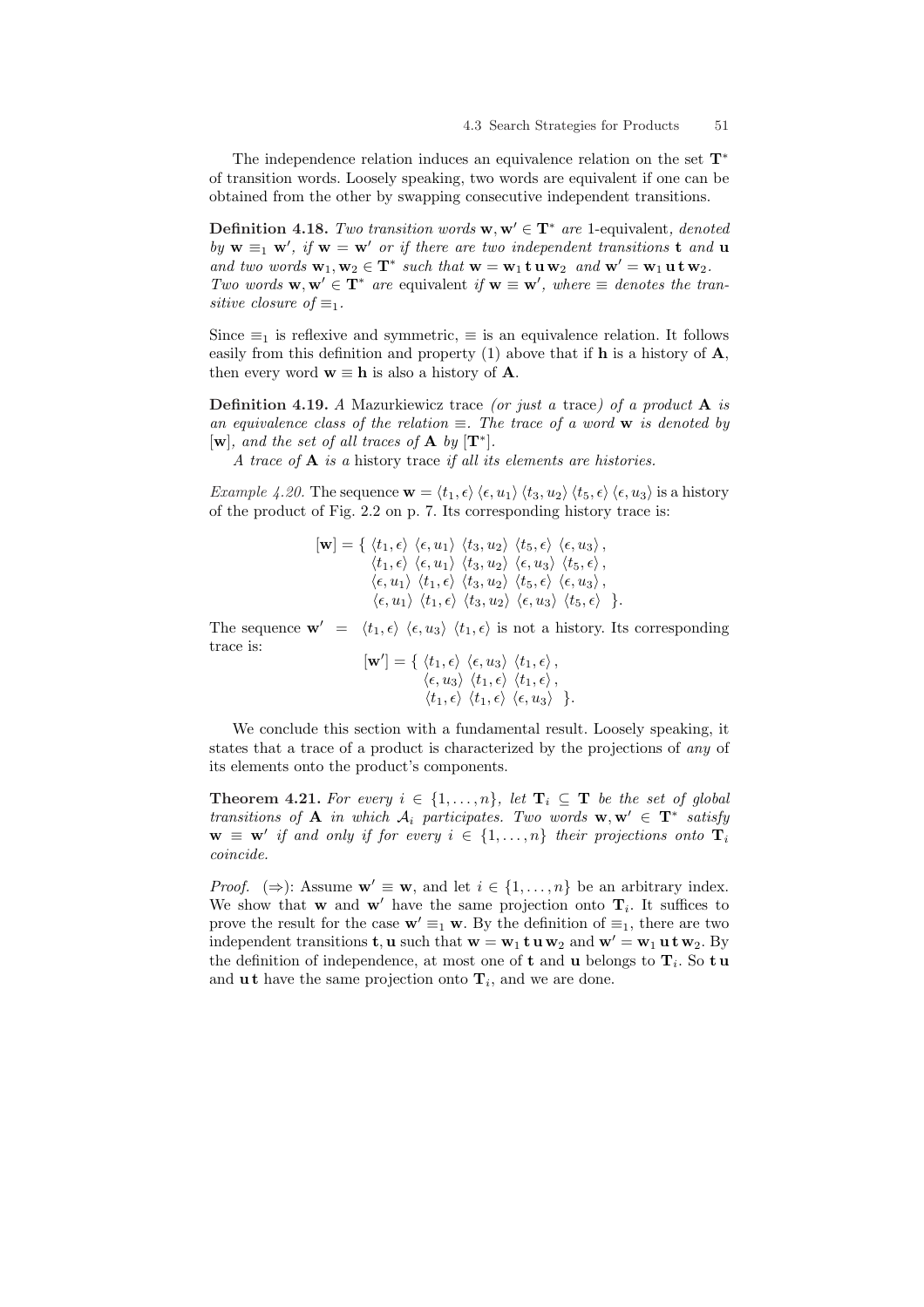The independence relation induces an equivalence relation on the set $\mathbf{T}^*$ of transition words. Loosely speaking, two words are equivalent if one can be obtained from the other by swapping consecutive independent transitions.

**Definition 4.18.** *Two transition words $\mathbf{w}, \mathbf{w}' \in \mathbf{T}^*$ are* 1-equivalent*, denoted by $\mathbf{w} \equiv_1 \mathbf{w}'$, if $\mathbf{w} = \mathbf{w}'$ or if there are two independent transitions $\mathbf{t}$ and $\mathbf{u}$ and two words $\mathbf{w}_1, \mathbf{w}_2 \in \mathbf{T}^*$ such that $\mathbf{w} = \mathbf{w}_1\, \mathbf{t}\, \mathbf{u}\, \mathbf{w}_2$ and $\mathbf{w}' = \mathbf{w}_1\, \mathbf{u}\, \mathbf{t}\, \mathbf{w}_2$. Two words $\mathbf{w}, \mathbf{w}' \in \mathbf{T}^*$ are* equivalent *if $\mathbf{w} \equiv \mathbf{w}'$, where $\equiv$ denotes the transitive closure of $\equiv_1$.*

Since $\equiv_1$ is reflexive and symmetric, $\equiv$ is an equivalence relation. It follows easily from this definition and property (1) above that if $\mathbf{h}$ is a history of $\mathbf{A}$, then every word $\mathbf{w} \equiv \mathbf{h}$ is also a history of $\mathbf{A}$.

**Definition 4.19.** *A* Mazurkiewicz trace *(or just a* trace*) of a product $\mathbf{A}$ is an equivalence class of the relation $\equiv$. The trace of a word $\mathbf{w}$ is denoted by $[\mathbf{w}]$, and the set of all traces of $\mathbf{A}$ by $[\mathbf{T}^*]$.*

*A trace of $\mathbf{A}$ is a* history trace *if all its elements are histories.*

*Example 4.20.* The sequence $\mathbf{w} = \langle t_1, \epsilon\rangle\, \langle \epsilon, u_1\rangle\, \langle t_3, u_2\rangle\, \langle t_5, \epsilon\rangle\, \langle \epsilon, u_3\rangle$ is a history of the product of Fig. 2.2 on p. 7. Its corresponding history trace is:

$$
\begin{aligned}
[\mathbf{w}] = \{\; & \langle t_1, \epsilon\rangle\; \langle \epsilon, u_1\rangle\; \langle t_3, u_2\rangle\; \langle t_5, \epsilon\rangle\; \langle \epsilon, u_3\rangle\,, \\
& \langle t_1, \epsilon\rangle\; \langle \epsilon, u_1\rangle\; \langle t_3, u_2\rangle\; \langle \epsilon, u_3\rangle\; \langle t_5, \epsilon\rangle\,, \\
& \langle \epsilon, u_1\rangle\; \langle t_1, \epsilon\rangle\; \langle t_3, u_2\rangle\; \langle t_5, \epsilon\rangle\; \langle \epsilon, u_3\rangle\,, \\
& \langle \epsilon, u_1\rangle\; \langle t_1, \epsilon\rangle\; \langle t_3, u_2\rangle\; \langle \epsilon, u_3\rangle\; \langle t_5, \epsilon\rangle \;\; \}.
\end{aligned}
$$

The sequence $\mathbf{w}' = \langle t_1, \epsilon\rangle\, \langle \epsilon, u_3\rangle\, \langle t_1, \epsilon\rangle$ is not a history. Its corresponding trace is:

$$
\begin{aligned}
[\mathbf{w}'] = \{\; & \langle t_1, \epsilon\rangle\; \langle \epsilon, u_3\rangle\; \langle t_1, \epsilon\rangle\,, \\
& \langle \epsilon, u_3\rangle\; \langle t_1, \epsilon\rangle\; \langle t_1, \epsilon\rangle\,, \\
& \langle t_1, \epsilon\rangle\; \langle t_1, \epsilon\rangle\; \langle \epsilon, u_3\rangle \;\; \}.
\end{aligned}
$$

We conclude this section with a fundamental result. Loosely speaking, it states that a trace of a product is characterized by the projections of *any* of its elements onto the product's components.

**Theorem 4.21.** *For every $i \in \{1, \ldots, n\}$, let $\mathbf{T}_i \subseteq \mathbf{T}$ be the set of global transitions of $\mathbf{A}$ in which $\mathcal{A}_i$ participates. Two words $\mathbf{w}, \mathbf{w}' \in \mathbf{T}^*$ satisfy $\mathbf{w} \equiv \mathbf{w}'$ if and only if for every $i \in \{1, \ldots, n\}$ their projections onto $\mathbf{T}_i$ coincide.*

*Proof.* ($\Rightarrow$): Assume $\mathbf{w}' \equiv \mathbf{w}$, and let $i \in \{1, \ldots, n\}$ be an arbitrary index. We show that $\mathbf{w}$ and $\mathbf{w}'$ have the same projection onto $\mathbf{T}_i$. It suffices to prove the result for the case $\mathbf{w}' \equiv_1 \mathbf{w}$. By the definition of $\equiv_1$, there are two independent transitions $\mathbf{t}, \mathbf{u}$ such that $\mathbf{w} = \mathbf{w}_1\, \mathbf{t}\, \mathbf{u}\, \mathbf{w}_2$ and $\mathbf{w}' = \mathbf{w}_1\, \mathbf{u}\, \mathbf{t}\, \mathbf{w}_2$. By the definition of independence, at most one of $\mathbf{t}$ and $\mathbf{u}$ belongs to $\mathbf{T}_i$. So $\mathbf{t}\, \mathbf{u}$ and $\mathbf{u}\, \mathbf{t}$ have the same projection onto $\mathbf{T}_i$, and we are done.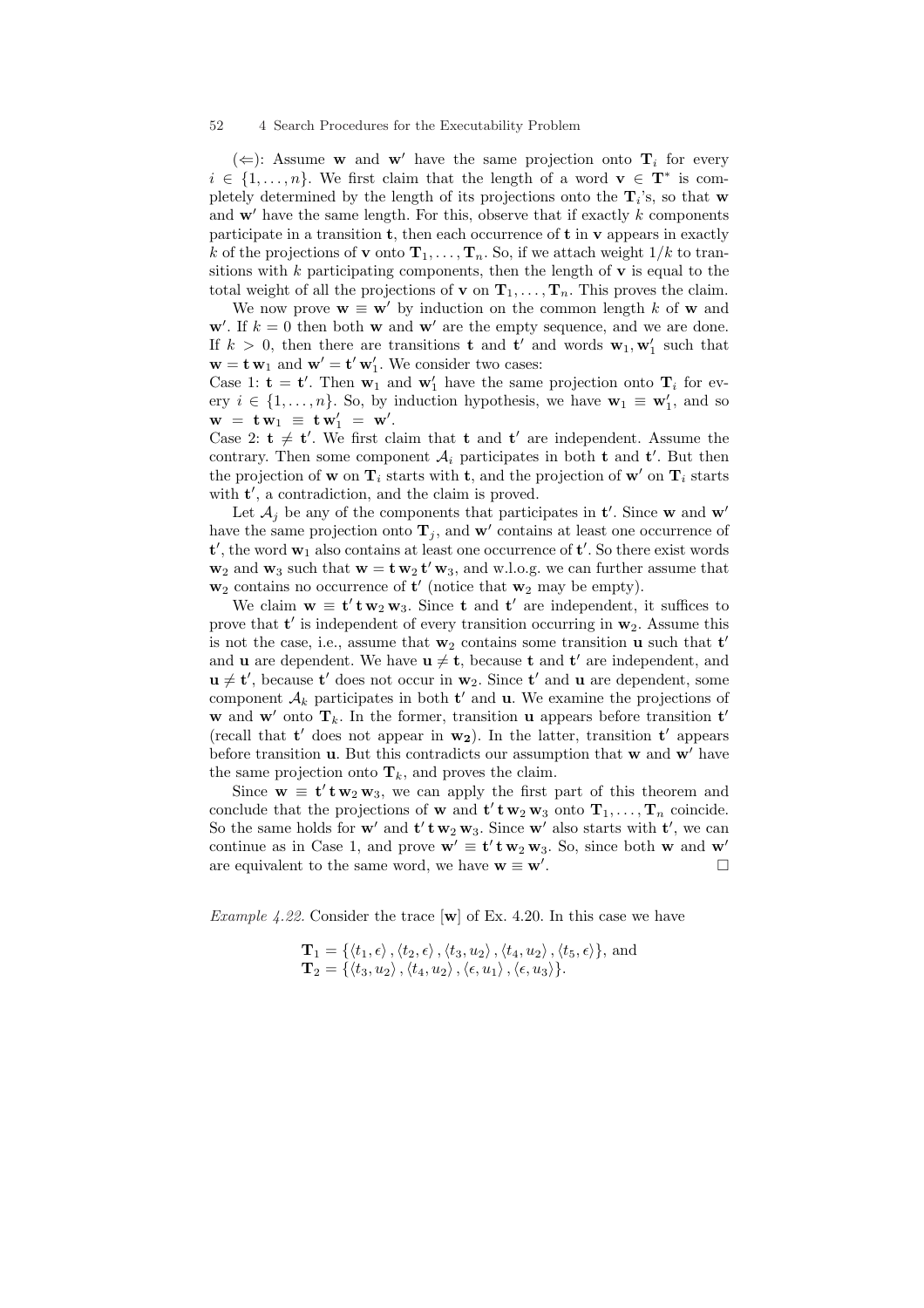($\Leftarrow$): Assume $\mathbf{w}$ and $\mathbf{w}'$ have the same projection onto $\mathbf{T}_i$ for every $i \in \{1, \ldots, n\}$. We first claim that the length of a word $\mathbf{v} \in \mathbf{T}^*$ is completely determined by the length of its projections onto the $\mathbf{T}_i$'s, so that $\mathbf{w}$ and $\mathbf{w}'$ have the same length. For this, observe that if exactly $k$ components participate in a transition $\mathbf{t}$, then each occurrence of $\mathbf{t}$ in $\mathbf{v}$ appears in exactly $k$ of the projections of $\mathbf{v}$ onto $\mathbf{T}_1, \ldots, \mathbf{T}_n$. So, if we attach weight $1/k$ to transitions with $k$ participating components, then the length of $\mathbf{v}$ is equal to the total weight of all the projections of $\mathbf{v}$ on $\mathbf{T}_1, \ldots, \mathbf{T}_n$. This proves the claim.

We now prove $\mathbf{w} \equiv \mathbf{w}'$ by induction on the common length $k$ of $\mathbf{w}$ and $\mathbf{w}'$. If $k = 0$ then both $\mathbf{w}$ and $\mathbf{w}'$ are the empty sequence, and we are done. If $k > 0$, then there are transitions $\mathbf{t}$ and $\mathbf{t}'$ and words $\mathbf{w}_1, \mathbf{w}_1'$ such that $\mathbf{w} = \mathbf{t}\,\mathbf{w}_1$ and $\mathbf{w}' = \mathbf{t}'\,\mathbf{w}_1'$. We consider two cases:
Case 1: $\mathbf{t} = \mathbf{t}'$. Then $\mathbf{w}_1$ and $\mathbf{w}_1'$ have the same projection onto $\mathbf{T}_i$ for every $i \in \{1, \ldots, n\}$. So, by induction hypothesis, we have $\mathbf{w}_1 \equiv \mathbf{w}_1'$, and so $\mathbf{w} = \mathbf{t}\,\mathbf{w}_1 \equiv \mathbf{t}\,\mathbf{w}_1' = \mathbf{w}'$.
Case 2: $\mathbf{t} \neq \mathbf{t}'$. We first claim that $\mathbf{t}$ and $\mathbf{t}'$ are independent. Assume the contrary. Then some component $\mathcal{A}_i$ participates in both $\mathbf{t}$ and $\mathbf{t}'$. But then the projection of $\mathbf{w}$ on $\mathbf{T}_i$ starts with $\mathbf{t}$, and the projection of $\mathbf{w}'$ on $\mathbf{T}_i$ starts with $\mathbf{t}'$, a contradiction, and the claim is proved.

Let $\mathcal{A}_j$ be any of the components that participates in $\mathbf{t}'$. Since $\mathbf{w}$ and $\mathbf{w}'$ have the same projection onto $\mathbf{T}_j$, and $\mathbf{w}'$ contains at least one occurrence of $\mathbf{t}'$, the word $\mathbf{w}_1$ also contains at least one occurrence of $\mathbf{t}'$. So there exist words $\mathbf{w}_2$ and $\mathbf{w}_3$ such that $\mathbf{w} = \mathbf{t}\,\mathbf{w}_2\,\mathbf{t}'\,\mathbf{w}_3$, and w.l.o.g. we can further assume that $\mathbf{w}_2$ contains no occurrence of $\mathbf{t}'$ (notice that $\mathbf{w}_2$ may be empty).

We claim $\mathbf{w} \equiv \mathbf{t}'\,\mathbf{t}\,\mathbf{w}_2\,\mathbf{w}_3$. Since $\mathbf{t}$ and $\mathbf{t}'$ are independent, it suffices to prove that $\mathbf{t}'$ is independent of every transition occurring in $\mathbf{w}_2$. Assume this is not the case, i.e., assume that $\mathbf{w}_2$ contains some transition $\mathbf{u}$ such that $\mathbf{t}'$ and $\mathbf{u}$ are dependent. We have $\mathbf{u} \neq \mathbf{t}$, because $\mathbf{t}$ and $\mathbf{t}'$ are independent, and $\mathbf{u} \neq \mathbf{t}'$, because $\mathbf{t}'$ does not occur in $\mathbf{w}_2$. Since $\mathbf{t}'$ and $\mathbf{u}$ are dependent, some component $\mathcal{A}_k$ participates in both $\mathbf{t}'$ and $\mathbf{u}$. We examine the projections of $\mathbf{w}$ and $\mathbf{w}'$ onto $\mathbf{T}_k$. In the former, transition $\mathbf{u}$ appears before transition $\mathbf{t}'$ (recall that $\mathbf{t}'$ does not appear in $\mathbf{w_2}$). In the latter, transition $\mathbf{t}'$ appears before transition $\mathbf{u}$. But this contradicts our assumption that $\mathbf{w}$ and $\mathbf{w}'$ have the same projection onto $\mathbf{T}_k$, and proves the claim.

Since $\mathbf{w} \equiv \mathbf{t}'\,\mathbf{t}\,\mathbf{w}_2\,\mathbf{w}_3$, we can apply the first part of this theorem and conclude that the projections of $\mathbf{w}$ and $\mathbf{t}'\,\mathbf{t}\,\mathbf{w}_2\,\mathbf{w}_3$ onto $\mathbf{T}_1, \ldots, \mathbf{T}_n$ coincide. So the same holds for $\mathbf{w}'$ and $\mathbf{t}'\,\mathbf{t}\,\mathbf{w}_2\,\mathbf{w}_3$. Since $\mathbf{w}'$ also starts with $\mathbf{t}'$, we can continue as in Case 1, and prove $\mathbf{w}' \equiv \mathbf{t}'\,\mathbf{t}\,\mathbf{w}_2\,\mathbf{w}_3$. So, since both $\mathbf{w}$ and $\mathbf{w}'$ are equivalent to the same word, we have $\mathbf{w} \equiv \mathbf{w}'$. $\square$

*Example 4.22.* Consider the trace $[\mathbf{w}]$ of Ex. 4.20. In this case we have

$$\mathbf{T}_1 = \{\langle t_1, \epsilon\rangle, \langle t_2, \epsilon\rangle, \langle t_3, u_2\rangle, \langle t_4, u_2\rangle, \langle t_5, \epsilon\rangle\}, \text{ and}$$
$$\mathbf{T}_2 = \{\langle t_3, u_2\rangle, \langle t_4, u_2\rangle, \langle \epsilon, u_1\rangle, \langle \epsilon, u_3\rangle\}.$$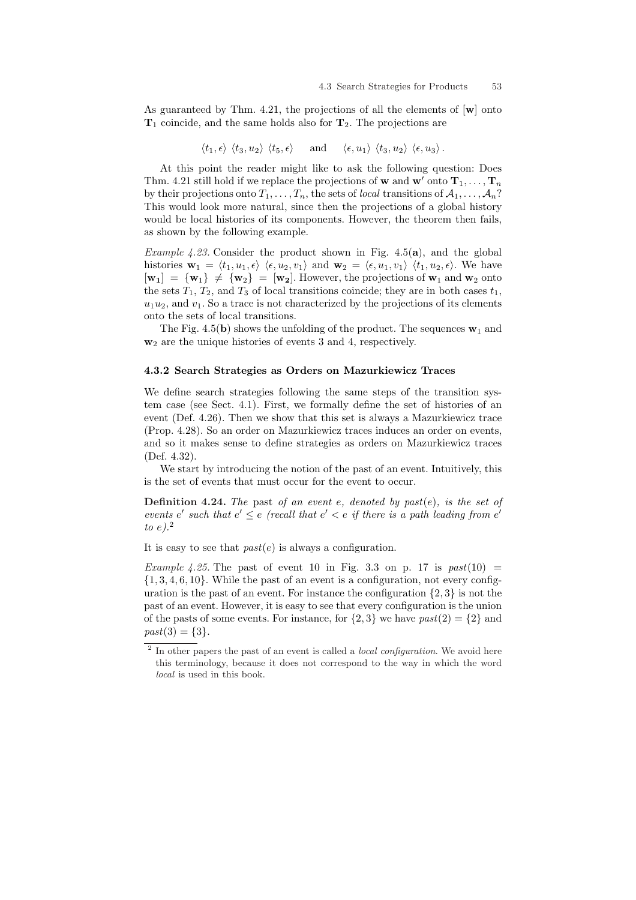As guaranteed by Thm. 4.21, the projections of all the elements of $[\mathbf{w}]$ onto $\mathbf{T}_1$ coincide, and the same holds also for $\mathbf{T}_2$. The projections are

$$\langle t_1, \epsilon \rangle \ \langle t_3, u_2 \rangle \ \langle t_5, \epsilon \rangle \quad \text{ and } \quad \langle \epsilon, u_1 \rangle \ \langle t_3, u_2 \rangle \ \langle \epsilon, u_3 \rangle \,.$$

At this point the reader might like to ask the following question: Does Thm. 4.21 still hold if we replace the projections of $\mathbf{w}$ and $\mathbf{w}'$ onto $\mathbf{T}_1, \ldots, \mathbf{T}_n$ by their projections onto $T_1, \ldots, T_n$, the sets of *local* transitions of $\mathcal{A}_1, \ldots, \mathcal{A}_n$? This would look more natural, since then the projections of a global history would be local histories of its components. However, the theorem then fails, as shown by the following example.

*Example 4.23.* Consider the product shown in Fig. 4.5(**a**), and the global histories $\mathbf{w}_1 = \langle t_1, u_1, \epsilon \rangle \ \langle \epsilon, u_2, v_1 \rangle$ and $\mathbf{w}_2 = \langle \epsilon, u_1, v_1 \rangle \ \langle t_1, u_2, \epsilon \rangle$. We have $[\mathbf{w_1}] = \{\mathbf{w}_1\} \neq \{\mathbf{w}_2\} = [\mathbf{w_2}]$. However, the projections of $\mathbf{w}_1$ and $\mathbf{w}_2$ onto the sets $T_1$, $T_2$, and $T_3$ of local transitions coincide; they are in both cases $t_1$, $u_1 u_2$, and $v_1$. So a trace is not characterized by the projections of its elements onto the sets of local transitions.

The Fig. 4.5(**b**) shows the unfolding of the product. The sequences $\mathbf{w}_1$ and $\mathbf{w}_2$ are the unique histories of events 3 and 4, respectively.

### 4.3.2 Search Strategies as Orders on Mazurkiewicz Traces

We define search strategies following the same steps of the transition system case (see Sect. 4.1). First, we formally define the set of histories of an event (Def. 4.26). Then we show that this set is always a Mazurkiewicz trace (Prop. 4.28). So an order on Mazurkiewicz traces induces an order on events, and so it makes sense to define strategies as orders on Mazurkiewicz traces (Def. 4.32).

We start by introducing the notion of the past of an event. Intuitively, this is the set of events that must occur for the event to occur.

**Definition 4.24.** *The* past *of an event $e$, denoted by $past(e)$, is the set of events $e'$ such that $e' \leq e$ (recall that $e' < e$ if there is a path leading from $e'$ to $e$).*[2]

It is easy to see that $past(e)$ is always a configuration.

*Example 4.25.* The past of event 10 in Fig. 3.3 on p. 17 is $past(10) = \{1, 3, 4, 6, 10\}$. While the past of an event is a configuration, not every configuration is the past of an event. For instance the configuration $\{2, 3\}$ is not the past of an event. However, it is easy to see that every configuration is the union of the pasts of some events. For instance, for $\{2, 3\}$ we have $past(2) = \{2\}$ and $past(3) = \{3\}$.

[2] In other papers the past of an event is called a *local configuration*. We avoid here this terminology, because it does not correspond to the way in which the word *local* is used in this book.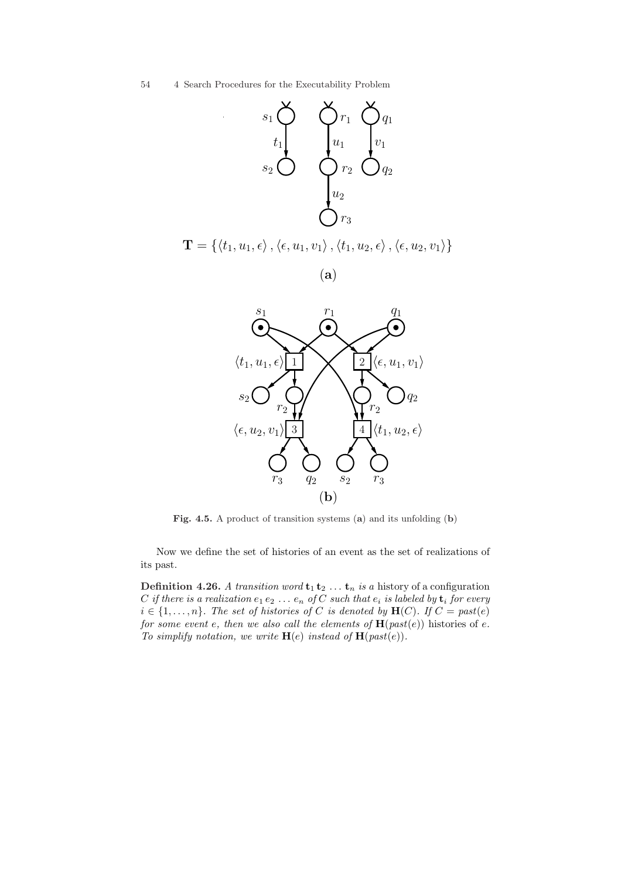$$\mathbf{T} = \{\langle t_1, u_1, \epsilon\rangle, \langle \epsilon, u_1, v_1\rangle, \langle t_1, u_2, \epsilon\rangle, \langle \epsilon, u_2, v_1\rangle\}$$

(**a**)

(**b**)

**Fig. 4.5.** A product of transition systems (**a**) and its unfolding (**b**)

Now we define the set of histories of an event as the set of realizations of its past.

**Definition 4.26.** *A transition word* $\mathbf{t}_1\,\mathbf{t}_2\,\ldots\,\mathbf{t}_n$ *is a* history of a configuration $C$ *if there is a realization* $e_1\,e_2\,\ldots\,e_n$ *of* $C$ *such that* $e_i$ *is labeled by* $\mathbf{t}_i$ *for every* $i \in \{1,\ldots,n\}$*. The set of histories of* $C$ *is denoted by* $\mathbf{H}(C)$*. If* $C = past(e)$ *for some event* $e$*, then we also call the elements of* $\mathbf{H}(past(e))$ histories of $e$*. To simplify notation, we write* $\mathbf{H}(e)$ *instead of* $\mathbf{H}(past(e))$*.*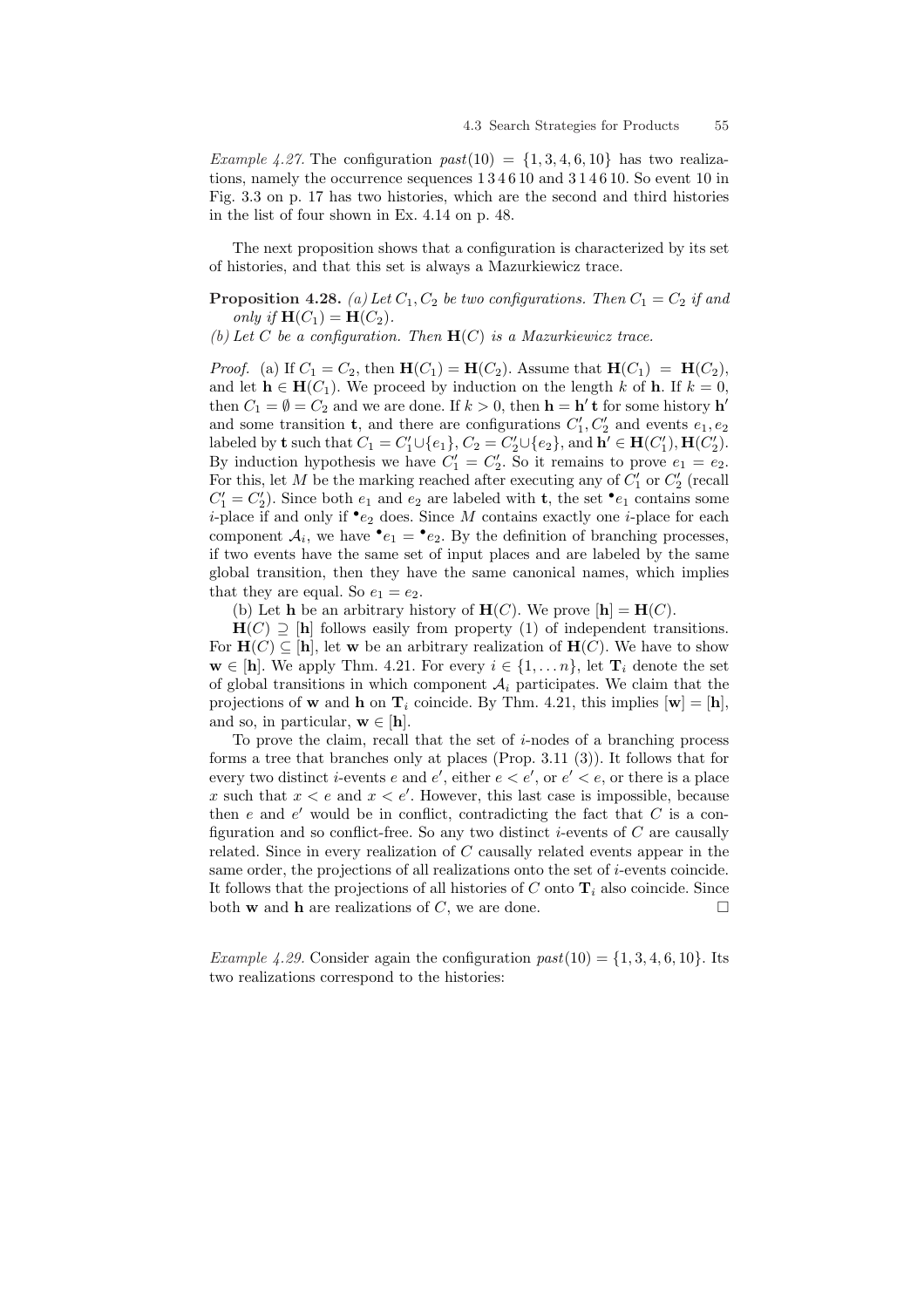*Example 4.27.* The configuration $past(10) = \{1, 3, 4, 6, 10\}$ has two realizations, namely the occurrence sequences 1 3 4 6 10 and 3 1 4 6 10. So event 10 in Fig. 3.3 on p. 17 has two histories, which are the second and third histories in the list of four shown in Ex. 4.14 on p. 48.

The next proposition shows that a configuration is characterized by its set of histories, and that this set is always a Mazurkiewicz trace.

**Proposition 4.28.** *(a) Let $C_1, C_2$ be two configurations. Then $C_1 = C_2$ if and only if $\mathbf{H}(C_1) = \mathbf{H}(C_2)$.*
*(b) Let $C$ be a configuration. Then $\mathbf{H}(C)$ is a Mazurkiewicz trace.*

*Proof.* (a) If $C_1 = C_2$, then $\mathbf{H}(C_1) = \mathbf{H}(C_2)$. Assume that $\mathbf{H}(C_1) = \mathbf{H}(C_2)$, and let $\mathbf{h} \in \mathbf{H}(C_1)$. We proceed by induction on the length $k$ of $\mathbf{h}$. If $k = 0$, then $C_1 = \emptyset = C_2$ and we are done. If $k > 0$, then $\mathbf{h} = \mathbf{h}'\,\mathbf{t}$ for some history $\mathbf{h}'$ and some transition $\mathbf{t}$, and there are configurations $C_1', C_2'$ and events $e_1, e_2$ labeled by $\mathbf{t}$ such that $C_1 = C_1' \cup \{e_1\}$, $C_2 = C_2' \cup \{e_2\}$, and $\mathbf{h}' \in \mathbf{H}(C_1'), \mathbf{H}(C_2')$. By induction hypothesis we have $C_1' = C_2'$. So it remains to prove $e_1 = e_2$. For this, let $M$ be the marking reached after executing any of $C_1'$ or $C_2'$ (recall $C_1' = C_2'$). Since both $e_1$ and $e_2$ are labeled with $\mathbf{t}$, the set ${}^\bullet e_1$ contains some $i$-place if and only if ${}^\bullet e_2$ does. Since $M$ contains exactly one $i$-place for each component $\mathcal{A}_i$, we have ${}^\bullet e_1 = {}^\bullet e_2$. By the definition of branching processes, if two events have the same set of input places and are labeled by the same global transition, then they have the same canonical names, which implies that they are equal. So $e_1 = e_2$.

(b) Let $\mathbf{h}$ be an arbitrary history of $\mathbf{H}(C)$. We prove $[\mathbf{h}] = \mathbf{H}(C)$.

$\mathbf{H}(C) \supseteq [\mathbf{h}]$ follows easily from property (1) of independent transitions. For $\mathbf{H}(C) \subseteq [\mathbf{h}]$, let $\mathbf{w}$ be an arbitrary realization of $\mathbf{H}(C)$. We have to show $\mathbf{w} \in [\mathbf{h}]$. We apply Thm. 4.21. For every $i \in \{1, \ldots n\}$, let $\mathbf{T}_i$ denote the set of global transitions in which component $\mathcal{A}_i$ participates. We claim that the projections of $\mathbf{w}$ and $\mathbf{h}$ on $\mathbf{T}_i$ coincide. By Thm. 4.21, this implies $[\mathbf{w}] = [\mathbf{h}]$, and so, in particular, $\mathbf{w} \in [\mathbf{h}]$.

To prove the claim, recall that the set of $i$-nodes of a branching process forms a tree that branches only at places (Prop. 3.11 (3)). It follows that for every two distinct $i$-events $e$ and $e'$, either $e < e'$, or $e' < e$, or there is a place $x$ such that $x < e$ and $x < e'$. However, this last case is impossible, because then $e$ and $e'$ would be in conflict, contradicting the fact that $C$ is a configuration and so conflict-free. So any two distinct $i$-events of $C$ are causally related. Since in every realization of $C$ causally related events appear in the same order, the projections of all realizations onto the set of $i$-events coincide. It follows that the projections of all histories of $C$ onto $\mathbf{T}_i$ also coincide. Since both $\mathbf{w}$ and $\mathbf{h}$ are realizations of $C$, we are done. $\square$

*Example 4.29.* Consider again the configuration $past(10) = \{1, 3, 4, 6, 10\}$. Its two realizations correspond to the histories: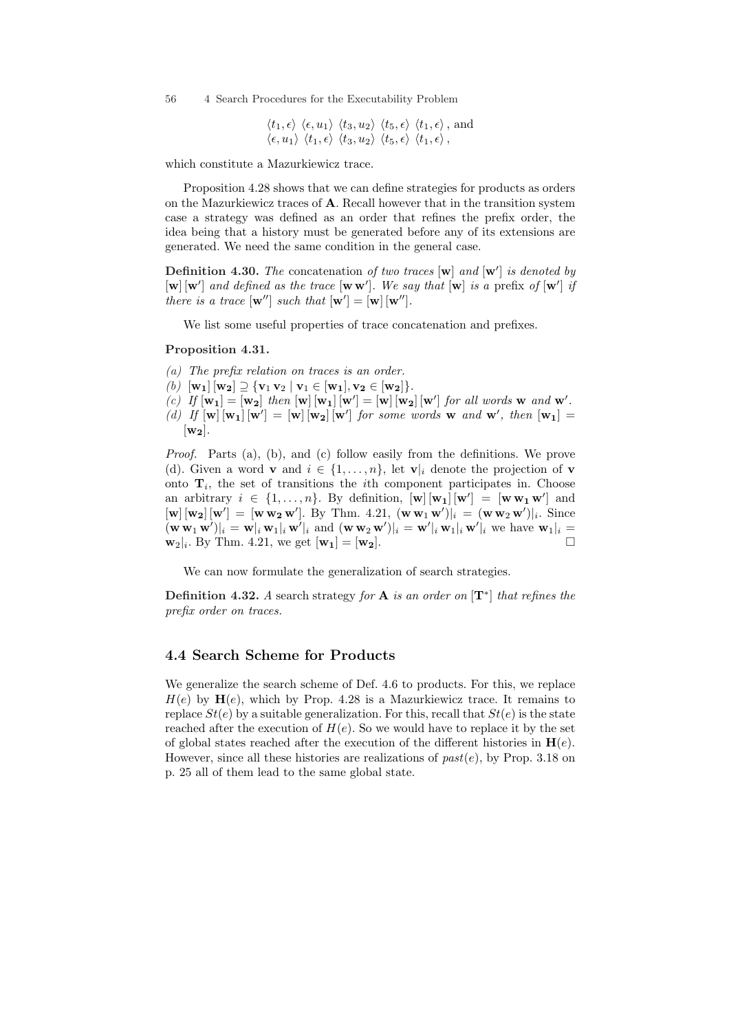$$\langle t_1, \epsilon \rangle \ \langle \epsilon, u_1 \rangle \ \langle t_3, u_2 \rangle \ \langle t_5, \epsilon \rangle \ \langle t_1, \epsilon \rangle \text{ , and}$$
$$\langle \epsilon, u_1 \rangle \ \langle t_1, \epsilon \rangle \ \langle t_3, u_2 \rangle \ \langle t_5, \epsilon \rangle \ \langle t_1, \epsilon \rangle \text{ ,}$$

which constitute a Mazurkiewicz trace.

Proposition 4.28 shows that we can define strategies for products as orders on the Mazurkiewicz traces of $\mathbf{A}$. Recall however that in the transition system case a strategy was defined as an order that refines the prefix order, the idea being that a history must be generated before any of its extensions are generated. We need the same condition in the general case.

**Definition 4.30.** *The* concatenation *of two traces* $[\mathbf{w}]$ *and* $[\mathbf{w}']$ *is denoted by* $[\mathbf{w}]\,[\mathbf{w}']$ *and defined as the trace* $[\mathbf{w}\,\mathbf{w}']$*. We say that* $[\mathbf{w}]$ *is a* prefix *of* $[\mathbf{w}']$ *if there is a trace* $[\mathbf{w}'']$ *such that* $[\mathbf{w}'] = [\mathbf{w}]\,[\mathbf{w}'']$*.*

We list some useful properties of trace concatenation and prefixes.

**Proposition 4.31.**

*(a) The prefix relation on traces is an order.*
*(b)* $[\mathbf{w_1}]\,[\mathbf{w_2}] \supseteq \{\mathbf{v}_1\,\mathbf{v}_2 \mid \mathbf{v}_1 \in [\mathbf{w_1}], \mathbf{v_2} \in [\mathbf{w_2}]\}$*.*
*(c) If* $[\mathbf{w_1}] = [\mathbf{w_2}]$ *then* $[\mathbf{w}]\,[\mathbf{w_1}]\,[\mathbf{w}'] = [\mathbf{w}]\,[\mathbf{w_2}]\,[\mathbf{w}']$ *for all words* $\mathbf{w}$ *and* $\mathbf{w}'$*.*
*(d) If* $[\mathbf{w}]\,[\mathbf{w_1}]\,[\mathbf{w}'] = [\mathbf{w}]\,[\mathbf{w_2}]\,[\mathbf{w}']$ *for some words* $\mathbf{w}$ *and* $\mathbf{w}'$*, then* $[\mathbf{w_1}] = [\mathbf{w_2}]$*.*

*Proof.* Parts (a), (b), and (c) follow easily from the definitions. We prove (d). Given a word $\mathbf{v}$ and $i \in \{1, \dots, n\}$, let $\mathbf{v}|_i$ denote the projection of $\mathbf{v}$ onto $\mathbf{T}_i$, the set of transitions the $i$th component participates in. Choose an arbitrary $i \in \{1, \dots, n\}$. By definition, $[\mathbf{w}]\,[\mathbf{w_1}]\,[\mathbf{w}'] = [\mathbf{w}\,\mathbf{w_1}\,\mathbf{w}']$ and $[\mathbf{w}]\,[\mathbf{w_2}]\,[\mathbf{w}'] = [\mathbf{w}\,\mathbf{w_2}\,\mathbf{w}']$. By Thm. 4.21, $(\mathbf{w}\,\mathbf{w}_1\,\mathbf{w}')|_i = (\mathbf{w}\,\mathbf{w}_2\,\mathbf{w}')|_i$. Since $(\mathbf{w}\,\mathbf{w}_1\,\mathbf{w}')|_i = \mathbf{w}|_i\,\mathbf{w}_1|_i\,\mathbf{w}'|_i$ and $(\mathbf{w}\,\mathbf{w}_2\,\mathbf{w}')|_i = \mathbf{w}'|_i\,\mathbf{w}_1|_i\,\mathbf{w}'|_i$ we have $\mathbf{w}_1|_i = \mathbf{w}_2|_i$. By Thm. 4.21, we get $[\mathbf{w_1}] = [\mathbf{w_2}]$. $\square$

We can now formulate the generalization of search strategies.

**Definition 4.32.** *A* search strategy *for* $\mathbf{A}$ *is an order on* $[\mathbf{T}^*]$ *that refines the prefix order on traces.*

## 4.4 Search Scheme for Products

We generalize the search scheme of Def. 4.6 to products. For this, we replace $H(e)$ by $\mathbf{H}(e)$, which by Prop. 4.28 is a Mazurkiewicz trace. It remains to replace $St(e)$ by a suitable generalization. For this, recall that $St(e)$ is the state reached after the execution of $H(e)$. So we would have to replace it by the set of global states reached after the execution of the different histories in $\mathbf{H}(e)$. However, since all these histories are realizations of $past(e)$, by Prop. 3.18 on p. 25 all of them lead to the same global state.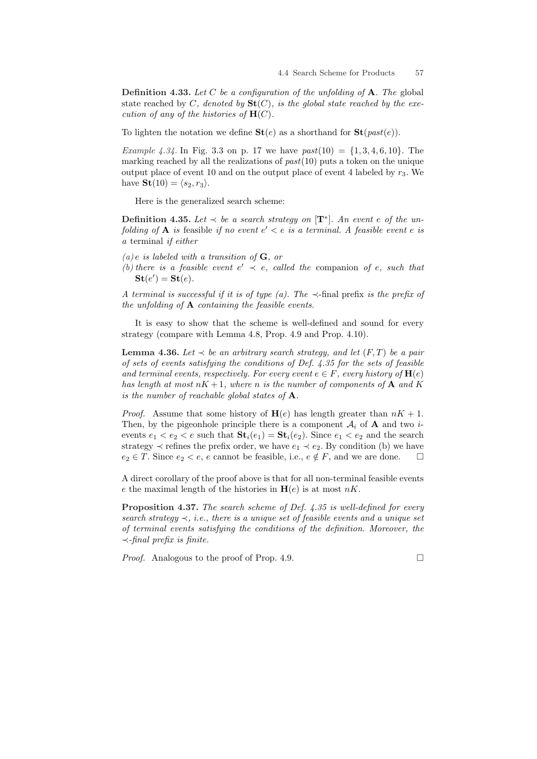**Definition 4.33.** *Let $C$ be a configuration of the unfolding of $\mathbf{A}$. The* global state reached by $C$*, denoted by $\mathbf{St}(C)$, is the global state reached by the execution of any of the histories of $\mathbf{H}(C)$.*

To lighten the notation we define $\mathbf{St}(e)$ as a shorthand for $\mathbf{St}(past(e))$.

*Example 4.34.* In Fig. 3.3 on p. 17 we have $past(10) = \{1, 3, 4, 6, 10\}$. The marking reached by all the realizations of $past(10)$ puts a token on the unique output place of event 10 and on the output place of event 4 labeled by $r_3$. We have $\mathbf{St}(10) = \langle s_2, r_3 \rangle$.

Here is the generalized search scheme:

**Definition 4.35.** *Let $\prec$ be a search strategy on $[\mathbf{T}^*]$. An event $e$ of the unfolding of $\mathbf{A}$ is* feasible *if no event $e' < e$ is a terminal. A feasible event $e$ is a* terminal *if either*

*(a) $e$ is labeled with a transition of $\mathbf{G}$, or*
*(b) there is a feasible event $e' \prec e$, called the* companion *of $e$, such that $\mathbf{St}(e') = \mathbf{St}(e)$.*

*A terminal is successful if it is of type (a). The $\prec$-final* prefix *is the prefix of the unfolding of $\mathbf{A}$ containing the feasible events.*

It is easy to show that the scheme is well-defined and sound for every strategy (compare with Lemma 4.8, Prop. 4.9 and Prop. 4.10).

**Lemma 4.36.** *Let $\prec$ be an arbitrary search strategy, and let $(F, T)$ be a pair of sets of events satisfying the conditions of Def. 4.35 for the sets of feasible and terminal events, respectively. For every event $e \in F$, every history of $\mathbf{H}(e)$ has length at most $nK + 1$, where $n$ is the number of components of $\mathbf{A}$ and $K$ is the number of reachable global states of $\mathbf{A}$.*

*Proof.* Assume that some history of $\mathbf{H}(e)$ has length greater than $nK + 1$. Then, by the pigeonhole principle there is a component $\mathcal{A}_i$ of $\mathbf{A}$ and two $i$-events $e_1 < e_2 < e$ such that $\mathbf{St}_i(e_1) = \mathbf{St}_i(e_2)$. Since $e_1 < e_2$ and the search strategy $\prec$ refines the prefix order, we have $e_1 \prec e_2$. By condition (b) we have $e_2 \in T$. Since $e_2 < e$, $e$ cannot be feasible, i.e., $e \notin F$, and we are done. □

A direct corollary of the proof above is that for all non-terminal feasible events $e$ the maximal length of the histories in $\mathbf{H}(e)$ is at most $nK$.

**Proposition 4.37.** *The search scheme of Def. 4.35 is well-defined for every search strategy $\prec$, i.e., there is a unique set of feasible events and a unique set of terminal events satisfying the conditions of the definition. Moreover, the $\prec$-final prefix is finite.*

*Proof.* Analogous to the proof of Prop. 4.9. □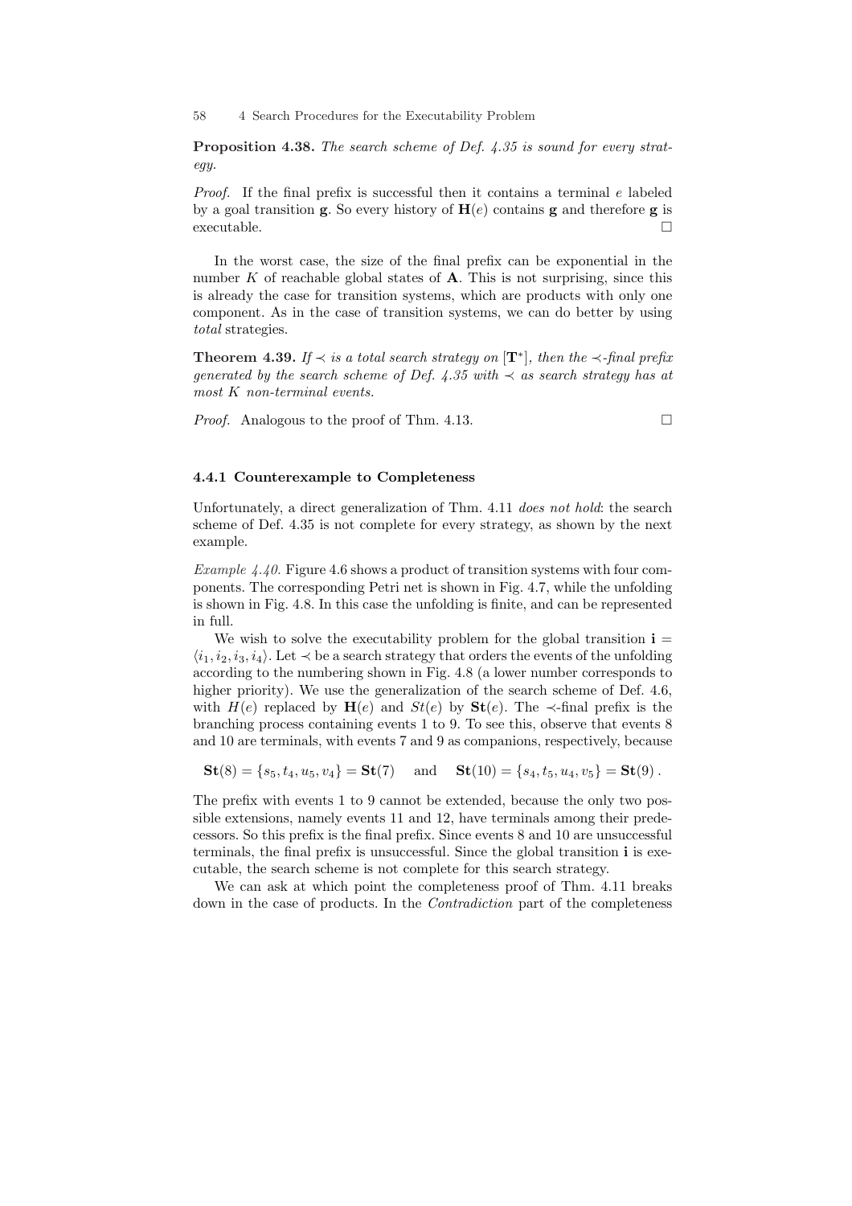**Proposition 4.38.** *The search scheme of Def. 4.35 is sound for every strategy.*

*Proof.* If the final prefix is successful then it contains a terminal $e$ labeled by a goal transition $\mathbf{g}$. So every history of $\mathbf{H}(e)$ contains $\mathbf{g}$ and therefore $\mathbf{g}$ is executable. $\square$

In the worst case, the size of the final prefix can be exponential in the number $K$ of reachable global states of $\mathbf{A}$. This is not surprising, since this is already the case for transition systems, which are products with only one component. As in the case of transition systems, we can do better by using *total* strategies.

**Theorem 4.39.** *If $\prec$ is a total search strategy on $[\mathbf{T}^*]$, then the $\prec$-final prefix generated by the search scheme of Def. 4.35 with $\prec$ as search strategy has at most $K$ non-terminal events.*

*Proof.* Analogous to the proof of Thm. 4.13. $\square$

### 4.4.1 Counterexample to Completeness

Unfortunately, a direct generalization of Thm. 4.11 *does not hold*: the search scheme of Def. 4.35 is not complete for every strategy, as shown by the next example.

*Example 4.40.* Figure 4.6 shows a product of transition systems with four components. The corresponding Petri net is shown in Fig. 4.7, while the unfolding is shown in Fig. 4.8. In this case the unfolding is finite, and can be represented in full.

We wish to solve the executability problem for the global transition $\mathbf{i} = \langle i_1, i_2, i_3, i_4 \rangle$. Let $\prec$ be a search strategy that orders the events of the unfolding according to the numbering shown in Fig. 4.8 (a lower number corresponds to higher priority). We use the generalization of the search scheme of Def. 4.6, with $H(e)$ replaced by $\mathbf{H}(e)$ and $St(e)$ by $\mathbf{St}(e)$. The $\prec$-final prefix is the branching process containing events 1 to 9. To see this, observe that events 8 and 10 are terminals, with events 7 and 9 as companions, respectively, because

$$\mathbf{St}(8) = \{s_5, t_4, u_5, v_4\} = \mathbf{St}(7) \quad \text{and} \quad \mathbf{St}(10) = \{s_4, t_5, u_4, v_5\} = \mathbf{St}(9)\,.$$

The prefix with events 1 to 9 cannot be extended, because the only two possible extensions, namely events 11 and 12, have terminals among their predecessors. So this prefix is the final prefix. Since events 8 and 10 are unsuccessful terminals, the final prefix is unsuccessful. Since the global transition $\mathbf{i}$ is executable, the search scheme is not complete for this search strategy.

We can ask at which point the completeness proof of Thm. 4.11 breaks down in the case of products. In the *Contradiction* part of the completeness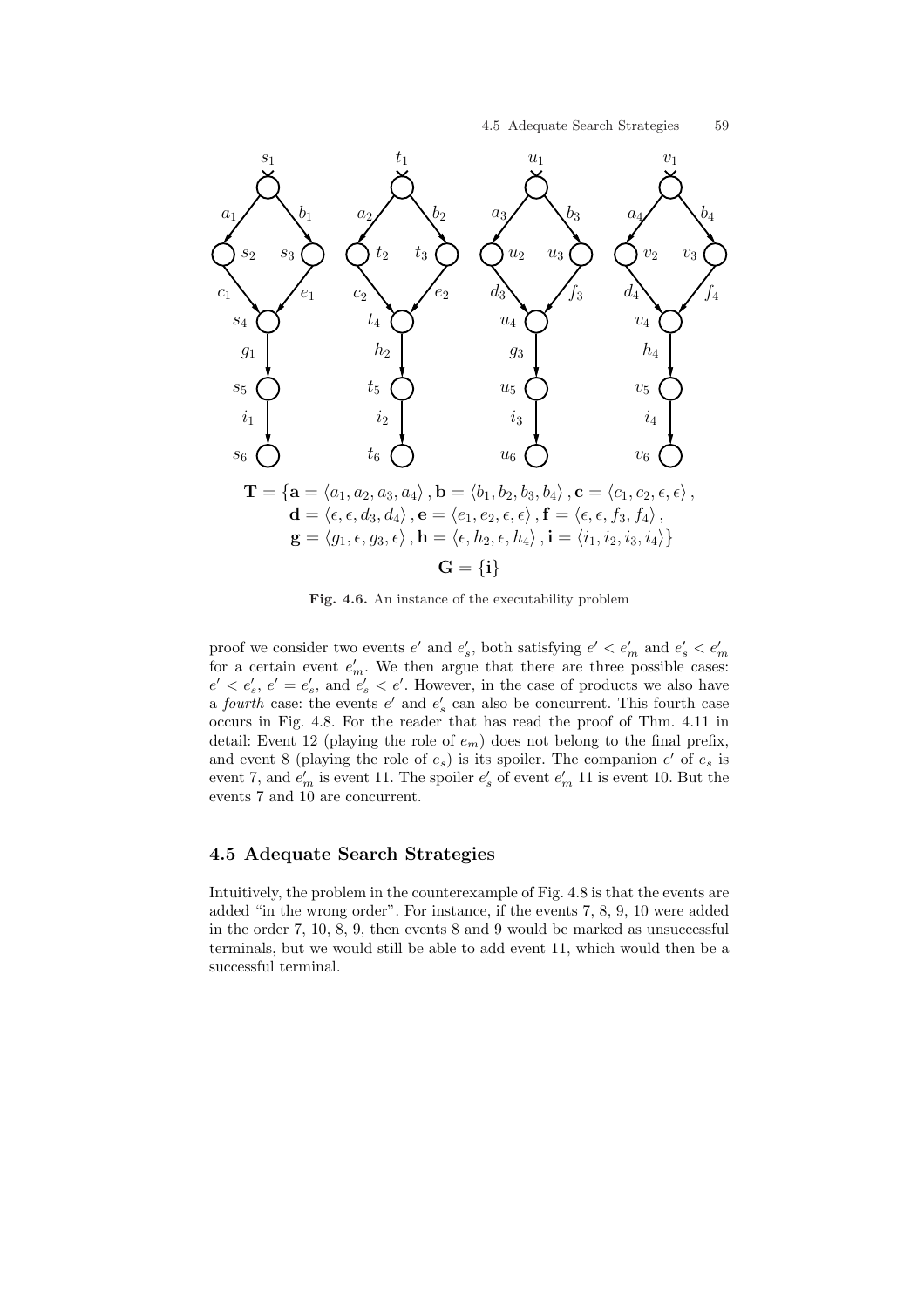$$\mathbf{T} = \{\mathbf{a} = \langle a_1, a_2, a_3, a_4 \rangle, \mathbf{b} = \langle b_1, b_2, b_3, b_4 \rangle, \mathbf{c} = \langle c_1, c_2, \epsilon, \epsilon \rangle,$$
$$\mathbf{d} = \langle \epsilon, \epsilon, d_3, d_4 \rangle, \mathbf{e} = \langle e_1, e_2, \epsilon, \epsilon \rangle, \mathbf{f} = \langle \epsilon, \epsilon, f_3, f_4 \rangle,$$
$$\mathbf{g} = \langle g_1, \epsilon, g_3, \epsilon \rangle, \mathbf{h} = \langle \epsilon, h_2, \epsilon, h_4 \rangle, \mathbf{i} = \langle i_1, i_2, i_3, i_4 \rangle\}$$
$$\mathbf{G} = \{\mathbf{i}\}$$

**Fig. 4.6.** An instance of the executability problem

proof we consider two events $e'$ and $e'_s$, both satisfying $e' < e'_m$ and $e'_s < e'_m$ for a certain event $e'_m$. We then argue that there are three possible cases: $e' < e'_s$, $e' = e'_s$, and $e'_s < e'$. However, in the case of products we also have a *fourth* case: the events $e'$ and $e'_s$ can also be concurrent. This fourth case occurs in Fig. 4.8. For the reader that has read the proof of Thm. 4.11 in detail: Event 12 (playing the role of $e_m$) does not belong to the final prefix, and event 8 (playing the role of $e_s$) is its spoiler. The companion $e'$ of $e_s$ is event 7, and $e'_m$ is event 11. The spoiler $e'_s$ of event $e'_m$ 11 is event 10. But the events 7 and 10 are concurrent.

## 4.5 Adequate Search Strategies

Intuitively, the problem in the counterexample of Fig. 4.8 is that the events are added "in the wrong order". For instance, if the events 7, 8, 9, 10 were added in the order 7, 10, 8, 9, then events 8 and 9 would be marked as unsuccessful terminals, but we would still be able to add event 11, which would then be a successful terminal.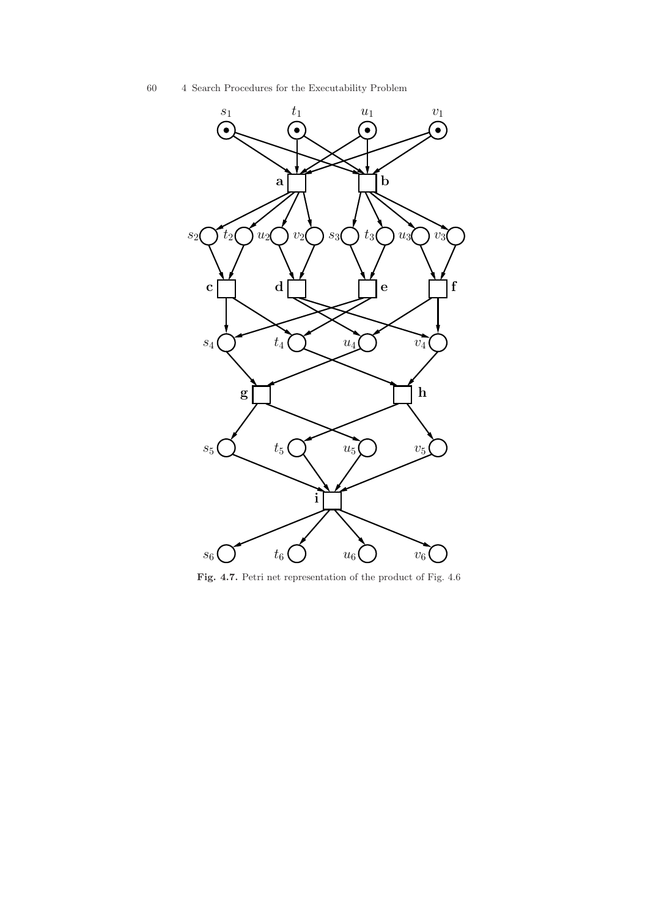**Fig. 4.7.** Petri net representation of the product of Fig. 4.6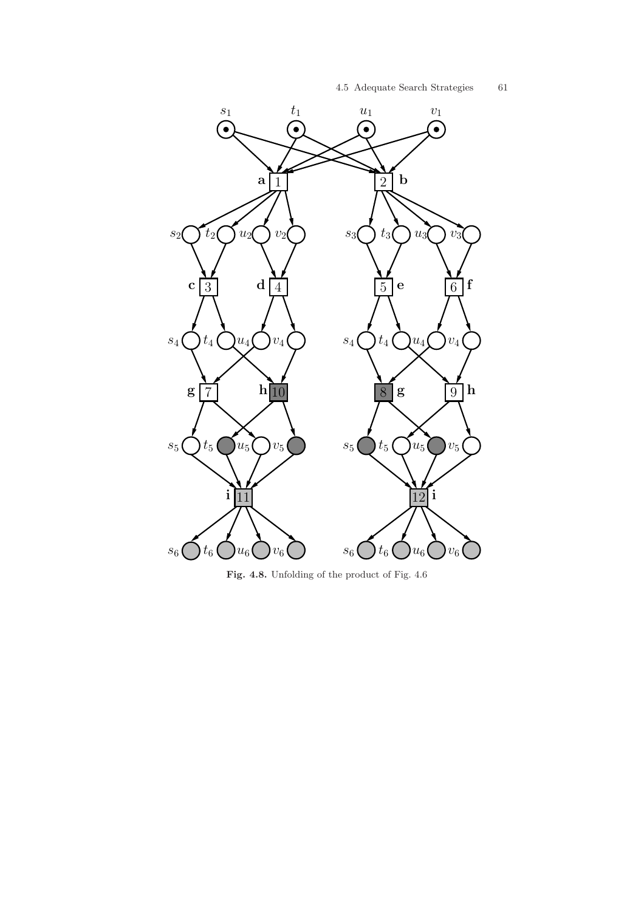**Fig. 4.8.** Unfolding of the product of Fig. 4.6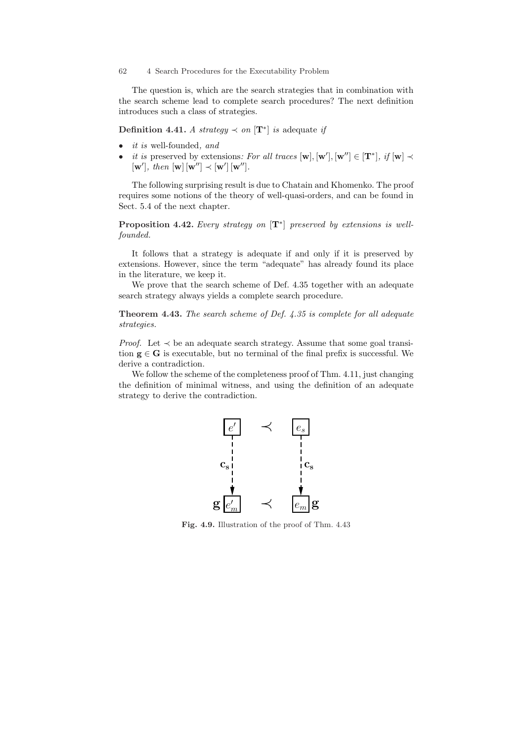The question is, which are the search strategies that in combination with the search scheme lead to complete search procedures? The next definition introduces such a class of strategies.

**Definition 4.41.** *A strategy $\prec$ on $[\mathbf{T}^*]$ is* adequate *if*

- *it is* well-founded*, and*
- *it is* preserved by extensions*: For all traces $[\mathbf{w}], [\mathbf{w}'], [\mathbf{w}''] \in [\mathbf{T}^*]$, if $[\mathbf{w}] \prec [\mathbf{w}']$, then $[\mathbf{w}]\,[\mathbf{w}''] \prec [\mathbf{w}']\,[\mathbf{w}'']$.*

The following surprising result is due to Chatain and Khomenko. The proof requires some notions of the theory of well-quasi-orders, and can be found in Sect. 5.4 of the next chapter.

**Proposition 4.42.** *Every strategy on $[\mathbf{T}^*]$ preserved by extensions is well-founded.*

It follows that a strategy is adequate if and only if it is preserved by extensions. However, since the term "adequate" has already found its place in the literature, we keep it.

We prove that the search scheme of Def. 4.35 together with an adequate search strategy always yields a complete search procedure.

**Theorem 4.43.** *The search scheme of Def. 4.35 is complete for all adequate strategies.*

*Proof.* Let $\prec$ be an adequate search strategy. Assume that some goal transition $\mathbf{g} \in \mathbf{G}$ is executable, but no terminal of the final prefix is successful. We derive a contradiction.

We follow the scheme of the completeness proof of Thm. 4.11, just changing the definition of minimal witness, and using the definition of an adequate strategy to derive the contradiction.

**Fig. 4.9.** Illustration of the proof of Thm. 4.43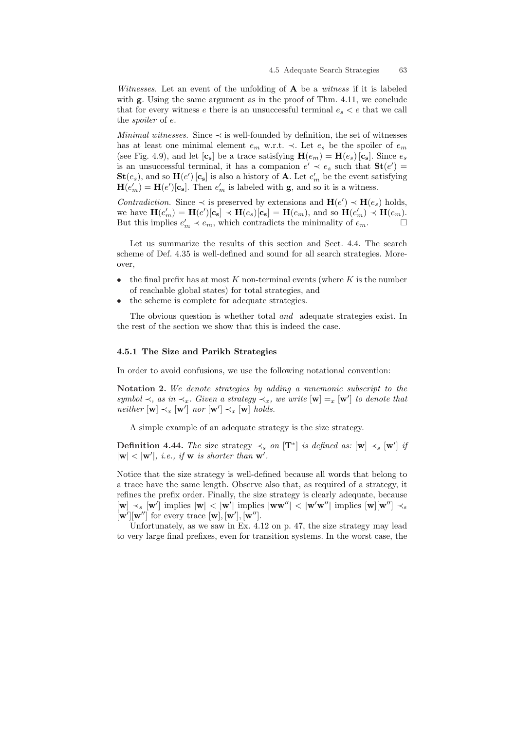*Witnesses.* Let an event of the unfolding of $\mathbf{A}$ be a *witness* if it is labeled with $\mathbf{g}$. Using the same argument as in the proof of Thm. 4.11, we conclude that for every witness $e$ there is an unsuccessful terminal $e_s < e$ that we call the *spoiler* of $e$.

*Minimal witnesses.* Since $\prec$ is well-founded by definition, the set of witnesses has at least one minimal element $e_m$ w.r.t. $\prec$. Let $e_s$ be the spoiler of $e_m$ (see Fig. 4.9), and let $[\mathbf{c_s}]$ be a trace satisfying $\mathbf{H}(e_m) = \mathbf{H}(e_s)\,[\mathbf{c_s}]$. Since $e_s$ is an unsuccessful terminal, it has a companion $e' \prec e_s$ such that $\mathbf{St}(e') = \mathbf{St}(e_s)$, and so $\mathbf{H}(e')\,[\mathbf{c_s}]$ is also a history of $\mathbf{A}$. Let $e'_m$ be the event satisfying $\mathbf{H}(e'_m) = \mathbf{H}(e')[\mathbf{c_s}]$. Then $e'_m$ is labeled with $\mathbf{g}$, and so it is a witness.

*Contradiction.* Since $\prec$ is preserved by extensions and $\mathbf{H}(e') \prec \mathbf{H}(e_s)$ holds, we have $\mathbf{H}(e'_m) = \mathbf{H}(e')[\mathbf{c_s}] \prec \mathbf{H}(e_s)[\mathbf{c_s}] = \mathbf{H}(e_m)$, and so $\mathbf{H}(e'_m) \prec \mathbf{H}(e_m)$. But this implies $e'_m \prec e_m$, which contradicts the minimality of $e_m$. □

Let us summarize the results of this section and Sect. 4.4. The search scheme of Def. 4.35 is well-defined and sound for all search strategies. Moreover,

- the final prefix has at most $K$ non-terminal events (where $K$ is the number of reachable global states) for total strategies, and
- the scheme is complete for adequate strategies.

The obvious question is whether total *and* adequate strategies exist. In the rest of the section we show that this is indeed the case.

### 4.5.1 The Size and Parikh Strategies

In order to avoid confusions, we use the following notational convention:

**Notation 2.** *We denote strategies by adding a mnemonic subscript to the symbol $\prec$, as in $\prec_x$. Given a strategy $\prec_x$, we write $[\mathbf{w}] =_x [\mathbf{w}']$ to denote that neither $[\mathbf{w}] \prec_x [\mathbf{w}']$ nor $[\mathbf{w}'] \prec_x [\mathbf{w}]$ holds.*

A simple example of an adequate strategy is the size strategy.

**Definition 4.44.** *The* size strategy $\prec_s$ *on* $[\mathbf{T}^*]$ *is defined as:* $[\mathbf{w}] \prec_s [\mathbf{w}']$ *if* $|\mathbf{w}| < |\mathbf{w}'|$, *i.e., if* $\mathbf{w}$ *is shorter than* $\mathbf{w}'$.

Notice that the size strategy is well-defined because all words that belong to a trace have the same length. Observe also that, as required of a strategy, it refines the prefix order. Finally, the size strategy is clearly adequate, because $[\mathbf{w}] \prec_s [\mathbf{w}']$ implies $|\mathbf{w}| < |\mathbf{w}'|$ implies $|\mathbf{w}\mathbf{w}''| < |\mathbf{w}'\mathbf{w}''|$ implies $[\mathbf{w}][\mathbf{w}''] \prec_s [\mathbf{w}'][\mathbf{w}'']$ for every trace $[\mathbf{w}], [\mathbf{w}'], [\mathbf{w}'']$.

Unfortunately, as we saw in Ex. 4.12 on p. 47, the size strategy may lead to very large final prefixes, even for transition systems. In the worst case, the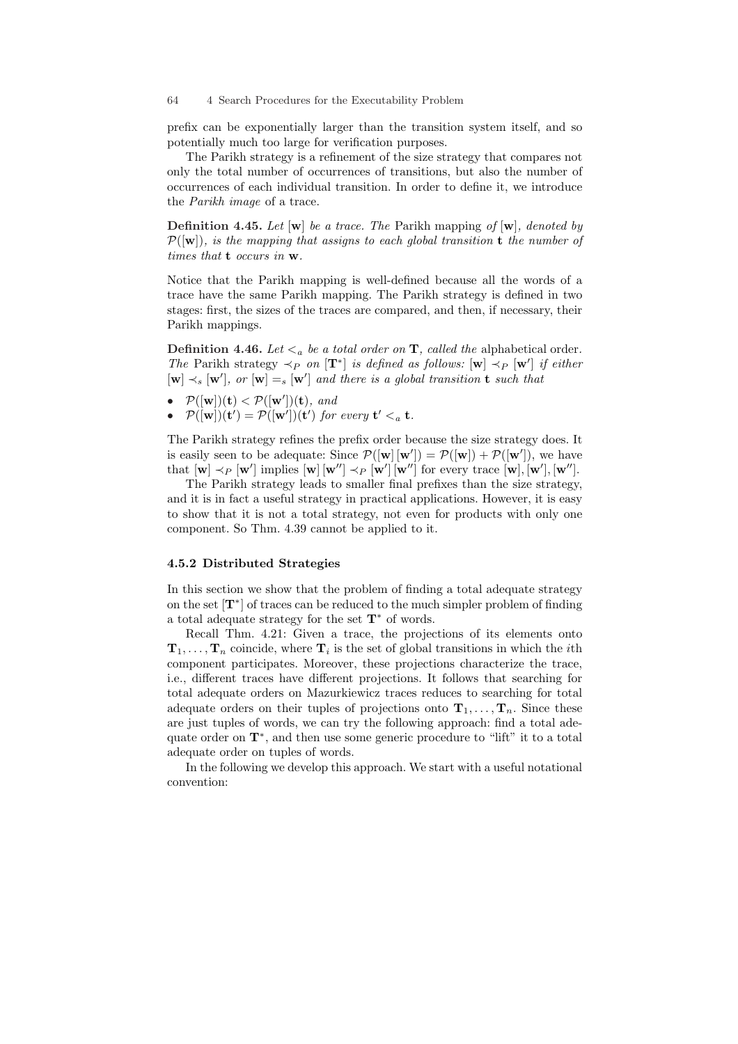prefix can be exponentially larger than the transition system itself, and so potentially much too large for verification purposes.

The Parikh strategy is a refinement of the size strategy that compares not only the total number of occurrences of transitions, but also the number of occurrences of each individual transition. In order to define it, we introduce the *Parikh image* of a trace.

**Definition 4.45.** *Let* $[\mathbf{w}]$ *be a trace. The* Parikh mapping *of* $[\mathbf{w}]$*, denoted by* $\mathcal{P}([\mathbf{w}])$*, is the mapping that assigns to each global transition* $\mathbf{t}$ *the number of times that* $\mathbf{t}$ *occurs in* $\mathbf{w}$*.*

Notice that the Parikh mapping is well-defined because all the words of a trace have the same Parikh mapping. The Parikh strategy is defined in two stages: first, the sizes of the traces are compared, and then, if necessary, their Parikh mappings.

**Definition 4.46.** *Let* $<_a$ *be a total order on* $\mathbf{T}$*, called the* alphabetical order*. The* Parikh strategy $\prec_P$ *on* $[\mathbf{T}^*]$ *is defined as follows:* $[\mathbf{w}] \prec_P [\mathbf{w}']$ *if either* $[\mathbf{w}] \prec_s [\mathbf{w}']$*, or* $[\mathbf{w}] =_s [\mathbf{w}']$ *and there is a global transition* $\mathbf{t}$ *such that*

- $\mathcal{P}([\mathbf{w}])(\mathbf{t}) < \mathcal{P}([\mathbf{w}'])(\mathbf{t})$*, and*
- $\mathcal{P}([\mathbf{w}])(\mathbf{t}') = \mathcal{P}([\mathbf{w}'])(\mathbf{t}')$ *for every* $\mathbf{t}' <_a \mathbf{t}$*.*

The Parikh strategy refines the prefix order because the size strategy does. It is easily seen to be adequate: Since $\mathcal{P}([\mathbf{w}]\,[\mathbf{w}']) = \mathcal{P}([\mathbf{w}]) + \mathcal{P}([\mathbf{w}'])$, we have that $[\mathbf{w}] \prec_P [\mathbf{w}']$ implies $[\mathbf{w}]\,[\mathbf{w}''] \prec_P [\mathbf{w}']\,[\mathbf{w}'']$ for every trace $[\mathbf{w}], [\mathbf{w}'], [\mathbf{w}'']$.

The Parikh strategy leads to smaller final prefixes than the size strategy, and it is in fact a useful strategy in practical applications. However, it is easy to show that it is not a total strategy, not even for products with only one component. So Thm. 4.39 cannot be applied to it.

### 4.5.2 Distributed Strategies

In this section we show that the problem of finding a total adequate strategy on the set $[\mathbf{T}^*]$ of traces can be reduced to the much simpler problem of finding a total adequate strategy for the set $\mathbf{T}^*$ of words.

Recall Thm. 4.21: Given a trace, the projections of its elements onto $\mathbf{T}_1, \ldots, \mathbf{T}_n$ coincide, where $\mathbf{T}_i$ is the set of global transitions in which the $i$th component participates. Moreover, these projections characterize the trace, i.e., different traces have different projections. It follows that searching for total adequate orders on Mazurkiewicz traces reduces to searching for total adequate orders on their tuples of projections onto $\mathbf{T}_1, \ldots, \mathbf{T}_n$. Since these are just tuples of words, we can try the following approach: find a total adequate order on $\mathbf{T}^*$, and then use some generic procedure to "lift" it to a total adequate order on tuples of words.

In the following we develop this approach. We start with a useful notational convention: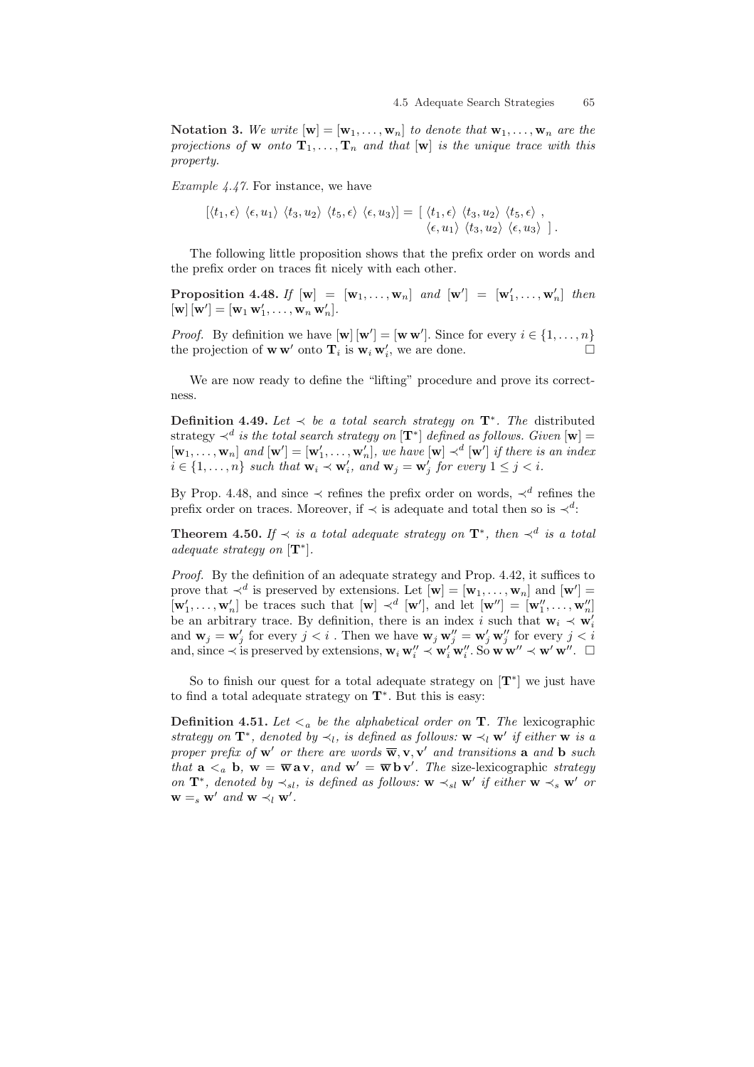**Notation 3.** *We write* $[\mathbf{w}] = [\mathbf{w}_1, \ldots, \mathbf{w}_n]$ *to denote that* $\mathbf{w}_1, \ldots, \mathbf{w}_n$ *are the projections of* $\mathbf{w}$ *onto* $\mathbf{T}_1, \ldots, \mathbf{T}_n$ *and that* $[\mathbf{w}]$ *is the unique trace with this property.*

*Example 4.47.* For instance, we have

$$[\langle t_1, \epsilon\rangle\ \langle \epsilon, u_1\rangle\ \langle t_3, u_2\rangle\ \langle t_5, \epsilon\rangle\ \langle \epsilon, u_3\rangle] = [\ \langle t_1, \epsilon\rangle\ \langle t_3, u_2\rangle\ \langle t_5, \epsilon\rangle\ ,\ \langle \epsilon, u_1\rangle\ \langle t_3, u_2\rangle\ \langle \epsilon, u_3\rangle\ ]\,.$$

The following little proposition shows that the prefix order on words and the prefix order on traces fit nicely with each other.

**Proposition 4.48.** *If* $[\mathbf{w}] = [\mathbf{w}_1, \ldots, \mathbf{w}_n]$ *and* $[\mathbf{w}'] = [\mathbf{w}'_1, \ldots, \mathbf{w}'_n]$ *then* $[\mathbf{w}]\,[\mathbf{w}'] = [\mathbf{w}_1\,\mathbf{w}'_1, \ldots, \mathbf{w}_n\,\mathbf{w}'_n]$.

*Proof.* By definition we have $[\mathbf{w}]\,[\mathbf{w}'] = [\mathbf{w}\,\mathbf{w}']$. Since for every $i \in \{1, \ldots, n\}$ the projection of $\mathbf{w}\,\mathbf{w}'$ onto $\mathbf{T}_i$ is $\mathbf{w}_i\,\mathbf{w}'_i$, we are done. □

We are now ready to define the "lifting" procedure and prove its correctness.

**Definition 4.49.** *Let* $\prec$ *be a total search strategy on* $\mathbf{T}^*$. *The* distributed strategy $\prec^d$ *is the total search strategy on* $[\mathbf{T}^*]$ *defined as follows. Given* $[\mathbf{w}] = [\mathbf{w}_1, \ldots, \mathbf{w}_n]$ *and* $[\mathbf{w}'] = [\mathbf{w}'_1, \ldots, \mathbf{w}'_n]$, *we have* $[\mathbf{w}] \prec^d [\mathbf{w}']$ *if there is an index* $i \in \{1, \ldots, n\}$ *such that* $\mathbf{w}_i \prec \mathbf{w}'_i$, *and* $\mathbf{w}_j = \mathbf{w}'_j$ *for every* $1 \le j < i$.

By Prop. 4.48, and since $\prec$ refines the prefix order on words, $\prec^d$ refines the prefix order on traces. Moreover, if $\prec$ is adequate and total then so is $\prec^d$:

**Theorem 4.50.** *If* $\prec$ *is a total adequate strategy on* $\mathbf{T}^*$, *then* $\prec^d$ *is a total adequate strategy on* $[\mathbf{T}^*]$.

*Proof.* By the definition of an adequate strategy and Prop. 4.42, it suffices to prove that $\prec^d$ is preserved by extensions. Let $[\mathbf{w}] = [\mathbf{w}_1, \ldots, \mathbf{w}_n]$ and $[\mathbf{w}'] = [\mathbf{w}'_1, \ldots, \mathbf{w}'_n]$ be traces such that $[\mathbf{w}] \prec^d [\mathbf{w}']$, and let $[\mathbf{w}''] = [\mathbf{w}''_1, \ldots, \mathbf{w}''_n]$ be an arbitrary trace. By definition, there is an index $i$ such that $\mathbf{w}_i \prec \mathbf{w}'_i$ and $\mathbf{w}_j = \mathbf{w}'_j$ for every $j < i$ . Then we have $\mathbf{w}_j\,\mathbf{w}''_j = \mathbf{w}'_j\,\mathbf{w}''_j$ for every $j < i$ and, since $\prec$ is preserved by extensions, $\mathbf{w}_i\,\mathbf{w}''_i \prec \mathbf{w}'_i\,\mathbf{w}''_i$. So $\mathbf{w}\,\mathbf{w}'' \prec \mathbf{w}'\,\mathbf{w}''$. □

So to finish our quest for a total adequate strategy on $[\mathbf{T}^*]$ we just have to find a total adequate strategy on $\mathbf{T}^*$. But this is easy:

**Definition 4.51.** *Let* $<_a$ *be the alphabetical order on* $\mathbf{T}$. *The* lexicographic *strategy on* $\mathbf{T}^*$, *denoted by* $\prec_l$, *is defined as follows:* $\mathbf{w} \prec_l \mathbf{w}'$ *if either* $\mathbf{w}$ *is a proper prefix of* $\mathbf{w}'$ *or there are words* $\overline{\mathbf{w}}, \mathbf{v}, \mathbf{v}'$ *and transitions* $\mathbf{a}$ *and* $\mathbf{b}$ *such that* $\mathbf{a} <_a \mathbf{b}$, $\mathbf{w} = \overline{\mathbf{w}}\,\mathbf{a}\,\mathbf{v}$, *and* $\mathbf{w}' = \overline{\mathbf{w}}\,\mathbf{b}\,\mathbf{v}'$. *The* size-lexicographic *strategy on* $\mathbf{T}^*$, *denoted by* $\prec_{sl}$, *is defined as follows:* $\mathbf{w} \prec_{sl} \mathbf{w}'$ *if either* $\mathbf{w} \prec_s \mathbf{w}'$ *or* $\mathbf{w} =_s \mathbf{w}'$ *and* $\mathbf{w} \prec_l \mathbf{w}'$.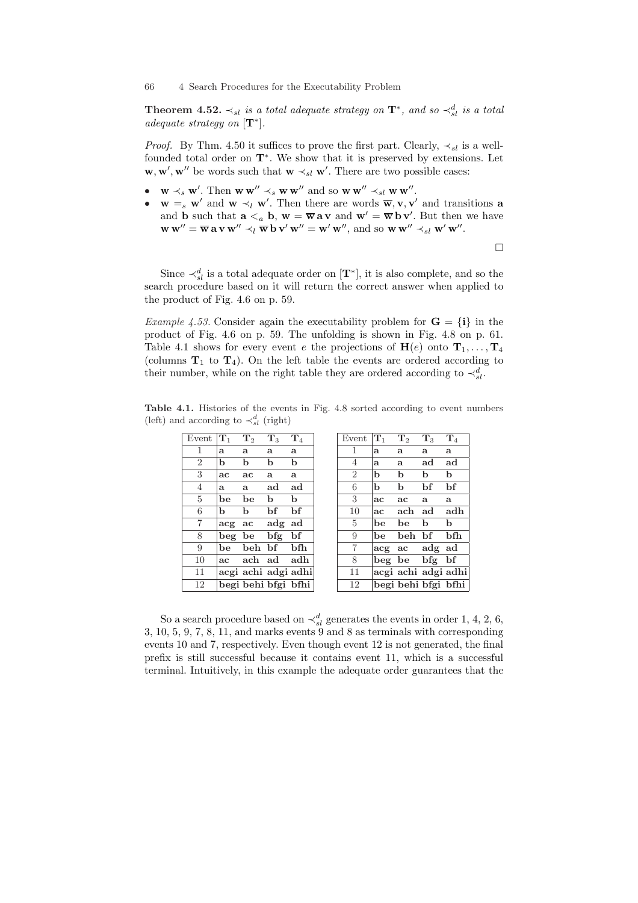**Theorem 4.52.** *$\prec_{sl}$ is a total adequate strategy on $\mathbf{T}^*$, and so $\prec_{sl}^d$ is a total adequate strategy on $[\mathbf{T}^*]$.*

*Proof.* By Thm. 4.50 it suffices to prove the first part. Clearly, $\prec_{sl}$ is a well-founded total order on $\mathbf{T}^*$. We show that it is preserved by extensions. Let $\mathbf{w}, \mathbf{w}', \mathbf{w}''$ be words such that $\mathbf{w} \prec_{sl} \mathbf{w}'$. There are two possible cases:

- $\mathbf{w} \prec_s \mathbf{w}'$. Then $\mathbf{w}\,\mathbf{w}'' \prec_s \mathbf{w}\,\mathbf{w}''$ and so $\mathbf{w}\,\mathbf{w}'' \prec_{sl} \mathbf{w}\,\mathbf{w}''$.
- $\mathbf{w} =_s \mathbf{w}'$ and $\mathbf{w} \prec_l \mathbf{w}'$. Then there are words $\overline{\mathbf{w}}, \mathbf{v}, \mathbf{v}'$ and transitions $\mathbf{a}$ and $\mathbf{b}$ such that $\mathbf{a} <_a \mathbf{b}$, $\mathbf{w} = \overline{\mathbf{w}}\,\mathbf{a}\,\mathbf{v}$ and $\mathbf{w}' = \overline{\mathbf{w}}\,\mathbf{b}\,\mathbf{v}'$. But then we have $\mathbf{w}\,\mathbf{w}'' = \overline{\mathbf{w}}\,\mathbf{a}\,\mathbf{v}\,\mathbf{w}'' \prec_l \overline{\mathbf{w}}\,\mathbf{b}\,\mathbf{v}'\,\mathbf{w}'' = \mathbf{w}'\,\mathbf{w}''$, and so $\mathbf{w}\,\mathbf{w}'' \prec_{sl} \mathbf{w}'\,\mathbf{w}''$.

□

Since $\prec_{sl}^d$ is a total adequate order on $[\mathbf{T}^*]$, it is also complete, and so the search procedure based on it will return the correct answer when applied to the product of Fig. 4.6 on p. 59.

*Example 4.53.* Consider again the executability problem for $\mathbf{G} = \{\mathbf{i}\}$ in the product of Fig. 4.6 on p. 59. The unfolding is shown in Fig. 4.8 on p. 61. Table 4.1 shows for every event $e$ the projections of $\mathbf{H}(e)$ onto $\mathbf{T}_1, \ldots, \mathbf{T}_4$ (columns $\mathbf{T}_1$ to $\mathbf{T}_4$). On the left table the events are ordered according to their number, while on the right table they are ordered according to $\prec_{sl}^d$.

**Table 4.1.** Histories of the events in Fig. 4.8 sorted according to event numbers (left) and according to $\prec_{sl}^d$ (right)

| Event | $\mathbf{T}_1$ | $\mathbf{T}_2$ | $\mathbf{T}_3$ | $\mathbf{T}_4$ |
|---|---|---|---|---|
| 1 | **a** | **a** | **a** | **a** |
| 2 | **b** | **b** | **b** | **b** |
| 3 | **ac** | **ac** | **a** | **a** |
| 4 | **a** | **a** | **ad** | **ad** |
| 5 | **be** | **be** | **b** | **b** |
| 6 | **b** | **b** | **bf** | **bf** |
| 7 | **acg** | **ac** | **adg** | **ad** |
| 8 | **beg** | **be** | **bfg** | **bf** |
| 9 | **be** | **beh** | **bf** | **bfh** |
| 10 | **ac** | **ach** | **ad** | **adh** |
| 11 | **acgi** | **achi** | **adgi** | **adhi** |
| 12 | **begi** | **behi** | **bfgi** | **bfhi** |

| Event | $\mathbf{T}_1$ | $\mathbf{T}_2$ | $\mathbf{T}_3$ | $\mathbf{T}_4$ |
|---|---|---|---|---|
| 1 | **a** | **a** | **a** | **a** |
| 4 | **a** | **a** | **ad** | **ad** |
| 2 | **b** | **b** | **b** | **b** |
| 6 | **b** | **b** | **bf** | **bf** |
| 3 | **ac** | **ac** | **a** | **a** |
| 10 | **ac** | **ach** | **ad** | **adh** |
| 5 | **be** | **be** | **b** | **b** |
| 9 | **be** | **beh** | **bf** | **bfh** |
| 7 | **acg** | **ac** | **adg** | **ad** |
| 8 | **beg** | **be** | **bfg** | **bf** |
| 11 | **acgi** | **achi** | **adgi** | **adhi** |
| 12 | **begi** | **behi** | **bfgi** | **bfhi** |

So a search procedure based on $\prec_{sl}^d$ generates the events in order 1, 4, 2, 6, 3, 10, 5, 9, 7, 8, 11, and marks events 9 and 8 as terminals with corresponding events 10 and 7, respectively. Even though event 12 is not generated, the final prefix is still successful because it contains event 11, which is a successful terminal. Intuitively, in this example the adequate order guarantees that the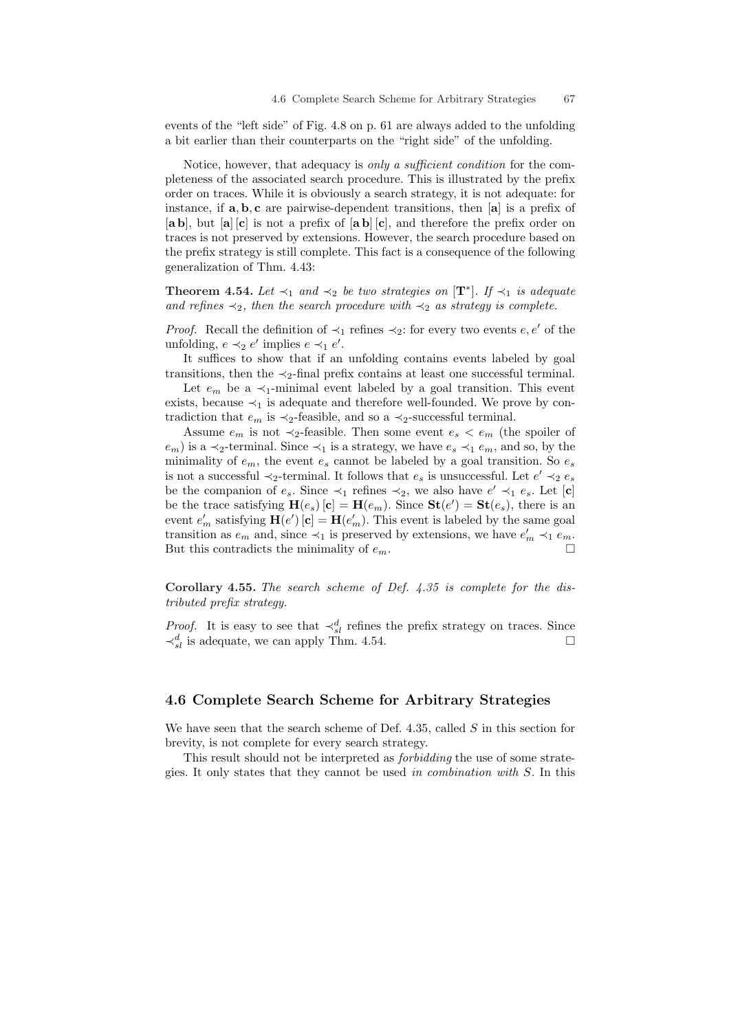events of the "left side" of Fig. 4.8 on p. 61 are always added to the unfolding a bit earlier than their counterparts on the "right side" of the unfolding.

Notice, however, that adequacy is *only a sufficient condition* for the completeness of the associated search procedure. This is illustrated by the prefix order on traces. While it is obviously a search strategy, it is not adequate: for instance, if $\mathbf{a}, \mathbf{b}, \mathbf{c}$ are pairwise-dependent transitions, then $[\mathbf{a}]$ is a prefix of $[\mathbf{a}\,\mathbf{b}]$, but $[\mathbf{a}]\,[\mathbf{c}]$ is not a prefix of $[\mathbf{a}\,\mathbf{b}]\,[\mathbf{c}]$, and therefore the prefix order on traces is not preserved by extensions. However, the search procedure based on the prefix strategy is still complete. This fact is a consequence of the following generalization of Thm. 4.43:

**Theorem 4.54.** *Let $\prec_1$ and $\prec_2$ be two strategies on $[\mathbf{T}^*]$. If $\prec_1$ is adequate and refines $\prec_2$, then the search procedure with $\prec_2$ as strategy is complete.*

*Proof.* Recall the definition of $\prec_1$ refines $\prec_2$: for every two events $e, e'$ of the unfolding, $e \prec_2 e'$ implies $e \prec_1 e'$.

It suffices to show that if an unfolding contains events labeled by goal transitions, then the $\prec_2$-final prefix contains at least one successful terminal.

Let $e_m$ be a $\prec_1$-minimal event labeled by a goal transition. This event exists, because $\prec_1$ is adequate and therefore well-founded. We prove by contradiction that $e_m$ is $\prec_2$-feasible, and so a $\prec_2$-successful terminal.

Assume $e_m$ is not $\prec_2$-feasible. Then some event $e_s < e_m$ (the spoiler of $e_m$) is a $\prec_2$-terminal. Since $\prec_1$ is a strategy, we have $e_s \prec_1 e_m$, and so, by the minimality of $e_m$, the event $e_s$ cannot be labeled by a goal transition. So $e_s$ is not a successful $\prec_2$-terminal. It follows that $e_s$ is unsuccessful. Let $e' \prec_2 e_s$ be the companion of $e_s$. Since $\prec_1$ refines $\prec_2$, we also have $e' \prec_1 e_s$. Let $[\mathbf{c}]$ be the trace satisfying $\mathbf{H}(e_s)\,[\mathbf{c}] = \mathbf{H}(e_m)$. Since $\mathbf{St}(e') = \mathbf{St}(e_s)$, there is an event $e'_m$ satisfying $\mathbf{H}(e')\,[\mathbf{c}] = \mathbf{H}(e'_m)$. This event is labeled by the same goal transition as $e_m$ and, since $\prec_1$ is preserved by extensions, we have $e'_m \prec_1 e_m$. But this contradicts the minimality of $e_m$. $\square$

**Corollary 4.55.** *The search scheme of Def. 4.35 is complete for the distributed prefix strategy.*

*Proof.* It is easy to see that $\prec^d_{sl}$ refines the prefix strategy on traces. Since $\prec^d_{sl}$ is adequate, we can apply Thm. 4.54. $\square$

## 4.6 Complete Search Scheme for Arbitrary Strategies

We have seen that the search scheme of Def. 4.35, called $S$ in this section for brevity, is not complete for every search strategy.

This result should not be interpreted as *forbidding* the use of some strategies. It only states that they cannot be used *in combination with $S$*. In this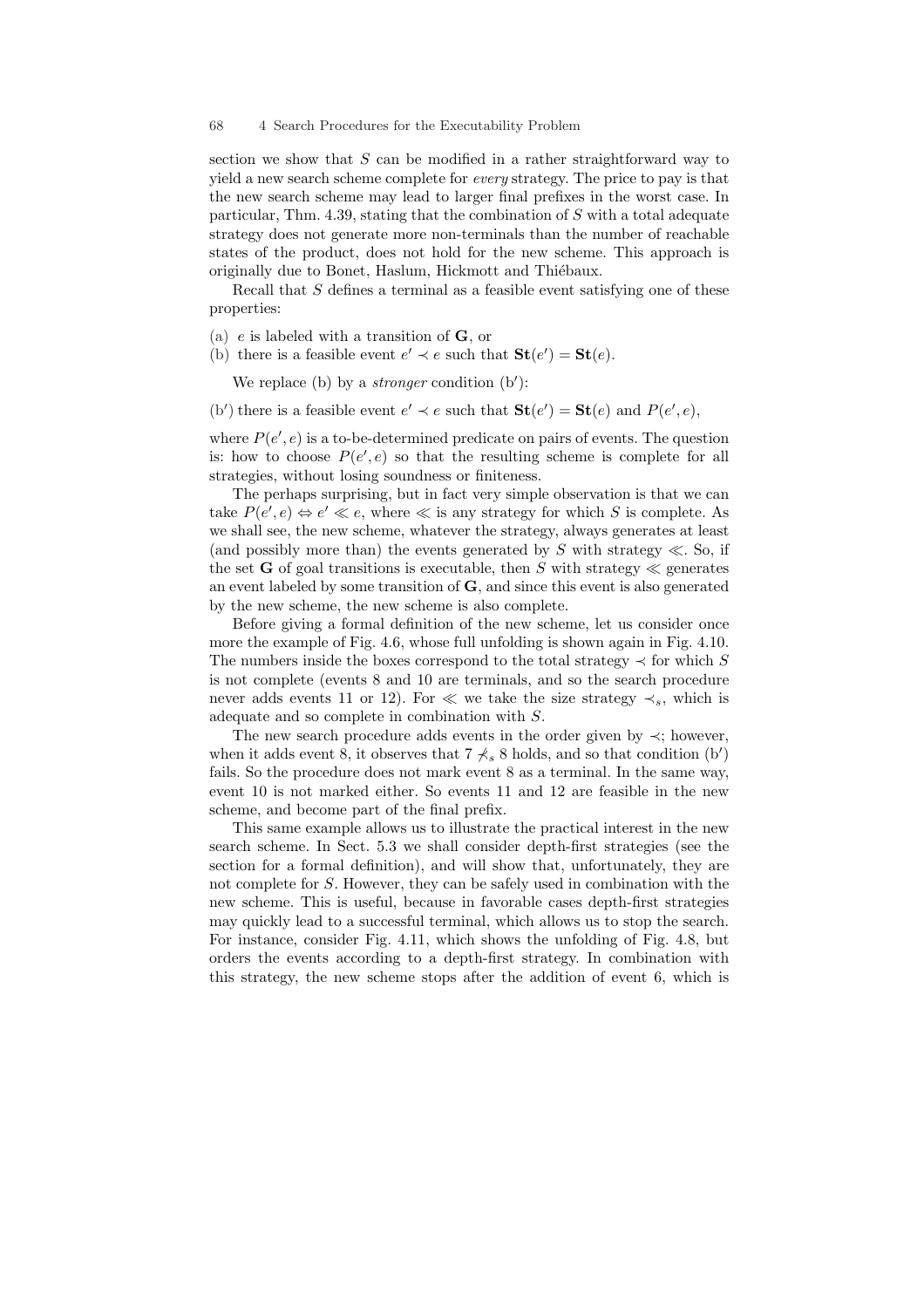section we show that $S$ can be modified in a rather straightforward way to yield a new search scheme complete for *every* strategy. The price to pay is that the new search scheme may lead to larger final prefixes in the worst case. In particular, Thm. 4.39, stating that the combination of $S$ with a total adequate strategy does not generate more non-terminals than the number of reachable states of the product, does not hold for the new scheme. This approach is originally due to Bonet, Haslum, Hickmott and Thiébaux.

Recall that $S$ defines a terminal as a feasible event satisfying one of these properties:

(a) $e$ is labeled with a transition of $\mathbf{G}$, or
(b) there is a feasible event $e' \prec e$ such that $\mathbf{St}(e') = \mathbf{St}(e)$.

We replace (b) by a *stronger* condition (b′):

(b′) there is a feasible event $e' \prec e$ such that $\mathbf{St}(e') = \mathbf{St}(e)$ and $P(e', e)$,

where $P(e', e)$ is a to-be-determined predicate on pairs of events. The question is: how to choose $P(e', e)$ so that the resulting scheme is complete for all strategies, without losing soundness or finiteness.

The perhaps surprising, but in fact very simple observation is that we can take $P(e', e) \Leftrightarrow e' \ll e$, where $\ll$ is any strategy for which $S$ is complete. As we shall see, the new scheme, whatever the strategy, always generates at least (and possibly more than) the events generated by $S$ with strategy $\ll$. So, if the set $\mathbf{G}$ of goal transitions is executable, then $S$ with strategy $\ll$ generates an event labeled by some transition of $\mathbf{G}$, and since this event is also generated by the new scheme, the new scheme is also complete.

Before giving a formal definition of the new scheme, let us consider once more the example of Fig. 4.6, whose full unfolding is shown again in Fig. 4.10. The numbers inside the boxes correspond to the total strategy $\prec$ for which $S$ is not complete (events 8 and 10 are terminals, and so the search procedure never adds events 11 or 12). For $\ll$ we take the size strategy $\prec_s$, which is adequate and so complete in combination with $S$.

The new search procedure adds events in the order given by $\prec$; however, when it adds event 8, it observes that $7 \not\prec_s 8$ holds, and so that condition (b′) fails. So the procedure does not mark event 8 as a terminal. In the same way, event 10 is not marked either. So events 11 and 12 are feasible in the new scheme, and become part of the final prefix.

This same example allows us to illustrate the practical interest in the new search scheme. In Sect. 5.3 we shall consider depth-first strategies (see the section for a formal definition), and will show that, unfortunately, they are not complete for $S$. However, they can be safely used in combination with the new scheme. This is useful, because in favorable cases depth-first strategies may quickly lead to a successful terminal, which allows us to stop the search. For instance, consider Fig. 4.11, which shows the unfolding of Fig. 4.8, but orders the events according to a depth-first strategy. In combination with this strategy, the new scheme stops after the addition of event 6, which is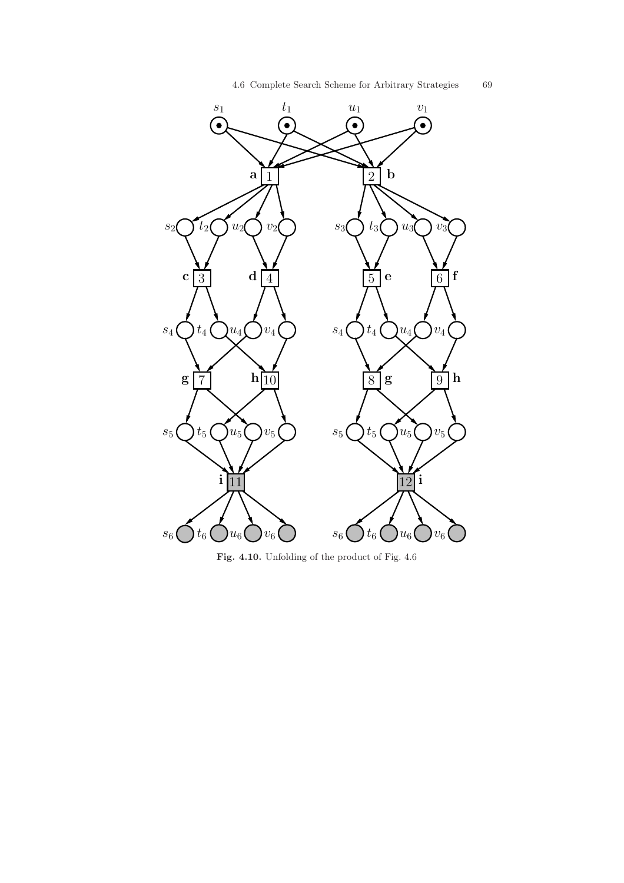**Fig. 4.10.** Unfolding of the product of Fig. 4.6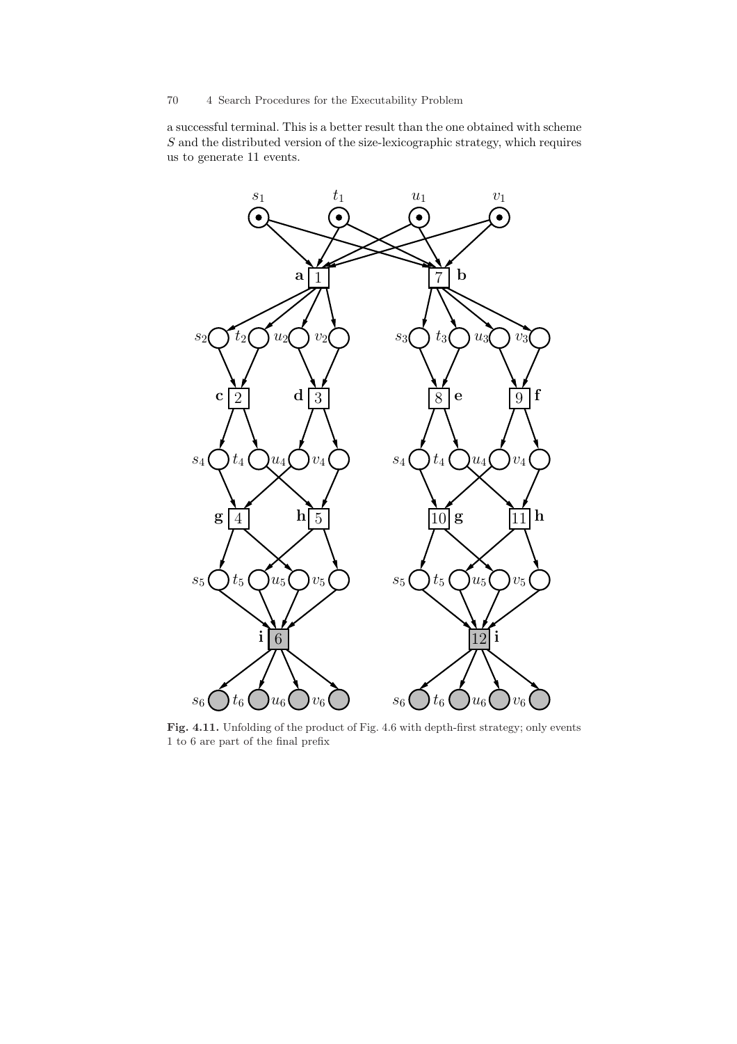a successful terminal. This is a better result than the one obtained with scheme $S$ and the distributed version of the size-lexicographic strategy, which requires us to generate 11 events.

**Fig. 4.11.** Unfolding of the product of Fig. 4.6 with depth-first strategy; only events 1 to 6 are part of the final prefix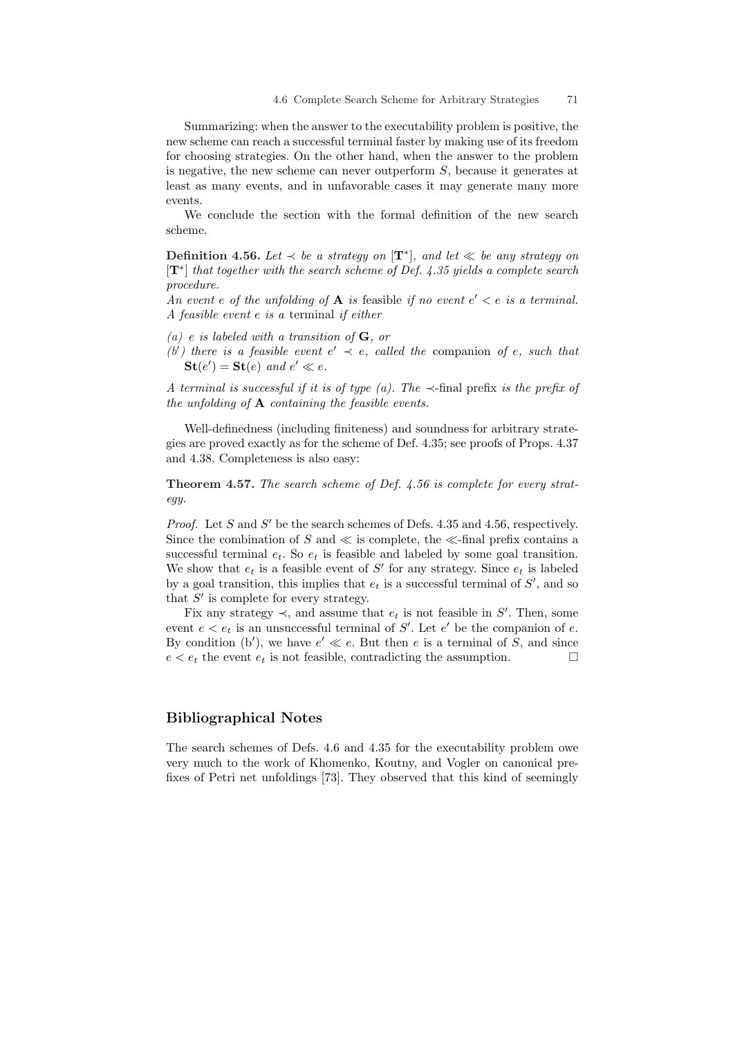Summarizing: when the answer to the executability problem is positive, the new scheme can reach a successful terminal faster by making use of its freedom for choosing strategies. On the other hand, when the answer to the problem is negative, the new scheme can never outperform $S$, because it generates at least as many events, and in unfavorable cases it may generate many more events.

We conclude the section with the formal definition of the new search scheme.

**Definition 4.56.** *Let $\prec$ be a strategy on $[\mathbf{T}^*]$, and let $\ll$ be any strategy on $[\mathbf{T}^*]$ that together with the search scheme of Def. 4.35 yields a complete search procedure.*
*An event $e$ of the unfolding of $\mathbf{A}$ is* feasible *if no event $e' < e$ is a terminal. A feasible event $e$ is a* terminal *if either*

*(a) $e$ is labeled with a transition of $\mathbf{G}$, or*
*(b′) there is a feasible event $e' \prec e$, called the* companion *of $e$, such that $\mathbf{St}(e') = \mathbf{St}(e)$ and $e' \ll e$.*

*A terminal is successful if it is of type (a). The $\prec$-final* prefix *is the prefix of the unfolding of $\mathbf{A}$ containing the feasible events.*

Well-definedness (including finiteness) and soundness for arbitrary strategies are proved exactly as for the scheme of Def. 4.35; see proofs of Props. 4.37 and 4.38. Completeness is also easy:

**Theorem 4.57.** *The search scheme of Def. 4.56 is complete for every strategy.*

*Proof.* Let $S$ and $S'$ be the search schemes of Defs. 4.35 and 4.56, respectively. Since the combination of $S$ and $\ll$ is complete, the $\ll$-final prefix contains a successful terminal $e_t$. So $e_t$ is feasible and labeled by some goal transition. We show that $e_t$ is a feasible event of $S'$ for any strategy. Since $e_t$ is labeled by a goal transition, this implies that $e_t$ is a successful terminal of $S'$, and so that $S'$ is complete for every strategy.

Fix any strategy $\prec$, and assume that $e_t$ is not feasible in $S'$. Then, some event $e < e_t$ is an unsuccessful terminal of $S'$. Let $e'$ be the companion of $e$. By condition (b′), we have $e' \ll e$. But then $e$ is a terminal of $S$, and since $e < e_t$ the event $e_t$ is not feasible, contradicting the assumption. □

## Bibliographical Notes

The search schemes of Defs. 4.6 and 4.35 for the executability problem owe very much to the work of Khomenko, Koutny, and Vogler on canonical prefixes of Petri net unfoldings [73]. They observed that this kind of seemingly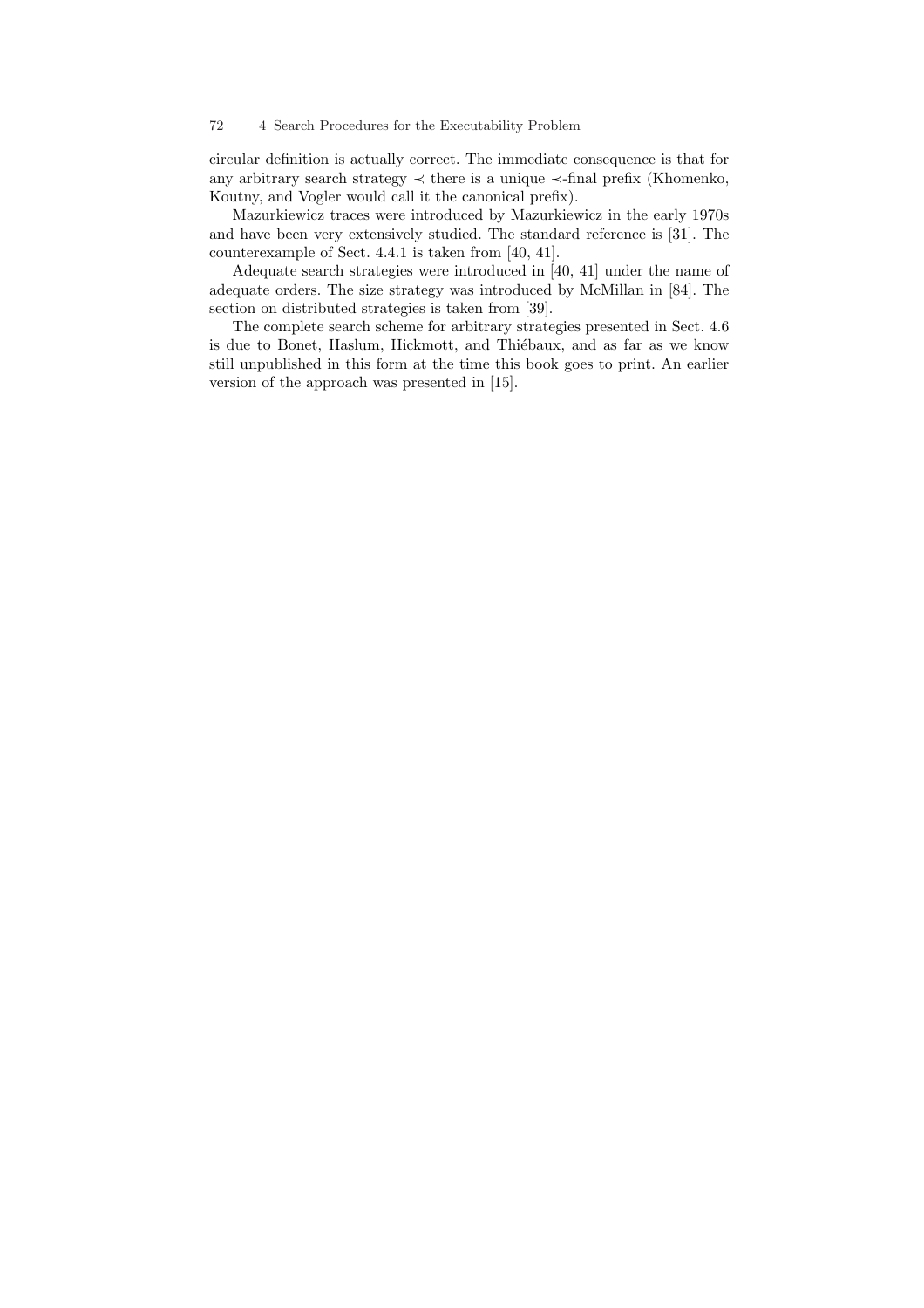circular definition is actually correct. The immediate consequence is that for any arbitrary search strategy $\prec$ there is a unique $\prec$-final prefix (Khomenko, Koutny, and Vogler would call it the canonical prefix).

Mazurkiewicz traces were introduced by Mazurkiewicz in the early 1970s and have been very extensively studied. The standard reference is [31]. The counterexample of Sect. 4.4.1 is taken from [40, 41].

Adequate search strategies were introduced in [40, 41] under the name of adequate orders. The size strategy was introduced by McMillan in [84]. The section on distributed strategies is taken from [39].

The complete search scheme for arbitrary strategies presented in Sect. 4.6 is due to Bonet, Haslum, Hickmott, and Thiébaux, and as far as we know still unpublished in this form at the time this book goes to print. An earlier version of the approach was presented in [15].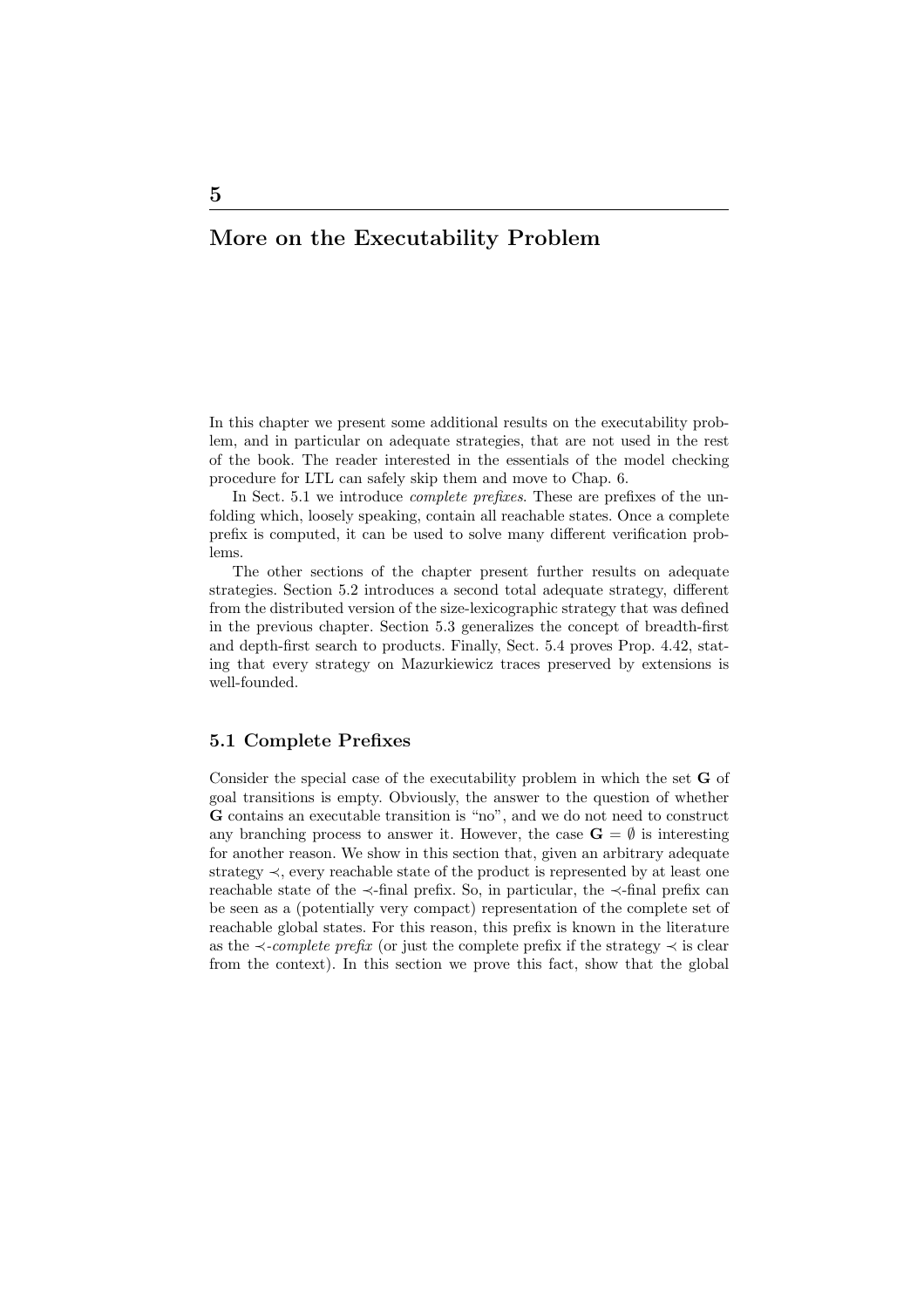# 5

# More on the Executability Problem

In this chapter we present some additional results on the executability problem, and in particular on adequate strategies, that are not used in the rest of the book. The reader interested in the essentials of the model checking procedure for LTL can safely skip them and move to Chap. 6.

In Sect. 5.1 we introduce *complete prefixes*. These are prefixes of the unfolding which, loosely speaking, contain all reachable states. Once a complete prefix is computed, it can be used to solve many different verification problems.

The other sections of the chapter present further results on adequate strategies. Section 5.2 introduces a second total adequate strategy, different from the distributed version of the size-lexicographic strategy that was defined in the previous chapter. Section 5.3 generalizes the concept of breadth-first and depth-first search to products. Finally, Sect. 5.4 proves Prop. 4.42, stating that every strategy on Mazurkiewicz traces preserved by extensions is well-founded.

## 5.1 Complete Prefixes

Consider the special case of the executability problem in which the set $\mathbf{G}$ of goal transitions is empty. Obviously, the answer to the question of whether $\mathbf{G}$ contains an executable transition is "no", and we do not need to construct any branching process to answer it. However, the case $\mathbf{G} = \emptyset$ is interesting for another reason. We show in this section that, given an arbitrary adequate strategy $\prec$, every reachable state of the product is represented by at least one reachable state of the $\prec$-final prefix. So, in particular, the $\prec$-final prefix can be seen as a (potentially very compact) representation of the complete set of reachable global states. For this reason, this prefix is known in the literature as the $\prec$-*complete prefix* (or just the complete prefix if the strategy $\prec$ is clear from the context). In this section we prove this fact, show that the global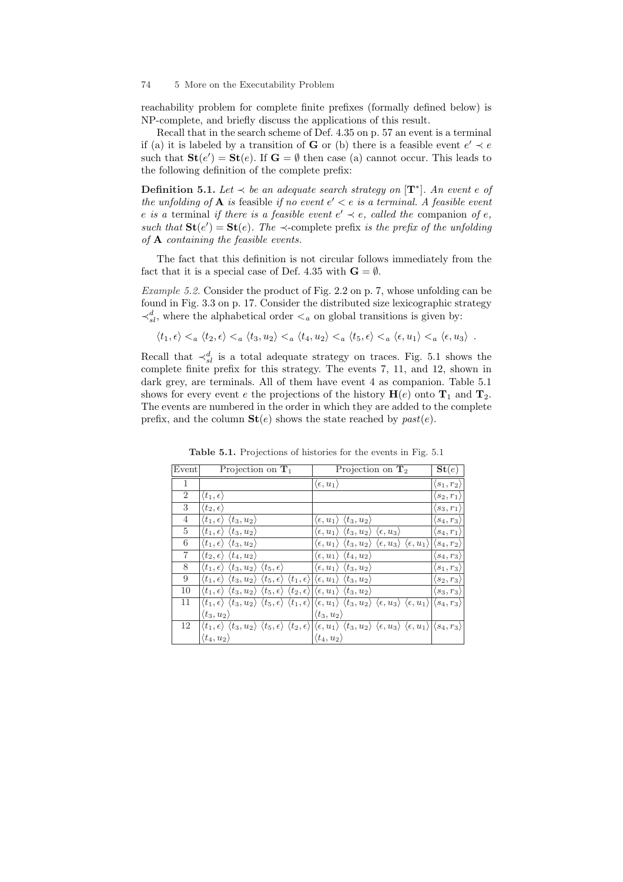reachability problem for complete finite prefixes (formally defined below) is NP-complete, and briefly discuss the applications of this result.

Recall that in the search scheme of Def. 4.35 on p. 57 an event is a terminal if (a) it is labeled by a transition of $\mathbf{G}$ or (b) there is a feasible event $e' \prec e$ such that $\mathbf{St}(e') = \mathbf{St}(e)$. If $\mathbf{G} = \emptyset$ then case (a) cannot occur. This leads to the following definition of the complete prefix:

**Definition 5.1.** *Let $\prec$ be an adequate search strategy on $[\mathbf{T}^*]$. An event $e$ of the unfolding of $\mathbf{A}$ is* feasible *if no event $e' < e$ is a terminal. A feasible event $e$ is a* terminal *if there is a feasible event $e' \prec e$, called the* companion *of $e$, such that $\mathbf{St}(e') = \mathbf{St}(e)$. The $\prec$-*complete prefix *is the prefix of the unfolding of $\mathbf{A}$ containing the feasible events.*

The fact that this definition is not circular follows immediately from the fact that it is a special case of Def. 4.35 with $\mathbf{G} = \emptyset$.

*Example 5.2.* Consider the product of Fig. 2.2 on p. 7, whose unfolding can be found in Fig. 3.3 on p. 17. Consider the distributed size lexicographic strategy $\prec^d_{sl}$, where the alphabetical order $<_a$ on global transitions is given by:

$$\langle t_1, \epsilon\rangle <_a \langle t_2, \epsilon\rangle <_a \langle t_3, u_2\rangle <_a \langle t_4, u_2\rangle <_a \langle t_5, \epsilon\rangle <_a \langle \epsilon, u_1\rangle <_a \langle \epsilon, u_3\rangle \ .$$

Recall that $\prec^d_{sl}$ is a total adequate strategy on traces. Fig. 5.1 shows the complete finite prefix for this strategy. The events 7, 11, and 12, shown in dark grey, are terminals. All of them have event 4 as companion. Table 5.1 shows for every event $e$ the projections of the history $\mathbf{H}(e)$ onto $\mathbf{T}_1$ and $\mathbf{T}_2$. The events are numbered in the order in which they are added to the complete prefix, and the column $\mathbf{St}(e)$ shows the state reached by *past*$(e)$.

**Table 5.1.** Projections of histories for the events in Fig. 5.1

| Event | Projection on $\mathbf{T}_1$ | Projection on $\mathbf{T}_2$ | $\mathbf{St}(e)$ |
|---|---|---|---|
| 1 | | $\langle \epsilon, u_1\rangle$ | $\langle s_1, r_2\rangle$ |
| 2 | $\langle t_1, \epsilon\rangle$ | | $\langle s_2, r_1\rangle$ |
| 3 | $\langle t_2, \epsilon\rangle$ | | $\langle s_3, r_1\rangle$ |
| 4 | $\langle t_1, \epsilon\rangle\ \langle t_3, u_2\rangle$ | $\langle \epsilon, u_1\rangle\ \langle t_3, u_2\rangle$ | $\langle s_4, r_3\rangle$ |
| 5 | $\langle t_1, \epsilon\rangle\ \langle t_3, u_2\rangle$ | $\langle \epsilon, u_1\rangle\ \langle t_3, u_2\rangle\ \langle \epsilon, u_3\rangle$ | $\langle s_4, r_1\rangle$ |
| 6 | $\langle t_1, \epsilon\rangle\ \langle t_3, u_2\rangle$ | $\langle \epsilon, u_1\rangle\ \langle t_3, u_2\rangle\ \langle \epsilon, u_3\rangle\ \langle \epsilon, u_1\rangle$ | $\langle s_4, r_2\rangle$ |
| 7 | $\langle t_2, \epsilon\rangle\ \langle t_4, u_2\rangle$ | $\langle \epsilon, u_1\rangle\ \langle t_4, u_2\rangle$ | $\langle s_4, r_3\rangle$ |
| 8 | $\langle t_1, \epsilon\rangle\ \langle t_3, u_2\rangle\ \langle t_5, \epsilon\rangle$ | $\langle \epsilon, u_1\rangle\ \langle t_3, u_2\rangle$ | $\langle s_1, r_3\rangle$ |
| 9 | $\langle t_1, \epsilon\rangle\ \langle t_3, u_2\rangle\ \langle t_5, \epsilon\rangle\ \langle t_1, \epsilon\rangle$ | $\langle \epsilon, u_1\rangle\ \langle t_3, u_2\rangle$ | $\langle s_2, r_3\rangle$ |
| 10 | $\langle t_1, \epsilon\rangle\ \langle t_3, u_2\rangle\ \langle t_5, \epsilon\rangle\ \langle t_2, \epsilon\rangle$ | $\langle \epsilon, u_1\rangle\ \langle t_3, u_2\rangle$ | $\langle s_3, r_3\rangle$ |
| 11 | $\langle t_1, \epsilon\rangle\ \langle t_3, u_2\rangle\ \langle t_5, \epsilon\rangle\ \langle t_1, \epsilon\rangle\ \langle t_3, u_2\rangle$ | $\langle \epsilon, u_1\rangle\ \langle t_3, u_2\rangle\ \langle \epsilon, u_3\rangle\ \langle \epsilon, u_1\rangle\ \langle t_3, u_2\rangle$ | $\langle s_4, r_3\rangle$ |
| 12 | $\langle t_1, \epsilon\rangle\ \langle t_3, u_2\rangle\ \langle t_5, \epsilon\rangle\ \langle t_2, \epsilon\rangle\ \langle t_4, u_2\rangle$ | $\langle \epsilon, u_1\rangle\ \langle t_3, u_2\rangle\ \langle \epsilon, u_3\rangle\ \langle \epsilon, u_1\rangle\ \langle t_4, u_2\rangle$ | $\langle s_4, r_3\rangle$ |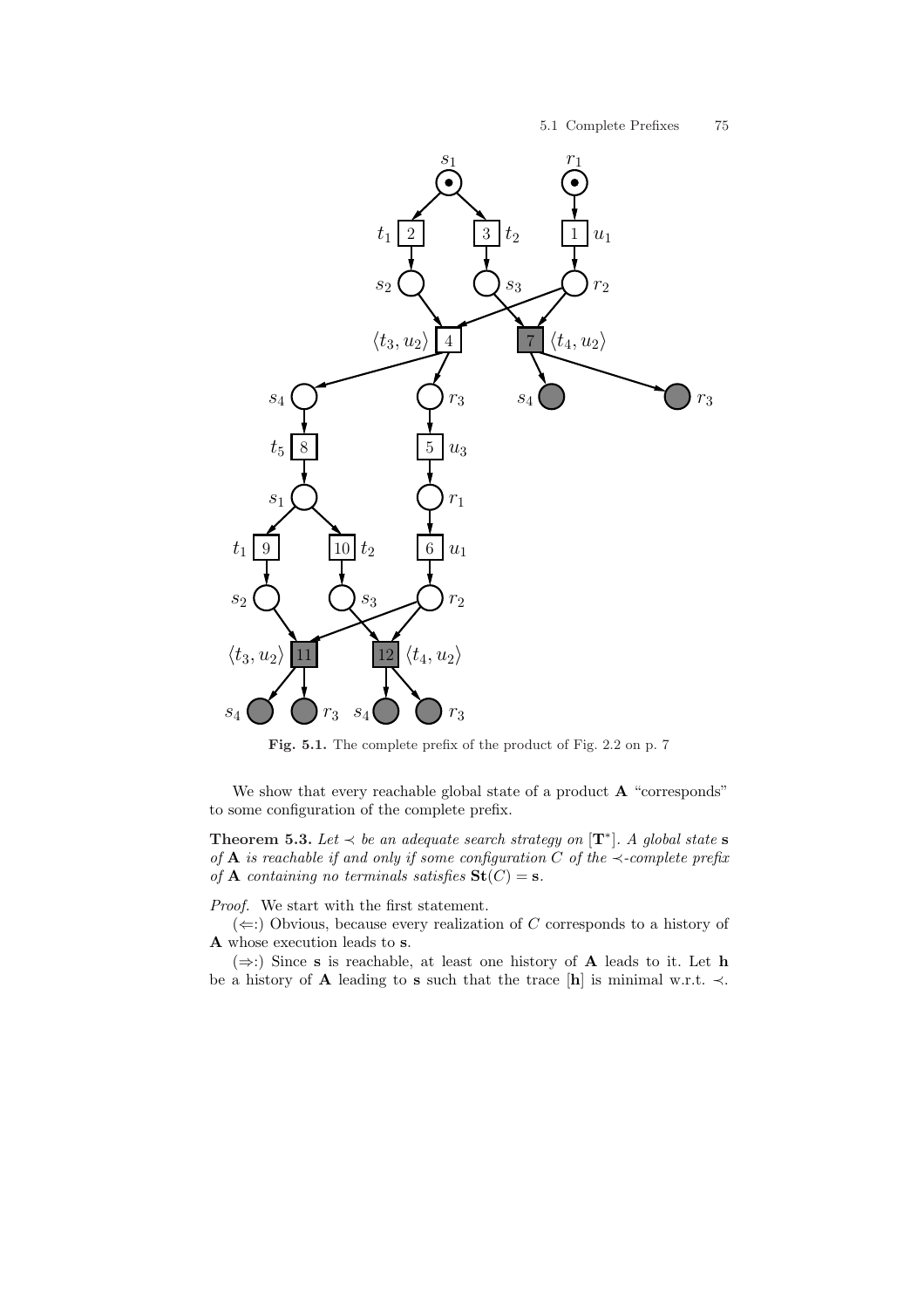**Fig. 5.1.** The complete prefix of the product of Fig. 2.2 on p. 7

We show that every reachable global state of a product $\mathbf{A}$ "corresponds" to some configuration of the complete prefix.

**Theorem 5.3.** *Let $\prec$ be an adequate search strategy on $[\mathbf{T}^*]$. A global state $\mathbf{s}$ of $\mathbf{A}$ is reachable if and only if some configuration $C$ of the $\prec$-complete prefix of $\mathbf{A}$ containing no terminals satisfies $\mathbf{St}(C) = \mathbf{s}$.*

*Proof.* We start with the first statement.

($\Leftarrow$:) Obvious, because every realization of $C$ corresponds to a history of $\mathbf{A}$ whose execution leads to $\mathbf{s}$.

($\Rightarrow$:) Since $\mathbf{s}$ is reachable, at least one history of $\mathbf{A}$ leads to it. Let $\mathbf{h}$ be a history of $\mathbf{A}$ leading to $\mathbf{s}$ such that the trace $[\mathbf{h}]$ is minimal w.r.t. $\prec$.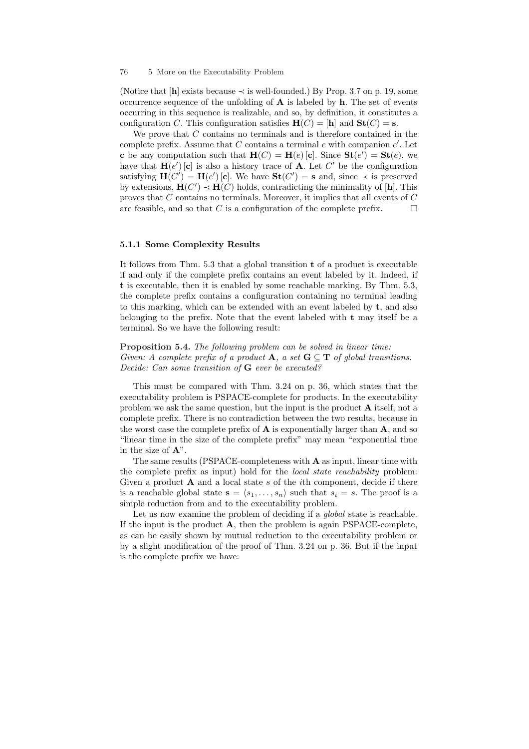(Notice that $[\mathbf{h}]$ exists because $\prec$ is well-founded.) By Prop. 3.7 on p. 19, some occurrence sequence of the unfolding of $\mathbf{A}$ is labeled by $\mathbf{h}$. The set of events occurring in this sequence is realizable, and so, by definition, it constitutes a configuration $C$. This configuration satisfies $\mathbf{H}(C) = [\mathbf{h}]$ and $\mathbf{St}(C) = \mathbf{s}$.

We prove that $C$ contains no terminals and is therefore contained in the complete prefix. Assume that $C$ contains a terminal $e$ with companion $e'$. Let $\mathbf{c}$ be any computation such that $\mathbf{H}(C) = \mathbf{H}(e)\,[\mathbf{c}]$. Since $\mathbf{St}(e') = \mathbf{St}(e)$, we have that $\mathbf{H}(e')\,[\mathbf{c}]$ is also a history trace of $\mathbf{A}$. Let $C'$ be the configuration satisfying $\mathbf{H}(C') = \mathbf{H}(e')\,[\mathbf{c}]$. We have $\mathbf{St}(C') = \mathbf{s}$ and, since $\prec$ is preserved by extensions, $\mathbf{H}(C') \prec \mathbf{H}(C)$ holds, contradicting the minimality of $[\mathbf{h}]$. This proves that $C$ contains no terminals. Moreover, it implies that all events of $C$ are feasible, and so that $C$ is a configuration of the complete prefix. □

### 5.1.1 Some Complexity Results

It follows from Thm. 5.3 that a global transition $\mathbf{t}$ of a product is executable if and only if the complete prefix contains an event labeled by it. Indeed, if $\mathbf{t}$ is executable, then it is enabled by some reachable marking. By Thm. 5.3, the complete prefix contains a configuration containing no terminal leading to this marking, which can be extended with an event labeled by $\mathbf{t}$, and also belonging to the prefix. Note that the event labeled with $\mathbf{t}$ may itself be a terminal. So we have the following result:

**Proposition 5.4.** *The following problem can be solved in linear time:*
*Given: A complete prefix of a product $\mathbf{A}$, a set $\mathbf{G} \subseteq \mathbf{T}$ of global transitions.*
*Decide: Can some transition of $\mathbf{G}$ ever be executed?*

This must be compared with Thm. 3.24 on p. 36, which states that the executability problem is PSPACE-complete for products. In the executability problem we ask the same question, but the input is the product $\mathbf{A}$ itself, not a complete prefix. There is no contradiction between the two results, because in the worst case the complete prefix of $\mathbf{A}$ is exponentially larger than $\mathbf{A}$, and so "linear time in the size of the complete prefix" may mean "exponential time in the size of $\mathbf{A}$".

The same results (PSPACE-completeness with $\mathbf{A}$ as input, linear time with the complete prefix as input) hold for the *local state reachability* problem: Given a product $\mathbf{A}$ and a local state $s$ of the $i$th component, decide if there is a reachable global state $\mathbf{s} = \langle s_1, \ldots, s_n \rangle$ such that $s_i = s$. The proof is a simple reduction from and to the executability problem.

Let us now examine the problem of deciding if a *global* state is reachable. If the input is the product $\mathbf{A}$, then the problem is again PSPACE-complete, as can be easily shown by mutual reduction to the executability problem or by a slight modification of the proof of Thm. 3.24 on p. 36. But if the input is the complete prefix we have: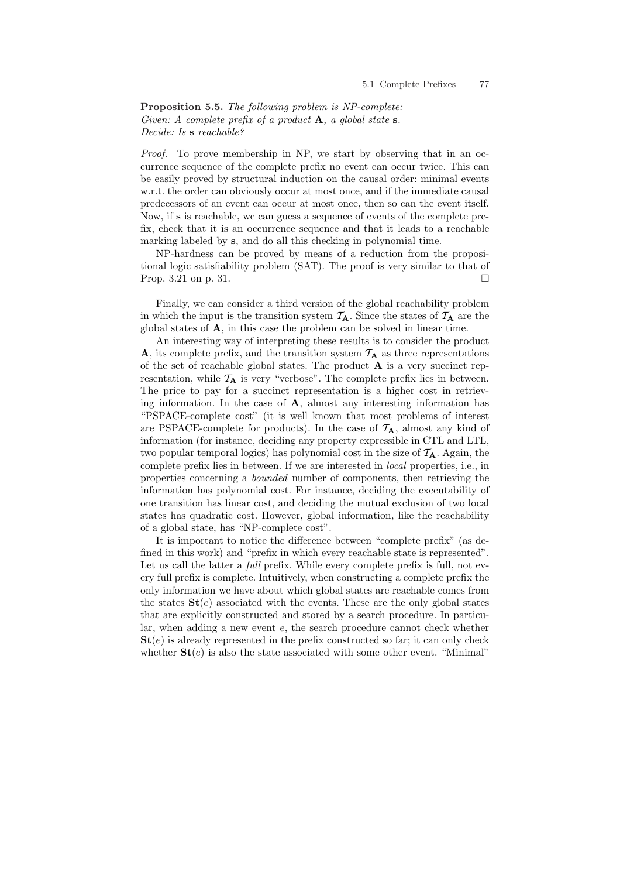**Proposition 5.5.** *The following problem is NP-complete:*
*Given: A complete prefix of a product* $\mathbf{A}$*, a global state* $\mathbf{s}$*.*
*Decide: Is* $\mathbf{s}$ *reachable?*

*Proof.* To prove membership in NP, we start by observing that in an occurrence sequence of the complete prefix no event can occur twice. This can be easily proved by structural induction on the causal order: minimal events w.r.t. the order can obviously occur at most once, and if the immediate causal predecessors of an event can occur at most once, then so can the event itself. Now, if $\mathbf{s}$ is reachable, we can guess a sequence of events of the complete prefix, check that it is an occurrence sequence and that it leads to a reachable marking labeled by $\mathbf{s}$, and do all this checking in polynomial time.

NP-hardness can be proved by means of a reduction from the propositional logic satisfiability problem (SAT). The proof is very similar to that of Prop. 3.21 on p. 31. □

Finally, we can consider a third version of the global reachability problem in which the input is the transition system $\mathcal{T}_{\mathbf{A}}$. Since the states of $\mathcal{T}_{\mathbf{A}}$ are the global states of $\mathbf{A}$, in this case the problem can be solved in linear time.

An interesting way of interpreting these results is to consider the product $\mathbf{A}$, its complete prefix, and the transition system $\mathcal{T}_{\mathbf{A}}$ as three representations of the set of reachable global states. The product $\mathbf{A}$ is a very succinct representation, while $\mathcal{T}_{\mathbf{A}}$ is very "verbose". The complete prefix lies in between. The price to pay for a succinct representation is a higher cost in retrieving information. In the case of $\mathbf{A}$, almost any interesting information has "PSPACE-complete cost" (it is well known that most problems of interest are PSPACE-complete for products). In the case of $\mathcal{T}_{\mathbf{A}}$, almost any kind of information (for instance, deciding any property expressible in CTL and LTL, two popular temporal logics) has polynomial cost in the size of $\mathcal{T}_{\mathbf{A}}$. Again, the complete prefix lies in between. If we are interested in *local* properties, i.e., in properties concerning a *bounded* number of components, then retrieving the information has polynomial cost. For instance, deciding the executability of one transition has linear cost, and deciding the mutual exclusion of two local states has quadratic cost. However, global information, like the reachability of a global state, has "NP-complete cost".

It is important to notice the difference between "complete prefix" (as defined in this work) and "prefix in which every reachable state is represented". Let us call the latter a *full* prefix. While every complete prefix is full, not every full prefix is complete. Intuitively, when constructing a complete prefix the only information we have about which global states are reachable comes from the states $\mathbf{St}(e)$ associated with the events. These are the only global states that are explicitly constructed and stored by a search procedure. In particular, when adding a new event $e$, the search procedure cannot check whether $\mathbf{St}(e)$ is already represented in the prefix constructed so far; it can only check whether $\mathbf{St}(e)$ is also the state associated with some other event. "Minimal"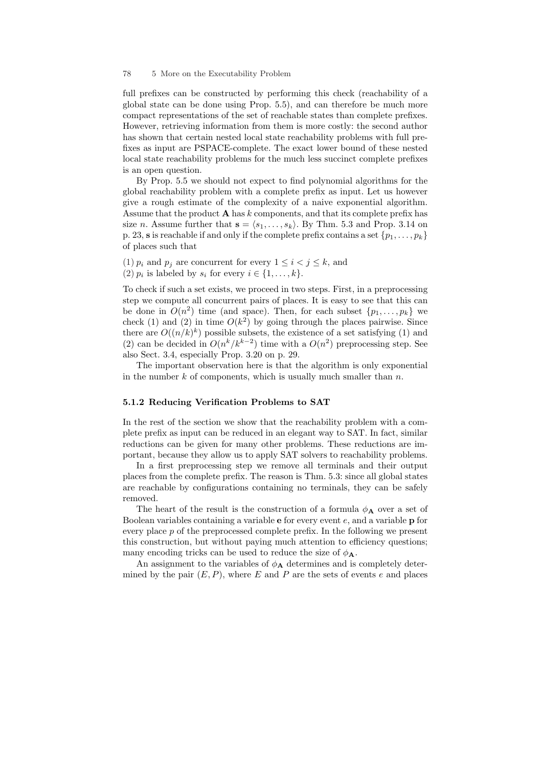full prefixes can be constructed by performing this check (reachability of a global state can be done using Prop. 5.5), and can therefore be much more compact representations of the set of reachable states than complete prefixes. However, retrieving information from them is more costly: the second author has shown that certain nested local state reachability problems with full prefixes as input are PSPACE-complete. The exact lower bound of these nested local state reachability problems for the much less succinct complete prefixes is an open question.

By Prop. 5.5 we should not expect to find polynomial algorithms for the global reachability problem with a complete prefix as input. Let us however give a rough estimate of the complexity of a naive exponential algorithm. Assume that the product $\mathbf{A}$ has $k$ components, and that its complete prefix has size $n$. Assume further that $\mathbf{s} = \langle s_1, \ldots, s_k \rangle$. By Thm. 5.3 and Prop. 3.14 on p. 23, $\mathbf{s}$ is reachable if and only if the complete prefix contains a set $\{p_1, \ldots, p_k\}$ of places such that

(1) $p_i$ and $p_j$ are concurrent for every $1 \leq i < j \leq k$, and
(2) $p_i$ is labeled by $s_i$ for every $i \in \{1, \ldots, k\}$.

To check if such a set exists, we proceed in two steps. First, in a preprocessing step we compute all concurrent pairs of places. It is easy to see that this can be done in $O(n^2)$ time (and space). Then, for each subset $\{p_1, \ldots, p_k\}$ we check (1) and (2) in time $O(k^2)$ by going through the places pairwise. Since there are $O((n/k)^k)$ possible subsets, the existence of a set satisfying (1) and (2) can be decided in $O(n^k/k^{k-2})$ time with a $O(n^2)$ preprocessing step. See also Sect. 3.4, especially Prop. 3.20 on p. 29.

The important observation here is that the algorithm is only exponential in the number $k$ of components, which is usually much smaller than $n$.

### 5.1.2 Reducing Verification Problems to SAT

In the rest of the section we show that the reachability problem with a complete prefix as input can be reduced in an elegant way to SAT. In fact, similar reductions can be given for many other problems. These reductions are important, because they allow us to apply SAT solvers to reachability problems.

In a first preprocessing step we remove all terminals and their output places from the complete prefix. The reason is Thm. 5.3: since all global states are reachable by configurations containing no terminals, they can be safely removed.

The heart of the result is the construction of a formula $\phi_{\mathbf{A}}$ over a set of Boolean variables containing a variable $\mathbf{e}$ for every event $e$, and a variable $\mathbf{p}$ for every place $p$ of the preprocessed complete prefix. In the following we present this construction, but without paying much attention to efficiency questions; many encoding tricks can be used to reduce the size of $\phi_{\mathbf{A}}$.

An assignment to the variables of $\phi_{\mathbf{A}}$ determines and is completely determined by the pair $(E, P)$, where $E$ and $P$ are the sets of events $e$ and places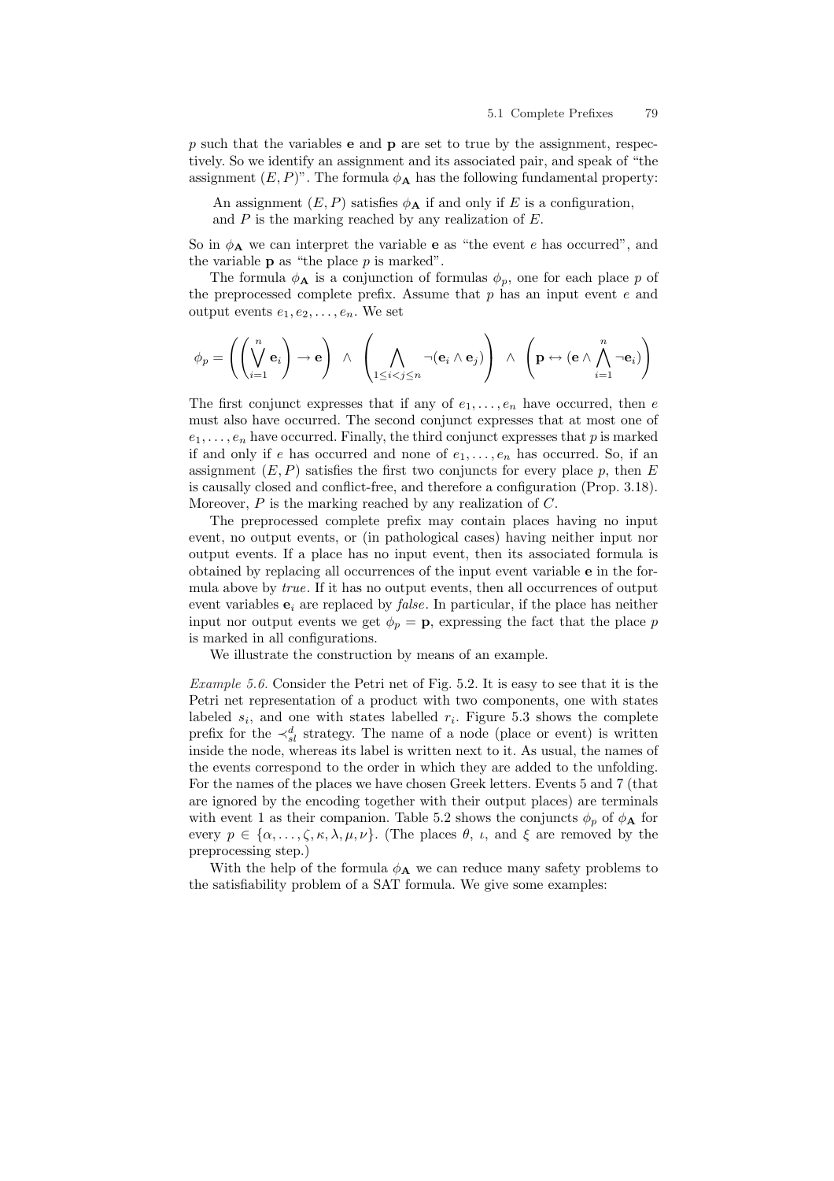$p$ such that the variables $\mathbf{e}$ and $\mathbf{p}$ are set to true by the assignment, respectively. So we identify an assignment and its associated pair, and speak of "the assignment $(E, P)$". The formula $\phi_{\mathbf{A}}$ has the following fundamental property:

> An assignment $(E, P)$ satisfies $\phi_{\mathbf{A}}$ if and only if $E$ is a configuration, and $P$ is the marking reached by any realization of $E$.

So in $\phi_{\mathbf{A}}$ we can interpret the variable $\mathbf{e}$ as "the event $e$ has occurred", and the variable $\mathbf{p}$ as "the place $p$ is marked".

The formula $\phi_{\mathbf{A}}$ is a conjunction of formulas $\phi_p$, one for each place $p$ of the preprocessed complete prefix. Assume that $p$ has an input event $e$ and output events $e_1, e_2, \ldots, e_n$. We set

$$\phi_p = \left( \left( \bigvee_{i=1}^{n} \mathbf{e}_i \right) \rightarrow \mathbf{e} \right) \ \wedge \ \left( \bigwedge_{1 \leq i < j \leq n} \neg(\mathbf{e}_i \wedge \mathbf{e}_j) \right) \ \wedge \ \left( \mathbf{p} \leftrightarrow (\mathbf{e} \wedge \bigwedge_{i=1}^{n} \neg \mathbf{e}_i) \right)$$

The first conjunct expresses that if any of $e_1, \ldots, e_n$ have occurred, then $e$ must also have occurred. The second conjunct expresses that at most one of $e_1, \ldots, e_n$ have occurred. Finally, the third conjunct expresses that $p$ is marked if and only if $e$ has occurred and none of $e_1, \ldots, e_n$ has occurred. So, if an assignment $(E, P)$ satisfies the first two conjuncts for every place $p$, then $E$ is causally closed and conflict-free, and therefore a configuration (Prop. 3.18). Moreover, $P$ is the marking reached by any realization of $C$.

The preprocessed complete prefix may contain places having no input event, no output events, or (in pathological cases) having neither input nor output events. If a place has no input event, then its associated formula is obtained by replacing all occurrences of the input event variable $\mathbf{e}$ in the formula above by *true*. If it has no output events, then all occurrences of output event variables $\mathbf{e}_i$ are replaced by *false*. In particular, if the place has neither input nor output events we get $\phi_p = \mathbf{p}$, expressing the fact that the place $p$ is marked in all configurations.

We illustrate the construction by means of an example.

*Example 5.6.* Consider the Petri net of Fig. 5.2. It is easy to see that it is the Petri net representation of a product with two components, one with states labeled $s_i$, and one with states labelled $r_i$. Figure 5.3 shows the complete prefix for the $\prec_{sl}^{d}$ strategy. The name of a node (place or event) is written inside the node, whereas its label is written next to it. As usual, the names of the events correspond to the order in which they are added to the unfolding. For the names of the places we have chosen Greek letters. Events 5 and 7 (that are ignored by the encoding together with their output places) are terminals with event 1 as their companion. Table 5.2 shows the conjuncts $\phi_p$ of $\phi_{\mathbf{A}}$ for every $p \in \{\alpha, \ldots, \zeta, \kappa, \lambda, \mu, \nu\}$. (The places $\theta$, $\iota$, and $\xi$ are removed by the preprocessing step.)

With the help of the formula $\phi_{\mathbf{A}}$ we can reduce many safety problems to the satisfiability problem of a SAT formula. We give some examples: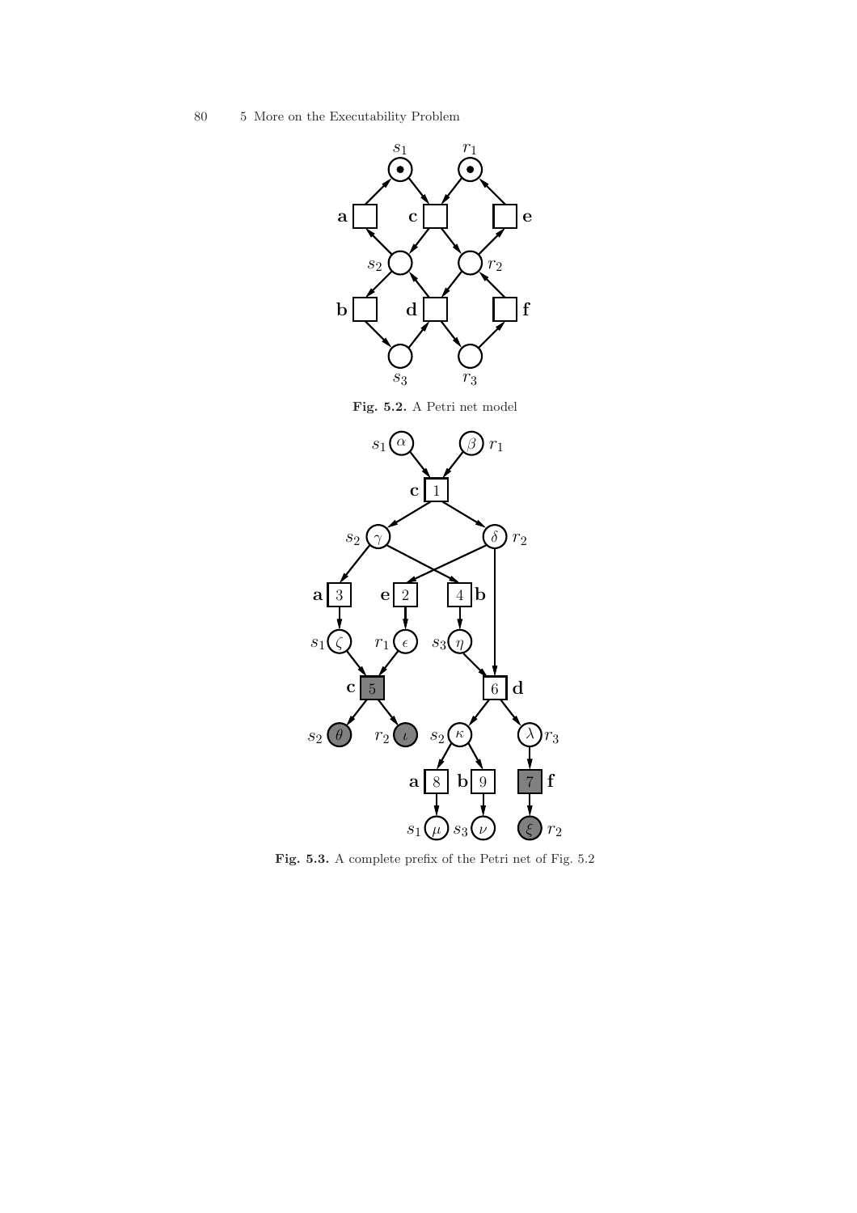**Fig. 5.2.** A Petri net model

**Fig. 5.3.** A complete prefix of the Petri net of Fig. 5.2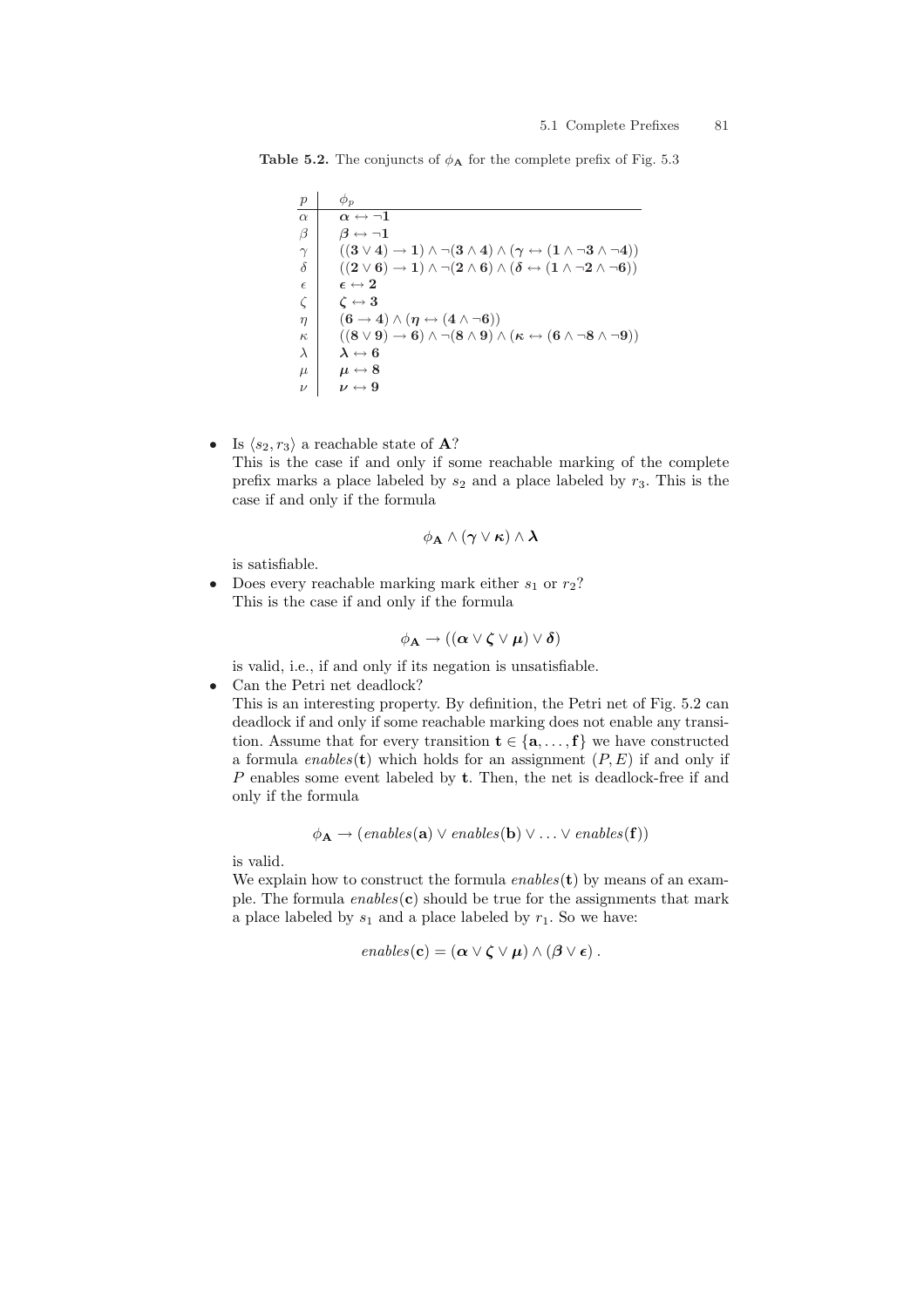**Table 5.2.** The conjuncts of $\phi_{\mathbf{A}}$ for the complete prefix of Fig. 5.3

| $p$ | $\phi_p$ |
|---|---|
| $\alpha$ | $\boldsymbol{\alpha} \leftrightarrow \neg \mathbf{1}$ |
| $\beta$ | $\boldsymbol{\beta} \leftrightarrow \neg \mathbf{1}$ |
| $\gamma$ | $((\mathbf{3} \vee \mathbf{4}) \rightarrow \mathbf{1}) \wedge \neg(\mathbf{3} \wedge \mathbf{4}) \wedge (\boldsymbol{\gamma} \leftrightarrow (\mathbf{1} \wedge \neg \mathbf{3} \wedge \neg \mathbf{4}))$ |
| $\delta$ | $((\mathbf{2} \vee \mathbf{6}) \rightarrow \mathbf{1}) \wedge \neg(\mathbf{2} \wedge \mathbf{6}) \wedge (\boldsymbol{\delta} \leftrightarrow (\mathbf{1} \wedge \neg \mathbf{2} \wedge \neg \mathbf{6}))$ |
| $\epsilon$ | $\boldsymbol{\epsilon} \leftrightarrow \mathbf{2}$ |
| $\zeta$ | $\boldsymbol{\zeta} \leftrightarrow \mathbf{3}$ |
| $\eta$ | $(\mathbf{6} \rightarrow \mathbf{4}) \wedge (\boldsymbol{\eta} \leftrightarrow (\mathbf{4} \wedge \neg \mathbf{6}))$ |
| $\kappa$ | $((\mathbf{8} \vee \mathbf{9}) \rightarrow \mathbf{6}) \wedge \neg(\mathbf{8} \wedge \mathbf{9}) \wedge (\boldsymbol{\kappa} \leftrightarrow (\mathbf{6} \wedge \neg \mathbf{8} \wedge \neg \mathbf{9}))$ |
| $\lambda$ | $\boldsymbol{\lambda} \leftrightarrow \mathbf{6}$ |
| $\mu$ | $\boldsymbol{\mu} \leftrightarrow \mathbf{8}$ |
| $\nu$ | $\boldsymbol{\nu} \leftrightarrow \mathbf{9}$ |

- Is $\langle s_2, r_3 \rangle$ a reachable state of $\mathbf{A}$?
  This is the case if and only if some reachable marking of the complete prefix marks a place labeled by $s_2$ and a place labeled by $r_3$. This is the case if and only if the formula

  $$\phi_{\mathbf{A}} \wedge (\boldsymbol{\gamma} \vee \boldsymbol{\kappa}) \wedge \boldsymbol{\lambda}$$

  is satisfiable.
- Does every reachable marking mark either $s_1$ or $r_2$?
  This is the case if and only if the formula

  $$\phi_{\mathbf{A}} \rightarrow ((\boldsymbol{\alpha} \vee \boldsymbol{\zeta} \vee \boldsymbol{\mu}) \vee \boldsymbol{\delta})$$

  is valid, i.e., if and only if its negation is unsatisfiable.
- Can the Petri net deadlock?
  This is an interesting property. By definition, the Petri net of Fig. 5.2 can deadlock if and only if some reachable marking does not enable any transition. Assume that for every transition $\mathbf{t} \in \{\mathbf{a}, \ldots, \mathbf{f}\}$ we have constructed a formula *enables*($\mathbf{t}$) which holds for an assignment $(P, E)$ if and only if $P$ enables some event labeled by $\mathbf{t}$. Then, the net is deadlock-free if and only if the formula

  $$\phi_{\mathbf{A}} \rightarrow (enables(\mathbf{a}) \vee enables(\mathbf{b}) \vee \ldots \vee enables(\mathbf{f}))$$

  is valid.
  We explain how to construct the formula *enables*($\mathbf{t}$) by means of an example. The formula *enables*($\mathbf{c}$) should be true for the assignments that mark a place labeled by $s_1$ and a place labeled by $r_1$. So we have:

  $$enables(\mathbf{c}) = (\boldsymbol{\alpha} \vee \boldsymbol{\zeta} \vee \boldsymbol{\mu}) \wedge (\boldsymbol{\beta} \vee \boldsymbol{\epsilon}) \,.$$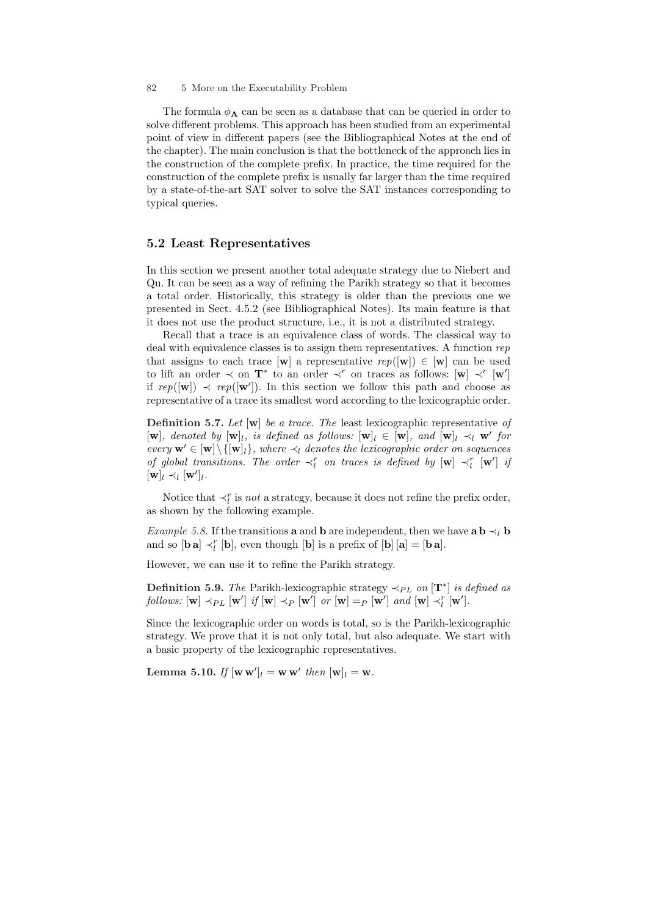The formula $\phi_{\mathbf{A}}$ can be seen as a database that can be queried in order to solve different problems. This approach has been studied from an experimental point of view in different papers (see the Bibliographical Notes at the end of the chapter). The main conclusion is that the bottleneck of the approach lies in the construction of the complete prefix. In practice, the time required for the construction of the complete prefix is usually far larger than the time required by a state-of-the-art SAT solver to solve the SAT instances corresponding to typical queries.

## 5.2 Least Representatives

In this section we present another total adequate strategy due to Niebert and Qu. It can be seen as a way of refining the Parikh strategy so that it becomes a total order. Historically, this strategy is older than the previous one we presented in Sect. 4.5.2 (see Bibliographical Notes). Its main feature is that it does not use the product structure, i.e., it is not a distributed strategy.

Recall that a trace is an equivalence class of words. The classical way to deal with equivalence classes is to assign them representatives. A function *rep* that assigns to each trace $[\mathbf{w}]$ a representative $rep([\mathbf{w}]) \in [\mathbf{w}]$ can be used to lift an order $\prec$ on $\mathbf{T}^*$ to an order $\prec^r$ on traces as follows: $[\mathbf{w}] \prec^r [\mathbf{w}']$ if $rep([\mathbf{w}]) \prec rep([\mathbf{w}'])$. In this section we follow this path and choose as representative of a trace its smallest word according to the lexicographic order.

**Definition 5.7.** *Let $[\mathbf{w}]$ be a trace. The* least lexicographic representative *of $[\mathbf{w}]$, denoted by $[\mathbf{w}]_l$, is defined as follows: $[\mathbf{w}]_l \in [\mathbf{w}]$, and $[\mathbf{w}]_l \prec_l \mathbf{w}'$ for every $\mathbf{w}' \in [\mathbf{w}] \setminus \{[\mathbf{w}]_l\}$, where $\prec_l$ denotes the lexicographic order on sequences of global transitions. The order $\prec_l^r$ on traces is defined by $[\mathbf{w}] \prec_l^r [\mathbf{w}']$ if $[\mathbf{w}]_l \prec_l [\mathbf{w}']_l$.*

Notice that $\prec_l^r$ is *not* a strategy, because it does not refine the prefix order, as shown by the following example.

*Example 5.8.* If the transitions $\mathbf{a}$ and $\mathbf{b}$ are independent, then we have $\mathbf{a}\,\mathbf{b} \prec_l \mathbf{b}$ and so $[\mathbf{b}\,\mathbf{a}] \prec_l^r [\mathbf{b}]$, even though $[\mathbf{b}]$ is a prefix of $[\mathbf{b}]\,[\mathbf{a}] = [\mathbf{b}\,\mathbf{a}]$.

However, we can use it to refine the Parikh strategy.

**Definition 5.9.** *The* Parikh-lexicographic strategy $\prec_{PL}$ *on $[\mathbf{T}^*]$ is defined as follows: $[\mathbf{w}] \prec_{PL} [\mathbf{w}']$ if $[\mathbf{w}] \prec_P [\mathbf{w}']$ or $[\mathbf{w}] =_P [\mathbf{w}']$ and $[\mathbf{w}] \prec_l^r [\mathbf{w}']$.*

Since the lexicographic order on words is total, so is the Parikh-lexicographic strategy. We prove that it is not only total, but also adequate. We start with a basic property of the lexicographic representatives.

**Lemma 5.10.** *If $[\mathbf{w}\,\mathbf{w}']_l = \mathbf{w}\,\mathbf{w}'$ then $[\mathbf{w}]_l = \mathbf{w}$.*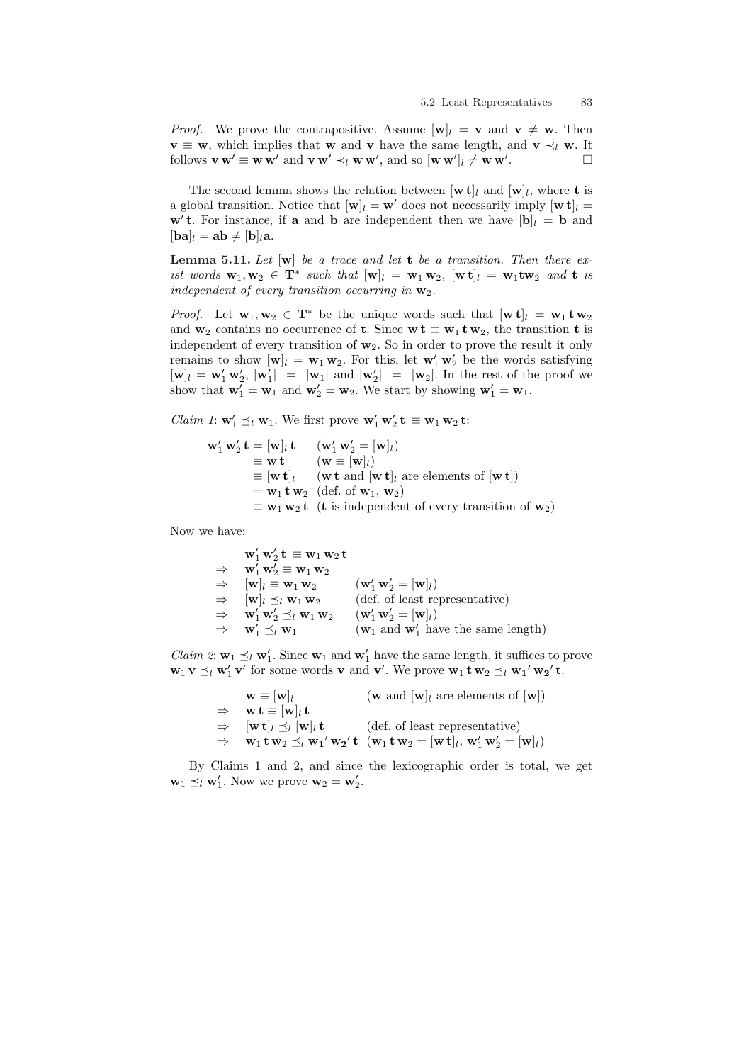*Proof.* We prove the contrapositive. Assume $[\mathbf{w}]_l = \mathbf{v}$ and $\mathbf{v} \neq \mathbf{w}$. Then $\mathbf{v} \equiv \mathbf{w}$, which implies that $\mathbf{w}$ and $\mathbf{v}$ have the same length, and $\mathbf{v} \prec_l \mathbf{w}$. It follows $\mathbf{v}\,\mathbf{w}' \equiv \mathbf{w}\,\mathbf{w}'$ and $\mathbf{v}\,\mathbf{w}' \prec_l \mathbf{w}\,\mathbf{w}'$, and so $[\mathbf{w}\,\mathbf{w}']_l \neq \mathbf{w}\,\mathbf{w}'$. □

The second lemma shows the relation between $[\mathbf{w}\,\mathbf{t}]_l$ and $[\mathbf{w}]_l$, where $\mathbf{t}$ is a global transition. Notice that $[\mathbf{w}]_l = \mathbf{w}'$ does not necessarily imply $[\mathbf{w}\,\mathbf{t}]_l = \mathbf{w}'\,\mathbf{t}$. For instance, if $\mathbf{a}$ and $\mathbf{b}$ are independent then we have $[\mathbf{b}]_l = \mathbf{b}$ and $[\mathbf{ba}]_l = \mathbf{ab} \neq [\mathbf{b}]_l\mathbf{a}$.

**Lemma 5.11.** *Let $[\mathbf{w}]$ be a trace and let $\mathbf{t}$ be a transition. Then there exist words $\mathbf{w}_1, \mathbf{w}_2 \in \mathbf{T}^*$ such that $[\mathbf{w}]_l = \mathbf{w}_1\,\mathbf{w}_2$, $[\mathbf{w}\,\mathbf{t}]_l = \mathbf{w}_1\mathbf{t}\mathbf{w}_2$ and $\mathbf{t}$ is independent of every transition occurring in $\mathbf{w}_2$.*

*Proof.* Let $\mathbf{w}_1, \mathbf{w}_2 \in \mathbf{T}^*$ be the unique words such that $[\mathbf{w}\,\mathbf{t}]_l = \mathbf{w}_1\,\mathbf{t}\,\mathbf{w}_2$ and $\mathbf{w}_2$ contains no occurrence of $\mathbf{t}$. Since $\mathbf{w}\,\mathbf{t} \equiv \mathbf{w}_1\,\mathbf{t}\,\mathbf{w}_2$, the transition $\mathbf{t}$ is independent of every transition of $\mathbf{w}_2$. So in order to prove the result it only remains to show $[\mathbf{w}]_l = \mathbf{w}_1\,\mathbf{w}_2$. For this, let $\mathbf{w}_1'\,\mathbf{w}_2'$ be the words satisfying $[\mathbf{w}]_l = \mathbf{w}_1'\,\mathbf{w}_2'$, $|\mathbf{w}_1'| = |\mathbf{w}_1|$ and $|\mathbf{w}_2'| = |\mathbf{w}_2|$. In the rest of the proof we show that $\mathbf{w}_1' = \mathbf{w}_1$ and $\mathbf{w}_2' = \mathbf{w}_2$. We start by showing $\mathbf{w}_1' = \mathbf{w}_1$.

*Claim 1*: $\mathbf{w}_1' \preceq_l \mathbf{w}_1$. We first prove $\mathbf{w}_1'\,\mathbf{w}_2'\,\mathbf{t} \equiv \mathbf{w}_1\,\mathbf{w}_2\,\mathbf{t}$:

$$
\begin{aligned}
\mathbf{w}_1'\,\mathbf{w}_2'\,\mathbf{t} &= [\mathbf{w}]_l\,\mathbf{t} && (\mathbf{w}_1'\,\mathbf{w}_2' = [\mathbf{w}]_l)\\
&\equiv \mathbf{w}\,\mathbf{t} && (\mathbf{w} \equiv [\mathbf{w}]_l)\\
&\equiv [\mathbf{w}\,\mathbf{t}]_l && (\mathbf{w}\,\mathbf{t} \text{ and } [\mathbf{w}\,\mathbf{t}]_l \text{ are elements of } [\mathbf{w}\,\mathbf{t}])\\
&= \mathbf{w}_1\,\mathbf{t}\,\mathbf{w}_2 && (\text{def. of } \mathbf{w}_1,\, \mathbf{w}_2)\\
&\equiv \mathbf{w}_1\,\mathbf{w}_2\,\mathbf{t} && (\mathbf{t} \text{ is independent of every transition of } \mathbf{w}_2)
\end{aligned}
$$

Now we have:

$$
\begin{aligned}
& \mathbf{w}_1'\,\mathbf{w}_2'\,\mathbf{t} \equiv \mathbf{w}_1\,\mathbf{w}_2\,\mathbf{t} && \\
\Rightarrow\quad & \mathbf{w}_1'\,\mathbf{w}_2' \equiv \mathbf{w}_1\,\mathbf{w}_2 && \\
\Rightarrow\quad & [\mathbf{w}]_l \equiv \mathbf{w}_1\,\mathbf{w}_2 && (\mathbf{w}_1'\,\mathbf{w}_2' = [\mathbf{w}]_l)\\
\Rightarrow\quad & [\mathbf{w}]_l \preceq_l \mathbf{w}_1\,\mathbf{w}_2 && (\text{def. of least representative})\\
\Rightarrow\quad & \mathbf{w}_1'\,\mathbf{w}_2' \preceq_l \mathbf{w}_1\,\mathbf{w}_2 && (\mathbf{w}_1'\,\mathbf{w}_2' = [\mathbf{w}]_l)\\
\Rightarrow\quad & \mathbf{w}_1' \preceq_l \mathbf{w}_1 && (\mathbf{w}_1 \text{ and } \mathbf{w}_1' \text{ have the same length})
\end{aligned}
$$

*Claim 2*: $\mathbf{w}_1 \preceq_l \mathbf{w}_1'$. Since $\mathbf{w}_1$ and $\mathbf{w}_1'$ have the same length, it suffices to prove $\mathbf{w}_1\,\mathbf{v} \preceq_l \mathbf{w}_1'\,\mathbf{v}'$ for some words $\mathbf{v}$ and $\mathbf{v}'$. We prove $\mathbf{w}_1\,\mathbf{t}\,\mathbf{w}_2 \preceq_l \mathbf{w}_1'\,\mathbf{w}_2'\,\mathbf{t}$.

$$
\begin{aligned}
& \mathbf{w} \equiv [\mathbf{w}]_l && (\mathbf{w} \text{ and } [\mathbf{w}]_l \text{ are elements of } [\mathbf{w}])\\
\Rightarrow\quad & \mathbf{w}\,\mathbf{t} \equiv [\mathbf{w}]_l\,\mathbf{t} && \\
\Rightarrow\quad & [\mathbf{w}\,\mathbf{t}]_l \preceq_l [\mathbf{w}]_l\,\mathbf{t} && (\text{def. of least representative})\\
\Rightarrow\quad & \mathbf{w}_1\,\mathbf{t}\,\mathbf{w}_2 \preceq_l \mathbf{w}_1'\,\mathbf{w}_2'\,\mathbf{t} && (\mathbf{w}_1\,\mathbf{t}\,\mathbf{w}_2 = [\mathbf{w}\,\mathbf{t}]_l,\ \mathbf{w}_1'\,\mathbf{w}_2' = [\mathbf{w}]_l)
\end{aligned}
$$

By Claims 1 and 2, and since the lexicographic order is total, we get $\mathbf{w}_1 \preceq_l \mathbf{w}_1'$. Now we prove $\mathbf{w}_2 = \mathbf{w}_2'$.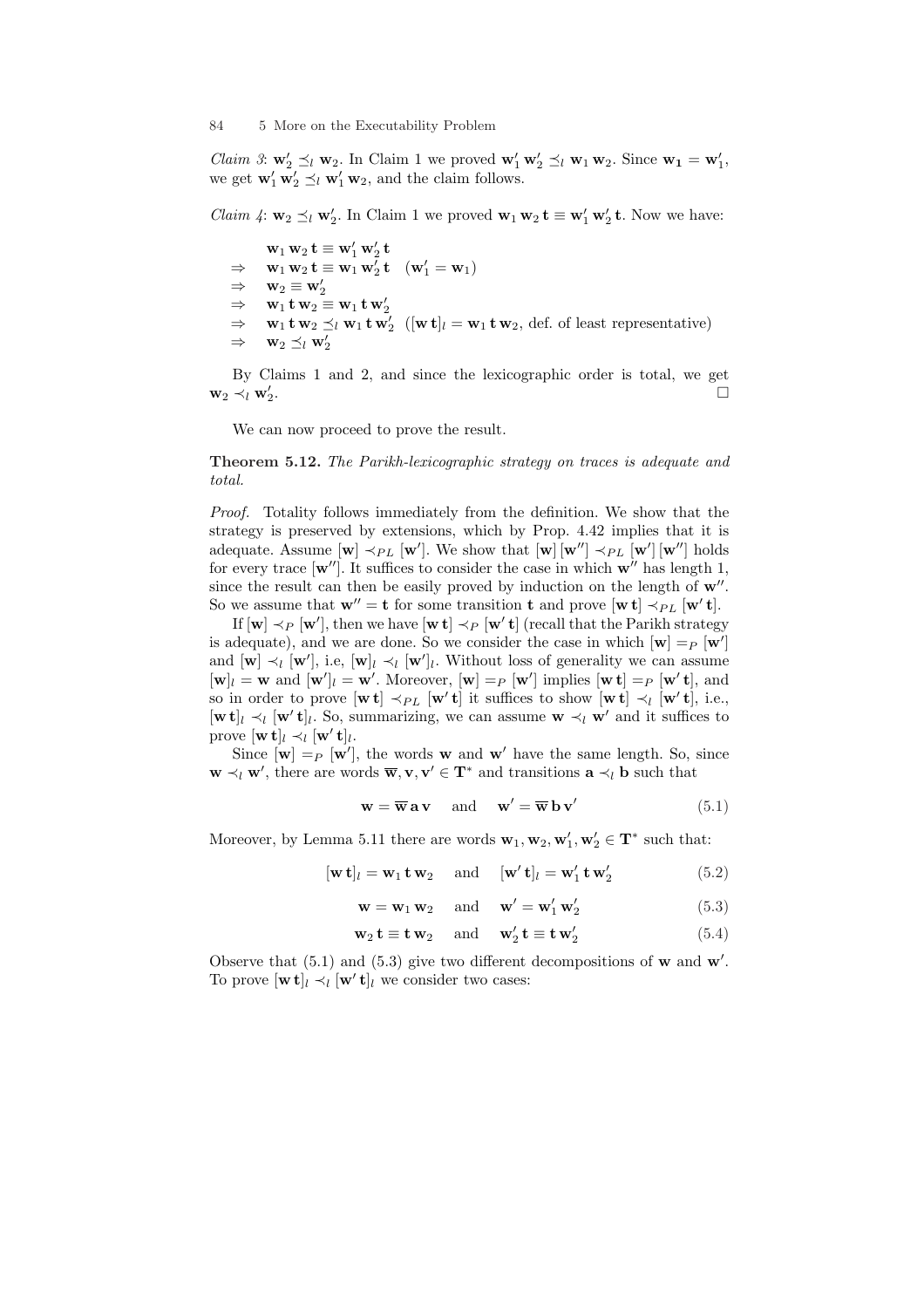*Claim 3*: $\mathbf{w}_2' \preceq_l \mathbf{w}_2$. In Claim 1 we proved $\mathbf{w}_1'\,\mathbf{w}_2' \preceq_l \mathbf{w}_1\,\mathbf{w}_2$. Since $\mathbf{w_1} = \mathbf{w}_1'$, we get $\mathbf{w}_1'\,\mathbf{w}_2' \preceq_l \mathbf{w}_1'\,\mathbf{w}_2$, and the claim follows.

*Claim 4*: $\mathbf{w}_2 \preceq_l \mathbf{w}_2'$. In Claim 1 we proved $\mathbf{w}_1\,\mathbf{w}_2\,\mathbf{t} \equiv \mathbf{w}_1'\,\mathbf{w}_2'\,\mathbf{t}$. Now we have:

$$
\begin{array}{ll}
 & \mathbf{w}_1\,\mathbf{w}_2\,\mathbf{t} \equiv \mathbf{w}_1'\,\mathbf{w}_2'\,\mathbf{t} \\
\Rightarrow & \mathbf{w}_1\,\mathbf{w}_2\,\mathbf{t} \equiv \mathbf{w}_1\,\mathbf{w}_2'\,\mathbf{t} \quad (\mathbf{w}_1' = \mathbf{w}_1) \\
\Rightarrow & \mathbf{w}_2 \equiv \mathbf{w}_2' \\
\Rightarrow & \mathbf{w}_1\,\mathbf{t}\,\mathbf{w}_2 \equiv \mathbf{w}_1\,\mathbf{t}\,\mathbf{w}_2' \\
\Rightarrow & \mathbf{w}_1\,\mathbf{t}\,\mathbf{w}_2 \preceq_l \mathbf{w}_1\,\mathbf{t}\,\mathbf{w}_2' \quad ([\mathbf{w}\,\mathbf{t}]_l = \mathbf{w}_1\,\mathbf{t}\,\mathbf{w}_2, \text{ def. of least representative}) \\
\Rightarrow & \mathbf{w}_2 \preceq_l \mathbf{w}_2'
\end{array}
$$

By Claims 1 and 2, and since the lexicographic order is total, we get $\mathbf{w}_2 \prec_l \mathbf{w}_2'$. □

We can now proceed to prove the result.

**Theorem 5.12.** *The Parikh-lexicographic strategy on traces is adequate and total.*

*Proof.* Totality follows immediately from the definition. We show that the strategy is preserved by extensions, which by Prop. 4.42 implies that it is adequate. Assume $[\mathbf{w}] \prec_{PL} [\mathbf{w}']$. We show that $[\mathbf{w}]\,[\mathbf{w}''] \prec_{PL} [\mathbf{w}']\,[\mathbf{w}'']$ holds for every trace $[\mathbf{w}'']$. It suffices to consider the case in which $\mathbf{w}''$ has length 1, since the result can then be easily proved by induction on the length of $\mathbf{w}''$. So we assume that $\mathbf{w}'' = \mathbf{t}$ for some transition $\mathbf{t}$ and prove $[\mathbf{w}\,\mathbf{t}] \prec_{PL} [\mathbf{w}'\,\mathbf{t}]$.

If $[\mathbf{w}] \prec_P [\mathbf{w}']$, then we have $[\mathbf{w}\,\mathbf{t}] \prec_P [\mathbf{w}'\,\mathbf{t}]$ (recall that the Parikh strategy is adequate), and we are done. So we consider the case in which $[\mathbf{w}] =_P [\mathbf{w}']$ and $[\mathbf{w}] \prec_l [\mathbf{w}']$, i.e, $[\mathbf{w}]_l \prec_l [\mathbf{w}']_l$. Without loss of generality we can assume $[\mathbf{w}]_l = \mathbf{w}$ and $[\mathbf{w}']_l = \mathbf{w}'$. Moreover, $[\mathbf{w}] =_P [\mathbf{w}']$ implies $[\mathbf{w}\,\mathbf{t}] =_P [\mathbf{w}'\,\mathbf{t}]$, and so in order to prove $[\mathbf{w}\,\mathbf{t}] \prec_{PL} [\mathbf{w}'\,\mathbf{t}]$ it suffices to show $[\mathbf{w}\,\mathbf{t}] \prec_l [\mathbf{w}'\,\mathbf{t}]$, i.e., $[\mathbf{w}\,\mathbf{t}]_l \prec_l [\mathbf{w}'\,\mathbf{t}]_l$. So, summarizing, we can assume $\mathbf{w} \prec_l \mathbf{w}'$ and it suffices to prove $[\mathbf{w}\,\mathbf{t}]_l \prec_l [\mathbf{w}'\,\mathbf{t}]_l$.

Since $[\mathbf{w}] =_P [\mathbf{w}']$, the words $\mathbf{w}$ and $\mathbf{w}'$ have the same length. So, since $\mathbf{w} \prec_l \mathbf{w}'$, there are words $\overline{\mathbf{w}}, \mathbf{v}, \mathbf{v}' \in \mathbf{T}^*$ and transitions $\mathbf{a} \prec_l \mathbf{b}$ such that

$$
\mathbf{w} = \overline{\mathbf{w}}\,\mathbf{a}\,\mathbf{v} \quad \text{and} \quad \mathbf{w}' = \overline{\mathbf{w}}\,\mathbf{b}\,\mathbf{v}' \tag{5.1}
$$

Moreover, by Lemma 5.11 there are words $\mathbf{w}_1, \mathbf{w}_2, \mathbf{w}_1', \mathbf{w}_2' \in \mathbf{T}^*$ such that:

$$
[\mathbf{w}\,\mathbf{t}]_l = \mathbf{w}_1\,\mathbf{t}\,\mathbf{w}_2 \quad \text{and} \quad [\mathbf{w}'\,\mathbf{t}]_l = \mathbf{w}_1'\,\mathbf{t}\,\mathbf{w}_2' \tag{5.2}
$$

$$
\mathbf{w} = \mathbf{w}_1\,\mathbf{w}_2 \quad \text{and} \quad \mathbf{w}' = \mathbf{w}_1'\,\mathbf{w}_2' \tag{5.3}
$$

$$
\mathbf{w}_2\,\mathbf{t} \equiv \mathbf{t}\,\mathbf{w}_2 \quad \text{and} \quad \mathbf{w}_2'\,\mathbf{t} \equiv \mathbf{t}\,\mathbf{w}_2' \tag{5.4}
$$

Observe that (5.1) and (5.3) give two different decompositions of $\mathbf{w}$ and $\mathbf{w}'$. To prove $[\mathbf{w}\,\mathbf{t}]_l \prec_l [\mathbf{w}'\,\mathbf{t}]_l$ we consider two cases: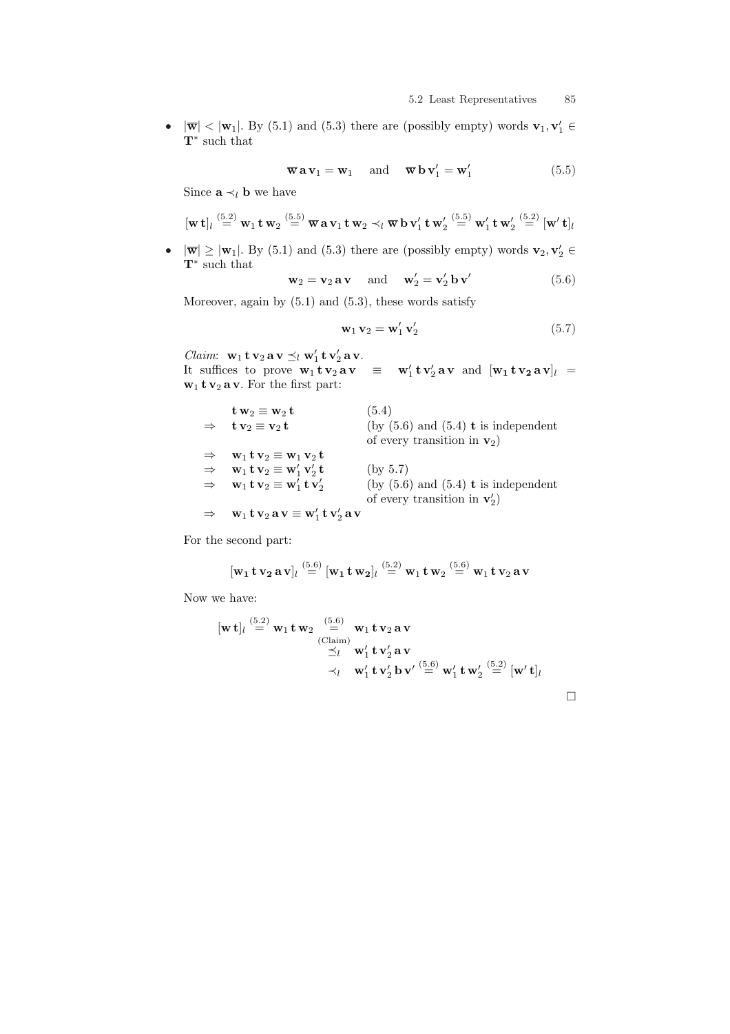- $|\overline{\mathbf{w}}| < |\mathbf{w}_1|$. By (5.1) and (5.3) there are (possibly empty) words $\mathbf{v}_1, \mathbf{v}_1' \in \mathbf{T}^*$ such that

$$\overline{\mathbf{w}}\,\mathbf{a}\,\mathbf{v}_1 = \mathbf{w}_1 \quad \text{and} \quad \overline{\mathbf{w}}\,\mathbf{b}\,\mathbf{v}_1' = \mathbf{w}_1' \tag{5.5}$$

  Since $\mathbf{a} \prec_l \mathbf{b}$ we have

$$[\mathbf{w}\,\mathbf{t}]_l \overset{(5.2)}{=} \mathbf{w}_1\,\mathbf{t}\,\mathbf{w}_2 \overset{(5.5)}{=} \overline{\mathbf{w}}\,\mathbf{a}\,\mathbf{v}_1\,\mathbf{t}\,\mathbf{w}_2 \prec_l \overline{\mathbf{w}}\,\mathbf{b}\,\mathbf{v}_1'\,\mathbf{t}\,\mathbf{w}_2' \overset{(5.5)}{=} \mathbf{w}_1'\,\mathbf{t}\,\mathbf{w}_2' \overset{(5.2)}{=} [\mathbf{w}'\,\mathbf{t}]_l$$

- $|\overline{\mathbf{w}}| \geq |\mathbf{w}_1|$. By (5.1) and (5.3) there are (possibly empty) words $\mathbf{v}_2, \mathbf{v}_2' \in \mathbf{T}^*$ such that

$$\mathbf{w}_2 = \mathbf{v}_2\,\mathbf{a}\,\mathbf{v} \quad \text{and} \quad \mathbf{w}_2' = \mathbf{v}_2'\,\mathbf{b}\,\mathbf{v}' \tag{5.6}$$

  Moreover, again by (5.1) and (5.3), these words satisfy

$$\mathbf{w}_1\,\mathbf{v}_2 = \mathbf{w}_1'\,\mathbf{v}_2' \tag{5.7}$$

  *Claim*: $\mathbf{w}_1\,\mathbf{t}\,\mathbf{v}_2\,\mathbf{a}\,\mathbf{v} \preceq_l \mathbf{w}_1'\,\mathbf{t}\,\mathbf{v}_2'\,\mathbf{a}\,\mathbf{v}$.
  It suffices to prove $\mathbf{w}_1\,\mathbf{t}\,\mathbf{v}_2\,\mathbf{a}\,\mathbf{v} \equiv \mathbf{w}_1'\,\mathbf{t}\,\mathbf{v}_2'\,\mathbf{a}\,\mathbf{v}$ and $[\mathbf{w_1}\,\mathbf{t}\,\mathbf{v_2}\,\mathbf{a}\,\mathbf{v}]_l = \mathbf{w}_1\,\mathbf{t}\,\mathbf{v}_2\,\mathbf{a}\,\mathbf{v}$. For the first part:

| | | |
|---|---|---|
| | $\mathbf{t}\,\mathbf{w}_2 \equiv \mathbf{w}_2\,\mathbf{t}$ | (5.4) |
| $\Rightarrow$ | $\mathbf{t}\,\mathbf{v}_2 \equiv \mathbf{v}_2\,\mathbf{t}$ | (by (5.6) and (5.4) $\mathbf{t}$ is independent of every transition in $\mathbf{v}_2$) |
| $\Rightarrow$ | $\mathbf{w}_1\,\mathbf{t}\,\mathbf{v}_2 \equiv \mathbf{w}_1\,\mathbf{v}_2\,\mathbf{t}$ | |
| $\Rightarrow$ | $\mathbf{w}_1\,\mathbf{t}\,\mathbf{v}_2 \equiv \mathbf{w}_1'\,\mathbf{v}_2'\,\mathbf{t}$ | (by 5.7) |
| $\Rightarrow$ | $\mathbf{w}_1\,\mathbf{t}\,\mathbf{v}_2 \equiv \mathbf{w}_1'\,\mathbf{t}\,\mathbf{v}_2'$ | (by (5.6) and (5.4) $\mathbf{t}$ is independent of every transition in $\mathbf{v}_2'$) |
| $\Rightarrow$ | $\mathbf{w}_1\,\mathbf{t}\,\mathbf{v}_2\,\mathbf{a}\,\mathbf{v} \equiv \mathbf{w}_1'\,\mathbf{t}\,\mathbf{v}_2'\,\mathbf{a}\,\mathbf{v}$ | |

  For the second part:

$$[\mathbf{w_1}\,\mathbf{t}\,\mathbf{v_2}\,\mathbf{a}\,\mathbf{v}]_l \overset{(5.6)}{=} [\mathbf{w_1}\,\mathbf{t}\,\mathbf{w_2}]_l \overset{(5.2)}{=} \mathbf{w}_1\,\mathbf{t}\,\mathbf{w}_2 \overset{(5.6)}{=} \mathbf{w}_1\,\mathbf{t}\,\mathbf{v}_2\,\mathbf{a}\,\mathbf{v}$$

  Now we have:

$$\begin{aligned}
[\mathbf{w}\,\mathbf{t}]_l \overset{(5.2)}{=} \mathbf{w}_1\,\mathbf{t}\,\mathbf{w}_2 &\overset{(5.6)}{=} \mathbf{w}_1\,\mathbf{t}\,\mathbf{v}_2\,\mathbf{a}\,\mathbf{v} \\
&\overset{\text{(Claim)}}{\preceq_l} \mathbf{w}_1'\,\mathbf{t}\,\mathbf{v}_2'\,\mathbf{a}\,\mathbf{v} \\
&\prec_l \mathbf{w}_1'\,\mathbf{t}\,\mathbf{v}_2'\,\mathbf{b}\,\mathbf{v}' \overset{(5.6)}{=} \mathbf{w}_1'\,\mathbf{t}\,\mathbf{w}_2' \overset{(5.2)}{=} [\mathbf{w}'\,\mathbf{t}]_l
\end{aligned}$$

□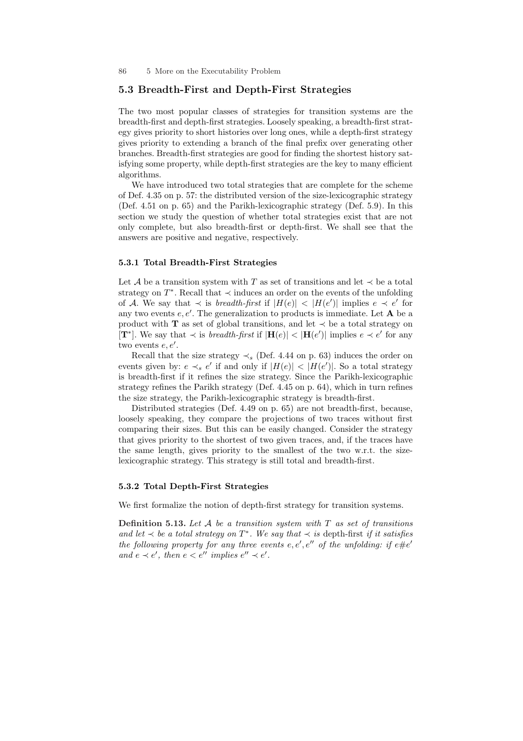## 5.3 Breadth-First and Depth-First Strategies

The two most popular classes of strategies for transition systems are the breadth-first and depth-first strategies. Loosely speaking, a breadth-first strategy gives priority to short histories over long ones, while a depth-first strategy gives priority to extending a branch of the final prefix over generating other branches. Breadth-first strategies are good for finding the shortest history satisfying some property, while depth-first strategies are the key to many efficient algorithms.

We have introduced two total strategies that are complete for the scheme of Def. 4.35 on p. 57: the distributed version of the size-lexicographic strategy (Def. 4.51 on p. 65) and the Parikh-lexicographic strategy (Def. 5.9). In this section we study the question of whether total strategies exist that are not only complete, but also breadth-first or depth-first. We shall see that the answers are positive and negative, respectively.

### 5.3.1 Total Breadth-First Strategies

Let $\mathcal{A}$ be a transition system with $T$ as set of transitions and let $\prec$ be a total strategy on $T^*$. Recall that $\prec$ induces an order on the events of the unfolding of $\mathcal{A}$. We say that $\prec$ is *breadth-first* if $|H(e)| < |H(e')|$ implies $e \prec e'$ for any two events $e, e'$. The generalization to products is immediate. Let $\mathbf{A}$ be a product with $\mathbf{T}$ as set of global transitions, and let $\prec$ be a total strategy on $[\mathbf{T}^*]$. We say that $\prec$ is *breadth-first* if $|\mathbf{H}(e)| < |\mathbf{H}(e')|$ implies $e \prec e'$ for any two events $e, e'$.

Recall that the size strategy $\prec_s$ (Def. 4.44 on p. 63) induces the order on events given by: $e \prec_s e'$ if and only if $|H(e)| < |H(e')|$. So a total strategy is breadth-first if it refines the size strategy. Since the Parikh-lexicographic strategy refines the Parikh strategy (Def. 4.45 on p. 64), which in turn refines the size strategy, the Parikh-lexicographic strategy is breadth-first.

Distributed strategies (Def. 4.49 on p. 65) are not breadth-first, because, loosely speaking, they compare the projections of two traces without first comparing their sizes. But this can be easily changed. Consider the strategy that gives priority to the shortest of two given traces, and, if the traces have the same length, gives priority to the smallest of the two w.r.t. the size-lexicographic strategy. This strategy is still total and breadth-first.

### 5.3.2 Total Depth-First Strategies

We first formalize the notion of depth-first strategy for transition systems.

**Definition 5.13.** *Let $\mathcal{A}$ be a transition system with $T$ as set of transitions and let $\prec$ be a total strategy on $T^*$. We say that $\prec$ is* depth-first *if it satisfies the following property for any three events $e, e', e''$ of the unfolding: if $e \# e'$ and $e \prec e'$, then $e < e''$ implies $e'' \prec e'$.*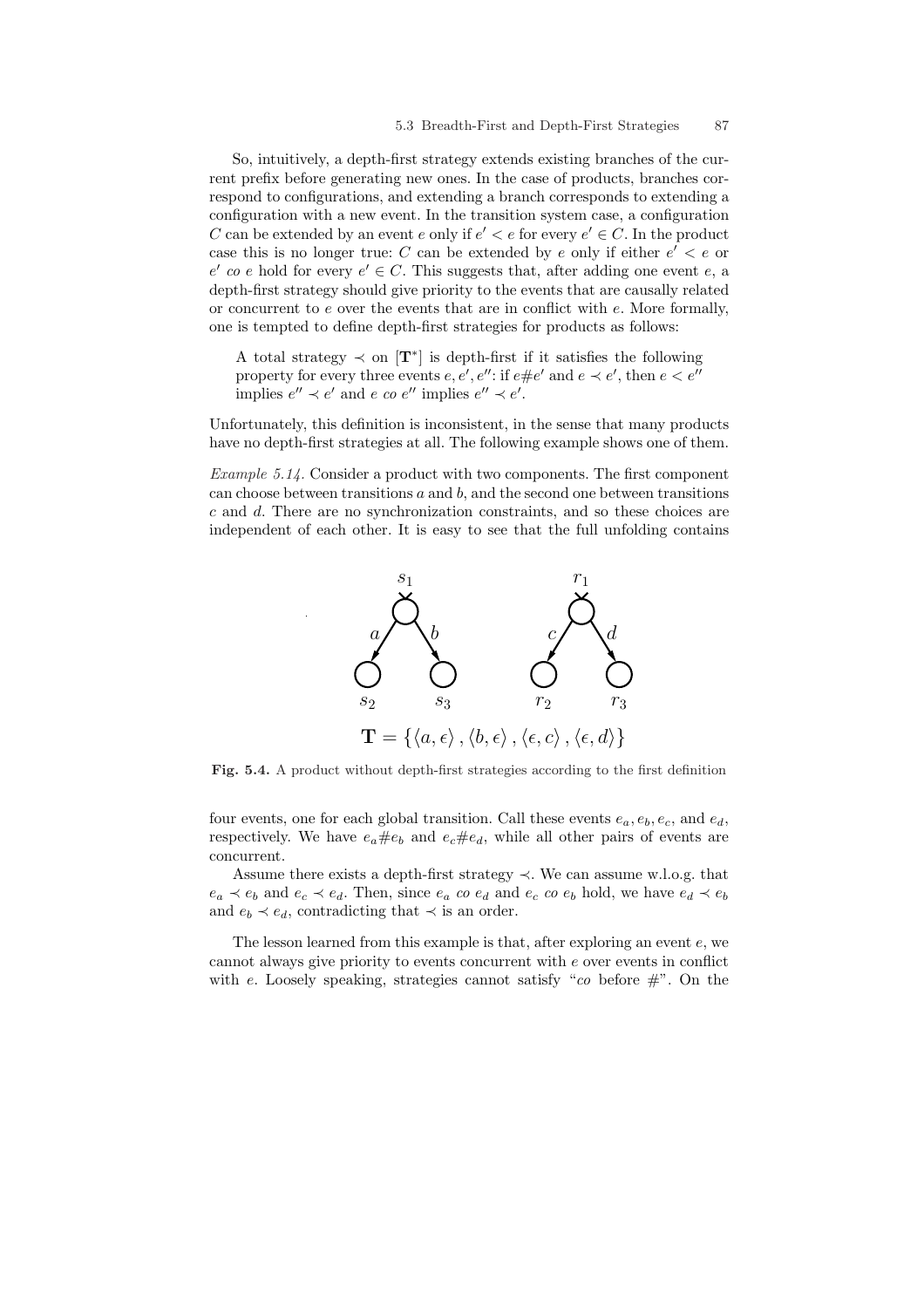So, intuitively, a depth-first strategy extends existing branches of the current prefix before generating new ones. In the case of products, branches correspond to configurations, and extending a branch corresponds to extending a configuration with a new event. In the transition system case, a configuration $C$ can be extended by an event $e$ only if $e' < e$ for every $e' \in C$. In the product case this is no longer true: $C$ can be extended by $e$ only if either $e' < e$ or $e'$ *co* $e$ hold for every $e' \in C$. This suggests that, after adding one event $e$, a depth-first strategy should give priority to the events that are causally related or concurrent to $e$ over the events that are in conflict with $e$. More formally, one is tempted to define depth-first strategies for products as follows:

> A total strategy $\prec$ on $[\mathbf{T}^*]$ is depth-first if it satisfies the following property for every three events $e, e', e''$: if $e \# e'$ and $e \prec e'$, then $e < e''$ implies $e'' \prec e'$ and $e$ *co* $e''$ implies $e'' \prec e'$.

Unfortunately, this definition is inconsistent, in the sense that many products have no depth-first strategies at all. The following example shows one of them.

*Example 5.14.* Consider a product with two components. The first component can choose between transitions $a$ and $b$, and the second one between transitions $c$ and $d$. There are no synchronization constraints, and so these choices are independent of each other. It is easy to see that the full unfolding contains

$$\mathbf{T} = \{\langle a, \epsilon \rangle, \langle b, \epsilon \rangle, \langle \epsilon, c \rangle, \langle \epsilon, d \rangle\}$$

**Fig. 5.4.** A product without depth-first strategies according to the first definition

four events, one for each global transition. Call these events $e_a, e_b, e_c$, and $e_d$, respectively. We have $e_a \# e_b$ and $e_c \# e_d$, while all other pairs of events are concurrent.

Assume there exists a depth-first strategy $\prec$. We can assume w.l.o.g. that $e_a \prec e_b$ and $e_c \prec e_d$. Then, since $e_a$ *co* $e_d$ and $e_c$ *co* $e_b$ hold, we have $e_d \prec e_b$ and $e_b \prec e_d$, contradicting that $\prec$ is an order.

The lesson learned from this example is that, after exploring an event $e$, we cannot always give priority to events concurrent with $e$ over events in conflict with $e$. Loosely speaking, strategies cannot satisfy "*co* before #". On the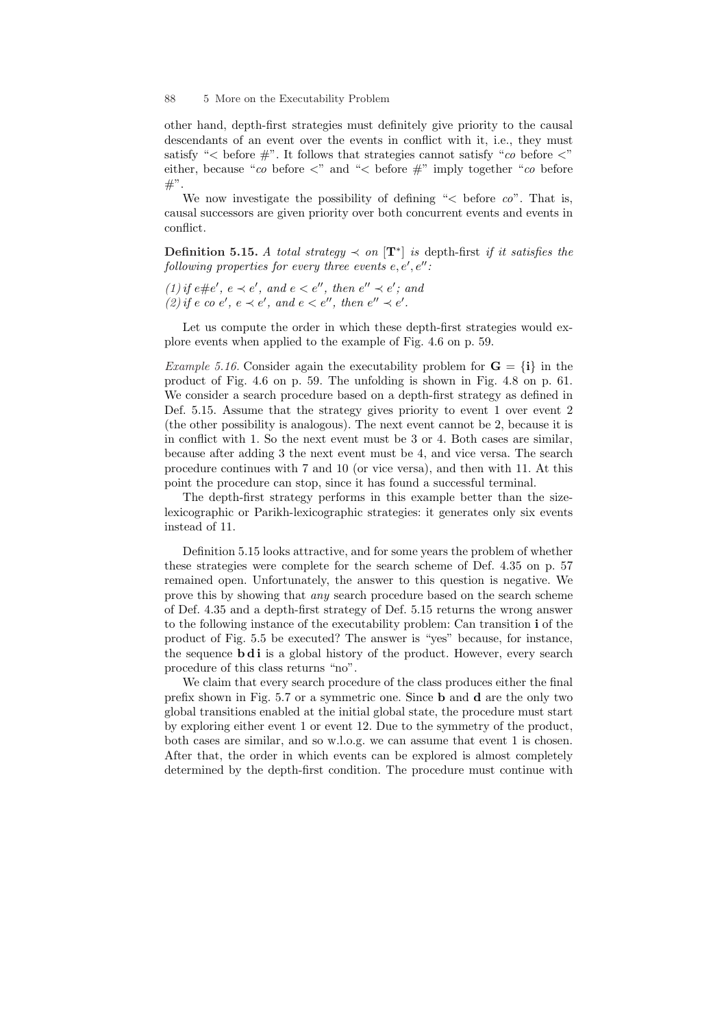other hand, depth-first strategies must definitely give priority to the causal descendants of an event over the events in conflict with it, i.e., they must satisfy "$<$ before $\#$". It follows that strategies cannot satisfy "*co* before $<$" either, because "*co* before $<$" and "$<$ before $\#$" imply together "*co* before $\#$".

We now investigate the possibility of defining "$<$ before *co*". That is, causal successors are given priority over both concurrent events and events in conflict.

**Definition 5.15.** *A total strategy $\prec$ on $[\mathbf{T}^*]$ is* depth-first *if it satisfies the following properties for every three events $e, e', e''$:*

*(1) if $e \# e'$, $e \prec e'$, and $e < e''$, then $e'' \prec e'$; and*
*(2) if $e$ co $e'$, $e \prec e'$, and $e < e''$, then $e'' \prec e'$.*

Let us compute the order in which these depth-first strategies would explore events when applied to the example of Fig. 4.6 on p. 59.

*Example 5.16.* Consider again the executability problem for $\mathbf{G} = \{\mathbf{i}\}$ in the product of Fig. 4.6 on p. 59. The unfolding is shown in Fig. 4.8 on p. 61. We consider a search procedure based on a depth-first strategy as defined in Def. 5.15. Assume that the strategy gives priority to event 1 over event 2 (the other possibility is analogous). The next event cannot be 2, because it is in conflict with 1. So the next event must be 3 or 4. Both cases are similar, because after adding 3 the next event must be 4, and vice versa. The search procedure continues with 7 and 10 (or vice versa), and then with 11. At this point the procedure can stop, since it has found a successful terminal.

The depth-first strategy performs in this example better than the size-lexicographic or Parikh-lexicographic strategies: it generates only six events instead of 11.

Definition 5.15 looks attractive, and for some years the problem of whether these strategies were complete for the search scheme of Def. 4.35 on p. 57 remained open. Unfortunately, the answer to this question is negative. We prove this by showing that *any* search procedure based on the search scheme of Def. 4.35 and a depth-first strategy of Def. 5.15 returns the wrong answer to the following instance of the executability problem: Can transition **i** of the product of Fig. 5.5 be executed? The answer is "yes" because, for instance, the sequence **b d i** is a global history of the product. However, every search procedure of this class returns "no".

We claim that every search procedure of the class produces either the final prefix shown in Fig. 5.7 or a symmetric one. Since **b** and **d** are the only two global transitions enabled at the initial global state, the procedure must start by exploring either event 1 or event 12. Due to the symmetry of the product, both cases are similar, and so w.l.o.g. we can assume that event 1 is chosen. After that, the order in which events can be explored is almost completely determined by the depth-first condition. The procedure must continue with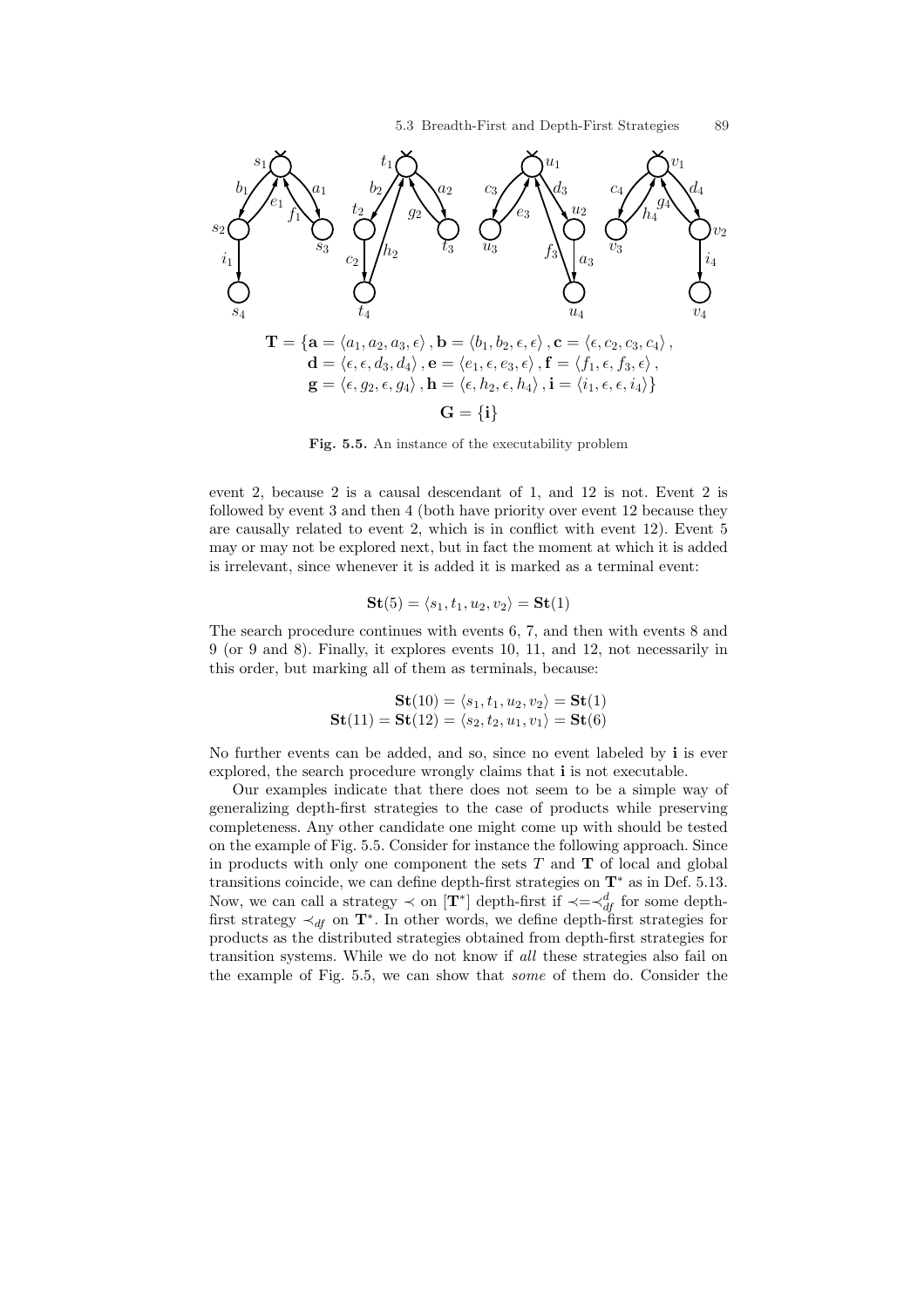$$\mathbf{T} = \{\mathbf{a} = \langle a_1, a_2, a_3, \epsilon \rangle, \mathbf{b} = \langle b_1, b_2, \epsilon, \epsilon \rangle, \mathbf{c} = \langle \epsilon, c_2, c_3, c_4 \rangle,$$
$$\mathbf{d} = \langle \epsilon, \epsilon, d_3, d_4 \rangle, \mathbf{e} = \langle e_1, \epsilon, e_3, \epsilon \rangle, \mathbf{f} = \langle f_1, \epsilon, f_3, \epsilon \rangle,$$
$$\mathbf{g} = \langle \epsilon, g_2, \epsilon, g_4 \rangle, \mathbf{h} = \langle \epsilon, h_2, \epsilon, h_4 \rangle, \mathbf{i} = \langle i_1, \epsilon, \epsilon, i_4 \rangle\}$$
$$\mathbf{G} = \{\mathbf{i}\}$$

**Fig. 5.5.** An instance of the executability problem

event 2, because 2 is a causal descendant of 1, and 12 is not. Event 2 is followed by event 3 and then 4 (both have priority over event 12 because they are causally related to event 2, which is in conflict with event 12). Event 5 may or may not be explored next, but in fact the moment at which it is added is irrelevant, since whenever it is added it is marked as a terminal event:

$$\mathbf{St}(5) = \langle s_1, t_1, u_2, v_2 \rangle = \mathbf{St}(1)$$

The search procedure continues with events 6, 7, and then with events 8 and 9 (or 9 and 8). Finally, it explores events 10, 11, and 12, not necessarily in this order, but marking all of them as terminals, because:

$$\mathbf{St}(10) = \langle s_1, t_1, u_2, v_2 \rangle = \mathbf{St}(1)$$
$$\mathbf{St}(11) = \mathbf{St}(12) = \langle s_2, t_2, u_1, v_1 \rangle = \mathbf{St}(6)$$

No further events can be added, and so, since no event labeled by $\mathbf{i}$ is ever explored, the search procedure wrongly claims that $\mathbf{i}$ is not executable.

Our examples indicate that there does not seem to be a simple way of generalizing depth-first strategies to the case of products while preserving completeness. Any other candidate one might come up with should be tested on the example of Fig. 5.5. Consider for instance the following approach. Since in products with only one component the sets $T$ and $\mathbf{T}$ of local and global transitions coincide, we can define depth-first strategies on $\mathbf{T}^*$ as in Def. 5.13. Now, we can call a strategy $\prec$ on $[\mathbf{T}^*]$ depth-first if $\prec = \prec_{df}^{d}$ for some depth-first strategy $\prec_{df}$ on $\mathbf{T}^*$. In other words, we define depth-first strategies for products as the distributed strategies obtained from depth-first strategies for transition systems. While we do not know if *all* these strategies also fail on the example of Fig. 5.5, we can show that *some* of them do. Consider the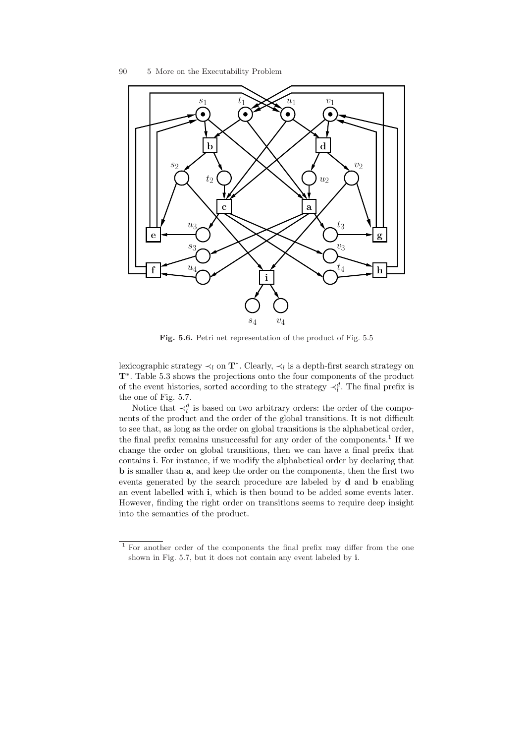Fig. 5.6. Petri net representation of the product of Fig. 5.5

lexicographic strategy $\prec_l$ on $\mathbf{T}^*$. Clearly, $\prec_l$ is a depth-first search strategy on $\mathbf{T}^*$. Table 5.3 shows the projections onto the four components of the product of the event histories, sorted according to the strategy $\prec_l^d$. The final prefix is the one of Fig. 5.7.

Notice that $\prec_l^d$ is based on two arbitrary orders: the order of the components of the product and the order of the global transitions. It is not difficult to see that, as long as the order on global transitions is the alphabetical order, the final prefix remains unsuccessful for any order of the components.[1] If we change the order on global transitions, then we can have a final prefix that contains **i**. For instance, if we modify the alphabetical order by declaring that **b** is smaller than **a**, and keep the order on the components, then the first two events generated by the search procedure are labeled by **d** and **b** enabling an event labelled with **i**, which is then bound to be added some events later. However, finding the right order on transitions seems to require deep insight into the semantics of the product.

[1] For another order of the components the final prefix may differ from the one shown in Fig. 5.7, but it does not contain any event labeled by **i**.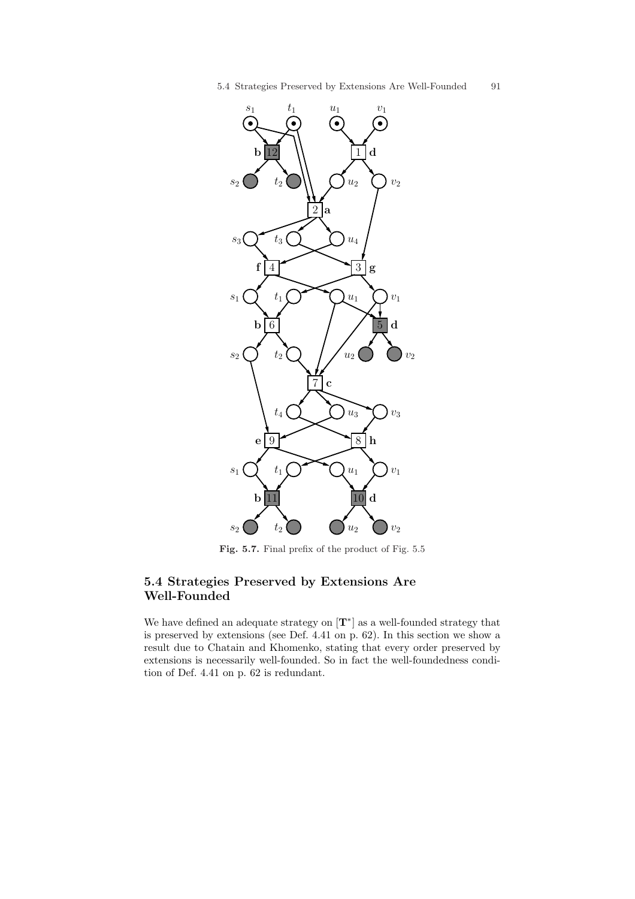**Fig. 5.7.** Final prefix of the product of Fig. 5.5

## 5.4 Strategies Preserved by Extensions Are Well-Founded

We have defined an adequate strategy on $[\mathbf{T}^*]$ as a well-founded strategy that is preserved by extensions (see Def. 4.41 on p. 62). In this section we show a result due to Chatain and Khomenko, stating that every order preserved by extensions is necessarily well-founded. So in fact the well-foundedness condition of Def. 4.41 on p. 62 is redundant.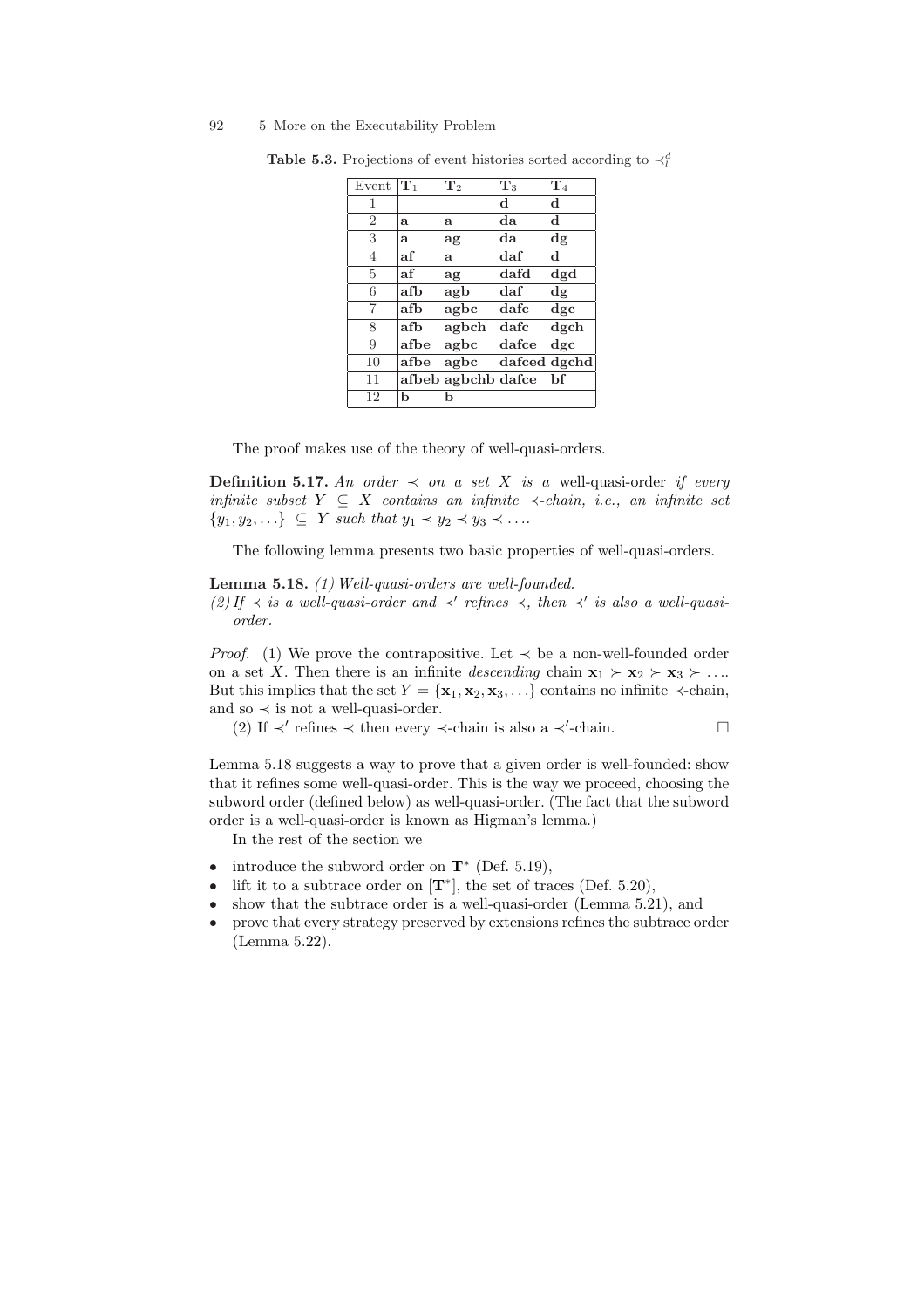**Table 5.3.** Projections of event histories sorted according to $\prec_l^d$

| Event | $\mathbf{T}_1$ | $\mathbf{T}_2$ | $\mathbf{T}_3$ | $\mathbf{T}_4$ |
|---|---|---|---|---|
| 1 | | | **d** | **d** |
| 2 | **a** | **a** | **da** | **d** |
| 3 | **a** | **ag** | **da** | **dg** |
| 4 | **af** | **a** | **daf** | **d** |
| 5 | **af** | **ag** | **dafd** | **dgd** |
| 6 | **afb** | **agb** | **daf** | **dg** |
| 7 | **afb** | **agbc** | **dafc** | **dgc** |
| 8 | **afb** | **agbch** | **dafc** | **dgch** |
| 9 | **afbe** | **agbc** | **dafce** | **dgc** |
| 10 | **afbe** | **agbc** | **dafced** | **dgchd** |
| 11 | **afbeb** | **agbchb** | **dafce** | **bf** |
| 12 | **b** | **b** | | |

The proof makes use of the theory of well-quasi-orders.

**Definition 5.17.** *An order $\prec$ on a set $X$ is a* well-quasi-order *if every infinite subset $Y \subseteq X$ contains an infinite $\prec$-chain, i.e., an infinite set $\{y_1, y_2, \ldots\} \subseteq Y$ such that $y_1 \prec y_2 \prec y_3 \prec \ldots$.*

The following lemma presents two basic properties of well-quasi-orders.

**Lemma 5.18.** *(1) Well-quasi-orders are well-founded.*
*(2) If $\prec$ is a well-quasi-order and $\prec'$ refines $\prec$, then $\prec'$ is also a well-quasi-order.*

*Proof.* (1) We prove the contrapositive. Let $\prec$ be a non-well-founded order on a set $X$. Then there is an infinite *descending* chain $\mathbf{x}_1 \succ \mathbf{x}_2 \succ \mathbf{x}_3 \succ \ldots$. But this implies that the set $Y = \{\mathbf{x}_1, \mathbf{x}_2, \mathbf{x}_3, \ldots\}$ contains no infinite $\prec$-chain, and so $\prec$ is not a well-quasi-order.

(2) If $\prec'$ refines $\prec$ then every $\prec$-chain is also a $\prec'$-chain. □

Lemma 5.18 suggests a way to prove that a given order is well-founded: show that it refines some well-quasi-order. This is the way we proceed, choosing the subword order (defined below) as well-quasi-order. (The fact that the subword order is a well-quasi-order is known as Higman's lemma.)

In the rest of the section we

- introduce the subword order on $\mathbf{T}^*$ (Def. 5.19),
- lift it to a subtrace order on $[\mathbf{T}^*]$, the set of traces (Def. 5.20),
- show that the subtrace order is a well-quasi-order (Lemma 5.21), and
- prove that every strategy preserved by extensions refines the subtrace order (Lemma 5.22).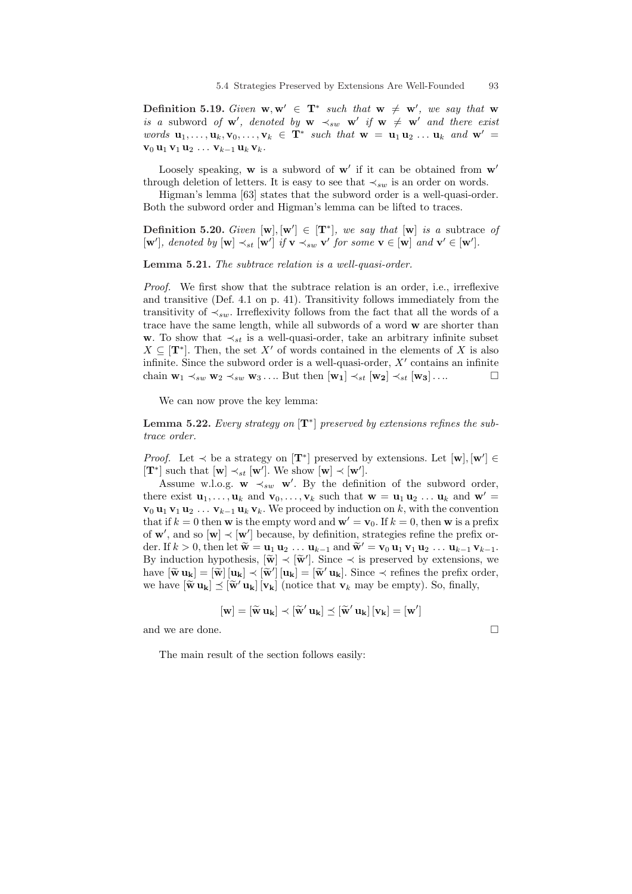**Definition 5.19.** *Given* $\mathbf{w}, \mathbf{w}' \in \mathbf{T}^*$ *such that* $\mathbf{w} \neq \mathbf{w}'$*, we say that* $\mathbf{w}$ *is a* subword *of* $\mathbf{w}'$*, denoted by* $\mathbf{w} \prec_{sw} \mathbf{w}'$ *if* $\mathbf{w} \neq \mathbf{w}'$ *and there exist words* $\mathbf{u}_1, \ldots, \mathbf{u}_k, \mathbf{v}_0, \ldots, \mathbf{v}_k \in \mathbf{T}^*$ *such that* $\mathbf{w} = \mathbf{u}_1\, \mathbf{u}_2\, \ldots\, \mathbf{u}_k$ *and* $\mathbf{w}' = \mathbf{v}_0\, \mathbf{u}_1\, \mathbf{v}_1\, \mathbf{u}_2\, \ldots\, \mathbf{v}_{k-1}\, \mathbf{u}_k\, \mathbf{v}_k$.

Loosely speaking, $\mathbf{w}$ is a subword of $\mathbf{w}'$ if it can be obtained from $\mathbf{w}'$ through deletion of letters. It is easy to see that $\prec_{sw}$ is an order on words.

Higman's lemma [63] states that the subword order is a well-quasi-order. Both the subword order and Higman's lemma can be lifted to traces.

**Definition 5.20.** *Given* $[\mathbf{w}], [\mathbf{w}'] \in [\mathbf{T}^*]$*, we say that* $[\mathbf{w}]$ *is a* subtrace *of* $[\mathbf{w}']$*, denoted by* $[\mathbf{w}] \prec_{st} [\mathbf{w}']$ *if* $\mathbf{v} \prec_{sw} \mathbf{v}'$ *for some* $\mathbf{v} \in [\mathbf{w}]$ *and* $\mathbf{v}' \in [\mathbf{w}']$.

**Lemma 5.21.** *The subtrace relation is a well-quasi-order.*

*Proof.* We first show that the subtrace relation is an order, i.e., irreflexive and transitive (Def. 4.1 on p. 41). Transitivity follows immediately from the transitivity of $\prec_{sw}$. Irreflexivity follows from the fact that all the words of a trace have the same length, while all subwords of a word $\mathbf{w}$ are shorter than $\mathbf{w}$. To show that $\prec_{st}$ is a well-quasi-order, take an arbitrary infinite subset $X \subseteq [\mathbf{T}^*]$. Then, the set $X'$ of words contained in the elements of $X$ is also infinite. Since the subword order is a well-quasi-order, $X'$ contains an infinite chain $\mathbf{w}_1 \prec_{sw} \mathbf{w}_2 \prec_{sw} \mathbf{w}_3 \ldots$. But then $[\mathbf{w_1}] \prec_{st} [\mathbf{w_2}] \prec_{st} [\mathbf{w_3}] \ldots$. $\square$

We can now prove the key lemma:

**Lemma 5.22.** *Every strategy on* $[\mathbf{T}^*]$ *preserved by extensions refines the subtrace order.*

*Proof.* Let $\prec$ be a strategy on $[\mathbf{T}^*]$ preserved by extensions. Let $[\mathbf{w}], [\mathbf{w}'] \in [\mathbf{T}^*]$ such that $[\mathbf{w}] \prec_{st} [\mathbf{w}']$. We show $[\mathbf{w}] \prec [\mathbf{w}']$.

Assume w.l.o.g. $\mathbf{w} \prec_{sw} \mathbf{w}'$. By the definition of the subword order, there exist $\mathbf{u}_1, \ldots, \mathbf{u}_k$ and $\mathbf{v}_0, \ldots, \mathbf{v}_k$ such that $\mathbf{w} = \mathbf{u}_1\, \mathbf{u}_2\, \ldots\, \mathbf{u}_k$ and $\mathbf{w}' = \mathbf{v}_0\, \mathbf{u}_1\, \mathbf{v}_1\, \mathbf{u}_2\, \ldots\, \mathbf{v}_{k-1}\, \mathbf{u}_k\, \mathbf{v}_k$. We proceed by induction on $k$, with the convention that if $k = 0$ then $\mathbf{w}$ is the empty word and $\mathbf{w}' = \mathbf{v}_0$. If $k = 0$, then $\mathbf{w}$ is a prefix of $\mathbf{w}'$, and so $[\mathbf{w}] \prec [\mathbf{w}']$ because, by definition, strategies refine the prefix order. If $k > 0$, then let $\widetilde{\mathbf{w}} = \mathbf{u}_1\, \mathbf{u}_2\, \ldots\, \mathbf{u}_{k-1}$ and $\widetilde{\mathbf{w}}' = \mathbf{v}_0\, \mathbf{u}_1\, \mathbf{v}_1\, \mathbf{u}_2\, \ldots\, \mathbf{u}_{k-1}\, \mathbf{v}_{k-1}$. By induction hypothesis, $[\widetilde{\mathbf{w}}] \prec [\widetilde{\mathbf{w}}']$. Since $\prec$ is preserved by extensions, we have $[\widetilde{\mathbf{w}}\, \mathbf{u_k}] = [\widetilde{\mathbf{w}}]\, [\mathbf{u_k}] \prec [\widetilde{\mathbf{w}}']\, [\mathbf{u_k}] = [\widetilde{\mathbf{w}}'\, \mathbf{u_k}]$. Since $\prec$ refines the prefix order, we have $[\widetilde{\mathbf{w}}\, \mathbf{u_k}] \preceq [\widetilde{\mathbf{w}}'\, \mathbf{u_k}]\, [\mathbf{v_k}]$ (notice that $\mathbf{v}_k$ may be empty). So, finally,

$$[\mathbf{w}] = [\widetilde{\mathbf{w}}\, \mathbf{u_k}] \prec [\widetilde{\mathbf{w}}'\, \mathbf{u_k}] \preceq [\widetilde{\mathbf{w}}'\, \mathbf{u_k}]\, [\mathbf{v_k}] = [\mathbf{w}']$$

and we are done. $\square$

The main result of the section follows easily: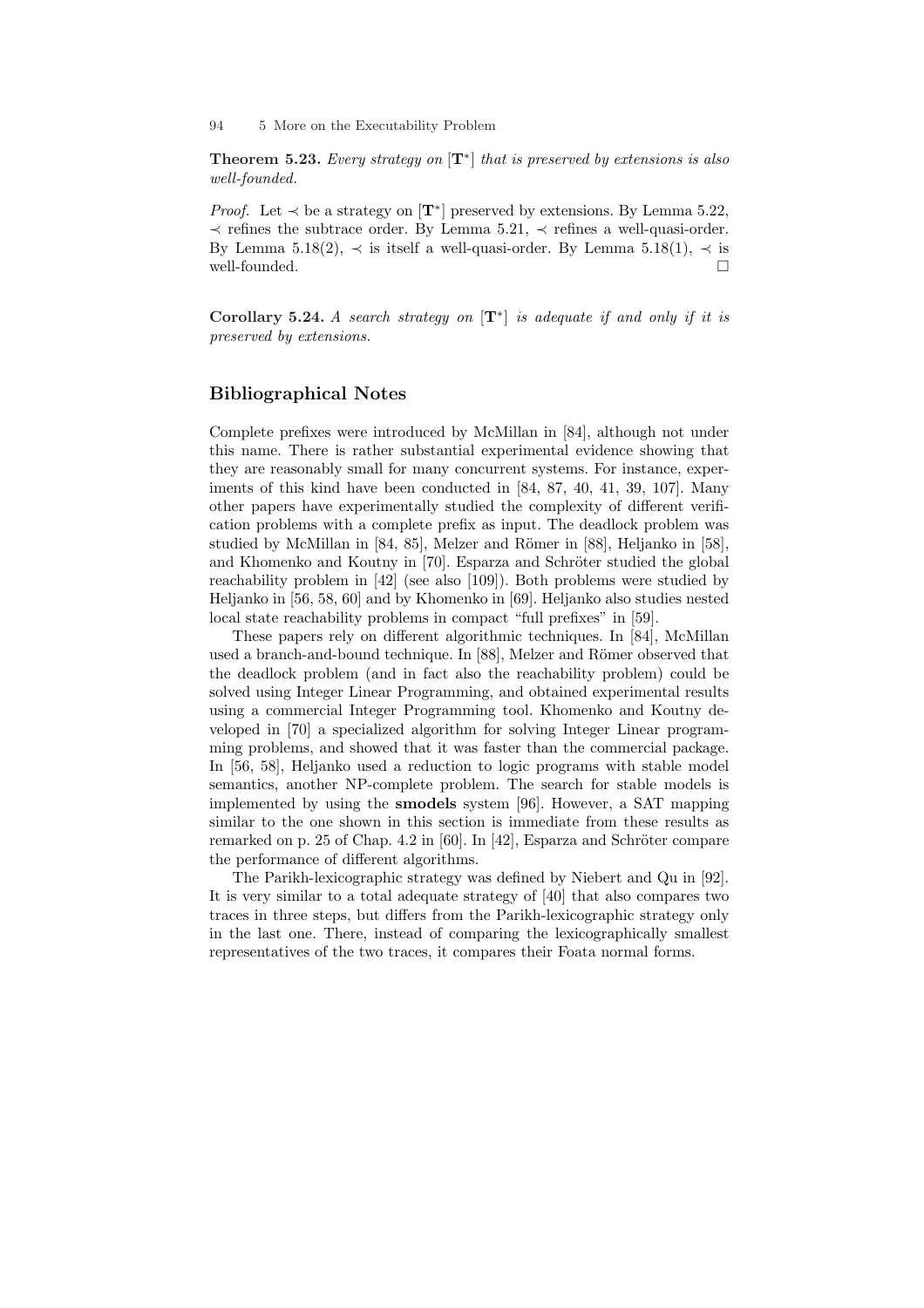**Theorem 5.23.** *Every strategy on* $[\mathbf{T}^*]$ *that is preserved by extensions is also well-founded.*

*Proof.* Let $\prec$ be a strategy on $[\mathbf{T}^*]$ preserved by extensions. By Lemma 5.22, $\prec$ refines the subtrace order. By Lemma 5.21, $\prec$ refines a well-quasi-order. By Lemma 5.18(2), $\prec$ is itself a well-quasi-order. By Lemma 5.18(1), $\prec$ is well-founded. □

**Corollary 5.24.** *A search strategy on* $[\mathbf{T}^*]$ *is adequate if and only if it is preserved by extensions.*

## Bibliographical Notes

Complete prefixes were introduced by McMillan in [84], although not under this name. There is rather substantial experimental evidence showing that they are reasonably small for many concurrent systems. For instance, experiments of this kind have been conducted in [84, 87, 40, 41, 39, 107]. Many other papers have experimentally studied the complexity of different verification problems with a complete prefix as input. The deadlock problem was studied by McMillan in [84, 85], Melzer and Römer in [88], Heljanko in [58], and Khomenko and Koutny in [70]. Esparza and Schröter studied the global reachability problem in [42] (see also [109]). Both problems were studied by Heljanko in [56, 58, 60] and by Khomenko in [69]. Heljanko also studies nested local state reachability problems in compact "full prefixes" in [59].

These papers rely on different algorithmic techniques. In [84], McMillan used a branch-and-bound technique. In [88], Melzer and Römer observed that the deadlock problem (and in fact also the reachability problem) could be solved using Integer Linear Programming, and obtained experimental results using a commercial Integer Programming tool. Khomenko and Koutny developed in [70] a specialized algorithm for solving Integer Linear programming problems, and showed that it was faster than the commercial package. In [56, 58], Heljanko used a reduction to logic programs with stable model semantics, another NP-complete problem. The search for stable models is implemented by using the **smodels** system [96]. However, a SAT mapping similar to the one shown in this section is immediate from these results as remarked on p. 25 of Chap. 4.2 in [60]. In [42], Esparza and Schröter compare the performance of different algorithms.

The Parikh-lexicographic strategy was defined by Niebert and Qu in [92]. It is very similar to a total adequate strategy of [40] that also compares two traces in three steps, but differs from the Parikh-lexicographic strategy only in the last one. There, instead of comparing the lexicographically smallest representatives of the two traces, it compares their Foata normal forms.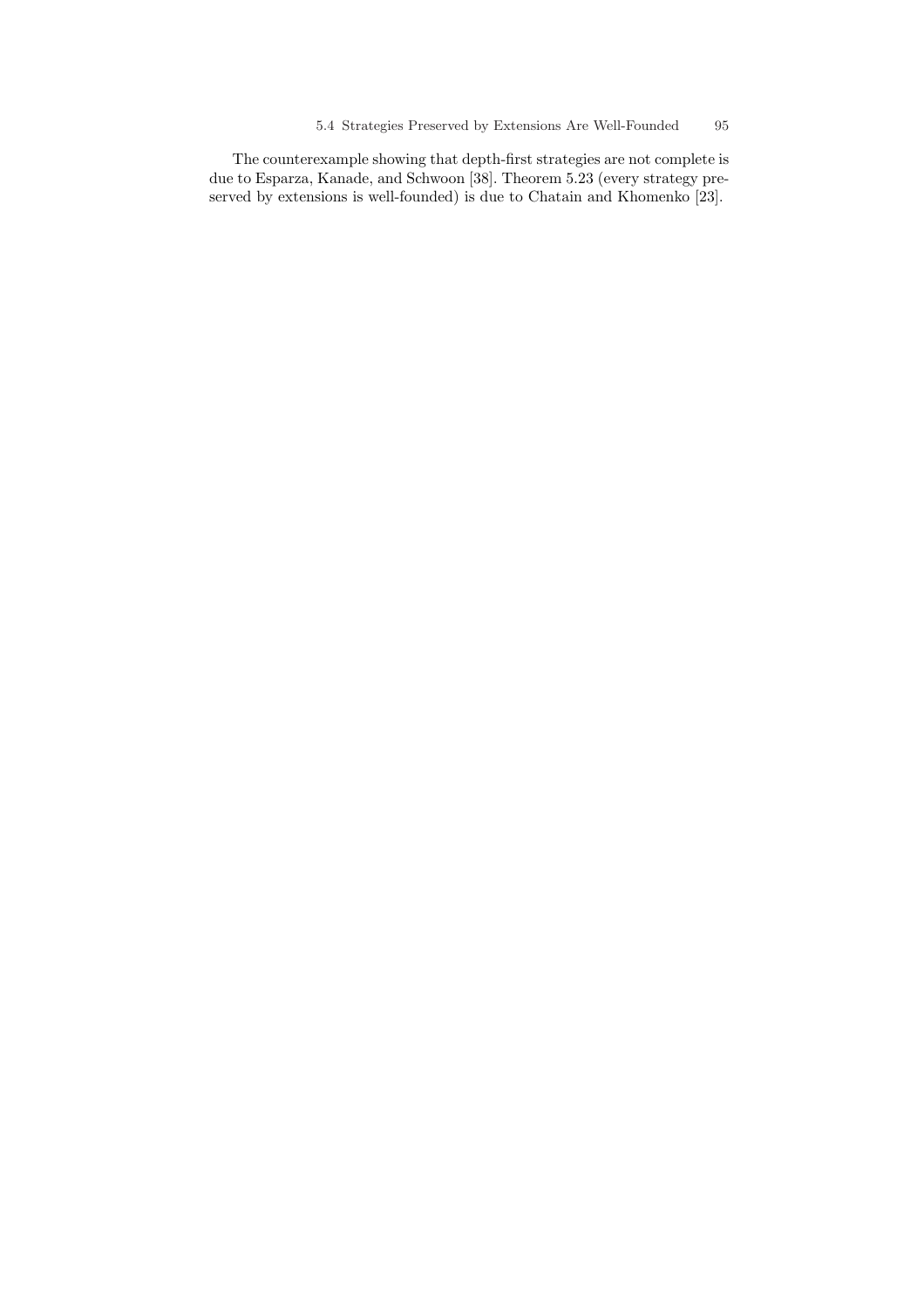The counterexample showing that depth-first strategies are not complete is due to Esparza, Kanade, and Schwoon [38]. Theorem 5.23 (every strategy preserved by extensions is well-founded) is due to Chatain and Khomenko [23].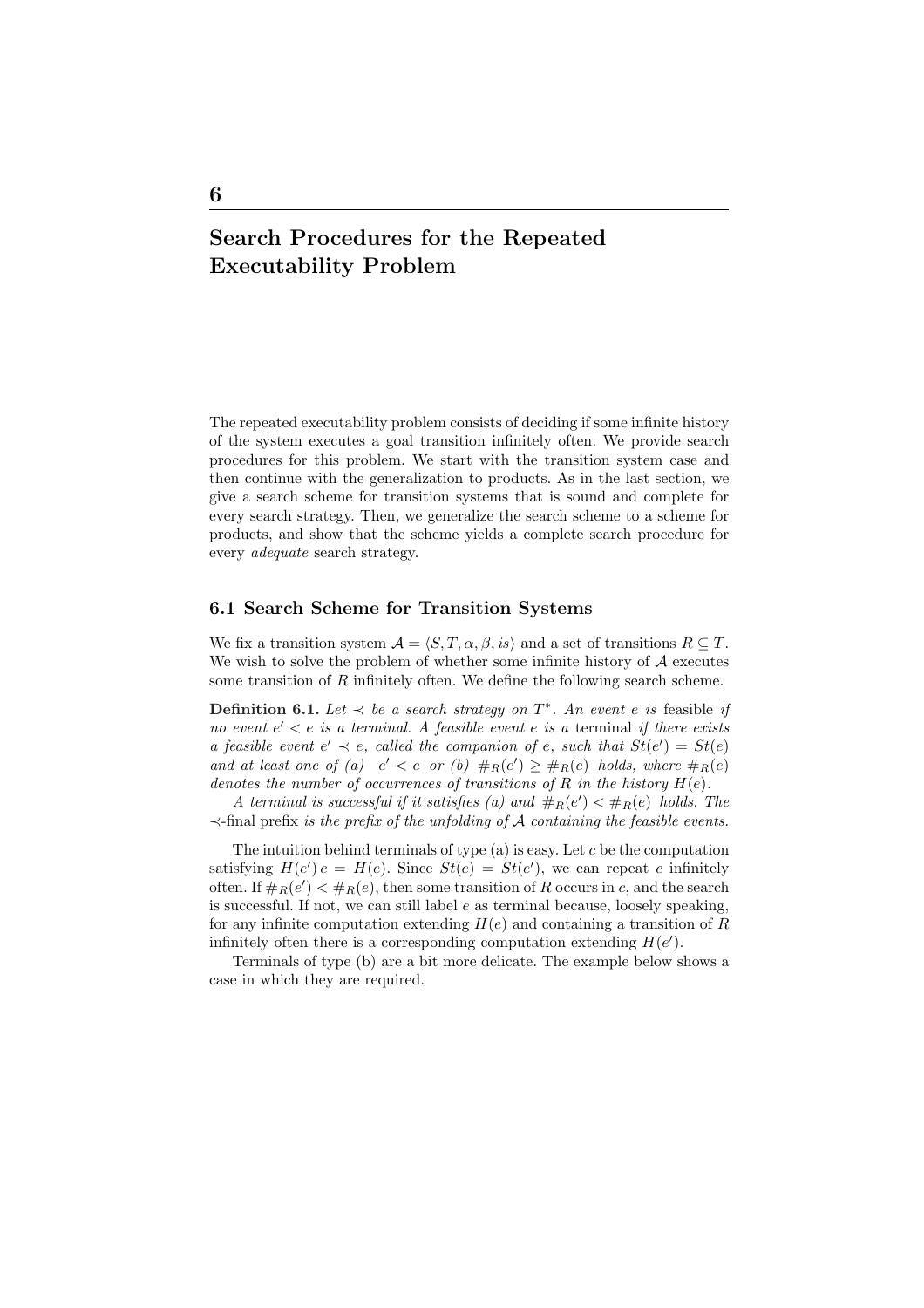# 6

# Search Procedures for the Repeated Executability Problem

The repeated executability problem consists of deciding if some infinite history of the system executes a goal transition infinitely often. We provide search procedures for this problem. We start with the transition system case and then continue with the generalization to products. As in the last section, we give a search scheme for transition systems that is sound and complete for every search strategy. Then, we generalize the search scheme to a scheme for products, and show that the scheme yields a complete search procedure for every *adequate* search strategy.

## 6.1 Search Scheme for Transition Systems

We fix a transition system $\mathcal{A} = \langle S, T, \alpha, \beta, is \rangle$ and a set of transitions $R \subseteq T$. We wish to solve the problem of whether some infinite history of $\mathcal{A}$ executes some transition of $R$ infinitely often. We define the following search scheme.

**Definition 6.1.** *Let $\prec$ be a search strategy on $T^*$. An event $e$ is* feasible *if no event $e' < e$ is a terminal. A feasible event $e$ is a* terminal *if there exists a feasible event $e' \prec e$, called the companion of $e$, such that $St(e') = St(e)$ and at least one of (a) $e' < e$ or (b) $\#_R(e') \geq \#_R(e)$ holds, where $\#_R(e)$ denotes the number of occurrences of transitions of $R$ in the history $H(e)$.*

*A terminal is successful if it satisfies (a) and $\#_R(e') < \#_R(e)$ holds. The $\prec$-*final prefix *is the prefix of the unfolding of $\mathcal{A}$ containing the feasible events.*

The intuition behind terminals of type (a) is easy. Let $c$ be the computation satisfying $H(e')\, c = H(e)$. Since $St(e) = St(e')$, we can repeat $c$ infinitely often. If $\#_R(e') < \#_R(e)$, then some transition of $R$ occurs in $c$, and the search is successful. If not, we can still label $e$ as terminal because, loosely speaking, for any infinite computation extending $H(e)$ and containing a transition of $R$ infinitely often there is a corresponding computation extending $H(e')$.

Terminals of type (b) are a bit more delicate. The example below shows a case in which they are required.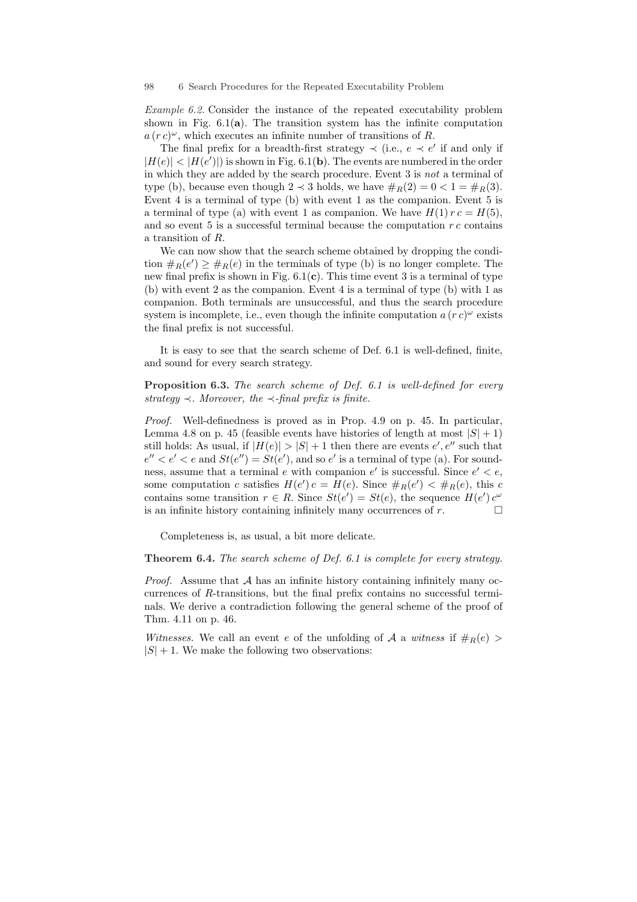*Example 6.2.* Consider the instance of the repeated executability problem shown in Fig. 6.1(**a**). The transition system has the infinite computation $a\,(r\,c)^\omega$, which executes an infinite number of transitions of $R$.

The final prefix for a breadth-first strategy $\prec$ (i.e., $e \prec e'$ if and only if $|H(e)| < |H(e')|$) is shown in Fig. 6.1(**b**). The events are numbered in the order in which they are added by the search procedure. Event 3 is *not* a terminal of type (b), because even though $2 \prec 3$ holds, we have $\#_R(2) = 0 < 1 = \#_R(3)$. Event 4 is a terminal of type (b) with event 1 as the companion. Event 5 is a terminal of type (a) with event 1 as companion. We have $H(1)\,r\,c = H(5)$, and so event 5 is a successful terminal because the computation $r\,c$ contains a transition of $R$.

We can now show that the search scheme obtained by dropping the condition $\#_R(e') \geq \#_R(e)$ in the terminals of type (b) is no longer complete. The new final prefix is shown in Fig. 6.1(**c**). This time event 3 is a terminal of type (b) with event 2 as the companion. Event 4 is a terminal of type (b) with 1 as companion. Both terminals are unsuccessful, and thus the search procedure system is incomplete, i.e., even though the infinite computation $a\,(r\,c)^\omega$ exists the final prefix is not successful.

It is easy to see that the search scheme of Def. 6.1 is well-defined, finite, and sound for every search strategy.

**Proposition 6.3.** *The search scheme of Def. 6.1 is well-defined for every strategy $\prec$. Moreover, the $\prec$-final prefix is finite.*

*Proof.* Well-definedness is proved as in Prop. 4.9 on p. 45. In particular, Lemma 4.8 on p. 45 (feasible events have histories of length at most $|S| + 1$) still holds: As usual, if $|H(e)| > |S| + 1$ then there are events $e', e''$ such that $e'' < e' < e$ and $St(e'') = St(e')$, and so $e'$ is a terminal of type (a). For soundness, assume that a terminal $e$ with companion $e'$ is successful. Since $e' < e$, some computation $c$ satisfies $H(e')\,c = H(e)$. Since $\#_R(e') < \#_R(e)$, this $c$ contains some transition $r \in R$. Since $St(e') = St(e)$, the sequence $H(e')\,c^\omega$ is an infinite history containing infinitely many occurrences of $r$. $\square$

Completeness is, as usual, a bit more delicate.

**Theorem 6.4.** *The search scheme of Def. 6.1 is complete for every strategy.*

*Proof.* Assume that $\mathcal{A}$ has an infinite history containing infinitely many occurrences of $R$-transitions, but the final prefix contains no successful terminals. We derive a contradiction following the general scheme of the proof of Thm. 4.11 on p. 46.

*Witnesses.* We call an event $e$ of the unfolding of $\mathcal{A}$ a *witness* if $\#_R(e) > |S| + 1$. We make the following two observations: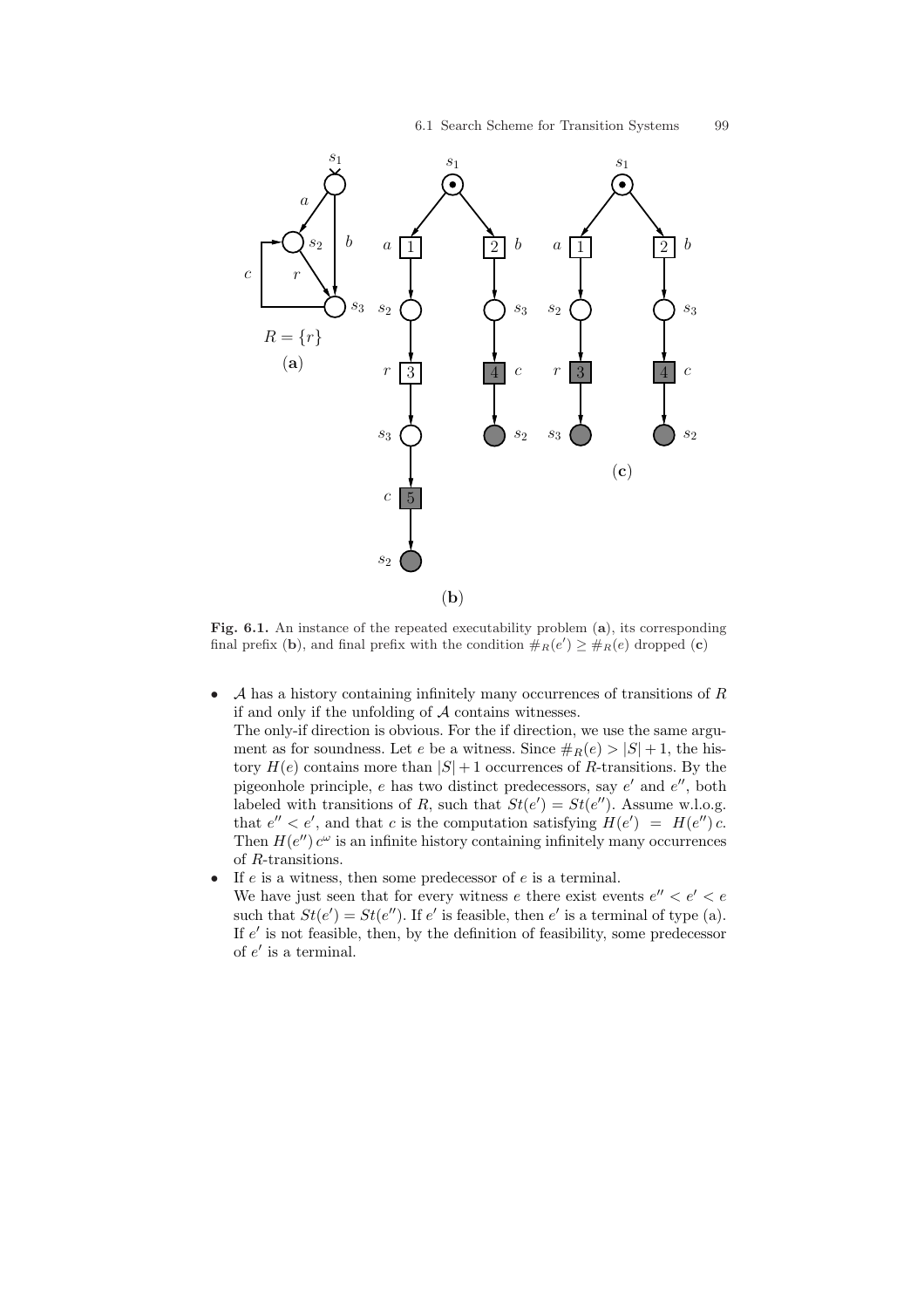**Fig. 6.1.** An instance of the repeated executability problem (**a**), its corresponding final prefix (**b**), and final prefix with the condition $\#_R(e') \geq \#_R(e)$ dropped (**c**)

- $\mathcal{A}$ has a history containing infinitely many occurrences of transitions of $R$ if and only if the unfolding of $\mathcal{A}$ contains witnesses.
  The only-if direction is obvious. For the if direction, we use the same argument as for soundness. Let $e$ be a witness. Since $\#_R(e) > |S| + 1$, the history $H(e)$ contains more than $|S| + 1$ occurrences of $R$-transitions. By the pigeonhole principle, $e$ has two distinct predecessors, say $e'$ and $e''$, both labeled with transitions of $R$, such that $St(e') = St(e'')$. Assume w.l.o.g. that $e'' < e'$, and that $c$ is the computation satisfying $H(e') = H(e'')\, c$. Then $H(e'')\, c^\omega$ is an infinite history containing infinitely many occurrences of $R$-transitions.
- If $e$ is a witness, then some predecessor of $e$ is a terminal.
  We have just seen that for every witness $e$ there exist events $e'' < e' < e$ such that $St(e') = St(e'')$. If $e'$ is feasible, then $e'$ is a terminal of type (a). If $e'$ is not feasible, then, by the definition of feasibility, some predecessor of $e'$ is a terminal.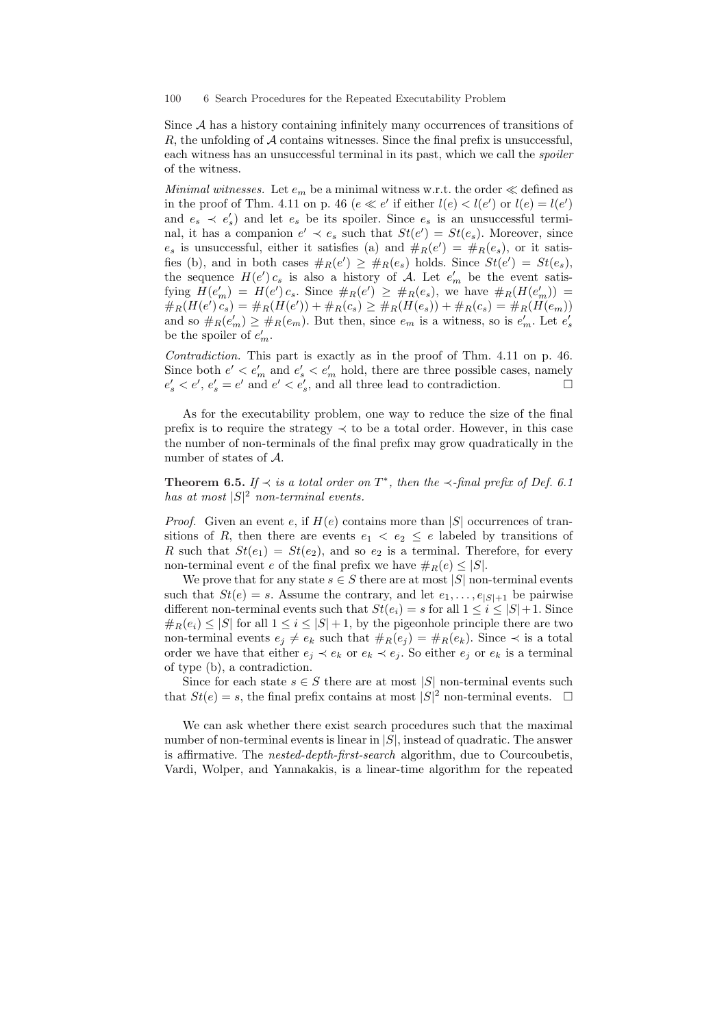Since $\mathcal{A}$ has a history containing infinitely many occurrences of transitions of $R$, the unfolding of $\mathcal{A}$ contains witnesses. Since the final prefix is unsuccessful, each witness has an unsuccessful terminal in its past, which we call the *spoiler* of the witness.

*Minimal witnesses.* Let $e_m$ be a minimal witness w.r.t. the order $\ll$ defined as in the proof of Thm. 4.11 on p. 46 ($e \ll e'$ if either $l(e) < l(e')$ or $l(e) = l(e')$ and $e_s \prec e'_s$) and let $e_s$ be its spoiler. Since $e_s$ is an unsuccessful terminal, it has a companion $e' \prec e_s$ such that $St(e') = St(e_s)$. Moreover, since $e_s$ is unsuccessful, either it satisfies (a) and $\#_R(e') = \#_R(e_s)$, or it satisfies (b), and in both cases $\#_R(e') \geq \#_R(e_s)$ holds. Since $St(e') = St(e_s)$, the sequence $H(e')\, c_s$ is also a history of $\mathcal{A}$. Let $e'_m$ be the event satisfying $H(e'_m) = H(e')\, c_s$. Since $\#_R(e') \geq \#_R(e_s)$, we have $\#_R(H(e'_m)) = \#_R(H(e')\, c_s) = \#_R(H(e')) + \#_R(c_s) \geq \#_R(H(e_s)) + \#_R(c_s) = \#_R(H(e_m))$ and so $\#_R(e'_m) \geq \#_R(e_m)$. But then, since $e_m$ is a witness, so is $e'_m$. Let $e'_s$ be the spoiler of $e'_m$.

*Contradiction.* This part is exactly as in the proof of Thm. 4.11 on p. 46. Since both $e' < e'_m$ and $e'_s < e'_m$ hold, there are three possible cases, namely $e'_s < e'$, $e'_s = e'$ and $e' < e'_s$, and all three lead to contradiction. $\square$

As for the executability problem, one way to reduce the size of the final prefix is to require the strategy $\prec$ to be a total order. However, in this case the number of non-terminals of the final prefix may grow quadratically in the number of states of $\mathcal{A}$.

**Theorem 6.5.** *If $\prec$ is a total order on $T^*$, then the $\prec$-final prefix of Def. 6.1 has at most $|S|^2$ non-terminal events.*

*Proof.* Given an event $e$, if $H(e)$ contains more than $|S|$ occurrences of transitions of $R$, then there are events $e_1 < e_2 \leq e$ labeled by transitions of $R$ such that $St(e_1) = St(e_2)$, and so $e_2$ is a terminal. Therefore, for every non-terminal event $e$ of the final prefix we have $\#_R(e) \leq |S|$.

We prove that for any state $s \in S$ there are at most $|S|$ non-terminal events such that $St(e) = s$. Assume the contrary, and let $e_1, \ldots, e_{|S|+1}$ be pairwise different non-terminal events such that $St(e_i) = s$ for all $1 \leq i \leq |S|+1$. Since $\#_R(e_i) \leq |S|$ for all $1 \leq i \leq |S|+1$, by the pigeonhole principle there are two non-terminal events $e_j \neq e_k$ such that $\#_R(e_j) = \#_R(e_k)$. Since $\prec$ is a total order we have that either $e_j \prec e_k$ or $e_k \prec e_j$. So either $e_j$ or $e_k$ is a terminal of type (b), a contradiction.

Since for each state $s \in S$ there are at most $|S|$ non-terminal events such that $St(e) = s$, the final prefix contains at most $|S|^2$ non-terminal events. $\square$

We can ask whether there exist search procedures such that the maximal number of non-terminal events is linear in $|S|$, instead of quadratic. The answer is affirmative. The *nested-depth-first-search* algorithm, due to Courcoubetis, Vardi, Wolper, and Yannakakis, is a linear-time algorithm for the repeated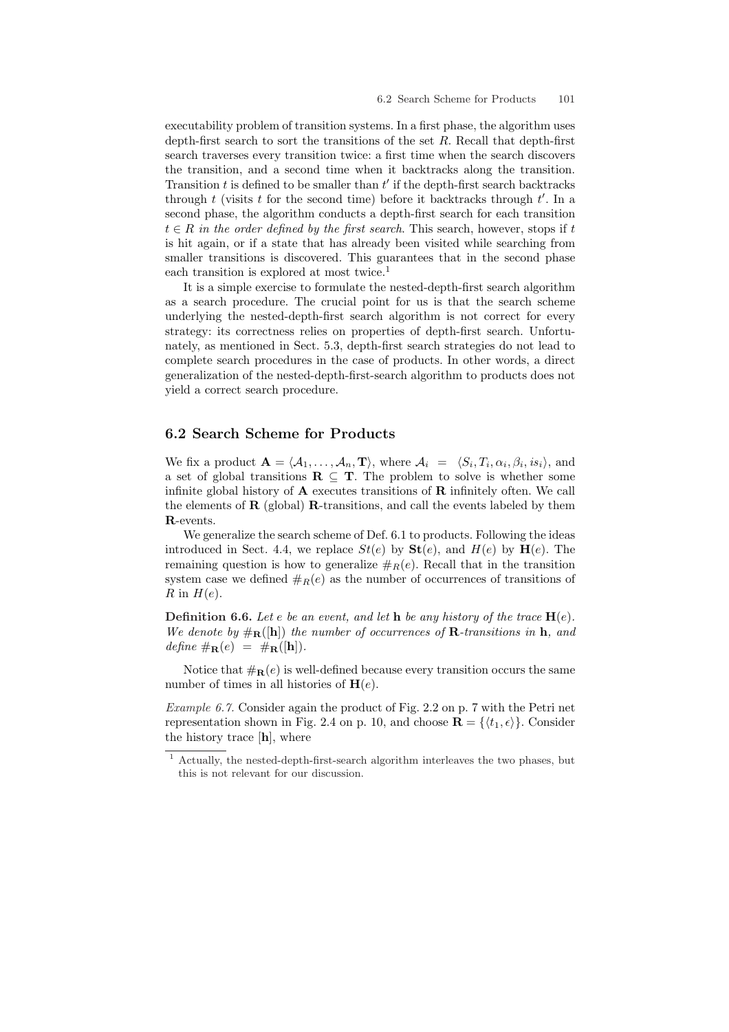executability problem of transition systems. In a first phase, the algorithm uses depth-first search to sort the transitions of the set $R$. Recall that depth-first search traverses every transition twice: a first time when the search discovers the transition, and a second time when it backtracks along the transition. Transition $t$ is defined to be smaller than $t'$ if the depth-first search backtracks through $t$ (visits $t$ for the second time) before it backtracks through $t'$. In a second phase, the algorithm conducts a depth-first search for each transition $t \in R$ *in the order defined by the first search*. This search, however, stops if $t$ is hit again, or if a state that has already been visited while searching from smaller transitions is discovered. This guarantees that in the second phase each transition is explored at most twice.[1]

It is a simple exercise to formulate the nested-depth-first search algorithm as a search procedure. The crucial point for us is that the search scheme underlying the nested-depth-first search algorithm is not correct for every strategy: its correctness relies on properties of depth-first search. Unfortunately, as mentioned in Sect. 5.3, depth-first search strategies do not lead to complete search procedures in the case of products. In other words, a direct generalization of the nested-depth-first-search algorithm to products does not yield a correct search procedure.

## 6.2 Search Scheme for Products

We fix a product $\mathbf{A} = \langle \mathcal{A}_1, \ldots, \mathcal{A}_n, \mathbf{T} \rangle$, where $\mathcal{A}_i = \langle S_i, T_i, \alpha_i, \beta_i, is_i \rangle$, and a set of global transitions $\mathbf{R} \subseteq \mathbf{T}$. The problem to solve is whether some infinite global history of $\mathbf{A}$ executes transitions of $\mathbf{R}$ infinitely often. We call the elements of $\mathbf{R}$ (global) $\mathbf{R}$-transitions, and call the events labeled by them $\mathbf{R}$-events.

We generalize the search scheme of Def. 6.1 to products. Following the ideas introduced in Sect. 4.4, we replace $St(e)$ by $\mathbf{St}(e)$, and $H(e)$ by $\mathbf{H}(e)$. The remaining question is how to generalize $\#_R(e)$. Recall that in the transition system case we defined $\#_R(e)$ as the number of occurrences of transitions of $R$ in $H(e)$.

**Definition 6.6.** *Let $e$ be an event, and let $\mathbf{h}$ be any history of the trace $\mathbf{H}(e)$. We denote by $\#_{\mathbf{R}}([\mathbf{h}])$ the number of occurrences of $\mathbf{R}$-transitions in $\mathbf{h}$, and define $\#_{\mathbf{R}}(e) = \#_{\mathbf{R}}([\mathbf{h}])$.*

Notice that $\#_{\mathbf{R}}(e)$ is well-defined because every transition occurs the same number of times in all histories of $\mathbf{H}(e)$.

*Example 6.7.* Consider again the product of Fig. 2.2 on p. 7 with the Petri net representation shown in Fig. 2.4 on p. 10, and choose $\mathbf{R} = \{\langle t_1, \epsilon \rangle\}$. Consider the history trace $[\mathbf{h}]$, where

[1] Actually, the nested-depth-first-search algorithm interleaves the two phases, but this is not relevant for our discussion.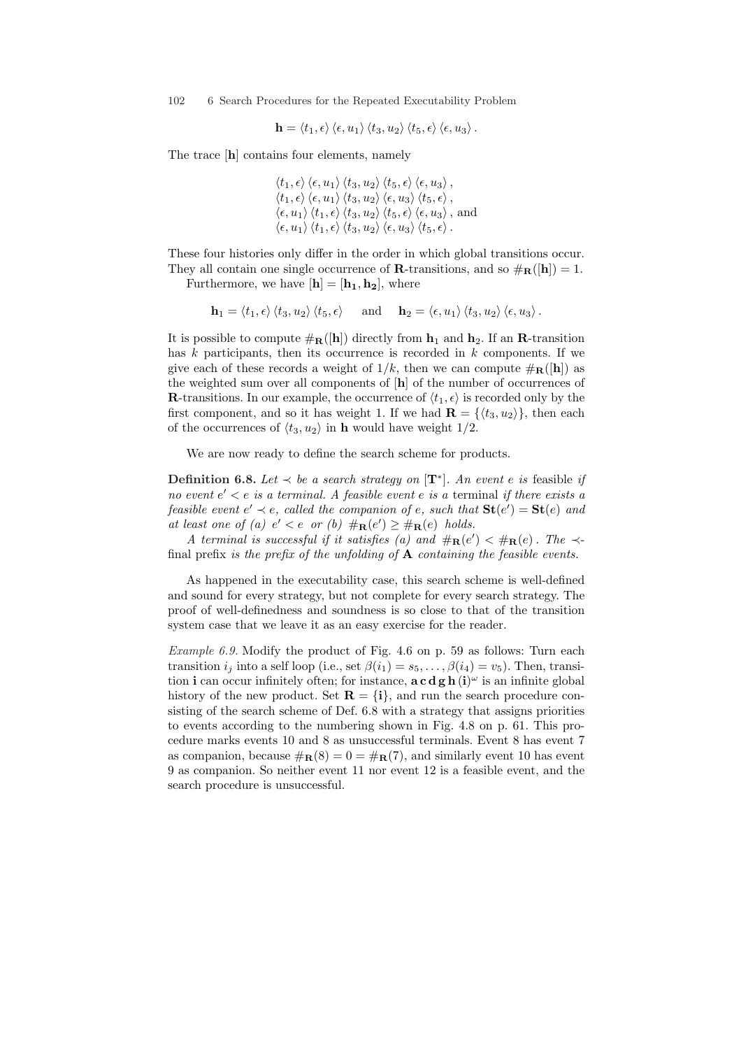$$\mathbf{h} = \langle t_1, \epsilon \rangle \, \langle \epsilon, u_1 \rangle \, \langle t_3, u_2 \rangle \, \langle t_5, \epsilon \rangle \, \langle \epsilon, u_3 \rangle \, .$$

The trace $[\mathbf{h}]$ contains four elements, namely

$$\begin{aligned}
&\langle t_1, \epsilon \rangle \, \langle \epsilon, u_1 \rangle \, \langle t_3, u_2 \rangle \, \langle t_5, \epsilon \rangle \, \langle \epsilon, u_3 \rangle \, , \\
&\langle t_1, \epsilon \rangle \, \langle \epsilon, u_1 \rangle \, \langle t_3, u_2 \rangle \, \langle \epsilon, u_3 \rangle \, \langle t_5, \epsilon \rangle \, , \\
&\langle \epsilon, u_1 \rangle \, \langle t_1, \epsilon \rangle \, \langle t_3, u_2 \rangle \, \langle t_5, \epsilon \rangle \, \langle \epsilon, u_3 \rangle \, , \text{ and} \\
&\langle \epsilon, u_1 \rangle \, \langle t_1, \epsilon \rangle \, \langle t_3, u_2 \rangle \, \langle \epsilon, u_3 \rangle \, \langle t_5, \epsilon \rangle \, .
\end{aligned}$$

These four histories only differ in the order in which global transitions occur. They all contain one single occurrence of $\mathbf{R}$-transitions, and so $\#_{\mathbf{R}}([\mathbf{h}]) = 1$.

Furthermore, we have $[\mathbf{h}] = [\mathbf{h_1}, \mathbf{h_2}]$, where

$$\mathbf{h}_1 = \langle t_1, \epsilon \rangle \, \langle t_3, u_2 \rangle \, \langle t_5, \epsilon \rangle \quad \text{ and } \quad \mathbf{h}_2 = \langle \epsilon, u_1 \rangle \, \langle t_3, u_2 \rangle \, \langle \epsilon, u_3 \rangle \, .$$

It is possible to compute $\#_{\mathbf{R}}([\mathbf{h}])$ directly from $\mathbf{h}_1$ and $\mathbf{h}_2$. If an $\mathbf{R}$-transition has $k$ participants, then its occurrence is recorded in $k$ components. If we give each of these records a weight of $1/k$, then we can compute $\#_{\mathbf{R}}([\mathbf{h}])$ as the weighted sum over all components of $[\mathbf{h}]$ of the number of occurrences of $\mathbf{R}$-transitions. In our example, the occurrence of $\langle t_1, \epsilon \rangle$ is recorded only by the first component, and so it has weight 1. If we had $\mathbf{R} = \{\langle t_3, u_2 \rangle\}$, then each of the occurrences of $\langle t_3, u_2 \rangle$ in $\mathbf{h}$ would have weight $1/2$.

We are now ready to define the search scheme for products.

**Definition 6.8.** *Let $\prec$ be a search strategy on $[\mathbf{T}^*]$. An event $e$ is* feasible *if no event $e' < e$ is a terminal. A feasible event $e$ is a* terminal *if there exists a feasible event $e' \prec e$, called the companion of $e$, such that $\mathbf{St}(e') = \mathbf{St}(e)$ and at least one of (a) $e' < e$ or (b) $\#_{\mathbf{R}}(e') \geq \#_{\mathbf{R}}(e)$ holds.*

*A terminal is successful if it satisfies (a) and $\#_{\mathbf{R}}(e') < \#_{\mathbf{R}}(e)$. The $\prec$-*final prefix *is the prefix of the unfolding of $\mathbf{A}$ containing the feasible events.*

As happened in the executability case, this search scheme is well-defined and sound for every strategy, but not complete for every search strategy. The proof of well-definedness and soundness is so close to that of the transition system case that we leave it as an easy exercise for the reader.

*Example 6.9.* Modify the product of Fig. 4.6 on p. 59 as follows: Turn each transition $i_j$ into a self loop (i.e., set $\beta(i_1) = s_5, \ldots, \beta(i_4) = v_5$). Then, transition $\mathbf{i}$ can occur infinitely often; for instance, $\mathbf{a}\,\mathbf{c}\,\mathbf{d}\,\mathbf{g}\,\mathbf{h}\,(\mathbf{i})^\omega$ is an infinite global history of the new product. Set $\mathbf{R} = \{\mathbf{i}\}$, and run the search procedure consisting of the search scheme of Def. 6.8 with a strategy that assigns priorities to events according to the numbering shown in Fig. 4.8 on p. 61. This procedure marks events 10 and 8 as unsuccessful terminals. Event 8 has event 7 as companion, because $\#_{\mathbf{R}}(8) = 0 = \#_{\mathbf{R}}(7)$, and similarly event 10 has event 9 as companion. So neither event 11 nor event 12 is a feasible event, and the search procedure is unsuccessful.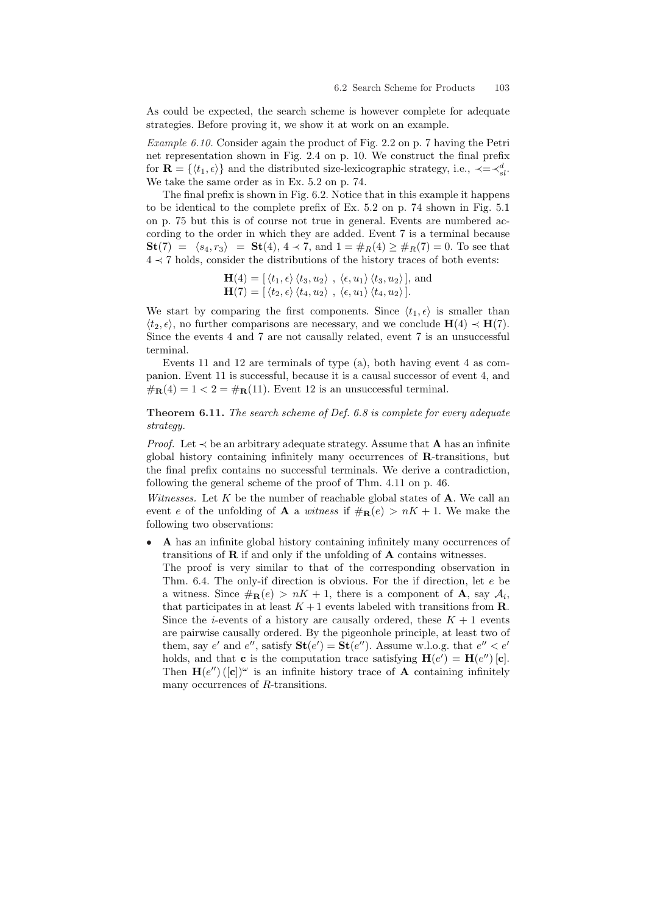As could be expected, the search scheme is however complete for adequate strategies. Before proving it, we show it at work on an example.

*Example 6.10.* Consider again the product of Fig. 2.2 on p. 7 having the Petri net representation shown in Fig. 2.4 on p. 10. We construct the final prefix for $\mathbf{R} = \{\langle t_1, \epsilon \rangle\}$ and the distributed size-lexicographic strategy, i.e., $\prec = \prec_{sl}^{d}$. We take the same order as in Ex. 5.2 on p. 74.

The final prefix is shown in Fig. 6.2. Notice that in this example it happens to be identical to the complete prefix of Ex. 5.2 on p. 74 shown in Fig. 5.1 on p. 75 but this is of course not true in general. Events are numbered according to the order in which they are added. Event 7 is a terminal because $\mathbf{St}(7) = \langle s_4, r_3 \rangle = \mathbf{St}(4)$, $4 \prec 7$, and $1 = \#_R(4) \geq \#_R(7) = 0$. To see that $4 \prec 7$ holds, consider the distributions of the history traces of both events:

$$\mathbf{H}(4) = [\, \langle t_1, \epsilon \rangle \, \langle t_3, u_2 \rangle \ , \ \langle \epsilon, u_1 \rangle \, \langle t_3, u_2 \rangle \,], \text{ and}$$
$$\mathbf{H}(7) = [\, \langle t_2, \epsilon \rangle \, \langle t_4, u_2 \rangle \ , \ \langle \epsilon, u_1 \rangle \, \langle t_4, u_2 \rangle \,].$$

We start by comparing the first components. Since $\langle t_1, \epsilon \rangle$ is smaller than $\langle t_2, \epsilon \rangle$, no further comparisons are necessary, and we conclude $\mathbf{H}(4) \prec \mathbf{H}(7)$. Since the events 4 and 7 are not causally related, event 7 is an unsuccessful terminal.

Events 11 and 12 are terminals of type (a), both having event 4 as companion. Event 11 is successful, because it is a causal successor of event 4, and $\#_{\mathbf{R}}(4) = 1 < 2 = \#_{\mathbf{R}}(11)$. Event 12 is an unsuccessful terminal.

**Theorem 6.11.** *The search scheme of Def. 6.8 is complete for every adequate strategy.*

*Proof.* Let $\prec$ be an arbitrary adequate strategy. Assume that $\mathbf{A}$ has an infinite global history containing infinitely many occurrences of $\mathbf{R}$-transitions, but the final prefix contains no successful terminals. We derive a contradiction, following the general scheme of the proof of Thm. 4.11 on p. 46.

*Witnesses.* Let $K$ be the number of reachable global states of $\mathbf{A}$. We call an event $e$ of the unfolding of $\mathbf{A}$ a *witness* if $\#_{\mathbf{R}}(e) > nK + 1$. We make the following two observations:

- $\mathbf{A}$ has an infinite global history containing infinitely many occurrences of transitions of $\mathbf{R}$ if and only if the unfolding of $\mathbf{A}$ contains witnesses.
  The proof is very similar to that of the corresponding observation in Thm. 6.4. The only-if direction is obvious. For the if direction, let $e$ be a witness. Since $\#_{\mathbf{R}}(e) > nK + 1$, there is a component of $\mathbf{A}$, say $\mathcal{A}_i$, that participates in at least $K + 1$ events labeled with transitions from $\mathbf{R}$. Since the $i$-events of a history are causally ordered, these $K + 1$ events are pairwise causally ordered. By the pigeonhole principle, at least two of them, say $e'$ and $e''$, satisfy $\mathbf{St}(e') = \mathbf{St}(e'')$. Assume w.l.o.g. that $e'' < e'$ holds, and that $\mathbf{c}$ is the computation trace satisfying $\mathbf{H}(e') = \mathbf{H}(e'')\,[\mathbf{c}]$. Then $\mathbf{H}(e'')\,([\mathbf{c}])^{\omega}$ is an infinite history trace of $\mathbf{A}$ containing infinitely many occurrences of $R$-transitions.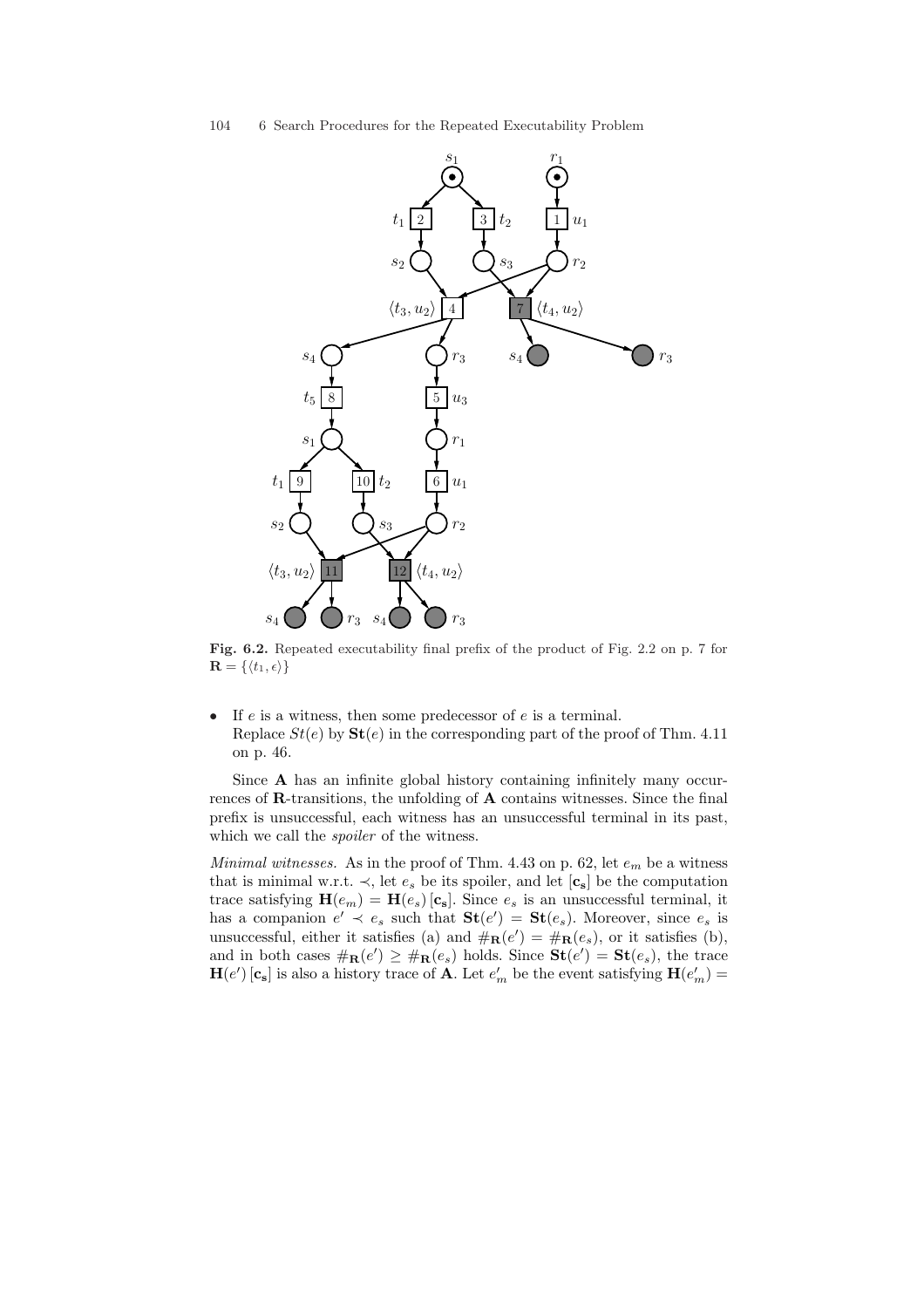**Fig. 6.2.** Repeated executability final prefix of the product of Fig. 2.2 on p. 7 for $\mathbf{R} = \{\langle t_1, \epsilon \rangle\}$

- If $e$ is a witness, then some predecessor of $e$ is a terminal.
  Replace $St(e)$ by $\mathbf{St}(e)$ in the corresponding part of the proof of Thm. 4.11 on p. 46.

Since $\mathbf{A}$ has an infinite global history containing infinitely many occurrences of $\mathbf{R}$-transitions, the unfolding of $\mathbf{A}$ contains witnesses. Since the final prefix is unsuccessful, each witness has an unsuccessful terminal in its past, which we call the *spoiler* of the witness.

*Minimal witnesses.* As in the proof of Thm. 4.43 on p. 62, let $e_m$ be a witness that is minimal w.r.t. $\prec$, let $e_s$ be its spoiler, and let $[\mathbf{c_s}]$ be the computation trace satisfying $\mathbf{H}(e_m) = \mathbf{H}(e_s)\,[\mathbf{c_s}]$. Since $e_s$ is an unsuccessful terminal, it has a companion $e' \prec e_s$ such that $\mathbf{St}(e') = \mathbf{St}(e_s)$. Moreover, since $e_s$ is unsuccessful, either it satisfies (a) and $\#_{\mathbf{R}}(e') = \#_{\mathbf{R}}(e_s)$, or it satisfies (b), and in both cases $\#_{\mathbf{R}}(e') \geq \#_{\mathbf{R}}(e_s)$ holds. Since $\mathbf{St}(e') = \mathbf{St}(e_s)$, the trace $\mathbf{H}(e')\,[\mathbf{c_s}]$ is also a history trace of $\mathbf{A}$. Let $e'_m$ be the event satisfying $\mathbf{H}(e'_m) =$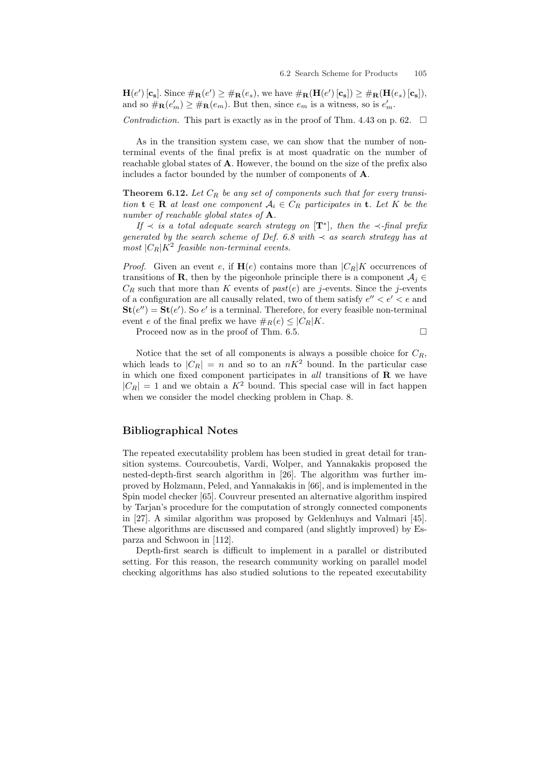$\mathbf{H}(e')\,[\mathbf{c_s}]$. Since $\#_{\mathbf{R}}(e') \geq \#_{\mathbf{R}}(e_s)$, we have $\#_{\mathbf{R}}(\mathbf{H}(e')\,[\mathbf{c_s}]) \geq \#_{\mathbf{R}}(\mathbf{H}(e_s)\,[\mathbf{c_s}])$, and so $\#_{\mathbf{R}}(e'_m) \geq \#_{\mathbf{R}}(e_m)$. But then, since $e_m$ is a witness, so is $e'_m$.

*Contradiction.* This part is exactly as in the proof of Thm. 4.43 on p. 62. □

As in the transition system case, we can show that the number of non-terminal events of the final prefix is at most quadratic on the number of reachable global states of $\mathbf{A}$. However, the bound on the size of the prefix also includes a factor bounded by the number of components of $\mathbf{A}$.

**Theorem 6.12.** *Let $C_R$ be any set of components such that for every transition $\mathbf{t} \in \mathbf{R}$ at least one component $\mathcal{A}_i \in C_R$ participates in $\mathbf{t}$. Let $K$ be the number of reachable global states of $\mathbf{A}$.*

*If $\prec$ is a total adequate search strategy on $[\mathbf{T}^*]$, then the $\prec$-final prefix generated by the search scheme of Def. 6.8 with $\prec$ as search strategy has at most $|C_R|K^2$ feasible non-terminal events.*

*Proof.* Given an event $e$, if $\mathbf{H}(e)$ contains more than $|C_R|K$ occurrences of transitions of $\mathbf{R}$, then by the pigeonhole principle there is a component $\mathcal{A}_j \in C_R$ such that more than $K$ events of $past(e)$ are $j$-events. Since the $j$-events of a configuration are all causally related, two of them satisfy $e'' < e' < e$ and $\mathbf{St}(e'') = \mathbf{St}(e')$. So $e'$ is a terminal. Therefore, for every feasible non-terminal event $e$ of the final prefix we have $\#_R(e) \leq |C_R|K$.

Proceed now as in the proof of Thm. 6.5. □

Notice that the set of all components is always a possible choice for $C_R$, which leads to $|C_R| = n$ and so to an $nK^2$ bound. In the particular case in which one fixed component participates in *all* transitions of $\mathbf{R}$ we have $|C_R| = 1$ and we obtain a $K^2$ bound. This special case will in fact happen when we consider the model checking problem in Chap. 8.

## Bibliographical Notes

The repeated executability problem has been studied in great detail for transition systems. Courcoubetis, Vardi, Wolper, and Yannakakis proposed the nested-depth-first search algorithm in [26]. The algorithm was further improved by Holzmann, Peled, and Yannakakis in [66], and is implemented in the Spin model checker [65]. Couvreur presented an alternative algorithm inspired by Tarjan's procedure for the computation of strongly connected components in [27]. A similar algorithm was proposed by Geldenhuys and Valmari [45]. These algorithms are discussed and compared (and slightly improved) by Esparza and Schwoon in [112].

Depth-first search is difficult to implement in a parallel or distributed setting. For this reason, the research community working on parallel model checking algorithms has also studied solutions to the repeated executability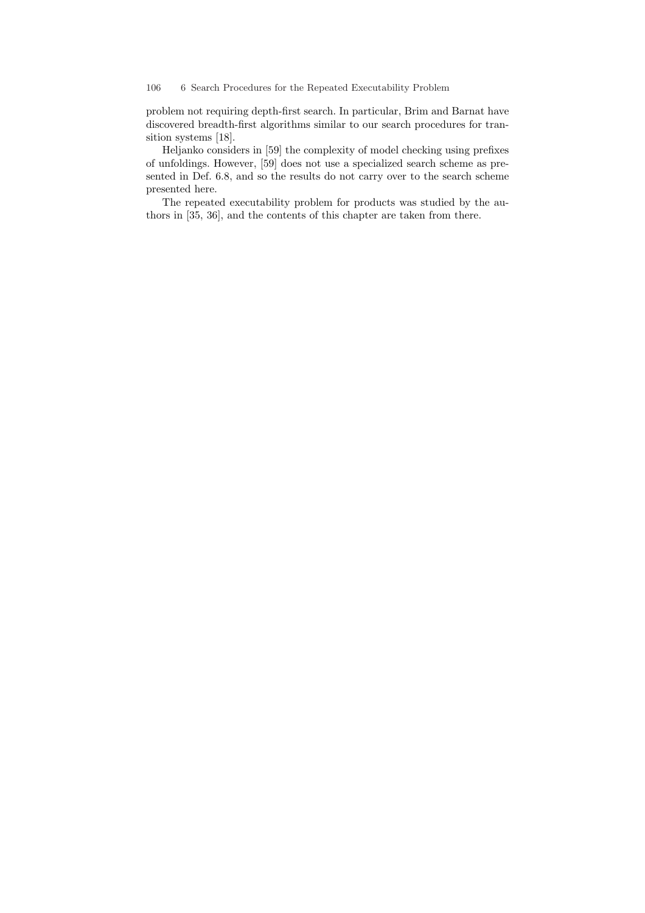problem not requiring depth-first search. In particular, Brim and Barnat have discovered breadth-first algorithms similar to our search procedures for transition systems [18].

Heljanko considers in [59] the complexity of model checking using prefixes of unfoldings. However, [59] does not use a specialized search scheme as presented in Def. 6.8, and so the results do not carry over to the search scheme presented here.

The repeated executability problem for products was studied by the authors in [35, 36], and the contents of this chapter are taken from there.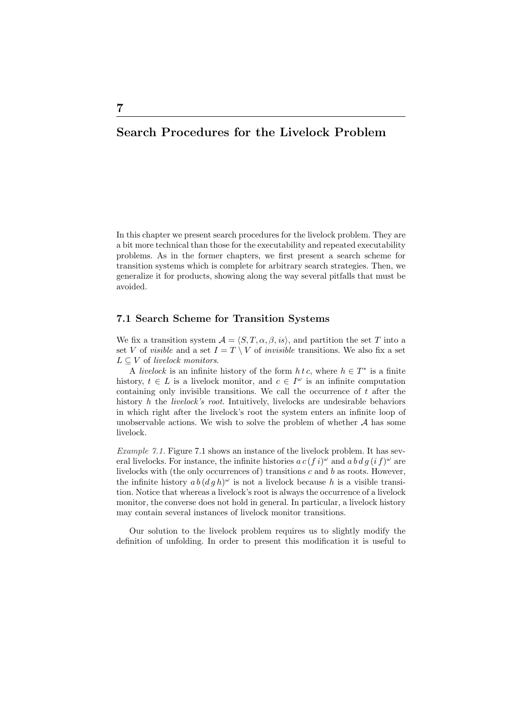# 7

# Search Procedures for the Livelock Problem

In this chapter we present search procedures for the livelock problem. They are a bit more technical than those for the executability and repeated executability problems. As in the former chapters, we first present a search scheme for transition systems which is complete for arbitrary search strategies. Then, we generalize it for products, showing along the way several pitfalls that must be avoided.

## 7.1 Search Scheme for Transition Systems

We fix a transition system $\mathcal{A} = \langle S, T, \alpha, \beta, is \rangle$, and partition the set $T$ into a set $V$ of *visible* and a set $I = T \setminus V$ of *invisible* transitions. We also fix a set $L \subseteq V$ of *livelock monitors*.

A *livelock* is an infinite history of the form $h\,t\,c$, where $h \in T^*$ is a finite history, $t \in L$ is a livelock monitor, and $c \in I^\omega$ is an infinite computation containing only invisible transitions. We call the occurrence of $t$ after the history $h$ the *livelock's root*. Intuitively, livelocks are undesirable behaviors in which right after the livelock's root the system enters an infinite loop of unobservable actions. We wish to solve the problem of whether $\mathcal{A}$ has some livelock.

*Example 7.1.* Figure 7.1 shows an instance of the livelock problem. It has several livelocks. For instance, the infinite histories $a\,c\,(f\,i)^\omega$ and $a\,b\,d\,g\,(i\,f)^\omega$ are livelocks with (the only occurrences of) transitions $c$ and $b$ as roots. However, the infinite history $a\,b\,(d\,g\,h)^\omega$ is not a livelock because $h$ is a visible transition. Notice that whereas a livelock's root is always the occurrence of a livelock monitor, the converse does not hold in general. In particular, a livelock history may contain several instances of livelock monitor transitions.

Our solution to the livelock problem requires us to slightly modify the definition of unfolding. In order to present this modification it is useful to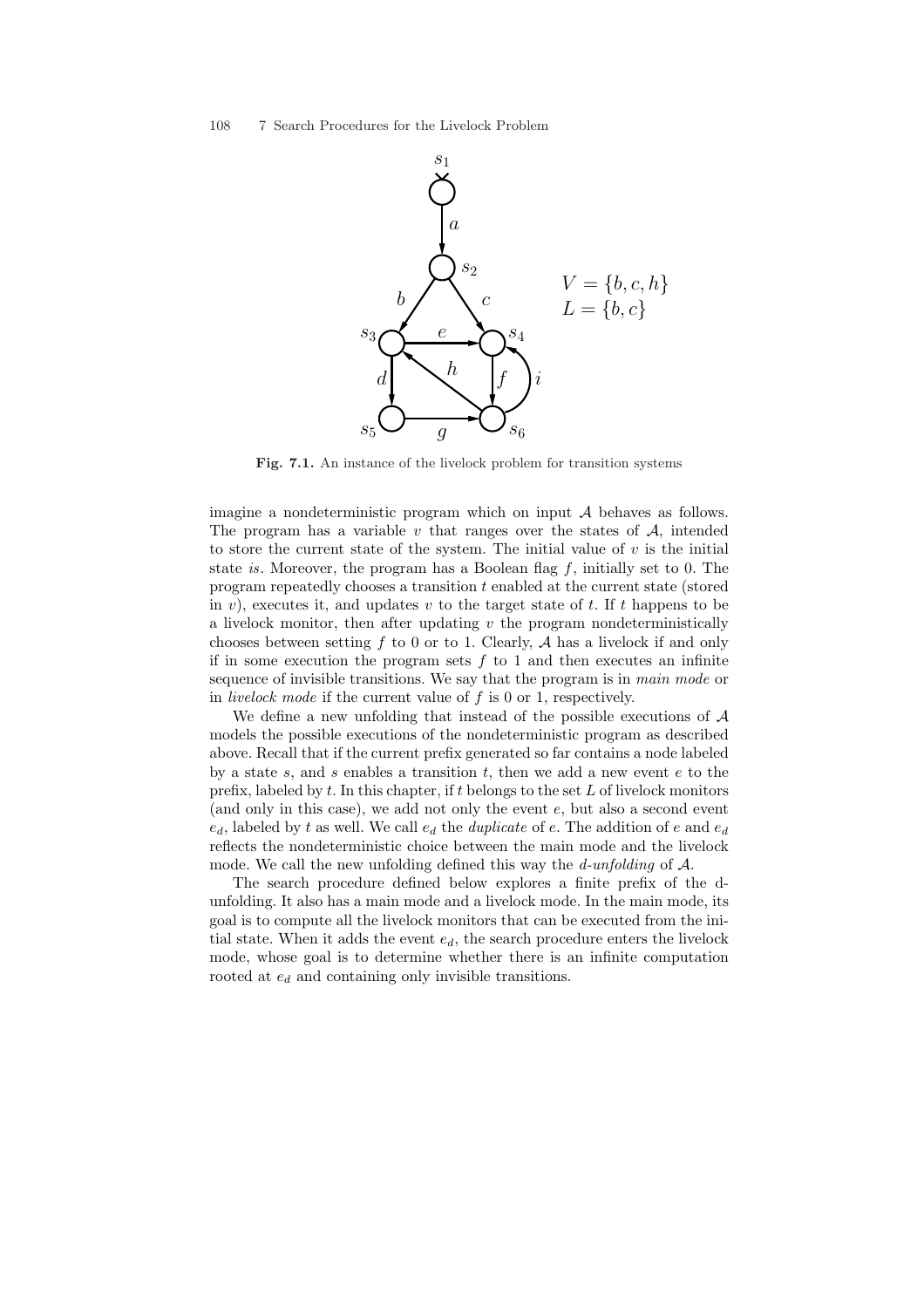**Fig. 7.1.** An instance of the livelock problem for transition systems

imagine a nondeterministic program which on input $\mathcal{A}$ behaves as follows. The program has a variable $v$ that ranges over the states of $\mathcal{A}$, intended to store the current state of the system. The initial value of $v$ is the initial state *is*. Moreover, the program has a Boolean flag $f$, initially set to 0. The program repeatedly chooses a transition $t$ enabled at the current state (stored in $v$), executes it, and updates $v$ to the target state of $t$. If $t$ happens to be a livelock monitor, then after updating $v$ the program nondeterministically chooses between setting $f$ to 0 or to 1. Clearly, $\mathcal{A}$ has a livelock if and only if in some execution the program sets $f$ to 1 and then executes an infinite sequence of invisible transitions. We say that the program is in *main mode* or in *livelock mode* if the current value of $f$ is 0 or 1, respectively.

We define a new unfolding that instead of the possible executions of $\mathcal{A}$ models the possible executions of the nondeterministic program as described above. Recall that if the current prefix generated so far contains a node labeled by a state $s$, and $s$ enables a transition $t$, then we add a new event $e$ to the prefix, labeled by $t$. In this chapter, if $t$ belongs to the set $L$ of livelock monitors (and only in this case), we add not only the event $e$, but also a second event $e_d$, labeled by $t$ as well. We call $e_d$ the *duplicate* of $e$. The addition of $e$ and $e_d$ reflects the nondeterministic choice between the main mode and the livelock mode. We call the new unfolding defined this way the *d-unfolding* of $\mathcal{A}$.

The search procedure defined below explores a finite prefix of the d-unfolding. It also has a main mode and a livelock mode. In the main mode, its goal is to compute all the livelock monitors that can be executed from the initial state. When it adds the event $e_d$, the search procedure enters the livelock mode, whose goal is to determine whether there is an infinite computation rooted at $e_d$ and containing only invisible transitions.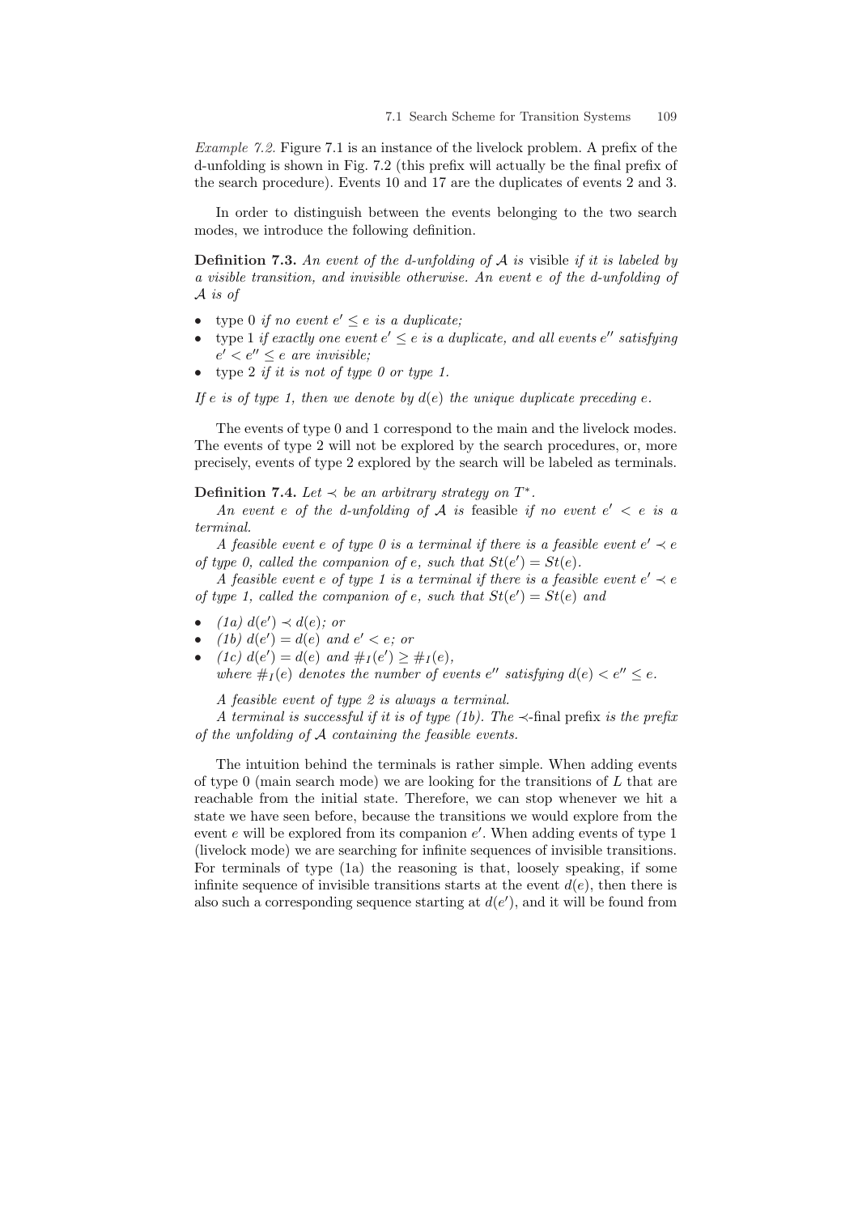*Example 7.2.* Figure 7.1 is an instance of the livelock problem. A prefix of the d-unfolding is shown in Fig. 7.2 (this prefix will actually be the final prefix of the search procedure). Events 10 and 17 are the duplicates of events 2 and 3.

In order to distinguish between the events belonging to the two search modes, we introduce the following definition.

**Definition 7.3.** *An event of the d-unfolding of $\mathcal{A}$ is* visible *if it is labeled by a visible transition, and invisible otherwise. An event $e$ of the d-unfolding of $\mathcal{A}$ is of*

- type 0 *if no event $e' \leq e$ is a duplicate;*
- type 1 *if exactly one event $e' \leq e$ is a duplicate, and all events $e''$ satisfying $e' < e'' \leq e$ are invisible;*
- type 2 *if it is not of type 0 or type 1.*

*If $e$ is of type 1, then we denote by $d(e)$ the unique duplicate preceding $e$.*

The events of type 0 and 1 correspond to the main and the livelock modes. The events of type 2 will not be explored by the search procedures, or, more precisely, events of type 2 explored by the search will be labeled as terminals.

**Definition 7.4.** *Let $\prec$ be an arbitrary strategy on $T^*$.*

*An event $e$ of the d-unfolding of $\mathcal{A}$ is* feasible *if no event $e' < e$ is a terminal.*

*A feasible event $e$ of type 0 is a terminal if there is a feasible event $e' \prec e$ of type 0, called the companion of $e$, such that $St(e') = St(e)$.*

*A feasible event $e$ of type 1 is a terminal if there is a feasible event $e' \prec e$ of type 1, called the companion of $e$, such that $St(e') = St(e)$ and*

- *(1a) $d(e') \prec d(e)$; or*
- *(1b) $d(e') = d(e)$ and $e' < e$; or*
- *(1c) $d(e') = d(e)$ and $\#_I(e') \geq \#_I(e)$,*
  *where $\#_I(e)$ denotes the number of events $e''$ satisfying $d(e) < e'' \leq e$.*

*A feasible event of type 2 is always a terminal.*

*A terminal is successful if it is of type (1b). The $\prec$-*final prefix *is the prefix of the unfolding of $\mathcal{A}$ containing the feasible events.*

The intuition behind the terminals is rather simple. When adding events of type 0 (main search mode) we are looking for the transitions of $L$ that are reachable from the initial state. Therefore, we can stop whenever we hit a state we have seen before, because the transitions we would explore from the event $e$ will be explored from its companion $e'$. When adding events of type 1 (livelock mode) we are searching for infinite sequences of invisible transitions. For terminals of type (1a) the reasoning is that, loosely speaking, if some infinite sequence of invisible transitions starts at the event $d(e)$, then there is also such a corresponding sequence starting at $d(e')$, and it will be found from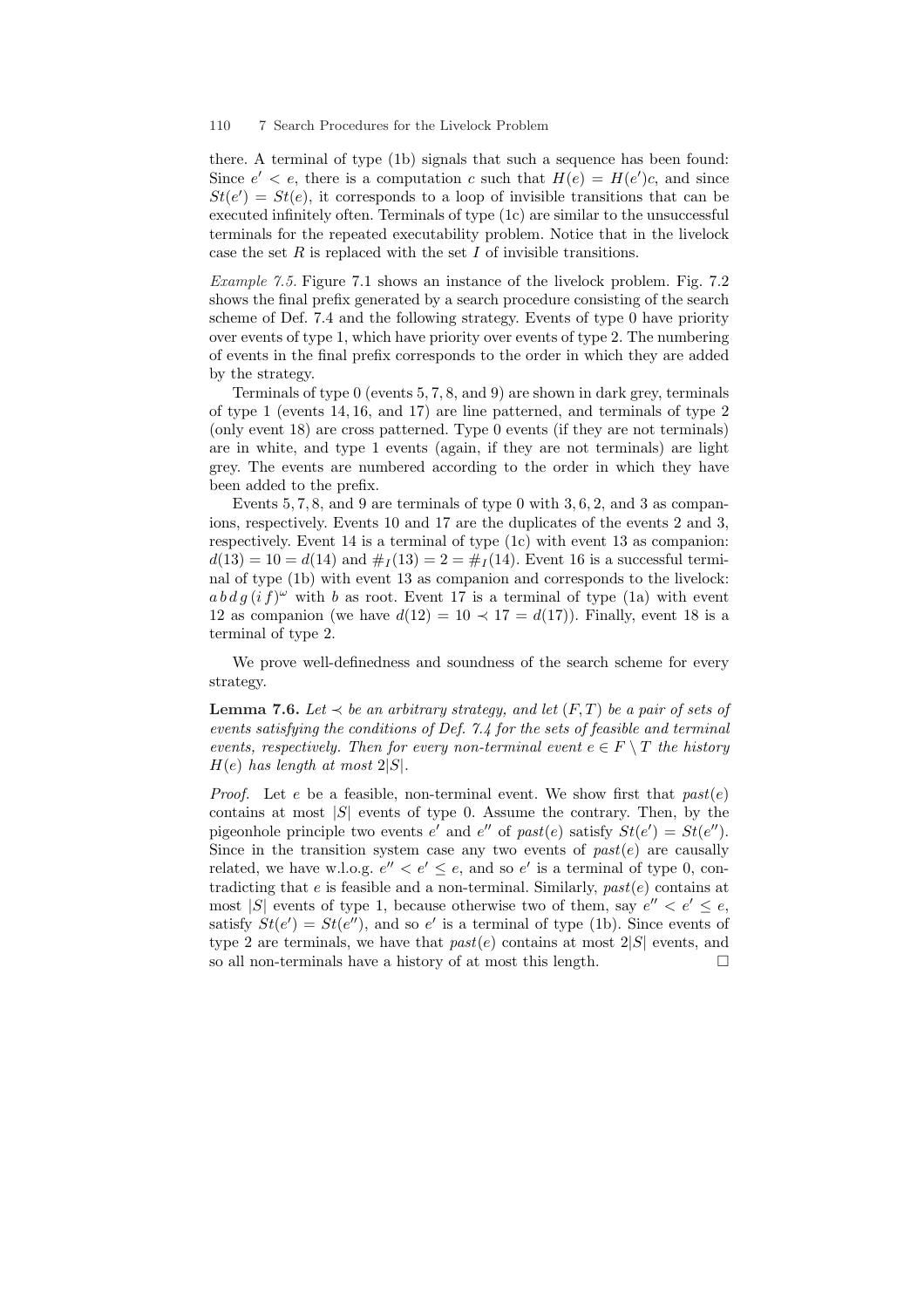there. A terminal of type (1b) signals that such a sequence has been found: Since $e' < e$, there is a computation $c$ such that $H(e) = H(e')c$, and since $St(e') = St(e)$, it corresponds to a loop of invisible transitions that can be executed infinitely often. Terminals of type (1c) are similar to the unsuccessful terminals for the repeated executability problem. Notice that in the livelock case the set $R$ is replaced with the set $I$ of invisible transitions.

*Example 7.5.* Figure 7.1 shows an instance of the livelock problem. Fig. 7.2 shows the final prefix generated by a search procedure consisting of the search scheme of Def. 7.4 and the following strategy. Events of type 0 have priority over events of type 1, which have priority over events of type 2. The numbering of events in the final prefix corresponds to the order in which they are added by the strategy.

Terminals of type 0 (events 5, 7, 8, and 9) are shown in dark grey, terminals of type 1 (events 14, 16, and 17) are line patterned, and terminals of type 2 (only event 18) are cross patterned. Type 0 events (if they are not terminals) are in white, and type 1 events (again, if they are not terminals) are light grey. The events are numbered according to the order in which they have been added to the prefix.

Events 5, 7, 8, and 9 are terminals of type 0 with 3, 6, 2, and 3 as companions, respectively. Events 10 and 17 are the duplicates of the events 2 and 3, respectively. Event 14 is a terminal of type (1c) with event 13 as companion: $d(13) = 10 = d(14)$ and $\#_I(13) = 2 = \#_I(14)$. Event 16 is a successful terminal of type (1b) with event 13 as companion and corresponds to the livelock: $a\,b\,d\,g\,(i\,f)^\omega$ with $b$ as root. Event 17 is a terminal of type (1a) with event 12 as companion (we have $d(12) = 10 \prec 17 = d(17)$). Finally, event 18 is a terminal of type 2.

We prove well-definedness and soundness of the search scheme for every strategy.

**Lemma 7.6.** *Let $\prec$ be an arbitrary strategy, and let $(F, T)$ be a pair of sets of events satisfying the conditions of Def. 7.4 for the sets of feasible and terminal events, respectively. Then for every non-terminal event $e \in F \setminus T$ the history $H(e)$ has length at most $2|S|$.*

*Proof.* Let $e$ be a feasible, non-terminal event. We show first that $past(e)$ contains at most $|S|$ events of type 0. Assume the contrary. Then, by the pigeonhole principle two events $e'$ and $e''$ of $past(e)$ satisfy $St(e') = St(e'')$. Since in the transition system case any two events of $past(e)$ are causally related, we have w.l.o.g. $e'' < e' \leq e$, and so $e'$ is a terminal of type 0, contradicting that $e$ is feasible and a non-terminal. Similarly, $past(e)$ contains at most $|S|$ events of type 1, because otherwise two of them, say $e'' < e' \leq e$, satisfy $St(e') = St(e'')$, and so $e'$ is a terminal of type (1b). Since events of type 2 are terminals, we have that $past(e)$ contains at most $2|S|$ events, and so all non-terminals have a history of at most this length. $\square$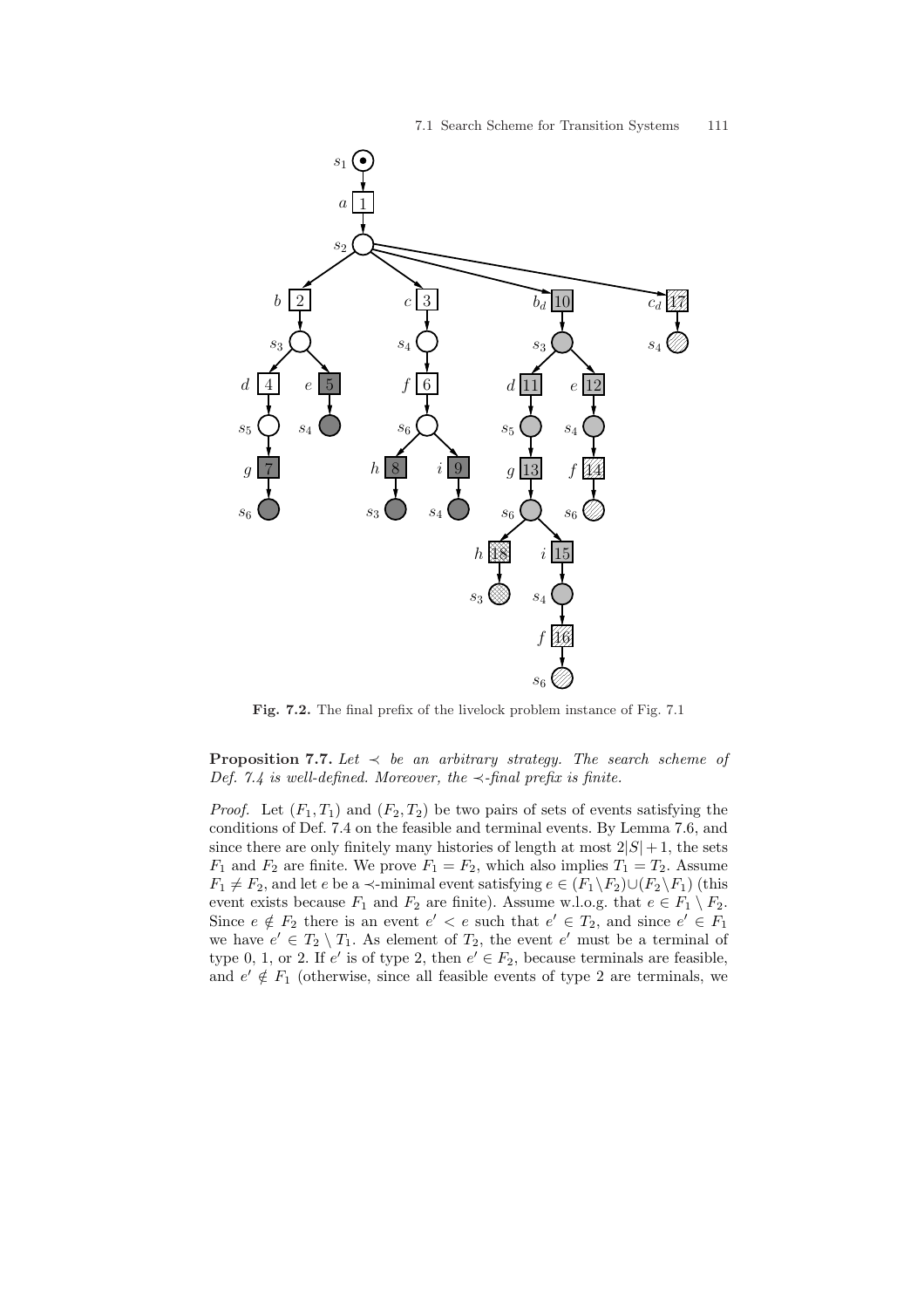**Fig. 7.2.** The final prefix of the livelock problem instance of Fig. 7.1

**Proposition 7.7.** *Let $\prec$ be an arbitrary strategy. The search scheme of Def. 7.4 is well-defined. Moreover, the $\prec$-final prefix is finite.*

*Proof.* Let $(F_1, T_1)$ and $(F_2, T_2)$ be two pairs of sets of events satisfying the conditions of Def. 7.4 on the feasible and terminal events. By Lemma 7.6, and since there are only finitely many histories of length at most $2|S| + 1$, the sets $F_1$ and $F_2$ are finite. We prove $F_1 = F_2$, which also implies $T_1 = T_2$. Assume $F_1 \neq F_2$, and let $e$ be a $\prec$-minimal event satisfying $e \in (F_1 \setminus F_2) \cup (F_2 \setminus F_1)$ (this event exists because $F_1$ and $F_2$ are finite). Assume w.l.o.g. that $e \in F_1 \setminus F_2$. Since $e \notin F_2$ there is an event $e' < e$ such that $e' \in T_2$, and since $e' \in F_1$ we have $e' \in T_2 \setminus T_1$. As element of $T_2$, the event $e'$ must be a terminal of type 0, 1, or 2. If $e'$ is of type 2, then $e' \in F_2$, because terminals are feasible, and $e' \notin F_1$ (otherwise, since all feasible events of type 2 are terminals, we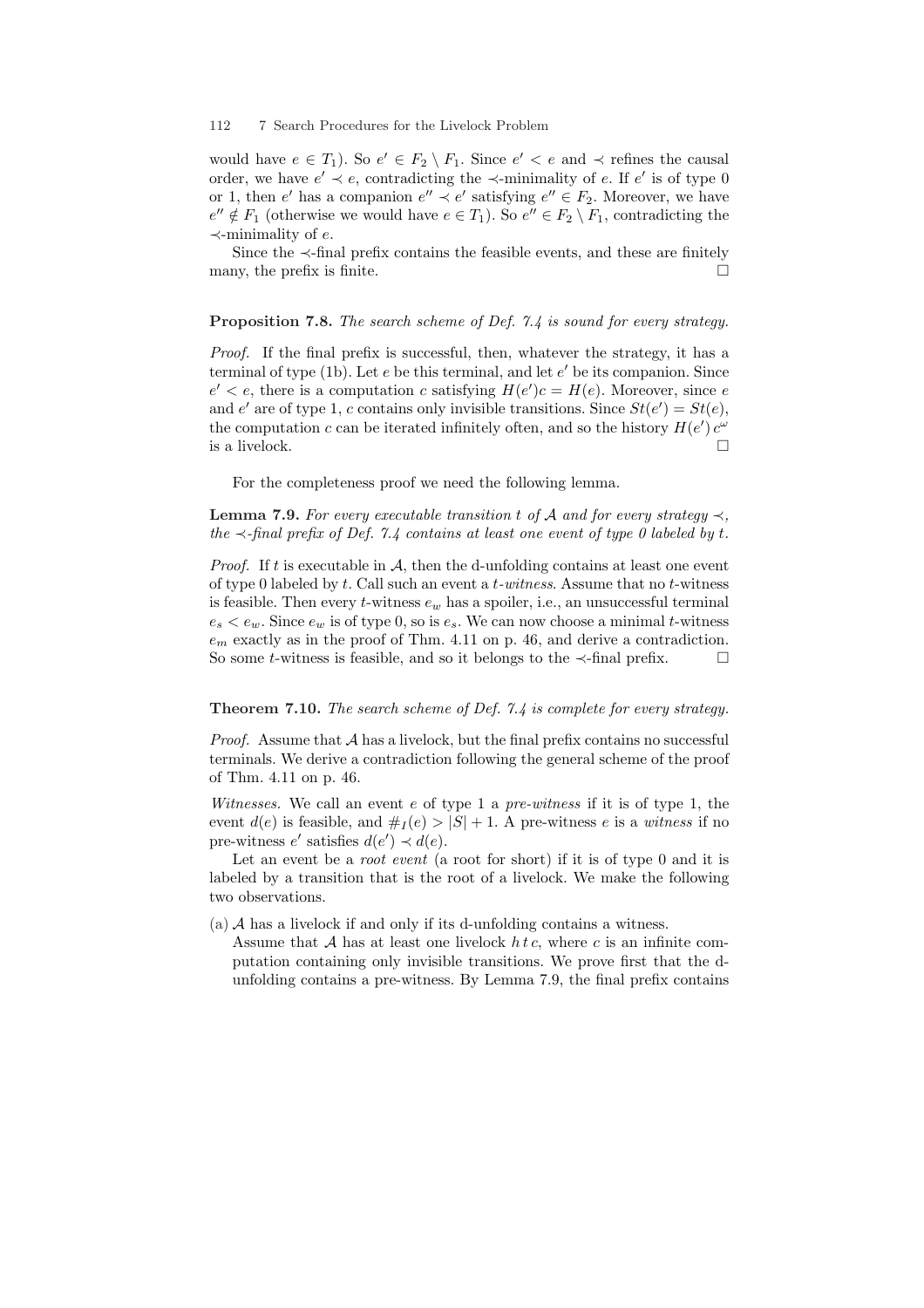would have $e \in T_1$). So $e' \in F_2 \setminus F_1$. Since $e' < e$ and $\prec$ refines the causal order, we have $e' \prec e$, contradicting the $\prec$-minimality of $e$. If $e'$ is of type 0 or 1, then $e'$ has a companion $e'' \prec e'$ satisfying $e'' \in F_2$. Moreover, we have $e'' \notin F_1$ (otherwise we would have $e \in T_1$). So $e'' \in F_2 \setminus F_1$, contradicting the $\prec$-minimality of $e$.

Since the $\prec$-final prefix contains the feasible events, and these are finitely many, the prefix is finite. □

**Proposition 7.8.** *The search scheme of Def. 7.4 is sound for every strategy.*

*Proof.* If the final prefix is successful, then, whatever the strategy, it has a terminal of type (1b). Let $e$ be this terminal, and let $e'$ be its companion. Since $e' < e$, there is a computation $c$ satisfying $H(e')c = H(e)$. Moreover, since $e$ and $e'$ are of type 1, $c$ contains only invisible transitions. Since $St(e') = St(e)$, the computation $c$ can be iterated infinitely often, and so the history $H(e')\,c^{\omega}$ is a livelock. □

For the completeness proof we need the following lemma.

**Lemma 7.9.** *For every executable transition $t$ of $\mathcal{A}$ and for every strategy $\prec$, the $\prec$-final prefix of Def. 7.4 contains at least one event of type 0 labeled by $t$.*

*Proof.* If $t$ is executable in $\mathcal{A}$, then the d-unfolding contains at least one event of type 0 labeled by $t$. Call such an event a *$t$-witness*. Assume that no $t$-witness is feasible. Then every $t$-witness $e_w$ has a spoiler, i.e., an unsuccessful terminal $e_s < e_w$. Since $e_w$ is of type 0, so is $e_s$. We can now choose a minimal $t$-witness $e_m$ exactly as in the proof of Thm. 4.11 on p. 46, and derive a contradiction. So some $t$-witness is feasible, and so it belongs to the $\prec$-final prefix. □

**Theorem 7.10.** *The search scheme of Def. 7.4 is complete for every strategy.*

*Proof.* Assume that $\mathcal{A}$ has a livelock, but the final prefix contains no successful terminals. We derive a contradiction following the general scheme of the proof of Thm. 4.11 on p. 46.

*Witnesses.* We call an event $e$ of type 1 a *pre-witness* if it is of type 1, the event $d(e)$ is feasible, and $\#_I(e) > |S| + 1$. A pre-witness $e$ is a *witness* if no pre-witness $e'$ satisfies $d(e') \prec d(e)$.

Let an event be a *root event* (a root for short) if it is of type 0 and it is labeled by a transition that is the root of a livelock. We make the following two observations.

(a) $\mathcal{A}$ has a livelock if and only if its d-unfolding contains a witness.
Assume that $\mathcal{A}$ has at least one livelock $h\,t\,c$, where $c$ is an infinite computation containing only invisible transitions. We prove first that the d-unfolding contains a pre-witness. By Lemma 7.9, the final prefix contains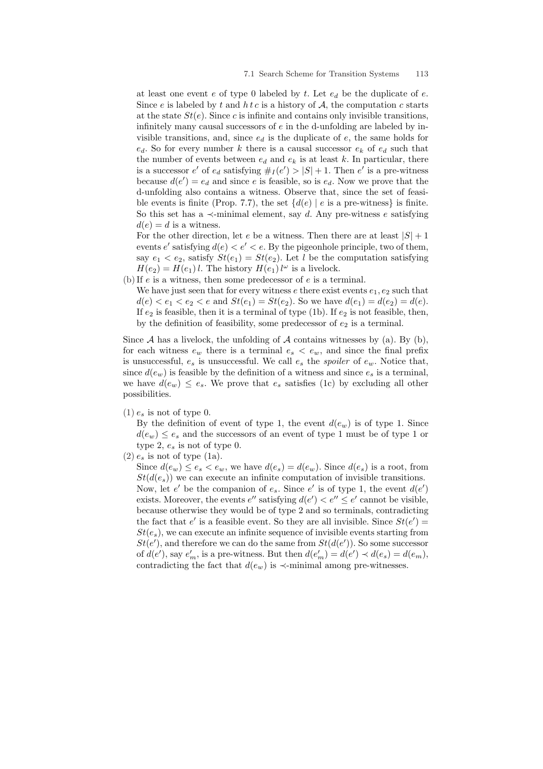at least one event $e$ of type 0 labeled by $t$. Let $e_d$ be the duplicate of $e$. Since $e$ is labeled by $t$ and $h\,t\,c$ is a history of $\mathcal{A}$, the computation $c$ starts at the state $St(e)$. Since $c$ is infinite and contains only invisible transitions, infinitely many causal successors of $e$ in the d-unfolding are labeled by invisible transitions, and, since $e_d$ is the duplicate of $e$, the same holds for $e_d$. So for every number $k$ there is a causal successor $e_k$ of $e_d$ such that the number of events between $e_d$ and $e_k$ is at least $k$. In particular, there is a successor $e'$ of $e_d$ satisfying $\#_I(e') > |S| + 1$. Then $e'$ is a pre-witness because $d(e') = e_d$ and since $e$ is feasible, so is $e_d$. Now we prove that the d-unfolding also contains a witness. Observe that, since the set of feasible events is finite (Prop. 7.7), the set $\{d(e) \mid e \text{ is a pre-witness}\}$ is finite. So this set has a $\prec$-minimal element, say $d$. Any pre-witness $e$ satisfying $d(e) = d$ is a witness.

For the other direction, let $e$ be a witness. Then there are at least $|S| + 1$ events $e'$ satisfying $d(e) < e' < e$. By the pigeonhole principle, two of them, say $e_1 < e_2$, satisfy $St(e_1) = St(e_2)$. Let $l$ be the computation satisfying $H(e_2) = H(e_1)\,l$. The history $H(e_1)\,l^\omega$ is a livelock.

(b) If $e$ is a witness, then some predecessor of $e$ is a terminal.

We have just seen that for every witness $e$ there exist events $e_1, e_2$ such that $d(e) < e_1 < e_2 < e$ and $St(e_1) = St(e_2)$. So we have $d(e_1) = d(e_2) = d(e)$. If $e_2$ is feasible, then it is a terminal of type (1b). If $e_2$ is not feasible, then, by the definition of feasibility, some predecessor of $e_2$ is a terminal.

Since $\mathcal{A}$ has a livelock, the unfolding of $\mathcal{A}$ contains witnesses by (a). By (b), for each witness $e_w$ there is a terminal $e_s < e_w$, and since the final prefix is unsuccessful, $e_s$ is unsuccessful. We call $e_s$ the *spoiler* of $e_w$. Notice that, since $d(e_w)$ is feasible by the definition of a witness and since $e_s$ is a terminal, we have $d(e_w) \leq e_s$. We prove that $e_s$ satisfies (1c) by excluding all other possibilities.

(1) $e_s$ is not of type 0.

By the definition of event of type 1, the event $d(e_w)$ is of type 1. Since $d(e_w) \leq e_s$ and the successors of an event of type 1 must be of type 1 or type 2, $e_s$ is not of type 0.

(2) $e_s$ is not of type (1a).

Since $d(e_w) \leq e_s < e_w$, we have $d(e_s) = d(e_w)$. Since $d(e_s)$ is a root, from $St(d(e_s))$ we can execute an infinite computation of invisible transitions. Now, let $e'$ be the companion of $e_s$. Since $e'$ is of type 1, the event $d(e')$ exists. Moreover, the events $e''$ satisfying $d(e') < e'' \leq e'$ cannot be visible, because otherwise they would be of type 2 and so terminals, contradicting the fact that $e'$ is a feasible event. So they are all invisible. Since $St(e') = St(e_s)$, we can execute an infinite sequence of invisible events starting from $St(e')$, and therefore we can do the same from $St(d(e'))$. So some successor of $d(e')$, say $e'_m$, is a pre-witness. But then $d(e'_m) = d(e') \prec d(e_s) = d(e_m)$, contradicting the fact that $d(e_w)$ is $\prec$-minimal among pre-witnesses.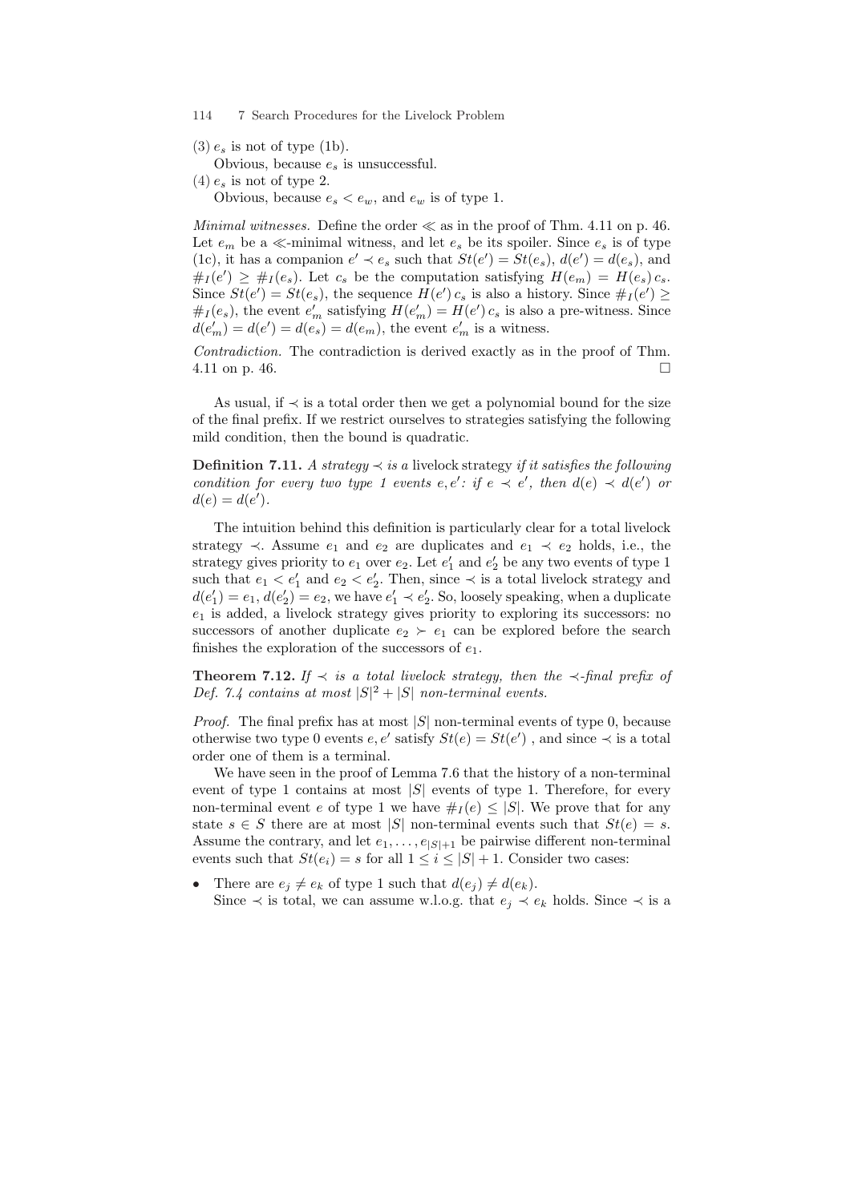(3) $e_s$ is not of type (1b).

Obvious, because $e_s$ is unsuccessful.

(4) $e_s$ is not of type 2.

Obvious, because $e_s < e_w$, and $e_w$ is of type 1.

*Minimal witnesses.* Define the order $\ll$ as in the proof of Thm. 4.11 on p. 46. Let $e_m$ be a $\ll$-minimal witness, and let $e_s$ be its spoiler. Since $e_s$ is of type (1c), it has a companion $e' \prec e_s$ such that $St(e') = St(e_s)$, $d(e') = d(e_s)$, and $\#_I(e') \geq \#_I(e_s)$. Let $c_s$ be the computation satisfying $H(e_m) = H(e_s)\, c_s$. Since $St(e') = St(e_s)$, the sequence $H(e')\, c_s$ is also a history. Since $\#_I(e') \geq \#_I(e_s)$, the event $e'_m$ satisfying $H(e'_m) = H(e')\, c_s$ is also a pre-witness. Since $d(e'_m) = d(e') = d(e_s) = d(e_m)$, the event $e'_m$ is a witness.

*Contradiction.* The contradiction is derived exactly as in the proof of Thm. 4.11 on p. 46. □

As usual, if $\prec$ is a total order then we get a polynomial bound for the size of the final prefix. If we restrict ourselves to strategies satisfying the following mild condition, then the bound is quadratic.

**Definition 7.11.** *A strategy $\prec$ is a* livelock strategy *if it satisfies the following condition for every two type 1 events $e, e'$: if $e \prec e'$, then $d(e) \prec d(e')$ or $d(e) = d(e')$.*

The intuition behind this definition is particularly clear for a total livelock strategy $\prec$. Assume $e_1$ and $e_2$ are duplicates and $e_1 \prec e_2$ holds, i.e., the strategy gives priority to $e_1$ over $e_2$. Let $e'_1$ and $e'_2$ be any two events of type 1 such that $e_1 < e'_1$ and $e_2 < e'_2$. Then, since $\prec$ is a total livelock strategy and $d(e'_1) = e_1$, $d(e'_2) = e_2$, we have $e'_1 \prec e'_2$. So, loosely speaking, when a duplicate $e_1$ is added, a livelock strategy gives priority to exploring its successors: no successors of another duplicate $e_2 \succ e_1$ can be explored before the search finishes the exploration of the successors of $e_1$.

**Theorem 7.12.** *If $\prec$ is a total livelock strategy, then the $\prec$-final prefix of Def. 7.4 contains at most $|S|^2 + |S|$ non-terminal events.*

*Proof.* The final prefix has at most $|S|$ non-terminal events of type 0, because otherwise two type 0 events $e, e'$ satisfy $St(e) = St(e')$ , and since $\prec$ is a total order one of them is a terminal.

We have seen in the proof of Lemma 7.6 that the history of a non-terminal event of type 1 contains at most $|S|$ events of type 1. Therefore, for every non-terminal event $e$ of type 1 we have $\#_I(e) \leq |S|$. We prove that for any state $s \in S$ there are at most $|S|$ non-terminal events such that $St(e) = s$. Assume the contrary, and let $e_1, \ldots, e_{|S|+1}$ be pairwise different non-terminal events such that $St(e_i) = s$ for all $1 \leq i \leq |S| + 1$. Consider two cases:

- There are $e_j \neq e_k$ of type 1 such that $d(e_j) \neq d(e_k)$.
  Since $\prec$ is total, we can assume w.l.o.g. that $e_j \prec e_k$ holds. Since $\prec$ is a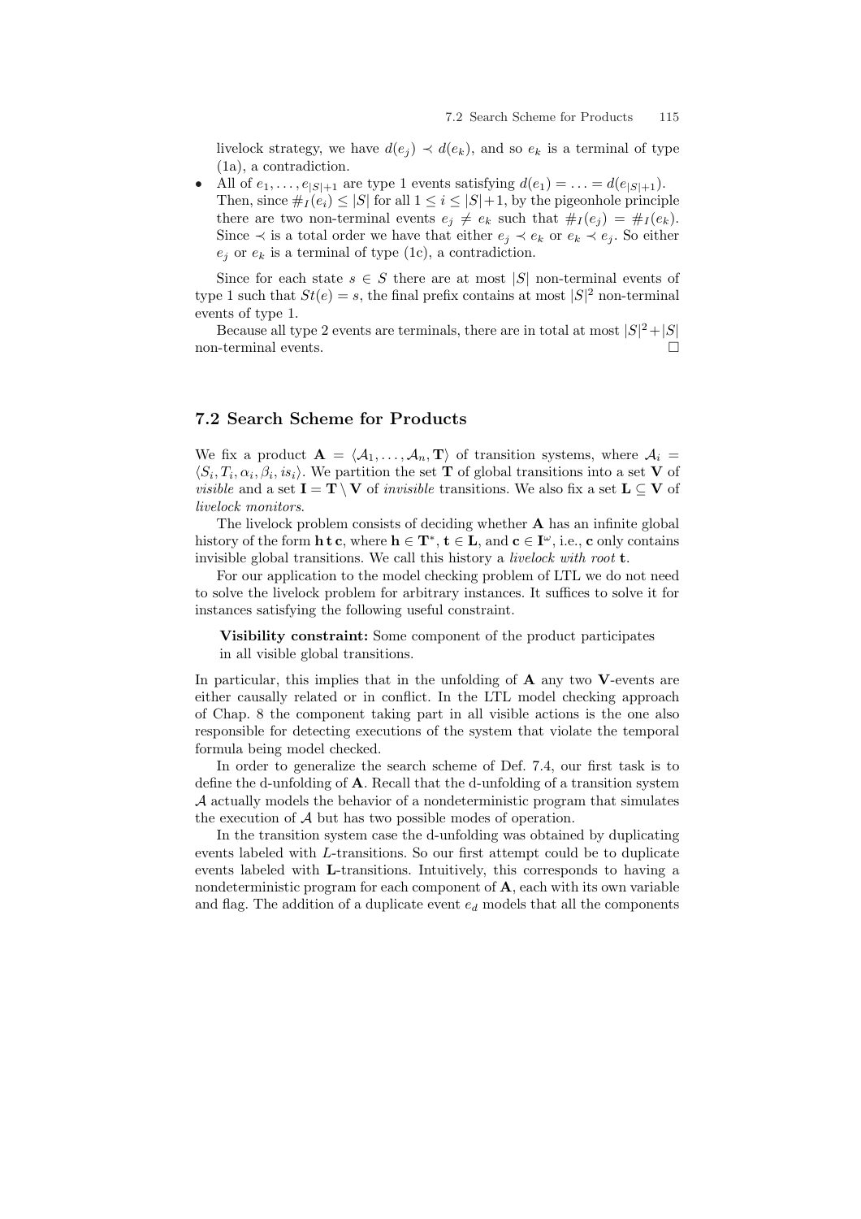livelock strategy, we have $d(e_j) \prec d(e_k)$, and so $e_k$ is a terminal of type (1a), a contradiction.

- All of $e_1, \ldots, e_{|S|+1}$ are type 1 events satisfying $d(e_1) = \ldots = d(e_{|S|+1})$. Then, since $\#_I(e_i) \le |S|$ for all $1 \le i \le |S|+1$, by the pigeonhole principle there are two non-terminal events $e_j \ne e_k$ such that $\#_I(e_j) = \#_I(e_k)$. Since $\prec$ is a total order we have that either $e_j \prec e_k$ or $e_k \prec e_j$. So either $e_j$ or $e_k$ is a terminal of type (1c), a contradiction.

Since for each state $s \in S$ there are at most $|S|$ non-terminal events of type 1 such that $St(e) = s$, the final prefix contains at most $|S|^2$ non-terminal events of type 1.

Because all type 2 events are terminals, there are in total at most $|S|^2 + |S|$ non-terminal events. □

## 7.2 Search Scheme for Products

We fix a product $\mathbf{A} = \langle \mathcal{A}_1, \ldots, \mathcal{A}_n, \mathbf{T} \rangle$ of transition systems, where $\mathcal{A}_i = \langle S_i, T_i, \alpha_i, \beta_i, is_i \rangle$. We partition the set $\mathbf{T}$ of global transitions into a set $\mathbf{V}$ of *visible* and a set $\mathbf{I} = \mathbf{T} \setminus \mathbf{V}$ of *invisible* transitions. We also fix a set $\mathbf{L} \subseteq \mathbf{V}$ of *livelock monitors*.

The livelock problem consists of deciding whether $\mathbf{A}$ has an infinite global history of the form $\mathbf{h}\,\mathbf{t}\,\mathbf{c}$, where $\mathbf{h} \in \mathbf{T}^*$, $\mathbf{t} \in \mathbf{L}$, and $\mathbf{c} \in \mathbf{I}^\omega$, i.e., $\mathbf{c}$ only contains invisible global transitions. We call this history a *livelock with root* $\mathbf{t}$.

For our application to the model checking problem of LTL we do not need to solve the livelock problem for arbitrary instances. It suffices to solve it for instances satisfying the following useful constraint.

> **Visibility constraint:** Some component of the product participates in all visible global transitions.

In particular, this implies that in the unfolding of $\mathbf{A}$ any two $\mathbf{V}$-events are either causally related or in conflict. In the LTL model checking approach of Chap. 8 the component taking part in all visible actions is the one also responsible for detecting executions of the system that violate the temporal formula being model checked.

In order to generalize the search scheme of Def. 7.4, our first task is to define the d-unfolding of $\mathbf{A}$. Recall that the d-unfolding of a transition system $\mathcal{A}$ actually models the behavior of a nondeterministic program that simulates the execution of $\mathcal{A}$ but has two possible modes of operation.

In the transition system case the d-unfolding was obtained by duplicating events labeled with $L$-transitions. So our first attempt could be to duplicate events labeled with $\mathbf{L}$-transitions. Intuitively, this corresponds to having a nondeterministic program for each component of $\mathbf{A}$, each with its own variable and flag. The addition of a duplicate event $e_d$ models that all the components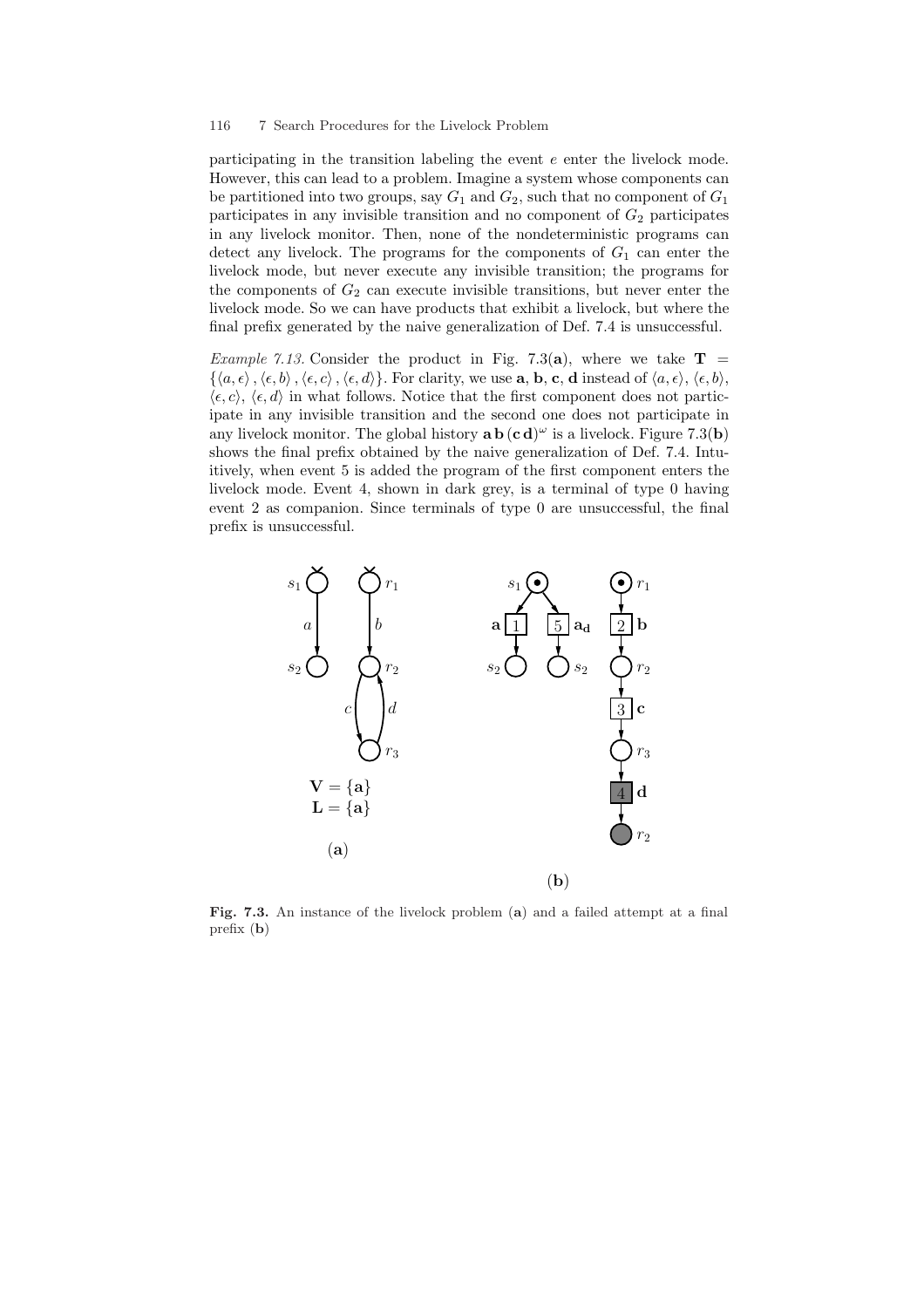participating in the transition labeling the event $e$ enter the livelock mode. However, this can lead to a problem. Imagine a system whose components can be partitioned into two groups, say $G_1$ and $G_2$, such that no component of $G_1$ participates in any invisible transition and no component of $G_2$ participates in any livelock monitor. Then, none of the nondeterministic programs can detect any livelock. The programs for the components of $G_1$ can enter the livelock mode, but never execute any invisible transition; the programs for the components of $G_2$ can execute invisible transitions, but never enter the livelock mode. So we can have products that exhibit a livelock, but where the final prefix generated by the naive generalization of Def. 7.4 is unsuccessful.

*Example 7.13.* Consider the product in Fig. 7.3(**a**), where we take $\mathbf{T} = \{\langle a, \epsilon \rangle, \langle \epsilon, b \rangle, \langle \epsilon, c \rangle, \langle \epsilon, d \rangle\}$. For clarity, we use $\mathbf{a}$, $\mathbf{b}$, $\mathbf{c}$, $\mathbf{d}$ instead of $\langle a, \epsilon \rangle$, $\langle \epsilon, b \rangle$, $\langle \epsilon, c \rangle$, $\langle \epsilon, d \rangle$ in what follows. Notice that the first component does not participate in any invisible transition and the second one does not participate in any livelock monitor. The global history $\mathbf{a}\,\mathbf{b}\,(\mathbf{c}\,\mathbf{d})^\omega$ is a livelock. Figure 7.3(**b**) shows the final prefix obtained by the naive generalization of Def. 7.4. Intuitively, when event 5 is added the program of the first component enters the livelock mode. Event 4, shown in dark grey, is a terminal of type 0 having event 2 as companion. Since terminals of type 0 are unsuccessful, the final prefix is unsuccessful.

$\mathbf{V} = \{\mathbf{a}\}$
$\mathbf{L} = \{\mathbf{a}\}$

**Fig. 7.3.** An instance of the livelock problem (**a**) and a failed attempt at a final prefix (**b**)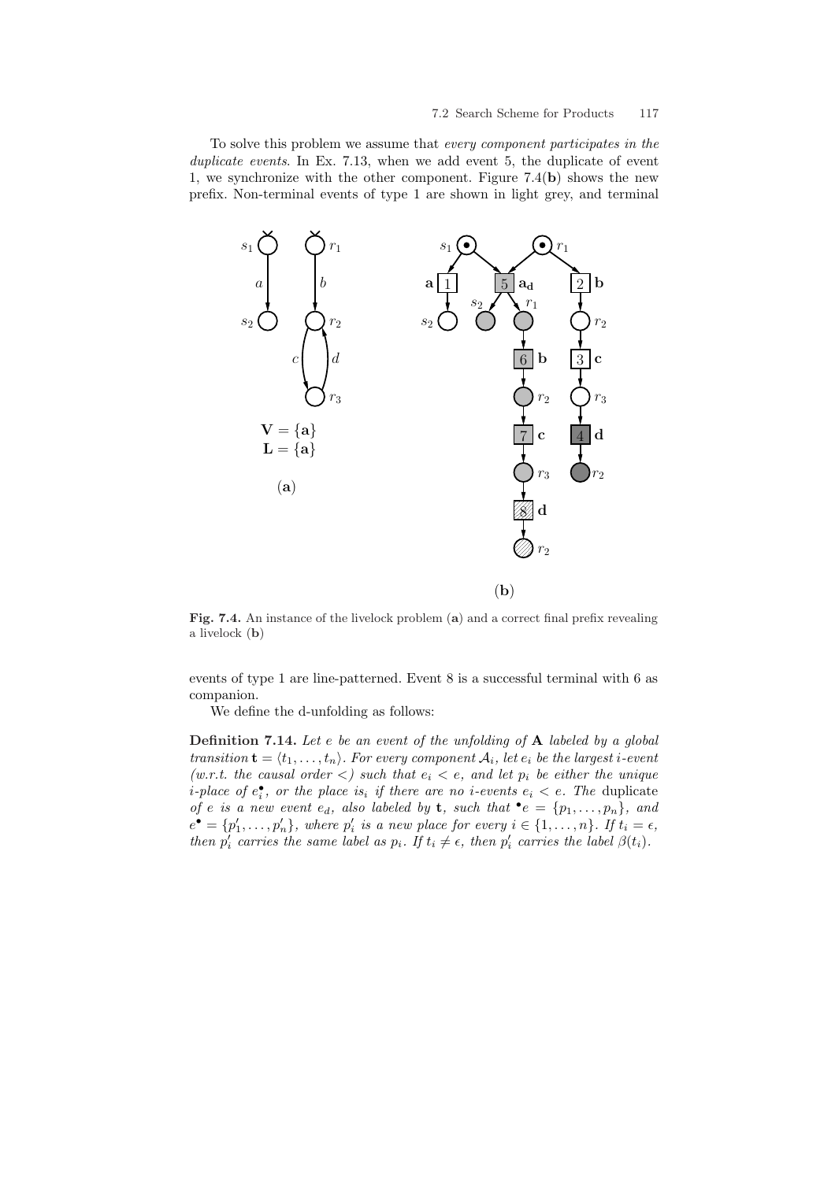To solve this problem we assume that *every component participates in the duplicate events*. In Ex. 7.13, when we add event 5, the duplicate of event 1, we synchronize with the other component. Figure 7.4(**b**) shows the new prefix. Non-terminal events of type 1 are shown in light grey, and terminal events of type 1 are line-patterned. Event 8 is a successful terminal with 6 as companion.

**Fig. 7.4.** An instance of the livelock problem (**a**) and a correct final prefix revealing a livelock (**b**)

We define the d-unfolding as follows:

**Definition 7.14.** *Let $e$ be an event of the unfolding of $\mathbf{A}$ labeled by a global transition $\mathbf{t} = \langle t_1, \ldots, t_n \rangle$. For every component $\mathcal{A}_i$, let $e_i$ be the largest $i$-event (w.r.t. the causal order $<$) such that $e_i < e$, and let $p_i$ be either the unique $i$-place of $e_i^\bullet$, or the place $is_i$ if there are no $i$-events $e_i < e$. The* duplicate *of $e$ is a new event $e_d$, also labeled by $\mathbf{t}$, such that ${}^\bullet e = \{p_1, \ldots, p_n\}$, and $e^\bullet = \{p'_1, \ldots, p'_n\}$, where $p'_i$ is a new place for every $i \in \{1, \ldots, n\}$. If $t_i = \epsilon$, then $p'_i$ carries the same label as $p_i$. If $t_i \neq \epsilon$, then $p'_i$ carries the label $\beta(t_i)$.*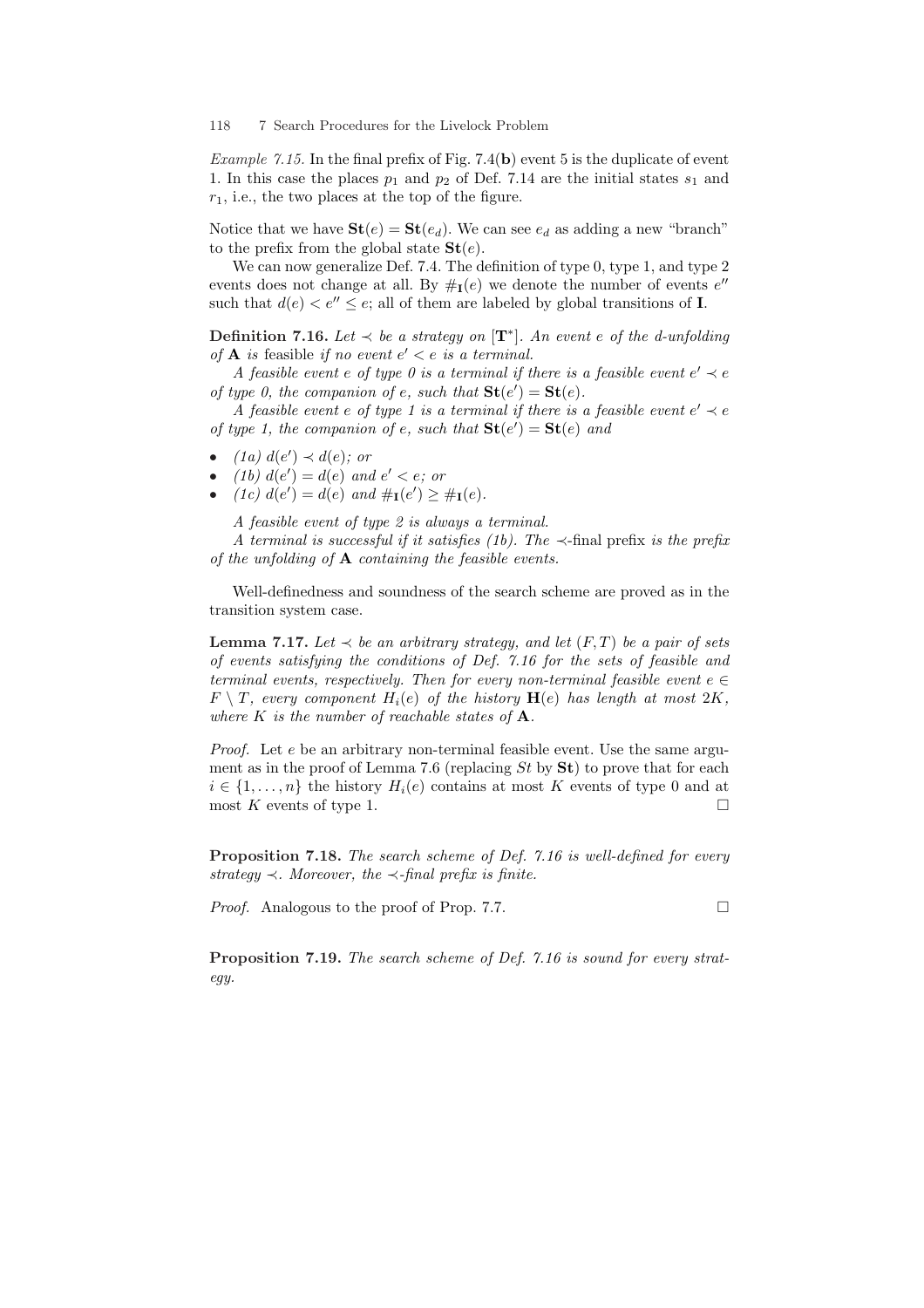*Example 7.15.* In the final prefix of Fig. 7.4(**b**) event 5 is the duplicate of event 1. In this case the places $p_1$ and $p_2$ of Def. 7.14 are the initial states $s_1$ and $r_1$, i.e., the two places at the top of the figure.

Notice that we have $\mathbf{St}(e) = \mathbf{St}(e_d)$. We can see $e_d$ as adding a new "branch" to the prefix from the global state $\mathbf{St}(e)$.

We can now generalize Def. 7.4. The definition of type 0, type 1, and type 2 events does not change at all. By $\#_{\mathbf{I}}(e)$ we denote the number of events $e''$ such that $d(e) < e'' \leq e$; all of them are labeled by global transitions of $\mathbf{I}$.

**Definition 7.16.** *Let $\prec$ be a strategy on $[\mathbf{T}^*]$. An event $e$ of the d-unfolding of $\mathbf{A}$ is* feasible *if no event $e' < e$ is a terminal.*

*A feasible event $e$ of type 0 is a terminal if there is a feasible event $e' \prec e$ of type 0, the companion of $e$, such that $\mathbf{St}(e') = \mathbf{St}(e)$.*

*A feasible event $e$ of type 1 is a terminal if there is a feasible event $e' \prec e$ of type 1, the companion of $e$, such that $\mathbf{St}(e') = \mathbf{St}(e)$ and*

- *(1a) $d(e') \prec d(e)$; or*
- *(1b) $d(e') = d(e)$ and $e' < e$; or*
- *(1c) $d(e') = d(e)$ and $\#_{\mathbf{I}}(e') \geq \#_{\mathbf{I}}(e)$.*

*A feasible event of type 2 is always a terminal.*

*A terminal is successful if it satisfies (1b). The $\prec$-final* prefix *is the prefix of the unfolding of $\mathbf{A}$ containing the feasible events.*

Well-definedness and soundness of the search scheme are proved as in the transition system case.

**Lemma 7.17.** *Let $\prec$ be an arbitrary strategy, and let $(F, T)$ be a pair of sets of events satisfying the conditions of Def. 7.16 for the sets of feasible and terminal events, respectively. Then for every non-terminal feasible event $e \in F \setminus T$, every component $H_i(e)$ of the history $\mathbf{H}(e)$ has length at most $2K$, where $K$ is the number of reachable states of $\mathbf{A}$.*

*Proof.* Let $e$ be an arbitrary non-terminal feasible event. Use the same argument as in the proof of Lemma 7.6 (replacing $St$ by $\mathbf{St}$) to prove that for each $i \in \{1, \ldots, n\}$ the history $H_i(e)$ contains at most $K$ events of type 0 and at most $K$ events of type 1. □

**Proposition 7.18.** *The search scheme of Def. 7.16 is well-defined for every strategy $\prec$. Moreover, the $\prec$-final prefix is finite.*

*Proof.* Analogous to the proof of Prop. 7.7. □

**Proposition 7.19.** *The search scheme of Def. 7.16 is sound for every strategy.*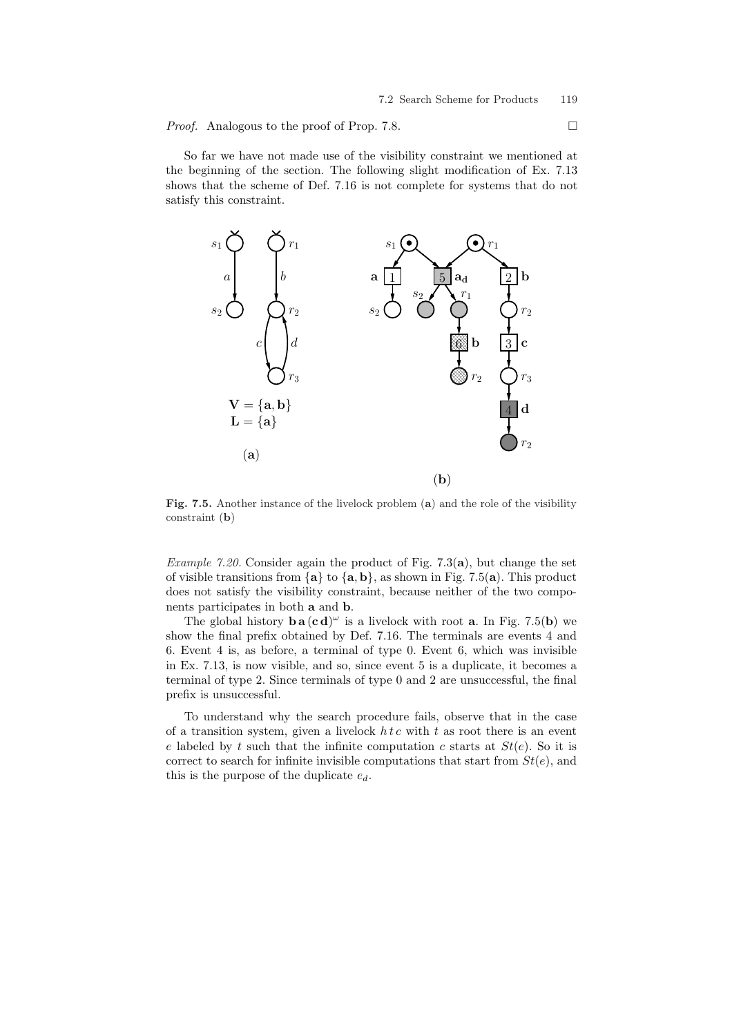*Proof.* Analogous to the proof of Prop. 7.8. □

So far we have not made use of the visibility constraint we mentioned at the beginning of the section. The following slight modification of Ex. 7.13 shows that the scheme of Def. 7.16 is not complete for systems that do not satisfy this constraint.

**Fig. 7.5.** Another instance of the livelock problem (**a**) and the role of the visibility constraint (**b**)

*Example 7.20.* Consider again the product of Fig. 7.3(**a**), but change the set of visible transitions from $\{\mathbf{a}\}$ to $\{\mathbf{a}, \mathbf{b}\}$, as shown in Fig. 7.5(**a**). This product does not satisfy the visibility constraint, because neither of the two components participates in both **a** and **b**.

The global history $\mathbf{b}\,\mathbf{a}\,(\mathbf{c}\,\mathbf{d})^\omega$ is a livelock with root **a**. In Fig. 7.5(**b**) we show the final prefix obtained by Def. 7.16. The terminals are events 4 and 6. Event 4 is, as before, a terminal of type 0. Event 6, which was invisible in Ex. 7.13, is now visible, and so, since event 5 is a duplicate, it becomes a terminal of type 2. Since terminals of type 0 and 2 are unsuccessful, the final prefix is unsuccessful.

To understand why the search procedure fails, observe that in the case of a transition system, given a livelock $h\,t\,c$ with $t$ as root there is an event $e$ labeled by $t$ such that the infinite computation $c$ starts at $St(e)$. So it is correct to search for infinite invisible computations that start from $St(e)$, and this is the purpose of the duplicate $e_d$.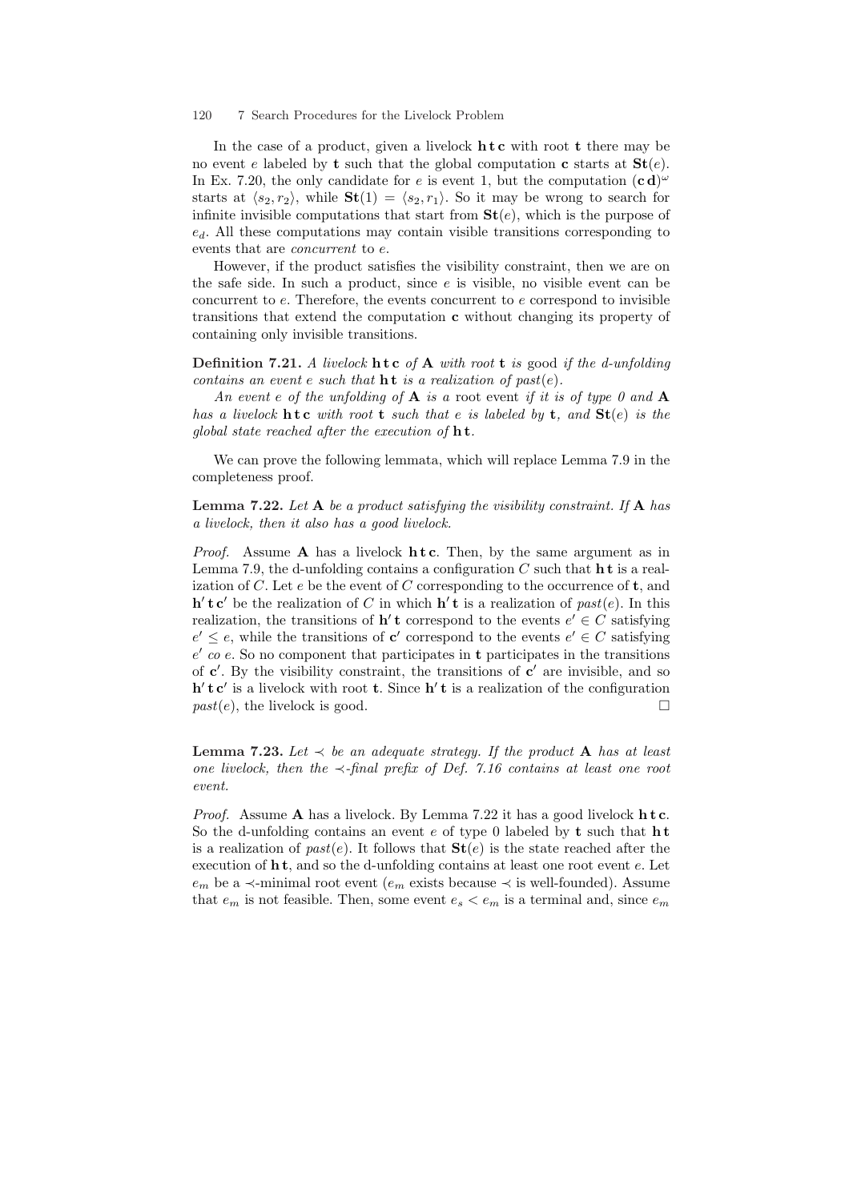In the case of a product, given a livelock $\mathbf{h}\,\mathbf{t}\,\mathbf{c}$ with root $\mathbf{t}$ there may be no event $e$ labeled by $\mathbf{t}$ such that the global computation $\mathbf{c}$ starts at $\mathbf{St}(e)$. In Ex. 7.20, the only candidate for $e$ is event 1, but the computation $(\mathbf{c}\,\mathbf{d})^\omega$ starts at $\langle s_2, r_2 \rangle$, while $\mathbf{St}(1) = \langle s_2, r_1 \rangle$. So it may be wrong to search for infinite invisible computations that start from $\mathbf{St}(e)$, which is the purpose of $e_d$. All these computations may contain visible transitions corresponding to events that are *concurrent* to $e$.

However, if the product satisfies the visibility constraint, then we are on the safe side. In such a product, since $e$ is visible, no visible event can be concurrent to $e$. Therefore, the events concurrent to $e$ correspond to invisible transitions that extend the computation $\mathbf{c}$ without changing its property of containing only invisible transitions.

**Definition 7.21.** *A livelock* $\mathbf{h}\,\mathbf{t}\,\mathbf{c}$ *of* $\mathbf{A}$ *with root* $\mathbf{t}$ *is* good *if the d-unfolding contains an event* $e$ *such that* $\mathbf{h}\,\mathbf{t}$ *is a realization of* $past(e)$.

*An event* $e$ *of the unfolding of* $\mathbf{A}$ *is a* root event *if it is of type 0 and* $\mathbf{A}$ *has a livelock* $\mathbf{h}\,\mathbf{t}\,\mathbf{c}$ *with root* $\mathbf{t}$ *such that* $e$ *is labeled by* $\mathbf{t}$*, and* $\mathbf{St}(e)$ *is the global state reached after the execution of* $\mathbf{h}\,\mathbf{t}$.

We can prove the following lemmata, which will replace Lemma 7.9 in the completeness proof.

**Lemma 7.22.** *Let* $\mathbf{A}$ *be a product satisfying the visibility constraint. If* $\mathbf{A}$ *has a livelock, then it also has a good livelock.*

*Proof.* Assume $\mathbf{A}$ has a livelock $\mathbf{h}\,\mathbf{t}\,\mathbf{c}$. Then, by the same argument as in Lemma 7.9, the d-unfolding contains a configuration $C$ such that $\mathbf{h}\,\mathbf{t}$ is a realization of $C$. Let $e$ be the event of $C$ corresponding to the occurrence of $\mathbf{t}$, and $\mathbf{h}'\,\mathbf{t}\,\mathbf{c}'$ be the realization of $C$ in which $\mathbf{h}'\,\mathbf{t}$ is a realization of $past(e)$. In this realization, the transitions of $\mathbf{h}'\,\mathbf{t}$ correspond to the events $e' \in C$ satisfying $e' \leq e$, while the transitions of $\mathbf{c}'$ correspond to the events $e' \in C$ satisfying $e'$ *co* $e$. So no component that participates in $\mathbf{t}$ participates in the transitions of $\mathbf{c}'$. By the visibility constraint, the transitions of $\mathbf{c}'$ are invisible, and so $\mathbf{h}'\,\mathbf{t}\,\mathbf{c}'$ is a livelock with root $\mathbf{t}$. Since $\mathbf{h}'\,\mathbf{t}$ is a realization of the configuration $past(e)$, the livelock is good. □

**Lemma 7.23.** *Let* $\prec$ *be an adequate strategy. If the product* $\mathbf{A}$ *has at least one livelock, then the* $\prec$*-final prefix of Def. 7.16 contains at least one root event.*

*Proof.* Assume $\mathbf{A}$ has a livelock. By Lemma 7.22 it has a good livelock $\mathbf{h}\,\mathbf{t}\,\mathbf{c}$. So the d-unfolding contains an event $e$ of type 0 labeled by $\mathbf{t}$ such that $\mathbf{h}\,\mathbf{t}$ is a realization of $past(e)$. It follows that $\mathbf{St}(e)$ is the state reached after the execution of $\mathbf{h}\,\mathbf{t}$, and so the d-unfolding contains at least one root event $e$. Let $e_m$ be a $\prec$-minimal root event ($e_m$ exists because $\prec$ is well-founded). Assume that $e_m$ is not feasible. Then, some event $e_s < e_m$ is a terminal and, since $e_m$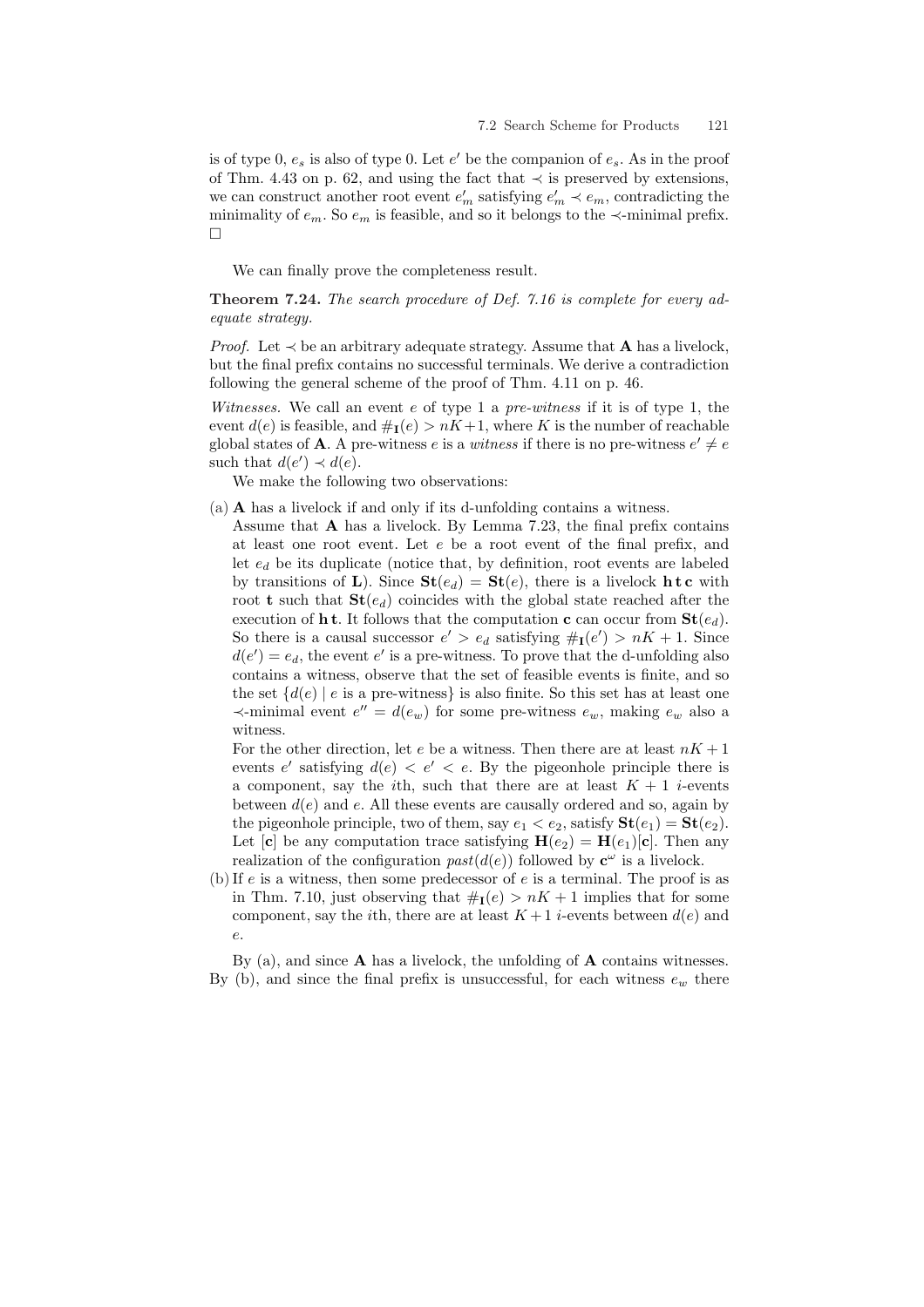is of type 0, $e_s$ is also of type 0. Let $e'$ be the companion of $e_s$. As in the proof of Thm. 4.43 on p. 62, and using the fact that $\prec$ is preserved by extensions, we can construct another root event $e'_m$ satisfying $e'_m \prec e_m$, contradicting the minimality of $e_m$. So $e_m$ is feasible, and so it belongs to the $\prec$-minimal prefix. □

We can finally prove the completeness result.

**Theorem 7.24.** *The search procedure of Def. 7.16 is complete for every adequate strategy.*

*Proof.* Let $\prec$ be an arbitrary adequate strategy. Assume that $\mathbf{A}$ has a livelock, but the final prefix contains no successful terminals. We derive a contradiction following the general scheme of the proof of Thm. 4.11 on p. 46.

*Witnesses.* We call an event $e$ of type 1 a *pre-witness* if it is of type 1, the event $d(e)$ is feasible, and $\#_{\mathbf{I}}(e) > nK+1$, where $K$ is the number of reachable global states of $\mathbf{A}$. A pre-witness $e$ is a *witness* if there is no pre-witness $e' \neq e$ such that $d(e') \prec d(e)$.

We make the following two observations:

(a) $\mathbf{A}$ has a livelock if and only if its d-unfolding contains a witness.
Assume that $\mathbf{A}$ has a livelock. By Lemma 7.23, the final prefix contains at least one root event. Let $e$ be a root event of the final prefix, and let $e_d$ be its duplicate (notice that, by definition, root events are labeled by transitions of $\mathbf{L}$). Since $\mathbf{St}(e_d) = \mathbf{St}(e)$, there is a livelock $\mathbf{h}\,\mathbf{t}\,\mathbf{c}$ with root $\mathbf{t}$ such that $\mathbf{St}(e_d)$ coincides with the global state reached after the execution of $\mathbf{h}\,\mathbf{t}$. It follows that the computation $\mathbf{c}$ can occur from $\mathbf{St}(e_d)$. So there is a causal successor $e' > e_d$ satisfying $\#_{\mathbf{I}}(e') > nK+1$. Since $d(e') = e_d$, the event $e'$ is a pre-witness. To prove that the d-unfolding also contains a witness, observe that the set of feasible events is finite, and so the set $\{d(e) \mid e \text{ is a pre-witness}\}$ is also finite. So this set has at least one $\prec$-minimal event $e'' = d(e_w)$ for some pre-witness $e_w$, making $e_w$ also a witness.
For the other direction, let $e$ be a witness. Then there are at least $nK+1$ events $e'$ satisfying $d(e) < e' < e$. By the pigeonhole principle there is a component, say the $i$th, such that there are at least $K+1$ $i$-events between $d(e)$ and $e$. All these events are causally ordered and so, again by the pigeonhole principle, two of them, say $e_1 < e_2$, satisfy $\mathbf{St}(e_1) = \mathbf{St}(e_2)$. Let $[\mathbf{c}]$ be any computation trace satisfying $\mathbf{H}(e_2) = \mathbf{H}(e_1)[\mathbf{c}]$. Then any realization of the configuration $past(d(e))$ followed by $\mathbf{c}^\omega$ is a livelock.

(b) If $e$ is a witness, then some predecessor of $e$ is a terminal. The proof is as in Thm. 7.10, just observing that $\#_{\mathbf{I}}(e) > nK+1$ implies that for some component, say the $i$th, there are at least $K+1$ $i$-events between $d(e)$ and $e$.

By (a), and since $\mathbf{A}$ has a livelock, the unfolding of $\mathbf{A}$ contains witnesses. By (b), and since the final prefix is unsuccessful, for each witness $e_w$ there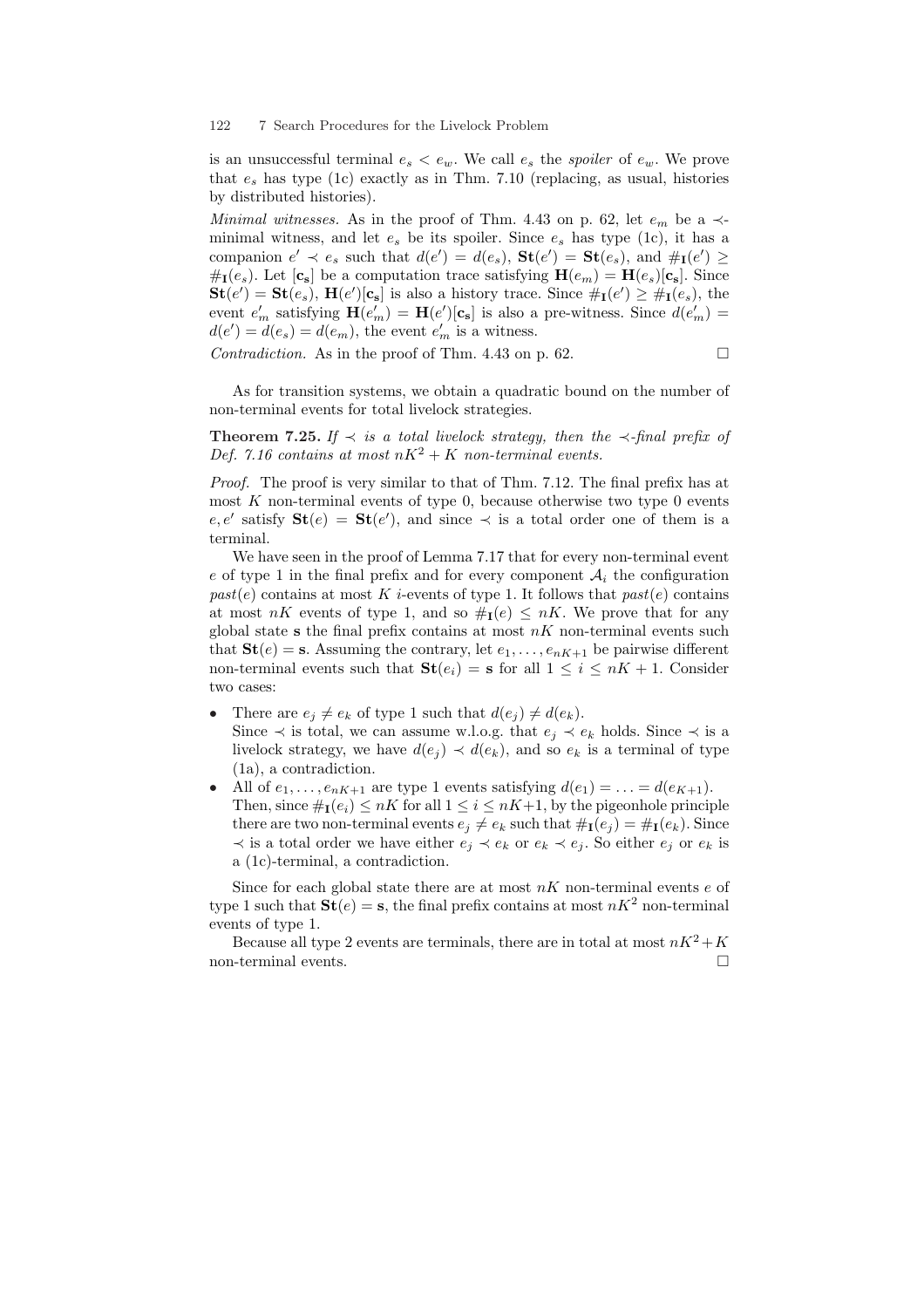is an unsuccessful terminal $e_s < e_w$. We call $e_s$ the *spoiler* of $e_w$. We prove that $e_s$ has type (1c) exactly as in Thm. 7.10 (replacing, as usual, histories by distributed histories).

*Minimal witnesses.* As in the proof of Thm. 4.43 on p. 62, let $e_m$ be a $\prec$-minimal witness, and let $e_s$ be its spoiler. Since $e_s$ has type (1c), it has a companion $e' \prec e_s$ such that $d(e') = d(e_s)$, $\mathbf{St}(e') = \mathbf{St}(e_s)$, and $\#_{\mathbf{I}}(e') \geq \#_{\mathbf{I}}(e_s)$. Let $[\mathbf{c_s}]$ be a computation trace satisfying $\mathbf{H}(e_m) = \mathbf{H}(e_s)[\mathbf{c_s}]$. Since $\mathbf{St}(e') = \mathbf{St}(e_s)$, $\mathbf{H}(e')[\mathbf{c_s}]$ is also a history trace. Since $\#_{\mathbf{I}}(e') \geq \#_{\mathbf{I}}(e_s)$, the event $e'_m$ satisfying $\mathbf{H}(e'_m) = \mathbf{H}(e')[\mathbf{c_s}]$ is also a pre-witness. Since $d(e'_m) = d(e') = d(e_s) = d(e_m)$, the event $e'_m$ is a witness.

*Contradiction.* As in the proof of Thm. 4.43 on p. 62. $\square$

As for transition systems, we obtain a quadratic bound on the number of non-terminal events for total livelock strategies.

**Theorem 7.25.** *If $\prec$ is a total livelock strategy, then the $\prec$-final prefix of Def. 7.16 contains at most $nK^2 + K$ non-terminal events.*

*Proof.* The proof is very similar to that of Thm. 7.12. The final prefix has at most $K$ non-terminal events of type 0, because otherwise two type 0 events $e, e'$ satisfy $\mathbf{St}(e) = \mathbf{St}(e')$, and since $\prec$ is a total order one of them is a terminal.

We have seen in the proof of Lemma 7.17 that for every non-terminal event $e$ of type 1 in the final prefix and for every component $\mathcal{A}_i$ the configuration $past(e)$ contains at most $K$ $i$-events of type 1. It follows that $past(e)$ contains at most $nK$ events of type 1, and so $\#_{\mathbf{I}}(e) \leq nK$. We prove that for any global state $\mathbf{s}$ the final prefix contains at most $nK$ non-terminal events such that $\mathbf{St}(e) = \mathbf{s}$. Assuming the contrary, let $e_1, \ldots, e_{nK+1}$ be pairwise different non-terminal events such that $\mathbf{St}(e_i) = \mathbf{s}$ for all $1 \leq i \leq nK + 1$. Consider two cases:

- There are $e_j \neq e_k$ of type 1 such that $d(e_j) \neq d(e_k)$.
  Since $\prec$ is total, we can assume w.l.o.g. that $e_j \prec e_k$ holds. Since $\prec$ is a livelock strategy, we have $d(e_j) \prec d(e_k)$, and so $e_k$ is a terminal of type (1a), a contradiction.
- All of $e_1, \ldots, e_{nK+1}$ are type 1 events satisfying $d(e_1) = \ldots = d(e_{K+1})$.
  Then, since $\#_{\mathbf{I}}(e_i) \leq nK$ for all $1 \leq i \leq nK+1$, by the pigeonhole principle there are two non-terminal events $e_j \neq e_k$ such that $\#_{\mathbf{I}}(e_j) = \#_{\mathbf{I}}(e_k)$. Since $\prec$ is a total order we have either $e_j \prec e_k$ or $e_k \prec e_j$. So either $e_j$ or $e_k$ is a (1c)-terminal, a contradiction.

Since for each global state there are at most $nK$ non-terminal events $e$ of type 1 such that $\mathbf{St}(e) = \mathbf{s}$, the final prefix contains at most $nK^2$ non-terminal events of type 1.

Because all type 2 events are terminals, there are in total at most $nK^2 + K$ non-terminal events. $\square$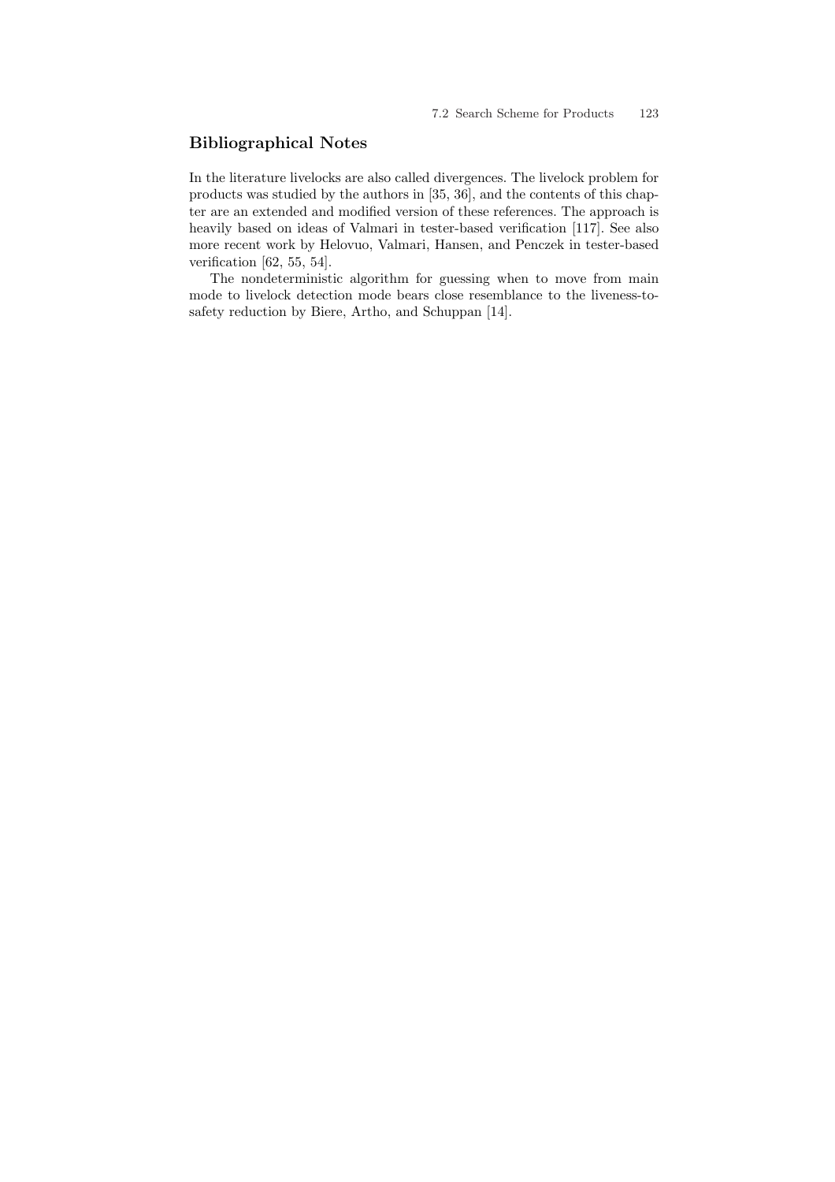## Bibliographical Notes

In the literature livelocks are also called divergences. The livelock problem for products was studied by the authors in [35, 36], and the contents of this chapter are an extended and modified version of these references. The approach is heavily based on ideas of Valmari in tester-based verification [117]. See also more recent work by Helovuo, Valmari, Hansen, and Penczek in tester-based verification [62, 55, 54].

The nondeterministic algorithm for guessing when to move from main mode to livelock detection mode bears close resemblance to the liveness-to-safety reduction by Biere, Artho, and Schuppan [14].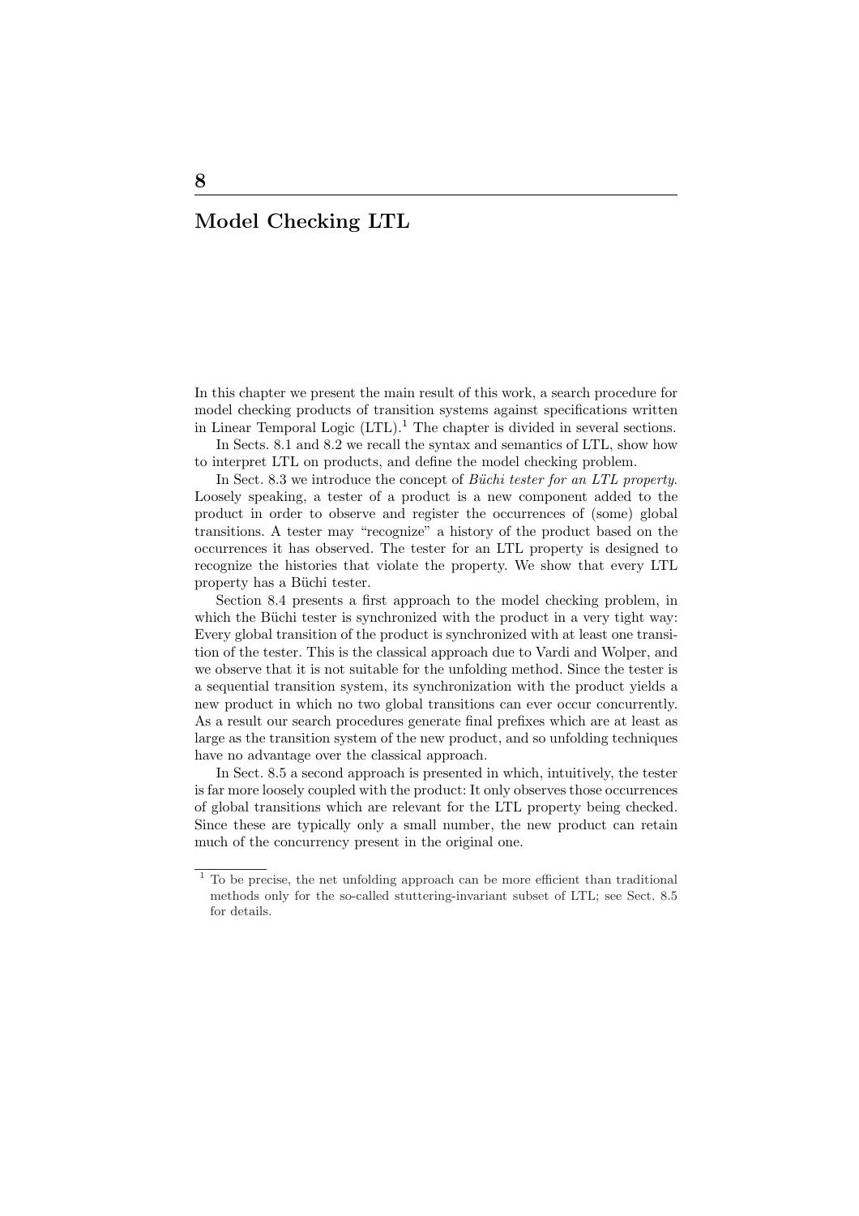# 8

# Model Checking LTL

In this chapter we present the main result of this work, a search procedure for model checking products of transition systems against specifications written in Linear Temporal Logic (LTL).[1] The chapter is divided in several sections.

In Sects. 8.1 and 8.2 we recall the syntax and semantics of LTL, show how to interpret LTL on products, and define the model checking problem.

In Sect. 8.3 we introduce the concept of *Büchi tester for an LTL property.* Loosely speaking, a tester of a product is a new component added to the product in order to observe and register the occurrences of (some) global transitions. A tester may "recognize" a history of the product based on the occurrences it has observed. The tester for an LTL property is designed to recognize the histories that violate the property. We show that every LTL property has a Büchi tester.

Section 8.4 presents a first approach to the model checking problem, in which the Büchi tester is synchronized with the product in a very tight way: Every global transition of the product is synchronized with at least one transition of the tester. This is the classical approach due to Vardi and Wolper, and we observe that it is not suitable for the unfolding method. Since the tester is a sequential transition system, its synchronization with the product yields a new product in which no two global transitions can ever occur concurrently. As a result our search procedures generate final prefixes which are at least as large as the transition system of the new product, and so unfolding techniques have no advantage over the classical approach.

In Sect. 8.5 a second approach is presented in which, intuitively, the tester is far more loosely coupled with the product: It only observes those occurrences of global transitions which are relevant for the LTL property being checked. Since these are typically only a small number, the new product can retain much of the concurrency present in the original one.

[1] To be precise, the net unfolding approach can be more efficient than traditional methods only for the so-called stuttering-invariant subset of LTL; see Sect. 8.5 for details.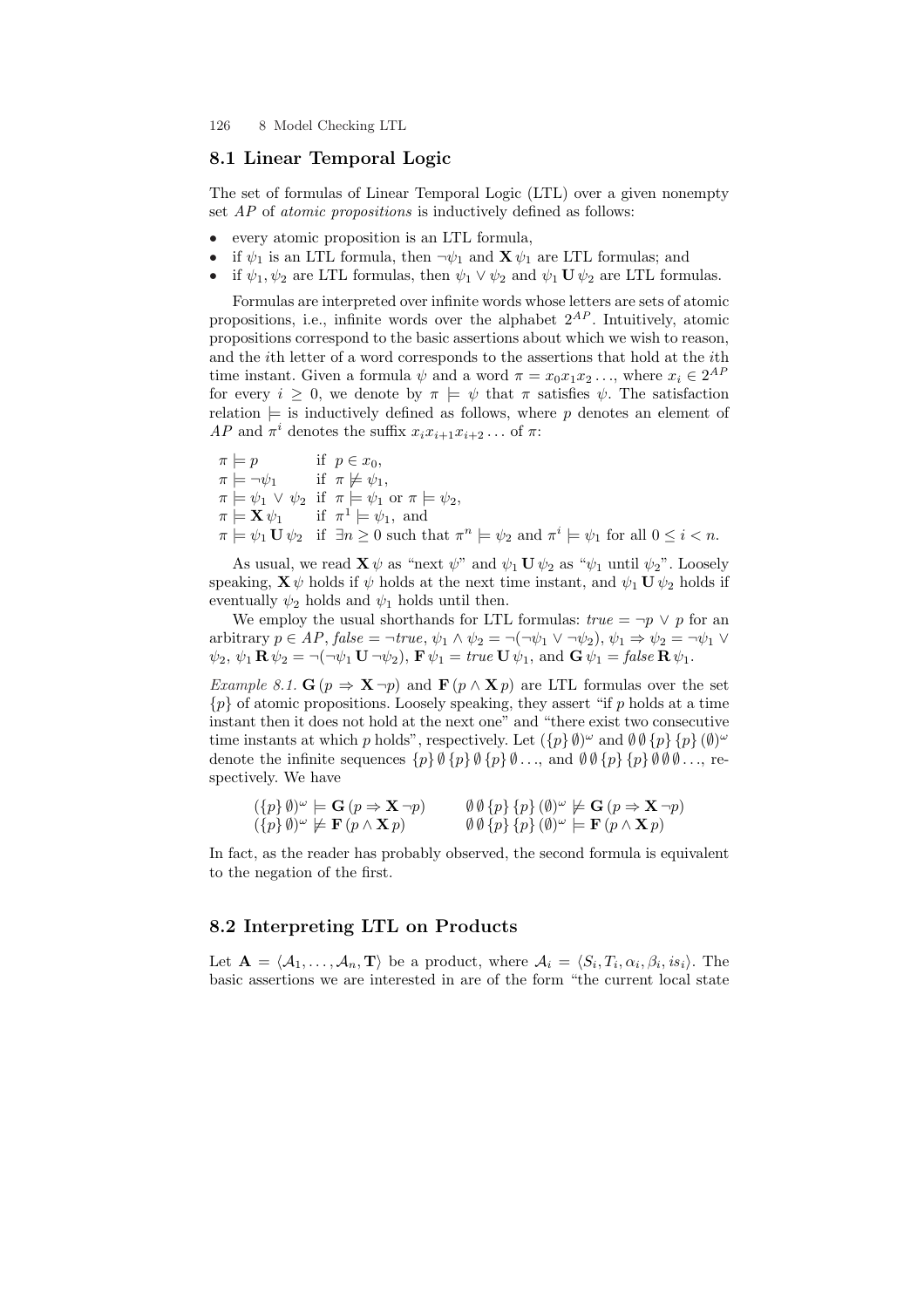## 8.1 Linear Temporal Logic

The set of formulas of Linear Temporal Logic (LTL) over a given nonempty set $AP$ of *atomic propositions* is inductively defined as follows:

- every atomic proposition is an LTL formula,
- if $\psi_1$ is an LTL formula, then $\neg\psi_1$ and $\mathbf{X}\,\psi_1$ are LTL formulas; and
- if $\psi_1, \psi_2$ are LTL formulas, then $\psi_1 \vee \psi_2$ and $\psi_1\,\mathbf{U}\,\psi_2$ are LTL formulas.

Formulas are interpreted over infinite words whose letters are sets of atomic propositions, i.e., infinite words over the alphabet $2^{AP}$. Intuitively, atomic propositions correspond to the basic assertions about which we wish to reason, and the $i$th letter of a word corresponds to the assertions that hold at the $i$th time instant. Given a formula $\psi$ and a word $\pi = x_0 x_1 x_2 \ldots$, where $x_i \in 2^{AP}$ for every $i \geq 0$, we denote by $\pi \models \psi$ that $\pi$ satisfies $\psi$. The satisfaction relation $\models$ is inductively defined as follows, where $p$ denotes an element of $AP$ and $\pi^i$ denotes the suffix $x_i x_{i+1} x_{i+2} \ldots$ of $\pi$:

$$
\begin{array}{ll}
\pi \models p & \text{if } p \in x_0, \\
\pi \models \neg\psi_1 & \text{if } \pi \not\models \psi_1, \\
\pi \models \psi_1 \vee \psi_2 & \text{if } \pi \models \psi_1 \text{ or } \pi \models \psi_2, \\
\pi \models \mathbf{X}\,\psi_1 & \text{if } \pi^1 \models \psi_1, \text{ and} \\
\pi \models \psi_1\,\mathbf{U}\,\psi_2 & \text{if } \exists n \geq 0 \text{ such that } \pi^n \models \psi_2 \text{ and } \pi^i \models \psi_1 \text{ for all } 0 \leq i < n.
\end{array}
$$

As usual, we read $\mathbf{X}\,\psi$ as "next $\psi$" and $\psi_1\,\mathbf{U}\,\psi_2$ as "$\psi_1$ until $\psi_2$". Loosely speaking, $\mathbf{X}\,\psi$ holds if $\psi$ holds at the next time instant, and $\psi_1\,\mathbf{U}\,\psi_2$ holds if eventually $\psi_2$ holds and $\psi_1$ holds until then.

We employ the usual shorthands for LTL formulas: $true = \neg p \vee p$ for an arbitrary $p \in AP$, $false = \neg true$, $\psi_1 \wedge \psi_2 = \neg(\neg\psi_1 \vee \neg\psi_2)$, $\psi_1 \Rightarrow \psi_2 = \neg\psi_1 \vee \psi_2$, $\psi_1\,\mathbf{R}\,\psi_2 = \neg(\neg\psi_1\,\mathbf{U}\,\neg\psi_2)$, $\mathbf{F}\,\psi_1 = true\,\mathbf{U}\,\psi_1$, and $\mathbf{G}\,\psi_1 = false\,\mathbf{R}\,\psi_1$.

*Example 8.1.* $\mathbf{G}\,(p \Rightarrow \mathbf{X}\,\neg p)$ and $\mathbf{F}\,(p \wedge \mathbf{X}\,p)$ are LTL formulas over the set $\{p\}$ of atomic propositions. Loosely speaking, they assert "if $p$ holds at a time instant then it does not hold at the next one" and "there exist two consecutive time instants at which $p$ holds", respectively. Let $(\{p\}\,\emptyset)^\omega$ and $\emptyset\,\emptyset\,\{p\}\,\{p\}\,(\emptyset)^\omega$ denote the infinite sequences $\{p\}\,\emptyset\,\{p\}\,\emptyset\,\{p\}\,\emptyset\ldots$, and $\emptyset\,\emptyset\,\{p\}\,\{p\}\,\emptyset\,\emptyset\,\emptyset\ldots$, respectively. We have

$$
\begin{array}{ll}
(\{p\}\,\emptyset)^\omega \models \mathbf{G}\,(p \Rightarrow \mathbf{X}\,\neg p) & \quad \emptyset\,\emptyset\,\{p\}\,\{p\}\,(\emptyset)^\omega \not\models \mathbf{G}\,(p \Rightarrow \mathbf{X}\,\neg p) \\
(\{p\}\,\emptyset)^\omega \not\models \mathbf{F}\,(p \wedge \mathbf{X}\,p) & \quad \emptyset\,\emptyset\,\{p\}\,\{p\}\,(\emptyset)^\omega \models \mathbf{F}\,(p \wedge \mathbf{X}\,p)
\end{array}
$$

In fact, as the reader has probably observed, the second formula is equivalent to the negation of the first.

## 8.2 Interpreting LTL on Products

Let $\mathbf{A} = \langle \mathcal{A}_1, \ldots, \mathcal{A}_n, \mathbf{T} \rangle$ be a product, where $\mathcal{A}_i = \langle S_i, T_i, \alpha_i, \beta_i, is_i \rangle$. The basic assertions we are interested in are of the form "the current local state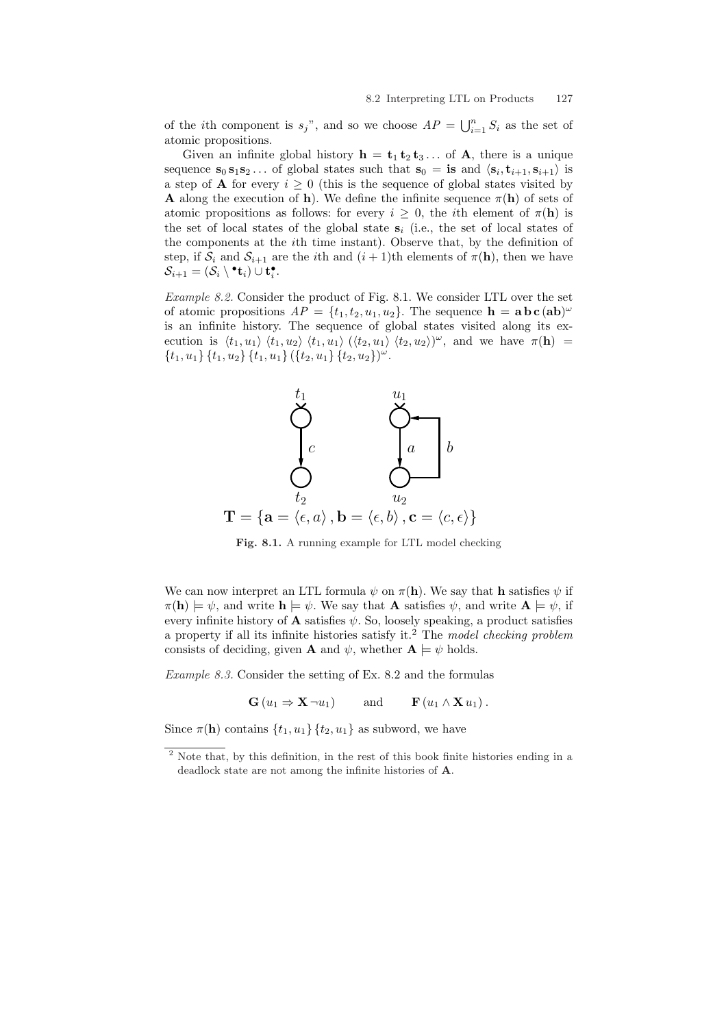of the $i$th component is $s_j$", and so we choose $AP = \bigcup_{i=1}^{n} S_i$ as the set of atomic propositions.

Given an infinite global history $\mathbf{h} = \mathbf{t}_1\,\mathbf{t}_2\,\mathbf{t}_3\ldots$ of $\mathbf{A}$, there is a unique sequence $\mathbf{s}_0\,\mathbf{s}_1\mathbf{s}_2\ldots$ of global states such that $\mathbf{s}_0 = \mathbf{is}$ and $\langle \mathbf{s}_i, \mathbf{t}_{i+1}, \mathbf{s}_{i+1}\rangle$ is a step of $\mathbf{A}$ for every $i \geq 0$ (this is the sequence of global states visited by $\mathbf{A}$ along the execution of $\mathbf{h}$). We define the infinite sequence $\pi(\mathbf{h})$ of sets of atomic propositions as follows: for every $i \geq 0$, the $i$th element of $\pi(\mathbf{h})$ is the set of local states of the global state $\mathbf{s}_i$ (i.e., the set of local states of the components at the $i$th time instant). Observe that, by the definition of step, if $\mathcal{S}_i$ and $\mathcal{S}_{i+1}$ are the $i$th and $(i+1)$th elements of $\pi(\mathbf{h})$, then we have $\mathcal{S}_{i+1} = (\mathcal{S}_i \setminus {}^\bullet\mathbf{t}_i) \cup \mathbf{t}_i^\bullet$.

*Example 8.2.* Consider the product of Fig. 8.1. We consider LTL over the set of atomic propositions $AP = \{t_1, t_2, u_1, u_2\}$. The sequence $\mathbf{h} = \mathbf{a}\,\mathbf{b}\,\mathbf{c}\,(\mathbf{ab})^\omega$ is an infinite history. The sequence of global states visited along its execution is $\langle t_1, u_1\rangle\ \langle t_1, u_2\rangle\ \langle t_1, u_1\rangle\ (\langle t_2, u_1\rangle\ \langle t_2, u_2\rangle)^\omega$, and we have $\pi(\mathbf{h}) = \{t_1, u_1\}\,\{t_1, u_2\}\,\{t_1, u_1\}\,(\{t_2, u_1\}\,\{t_2, u_2\})^\omega$.

$$\mathbf{T} = \{\mathbf{a} = \langle \epsilon, a\rangle\,, \mathbf{b} = \langle \epsilon, b\rangle\,, \mathbf{c} = \langle c, \epsilon\rangle\}$$

**Fig. 8.1.** A running example for LTL model checking

We can now interpret an LTL formula $\psi$ on $\pi(\mathbf{h})$. We say that $\mathbf{h}$ satisfies $\psi$ if $\pi(\mathbf{h}) \models \psi$, and write $\mathbf{h} \models \psi$. We say that $\mathbf{A}$ satisfies $\psi$, and write $\mathbf{A} \models \psi$, if every infinite history of $\mathbf{A}$ satisfies $\psi$. So, loosely speaking, a product satisfies a property if all its infinite histories satisfy it.[2] The *model checking problem* consists of deciding, given $\mathbf{A}$ and $\psi$, whether $\mathbf{A} \models \psi$ holds.

*Example 8.3.* Consider the setting of Ex. 8.2 and the formulas

$$\mathbf{G}\,(u_1 \Rightarrow \mathbf{X}\,\neg u_1) \qquad \text{and} \qquad \mathbf{F}\,(u_1 \wedge \mathbf{X}\,u_1)\,.$$

Since $\pi(\mathbf{h})$ contains $\{t_1, u_1\}\,\{t_2, u_1\}$ as subword, we have

[2] Note that, by this definition, in the rest of this book finite histories ending in a deadlock state are not among the infinite histories of $\mathbf{A}$.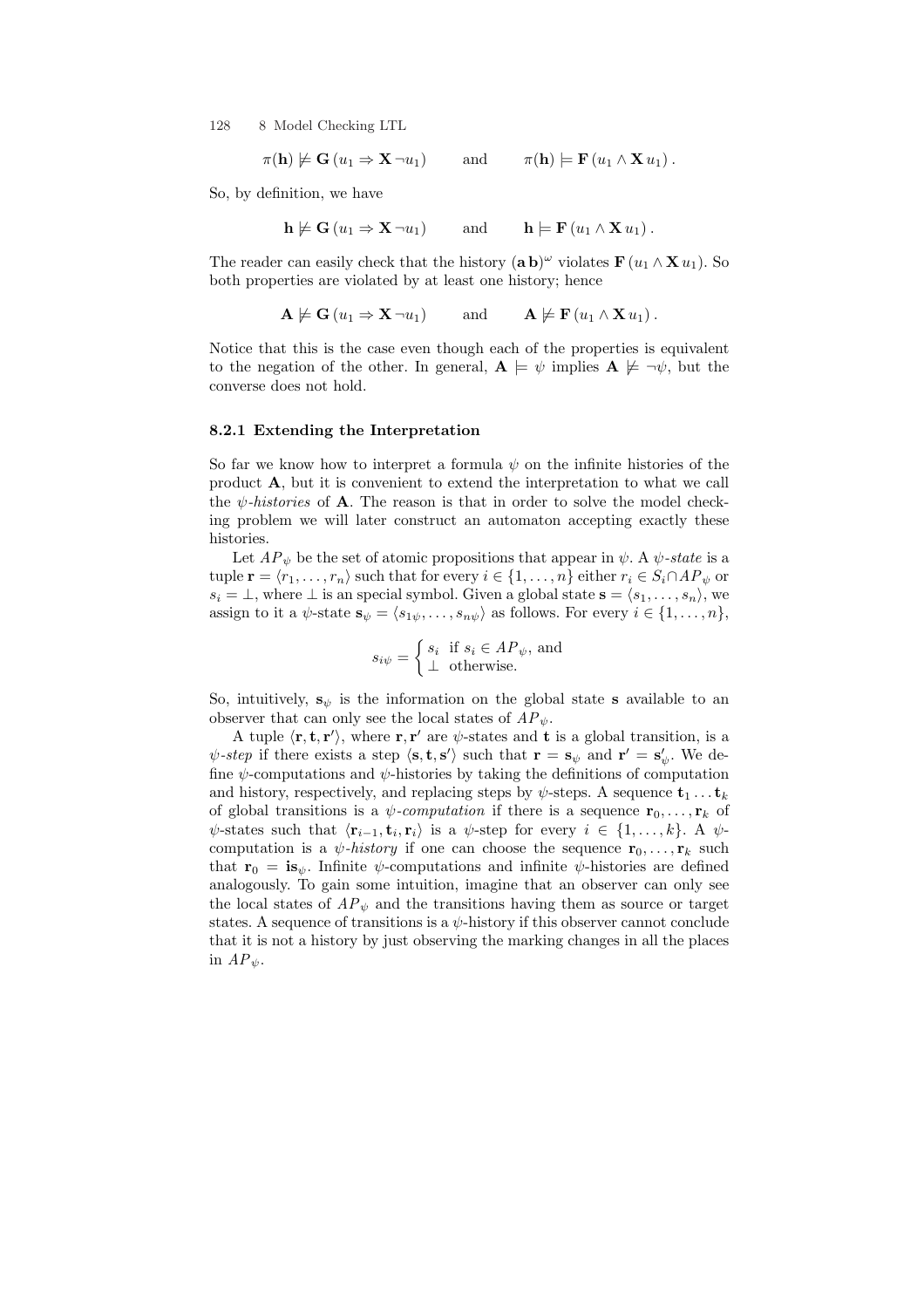$$\pi(\mathbf{h}) \not\models \mathbf{G}\,(u_1 \Rightarrow \mathbf{X}\,\neg u_1) \qquad \text{and} \qquad \pi(\mathbf{h}) \models \mathbf{F}\,(u_1 \wedge \mathbf{X}\,u_1)\,.$$

So, by definition, we have

$$\mathbf{h} \not\models \mathbf{G}\,(u_1 \Rightarrow \mathbf{X}\,\neg u_1) \qquad \text{and} \qquad \mathbf{h} \models \mathbf{F}\,(u_1 \wedge \mathbf{X}\,u_1)\,.$$

The reader can easily check that the history $(\mathbf{a}\,\mathbf{b})^\omega$ violates $\mathbf{F}\,(u_1 \wedge \mathbf{X}\,u_1)$. So both properties are violated by at least one history; hence

$$\mathbf{A} \not\models \mathbf{G}\,(u_1 \Rightarrow \mathbf{X}\,\neg u_1) \qquad \text{and} \qquad \mathbf{A} \not\models \mathbf{F}\,(u_1 \wedge \mathbf{X}\,u_1)\,.$$

Notice that this is the case even though each of the properties is equivalent to the negation of the other. In general, $\mathbf{A} \models \psi$ implies $\mathbf{A} \not\models \neg\psi$, but the converse does not hold.

### 8.2.1 Extending the Interpretation

So far we know how to interpret a formula $\psi$ on the infinite histories of the product $\mathbf{A}$, but it is convenient to extend the interpretation to what we call the *$\psi$-histories* of $\mathbf{A}$. The reason is that in order to solve the model checking problem we will later construct an automaton accepting exactly these histories.

Let $AP_\psi$ be the set of atomic propositions that appear in $\psi$. A *$\psi$-state* is a tuple $\mathbf{r} = \langle r_1, \ldots, r_n \rangle$ such that for every $i \in \{1, \ldots, n\}$ either $r_i \in S_i \cap AP_\psi$ or $s_i = \bot$, where $\bot$ is an special symbol. Given a global state $\mathbf{s} = \langle s_1, \ldots, s_n \rangle$, we assign to it a $\psi$-state $\mathbf{s}_\psi = \langle s_{1\psi}, \ldots, s_{n\psi} \rangle$ as follows. For every $i \in \{1, \ldots, n\}$,

$$s_{i\psi} = \begin{cases} s_i & \text{if } s_i \in AP_\psi, \text{ and} \\ \bot & \text{otherwise.} \end{cases}$$

So, intuitively, $\mathbf{s}_\psi$ is the information on the global state $\mathbf{s}$ available to an observer that can only see the local states of $AP_\psi$.

A tuple $\langle \mathbf{r}, \mathbf{t}, \mathbf{r}' \rangle$, where $\mathbf{r}, \mathbf{r}'$ are $\psi$-states and $\mathbf{t}$ is a global transition, is a *$\psi$-step* if there exists a step $\langle \mathbf{s}, \mathbf{t}, \mathbf{s}' \rangle$ such that $\mathbf{r} = \mathbf{s}_\psi$ and $\mathbf{r}' = \mathbf{s}'_\psi$. We define $\psi$-computations and $\psi$-histories by taking the definitions of computation and history, respectively, and replacing steps by $\psi$-steps. A sequence $\mathbf{t}_1 \ldots \mathbf{t}_k$ of global transitions is a *$\psi$-computation* if there is a sequence $\mathbf{r}_0, \ldots, \mathbf{r}_k$ of $\psi$-states such that $\langle \mathbf{r}_{i-1}, \mathbf{t}_i, \mathbf{r}_i \rangle$ is a $\psi$-step for every $i \in \{1, \ldots, k\}$. A $\psi$-computation is a *$\psi$-history* if one can choose the sequence $\mathbf{r}_0, \ldots, \mathbf{r}_k$ such that $\mathbf{r}_0 = \mathbf{is}_\psi$. Infinite $\psi$-computations and infinite $\psi$-histories are defined analogously. To gain some intuition, imagine that an observer can only see the local states of $AP_\psi$ and the transitions having them as source or target states. A sequence of transitions is a $\psi$-history if this observer cannot conclude that it is not a history by just observing the marking changes in all the places in $AP_\psi$.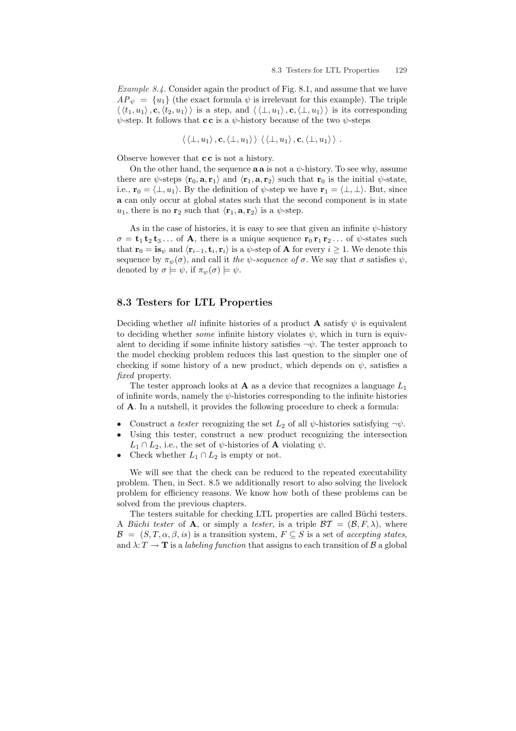*Example 8.4.* Consider again the product of Fig. 8.1, and assume that we have $AP_\psi = \{u_1\}$ (the exact formula $\psi$ is irrelevant for this example). The triple $\langle \langle t_1, u_1 \rangle, \mathbf{c}, \langle t_2, u_1 \rangle \rangle$ is a step, and $\langle \langle \bot, u_1 \rangle, \mathbf{c}, \langle \bot, u_1 \rangle \rangle$ is its corresponding $\psi$-step. It follows that $\mathbf{c}\,\mathbf{c}$ is a $\psi$-history because of the two $\psi$-steps

$$\langle \langle \bot, u_1 \rangle, \mathbf{c}, \langle \bot, u_1 \rangle \rangle \; \langle \langle \bot, u_1 \rangle, \mathbf{c}, \langle \bot, u_1 \rangle \rangle \; .$$

Observe however that $\mathbf{c}\,\mathbf{c}$ is not a history.

On the other hand, the sequence $\mathbf{a}\,\mathbf{a}$ is not a $\psi$-history. To see why, assume there are $\psi$-steps $\langle \mathbf{r}_0, \mathbf{a}, \mathbf{r}_1 \rangle$ and $\langle \mathbf{r}_1, \mathbf{a}, \mathbf{r}_2 \rangle$ such that $\mathbf{r}_0$ is the initial $\psi$-state, i.e., $\mathbf{r}_0 = \langle \bot, u_1 \rangle$. By the definition of $\psi$-step we have $\mathbf{r}_1 = \langle \bot, \bot \rangle$. But, since $\mathbf{a}$ can only occur at global states such that the second component is in state $u_1$, there is no $\mathbf{r}_2$ such that $\langle \mathbf{r}_1, \mathbf{a}, \mathbf{r}_2 \rangle$ is a $\psi$-step.

As in the case of histories, it is easy to see that given an infinite $\psi$-history $\sigma = \mathbf{t}_1\,\mathbf{t}_2\,\mathbf{t}_3 \ldots$ of $\mathbf{A}$, there is a unique sequence $\mathbf{r}_0\,\mathbf{r}_1\,\mathbf{r}_2 \ldots$ of $\psi$-states such that $\mathbf{r}_0 = \mathbf{is}_\psi$ and $\langle \mathbf{r}_{i-1}, \mathbf{t}_i, \mathbf{r}_i \rangle$ is a $\psi$-step of $\mathbf{A}$ for every $i \geq 1$. We denote this sequence by $\pi_\psi(\sigma)$, and call it *the $\psi$-sequence of* $\sigma$. We say that $\sigma$ satisfies $\psi$, denoted by $\sigma \models \psi$, if $\pi_\psi(\sigma) \models \psi$.

## 8.3 Testers for LTL Properties

Deciding whether *all* infinite histories of a product $\mathbf{A}$ satisfy $\psi$ is equivalent to deciding whether *some* infinite history violates $\psi$, which in turn is equivalent to deciding if some infinite history satisfies $\neg\psi$. The tester approach to the model checking problem reduces this last question to the simpler one of checking if some history of a new product, which depends on $\psi$, satisfies a *fixed* property.

The tester approach looks at $\mathbf{A}$ as a device that recognizes a language $L_1$ of infinite words, namely the $\psi$-histories corresponding to the infinite histories of $\mathbf{A}$. In a nutshell, it provides the following procedure to check a formula:

- Construct a *tester* recognizing the set $L_2$ of all $\psi$-histories satisfying $\neg\psi$.
- Using this tester, construct a new product recognizing the intersection $L_1 \cap L_2$, i.e., the set of $\psi$-histories of $\mathbf{A}$ violating $\psi$.
- Check whether $L_1 \cap L_2$ is empty or not.

We will see that the check can be reduced to the repeated executability problem. Then, in Sect. 8.5 we additionally resort to also solving the livelock problem for efficiency reasons. We know how both of these problems can be solved from the previous chapters.

The testers suitable for checking LTL properties are called Büchi testers. A *Büchi tester* of $\mathbf{A}$, or simply a *tester*, is a triple $\mathcal{BT} = (\mathcal{B}, F, \lambda)$, where $\mathcal{B} = (S, T, \alpha, \beta, is)$ is a transition system, $F \subseteq S$ is a set of *accepting states*, and $\lambda \colon T \to \mathbf{T}$ is a *labeling function* that assigns to each transition of $\mathcal{B}$ a global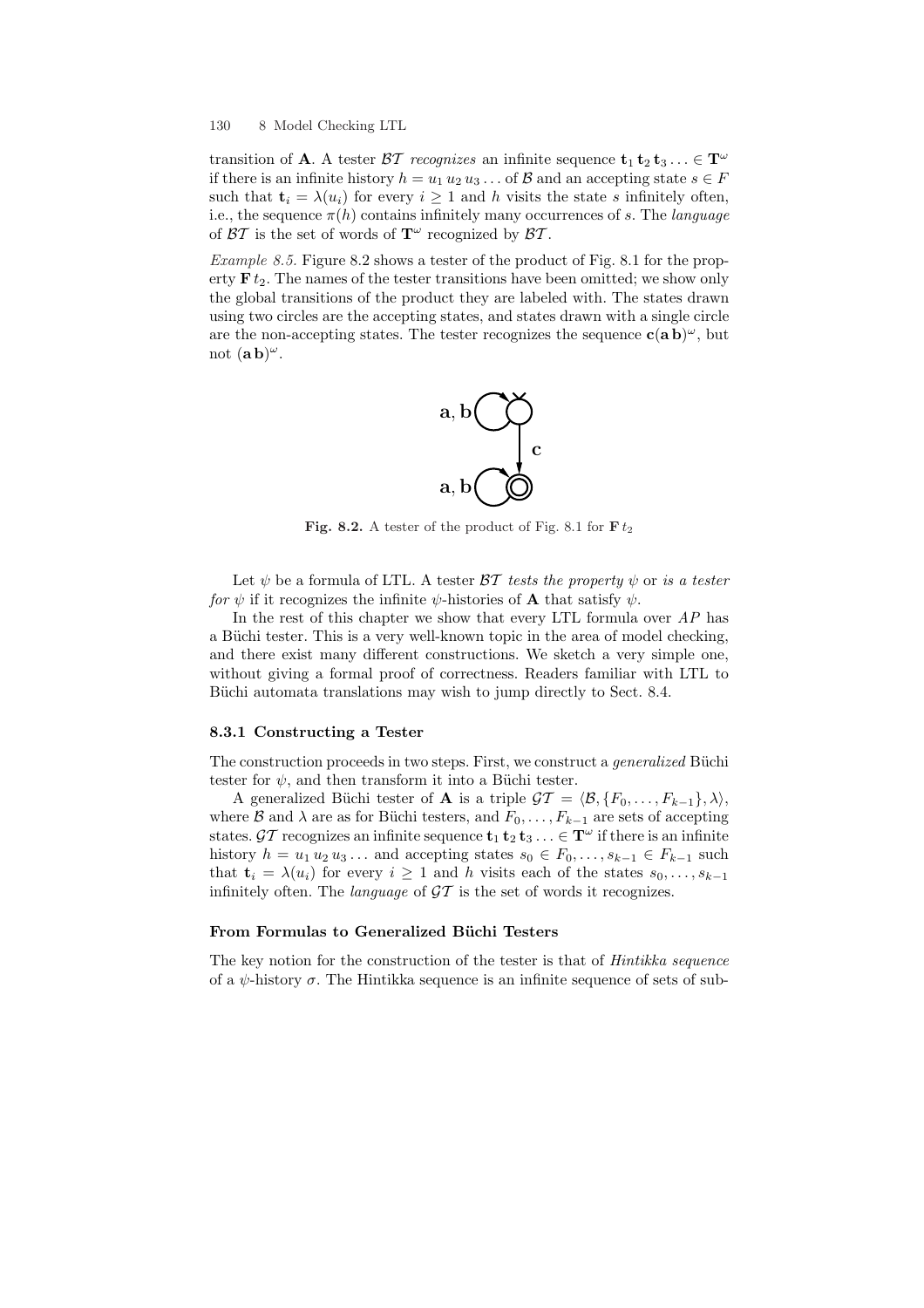transition of $\mathbf{A}$. A tester $\mathcal{BT}$ *recognizes* an infinite sequence $\mathbf{t}_1\,\mathbf{t}_2\,\mathbf{t}_3 \ldots \in \mathbf{T}^\omega$ if there is an infinite history $h = u_1\,u_2\,u_3 \ldots$ of $\mathcal{B}$ and an accepting state $s \in F$ such that $\mathbf{t}_i = \lambda(u_i)$ for every $i \geq 1$ and $h$ visits the state $s$ infinitely often, i.e., the sequence $\pi(h)$ contains infinitely many occurrences of $s$. The *language* of $\mathcal{BT}$ is the set of words of $\mathbf{T}^\omega$ recognized by $\mathcal{BT}$.

*Example 8.5.* Figure 8.2 shows a tester of the product of Fig. 8.1 for the property $\mathbf{F}\,t_2$. The names of the tester transitions have been omitted; we show only the global transitions of the product they are labeled with. The states drawn using two circles are the accepting states, and states drawn with a single circle are the non-accepting states. The tester recognizes the sequence $\mathbf{c}(\mathbf{a}\,\mathbf{b})^\omega$, but not $(\mathbf{a}\,\mathbf{b})^\omega$.

**Fig. 8.2.** A tester of the product of Fig. 8.1 for $\mathbf{F}\,t_2$

Let $\psi$ be a formula of LTL. A tester $\mathcal{BT}$ *tests the property* $\psi$ or *is a tester for* $\psi$ if it recognizes the infinite $\psi$-histories of $\mathbf{A}$ that satisfy $\psi$.

In the rest of this chapter we show that every LTL formula over $AP$ has a Büchi tester. This is a very well-known topic in the area of model checking, and there exist many different constructions. We sketch a very simple one, without giving a formal proof of correctness. Readers familiar with LTL to Büchi automata translations may wish to jump directly to Sect. 8.4.

### 8.3.1 Constructing a Tester

The construction proceeds in two steps. First, we construct a *generalized* Büchi tester for $\psi$, and then transform it into a Büchi tester.

A generalized Büchi tester of $\mathbf{A}$ is a triple $\mathcal{GT} = \langle \mathcal{B}, \{F_0, \ldots, F_{k-1}\}, \lambda \rangle$, where $\mathcal{B}$ and $\lambda$ are as for Büchi testers, and $F_0, \ldots, F_{k-1}$ are sets of accepting states. $\mathcal{GT}$ recognizes an infinite sequence $\mathbf{t}_1\,\mathbf{t}_2\,\mathbf{t}_3 \ldots \in \mathbf{T}^\omega$ if there is an infinite history $h = u_1\,u_2\,u_3 \ldots$ and accepting states $s_0 \in F_0, \ldots, s_{k-1} \in F_{k-1}$ such that $\mathbf{t}_i = \lambda(u_i)$ for every $i \geq 1$ and $h$ visits each of the states $s_0, \ldots, s_{k-1}$ infinitely often. The *language* of $\mathcal{GT}$ is the set of words it recognizes.

#### From Formulas to Generalized Büchi Testers

The key notion for the construction of the tester is that of *Hintikka sequence* of a $\psi$-history $\sigma$. The Hintikka sequence is an infinite sequence of sets of sub-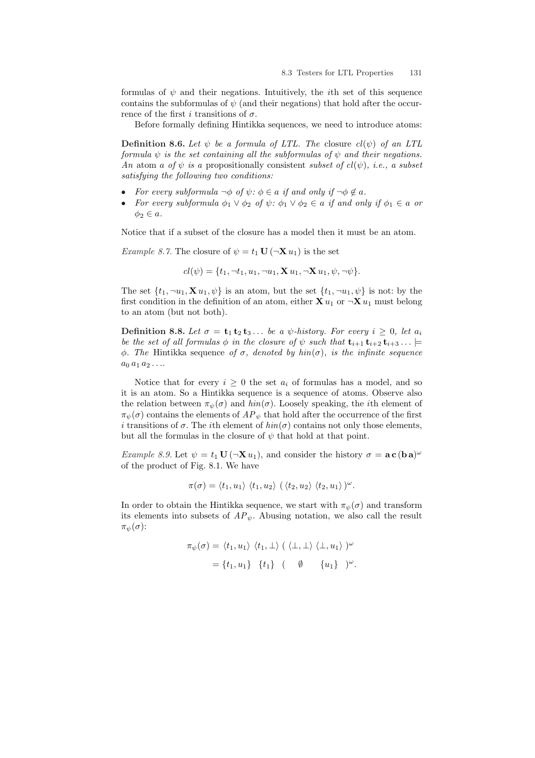formulas of $\psi$ and their negations. Intuitively, the $i$th set of this sequence contains the subformulas of $\psi$ (and their negations) that hold after the occurrence of the first $i$ transitions of $\sigma$.

Before formally defining Hintikka sequences, we need to introduce atoms:

**Definition 8.6.** *Let $\psi$ be a formula of LTL. The* closure *$cl(\psi)$ of an LTL formula $\psi$ is the set containing all the subformulas of $\psi$ and their negations. An* atom *$a$ of $\psi$ is a* propositionally consistent *subset of $cl(\psi)$, i.e., a subset satisfying the following two conditions:*

- *For every subformula $\neg\phi$ of $\psi$: $\phi \in a$ if and only if $\neg\phi \notin a$.*
- *For every subformula $\phi_1 \vee \phi_2$ of $\psi$: $\phi_1 \vee \phi_2 \in a$ if and only if $\phi_1 \in a$ or $\phi_2 \in a$.*

Notice that if a subset of the closure has a model then it must be an atom.

*Example 8.7.* The closure of $\psi = t_1 \, \mathbf{U} \, (\neg \mathbf{X} \, u_1)$ is the set

$$cl(\psi) = \{t_1, \neg t_1, u_1, \neg u_1, \mathbf{X} \, u_1, \neg \mathbf{X} \, u_1, \psi, \neg\psi\}.$$

The set $\{t_1, \neg u_1, \mathbf{X} \, u_1, \psi\}$ is an atom, but the set $\{t_1, \neg u_1, \psi\}$ is not: by the first condition in the definition of an atom, either $\mathbf{X} \, u_1$ or $\neg \mathbf{X} \, u_1$ must belong to an atom (but not both).

**Definition 8.8.** *Let $\sigma = \mathbf{t}_1 \, \mathbf{t}_2 \, \mathbf{t}_3 \ldots$ be a $\psi$-history. For every $i \geq 0$, let $a_i$ be the set of all formulas $\phi$ in the closure of $\psi$ such that $\mathbf{t}_{i+1} \, \mathbf{t}_{i+2} \, \mathbf{t}_{i+3} \ldots \models \phi$. The* Hintikka sequence *of $\sigma$, denoted by $hin(\sigma)$, is the infinite sequence $a_0 \, a_1 \, a_2 \ldots$.*

Notice that for every $i \geq 0$ the set $a_i$ of formulas has a model, and so it is an atom. So a Hintikka sequence is a sequence of atoms. Observe also the relation between $\pi_\psi(\sigma)$ and $hin(\sigma)$. Loosely speaking, the $i$th element of $\pi_\psi(\sigma)$ contains the elements of $AP_\psi$ that hold after the occurrence of the first $i$ transitions of $\sigma$. The $i$th element of $hin(\sigma)$ contains not only those elements, but all the formulas in the closure of $\psi$ that hold at that point.

*Example 8.9.* Let $\psi = t_1 \, \mathbf{U} \, (\neg \mathbf{X} \, u_1)$, and consider the history $\sigma = \mathbf{a} \, \mathbf{c} \, (\mathbf{b} \, \mathbf{a})^\omega$ of the product of Fig. 8.1. We have

$$\pi(\sigma) = \langle t_1, u_1 \rangle \; \langle t_1, u_2 \rangle \; ( \, \langle t_2, u_2 \rangle \; \langle t_2, u_1 \rangle \, )^\omega.$$

In order to obtain the Hintikka sequence, we start with $\pi_\psi(\sigma)$ and transform its elements into subsets of $AP_\psi$. Abusing notation, we also call the result $\pi_\psi(\sigma)$:

$$\begin{aligned} \pi_\psi(\sigma) &= \langle t_1, u_1 \rangle \; \langle t_1, \bot \rangle \; ( \, \langle \bot, \bot \rangle \; \langle \bot, u_1 \rangle \, )^\omega \\ &= \{t_1, u_1\} \quad \{t_1\} \quad ( \quad \emptyset \qquad \{u_1\} \quad )^\omega. \end{aligned}$$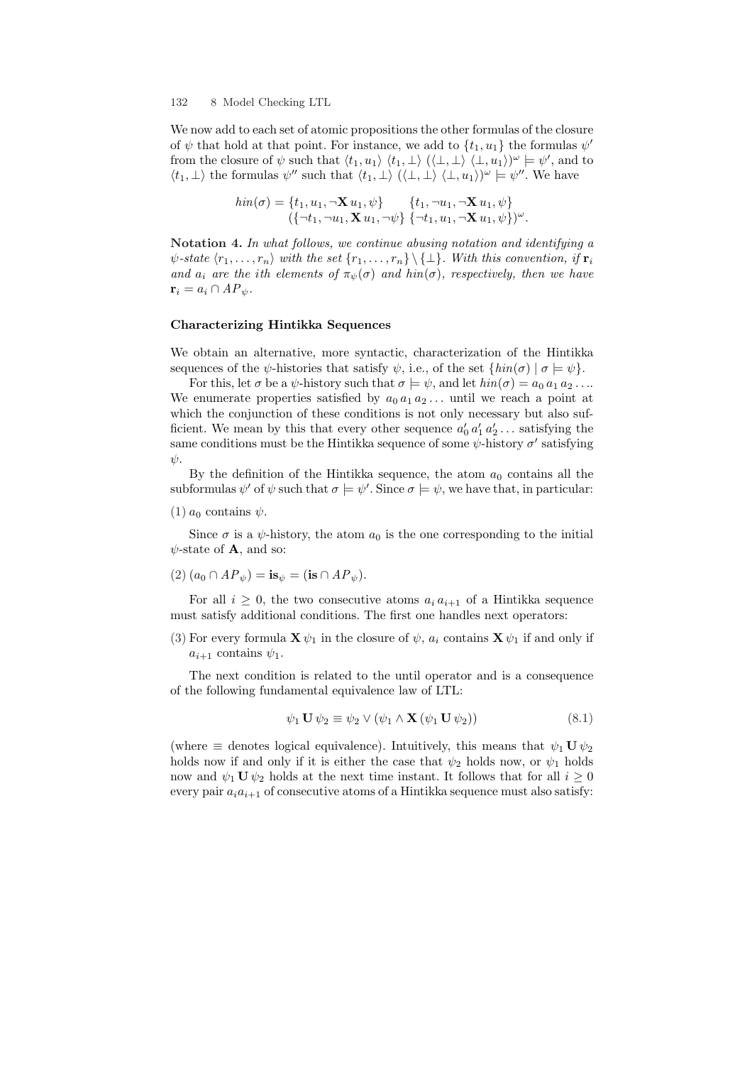We now add to each set of atomic propositions the other formulas of the closure of $\psi$ that hold at that point. For instance, we add to $\{t_1, u_1\}$ the formulas $\psi'$ from the closure of $\psi$ such that $\langle t_1, u_1\rangle\ \langle t_1, \bot\rangle\ (\langle \bot, \bot\rangle\ \langle \bot, u_1\rangle)^\omega \models \psi'$, and to $\langle t_1, \bot\rangle$ the formulas $\psi''$ such that $\langle t_1, \bot\rangle\ (\langle \bot, \bot\rangle\ \langle \bot, u_1\rangle)^\omega \models \psi''$. We have

$$
\begin{aligned}
hin(\sigma) = &\ \{t_1, u_1, \neg\mathbf{X}\, u_1, \psi\} \qquad \{t_1, \neg u_1, \neg\mathbf{X}\, u_1, \psi\} \\
&(\{\neg t_1, \neg u_1, \mathbf{X}\, u_1, \neg\psi\}\ \{\neg t_1, u_1, \neg\mathbf{X}\, u_1, \psi\})^\omega .
\end{aligned}
$$

**Notation 4.** *In what follows, we continue abusing notation and identifying a $\psi$-state $\langle r_1, \ldots, r_n\rangle$ with the set $\{r_1, \ldots, r_n\} \setminus \{\bot\}$. With this convention, if $\mathbf{r}_i$ and $a_i$ are the ith elements of $\pi_\psi(\sigma)$ and $hin(\sigma)$, respectively, then we have $\mathbf{r}_i = a_i \cap AP_\psi$.*

### Characterizing Hintikka Sequences

We obtain an alternative, more syntactic, characterization of the Hintikka sequences of the $\psi$-histories that satisfy $\psi$, i.e., of the set $\{hin(\sigma) \mid \sigma \models \psi\}$.

For this, let $\sigma$ be a $\psi$-history such that $\sigma \models \psi$, and let $hin(\sigma) = a_0\, a_1\, a_2 \ldots$. We enumerate properties satisfied by $a_0\, a_1\, a_2 \ldots$ until we reach a point at which the conjunction of these conditions is not only necessary but also sufficient. We mean by this that every other sequence $a_0'\, a_1'\, a_2' \ldots$ satisfying the same conditions must be the Hintikka sequence of some $\psi$-history $\sigma'$ satisfying $\psi$.

By the definition of the Hintikka sequence, the atom $a_0$ contains all the subformulas $\psi'$ of $\psi$ such that $\sigma \models \psi'$. Since $\sigma \models \psi$, we have that, in particular:

(1) $a_0$ contains $\psi$.

Since $\sigma$ is a $\psi$-history, the atom $a_0$ is the one corresponding to the initial $\psi$-state of $\mathbf{A}$, and so:

(2) $(a_0 \cap AP_\psi) = \mathbf{is}_\psi = (\mathbf{is} \cap AP_\psi)$.

For all $i \geq 0$, the two consecutive atoms $a_i\, a_{i+1}$ of a Hintikka sequence must satisfy additional conditions. The first one handles next operators:

(3) For every formula $\mathbf{X}\, \psi_1$ in the closure of $\psi$, $a_i$ contains $\mathbf{X}\, \psi_1$ if and only if $a_{i+1}$ contains $\psi_1$.

The next condition is related to the until operator and is a consequence of the following fundamental equivalence law of LTL:

$$
\psi_1\, \mathbf{U}\, \psi_2 \equiv \psi_2 \vee (\psi_1 \wedge \mathbf{X}\, (\psi_1\, \mathbf{U}\, \psi_2)) \tag{8.1}
$$

(where $\equiv$ denotes logical equivalence). Intuitively, this means that $\psi_1\, \mathbf{U}\, \psi_2$ holds now if and only if it is either the case that $\psi_2$ holds now, or $\psi_1$ holds now and $\psi_1\, \mathbf{U}\, \psi_2$ holds at the next time instant. It follows that for all $i \geq 0$ every pair $a_i a_{i+1}$ of consecutive atoms of a Hintikka sequence must also satisfy: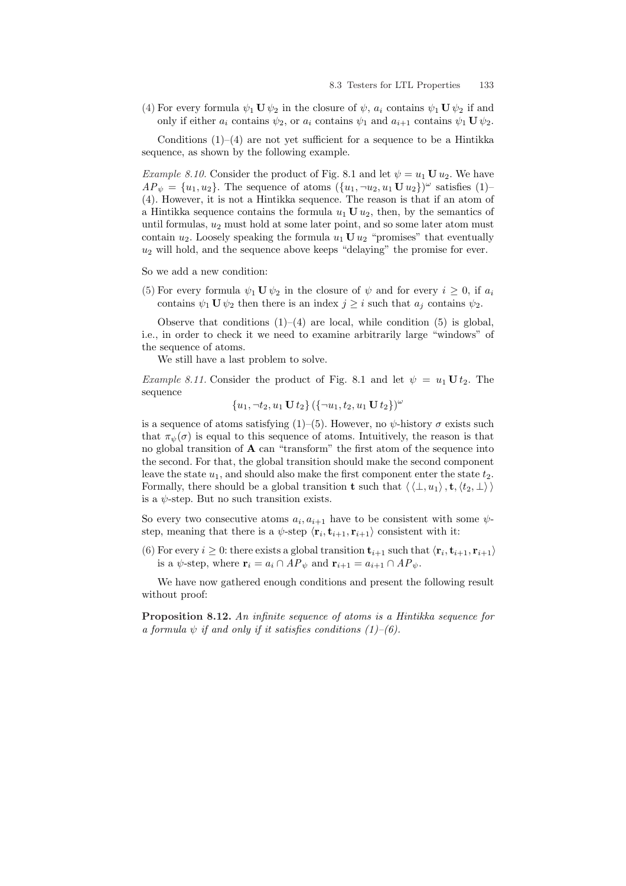(4) For every formula $\psi_1 \mathbf{U} \psi_2$ in the closure of $\psi$, $a_i$ contains $\psi_1 \mathbf{U} \psi_2$ if and only if either $a_i$ contains $\psi_2$, or $a_i$ contains $\psi_1$ and $a_{i+1}$ contains $\psi_1 \mathbf{U} \psi_2$.

Conditions (1)–(4) are not yet sufficient for a sequence to be a Hintikka sequence, as shown by the following example.

*Example 8.10.* Consider the product of Fig. 8.1 and let $\psi = u_1 \mathbf{U} u_2$. We have $AP_\psi = \{u_1, u_2\}$. The sequence of atoms $(\{u_1, \neg u_2, u_1 \mathbf{U} u_2\})^\omega$ satisfies (1)–(4). However, it is not a Hintikka sequence. The reason is that if an atom of a Hintikka sequence contains the formula $u_1 \mathbf{U} u_2$, then, by the semantics of until formulas, $u_2$ must hold at some later point, and so some later atom must contain $u_2$. Loosely speaking the formula $u_1 \mathbf{U} u_2$ "promises" that eventually $u_2$ will hold, and the sequence above keeps "delaying" the promise for ever.

So we add a new condition:

(5) For every formula $\psi_1 \mathbf{U} \psi_2$ in the closure of $\psi$ and for every $i \geq 0$, if $a_i$ contains $\psi_1 \mathbf{U} \psi_2$ then there is an index $j \geq i$ such that $a_j$ contains $\psi_2$.

Observe that conditions (1)–(4) are local, while condition (5) is global, i.e., in order to check it we need to examine arbitrarily large "windows" of the sequence of atoms.

We still have a last problem to solve.

*Example 8.11.* Consider the product of Fig. 8.1 and let $\psi = u_1 \mathbf{U} t_2$. The sequence

$$\{u_1, \neg t_2, u_1 \mathbf{U} t_2\} \left(\{\neg u_1, t_2, u_1 \mathbf{U} t_2\}\right)^\omega$$

is a sequence of atoms satisfying (1)–(5). However, no $\psi$-history $\sigma$ exists such that $\pi_\psi(\sigma)$ is equal to this sequence of atoms. Intuitively, the reason is that no global transition of $\mathbf{A}$ can "transform" the first atom of the sequence into the second. For that, the global transition should make the second component leave the state $u_1$, and should also make the first component enter the state $t_2$. Formally, there should be a global transition $\mathbf{t}$ such that $\langle \langle \bot, u_1 \rangle, \mathbf{t}, \langle t_2, \bot \rangle \rangle$ is a $\psi$-step. But no such transition exists.

So every two consecutive atoms $a_i, a_{i+1}$ have to be consistent with some $\psi$-step, meaning that there is a $\psi$-step $\langle \mathbf{r}_i, \mathbf{t}_{i+1}, \mathbf{r}_{i+1} \rangle$ consistent with it:

(6) For every $i \geq 0$: there exists a global transition $\mathbf{t}_{i+1}$ such that $\langle \mathbf{r}_i, \mathbf{t}_{i+1}, \mathbf{r}_{i+1} \rangle$ is a $\psi$-step, where $\mathbf{r}_i = a_i \cap AP_\psi$ and $\mathbf{r}_{i+1} = a_{i+1} \cap AP_\psi$.

We have now gathered enough conditions and present the following result without proof:

**Proposition 8.12.** *An infinite sequence of atoms is a Hintikka sequence for a formula $\psi$ if and only if it satisfies conditions (1)–(6).*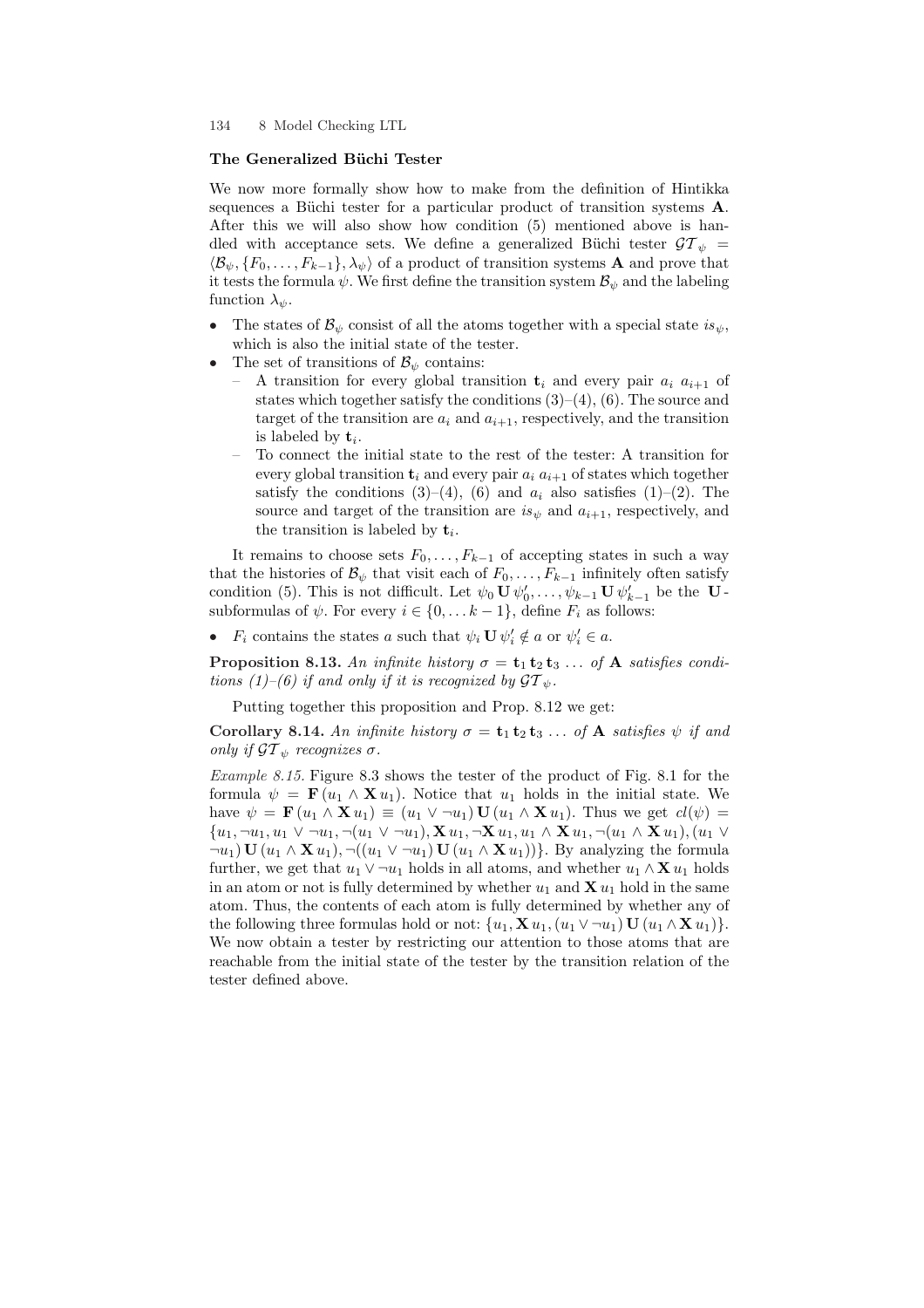### The Generalized Büchi Tester

We now more formally show how to make from the definition of Hintikka sequences a Büchi tester for a particular product of transition systems $\mathbf{A}$. After this we will also show how condition (5) mentioned above is handled with acceptance sets. We define a generalized Büchi tester $\mathcal{GT}_\psi = \langle \mathcal{B}_\psi, \{F_0, \ldots, F_{k-1}\}, \lambda_\psi \rangle$ of a product of transition systems $\mathbf{A}$ and prove that it tests the formula $\psi$. We first define the transition system $\mathcal{B}_\psi$ and the labeling function $\lambda_\psi$.

- The states of $\mathcal{B}_\psi$ consist of all the atoms together with a special state $is_\psi$, which is also the initial state of the tester.
- The set of transitions of $\mathcal{B}_\psi$ contains:
  - A transition for every global transition $\mathbf{t}_i$ and every pair $a_i\ a_{i+1}$ of states which together satisfy the conditions (3)–(4), (6). The source and target of the transition are $a_i$ and $a_{i+1}$, respectively, and the transition is labeled by $\mathbf{t}_i$.
  - To connect the initial state to the rest of the tester: A transition for every global transition $\mathbf{t}_i$ and every pair $a_i\ a_{i+1}$ of states which together satisfy the conditions (3)–(4), (6) and $a_i$ also satisfies (1)–(2). The source and target of the transition are $is_\psi$ and $a_{i+1}$, respectively, and the transition is labeled by $\mathbf{t}_i$.

It remains to choose sets $F_0, \ldots, F_{k-1}$ of accepting states in such a way that the histories of $\mathcal{B}_\psi$ that visit each of $F_0, \ldots, F_{k-1}$ infinitely often satisfy condition (5). This is not difficult. Let $\psi_0 \,\mathbf{U}\, \psi'_0, \ldots, \psi_{k-1} \,\mathbf{U}\, \psi'_{k-1}$ be the $\mathbf{U}$-subformulas of $\psi$. For every $i \in \{0, \ldots k-1\}$, define $F_i$ as follows:

- $F_i$ contains the states $a$ such that $\psi_i \,\mathbf{U}\, \psi'_i \notin a$ or $\psi'_i \in a$.

**Proposition 8.13.** *An infinite history $\sigma = \mathbf{t}_1\, \mathbf{t}_2\, \mathbf{t}_3\, \ldots$ of $\mathbf{A}$ satisfies conditions (1)–(6) if and only if it is recognized by $\mathcal{GT}_\psi$.*

Putting together this proposition and Prop. 8.12 we get:

**Corollary 8.14.** *An infinite history $\sigma = \mathbf{t}_1\, \mathbf{t}_2\, \mathbf{t}_3\, \ldots$ of $\mathbf{A}$ satisfies $\psi$ if and only if $\mathcal{GT}_\psi$ recognizes $\sigma$.*

*Example 8.15.* Figure 8.3 shows the tester of the product of Fig. 8.1 for the formula $\psi = \mathbf{F}\,(u_1 \wedge \mathbf{X}\, u_1)$. Notice that $u_1$ holds in the initial state. We have $\psi = \mathbf{F}\,(u_1 \wedge \mathbf{X}\, u_1) \equiv (u_1 \vee \neg u_1)\,\mathbf{U}\,(u_1 \wedge \mathbf{X}\, u_1)$. Thus we get $cl(\psi) = \{u_1, \neg u_1, u_1 \vee \neg u_1, \neg(u_1 \vee \neg u_1), \mathbf{X}\, u_1, \neg \mathbf{X}\, u_1, u_1 \wedge \mathbf{X}\, u_1, \neg(u_1 \wedge \mathbf{X}\, u_1), (u_1 \vee \neg u_1)\,\mathbf{U}\,(u_1 \wedge \mathbf{X}\, u_1), \neg((u_1 \vee \neg u_1)\,\mathbf{U}\,(u_1 \wedge \mathbf{X}\, u_1))\}$. By analyzing the formula further, we get that $u_1 \vee \neg u_1$ holds in all atoms, and whether $u_1 \wedge \mathbf{X}\, u_1$ holds in an atom or not is fully determined by whether $u_1$ and $\mathbf{X}\, u_1$ hold in the same atom. Thus, the contents of each atom is fully determined by whether any of the following three formulas hold or not: $\{u_1, \mathbf{X}\, u_1, (u_1 \vee \neg u_1)\,\mathbf{U}\,(u_1 \wedge \mathbf{X}\, u_1)\}$. We now obtain a tester by restricting our attention to those atoms that are reachable from the initial state of the tester by the transition relation of the tester defined above.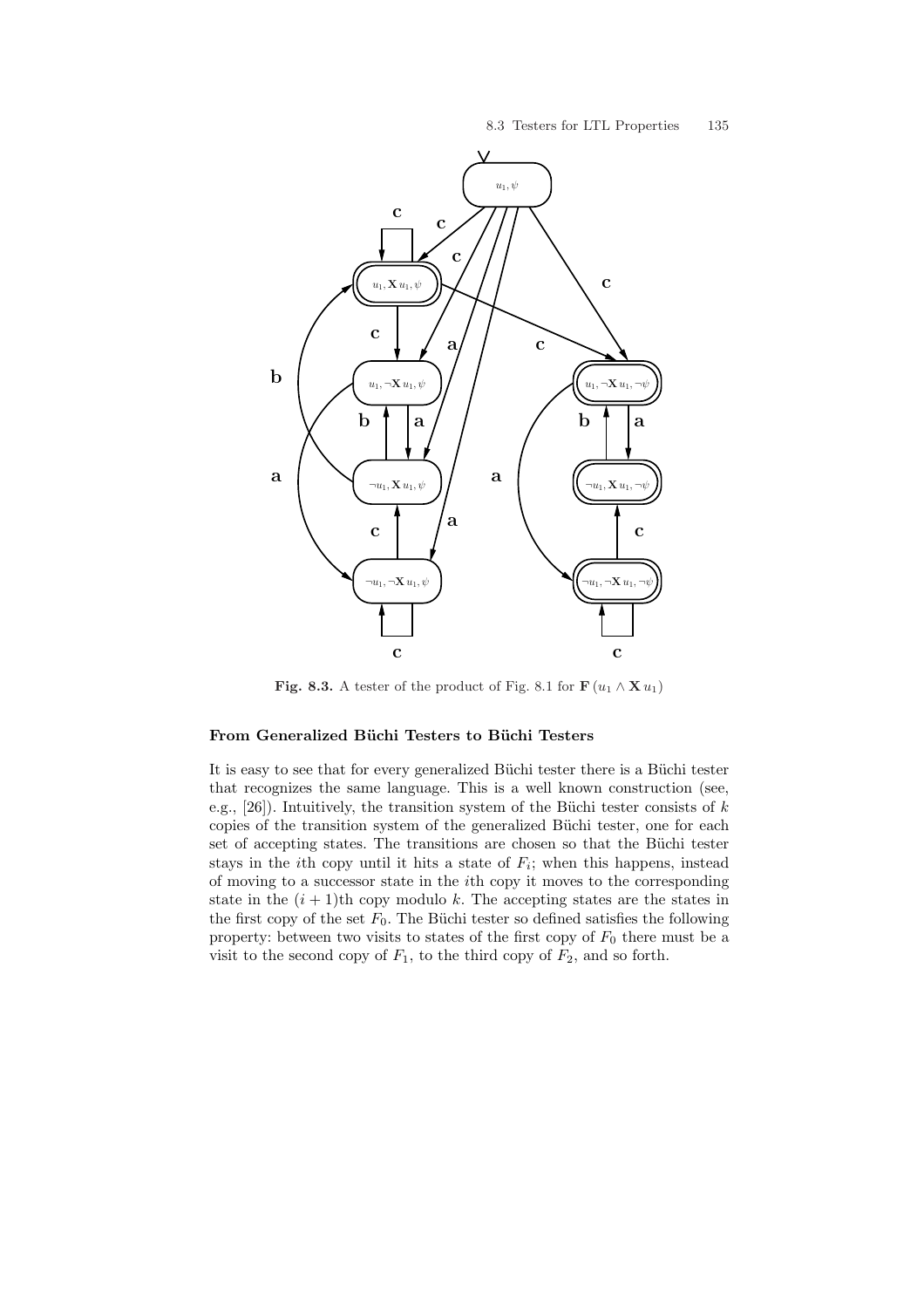**Fig. 8.3.** A tester of the product of Fig. 8.1 for $\mathbf{F}(u_1 \wedge \mathbf{X}\, u_1)$

### From Generalized Büchi Testers to Büchi Testers

It is easy to see that for every generalized Büchi tester there is a Büchi tester that recognizes the same language. This is a well known construction (see, e.g., [26]). Intuitively, the transition system of the Büchi tester consists of $k$ copies of the transition system of the generalized Büchi tester, one for each set of accepting states. The transitions are chosen so that the Büchi tester stays in the $i$th copy until it hits a state of $F_i$; when this happens, instead of moving to a successor state in the $i$th copy it moves to the corresponding state in the $(i+1)$th copy modulo $k$. The accepting states are the states in the first copy of the set $F_0$. The Büchi tester so defined satisfies the following property: between two visits to states of the first copy of $F_0$ there must be a visit to the second copy of $F_1$, to the third copy of $F_2$, and so forth.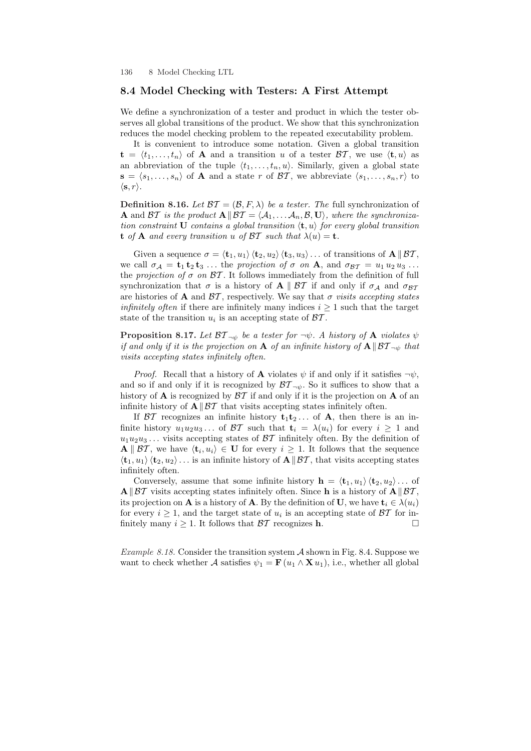## 8.4 Model Checking with Testers: A First Attempt

We define a synchronization of a tester and product in which the tester observes all global transitions of the product. We show that this synchronization reduces the model checking problem to the repeated executability problem.

It is convenient to introduce some notation. Given a global transition $\mathbf{t} = \langle t_1, \ldots, t_n \rangle$ of $\mathbf{A}$ and a transition $u$ of a tester $\mathcal{BT}$, we use $\langle \mathbf{t}, u \rangle$ as an abbreviation of the tuple $\langle t_1, \ldots, t_n, u \rangle$. Similarly, given a global state $\mathbf{s} = \langle s_1, \ldots, s_n \rangle$ of $\mathbf{A}$ and a state $r$ of $\mathcal{BT}$, we abbreviate $\langle s_1, \ldots, s_n, r \rangle$ to $\langle \mathbf{s}, r \rangle$.

**Definition 8.16.** *Let $\mathcal{BT} = (\mathcal{B}, F, \lambda)$ be a tester. The* full synchronization *of $\mathbf{A}$ and $\mathcal{BT}$ is the product $\mathbf{A} \,\|\, \mathcal{BT} = \langle \mathcal{A}_1, \ldots \mathcal{A}_n, \mathcal{B}, \mathbf{U} \rangle$, where the synchronization constraint $\mathbf{U}$ contains a global transition $\langle \mathbf{t}, u \rangle$ for every global transition $\mathbf{t}$ of $\mathbf{A}$ and every transition $u$ of $\mathcal{BT}$ such that $\lambda(u) = \mathbf{t}$.*

Given a sequence $\sigma = \langle \mathbf{t}_1, u_1 \rangle \langle \mathbf{t}_2, u_2 \rangle \langle \mathbf{t}_3, u_3 \rangle \ldots$ of transitions of $\mathbf{A} \,\|\, \mathcal{BT}$, we call $\sigma_{\mathcal{A}} = \mathbf{t}_1 \, \mathbf{t}_2 \, \mathbf{t}_3 \, \ldots$ the *projection of $\sigma$ on* $\mathbf{A}$, and $\sigma_{\mathcal{BT}} = u_1 \, u_2 \, u_3 \ldots$ the *projection of $\sigma$ on $\mathcal{BT}$*. It follows immediately from the definition of full synchronization that $\sigma$ is a history of $\mathbf{A} \,\|\, \mathcal{BT}$ if and only if $\sigma_{\mathcal{A}}$ and $\sigma_{\mathcal{BT}}$ are histories of $\mathbf{A}$ and $\mathcal{BT}$, respectively. We say that $\sigma$ *visits accepting states infinitely often* if there are infinitely many indices $i \geq 1$ such that the target state of the transition $u_i$ is an accepting state of $\mathcal{BT}$.

**Proposition 8.17.** *Let $\mathcal{BT}_{\neg\psi}$ be a tester for $\neg\psi$. A history of $\mathbf{A}$ violates $\psi$ if and only if it is the projection on $\mathbf{A}$ of an infinite history of $\mathbf{A} \,\|\, \mathcal{BT}_{\neg\psi}$ that visits accepting states infinitely often.*

*Proof.* Recall that a history of $\mathbf{A}$ violates $\psi$ if and only if it satisfies $\neg\psi$, and so if and only if it is recognized by $\mathcal{BT}_{\neg\psi}$. So it suffices to show that a history of $\mathbf{A}$ is recognized by $\mathcal{BT}$ if and only if it is the projection on $\mathbf{A}$ of an infinite history of $\mathbf{A} \,\|\, \mathcal{BT}$ that visits accepting states infinitely often.

If $\mathcal{BT}$ recognizes an infinite history $\mathbf{t}_1\mathbf{t}_2 \ldots$ of $\mathbf{A}$, then there is an infinite history $u_1u_2u_3 \ldots$ of $\mathcal{BT}$ such that $\mathbf{t}_i = \lambda(u_i)$ for every $i \geq 1$ and $u_1u_2u_3 \ldots$ visits accepting states of $\mathcal{BT}$ infinitely often. By the definition of $\mathbf{A} \,\|\, \mathcal{BT}$, we have $\langle \mathbf{t}_i, u_i \rangle \in \mathbf{U}$ for every $i \geq 1$. It follows that the sequence $\langle \mathbf{t}_1, u_1 \rangle \langle \mathbf{t}_2, u_2 \rangle \ldots$ is an infinite history of $\mathbf{A} \,\|\, \mathcal{BT}$, that visits accepting states infinitely often.

Conversely, assume that some infinite history $\mathbf{h} = \langle \mathbf{t}_1, u_1 \rangle \langle \mathbf{t}_2, u_2 \rangle \ldots$ of $\mathbf{A} \,\|\, \mathcal{BT}$ visits accepting states infinitely often. Since $\mathbf{h}$ is a history of $\mathbf{A} \,\|\, \mathcal{BT}$, its projection on $\mathbf{A}$ is a history of $\mathbf{A}$. By the definition of $\mathbf{U}$, we have $\mathbf{t}_i \in \lambda(u_i)$ for every $i \geq 1$, and the target state of $u_i$ is an accepting state of $\mathcal{BT}$ for infinitely many $i \geq 1$. It follows that $\mathcal{BT}$ recognizes $\mathbf{h}$. $\square$

*Example 8.18.* Consider the transition system $\mathcal{A}$ shown in Fig. 8.4. Suppose we want to check whether $\mathcal{A}$ satisfies $\psi_1 = \mathbf{F}\,(u_1 \wedge \mathbf{X}\, u_1)$, i.e., whether all global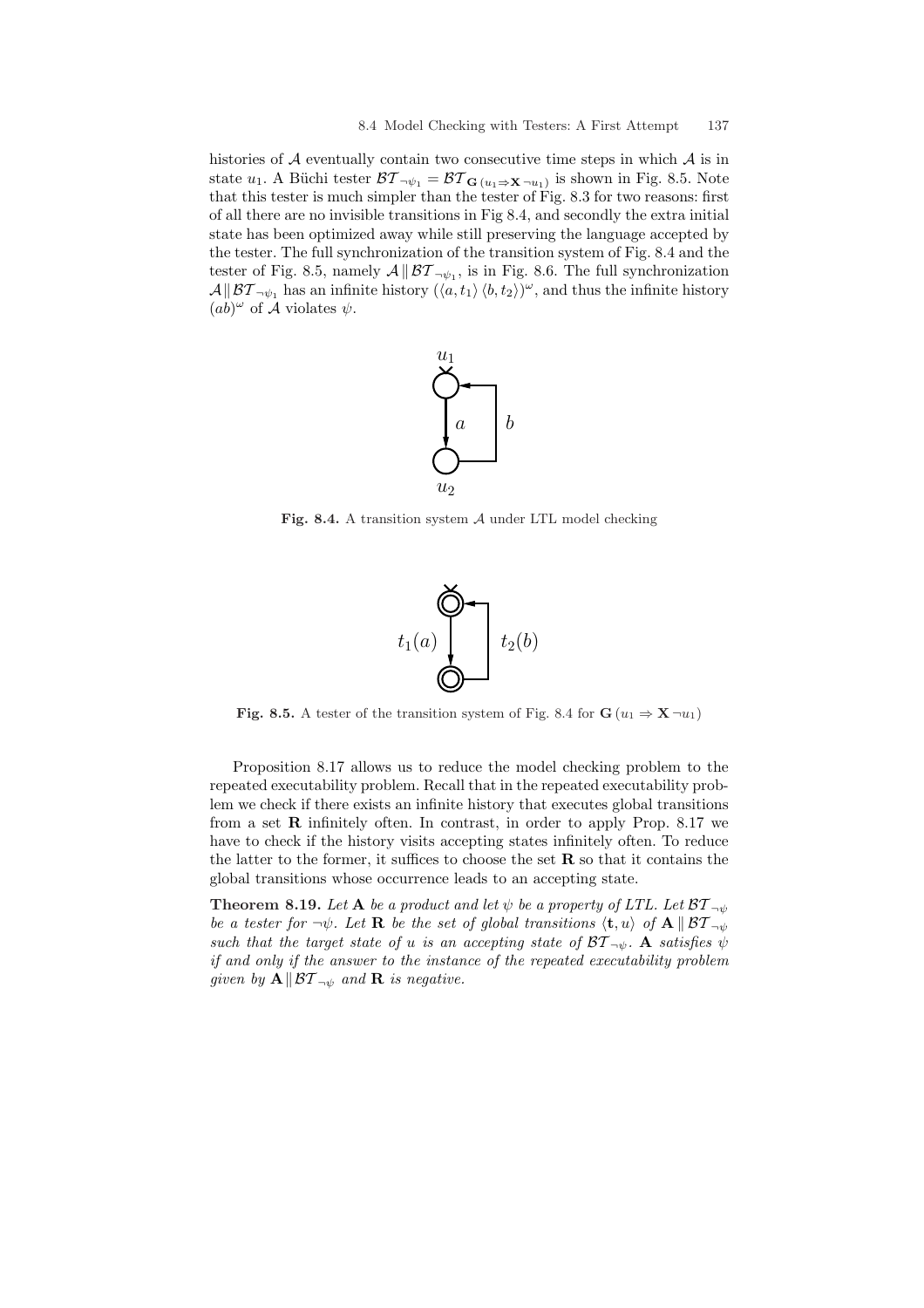histories of $\mathcal{A}$ eventually contain two consecutive time steps in which $\mathcal{A}$ is in state $u_1$. A Büchi tester $\mathcal{BT}_{\neg\psi_1} = \mathcal{BT}_{\mathbf{G}\,(u_1 \Rightarrow \mathbf{X}\,\neg u_1)}$ is shown in Fig. 8.5. Note that this tester is much simpler than the tester of Fig. 8.3 for two reasons: first of all there are no invisible transitions in Fig 8.4, and secondly the extra initial state has been optimized away while still preserving the language accepted by the tester. The full synchronization of the transition system of Fig. 8.4 and the tester of Fig. 8.5, namely $\mathcal{A} \,\|\, \mathcal{BT}_{\neg\psi_1}$, is in Fig. 8.6. The full synchronization $\mathcal{A} \| \mathcal{BT}_{\neg\psi_1}$ has an infinite history $(\langle a, t_1 \rangle \, \langle b, t_2 \rangle)^\omega$, and thus the infinite history $(ab)^\omega$ of $\mathcal{A}$ violates $\psi$.

**Fig. 8.4.** A transition system $\mathcal{A}$ under LTL model checking

**Fig. 8.5.** A tester of the transition system of Fig. 8.4 for $\mathbf{G}\,(u_1 \Rightarrow \mathbf{X}\,\neg u_1)$

Proposition 8.17 allows us to reduce the model checking problem to the repeated executability problem. Recall that in the repeated executability problem we check if there exists an infinite history that executes global transitions from a set $\mathbf{R}$ infinitely often. In contrast, in order to apply Prop. 8.17 we have to check if the history visits accepting states infinitely often. To reduce the latter to the former, it suffices to choose the set $\mathbf{R}$ so that it contains the global transitions whose occurrence leads to an accepting state.

**Theorem 8.19.** *Let $\mathbf{A}$ be a product and let $\psi$ be a property of LTL. Let $\mathcal{BT}_{\neg\psi}$ be a tester for $\neg\psi$. Let $\mathbf{R}$ be the set of global transitions $\langle \mathbf{t}, u \rangle$ of $\mathbf{A} \,\|\, \mathcal{BT}_{\neg\psi}$ such that the target state of $u$ is an accepting state of $\mathcal{BT}_{\neg\psi}$. $\mathbf{A}$ satisfies $\psi$ if and only if the answer to the instance of the repeated executability problem given by $\mathbf{A} \| \mathcal{BT}_{\neg\psi}$ and $\mathbf{R}$ is negative.*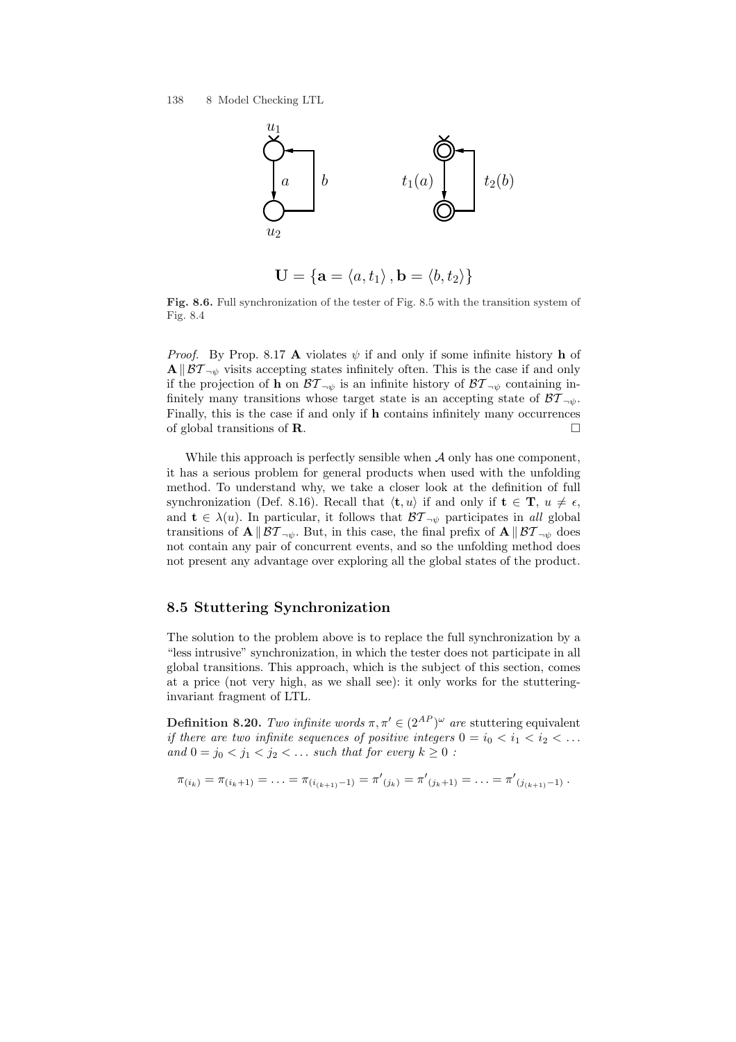$$\mathbf{U} = \{\mathbf{a} = \langle a, t_1 \rangle, \mathbf{b} = \langle b, t_2 \rangle\}$$

**Fig. 8.6.** Full synchronization of the tester of Fig. 8.5 with the transition system of Fig. 8.4

*Proof.* By Prop. 8.17 $\mathbf{A}$ violates $\psi$ if and only if some infinite history $\mathbf{h}$ of $\mathbf{A} \parallel \mathcal{BT}_{\neg\psi}$ visits accepting states infinitely often. This is the case if and only if the projection of $\mathbf{h}$ on $\mathcal{BT}_{\neg\psi}$ is an infinite history of $\mathcal{BT}_{\neg\psi}$ containing infinitely many transitions whose target state is an accepting state of $\mathcal{BT}_{\neg\psi}$. Finally, this is the case if and only if $\mathbf{h}$ contains infinitely many occurrences of global transitions of $\mathbf{R}$. □

While this approach is perfectly sensible when $\mathcal{A}$ only has one component, it has a serious problem for general products when used with the unfolding method. To understand why, we take a closer look at the definition of full synchronization (Def. 8.16). Recall that $\langle \mathbf{t}, u \rangle$ if and only if $\mathbf{t} \in \mathbf{T}$, $u \neq \epsilon$, and $\mathbf{t} \in \lambda(u)$. In particular, it follows that $\mathcal{BT}_{\neg\psi}$ participates in *all* global transitions of $\mathbf{A} \parallel \mathcal{BT}_{\neg\psi}$. But, in this case, the final prefix of $\mathbf{A} \parallel \mathcal{BT}_{\neg\psi}$ does not contain any pair of concurrent events, and so the unfolding method does not present any advantage over exploring all the global states of the product.

## 8.5 Stuttering Synchronization

The solution to the problem above is to replace the full synchronization by a "less intrusive" synchronization, in which the tester does not participate in all global transitions. This approach, which is the subject of this section, comes at a price (not very high, as we shall see): it only works for the stuttering-invariant fragment of LTL.

**Definition 8.20.** *Two infinite words $\pi, \pi' \in (2^{AP})^\omega$ are* stuttering equivalent *if there are two infinite sequences of positive integers $0 = i_0 < i_1 < i_2 < \ldots$ and $0 = j_0 < j_1 < j_2 < \ldots$ such that for every $k \geq 0$ :*

$$\pi_{(i_k)} = \pi_{(i_k+1)} = \ldots = \pi_{(i_{(k+1)}-1)} = \pi'_{(j_k)} = \pi'_{(j_k+1)} = \ldots = \pi'_{(j_{(k+1)}-1)} \, .$$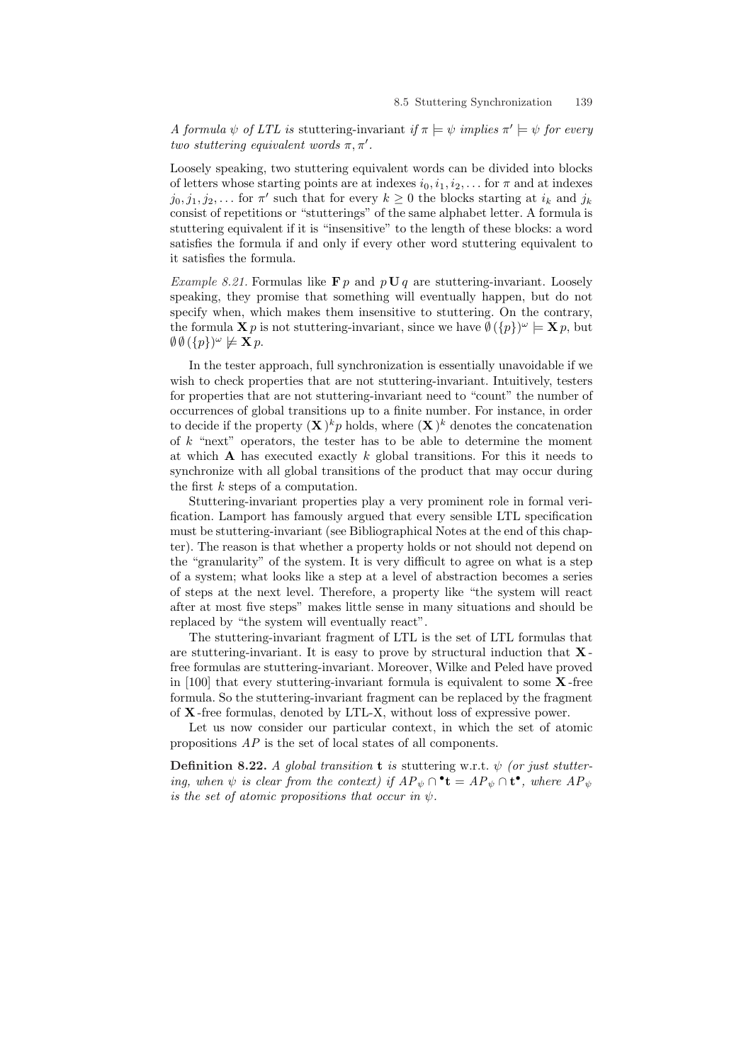*A formula $\psi$ of LTL is* stuttering-invariant *if $\pi \models \psi$ implies $\pi' \models \psi$ for every two stuttering equivalent words $\pi, \pi'$.*

Loosely speaking, two stuttering equivalent words can be divided into blocks of letters whose starting points are at indexes $i_0, i_1, i_2, \ldots$ for $\pi$ and at indexes $j_0, j_1, j_2, \ldots$ for $\pi'$ such that for every $k \geq 0$ the blocks starting at $i_k$ and $j_k$ consist of repetitions or "stutterings" of the same alphabet letter. A formula is stuttering equivalent if it is "insensitive" to the length of these blocks: a word satisfies the formula if and only if every other word stuttering equivalent to it satisfies the formula.

*Example 8.21.* Formulas like $\mathbf{F}\, p$ and $p\, \mathbf{U}\, q$ are stuttering-invariant. Loosely speaking, they promise that something will eventually happen, but do not specify when, which makes them insensitive to stuttering. On the contrary, the formula $\mathbf{X}\, p$ is not stuttering-invariant, since we have $\emptyset\, (\{p\})^\omega \models \mathbf{X}\, p$, but $\emptyset\, \emptyset\, (\{p\})^\omega \not\models \mathbf{X}\, p$.

In the tester approach, full synchronization is essentially unavoidable if we wish to check properties that are not stuttering-invariant. Intuitively, testers for properties that are not stuttering-invariant need to "count" the number of occurrences of global transitions up to a finite number. For instance, in order to decide if the property $(\mathbf{X}\,)^k p$ holds, where $(\mathbf{X}\,)^k$ denotes the concatenation of $k$ "next" operators, the tester has to be able to determine the moment at which $\mathbf{A}$ has executed exactly $k$ global transitions. For this it needs to synchronize with all global transitions of the product that may occur during the first $k$ steps of a computation.

Stuttering-invariant properties play a very prominent role in formal verification. Lamport has famously argued that every sensible LTL specification must be stuttering-invariant (see Bibliographical Notes at the end of this chapter). The reason is that whether a property holds or not should not depend on the "granularity" of the system. It is very difficult to agree on what is a step of a system; what looks like a step at a level of abstraction becomes a series of steps at the next level. Therefore, a property like "the system will react after at most five steps" makes little sense in many situations and should be replaced by "the system will eventually react".

The stuttering-invariant fragment of LTL is the set of LTL formulas that are stuttering-invariant. It is easy to prove by structural induction that $\mathbf{X}$-free formulas are stuttering-invariant. Moreover, Wilke and Peled have proved in [100] that every stuttering-invariant formula is equivalent to some $\mathbf{X}$-free formula. So the stuttering-invariant fragment can be replaced by the fragment of $\mathbf{X}$-free formulas, denoted by LTL-X, without loss of expressive power.

Let us now consider our particular context, in which the set of atomic propositions $AP$ is the set of local states of all components.

**Definition 8.22.** *A global transition* $\mathbf{t}$ *is* stuttering *w.r.t. $\psi$ (or just stuttering, when $\psi$ is clear from the context) if $AP_\psi \cap {}^\bullet\mathbf{t} = AP_\psi \cap \mathbf{t}^\bullet$, where $AP_\psi$ is the set of atomic propositions that occur in $\psi$.*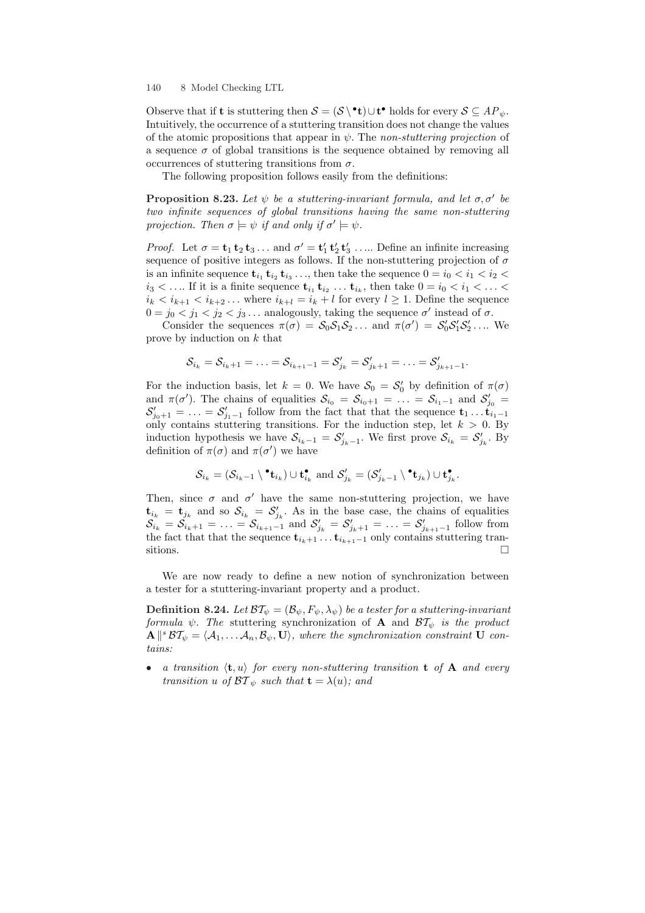Observe that if $\mathbf{t}$ is stuttering then $\mathcal{S} = (\mathcal{S} \setminus {}^\bullet\mathbf{t}) \cup \mathbf{t}^\bullet$ holds for every $\mathcal{S} \subseteq AP_\psi$. Intuitively, the occurrence of a stuttering transition does not change the values of the atomic propositions that appear in $\psi$. The *non-stuttering projection* of a sequence $\sigma$ of global transitions is the sequence obtained by removing all occurrences of stuttering transitions from $\sigma$.

The following proposition follows easily from the definitions:

**Proposition 8.23.** *Let $\psi$ be a stuttering-invariant formula, and let $\sigma, \sigma'$ be two infinite sequences of global transitions having the same non-stuttering projection. Then $\sigma \models \psi$ if and only if $\sigma' \models \psi$.*

*Proof.* Let $\sigma = \mathbf{t}_1\, \mathbf{t}_2\, \mathbf{t}_3 \ldots$ and $\sigma' = \mathbf{t}_1'\, \mathbf{t}_2'\, \mathbf{t}_3' \ldots$. Define an infinite increasing sequence of positive integers as follows. If the non-stuttering projection of $\sigma$ is an infinite sequence $\mathbf{t}_{i_1}\, \mathbf{t}_{i_2}\, \mathbf{t}_{i_3} \ldots$, then take the sequence $0 = i_0 < i_1 < i_2 < i_3 < \ldots$. If it is a finite sequence $\mathbf{t}_{i_1}\, \mathbf{t}_{i_2}\, \ldots\, \mathbf{t}_{i_k}$, then take $0 = i_0 < i_1 < \ldots < i_k < i_{k+1} < i_{k+2} \ldots$ where $i_{k+l} = i_k + l$ for every $l \geq 1$. Define the sequence $0 = j_0 < j_1 < j_2 < j_3 \ldots$ analogously, taking the sequence $\sigma'$ instead of $\sigma$.

Consider the sequences $\pi(\sigma) = \mathcal{S}_0 \mathcal{S}_1 \mathcal{S}_2 \ldots$ and $\pi(\sigma') = \mathcal{S}_0' \mathcal{S}_1' \mathcal{S}_2' \ldots$. We prove by induction on $k$ that

$$\mathcal{S}_{i_k} = \mathcal{S}_{i_k+1} = \ldots = \mathcal{S}_{i_{k+1}-1} = \mathcal{S}'_{j_k} = \mathcal{S}'_{j_k+1} = \ldots = \mathcal{S}'_{j_{k+1}-1}.$$

For the induction basis, let $k = 0$. We have $\mathcal{S}_0 = \mathcal{S}_0'$ by definition of $\pi(\sigma)$ and $\pi(\sigma')$. The chains of equalities $\mathcal{S}_{i_0} = \mathcal{S}_{i_0+1} = \ldots = \mathcal{S}_{i_1-1}$ and $\mathcal{S}'_{j_0} = \mathcal{S}'_{j_0+1} = \ldots = \mathcal{S}'_{j_1-1}$ follow from the fact that that the sequence $\mathbf{t}_1 \ldots \mathbf{t}_{i_1-1}$ only contains stuttering transitions. For the induction step, let $k > 0$. By induction hypothesis we have $\mathcal{S}_{i_k-1} = \mathcal{S}'_{j_k-1}$. We first prove $\mathcal{S}_{i_k} = \mathcal{S}'_{j_k}$. By definition of $\pi(\sigma)$ and $\pi(\sigma')$ we have

$$\mathcal{S}_{i_k} = (\mathcal{S}_{i_k-1} \setminus {}^\bullet\mathbf{t}_{i_k}) \cup \mathbf{t}_{i_k}^\bullet \text{ and } \mathcal{S}'_{j_k} = (\mathcal{S}'_{j_k-1} \setminus {}^\bullet\mathbf{t}_{j_k}) \cup \mathbf{t}_{j_k}^\bullet.$$

Then, since $\sigma$ and $\sigma'$ have the same non-stuttering projection, we have $\mathbf{t}_{i_k} = \mathbf{t}_{j_k}$ and so $\mathcal{S}_{i_k} = \mathcal{S}'_{j_k}$. As in the base case, the chains of equalities $\mathcal{S}_{i_k} = \mathcal{S}_{i_k+1} = \ldots = \mathcal{S}_{i_{k+1}-1}$ and $\mathcal{S}'_{j_k} = \mathcal{S}'_{j_k+1} = \ldots = \mathcal{S}'_{j_{k+1}-1}$ follow from the fact that that the sequence $\mathbf{t}_{i_k+1} \ldots \mathbf{t}_{i_{k+1}-1}$ only contains stuttering transitions. $\square$

We are now ready to define a new notion of synchronization between a tester for a stuttering-invariant property and a product.

**Definition 8.24.** *Let $\mathcal{BT}_\psi = (\mathcal{B}_\psi, F_\psi, \lambda_\psi)$ be a tester for a stuttering-invariant formula $\psi$. The* stuttering synchronization *of $\mathbf{A}$ and $\mathcal{BT}_\psi$ is the product $\mathbf{A} \,\|^s\, \mathcal{BT}_\psi = \langle \mathcal{A}_1, \ldots \mathcal{A}_n, \mathcal{B}_\psi, \mathbf{U} \rangle$, where the synchronization constraint $\mathbf{U}$ contains:*

- *a transition $\langle \mathbf{t}, u \rangle$ for every non-stuttering transition $\mathbf{t}$ of $\mathbf{A}$ and every transition $u$ of $\mathcal{BT}_\psi$ such that $\mathbf{t} = \lambda(u)$; and*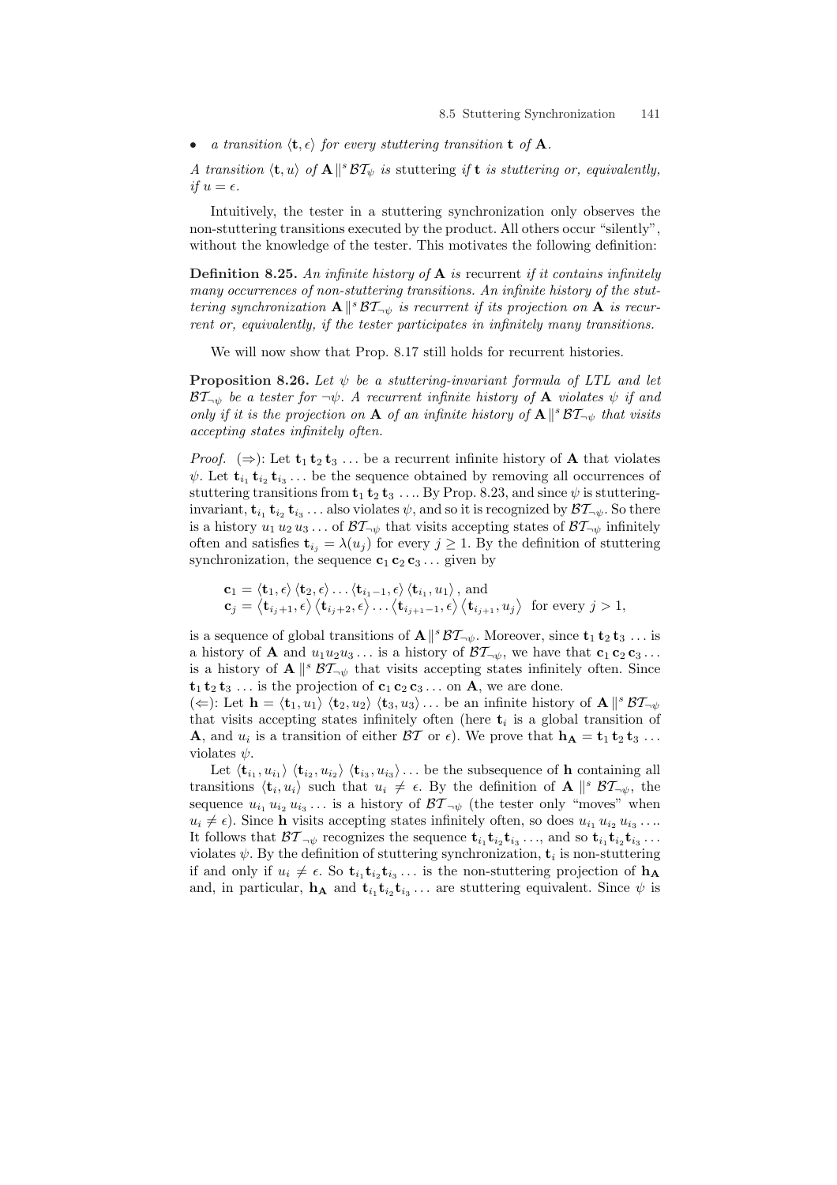- *a transition* $\langle \mathbf{t}, \epsilon \rangle$ *for every stuttering transition* $\mathbf{t}$ *of* $\mathbf{A}$.

*A transition* $\langle \mathbf{t}, u \rangle$ *of* $\mathbf{A} \parallel^s \mathcal{BT}_\psi$ *is* stuttering *if* $\mathbf{t}$ *is stuttering or, equivalently, if* $u = \epsilon$.

Intuitively, the tester in a stuttering synchronization only observes the non-stuttering transitions executed by the product. All others occur "silently", without the knowledge of the tester. This motivates the following definition:

**Definition 8.25.** *An infinite history of* $\mathbf{A}$ *is* recurrent *if it contains infinitely many occurrences of non-stuttering transitions. An infinite history of the stuttering synchronization* $\mathbf{A} \parallel^s \mathcal{BT}_{\neg\psi}$ *is recurrent if its projection on* $\mathbf{A}$ *is recurrent or, equivalently, if the tester participates in infinitely many transitions.*

We will now show that Prop. 8.17 still holds for recurrent histories.

**Proposition 8.26.** *Let* $\psi$ *be a stuttering-invariant formula of LTL and let* $\mathcal{BT}_{\neg\psi}$ *be a tester for* $\neg\psi$. *A recurrent infinite history of* $\mathbf{A}$ *violates* $\psi$ *if and only if it is the projection on* $\mathbf{A}$ *of an infinite history of* $\mathbf{A} \parallel^s \mathcal{BT}_{\neg\psi}$ *that visits accepting states infinitely often.*

*Proof.* ($\Rightarrow$): Let $\mathbf{t}_1\, \mathbf{t}_2\, \mathbf{t}_3 \ldots$ be a recurrent infinite history of $\mathbf{A}$ that violates $\psi$. Let $\mathbf{t}_{i_1}\, \mathbf{t}_{i_2}\, \mathbf{t}_{i_3} \ldots$ be the sequence obtained by removing all occurrences of stuttering transitions from $\mathbf{t}_1\, \mathbf{t}_2\, \mathbf{t}_3 \ldots$. By Prop. 8.23, and since $\psi$ is stuttering-invariant, $\mathbf{t}_{i_1}\, \mathbf{t}_{i_2}\, \mathbf{t}_{i_3} \ldots$ also violates $\psi$, and so it is recognized by $\mathcal{BT}_{\neg\psi}$. So there is a history $u_1\, u_2\, u_3 \ldots$ of $\mathcal{BT}_{\neg\psi}$ that visits accepting states of $\mathcal{BT}_{\neg\psi}$ infinitely often and satisfies $\mathbf{t}_{i_j} = \lambda(u_j)$ for every $j \geq 1$. By the definition of stuttering synchronization, the sequence $\mathbf{c}_1\, \mathbf{c}_2\, \mathbf{c}_3 \ldots$ given by

$$\begin{aligned}
&\mathbf{c}_1 = \langle \mathbf{t}_1, \epsilon \rangle \langle \mathbf{t}_2, \epsilon \rangle \ldots \langle \mathbf{t}_{i_1 - 1}, \epsilon \rangle \langle \mathbf{t}_{i_1}, u_1 \rangle \text{, and} \\
&\mathbf{c}_j = \langle \mathbf{t}_{i_j + 1}, \epsilon \rangle \langle \mathbf{t}_{i_j + 2}, \epsilon \rangle \ldots \langle \mathbf{t}_{i_{j+1} - 1}, \epsilon \rangle \langle \mathbf{t}_{i_{j+1}}, u_j \rangle \;\text{ for every } j > 1,
\end{aligned}$$

is a sequence of global transitions of $\mathbf{A} \parallel^s \mathcal{BT}_{\neg\psi}$. Moreover, since $\mathbf{t}_1\, \mathbf{t}_2\, \mathbf{t}_3 \ldots$ is a history of $\mathbf{A}$ and $u_1 u_2 u_3 \ldots$ is a history of $\mathcal{BT}_{\neg\psi}$, we have that $\mathbf{c}_1\, \mathbf{c}_2\, \mathbf{c}_3 \ldots$ is a history of $\mathbf{A} \parallel^s \mathcal{BT}_{\neg\psi}$ that visits accepting states infinitely often. Since $\mathbf{t}_1\, \mathbf{t}_2\, \mathbf{t}_3 \ldots$ is the projection of $\mathbf{c}_1\, \mathbf{c}_2\, \mathbf{c}_3 \ldots$ on $\mathbf{A}$, we are done.

($\Leftarrow$): Let $\mathbf{h} = \langle \mathbf{t}_1, u_1 \rangle \langle \mathbf{t}_2, u_2 \rangle \langle \mathbf{t}_3, u_3 \rangle \ldots$ be an infinite history of $\mathbf{A} \parallel^s \mathcal{BT}_{\neg\psi}$ that visits accepting states infinitely often (here $\mathbf{t}_i$ is a global transition of $\mathbf{A}$, and $u_i$ is a transition of either $\mathcal{BT}$ or $\epsilon$). We prove that $\mathbf{h}_\mathbf{A} = \mathbf{t}_1\, \mathbf{t}_2\, \mathbf{t}_3 \ldots$ violates $\psi$.

Let $\langle \mathbf{t}_{i_1}, u_{i_1} \rangle \langle \mathbf{t}_{i_2}, u_{i_2} \rangle \langle \mathbf{t}_{i_3}, u_{i_3} \rangle \ldots$ be the subsequence of $\mathbf{h}$ containing all transitions $\langle \mathbf{t}_i, u_i \rangle$ such that $u_i \neq \epsilon$. By the definition of $\mathbf{A} \parallel^s \mathcal{BT}_{\neg\psi}$, the sequence $u_{i_1}\, u_{i_2}\, u_{i_3} \ldots$ is a history of $\mathcal{BT}_{\neg\psi}$ (the tester only "moves" when $u_i \neq \epsilon$). Since $\mathbf{h}$ visits accepting states infinitely often, so does $u_{i_1}\, u_{i_2}\, u_{i_3} \ldots$. It follows that $\mathcal{BT}_{\neg\psi}$ recognizes the sequence $\mathbf{t}_{i_1} \mathbf{t}_{i_2} \mathbf{t}_{i_3} \ldots$, and so $\mathbf{t}_{i_1} \mathbf{t}_{i_2} \mathbf{t}_{i_3} \ldots$ violates $\psi$. By the definition of stuttering synchronization, $\mathbf{t}_i$ is non-stuttering if and only if $u_i \neq \epsilon$. So $\mathbf{t}_{i_1} \mathbf{t}_{i_2} \mathbf{t}_{i_3} \ldots$ is the non-stuttering projection of $\mathbf{h}_\mathbf{A}$ and, in particular, $\mathbf{h}_\mathbf{A}$ and $\mathbf{t}_{i_1} \mathbf{t}_{i_2} \mathbf{t}_{i_3} \ldots$ are stuttering equivalent. Since $\psi$ is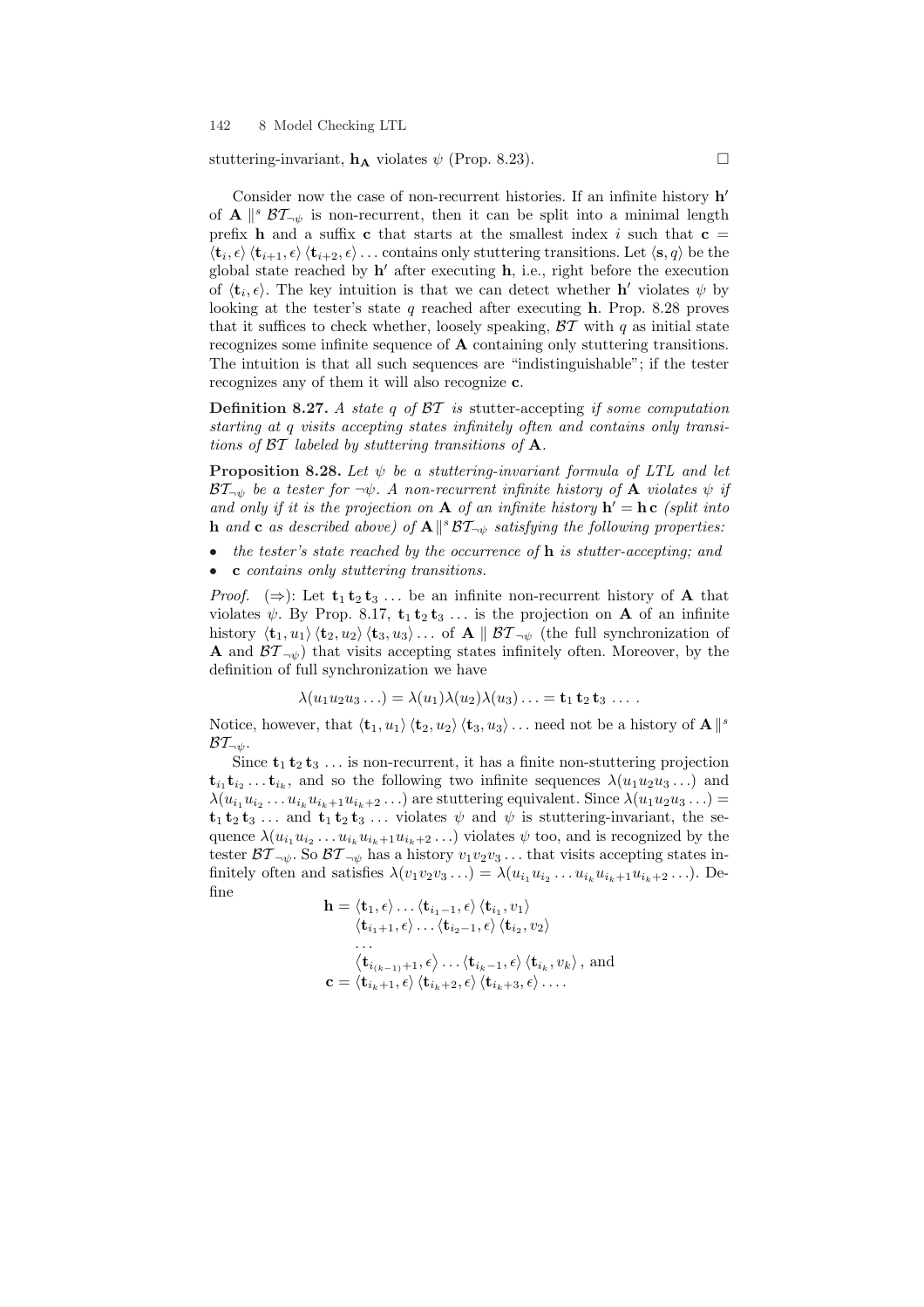stuttering-invariant, $\mathbf{h_A}$ violates $\psi$ (Prop. 8.23). $\square$

Consider now the case of non-recurrent histories. If an infinite history $\mathbf{h}'$ of $\mathbf{A} \parallel^s \mathcal{BT}_{\neg\psi}$ is non-recurrent, then it can be split into a minimal length prefix $\mathbf{h}$ and a suffix $\mathbf{c}$ that starts at the smallest index $i$ such that $\mathbf{c} = \langle \mathbf{t}_i, \epsilon \rangle \langle \mathbf{t}_{i+1}, \epsilon \rangle \langle \mathbf{t}_{i+2}, \epsilon \rangle \ldots$ contains only stuttering transitions. Let $\langle \mathbf{s}, q \rangle$ be the global state reached by $\mathbf{h}'$ after executing $\mathbf{h}$, i.e., right before the execution of $\langle \mathbf{t}_i, \epsilon \rangle$. The key intuition is that we can detect whether $\mathbf{h}'$ violates $\psi$ by looking at the tester's state $q$ reached after executing $\mathbf{h}$. Prop. 8.28 proves that it suffices to check whether, loosely speaking, $\mathcal{BT}$ with $q$ as initial state recognizes some infinite sequence of $\mathbf{A}$ containing only stuttering transitions. The intuition is that all such sequences are "indistinguishable"; if the tester recognizes any of them it will also recognize $\mathbf{c}$.

**Definition 8.27.** *A state $q$ of $\mathcal{BT}$ is* stutter-accepting *if some computation starting at $q$ visits accepting states infinitely often and contains only transitions of $\mathcal{BT}$ labeled by stuttering transitions of $\mathbf{A}$.*

**Proposition 8.28.** *Let $\psi$ be a stuttering-invariant formula of LTL and let $\mathcal{BT}_{\neg\psi}$ be a tester for $\neg\psi$. A non-recurrent infinite history of $\mathbf{A}$ violates $\psi$ if and only if it is the projection on $\mathbf{A}$ of an infinite history $\mathbf{h}' = \mathbf{h}\,\mathbf{c}$ (split into $\mathbf{h}$ and $\mathbf{c}$ as described above) of $\mathbf{A} \parallel^s \mathcal{BT}_{\neg\psi}$ satisfying the following properties:*

- *the tester's state reached by the occurrence of $\mathbf{h}$ is stutter-accepting; and*
- *$\mathbf{c}$ contains only stuttering transitions.*

*Proof.* ($\Rightarrow$): Let $\mathbf{t}_1\,\mathbf{t}_2\,\mathbf{t}_3\,\ldots$ be an infinite non-recurrent history of $\mathbf{A}$ that violates $\psi$. By Prop. 8.17, $\mathbf{t}_1\,\mathbf{t}_2\,\mathbf{t}_3\,\ldots$ is the projection on $\mathbf{A}$ of an infinite history $\langle \mathbf{t}_1, u_1 \rangle \langle \mathbf{t}_2, u_2 \rangle \langle \mathbf{t}_3, u_3 \rangle \ldots$ of $\mathbf{A} \parallel \mathcal{BT}_{\neg\psi}$ (the full synchronization of $\mathbf{A}$ and $\mathcal{BT}_{\neg\psi}$) that visits accepting states infinitely often. Moreover, by the definition of full synchronization we have

$$\lambda(u_1 u_2 u_3 \ldots) = \lambda(u_1)\lambda(u_2)\lambda(u_3)\ldots = \mathbf{t}_1\,\mathbf{t}_2\,\mathbf{t}_3\,\ldots\,.$$

Notice, however, that $\langle \mathbf{t}_1, u_1 \rangle \langle \mathbf{t}_2, u_2 \rangle \langle \mathbf{t}_3, u_3 \rangle \ldots$ need not be a history of $\mathbf{A} \parallel^s \mathcal{BT}_{\neg\psi}$.

Since $\mathbf{t}_1\,\mathbf{t}_2\,\mathbf{t}_3\,\ldots$ is non-recurrent, it has a finite non-stuttering projection $\mathbf{t}_{i_1}\mathbf{t}_{i_2}\ldots\mathbf{t}_{i_k}$, and so the following two infinite sequences $\lambda(u_1 u_2 u_3 \ldots)$ and $\lambda(u_{i_1} u_{i_2} \ldots u_{i_k} u_{i_k+1} u_{i_k+2} \ldots)$ are stuttering equivalent. Since $\lambda(u_1 u_2 u_3 \ldots) = \mathbf{t}_1\,\mathbf{t}_2\,\mathbf{t}_3\,\ldots$ and $\mathbf{t}_1\,\mathbf{t}_2\,\mathbf{t}_3\,\ldots$ violates $\psi$ and $\psi$ is stuttering-invariant, the sequence $\lambda(u_{i_1} u_{i_2} \ldots u_{i_k} u_{i_k+1} u_{i_k+2} \ldots)$ violates $\psi$ too, and is recognized by the tester $\mathcal{BT}_{\neg\psi}$. So $\mathcal{BT}_{\neg\psi}$ has a history $v_1 v_2 v_3 \ldots$ that visits accepting states infinitely often and satisfies $\lambda(v_1 v_2 v_3 \ldots) = \lambda(u_{i_1} u_{i_2} \ldots u_{i_k} u_{i_k+1} u_{i_k+2} \ldots)$. Define

$$\begin{aligned}
\mathbf{h} = {} & \langle \mathbf{t}_1, \epsilon \rangle \ldots \langle \mathbf{t}_{i_1 - 1}, \epsilon \rangle \langle \mathbf{t}_{i_1}, v_1 \rangle \\
& \langle \mathbf{t}_{i_1+1}, \epsilon \rangle \ldots \langle \mathbf{t}_{i_2 - 1}, \epsilon \rangle \langle \mathbf{t}_{i_2}, v_2 \rangle \\
& \ldots \\
& \langle \mathbf{t}_{i_{(k-1)}+1}, \epsilon \rangle \ldots \langle \mathbf{t}_{i_k - 1}, \epsilon \rangle \langle \mathbf{t}_{i_k}, v_k \rangle, \text{ and} \\
\mathbf{c} = {} & \langle \mathbf{t}_{i_k+1}, \epsilon \rangle \langle \mathbf{t}_{i_k+2}, \epsilon \rangle \langle \mathbf{t}_{i_k+3}, \epsilon \rangle \ldots .
\end{aligned}$$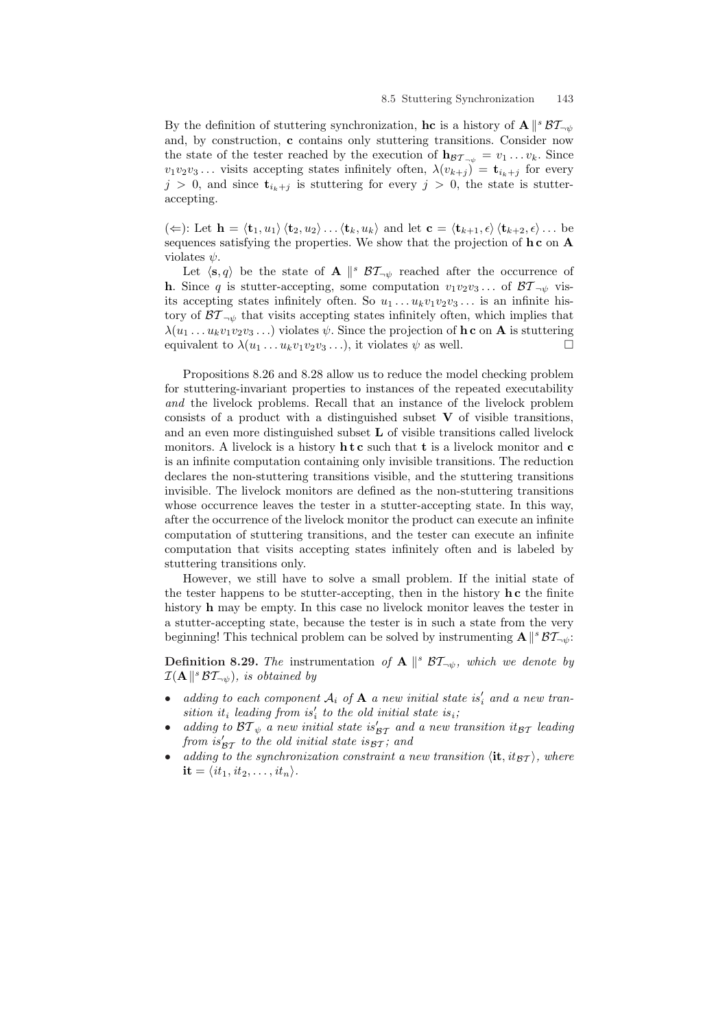By the definition of stuttering synchronization, $\mathbf{hc}$ is a history of $\mathbf{A} \parallel^s \mathcal{BT}_{\neg\psi}$ and, by construction, $\mathbf{c}$ contains only stuttering transitions. Consider now the state of the tester reached by the execution of $\mathbf{h}_{\mathcal{BT}_{\neg\psi}} = v_1 \ldots v_k$. Since $v_1 v_2 v_3 \ldots$ visits accepting states infinitely often, $\lambda(v_{k+j}) = \mathbf{t}_{i_k+j}$ for every $j > 0$, and since $\mathbf{t}_{i_k+j}$ is stuttering for every $j > 0$, the state is stutter-accepting.

($\Leftarrow$): Let $\mathbf{h} = \langle \mathbf{t}_1, u_1 \rangle \langle \mathbf{t}_2, u_2 \rangle \ldots \langle \mathbf{t}_k, u_k \rangle$ and let $\mathbf{c} = \langle \mathbf{t}_{k+1}, \epsilon \rangle \langle \mathbf{t}_{k+2}, \epsilon \rangle \ldots$ be sequences satisfying the properties. We show that the projection of $\mathbf{h}\,\mathbf{c}$ on $\mathbf{A}$ violates $\psi$.

Let $\langle \mathbf{s}, q \rangle$ be the state of $\mathbf{A} \parallel^s \mathcal{BT}_{\neg\psi}$ reached after the occurrence of $\mathbf{h}$. Since $q$ is stutter-accepting, some computation $v_1 v_2 v_3 \ldots$ of $\mathcal{BT}_{\neg\psi}$ visits its accepting states infinitely often. So $u_1 \ldots u_k v_1 v_2 v_3 \ldots$ is an infinite history of $\mathcal{BT}_{\neg\psi}$ that visits accepting states infinitely often, which implies that $\lambda(u_1 \ldots u_k v_1 v_2 v_3 \ldots)$ violates $\psi$. Since the projection of $\mathbf{h}\,\mathbf{c}$ on $\mathbf{A}$ is stuttering equivalent to $\lambda(u_1 \ldots u_k v_1 v_2 v_3 \ldots)$, it violates $\psi$ as well. □

Propositions 8.26 and 8.28 allow us to reduce the model checking problem for stuttering-invariant properties to instances of the repeated executability *and* the livelock problems. Recall that an instance of the livelock problem consists of a product with a distinguished subset $\mathbf{V}$ of visible transitions, and an even more distinguished subset $\mathbf{L}$ of visible transitions called livelock monitors. A livelock is a history $\mathbf{h}\,\mathbf{t}\,\mathbf{c}$ such that $\mathbf{t}$ is a livelock monitor and $\mathbf{c}$ is an infinite computation containing only invisible transitions. The reduction declares the non-stuttering transitions visible, and the stuttering transitions invisible. The livelock monitors are defined as the non-stuttering transitions whose occurrence leaves the tester in a stutter-accepting state. In this way, after the occurrence of the livelock monitor the product can execute an infinite computation of stuttering transitions, and the tester can execute an infinite computation that visits accepting states infinitely often and is labeled by stuttering transitions only.

However, we still have to solve a small problem. If the initial state of the tester happens to be stutter-accepting, then in the history $\mathbf{h}\,\mathbf{c}$ the finite history $\mathbf{h}$ may be empty. In this case no livelock monitor leaves the tester in a stutter-accepting state, because the tester is in such a state from the very beginning! This technical problem can be solved by instrumenting $\mathbf{A} \parallel^s \mathcal{BT}_{\neg\psi}$:

**Definition 8.29.** *The* instrumentation *of* $\mathbf{A} \parallel^s \mathcal{BT}_{\neg\psi}$*, which we denote by* $\mathcal{I}(\mathbf{A} \parallel^s \mathcal{BT}_{\neg\psi})$*, is obtained by*

- *adding to each component* $\mathcal{A}_i$ *of* $\mathbf{A}$ *a new initial state* $is'_i$ *and a new transition* $it_i$ *leading from* $is'_i$ *to the old initial state* $is_i$*;*
- *adding to* $\mathcal{BT}_\psi$ *a new initial state* $is'_{\mathcal{BT}}$ *and a new transition* $it_{\mathcal{BT}}$ *leading from* $is'_{\mathcal{BT}}$ *to the old initial state* $is_{\mathcal{BT}}$*; and*
- *adding to the synchronization constraint a new transition* $\langle \mathbf{it}, it_{\mathcal{BT}} \rangle$*, where* $\mathbf{it} = \langle it_1, it_2, \ldots, it_n \rangle$*.*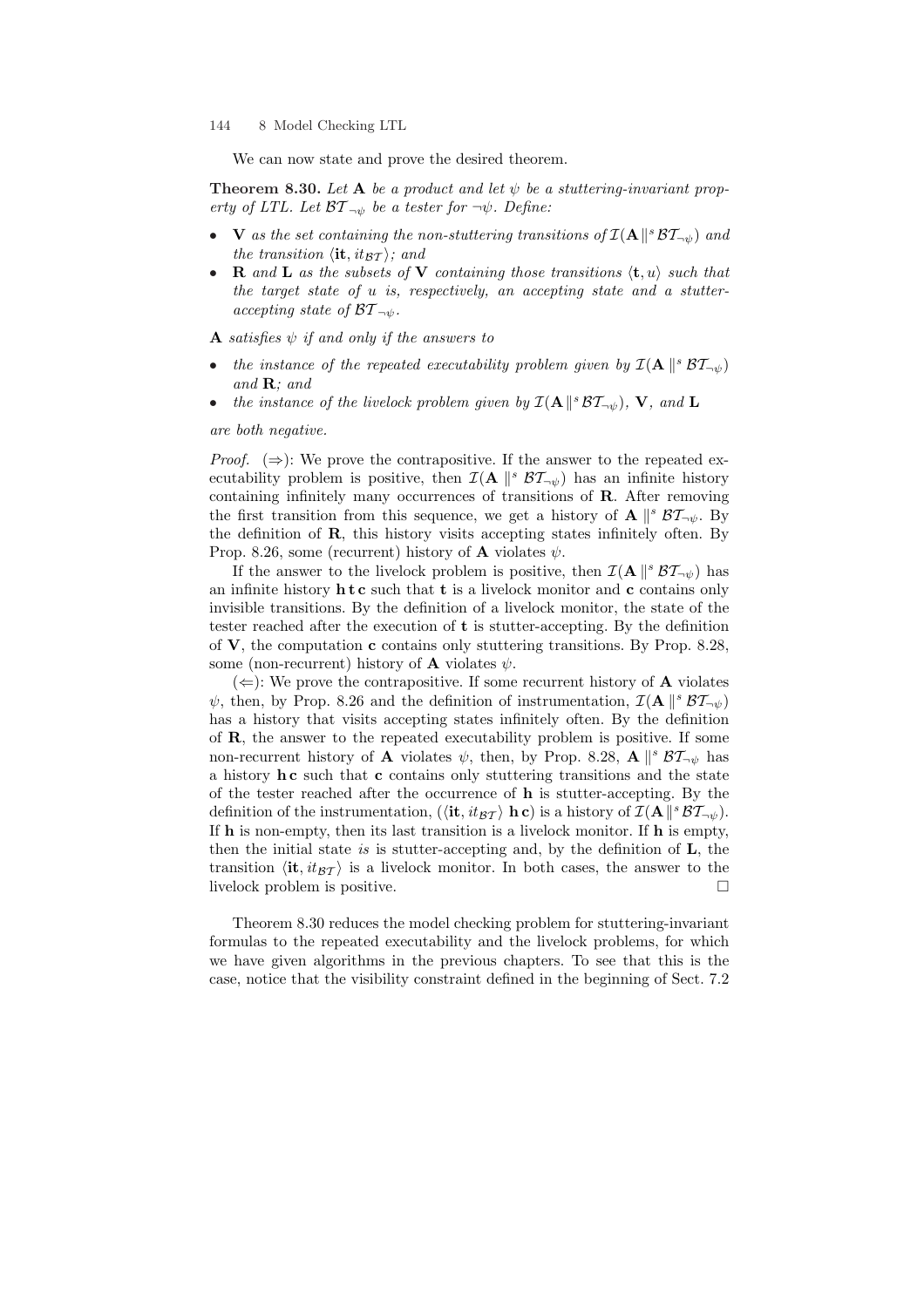We can now state and prove the desired theorem.

**Theorem 8.30.** *Let* $\mathbf{A}$ *be a product and let* $\psi$ *be a stuttering-invariant property of LTL. Let* $\mathcal{BT}_{\neg\psi}$ *be a tester for* $\neg\psi$*. Define:*

- $\mathbf{V}$ *as the set containing the non-stuttering transitions of* $\mathcal{I}(\mathbf{A} \parallel^s \mathcal{BT}_{\neg\psi})$ *and the transition* $\langle \mathbf{it}, it_{\mathcal{BT}} \rangle$*; and*
- $\mathbf{R}$ *and* $\mathbf{L}$ *as the subsets of* $\mathbf{V}$ *containing those transitions* $\langle \mathbf{t}, u \rangle$ *such that the target state of* $u$ *is, respectively, an accepting state and a stutter-accepting state of* $\mathcal{BT}_{\neg\psi}$*.*

$\mathbf{A}$ *satisfies* $\psi$ *if and only if the answers to*

- *the instance of the repeated executability problem given by* $\mathcal{I}(\mathbf{A} \parallel^s \mathcal{BT}_{\neg\psi})$ *and* $\mathbf{R}$*; and*
- *the instance of the livelock problem given by* $\mathcal{I}(\mathbf{A} \parallel^s \mathcal{BT}_{\neg\psi})$*,* $\mathbf{V}$*, and* $\mathbf{L}$

*are both negative.*

*Proof.* ($\Rightarrow$): We prove the contrapositive. If the answer to the repeated executability problem is positive, then $\mathcal{I}(\mathbf{A} \parallel^s \mathcal{BT}_{\neg\psi})$ has an infinite history containing infinitely many occurrences of transitions of $\mathbf{R}$. After removing the first transition from this sequence, we get a history of $\mathbf{A} \parallel^s \mathcal{BT}_{\neg\psi}$. By the definition of $\mathbf{R}$, this history visits accepting states infinitely often. By Prop. 8.26, some (recurrent) history of $\mathbf{A}$ violates $\psi$.

If the answer to the livelock problem is positive, then $\mathcal{I}(\mathbf{A} \parallel^s \mathcal{BT}_{\neg\psi})$ has an infinite history $\mathbf{h}\,\mathbf{t}\,\mathbf{c}$ such that $\mathbf{t}$ is a livelock monitor and $\mathbf{c}$ contains only invisible transitions. By the definition of a livelock monitor, the state of the tester reached after the execution of $\mathbf{t}$ is stutter-accepting. By the definition of $\mathbf{V}$, the computation $\mathbf{c}$ contains only stuttering transitions. By Prop. 8.28, some (non-recurrent) history of $\mathbf{A}$ violates $\psi$.

($\Leftarrow$): We prove the contrapositive. If some recurrent history of $\mathbf{A}$ violates $\psi$, then, by Prop. 8.26 and the definition of instrumentation, $\mathcal{I}(\mathbf{A} \parallel^s \mathcal{BT}_{\neg\psi})$ has a history that visits accepting states infinitely often. By the definition of $\mathbf{R}$, the answer to the repeated executability problem is positive. If some non-recurrent history of $\mathbf{A}$ violates $\psi$, then, by Prop. 8.28, $\mathbf{A} \parallel^s \mathcal{BT}_{\neg\psi}$ has a history $\mathbf{h}\,\mathbf{c}$ such that $\mathbf{c}$ contains only stuttering transitions and the state of the tester reached after the occurrence of $\mathbf{h}$ is stutter-accepting. By the definition of the instrumentation, ($\langle \mathbf{it}, it_{\mathcal{BT}} \rangle\, \mathbf{h}\,\mathbf{c}$) is a history of $\mathcal{I}(\mathbf{A} \parallel^s \mathcal{BT}_{\neg\psi})$. If $\mathbf{h}$ is non-empty, then its last transition is a livelock monitor. If $\mathbf{h}$ is empty, then the initial state *is* stutter-accepting and, by the definition of $\mathbf{L}$, the transition $\langle \mathbf{it}, it_{\mathcal{BT}} \rangle$ is a livelock monitor. In both cases, the answer to the livelock problem is positive. □

Theorem 8.30 reduces the model checking problem for stuttering-invariant formulas to the repeated executability and the livelock problems, for which we have given algorithms in the previous chapters. To see that this is the case, notice that the visibility constraint defined in the beginning of Sect. 7.2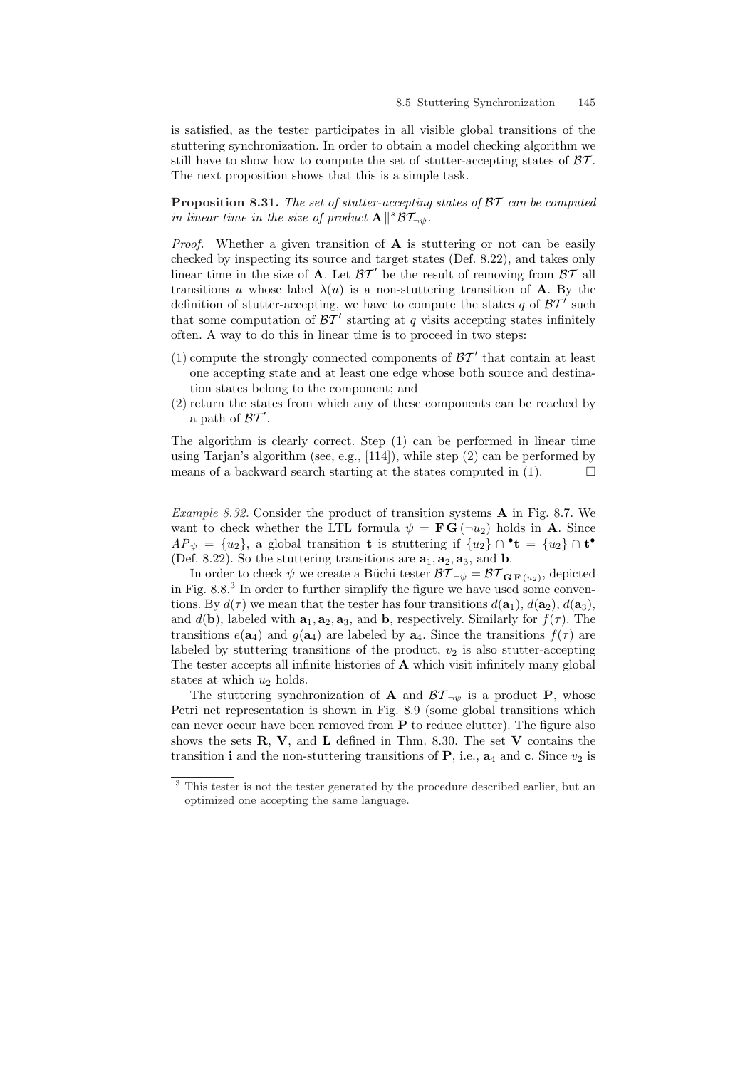is satisfied, as the tester participates in all visible global transitions of the stuttering synchronization. In order to obtain a model checking algorithm we still have to show how to compute the set of stutter-accepting states of $\mathcal{BT}$. The next proposition shows that this is a simple task.

**Proposition 8.31.** *The set of stutter-accepting states of $\mathcal{BT}$ can be computed in linear time in the size of product $\mathbf{A} \parallel^s \mathcal{BT}_{\neg\psi}$.*

*Proof.* Whether a given transition of $\mathbf{A}$ is stuttering or not can be easily checked by inspecting its source and target states (Def. 8.22), and takes only linear time in the size of $\mathbf{A}$. Let $\mathcal{BT}'$ be the result of removing from $\mathcal{BT}$ all transitions $u$ whose label $\lambda(u)$ is a non-stuttering transition of $\mathbf{A}$. By the definition of stutter-accepting, we have to compute the states $q$ of $\mathcal{BT}'$ such that some computation of $\mathcal{BT}'$ starting at $q$ visits accepting states infinitely often. A way to do this in linear time is to proceed in two steps:

(1) compute the strongly connected components of $\mathcal{BT}'$ that contain at least one accepting state and at least one edge whose both source and destination states belong to the component; and
(2) return the states from which any of these components can be reached by a path of $\mathcal{BT}'$.

The algorithm is clearly correct. Step (1) can be performed in linear time using Tarjan's algorithm (see, e.g., [114]), while step (2) can be performed by means of a backward search starting at the states computed in (1). $\square$

*Example 8.32.* Consider the product of transition systems $\mathbf{A}$ in Fig. 8.7. We want to check whether the LTL formula $\psi = \mathbf{F}\,\mathbf{G}\,(\neg u_2)$ holds in $\mathbf{A}$. Since $AP_\psi = \{u_2\}$, a global transition $\mathbf{t}$ is stuttering if $\{u_2\} \cap {}^\bullet\mathbf{t} = \{u_2\} \cap \mathbf{t}^\bullet$ (Def. 8.22). So the stuttering transitions are $\mathbf{a}_1, \mathbf{a}_2, \mathbf{a}_3$, and $\mathbf{b}$.

In order to check $\psi$ we create a Büchi tester $\mathcal{BT}_{\neg\psi} = \mathcal{BT}_{\mathbf{G}\,\mathbf{F}\,(u_2)}$, depicted in Fig. 8.8.[3] In order to further simplify the figure we have used some conventions. By $d(\tau)$ we mean that the tester has four transitions $d(\mathbf{a}_1)$, $d(\mathbf{a}_2)$, $d(\mathbf{a}_3)$, and $d(\mathbf{b})$, labeled with $\mathbf{a}_1, \mathbf{a}_2, \mathbf{a}_3$, and $\mathbf{b}$, respectively. Similarly for $f(\tau)$. The transitions $e(\mathbf{a}_4)$ and $g(\mathbf{a}_4)$ are labeled by $\mathbf{a}_4$. Since the transitions $f(\tau)$ are labeled by stuttering transitions of the product, $v_2$ is also stutter-accepting The tester accepts all infinite histories of $\mathbf{A}$ which visit infinitely many global states at which $u_2$ holds.

The stuttering synchronization of $\mathbf{A}$ and $\mathcal{BT}_{\neg\psi}$ is a product $\mathbf{P}$, whose Petri net representation is shown in Fig. 8.9 (some global transitions which can never occur have been removed from $\mathbf{P}$ to reduce clutter). The figure also shows the sets $\mathbf{R}$, $\mathbf{V}$, and $\mathbf{L}$ defined in Thm. 8.30. The set $\mathbf{V}$ contains the transition $\mathbf{i}$ and the non-stuttering transitions of $\mathbf{P}$, i.e., $\mathbf{a}_4$ and $\mathbf{c}$. Since $v_2$ is

---

[3] This tester is not the tester generated by the procedure described earlier, but an optimized one accepting the same language.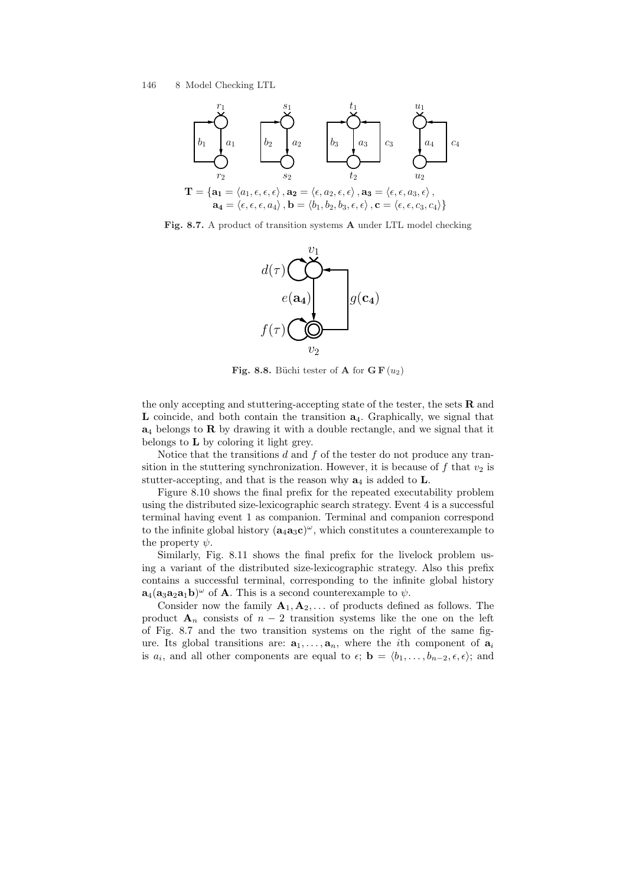$$\mathbf{T} = \{\mathbf{a_1} = \langle a_1, \epsilon, \epsilon, \epsilon \rangle, \mathbf{a_2} = \langle \epsilon, a_2, \epsilon, \epsilon \rangle, \mathbf{a_3} = \langle \epsilon, \epsilon, a_3, \epsilon \rangle,$$
$$\mathbf{a_4} = \langle \epsilon, \epsilon, \epsilon, a_4 \rangle, \mathbf{b} = \langle b_1, b_2, b_3, \epsilon, \epsilon \rangle, \mathbf{c} = \langle \epsilon, \epsilon, c_3, c_4 \rangle\}$$

**Fig. 8.7.** A product of transition systems **A** under LTL model checking

**Fig. 8.8.** Büchi tester of **A** for $\mathbf{G}\,\mathbf{F}\,(u_2)$

the only accepting and stuttering-accepting state of the tester, the sets **R** and **L** coincide, and both contain the transition $\mathbf{a}_4$. Graphically, we signal that $\mathbf{a}_4$ belongs to **R** by drawing it with a double rectangle, and we signal that it belongs to **L** by coloring it light grey.

Notice that the transitions $d$ and $f$ of the tester do not produce any transition in the stuttering synchronization. However, it is because of $f$ that $v_2$ is stutter-accepting, and that is the reason why $\mathbf{a}_4$ is added to **L**.

Figure 8.10 shows the final prefix for the repeated executability problem using the distributed size-lexicographic search strategy. Event 4 is a successful terminal having event 1 as companion. Terminal and companion correspond to the infinite global history $(\mathbf{a}_4\mathbf{a}_3\mathbf{c})^\omega$, which constitutes a counterexample to the property $\psi$.

Similarly, Fig. 8.11 shows the final prefix for the livelock problem using a variant of the distributed size-lexicographic strategy. Also this prefix contains a successful terminal, corresponding to the infinite global history $\mathbf{a}_4(\mathbf{a}_3\mathbf{a}_2\mathbf{a}_1\mathbf{b})^\omega$ of **A**. This is a second counterexample to $\psi$.

Consider now the family $\mathbf{A}_1, \mathbf{A}_2, \ldots$ of products defined as follows. The product $\mathbf{A}_n$ consists of $n-2$ transition systems like the one on the left of Fig. 8.7 and the two transition systems on the right of the same figure. Its global transitions are: $\mathbf{a}_1, \ldots, \mathbf{a}_n$, where the $i$th component of $\mathbf{a}_i$ is $a_i$, and all other components are equal to $\epsilon$; $\mathbf{b} = \langle b_1, \ldots, b_{n-2}, \epsilon, \epsilon \rangle$; and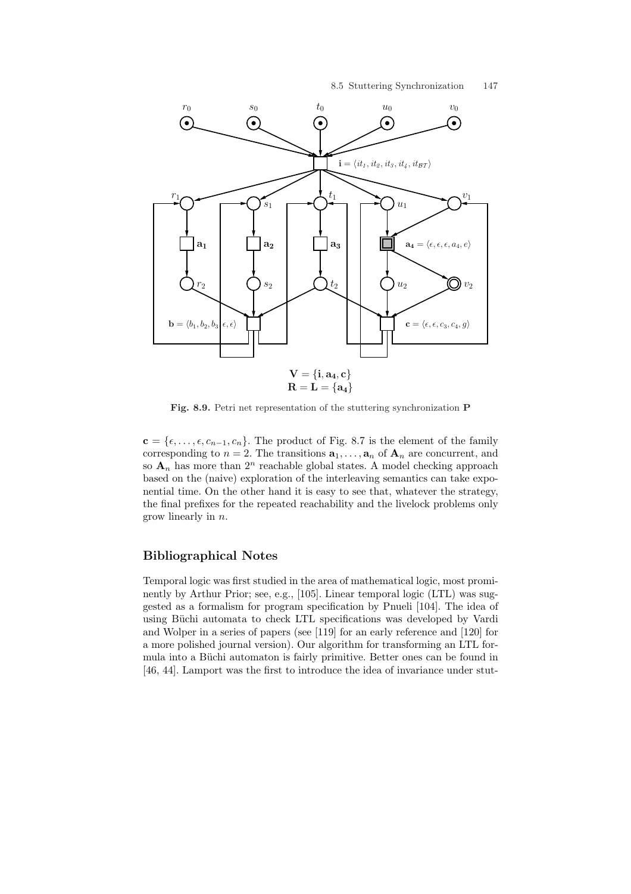**Fig. 8.9.** Petri net representation of the stuttering synchronization **P**

$\mathbf{c} = \{\epsilon, \ldots, \epsilon, c_{n-1}, c_n\}$. The product of Fig. 8.7 is the element of the family corresponding to $n = 2$. The transitions $\mathbf{a}_1, \ldots, \mathbf{a}_n$ of $\mathbf{A}_n$ are concurrent, and so $\mathbf{A}_n$ has more than $2^n$ reachable global states. A model checking approach based on the (naive) exploration of the interleaving semantics can take exponential time. On the other hand it is easy to see that, whatever the strategy, the final prefixes for the repeated reachability and the livelock problems only grow linearly in $n$.

## Bibliographical Notes

Temporal logic was first studied in the area of mathematical logic, most prominently by Arthur Prior; see, e.g., [105]. Linear temporal logic (LTL) was suggested as a formalism for program specification by Pnueli [104]. The idea of using Büchi automata to check LTL specifications was developed by Vardi and Wolper in a series of papers (see [119] for an early reference and [120] for a more polished journal version). Our algorithm for transforming an LTL formula into a Büchi automaton is fairly primitive. Better ones can be found in [46, 44]. Lamport was the first to introduce the idea of invariance under stut-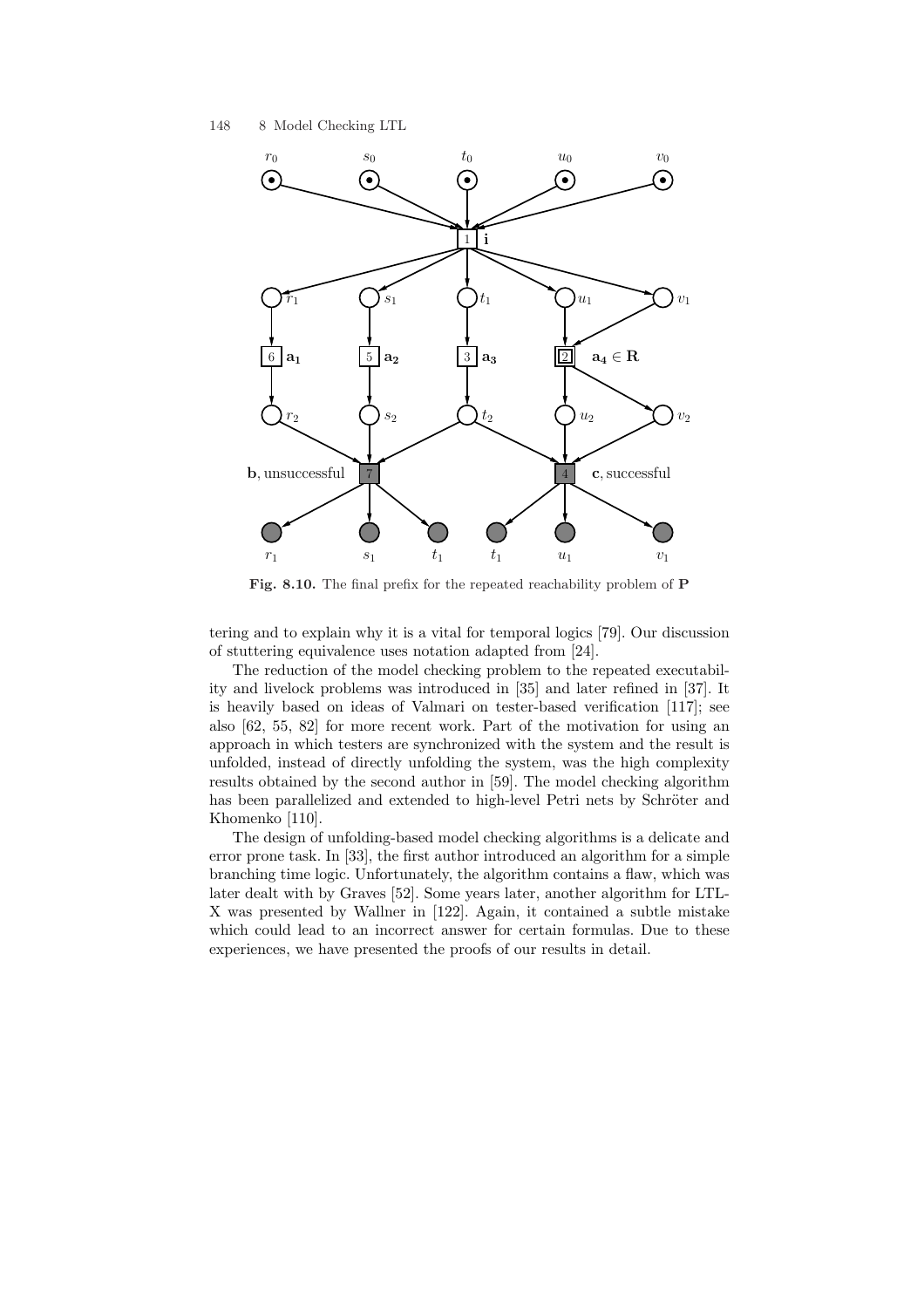**Fig. 8.10.** The final prefix for the repeated reachability problem of **P**

tering and to explain why it is a vital for temporal logics [79]. Our discussion of stuttering equivalence uses notation adapted from [24].

The reduction of the model checking problem to the repeated executability and livelock problems was introduced in [35] and later refined in [37]. It is heavily based on ideas of Valmari on tester-based verification [117]; see also [62, 55, 82] for more recent work. Part of the motivation for using an approach in which testers are synchronized with the system and the result is unfolded, instead of directly unfolding the system, was the high complexity results obtained by the second author in [59]. The model checking algorithm has been parallelized and extended to high-level Petri nets by Schröter and Khomenko [110].

The design of unfolding-based model checking algorithms is a delicate and error prone task. In [33], the first author introduced an algorithm for a simple branching time logic. Unfortunately, the algorithm contains a flaw, which was later dealt with by Graves [52]. Some years later, another algorithm for LTL-X was presented by Wallner in [122]. Again, it contained a subtle mistake which could lead to an incorrect answer for certain formulas. Due to these experiences, we have presented the proofs of our results in detail.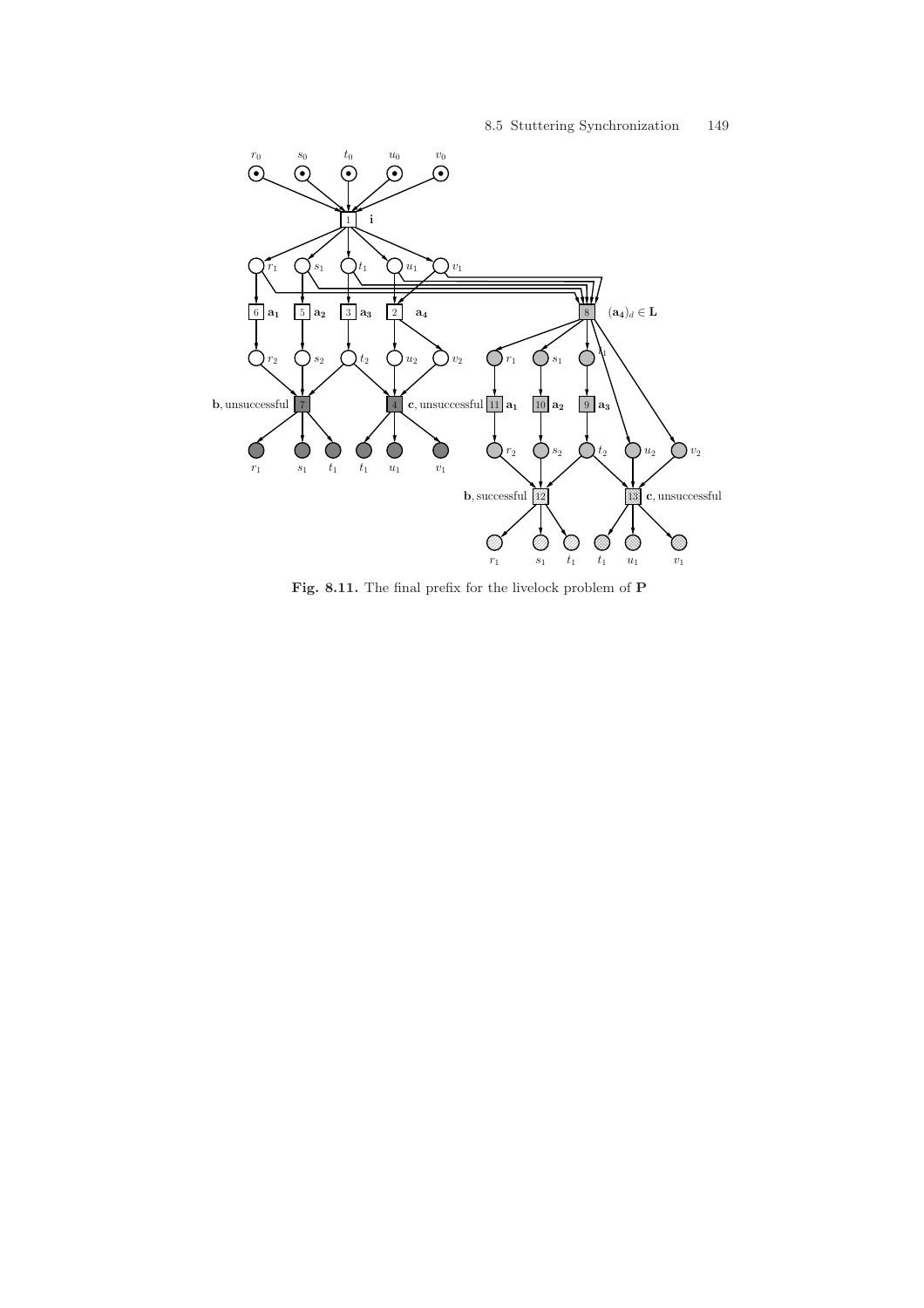Fig. 8.11. The final prefix for the livelock problem of **P**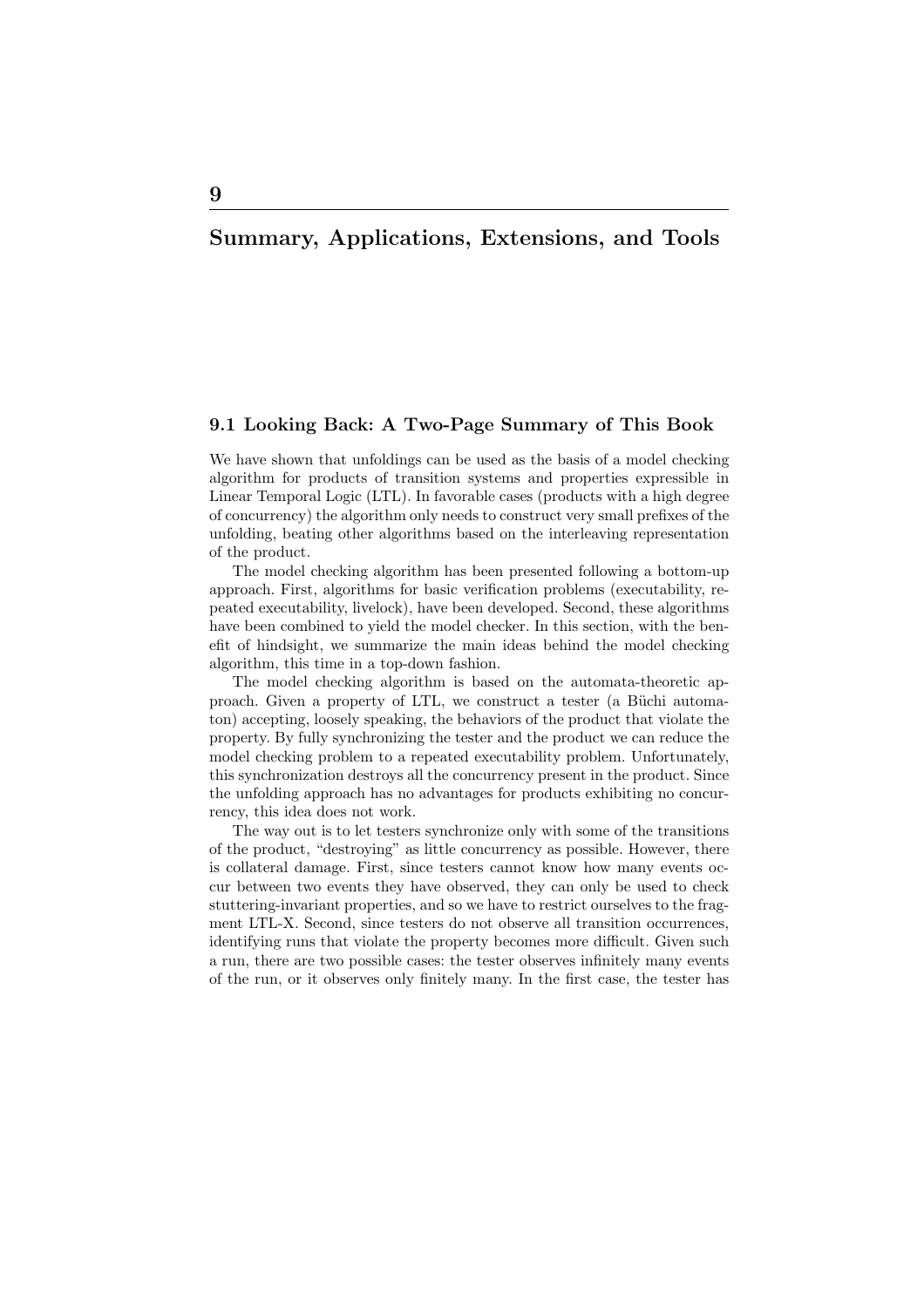# 9

# Summary, Applications, Extensions, and Tools

## 9.1 Looking Back: A Two-Page Summary of This Book

We have shown that unfoldings can be used as the basis of a model checking algorithm for products of transition systems and properties expressible in Linear Temporal Logic (LTL). In favorable cases (products with a high degree of concurrency) the algorithm only needs to construct very small prefixes of the unfolding, beating other algorithms based on the interleaving representation of the product.

The model checking algorithm has been presented following a bottom-up approach. First, algorithms for basic verification problems (executability, repeated executability, livelock), have been developed. Second, these algorithms have been combined to yield the model checker. In this section, with the benefit of hindsight, we summarize the main ideas behind the model checking algorithm, this time in a top-down fashion.

The model checking algorithm is based on the automata-theoretic approach. Given a property of LTL, we construct a tester (a Büchi automaton) accepting, loosely speaking, the behaviors of the product that violate the property. By fully synchronizing the tester and the product we can reduce the model checking problem to a repeated executability problem. Unfortunately, this synchronization destroys all the concurrency present in the product. Since the unfolding approach has no advantages for products exhibiting no concurrency, this idea does not work.

The way out is to let testers synchronize only with some of the transitions of the product, "destroying" as little concurrency as possible. However, there is collateral damage. First, since testers cannot know how many events occur between two events they have observed, they can only be used to check stuttering-invariant properties, and so we have to restrict ourselves to the fragment LTL-X. Second, since testers do not observe all transition occurrences, identifying runs that violate the property becomes more difficult. Given such a run, there are two possible cases: the tester observes infinitely many events of the run, or it observes only finitely many. In the first case, the tester has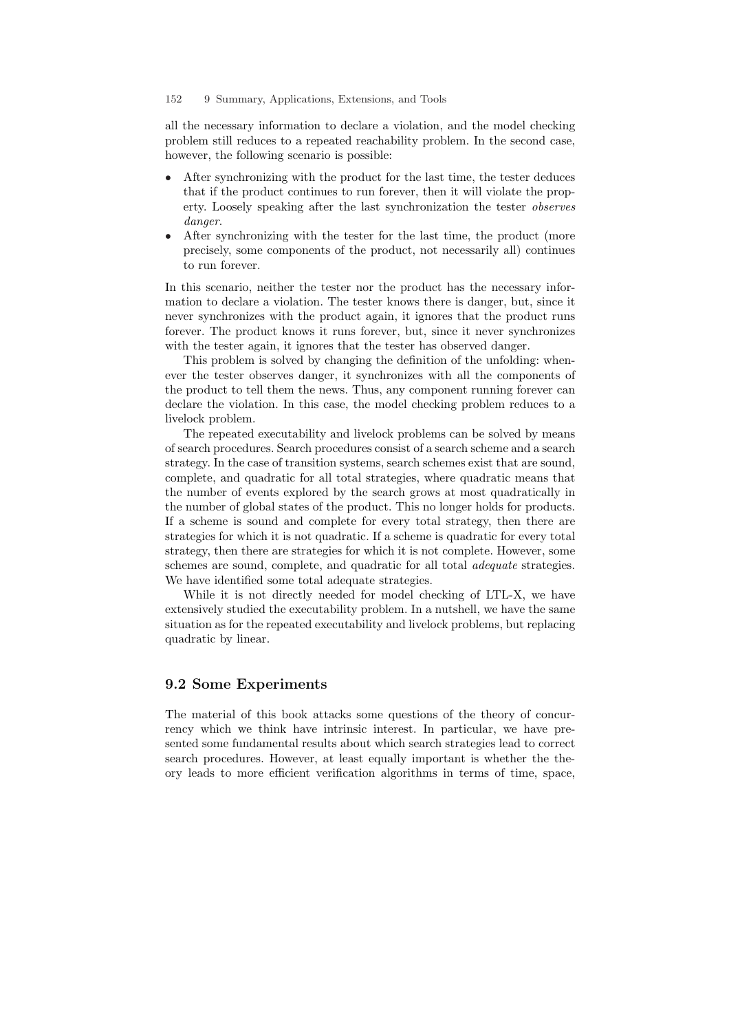all the necessary information to declare a violation, and the model checking problem still reduces to a repeated reachability problem. In the second case, however, the following scenario is possible:

- After synchronizing with the product for the last time, the tester deduces that if the product continues to run forever, then it will violate the property. Loosely speaking after the last synchronization the tester *observes danger*.
- After synchronizing with the tester for the last time, the product (more precisely, some components of the product, not necessarily all) continues to run forever.

In this scenario, neither the tester nor the product has the necessary information to declare a violation. The tester knows there is danger, but, since it never synchronizes with the product again, it ignores that the product runs forever. The product knows it runs forever, but, since it never synchronizes with the tester again, it ignores that the tester has observed danger.

This problem is solved by changing the definition of the unfolding: whenever the tester observes danger, it synchronizes with all the components of the product to tell them the news. Thus, any component running forever can declare the violation. In this case, the model checking problem reduces to a livelock problem.

The repeated executability and livelock problems can be solved by means of search procedures. Search procedures consist of a search scheme and a search strategy. In the case of transition systems, search schemes exist that are sound, complete, and quadratic for all total strategies, where quadratic means that the number of events explored by the search grows at most quadratically in the number of global states of the product. This no longer holds for products. If a scheme is sound and complete for every total strategy, then there are strategies for which it is not quadratic. If a scheme is quadratic for every total strategy, then there are strategies for which it is not complete. However, some schemes are sound, complete, and quadratic for all total *adequate* strategies. We have identified some total adequate strategies.

While it is not directly needed for model checking of LTL-X, we have extensively studied the executability problem. In a nutshell, we have the same situation as for the repeated executability and livelock problems, but replacing quadratic by linear.

## 9.2 Some Experiments

The material of this book attacks some questions of the theory of concurrency which we think have intrinsic interest. In particular, we have presented some fundamental results about which search strategies lead to correct search procedures. However, at least equally important is whether the theory leads to more efficient verification algorithms in terms of time, space,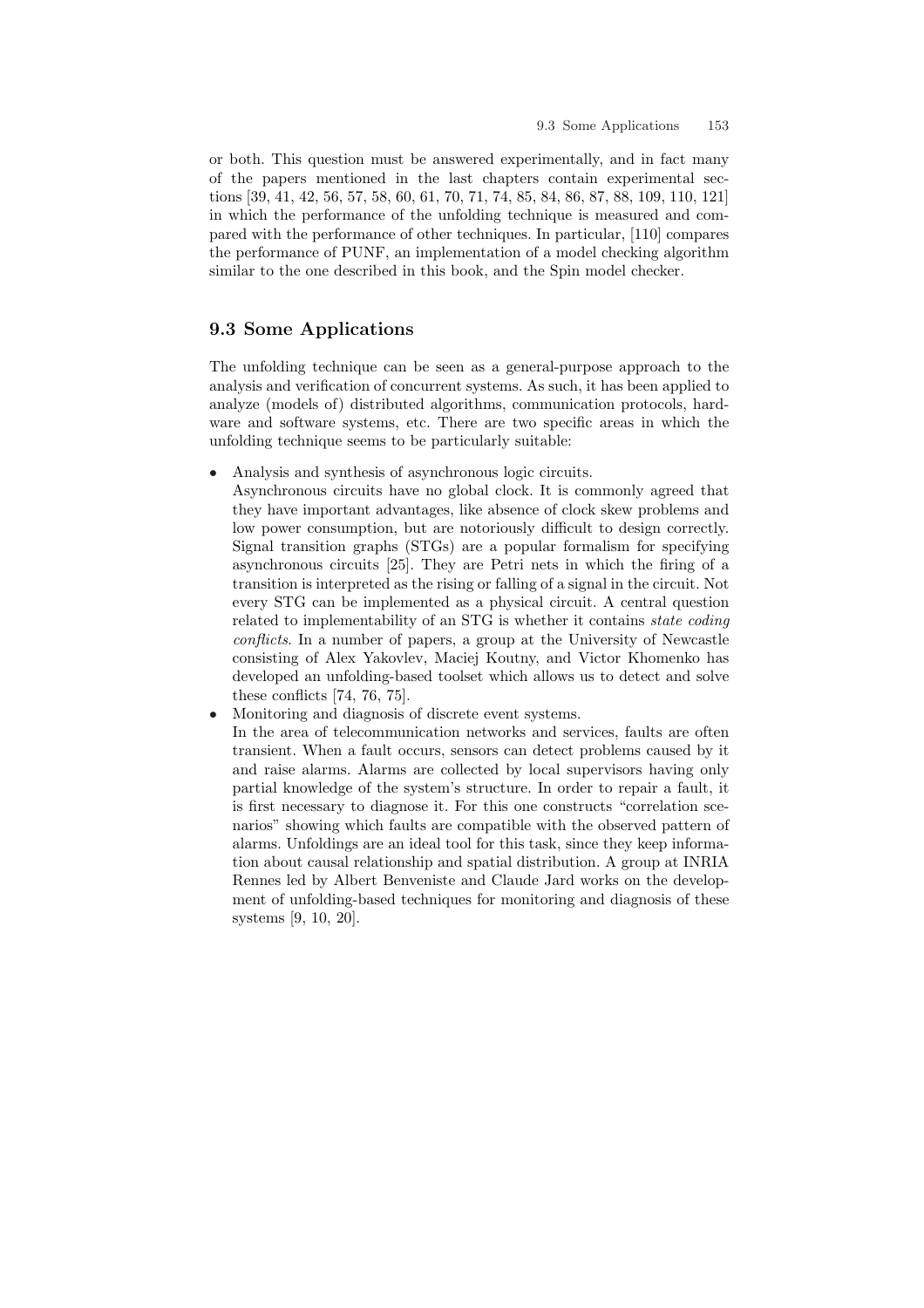or both. This question must be answered experimentally, and in fact many of the papers mentioned in the last chapters contain experimental sections [39, 41, 42, 56, 57, 58, 60, 61, 70, 71, 74, 85, 84, 86, 87, 88, 109, 110, 121] in which the performance of the unfolding technique is measured and compared with the performance of other techniques. In particular, [110] compares the performance of PUNF, an implementation of a model checking algorithm similar to the one described in this book, and the Spin model checker.

## 9.3 Some Applications

The unfolding technique can be seen as a general-purpose approach to the analysis and verification of concurrent systems. As such, it has been applied to analyze (models of) distributed algorithms, communication protocols, hardware and software systems, etc. There are two specific areas in which the unfolding technique seems to be particularly suitable:

- Analysis and synthesis of asynchronous logic circuits.
  Asynchronous circuits have no global clock. It is commonly agreed that they have important advantages, like absence of clock skew problems and low power consumption, but are notoriously difficult to design correctly. Signal transition graphs (STGs) are a popular formalism for specifying asynchronous circuits [25]. They are Petri nets in which the firing of a transition is interpreted as the rising or falling of a signal in the circuit. Not every STG can be implemented as a physical circuit. A central question related to implementability of an STG is whether it contains *state coding conflicts*. In a number of papers, a group at the University of Newcastle consisting of Alex Yakovlev, Maciej Koutny, and Victor Khomenko has developed an unfolding-based toolset which allows us to detect and solve these conflicts [74, 76, 75].
- Monitoring and diagnosis of discrete event systems.
  In the area of telecommunication networks and services, faults are often transient. When a fault occurs, sensors can detect problems caused by it and raise alarms. Alarms are collected by local supervisors having only partial knowledge of the system's structure. In order to repair a fault, it is first necessary to diagnose it. For this one constructs "correlation scenarios" showing which faults are compatible with the observed pattern of alarms. Unfoldings are an ideal tool for this task, since they keep information about causal relationship and spatial distribution. A group at INRIA Rennes led by Albert Benveniste and Claude Jard works on the development of unfolding-based techniques for monitoring and diagnosis of these systems [9, 10, 20].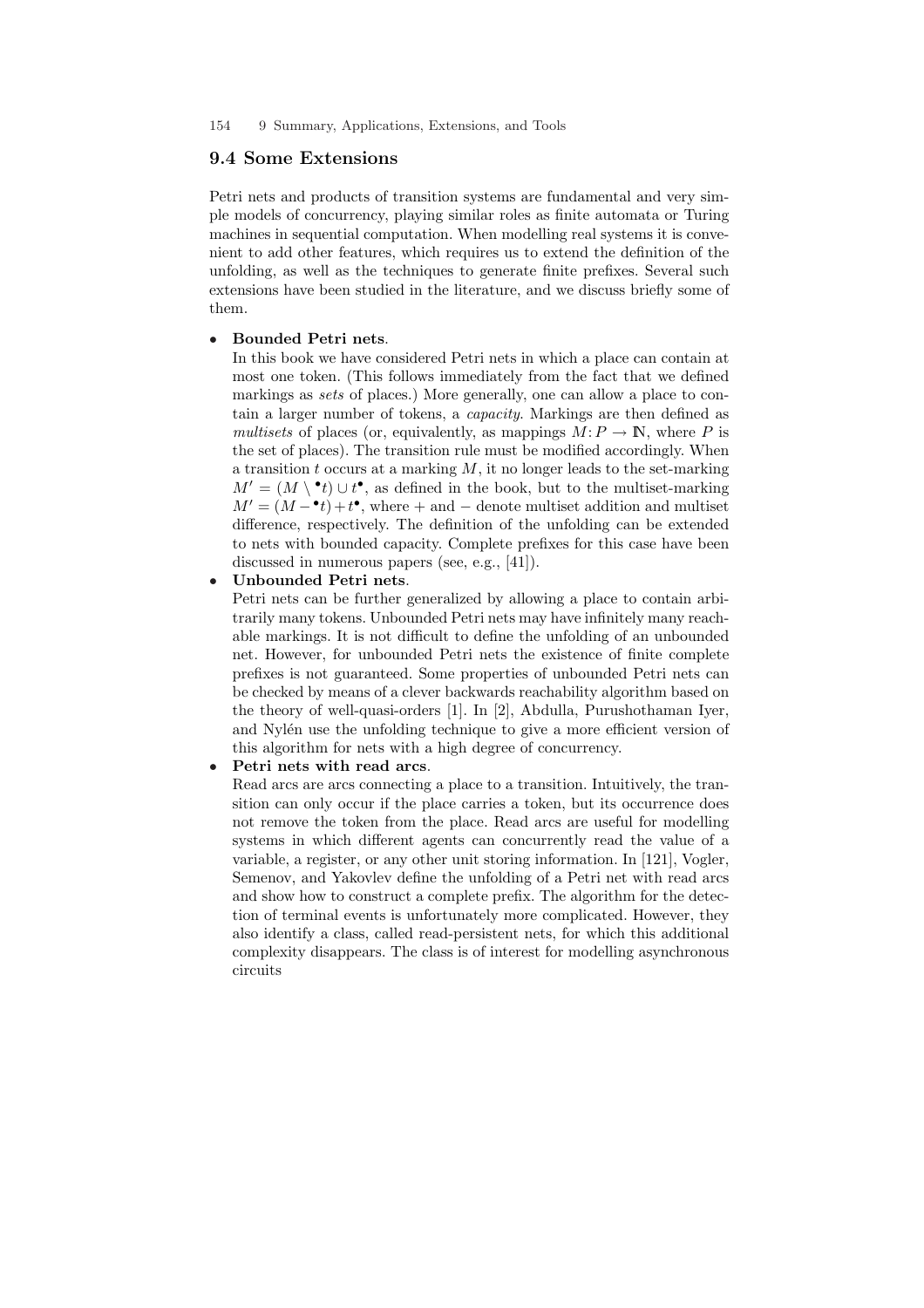## 9.4 Some Extensions

Petri nets and products of transition systems are fundamental and very simple models of concurrency, playing similar roles as finite automata or Turing machines in sequential computation. When modelling real systems it is convenient to add other features, which requires us to extend the definition of the unfolding, as well as the techniques to generate finite prefixes. Several such extensions have been studied in the literature, and we discuss briefly some of them.

- **Bounded Petri nets**.
  In this book we have considered Petri nets in which a place can contain at most one token. (This follows immediately from the fact that we defined markings as *sets* of places.) More generally, one can allow a place to contain a larger number of tokens, a *capacity*. Markings are then defined as *multisets* of places (or, equivalently, as mappings $M: P \to \mathbb{N}$, where $P$ is the set of places). The transition rule must be modified accordingly. When a transition $t$ occurs at a marking $M$, it no longer leads to the set-marking $M' = (M \setminus {}^{\bullet}t) \cup t^{\bullet}$, as defined in the book, but to the multiset-marking $M' = (M - {}^{\bullet}t) + t^{\bullet}$, where $+$ and $-$ denote multiset addition and multiset difference, respectively. The definition of the unfolding can be extended to nets with bounded capacity. Complete prefixes for this case have been discussed in numerous papers (see, e.g., [41]).
- **Unbounded Petri nets**.
  Petri nets can be further generalized by allowing a place to contain arbitrarily many tokens. Unbounded Petri nets may have infinitely many reachable markings. It is not difficult to define the unfolding of an unbounded net. However, for unbounded Petri nets the existence of finite complete prefixes is not guaranteed. Some properties of unbounded Petri nets can be checked by means of a clever backwards reachability algorithm based on the theory of well-quasi-orders [1]. In [2], Abdulla, Purushothaman Iyer, and Nylén use the unfolding technique to give a more efficient version of this algorithm for nets with a high degree of concurrency.
- **Petri nets with read arcs**.
  Read arcs are arcs connecting a place to a transition. Intuitively, the transition can only occur if the place carries a token, but its occurrence does not remove the token from the place. Read arcs are useful for modelling systems in which different agents can concurrently read the value of a variable, a register, or any other unit storing information. In [121], Vogler, Semenov, and Yakovlev define the unfolding of a Petri net with read arcs and show how to construct a complete prefix. The algorithm for the detection of terminal events is unfortunately more complicated. However, they also identify a class, called read-persistent nets, for which this additional complexity disappears. The class is of interest for modelling asynchronous circuits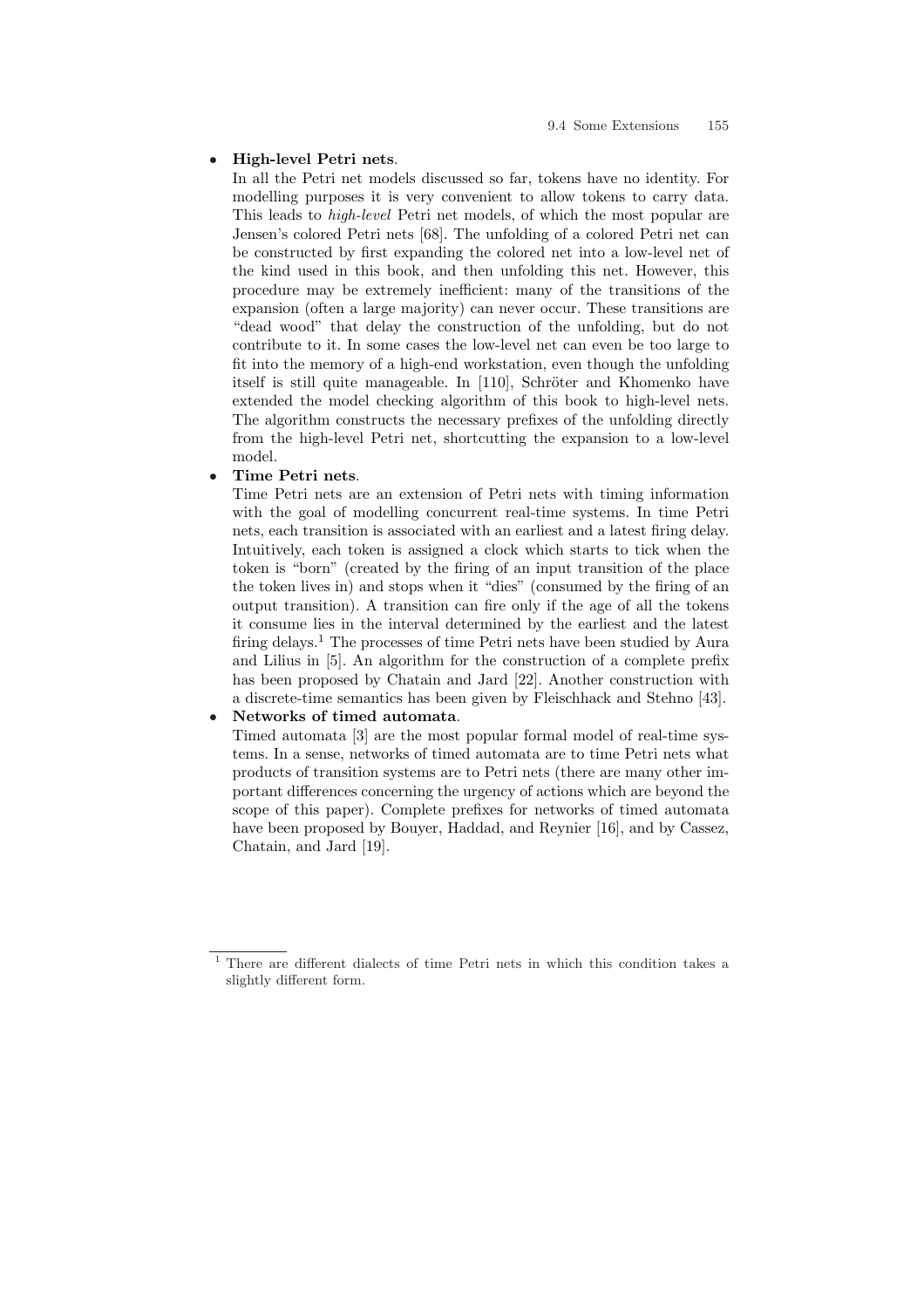- **High-level Petri nets**.
  In all the Petri net models discussed so far, tokens have no identity. For modelling purposes it is very convenient to allow tokens to carry data. This leads to *high-level* Petri net models, of which the most popular are Jensen's colored Petri nets [68]. The unfolding of a colored Petri net can be constructed by first expanding the colored net into a low-level net of the kind used in this book, and then unfolding this net. However, this procedure may be extremely inefficient: many of the transitions of the expansion (often a large majority) can never occur. These transitions are "dead wood" that delay the construction of the unfolding, but do not contribute to it. In some cases the low-level net can even be too large to fit into the memory of a high-end workstation, even though the unfolding itself is still quite manageable. In [110], Schröter and Khomenko have extended the model checking algorithm of this book to high-level nets. The algorithm constructs the necessary prefixes of the unfolding directly from the high-level Petri net, shortcutting the expansion to a low-level model.
- **Time Petri nets**.
  Time Petri nets are an extension of Petri nets with timing information with the goal of modelling concurrent real-time systems. In time Petri nets, each transition is associated with an earliest and a latest firing delay. Intuitively, each token is assigned a clock which starts to tick when the token is "born" (created by the firing of an input transition of the place the token lives in) and stops when it "dies" (consumed by the firing of an output transition). A transition can fire only if the age of all the tokens it consume lies in the interval determined by the earliest and the latest firing delays.[1] The processes of time Petri nets have been studied by Aura and Lilius in [5]. An algorithm for the construction of a complete prefix has been proposed by Chatain and Jard [22]. Another construction with a discrete-time semantics has been given by Fleischhack and Stehno [43].
- **Networks of timed automata**.
  Timed automata [3] are the most popular formal model of real-time systems. In a sense, networks of timed automata are to time Petri nets what products of transition systems are to Petri nets (there are many other important differences concerning the urgency of actions which are beyond the scope of this paper). Complete prefixes for networks of timed automata have been proposed by Bouyer, Haddad, and Reynier [16], and by Cassez, Chatain, and Jard [19].

[1] There are different dialects of time Petri nets in which this condition takes a slightly different form.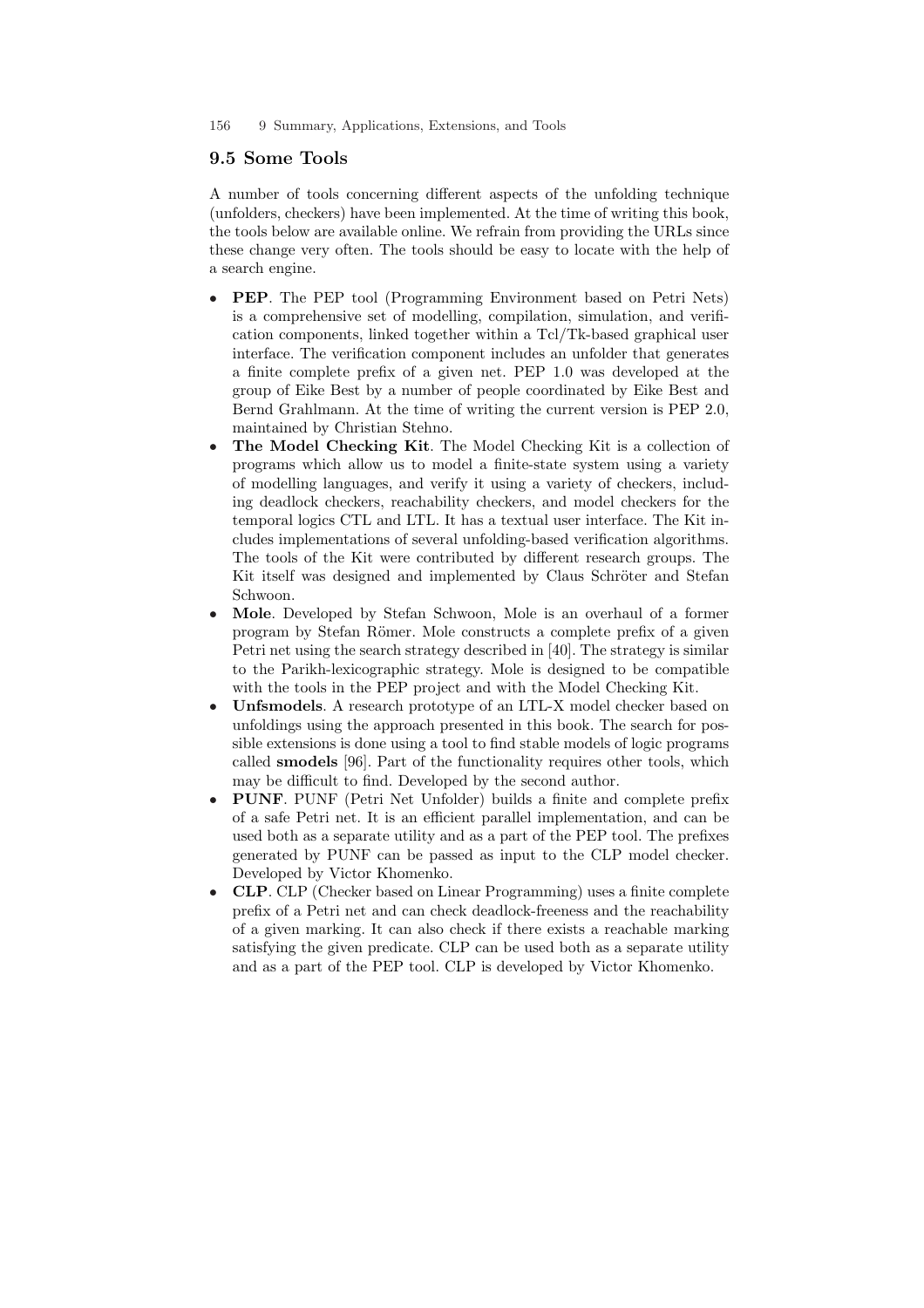## 9.5 Some Tools

A number of tools concerning different aspects of the unfolding technique (unfolders, checkers) have been implemented. At the time of writing this book, the tools below are available online. We refrain from providing the URLs since these change very often. The tools should be easy to locate with the help of a search engine.

- **PEP**. The PEP tool (Programming Environment based on Petri Nets) is a comprehensive set of modelling, compilation, simulation, and verification components, linked together within a Tcl/Tk-based graphical user interface. The verification component includes an unfolder that generates a finite complete prefix of a given net. PEP 1.0 was developed at the group of Eike Best by a number of people coordinated by Eike Best and Bernd Grahlmann. At the time of writing the current version is PEP 2.0, maintained by Christian Stehno.
- **The Model Checking Kit**. The Model Checking Kit is a collection of programs which allow us to model a finite-state system using a variety of modelling languages, and verify it using a variety of checkers, including deadlock checkers, reachability checkers, and model checkers for the temporal logics CTL and LTL. It has a textual user interface. The Kit includes implementations of several unfolding-based verification algorithms. The tools of the Kit were contributed by different research groups. The Kit itself was designed and implemented by Claus Schröter and Stefan Schwoon.
- **Mole**. Developed by Stefan Schwoon, Mole is an overhaul of a former program by Stefan Römer. Mole constructs a complete prefix of a given Petri net using the search strategy described in [40]. The strategy is similar to the Parikh-lexicographic strategy. Mole is designed to be compatible with the tools in the PEP project and with the Model Checking Kit.
- **Unfsmodels**. A research prototype of an LTL-X model checker based on unfoldings using the approach presented in this book. The search for possible extensions is done using a tool to find stable models of logic programs called **smodels** [96]. Part of the functionality requires other tools, which may be difficult to find. Developed by the second author.
- **PUNF**. PUNF (Petri Net Unfolder) builds a finite and complete prefix of a safe Petri net. It is an efficient parallel implementation, and can be used both as a separate utility and as a part of the PEP tool. The prefixes generated by PUNF can be passed as input to the CLP model checker. Developed by Victor Khomenko.
- **CLP**. CLP (Checker based on Linear Programming) uses a finite complete prefix of a Petri net and can check deadlock-freeness and the reachability of a given marking. It can also check if there exists a reachable marking satisfying the given predicate. CLP can be used both as a separate utility and as a part of the PEP tool. CLP is developed by Victor Khomenko.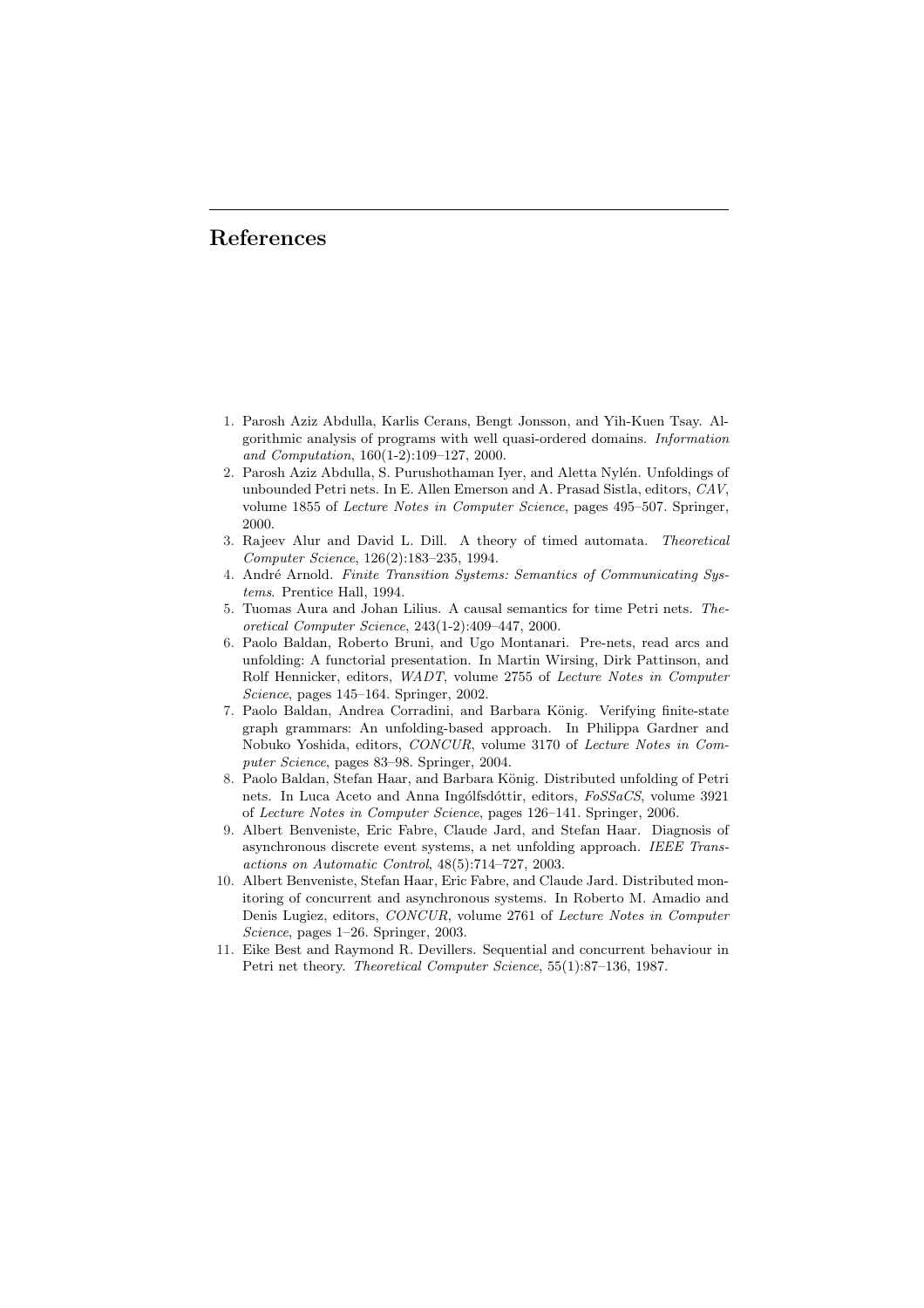# References

1. Parosh Aziz Abdulla, Karlis Cerans, Bengt Jonsson, and Yih-Kuen Tsay. Algorithmic analysis of programs with well quasi-ordered domains. *Information and Computation*, 160(1-2):109–127, 2000.
2. Parosh Aziz Abdulla, S. Purushothaman Iyer, and Aletta Nylén. Unfoldings of unbounded Petri nets. In E. Allen Emerson and A. Prasad Sistla, editors, *CAV*, volume 1855 of *Lecture Notes in Computer Science*, pages 495–507. Springer, 2000.
3. Rajeev Alur and David L. Dill. A theory of timed automata. *Theoretical Computer Science*, 126(2):183–235, 1994.
4. André Arnold. *Finite Transition Systems: Semantics of Communicating Systems*. Prentice Hall, 1994.
5. Tuomas Aura and Johan Lilius. A causal semantics for time Petri nets. *Theoretical Computer Science*, 243(1-2):409–447, 2000.
6. Paolo Baldan, Roberto Bruni, and Ugo Montanari. Pre-nets, read arcs and unfolding: A functorial presentation. In Martin Wirsing, Dirk Pattinson, and Rolf Hennicker, editors, *WADT*, volume 2755 of *Lecture Notes in Computer Science*, pages 145–164. Springer, 2002.
7. Paolo Baldan, Andrea Corradini, and Barbara König. Verifying finite-state graph grammars: An unfolding-based approach. In Philippa Gardner and Nobuko Yoshida, editors, *CONCUR*, volume 3170 of *Lecture Notes in Computer Science*, pages 83–98. Springer, 2004.
8. Paolo Baldan, Stefan Haar, and Barbara König. Distributed unfolding of Petri nets. In Luca Aceto and Anna Ingólfsdóttir, editors, *FoSSaCS*, volume 3921 of *Lecture Notes in Computer Science*, pages 126–141. Springer, 2006.
9. Albert Benveniste, Eric Fabre, Claude Jard, and Stefan Haar. Diagnosis of asynchronous discrete event systems, a net unfolding approach. *IEEE Transactions on Automatic Control*, 48(5):714–727, 2003.
10. Albert Benveniste, Stefan Haar, Eric Fabre, and Claude Jard. Distributed monitoring of concurrent and asynchronous systems. In Roberto M. Amadio and Denis Lugiez, editors, *CONCUR*, volume 2761 of *Lecture Notes in Computer Science*, pages 1–26. Springer, 2003.
11. Eike Best and Raymond R. Devillers. Sequential and concurrent behaviour in Petri net theory. *Theoretical Computer Science*, 55(1):87–136, 1987.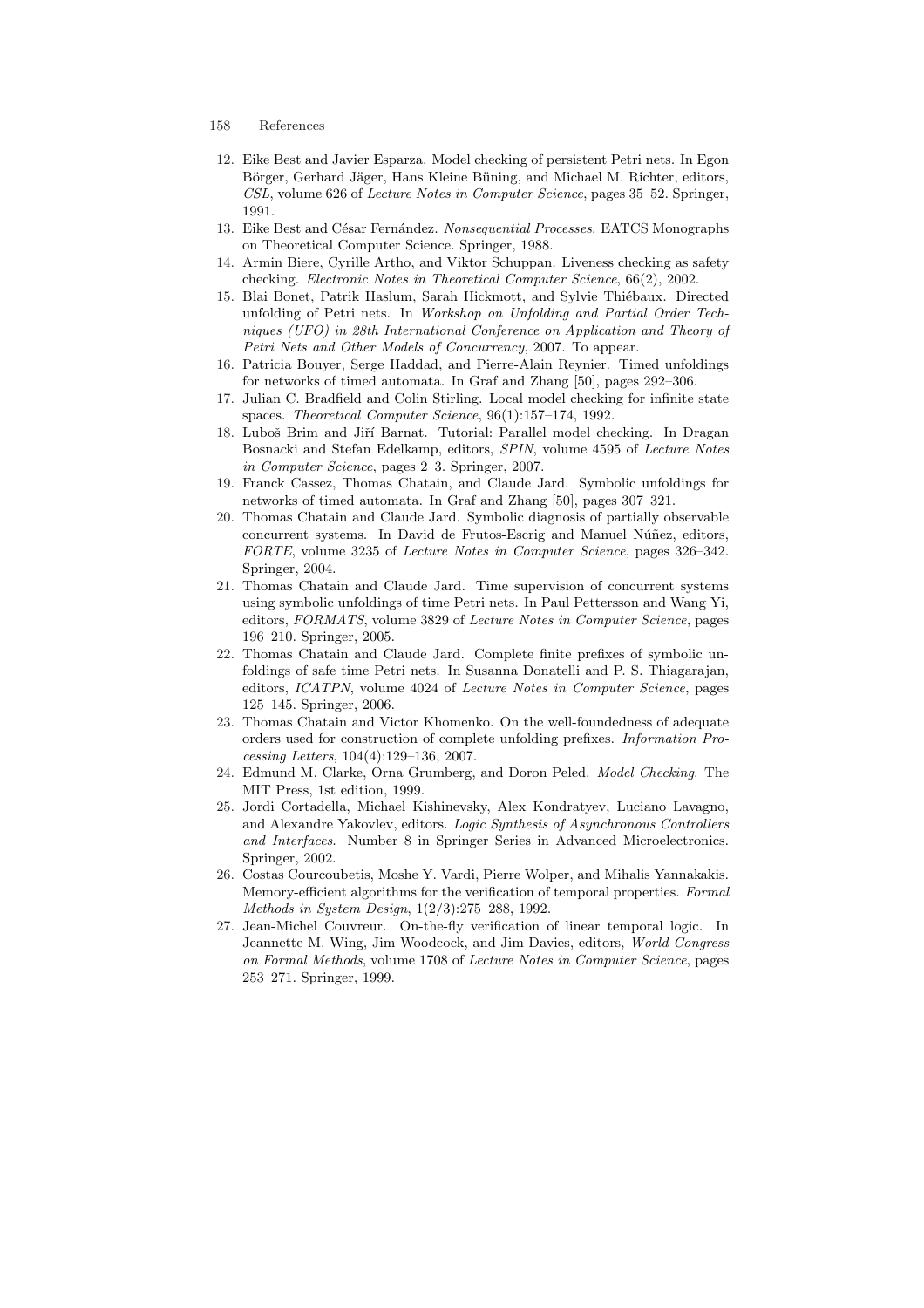12. Eike Best and Javier Esparza. Model checking of persistent Petri nets. In Egon Börger, Gerhard Jäger, Hans Kleine Büning, and Michael M. Richter, editors, *CSL*, volume 626 of *Lecture Notes in Computer Science*, pages 35–52. Springer, 1991.
13. Eike Best and César Fernández. *Nonsequential Processes*. EATCS Monographs on Theoretical Computer Science. Springer, 1988.
14. Armin Biere, Cyrille Artho, and Viktor Schuppan. Liveness checking as safety checking. *Electronic Notes in Theoretical Computer Science*, 66(2), 2002.
15. Blai Bonet, Patrik Haslum, Sarah Hickmott, and Sylvie Thiébaux. Directed unfolding of Petri nets. In *Workshop on Unfolding and Partial Order Techniques (UFO) in 28th International Conference on Application and Theory of Petri Nets and Other Models of Concurrency*, 2007. To appear.
16. Patricia Bouyer, Serge Haddad, and Pierre-Alain Reynier. Timed unfoldings for networks of timed automata. In Graf and Zhang [50], pages 292–306.
17. Julian C. Bradfield and Colin Stirling. Local model checking for infinite state spaces. *Theoretical Computer Science*, 96(1):157–174, 1992.
18. Luboš Brim and Jiří Barnat. Tutorial: Parallel model checking. In Dragan Bosnacki and Stefan Edelkamp, editors, *SPIN*, volume 4595 of *Lecture Notes in Computer Science*, pages 2–3. Springer, 2007.
19. Franck Cassez, Thomas Chatain, and Claude Jard. Symbolic unfoldings for networks of timed automata. In Graf and Zhang [50], pages 307–321.
20. Thomas Chatain and Claude Jard. Symbolic diagnosis of partially observable concurrent systems. In David de Frutos-Escrig and Manuel Núñez, editors, *FORTE*, volume 3235 of *Lecture Notes in Computer Science*, pages 326–342. Springer, 2004.
21. Thomas Chatain and Claude Jard. Time supervision of concurrent systems using symbolic unfoldings of time Petri nets. In Paul Pettersson and Wang Yi, editors, *FORMATS*, volume 3829 of *Lecture Notes in Computer Science*, pages 196–210. Springer, 2005.
22. Thomas Chatain and Claude Jard. Complete finite prefixes of symbolic unfoldings of safe time Petri nets. In Susanna Donatelli and P. S. Thiagarajan, editors, *ICATPN*, volume 4024 of *Lecture Notes in Computer Science*, pages 125–145. Springer, 2006.
23. Thomas Chatain and Victor Khomenko. On the well-foundedness of adequate orders used for construction of complete unfolding prefixes. *Information Processing Letters*, 104(4):129–136, 2007.
24. Edmund M. Clarke, Orna Grumberg, and Doron Peled. *Model Checking*. The MIT Press, 1st edition, 1999.
25. Jordi Cortadella, Michael Kishinevsky, Alex Kondratyev, Luciano Lavagno, and Alexandre Yakovlev, editors. *Logic Synthesis of Asynchronous Controllers and Interfaces*. Number 8 in Springer Series in Advanced Microelectronics. Springer, 2002.
26. Costas Courcoubetis, Moshe Y. Vardi, Pierre Wolper, and Mihalis Yannakakis. Memory-efficient algorithms for the verification of temporal properties. *Formal Methods in System Design*, 1(2/3):275–288, 1992.
27. Jean-Michel Couvreur. On-the-fly verification of linear temporal logic. In Jeannette M. Wing, Jim Woodcock, and Jim Davies, editors, *World Congress on Formal Methods*, volume 1708 of *Lecture Notes in Computer Science*, pages 253–271. Springer, 1999.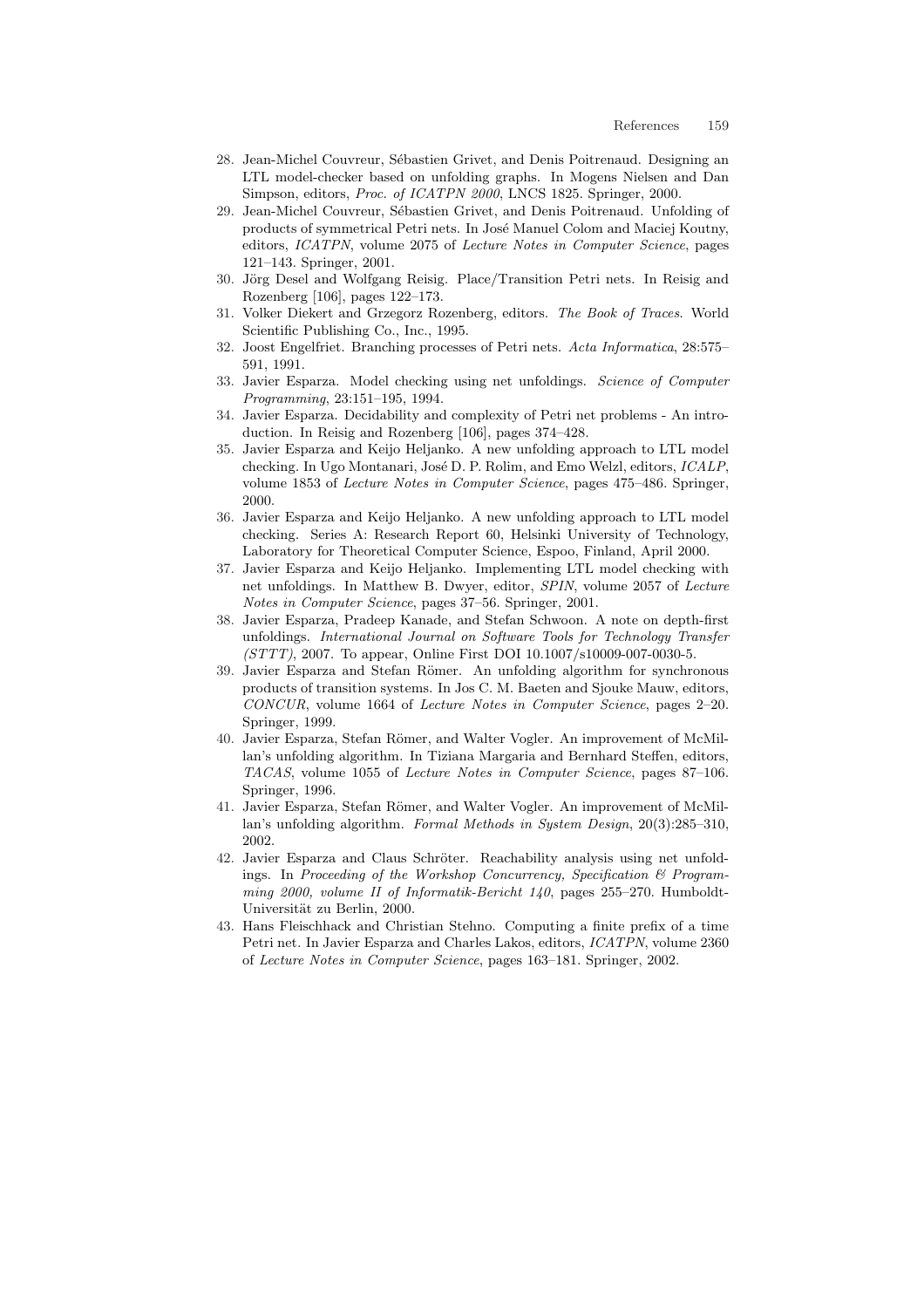28. Jean-Michel Couvreur, Sébastien Grivet, and Denis Poitrenaud. Designing an LTL model-checker based on unfolding graphs. In Mogens Nielsen and Dan Simpson, editors, *Proc. of ICATPN 2000*, LNCS 1825. Springer, 2000.
29. Jean-Michel Couvreur, Sébastien Grivet, and Denis Poitrenaud. Unfolding of products of symmetrical Petri nets. In José Manuel Colom and Maciej Koutny, editors, *ICATPN*, volume 2075 of *Lecture Notes in Computer Science*, pages 121–143. Springer, 2001.
30. Jörg Desel and Wolfgang Reisig. Place/Transition Petri nets. In Reisig and Rozenberg [106], pages 122–173.
31. Volker Diekert and Grzegorz Rozenberg, editors. *The Book of Traces*. World Scientific Publishing Co., Inc., 1995.
32. Joost Engelfriet. Branching processes of Petri nets. *Acta Informatica*, 28:575–591, 1991.
33. Javier Esparza. Model checking using net unfoldings. *Science of Computer Programming*, 23:151–195, 1994.
34. Javier Esparza. Decidability and complexity of Petri net problems - An introduction. In Reisig and Rozenberg [106], pages 374–428.
35. Javier Esparza and Keijo Heljanko. A new unfolding approach to LTL model checking. In Ugo Montanari, José D. P. Rolim, and Emo Welzl, editors, *ICALP*, volume 1853 of *Lecture Notes in Computer Science*, pages 475–486. Springer, 2000.
36. Javier Esparza and Keijo Heljanko. A new unfolding approach to LTL model checking. Series A: Research Report 60, Helsinki University of Technology, Laboratory for Theoretical Computer Science, Espoo, Finland, April 2000.
37. Javier Esparza and Keijo Heljanko. Implementing LTL model checking with net unfoldings. In Matthew B. Dwyer, editor, *SPIN*, volume 2057 of *Lecture Notes in Computer Science*, pages 37–56. Springer, 2001.
38. Javier Esparza, Pradeep Kanade, and Stefan Schwoon. A note on depth-first unfoldings. *International Journal on Software Tools for Technology Transfer (STTT)*, 2007. To appear, Online First DOI 10.1007/s10009-007-0030-5.
39. Javier Esparza and Stefan Römer. An unfolding algorithm for synchronous products of transition systems. In Jos C. M. Baeten and Sjouke Mauw, editors, *CONCUR*, volume 1664 of *Lecture Notes in Computer Science*, pages 2–20. Springer, 1999.
40. Javier Esparza, Stefan Römer, and Walter Vogler. An improvement of McMillan's unfolding algorithm. In Tiziana Margaria and Bernhard Steffen, editors, *TACAS*, volume 1055 of *Lecture Notes in Computer Science*, pages 87–106. Springer, 1996.
41. Javier Esparza, Stefan Römer, and Walter Vogler. An improvement of McMillan's unfolding algorithm. *Formal Methods in System Design*, 20(3):285–310, 2002.
42. Javier Esparza and Claus Schröter. Reachability analysis using net unfoldings. In *Proceeding of the Workshop Concurrency, Specification & Programming 2000, volume II of Informatik-Bericht 140*, pages 255–270. Humboldt-Universität zu Berlin, 2000.
43. Hans Fleischhack and Christian Stehno. Computing a finite prefix of a time Petri net. In Javier Esparza and Charles Lakos, editors, *ICATPN*, volume 2360 of *Lecture Notes in Computer Science*, pages 163–181. Springer, 2002.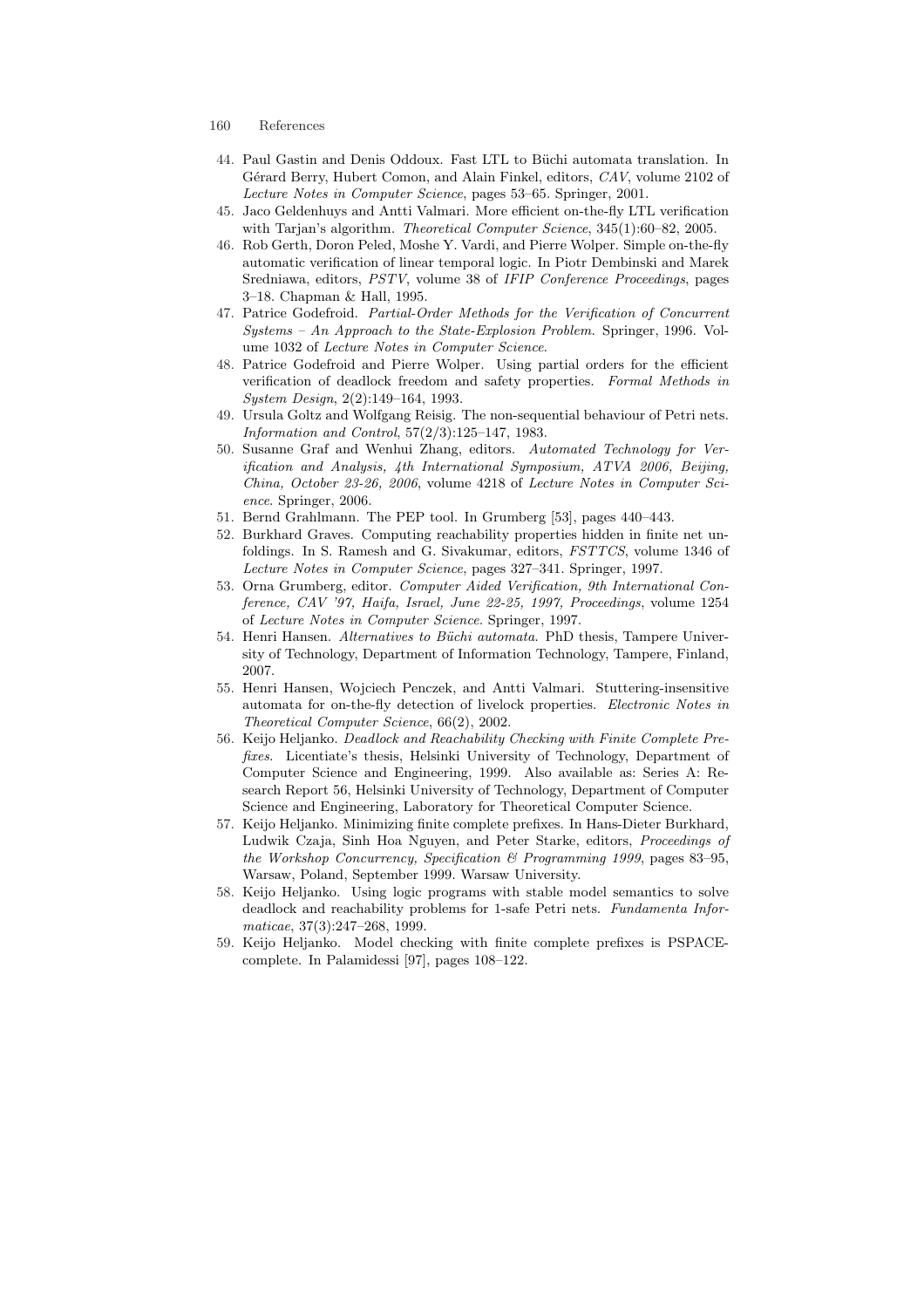44. Paul Gastin and Denis Oddoux. Fast LTL to Büchi automata translation. In Gérard Berry, Hubert Comon, and Alain Finkel, editors, *CAV*, volume 2102 of *Lecture Notes in Computer Science*, pages 53–65. Springer, 2001.
45. Jaco Geldenhuys and Antti Valmari. More efficient on-the-fly LTL verification with Tarjan's algorithm. *Theoretical Computer Science*, 345(1):60–82, 2005.
46. Rob Gerth, Doron Peled, Moshe Y. Vardi, and Pierre Wolper. Simple on-the-fly automatic verification of linear temporal logic. In Piotr Dembinski and Marek Sredniawa, editors, *PSTV*, volume 38 of *IFIP Conference Proceedings*, pages 3–18. Chapman & Hall, 1995.
47. Patrice Godefroid. *Partial-Order Methods for the Verification of Concurrent Systems – An Approach to the State-Explosion Problem*. Springer, 1996. Volume 1032 of *Lecture Notes in Computer Science*.
48. Patrice Godefroid and Pierre Wolper. Using partial orders for the efficient verification of deadlock freedom and safety properties. *Formal Methods in System Design*, 2(2):149–164, 1993.
49. Ursula Goltz and Wolfgang Reisig. The non-sequential behaviour of Petri nets. *Information and Control*, 57(2/3):125–147, 1983.
50. Susanne Graf and Wenhui Zhang, editors. *Automated Technology for Verification and Analysis, 4th International Symposium, ATVA 2006, Beijing, China, October 23-26, 2006*, volume 4218 of *Lecture Notes in Computer Science*. Springer, 2006.
51. Bernd Grahlmann. The PEP tool. In Grumberg [53], pages 440–443.
52. Burkhard Graves. Computing reachability properties hidden in finite net unfoldings. In S. Ramesh and G. Sivakumar, editors, *FSTTCS*, volume 1346 of *Lecture Notes in Computer Science*, pages 327–341. Springer, 1997.
53. Orna Grumberg, editor. *Computer Aided Verification, 9th International Conference, CAV '97, Haifa, Israel, June 22-25, 1997, Proceedings*, volume 1254 of *Lecture Notes in Computer Science*. Springer, 1997.
54. Henri Hansen. *Alternatives to Büchi automata*. PhD thesis, Tampere University of Technology, Department of Information Technology, Tampere, Finland, 2007.
55. Henri Hansen, Wojciech Penczek, and Antti Valmari. Stuttering-insensitive automata for on-the-fly detection of livelock properties. *Electronic Notes in Theoretical Computer Science*, 66(2), 2002.
56. Keijo Heljanko. *Deadlock and Reachability Checking with Finite Complete Prefixes*. Licentiate's thesis, Helsinki University of Technology, Department of Computer Science and Engineering, 1999. Also available as: Series A: Research Report 56, Helsinki University of Technology, Department of Computer Science and Engineering, Laboratory for Theoretical Computer Science.
57. Keijo Heljanko. Minimizing finite complete prefixes. In Hans-Dieter Burkhard, Ludwik Czaja, Sinh Hoa Nguyen, and Peter Starke, editors, *Proceedings of the Workshop Concurrency, Specification & Programming 1999*, pages 83–95, Warsaw, Poland, September 1999. Warsaw University.
58. Keijo Heljanko. Using logic programs with stable model semantics to solve deadlock and reachability problems for 1-safe Petri nets. *Fundamenta Informaticae*, 37(3):247–268, 1999.
59. Keijo Heljanko. Model checking with finite complete prefixes is PSPACE-complete. In Palamidessi [97], pages 108–122.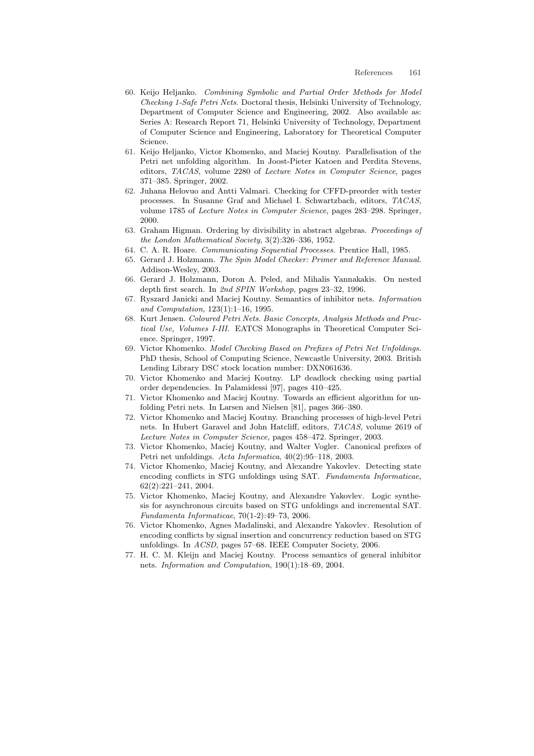60. Keijo Heljanko. *Combining Symbolic and Partial Order Methods for Model Checking 1-Safe Petri Nets*. Doctoral thesis, Helsinki University of Technology, Department of Computer Science and Engineering, 2002. Also available as: Series A: Research Report 71, Helsinki University of Technology, Department of Computer Science and Engineering, Laboratory for Theoretical Computer Science.
61. Keijo Heljanko, Victor Khomenko, and Maciej Koutny. Parallelisation of the Petri net unfolding algorithm. In Joost-Pieter Katoen and Perdita Stevens, editors, *TACAS*, volume 2280 of *Lecture Notes in Computer Science*, pages 371–385. Springer, 2002.
62. Juhana Helovuo and Antti Valmari. Checking for CFFD-preorder with tester processes. In Susanne Graf and Michael I. Schwartzbach, editors, *TACAS*, volume 1785 of *Lecture Notes in Computer Science*, pages 283–298. Springer, 2000.
63. Graham Higman. Ordering by divisibility in abstract algebras. *Proceedings of the London Mathematical Society*, 3(2):326–336, 1952.
64. C. A. R. Hoare. *Communicating Sequential Processes*. Prentice Hall, 1985.
65. Gerard J. Holzmann. *The Spin Model Checker: Primer and Reference Manual*. Addison-Wesley, 2003.
66. Gerard J. Holzmann, Doron A. Peled, and Mihalis Yannakakis. On nested depth first search. In *2nd SPIN Workshop*, pages 23–32, 1996.
67. Ryszard Janicki and Maciej Koutny. Semantics of inhibitor nets. *Information and Computation*, 123(1):1–16, 1995.
68. Kurt Jensen. *Coloured Petri Nets. Basic Concepts, Analysis Methods and Practical Use, Volumes I-III*. EATCS Monographs in Theoretical Computer Science. Springer, 1997.
69. Victor Khomenko. *Model Checking Based on Prefixes of Petri Net Unfoldings*. PhD thesis, School of Computing Science, Newcastle University, 2003. British Lending Library DSC stock location number: DXN061636.
70. Victor Khomenko and Maciej Koutny. LP deadlock checking using partial order dependencies. In Palamidessi [97], pages 410–425.
71. Victor Khomenko and Maciej Koutny. Towards an efficient algorithm for unfolding Petri nets. In Larsen and Nielsen [81], pages 366–380.
72. Victor Khomenko and Maciej Koutny. Branching processes of high-level Petri nets. In Hubert Garavel and John Hatcliff, editors, *TACAS*, volume 2619 of *Lecture Notes in Computer Science*, pages 458–472. Springer, 2003.
73. Victor Khomenko, Maciej Koutny, and Walter Vogler. Canonical prefixes of Petri net unfoldings. *Acta Informatica*, 40(2):95–118, 2003.
74. Victor Khomenko, Maciej Koutny, and Alexandre Yakovlev. Detecting state encoding conflicts in STG unfoldings using SAT. *Fundamenta Informaticae*, 62(2):221–241, 2004.
75. Victor Khomenko, Maciej Koutny, and Alexandre Yakovlev. Logic synthesis for asynchronous circuits based on STG unfoldings and incremental SAT. *Fundamenta Informaticae*, 70(1-2):49–73, 2006.
76. Victor Khomenko, Agnes Madalinski, and Alexandre Yakovlev. Resolution of encoding conflicts by signal insertion and concurrency reduction based on STG unfoldings. In *ACSD*, pages 57–68. IEEE Computer Society, 2006.
77. H. C. M. Kleijn and Maciej Koutny. Process semantics of general inhibitor nets. *Information and Computation*, 190(1):18–69, 2004.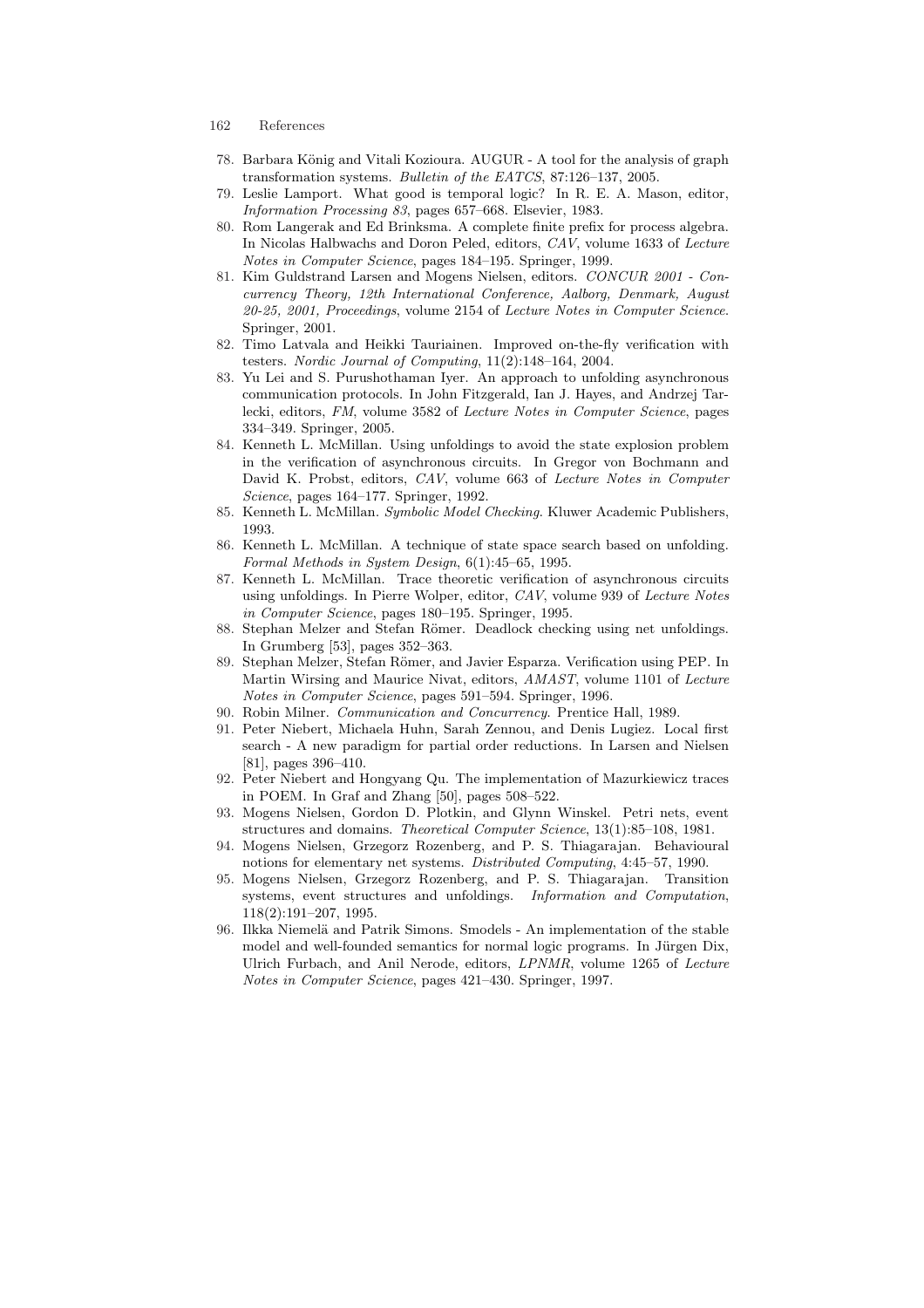78. Barbara König and Vitali Kozioura. AUGUR - A tool for the analysis of graph transformation systems. *Bulletin of the EATCS*, 87:126–137, 2005.
79. Leslie Lamport. What good is temporal logic? In R. E. A. Mason, editor, *Information Processing 83*, pages 657–668. Elsevier, 1983.
80. Rom Langerak and Ed Brinksma. A complete finite prefix for process algebra. In Nicolas Halbwachs and Doron Peled, editors, *CAV*, volume 1633 of *Lecture Notes in Computer Science*, pages 184–195. Springer, 1999.
81. Kim Guldstrand Larsen and Mogens Nielsen, editors. *CONCUR 2001 - Concurrency Theory, 12th International Conference, Aalborg, Denmark, August 20-25, 2001, Proceedings*, volume 2154 of *Lecture Notes in Computer Science*. Springer, 2001.
82. Timo Latvala and Heikki Tauriainen. Improved on-the-fly verification with testers. *Nordic Journal of Computing*, 11(2):148–164, 2004.
83. Yu Lei and S. Purushothaman Iyer. An approach to unfolding asynchronous communication protocols. In John Fitzgerald, Ian J. Hayes, and Andrzej Tarlecki, editors, *FM*, volume 3582 of *Lecture Notes in Computer Science*, pages 334–349. Springer, 2005.
84. Kenneth L. McMillan. Using unfoldings to avoid the state explosion problem in the verification of asynchronous circuits. In Gregor von Bochmann and David K. Probst, editors, *CAV*, volume 663 of *Lecture Notes in Computer Science*, pages 164–177. Springer, 1992.
85. Kenneth L. McMillan. *Symbolic Model Checking*. Kluwer Academic Publishers, 1993.
86. Kenneth L. McMillan. A technique of state space search based on unfolding. *Formal Methods in System Design*, 6(1):45–65, 1995.
87. Kenneth L. McMillan. Trace theoretic verification of asynchronous circuits using unfoldings. In Pierre Wolper, editor, *CAV*, volume 939 of *Lecture Notes in Computer Science*, pages 180–195. Springer, 1995.
88. Stephan Melzer and Stefan Römer. Deadlock checking using net unfoldings. In Grumberg [53], pages 352–363.
89. Stephan Melzer, Stefan Römer, and Javier Esparza. Verification using PEP. In Martin Wirsing and Maurice Nivat, editors, *AMAST*, volume 1101 of *Lecture Notes in Computer Science*, pages 591–594. Springer, 1996.
90. Robin Milner. *Communication and Concurrency*. Prentice Hall, 1989.
91. Peter Niebert, Michaela Huhn, Sarah Zennou, and Denis Lugiez. Local first search - A new paradigm for partial order reductions. In Larsen and Nielsen [81], pages 396–410.
92. Peter Niebert and Hongyang Qu. The implementation of Mazurkiewicz traces in POEM. In Graf and Zhang [50], pages 508–522.
93. Mogens Nielsen, Gordon D. Plotkin, and Glynn Winskel. Petri nets, event structures and domains. *Theoretical Computer Science*, 13(1):85–108, 1981.
94. Mogens Nielsen, Grzegorz Rozenberg, and P. S. Thiagarajan. Behavioural notions for elementary net systems. *Distributed Computing*, 4:45–57, 1990.
95. Mogens Nielsen, Grzegorz Rozenberg, and P. S. Thiagarajan. Transition systems, event structures and unfoldings. *Information and Computation*, 118(2):191–207, 1995.
96. Ilkka Niemelä and Patrik Simons. Smodels - An implementation of the stable model and well-founded semantics for normal logic programs. In Jürgen Dix, Ulrich Furbach, and Anil Nerode, editors, *LPNMR*, volume 1265 of *Lecture Notes in Computer Science*, pages 421–430. Springer, 1997.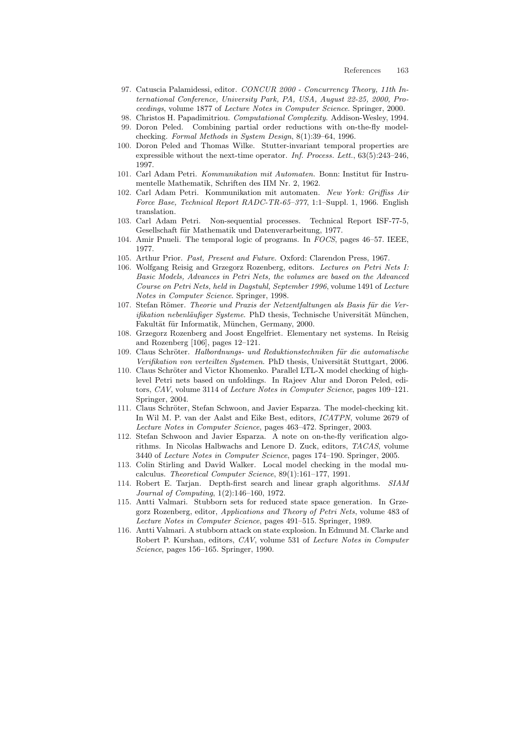97. Catuscia Palamidessi, editor. *CONCUR 2000 - Concurrency Theory, 11th International Conference, University Park, PA, USA, August 22-25, 2000, Proceedings*, volume 1877 of *Lecture Notes in Computer Science*. Springer, 2000.
98. Christos H. Papadimitriou. *Computational Complexity*. Addison-Wesley, 1994.
99. Doron Peled. Combining partial order reductions with on-the-fly model-checking. *Formal Methods in System Design*, 8(1):39–64, 1996.
100. Doron Peled and Thomas Wilke. Stutter-invariant temporal properties are expressible without the next-time operator. *Inf. Process. Lett.*, 63(5):243–246, 1997.
101. Carl Adam Petri. *Kommunikation mit Automaten.* Bonn: Institut für Instrumentelle Mathematik, Schriften des IIM Nr. 2, 1962.
102. Carl Adam Petri. Kommunikation mit automaten. *New York: Griffiss Air Force Base, Technical Report RADC-TR-65–377*, 1:1–Suppl. 1, 1966. English translation.
103. Carl Adam Petri. Non-sequential processes. Technical Report ISF-77-5, Gesellschaft für Mathematik und Datenverarbeitung, 1977.
104. Amir Pnueli. The temporal logic of programs. In *FOCS*, pages 46–57. IEEE, 1977.
105. Arthur Prior. *Past, Present and Future*. Oxford: Clarendon Press, 1967.
106. Wolfgang Reisig and Grzegorz Rozenberg, editors. *Lectures on Petri Nets I: Basic Models, Advances in Petri Nets, the volumes are based on the Advanced Course on Petri Nets, held in Dagstuhl, September 1996*, volume 1491 of *Lecture Notes in Computer Science*. Springer, 1998.
107. Stefan Römer. *Theorie und Praxis der Netzentfaltungen als Basis für die Verifikation nebenläufiger Systeme*. PhD thesis, Technische Universität München, Fakultät für Informatik, München, Germany, 2000.
108. Grzegorz Rozenberg and Joost Engelfriet. Elementary net systems. In Reisig and Rozenberg [106], pages 12–121.
109. Claus Schröter. *Halbordnungs- und Reduktionstechniken für die automatische Verifikation von verteilten Systemen*. PhD thesis, Universität Stuttgart, 2006.
110. Claus Schröter and Victor Khomenko. Parallel LTL-X model checking of high-level Petri nets based on unfoldings. In Rajeev Alur and Doron Peled, editors, *CAV*, volume 3114 of *Lecture Notes in Computer Science*, pages 109–121. Springer, 2004.
111. Claus Schröter, Stefan Schwoon, and Javier Esparza. The model-checking kit. In Wil M. P. van der Aalst and Eike Best, editors, *ICATPN*, volume 2679 of *Lecture Notes in Computer Science*, pages 463–472. Springer, 2003.
112. Stefan Schwoon and Javier Esparza. A note on on-the-fly verification algorithms. In Nicolas Halbwachs and Lenore D. Zuck, editors, *TACAS*, volume 3440 of *Lecture Notes in Computer Science*, pages 174–190. Springer, 2005.
113. Colin Stirling and David Walker. Local model checking in the modal mu-calculus. *Theoretical Computer Science*, 89(1):161–177, 1991.
114. Robert E. Tarjan. Depth-first search and linear graph algorithms. *SIAM Journal of Computing*, 1(2):146–160, 1972.
115. Antti Valmari. Stubborn sets for reduced state space generation. In Grzegorz Rozenberg, editor, *Applications and Theory of Petri Nets*, volume 483 of *Lecture Notes in Computer Science*, pages 491–515. Springer, 1989.
116. Antti Valmari. A stubborn attack on state explosion. In Edmund M. Clarke and Robert P. Kurshan, editors, *CAV*, volume 531 of *Lecture Notes in Computer Science*, pages 156–165. Springer, 1990.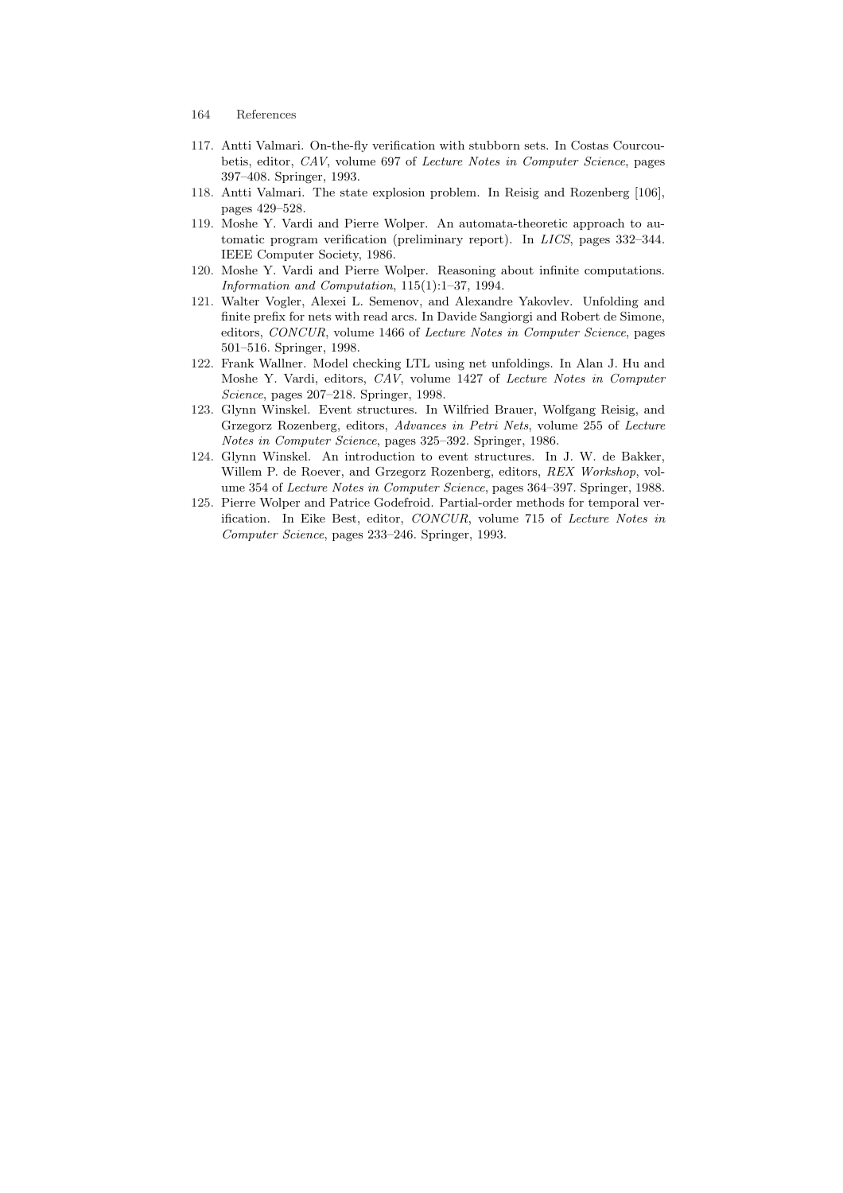117. Antti Valmari. On-the-fly verification with stubborn sets. In Costas Courcoubetis, editor, *CAV*, volume 697 of *Lecture Notes in Computer Science*, pages 397–408. Springer, 1993.
118. Antti Valmari. The state explosion problem. In Reisig and Rozenberg [106], pages 429–528.
119. Moshe Y. Vardi and Pierre Wolper. An automata-theoretic approach to automatic program verification (preliminary report). In *LICS*, pages 332–344. IEEE Computer Society, 1986.
120. Moshe Y. Vardi and Pierre Wolper. Reasoning about infinite computations. *Information and Computation*, 115(1):1–37, 1994.
121. Walter Vogler, Alexei L. Semenov, and Alexandre Yakovlev. Unfolding and finite prefix for nets with read arcs. In Davide Sangiorgi and Robert de Simone, editors, *CONCUR*, volume 1466 of *Lecture Notes in Computer Science*, pages 501–516. Springer, 1998.
122. Frank Wallner. Model checking LTL using net unfoldings. In Alan J. Hu and Moshe Y. Vardi, editors, *CAV*, volume 1427 of *Lecture Notes in Computer Science*, pages 207–218. Springer, 1998.
123. Glynn Winskel. Event structures. In Wilfried Brauer, Wolfgang Reisig, and Grzegorz Rozenberg, editors, *Advances in Petri Nets*, volume 255 of *Lecture Notes in Computer Science*, pages 325–392. Springer, 1986.
124. Glynn Winskel. An introduction to event structures. In J. W. de Bakker, Willem P. de Roever, and Grzegorz Rozenberg, editors, *REX Workshop*, volume 354 of *Lecture Notes in Computer Science*, pages 364–397. Springer, 1988.
125. Pierre Wolper and Patrice Godefroid. Partial-order methods for temporal verification. In Eike Best, editor, *CONCUR*, volume 715 of *Lecture Notes in Computer Science*, pages 233–246. Springer, 1993.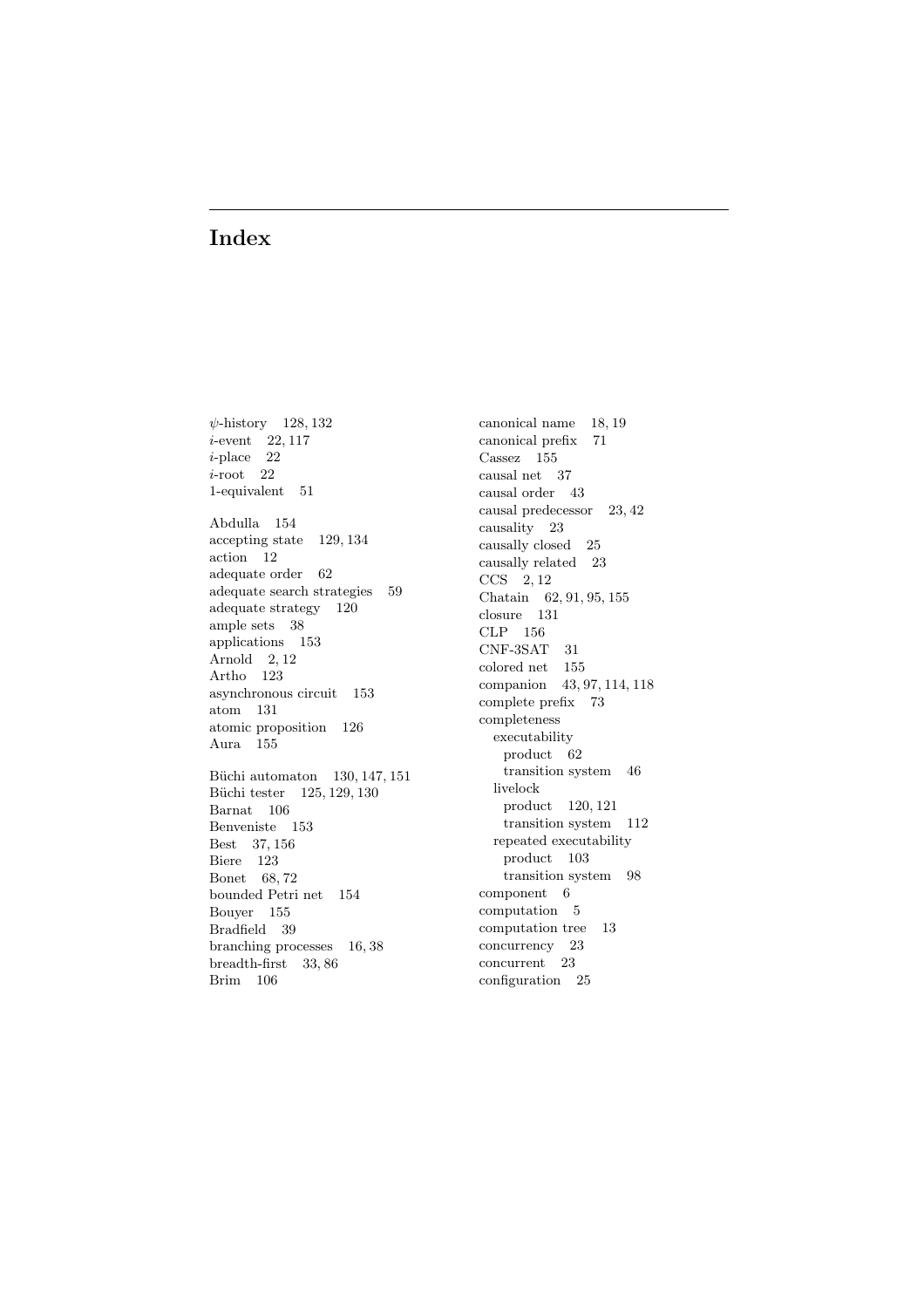# Index

$\psi$-history 128, 132
$i$-event 22, 117
$i$-place 22
$i$-root 22
1-equivalent 51

Abdulla 154
accepting state 129, 134
action 12
adequate order 62
adequate search strategies 59
adequate strategy 120
ample sets 38
applications 153
Arnold 2, 12
Artho 123
asynchronous circuit 153
atom 131
atomic proposition 126
Aura 155

Büchi automaton 130, 147, 151
Büchi tester 125, 129, 130
Barnat 106
Benveniste 153
Best 37, 156
Biere 123
Bonet 68, 72
bounded Petri net 154
Bouyer 155
Bradfield 39
branching processes 16, 38
breadth-first 33, 86
Brim 106

canonical name 18, 19
canonical prefix 71
Cassez 155
causal net 37
causal order 43
causal predecessor 23, 42
causality 23
causally closed 25
causally related 23
CCS 2, 12
Chatain 62, 91, 95, 155
closure 131
CLP 156
CNF-3SAT 31
colored net 155
companion 43, 97, 114, 118
complete prefix 73
completeness
- executability
  - product 62
  - transition system 46
- livelock
  - product 120, 121
  - transition system 112
- repeated executability
  - product 103
  - transition system 98

component 6
computation 5
computation tree 13
concurrency 23
concurrent 23
configuration 25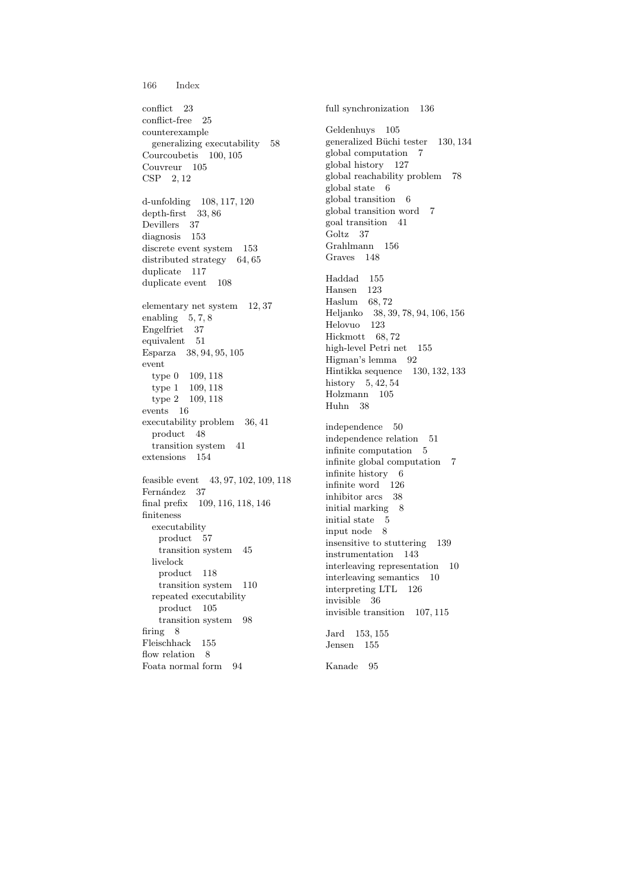conflict 23
conflict-free 25
counterexample
  generalizing executability 58
Courcoubetis 100, 105
Couvreur 105
CSP 2, 12

d-unfolding 108, 117, 120
depth-first 33, 86
Devillers 37
diagnosis 153
discrete event system 153
distributed strategy 64, 65
duplicate 117
duplicate event 108

elementary net system 12, 37
enabling 5, 7, 8
Engelfriet 37
equivalent 51
Esparza 38, 94, 95, 105
event
  type 0 109, 118
  type 1 109, 118
  type 2 109, 118
events 16
executability problem 36, 41
  product 48
  transition system 41
extensions 154

feasible event 43, 97, 102, 109, 118
Fernández 37
final prefix 109, 116, 118, 146
finiteness
  executability
    product 57
    transition system 45
  livelock
    product 118
    transition system 110
  repeated executability
    product 105
    transition system 98
firing 8
Fleischhack 155
flow relation 8
Foata normal form 94

full synchronization 136

Geldenhuys 105
generalized Büchi tester 130, 134
global computation 7
global history 127
global reachability problem 78
global state 6
global transition 6
global transition word 7
goal transition 41
Goltz 37
Grahlmann 156
Graves 148

Haddad 155
Hansen 123
Haslum 68, 72
Heljanko 38, 39, 78, 94, 106, 156
Helovuo 123
Hickmott 68, 72
high-level Petri net 155
Higman's lemma 92
Hintikka sequence 130, 132, 133
history 5, 42, 54
Holzmann 105
Huhn 38

independence 50
independence relation 51
infinite computation 5
infinite global computation 7
infinite history 6
infinite word 126
inhibitor arcs 38
initial marking 8
initial state 5
input node 8
insensitive to stuttering 139
instrumentation 143
interleaving representation 10
interleaving semantics 10
interpreting LTL 126
invisible 36
invisible transition 107, 115

Jard 153, 155
Jensen 155

Kanade 95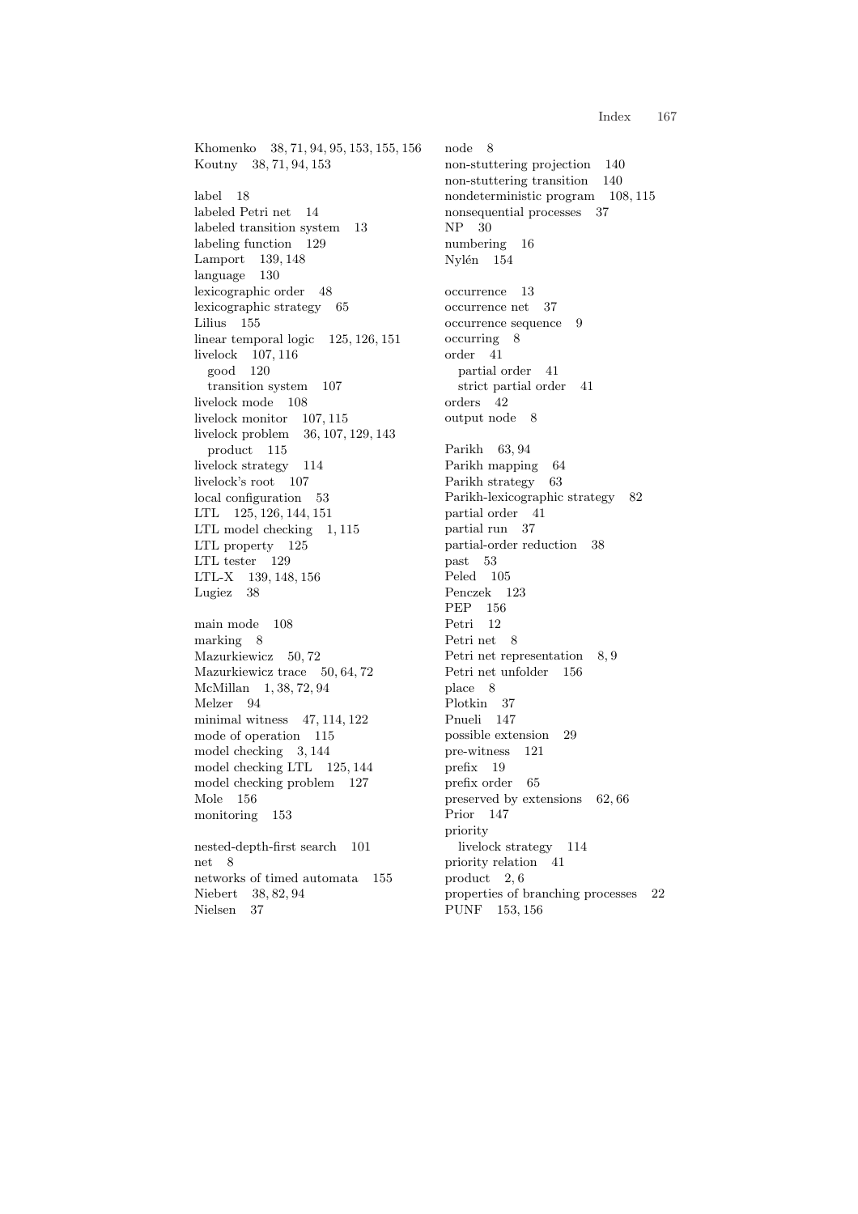Khomenko 38, 71, 94, 95, 153, 155, 156
Koutny 38, 71, 94, 153

label 18
labeled Petri net 14
labeled transition system 13
labeling function 129
Lamport 139, 148
language 130
lexicographic order 48
lexicographic strategy 65
Lilius 155
linear temporal logic 125, 126, 151
livelock 107, 116
  good 120
  transition system 107
livelock mode 108
livelock monitor 107, 115
livelock problem 36, 107, 129, 143
  product 115
livelock strategy 114
livelock's root 107
local configuration 53
LTL 125, 126, 144, 151
LTL model checking 1, 115
LTL property 125
LTL tester 129
LTL-X 139, 148, 156
Lugiez 38

main mode 108
marking 8
Mazurkiewicz 50, 72
Mazurkiewicz trace 50, 64, 72
McMillan 1, 38, 72, 94
Melzer 94
minimal witness 47, 114, 122
mode of operation 115
model checking 3, 144
model checking LTL 125, 144
model checking problem 127
Mole 156
monitoring 153

nested-depth-first search 101
net 8
networks of timed automata 155
Niebert 38, 82, 94
Nielsen 37

node 8
non-stuttering projection 140
non-stuttering transition 140
nondeterministic program 108, 115
nonsequential processes 37
NP 30
numbering 16
Nylén 154

occurrence 13
occurrence net 37
occurrence sequence 9
occurring 8
order 41
  partial order 41
  strict partial order 41
orders 42
output node 8

Parikh 63, 94
Parikh mapping 64
Parikh strategy 63
Parikh-lexicographic strategy 82
partial order 41
partial run 37
partial-order reduction 38
past 53
Peled 105
Penczek 123
PEP 156
Petri 12
Petri net 8
Petri net representation 8, 9
Petri net unfolder 156
place 8
Plotkin 37
Pnueli 147
possible extension 29
pre-witness 121
prefix 19
prefix order 65
preserved by extensions 62, 66
Prior 147
priority
  livelock strategy 114
priority relation 41
product 2, 6
properties of branching processes 22
PUNF 153, 156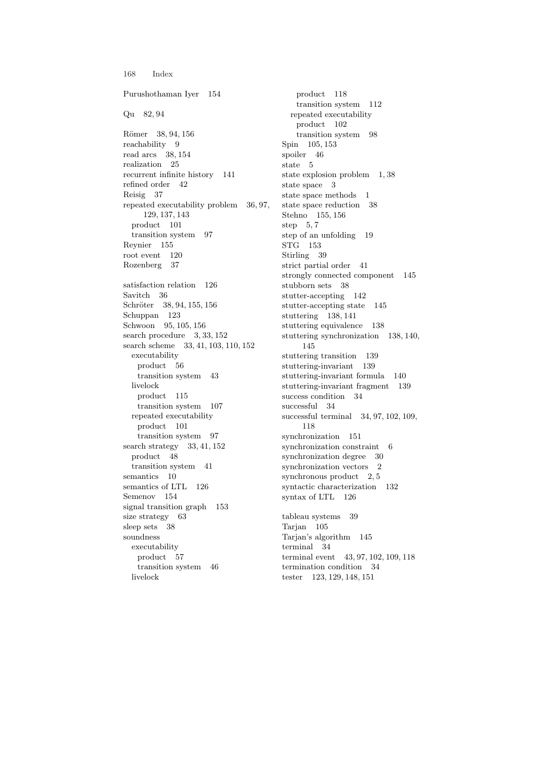Purushothaman Iyer 154

Qu 82, 94

Römer 38, 94, 156
reachability 9
read arcs 38, 154
realization 25
recurrent infinite history 141
refined order 42
Reisig 37
repeated executability problem 36, 97, 129, 137, 143
  product 101
  transition system 97
Reynier 155
root event 120
Rozenberg 37

satisfaction relation 126
Savitch 36
Schröter 38, 94, 155, 156
Schuppan 123
Schwoon 95, 105, 156
search procedure 3, 33, 152
search scheme 33, 41, 103, 110, 152
  executability
    product 56
    transition system 43
  livelock
    product 115
    transition system 107
  repeated executability
    product 101
    transition system 97
search strategy 33, 41, 152
  product 48
  transition system 41
semantics 10
semantics of LTL 126
Semenov 154
signal transition graph 153
size strategy 63
sleep sets 38
soundness
  executability
    product 57
    transition system 46
  livelock
    product 118
    transition system 112
  repeated executability
    product 102
    transition system 98
Spin 105, 153
spoiler 46
state 5
state explosion problem 1, 38
state space 3
state space methods 1
state space reduction 38
Stehno 155, 156
step 5, 7
step of an unfolding 19
STG 153
Stirling 39
strict partial order 41
strongly connected component 145
stubborn sets 38
stutter-accepting 142
stutter-accepting state 145
stuttering 138, 141
stuttering equivalence 138
stuttering synchronization 138, 140, 145
stuttering transition 139
stuttering-invariant 139
stuttering-invariant formula 140
stuttering-invariant fragment 139
success condition 34
successful 34
successful terminal 34, 97, 102, 109, 118
synchronization 151
synchronization constraint 6
synchronization degree 30
synchronization vectors 2
synchronous product 2, 5
syntactic characterization 132
syntax of LTL 126

tableau systems 39
Tarjan 105
Tarjan's algorithm 145
terminal 34
terminal event 43, 97, 102, 109, 118
termination condition 34
tester 123, 129, 148, 151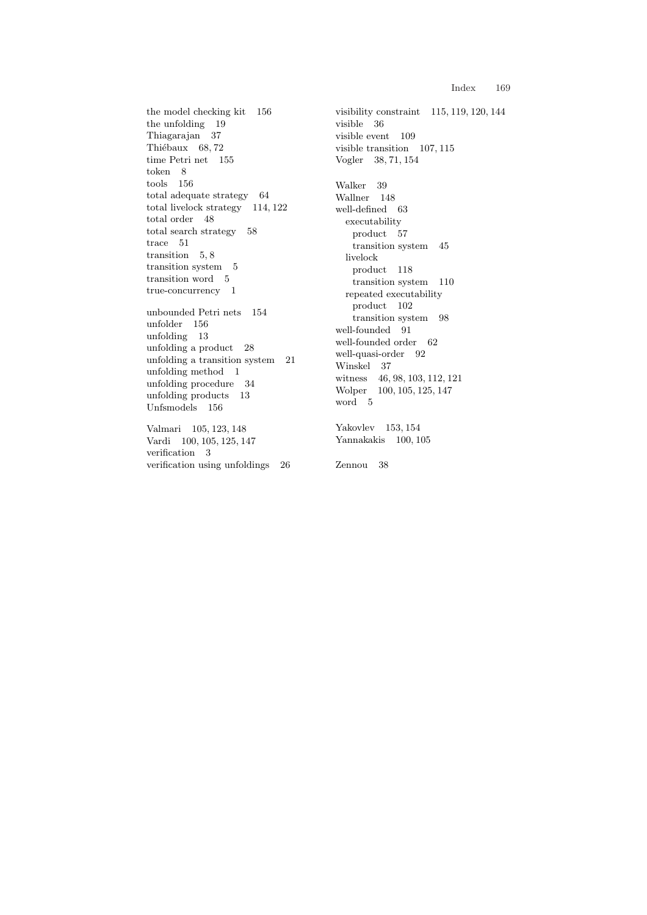the model checking kit 156
the unfolding 19
Thiagarajan 37
Thiébaux 68, 72
time Petri net 155
token 8
tools 156
total adequate strategy 64
total livelock strategy 114, 122
total order 48
total search strategy 58
trace 51
transition 5, 8
transition system 5
transition word 5
true-concurrency 1

unbounded Petri nets 154
unfolder 156
unfolding 13
unfolding a product 28
unfolding a transition system 21
unfolding method 1
unfolding procedure 34
unfolding products 13
Unfsmodels 156

Valmari 105, 123, 148
Vardi 100, 105, 125, 147
verification 3
verification using unfoldings 26

visibility constraint 115, 119, 120, 144
visible 36
visible event 109
visible transition 107, 115
Vogler 38, 71, 154

Walker 39
Wallner 148
well-defined 63
- executability
  - product 57
  - transition system 45
- livelock
  - product 118
  - transition system 110
- repeated executability
  - product 102
  - transition system 98

well-founded 91
well-founded order 62
well-quasi-order 92
Winskel 37
witness 46, 98, 103, 112, 121
Wolper 100, 105, 125, 147
word 5

Yakovlev 153, 154
Yannakakis 100, 105

Zennou 38